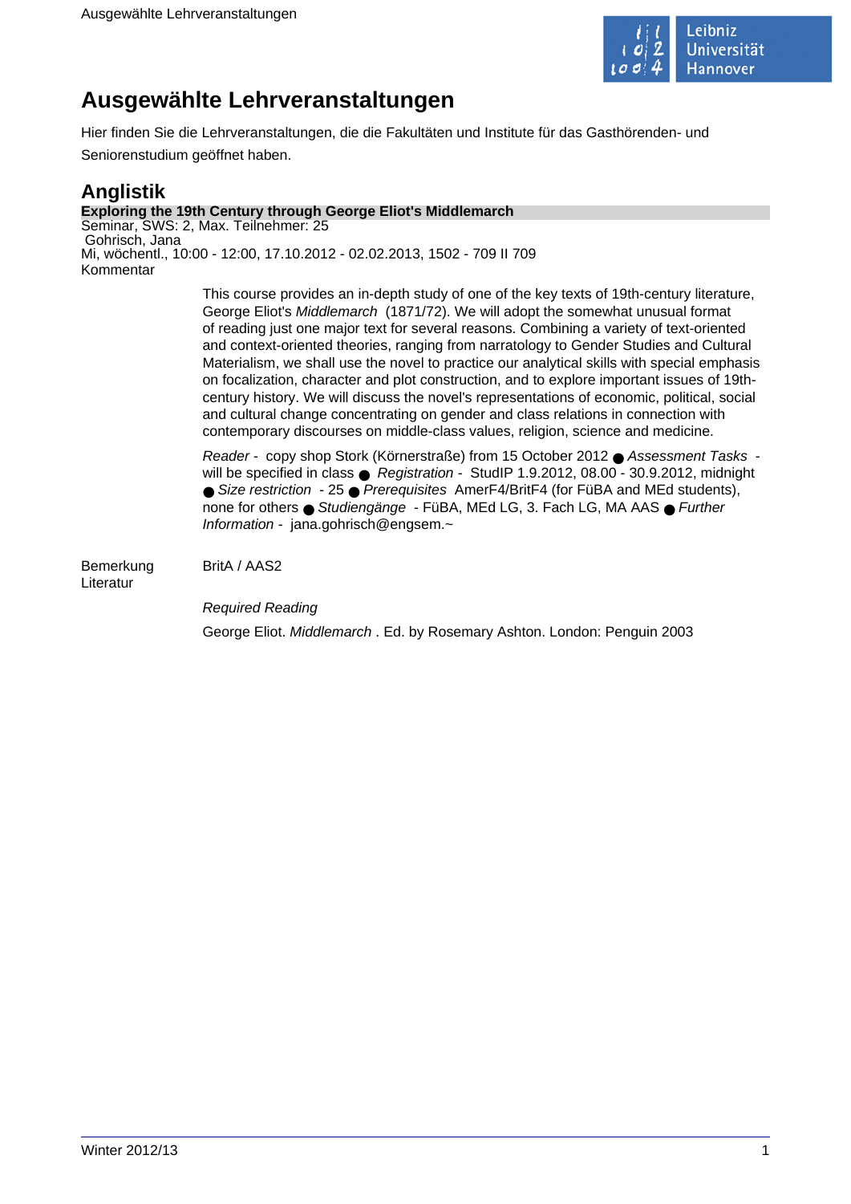# Ausgewählte Lehrveranstaltungen

Hier finden Sie die Lehrveranstaltungen, die die Fakultäten und Institute für das Gasthörenden- und Seniorenstudium geöffnet haben.

## Anglistik

**Exploring the 19th Century through George Eliot's Middlemarch**

Seminar, SWS: 2, Max. Teilnehmer: 25

Gohrisch, Jana

Mi, wöchentl., 10:00 - 12:00, 17.10.2012 - 02.02.2013, 1502 - 709 II 709

Kommentar

This course provides an in-depth study of one of the key texts of 19th-century literature, George Eliot's *Middlemarch* (1871/72). We will adopt the somewhat unusual format of reading just one major text for several reasons. Combining a variety of text-oriented and context-oriented theories, ranging from narratology to Gender Studies and Cultural Materialism, we shall use the novel to practice our analytical skills with special emphasis on focalization, character and plot construction, and to explore important issues of 19th-century history. We will discuss the novel's representations of economic, political, social and cultural change concentrating on gender and class relations in connection with contemporary discourses on middle-class values, religion, science and medicine.

*Reader* - copy shop Stork (Körnerstraße) from 15 October 2012 ● *Assessment Tasks* - will be specified in class ● *Registration* - StudIP 1.9.2012, 08.00 - 30.9.2012, midnight ● *Size restriction* - 25 ● *Prerequisites* AmerF4/BritF4 (for FüBA and MEd students), none for others ● *Studiengänge* - FüBA, MEd LG, 3. Fach LG, MA AAS ● *Further Information* - jana.gohrisch@engsem.~

Bemerkung

BritA / AAS2

Literatur

*Required Reading*

George Eliot. *Middlemarch* . Ed. by Rosemary Ashton. London: Penguin 2003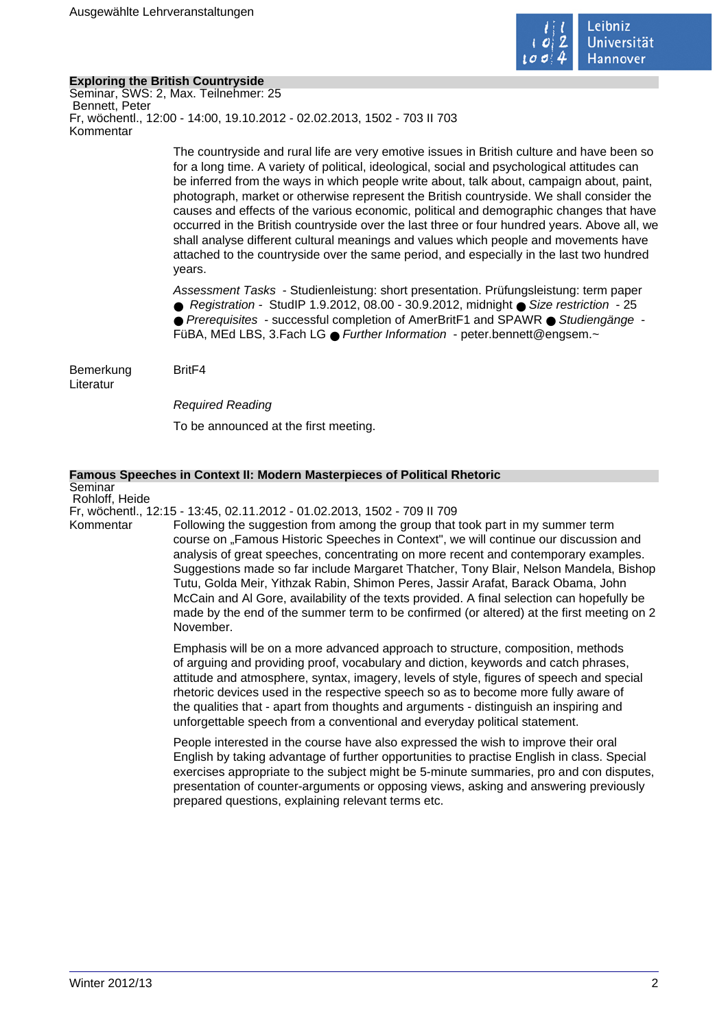## Exploring the British Countryside

Seminar, SWS: 2, Max. Teilnehmer: 25
Bennett, Peter
Fr, wöchentl., 12:00 - 14:00, 19.10.2012 - 02.02.2013, 1502 - 703 II 703

Kommentar

The countryside and rural life are very emotive issues in British culture and have been so for a long time. A variety of political, ideological, social and psychological attitudes can be inferred from the ways in which people write about, talk about, campaign about, paint, photograph, market or otherwise represent the British countryside. We shall consider the causes and effects of the various economic, political and demographic changes that have occurred in the British countryside over the last three or four hundred years. Above all, we shall analyse different cultural meanings and values which people and movements have attached to the countryside over the same period, and especially in the last two hundred years.

*Assessment Tasks* - Studienleistung: short presentation. Prüfungsleistung: term paper ● *Registration* - StudIP 1.9.2012, 08.00 - 30.9.2012, midnight ● *Size restriction* - 25 ● *Prerequisites* - successful completion of AmerBritF1 and SPAWR ● *Studiengänge* - FüBA, MEd LBS, 3.Fach LG ● *Further Information* - peter.bennett@engsem.~

Bemerkung: BritF4

Literatur

*Required Reading*

To be announced at the first meeting.

## Famous Speeches in Context II: Modern Masterpieces of Political Rhetoric

Seminar
Rohloff, Heide
Fr, wöchentl., 12:15 - 13:45, 02.11.2012 - 01.02.2013, 1502 - 709 II 709

Kommentar

Following the suggestion from among the group that took part in my summer term course on „Famous Historic Speeches in Context", we will continue our discussion and analysis of great speeches, concentrating on more recent and contemporary examples. Suggestions made so far include Margaret Thatcher, Tony Blair, Nelson Mandela, Bishop Tutu, Golda Meir, Yithzak Rabin, Shimon Peres, Jassir Arafat, Barack Obama, John McCain and Al Gore, availability of the texts provided. A final selection can hopefully be made by the end of the summer term to be confirmed (or altered) at the first meeting on 2 November.

Emphasis will be on a more advanced approach to structure, composition, methods of arguing and providing proof, vocabulary and diction, keywords and catch phrases, attitude and atmosphere, syntax, imagery, levels of style, figures of speech and special rhetoric devices used in the respective speech so as to become more fully aware of the qualities that - apart from thoughts and arguments - distinguish an inspiring and unforgettable speech from a conventional and everyday political statement.

People interested in the course have also expressed the wish to improve their oral English by taking advantage of further opportunities to practise English in class. Special exercises appropriate to the subject might be 5-minute summaries, pro and con disputes, presentation of counter-arguments or opposing views, asking and answering previously prepared questions, explaining relevant terms etc.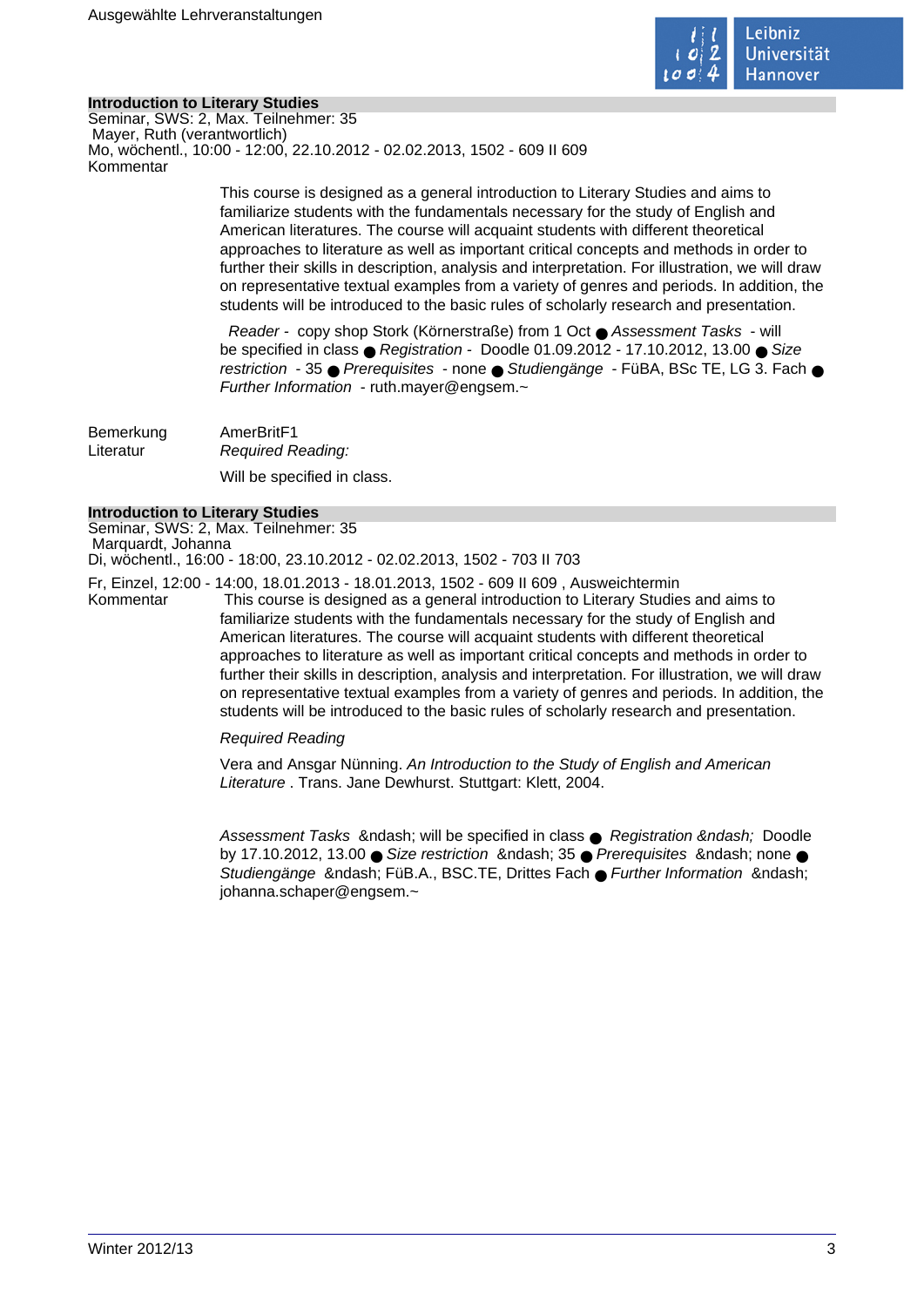### Introduction to Literary Studies

Seminar, SWS: 2, Max. Teilnehmer: 35
Mayer, Ruth (verantwortlich)
Mo, wöchentl., 10:00 - 12:00, 22.10.2012 - 02.02.2013, 1502 - 609 II 609

Kommentar

This course is designed as a general introduction to Literary Studies and aims to familiarize students with the fundamentals necessary for the study of English and American literatures. The course will acquaint students with different theoretical approaches to literature as well as important critical concepts and methods in order to further their skills in description, analysis and interpretation. For illustration, we will draw on representative textual examples from a variety of genres and periods. In addition, the students will be introduced to the basic rules of scholarly research and presentation.

*Reader* - copy shop Stork (Körnerstraße) from 1 Oct ● *Assessment Tasks* - will be specified in class ● *Registration* - Doodle 01.09.2012 - 17.10.2012, 13.00 ● *Size restriction* - 35 ● *Prerequisites* - none ● *Studiengänge* - FüBA, BSc TE, LG 3. Fach ● *Further Information* - ruth.mayer@engsem.~

Bemerkung: AmerBritF1

Literatur: *Required Reading:*

Will be specified in class.

### Introduction to Literary Studies

Seminar, SWS: 2, Max. Teilnehmer: 35
Marquardt, Johanna
Di, wöchentl., 16:00 - 18:00, 23.10.2012 - 02.02.2013, 1502 - 703 II 703

Fr, Einzel, 12:00 - 14:00, 18.01.2013 - 18.01.2013, 1502 - 609 II 609 , Ausweichtermin

Kommentar

This course is designed as a general introduction to Literary Studies and aims to familiarize students with the fundamentals necessary for the study of English and American literatures. The course will acquaint students with different theoretical approaches to literature as well as important critical concepts and methods in order to further their skills in description, analysis and interpretation. For illustration, we will draw on representative textual examples from a variety of genres and periods. In addition, the students will be introduced to the basic rules of scholarly research and presentation.

*Required Reading*

Vera and Ansgar Nünning. *An Introduction to the Study of English and American Literature* . Trans. Jane Dewhurst. Stuttgart: Klett, 2004.

*Assessment Tasks* &ndash; will be specified in class ● *Registration &ndash;* Doodle by 17.10.2012, 13.00 ● *Size restriction* &ndash; 35 ● *Prerequisites* &ndash; none ● *Studiengänge* &ndash; FüB.A., BSC.TE, Drittes Fach ● *Further Information* &ndash; johanna.schaper@engsem.~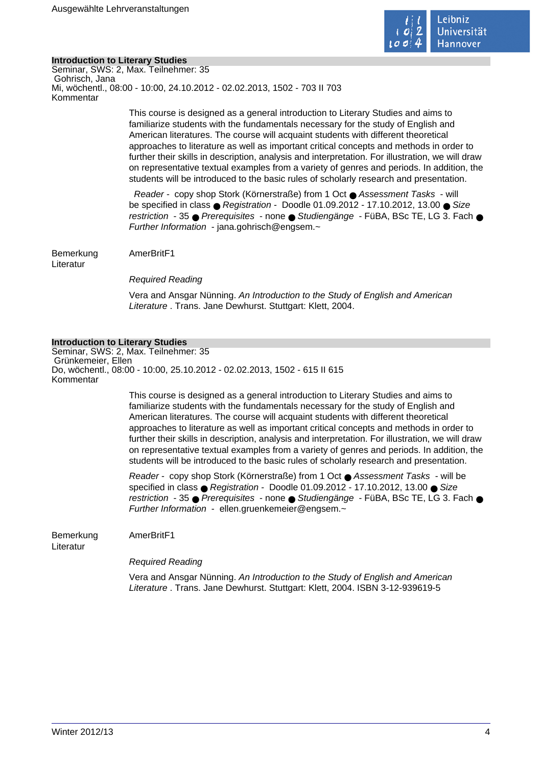### Introduction to Literary Studies

Seminar, SWS: 2, Max. Teilnehmer: 35
Gohrisch, Jana
Mi, wöchentl., 08:00 - 10:00, 24.10.2012 - 02.02.2013, 1502 - 703 II 703

Kommentar

This course is designed as a general introduction to Literary Studies and aims to familiarize students with the fundamentals necessary for the study of English and American literatures. The course will acquaint students with different theoretical approaches to literature as well as important critical concepts and methods in order to further their skills in description, analysis and interpretation. For illustration, we will draw on representative textual examples from a variety of genres and periods. In addition, the students will be introduced to the basic rules of scholarly research and presentation.

*Reader* - copy shop Stork (Körnerstraße) from 1 Oct ● *Assessment Tasks* - will be specified in class ● *Registration* - Doodle 01.09.2012 - 17.10.2012, 13.00 ● *Size restriction* - 35 ● *Prerequisites* - none ● *Studiengänge* - FüBA, BSc TE, LG 3. Fach ● *Further Information* - jana.gohrisch@engsem.~

Bemerkung

AmerBritF1

Literatur

*Required Reading*

Vera and Ansgar Nünning. *An Introduction to the Study of English and American Literature* . Trans. Jane Dewhurst. Stuttgart: Klett, 2004.

### Introduction to Literary Studies

Seminar, SWS: 2, Max. Teilnehmer: 35
Grünkemeier, Ellen
Do, wöchentl., 08:00 - 10:00, 25.10.2012 - 02.02.2013, 1502 - 615 II 615

Kommentar

This course is designed as a general introduction to Literary Studies and aims to familiarize students with the fundamentals necessary for the study of English and American literatures. The course will acquaint students with different theoretical approaches to literature as well as important critical concepts and methods in order to further their skills in description, analysis and interpretation. For illustration, we will draw on representative textual examples from a variety of genres and periods. In addition, the students will be introduced to the basic rules of scholarly research and presentation.

*Reader* - copy shop Stork (Körnerstraße) from 1 Oct ● *Assessment Tasks* - will be specified in class ● *Registration* - Doodle 01.09.2012 - 17.10.2012, 13.00 ● *Size restriction* - 35 ● *Prerequisites* - none ● *Studiengänge* - FüBA, BSc TE, LG 3. Fach ● *Further Information* - ellen.gruenkemeier@engsem.~

Bemerkung

AmerBritF1

Literatur

*Required Reading*

Vera and Ansgar Nünning. *An Introduction to the Study of English and American Literature* . Trans. Jane Dewhurst. Stuttgart: Klett, 2004. ISBN 3-12-939619-5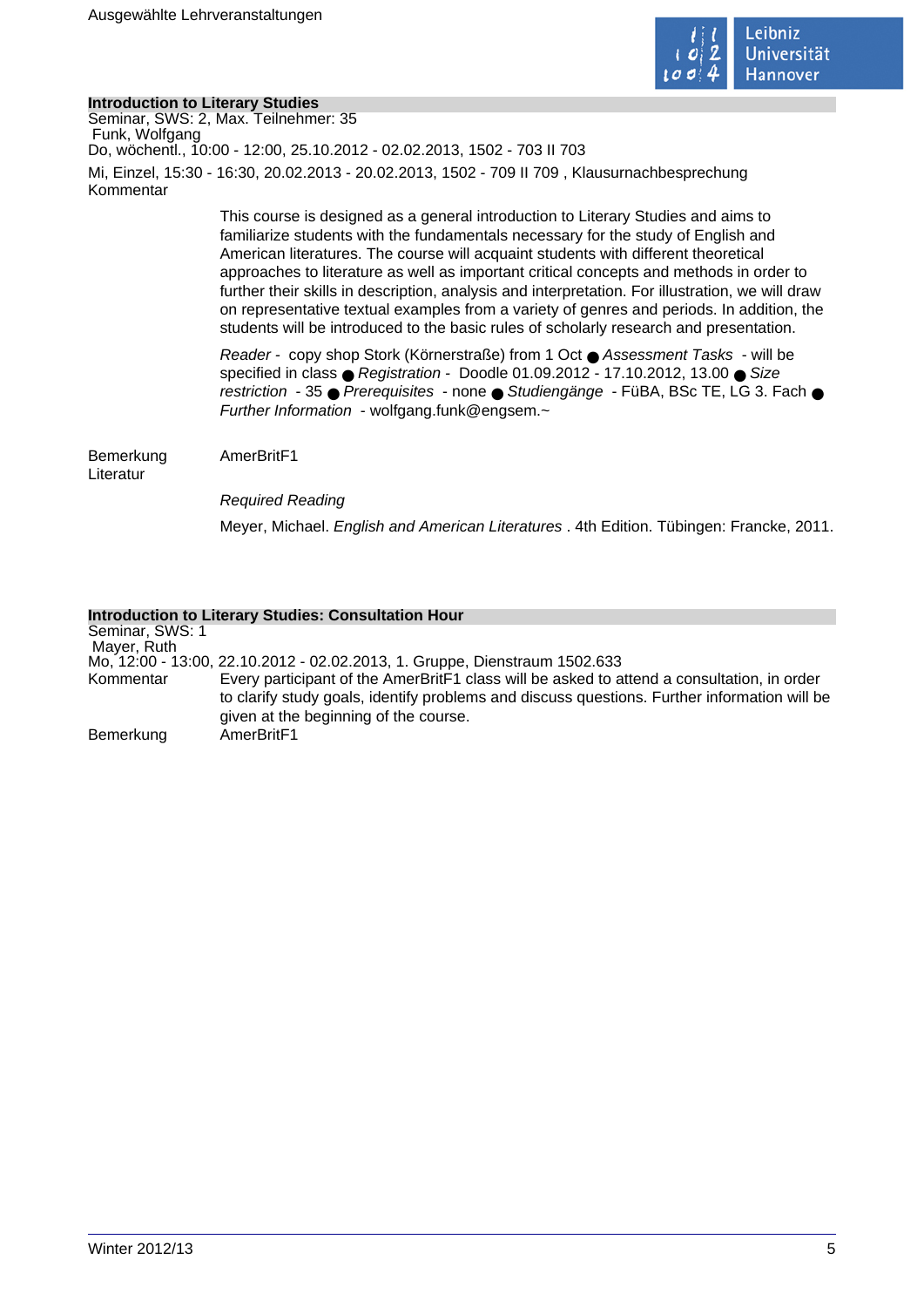## Introduction to Literary Studies

Seminar, SWS: 2, Max. Teilnehmer: 35

Funk, Wolfgang

Do, wöchentl., 10:00 - 12:00, 25.10.2012 - 02.02.2013, 1502 - 703 II 703

Mi, Einzel, 15:30 - 16:30, 20.02.2013 - 20.02.2013, 1502 - 709 II 709 , Klausurnachbesprechung

Kommentar

This course is designed as a general introduction to Literary Studies and aims to familiarize students with the fundamentals necessary for the study of English and American literatures. The course will acquaint students with different theoretical approaches to literature as well as important critical concepts and methods in order to further their skills in description, analysis and interpretation. For illustration, we will draw on representative textual examples from a variety of genres and periods. In addition, the students will be introduced to the basic rules of scholarly research and presentation.

*Reader* - copy shop Stork (Körnerstraße) from 1 Oct ● *Assessment Tasks* - will be specified in class ● *Registration* - Doodle 01.09.2012 - 17.10.2012, 13.00 ● *Size restriction* - 35 ● *Prerequisites* - none ● *Studiengänge* - FüBA, BSc TE, LG 3. Fach ● *Further Information* - wolfgang.funk@engsem.~

Bemerkung AmerBritF1

Literatur

*Required Reading*

Meyer, Michael. *English and American Literatures* . 4th Edition. Tübingen: Francke, 2011.

## Introduction to Literary Studies: Consultation Hour

Seminar, SWS: 1

Mayer, Ruth

Mo, 12:00 - 13:00, 22.10.2012 - 02.02.2013, 1. Gruppe, Dienstraum 1502.633

Kommentar Every participant of the AmerBritF1 class will be asked to attend a consultation, in order to clarify study goals, identify problems and discuss questions. Further information will be given at the beginning of the course.

Bemerkung AmerBritF1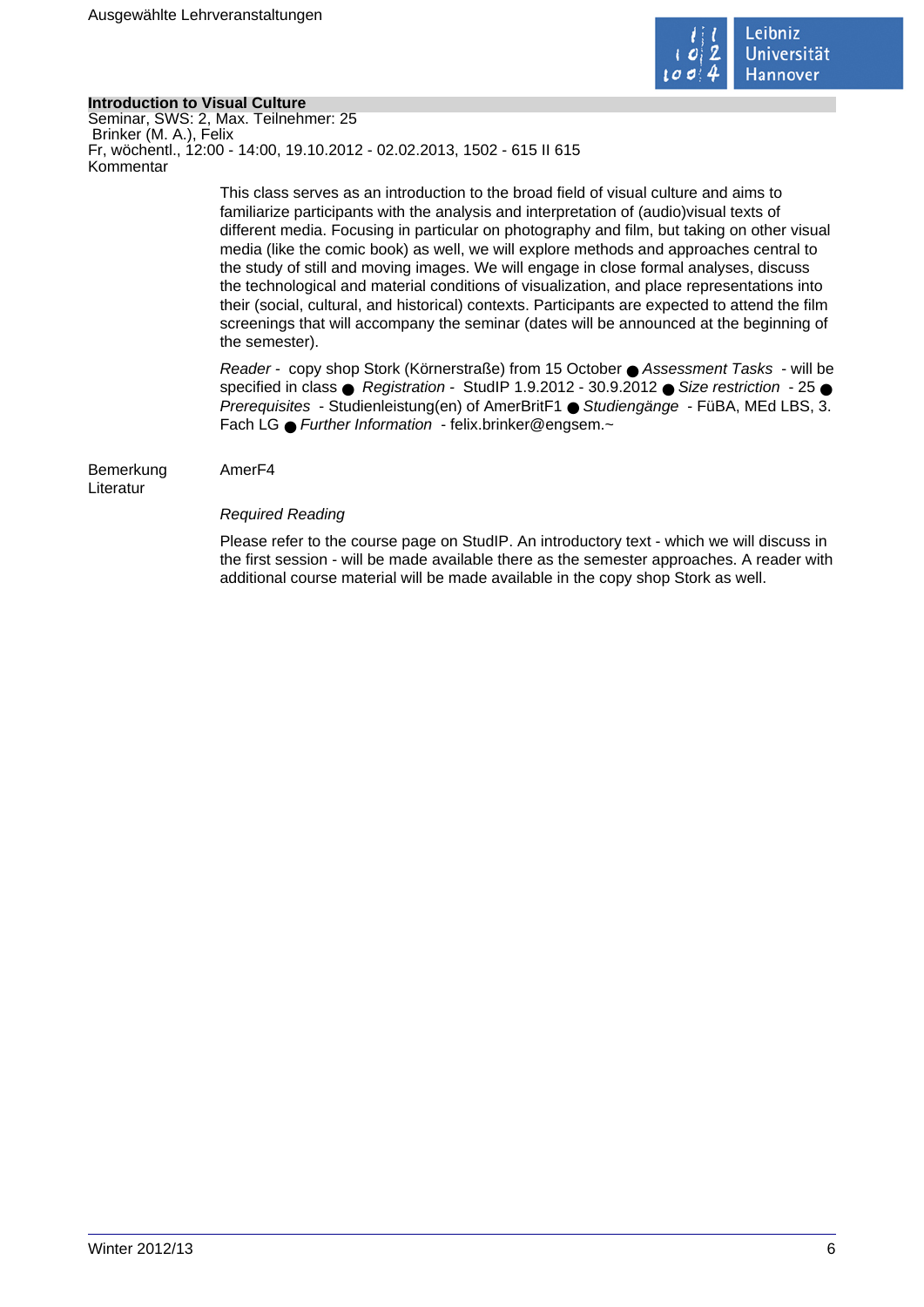**Introduction to Visual Culture**
Seminar, SWS: 2, Max. Teilnehmer: 25
Brinker (M. A.), Felix
Fr, wöchentl., 12:00 - 14:00, 19.10.2012 - 02.02.2013, 1502 - 615 II 615
Kommentar

This class serves as an introduction to the broad field of visual culture and aims to familiarize participants with the analysis and interpretation of (audio)visual texts of different media. Focusing in particular on photography and film, but taking on other visual media (like the comic book) as well, we will explore methods and approaches central to the study of still and moving images. We will engage in close formal analyses, discuss the technological and material conditions of visualization, and place representations into their (social, cultural, and historical) contexts. Participants are expected to attend the film screenings that will accompany the seminar (dates will be announced at the beginning of the semester).

*Reader* - copy shop Stork (Körnerstraße) from 15 October ● *Assessment Tasks* - will be specified in class ● *Registration* - StudIP 1.9.2012 - 30.9.2012 ● *Size restriction* - 25 ● *Prerequisites* - Studienleistung(en) of AmerBritF1 ● *Studiengänge* - FüBA, MEd LBS, 3. Fach LG ● *Further Information* - felix.brinker@engsem.~

Bemerkung AmerF4

Literatur

*Required Reading*

Please refer to the course page on StudIP. An introductory text - which we will discuss in the first session - will be made available there as the semester approaches. A reader with additional course material will be made available in the copy shop Stork as well.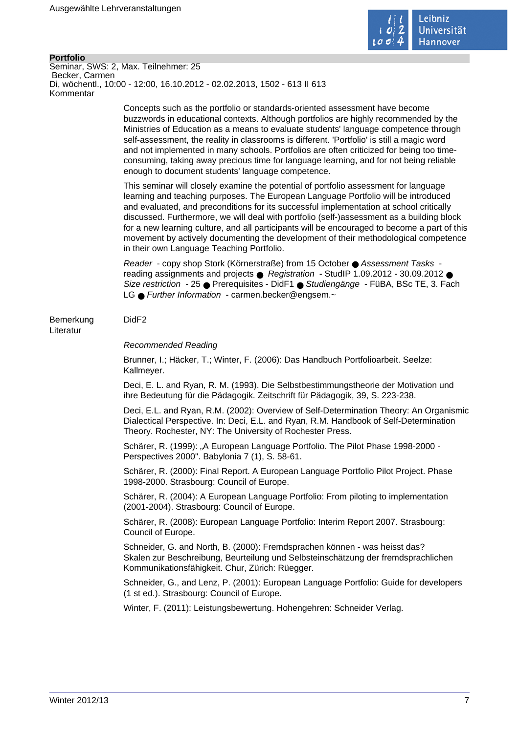**Portfolio**

Seminar, SWS: 2, Max. Teilnehmer: 25

Becker, Carmen

Di, wöchentl., 10:00 - 12:00, 16.10.2012 - 02.02.2013, 1502 - 613 II 613

Kommentar

Concepts such as the portfolio or standards-oriented assessment have become buzzwords in educational contexts. Although portfolios are highly recommended by the Ministries of Education as a means to evaluate students' language competence through self-assessment, the reality in classrooms is different. 'Portfolio' is still a magic word and not implemented in many schools. Portfolios are often criticized for being too time-consuming, taking away precious time for language learning, and for not being reliable enough to document students' language competence.

This seminar will closely examine the potential of portfolio assessment for language learning and teaching purposes. The European Language Portfolio will be introduced and evaluated, and preconditions for its successful implementation at school critically discussed. Furthermore, we will deal with portfolio (self-)assessment as a building block for a new learning culture, and all participants will be encouraged to become a part of this movement by actively documenting the development of their methodological competence in their own Language Teaching Portfolio.

*Reader* - copy shop Stork (Körnerstraße) from 15 October ● *Assessment Tasks* - reading assignments and projects ● *Registration* - StudIP 1.09.2012 - 30.09.2012 ● *Size restriction* - 25 ● Prerequisites - DidF1 ● *Studiengänge* - FüBA, BSc TE, 3. Fach LG ● *Further Information* - carmen.becker@engsem.~

Bemerkung

DidF2

Literatur

*Recommended Reading*

Brunner, I.; Häcker, T.; Winter, F. (2006): Das Handbuch Portfolioarbeit. Seelze: Kallmeyer.

Deci, E. L. and Ryan, R. M. (1993). Die Selbstbestimmungstheorie der Motivation und ihre Bedeutung für die Pädagogik. Zeitschrift für Pädagogik, 39, S. 223-238.

Deci, E.L. and Ryan, R.M. (2002): Overview of Self-Determination Theory: An Organismic Dialectical Perspective. In: Deci, E.L. and Ryan, R.M. Handbook of Self-Determination Theory. Rochester, NY: The University of Rochester Press.

Schärer, R. (1999): „A European Language Portfolio. The Pilot Phase 1998-2000 - Perspectives 2000". Babylonia 7 (1), S. 58-61.

Schärer, R. (2000): Final Report. A European Language Portfolio Pilot Project. Phase 1998-2000. Strasbourg: Council of Europe.

Schärer, R. (2004): A European Language Portfolio: From piloting to implementation (2001-2004). Strasbourg: Council of Europe.

Schärer, R. (2008): European Language Portfolio: Interim Report 2007. Strasbourg: Council of Europe.

Schneider, G. and North, B. (2000): Fremdsprachen können - was heisst das? Skalen zur Beschreibung, Beurteilung und Selbsteinschätzung der fremdsprachlichen Kommunikationsfähigkeit. Chur, Zürich: Rüegger.

Schneider, G., and Lenz, P. (2001): European Language Portfolio: Guide for developers (1 st ed.). Strasbourg: Council of Europe.

Winter, F. (2011): Leistungsbewertung. Hohengehren: Schneider Verlag.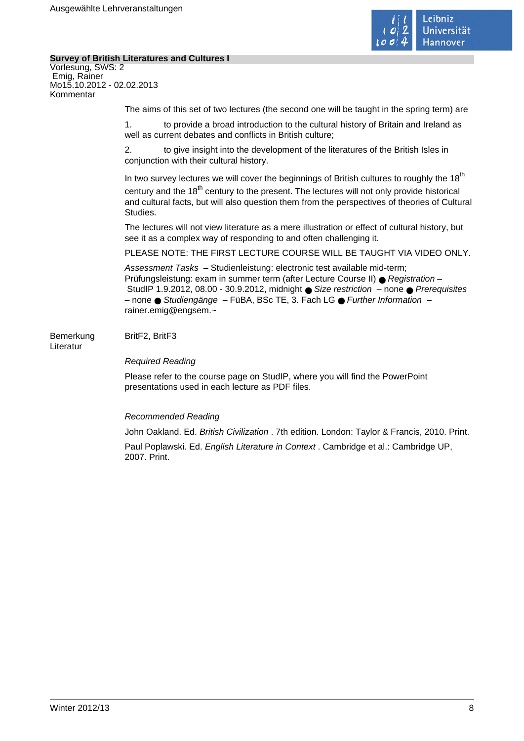## Survey of British Literatures and Cultures I

Vorlesung, SWS: 2
Emig, Rainer
Mo15.10.2012 - 02.02.2013

Kommentar

The aims of this set of two lectures (the second one will be taught in the spring term) are

1. to provide a broad introduction to the cultural history of Britain and Ireland as well as current debates and conflicts in British culture;

2. to give insight into the development of the literatures of the British Isles in conjunction with their cultural history.

In two survey lectures we will cover the beginnings of British cultures to roughly the 18th century and the 18th century to the present. The lectures will not only provide historical and cultural facts, but will also question them from the perspectives of theories of Cultural Studies.

The lectures will not view literature as a mere illustration or effect of cultural history, but see it as a complex way of responding to and often challenging it.

PLEASE NOTE: THE FIRST LECTURE COURSE WILL BE TAUGHT VIA VIDEO ONLY.

*Assessment Tasks* – Studienleistung: electronic test available mid-term; Prüfungsleistung: exam in summer term (after Lecture Course II) ● *Registration* – StudIP 1.9.2012, 08.00 - 30.9.2012, midnight ● *Size restriction* – none ● *Prerequisites* – none ● *Studiengänge* – FüBA, BSc TE, 3. Fach LG ● *Further Information* – rainer.emig@engsem.~

Bemerkung

BritF2, BritF3

Literatur

*Required Reading*

Please refer to the course page on StudIP, where you will find the PowerPoint presentations used in each lecture as PDF files.

*Recommended Reading*

John Oakland. Ed. *British Civilization* . 7th edition. London: Taylor & Francis, 2010. Print.

Paul Poplawski. Ed. *English Literature in Context* . Cambridge et al.: Cambridge UP, 2007. Print.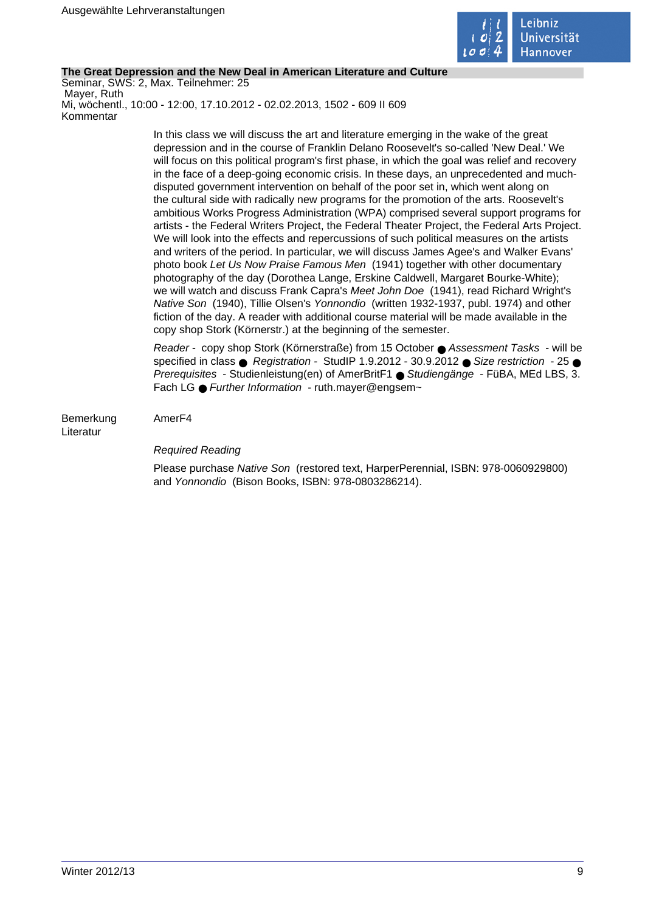**The Great Depression and the New Deal in American Literature and Culture**

Seminar, SWS: 2, Max. Teilnehmer: 25

Mayer, Ruth

Mi, wöchentl., 10:00 - 12:00, 17.10.2012 - 02.02.2013, 1502 - 609 II 609

Kommentar

In this class we will discuss the art and literature emerging in the wake of the great depression and in the course of Franklin Delano Roosevelt's so-called 'New Deal.' We will focus on this political program's first phase, in which the goal was relief and recovery in the face of a deep-going economic crisis. In these days, an unprecedented and much-disputed government intervention on behalf of the poor set in, which went along on the cultural side with radically new programs for the promotion of the arts. Roosevelt's ambitious Works Progress Administration (WPA) comprised several support programs for artists - the Federal Writers Project, the Federal Theater Project, the Federal Arts Project. We will look into the effects and repercussions of such political measures on the artists and writers of the period. In particular, we will discuss James Agee's and Walker Evans' photo book *Let Us Now Praise Famous Men* (1941) together with other documentary photography of the day (Dorothea Lange, Erskine Caldwell, Margaret Bourke-White); we will watch and discuss Frank Capra's *Meet John Doe* (1941), read Richard Wright's *Native Son* (1940), Tillie Olsen's *Yonnondio* (written 1932-1937, publ. 1974) and other fiction of the day. A reader with additional course material will be made available in the copy shop Stork (Körnerstr.) at the beginning of the semester.

*Reader* - copy shop Stork (Körnerstraße) from 15 October ● *Assessment Tasks* - will be specified in class ● *Registration* - StudIP 1.9.2012 - 30.9.2012 ● *Size restriction* - 25 ● *Prerequisites* - Studienleistung(en) of AmerBritF1 ● *Studiengänge* - FüBA, MEd LBS, 3. Fach LG ● *Further Information* - ruth.mayer@engsem~

Bemerkung AmerF4

Literatur

*Required Reading*

Please purchase *Native Son* (restored text, HarperPerennial, ISBN: 978-0060929800) and *Yonnondio* (Bison Books, ISBN: 978-0803286214).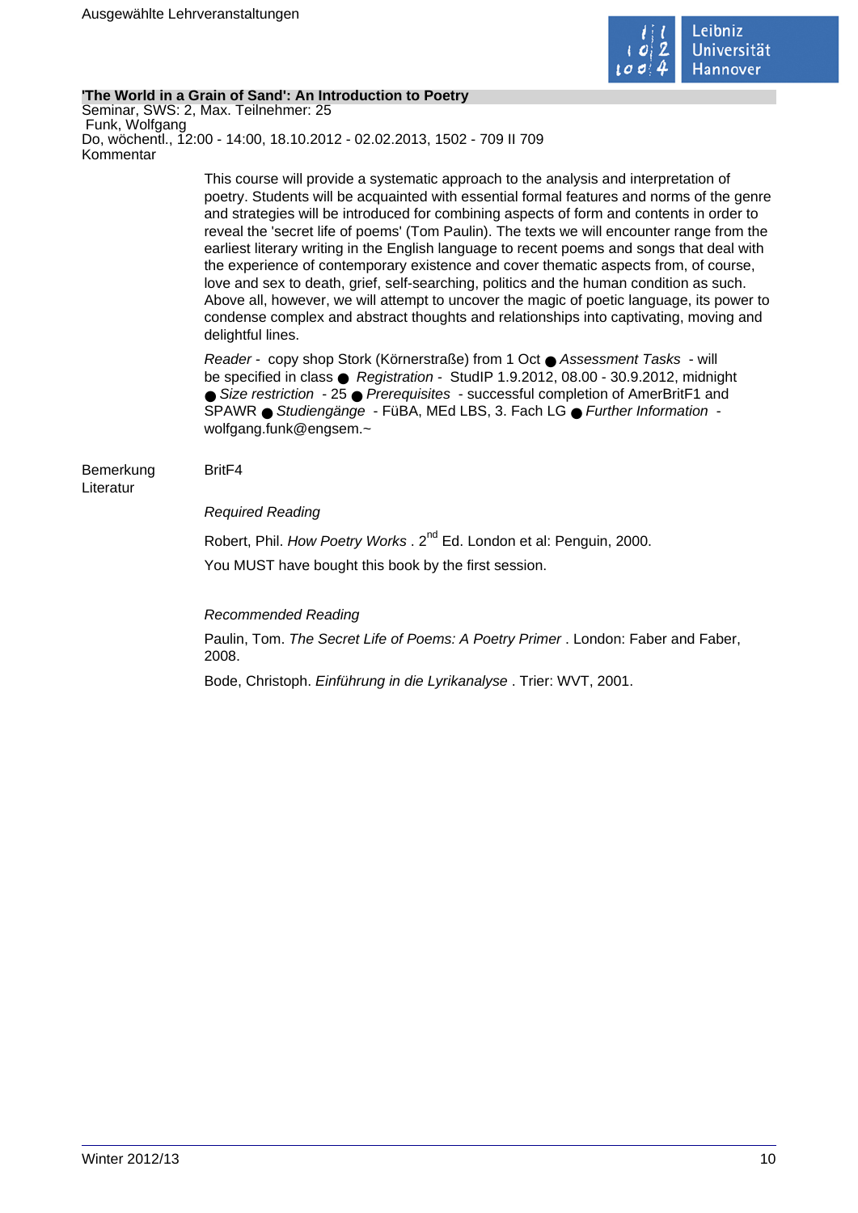**'The World in a Grain of Sand': An Introduction to Poetry**

Seminar, SWS: 2, Max. Teilnehmer: 25
Funk, Wolfgang
Do, wöchentl., 12:00 - 14:00, 18.10.2012 - 02.02.2013, 1502 - 709 II 709

Kommentar

This course will provide a systematic approach to the analysis and interpretation of poetry. Students will be acquainted with essential formal features and norms of the genre and strategies will be introduced for combining aspects of form and contents in order to reveal the 'secret life of poems' (Tom Paulin). The texts we will encounter range from the earliest literary writing in the English language to recent poems and songs that deal with the experience of contemporary existence and cover thematic aspects from, of course, love and sex to death, grief, self-searching, politics and the human condition as such. Above all, however, we will attempt to uncover the magic of poetic language, its power to condense complex and abstract thoughts and relationships into captivating, moving and delightful lines.

*Reader* - copy shop Stork (Körnerstraße) from 1 Oct ● *Assessment Tasks* - will be specified in class ● *Registration* - StudIP 1.9.2012, 08.00 - 30.9.2012, midnight ● *Size restriction* - 25 ● *Prerequisites* - successful completion of AmerBritF1 and SPAWR ● *Studiengänge* - FüBA, MEd LBS, 3. Fach LG ● *Further Information* - wolfgang.funk@engsem.~

Bemerkung

BritF4

Literatur

*Required Reading*

Robert, Phil. *How Poetry Works* . 2nd Ed. London et al: Penguin, 2000.

You MUST have bought this book by the first session.

*Recommended Reading*

Paulin, Tom. *The Secret Life of Poems: A Poetry Primer* . London: Faber and Faber, 2008.

Bode, Christoph. *Einführung in die Lyrikanalyse* . Trier: WVT, 2001.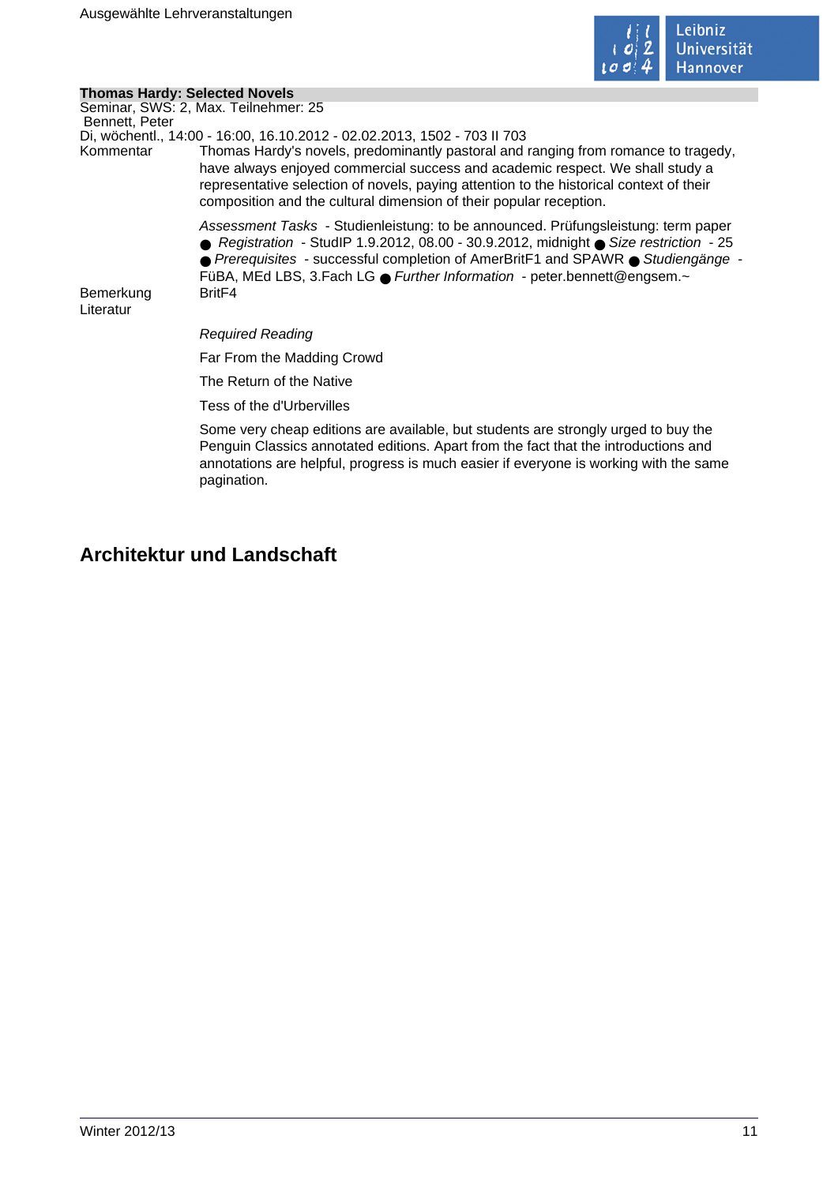**Thomas Hardy: Selected Novels**

Seminar, SWS: 2, Max. Teilnehmer: 25

Bennett, Peter

Di, wöchentl., 14:00 - 16:00, 16.10.2012 - 02.02.2013, 1502 - 703 II 703

Kommentar

Thomas Hardy's novels, predominantly pastoral and ranging from romance to tragedy, have always enjoyed commercial success and academic respect. We shall study a representative selection of novels, paying attention to the historical context of their composition and the cultural dimension of their popular reception.

*Assessment Tasks* - Studienleistung: to be announced. Prüfungsleistung: term paper ● *Registration* - StudIP 1.9.2012, 08.00 - 30.9.2012, midnight ● *Size restriction* - 25 ● *Prerequisites* - successful completion of AmerBritF1 and SPAWR ● *Studiengänge* - FüBA, MEd LBS, 3.Fach LG ● *Further Information* - peter.bennett@engsem.~

Bemerkung

BritF4

Literatur

*Required Reading*

Far From the Madding Crowd

The Return of the Native

Tess of the d'Urbervilles

Some very cheap editions are available, but students are strongly urged to buy the Penguin Classics annotated editions. Apart from the fact that the introductions and annotations are helpful, progress is much easier if everyone is working with the same pagination.

## Architektur und Landschaft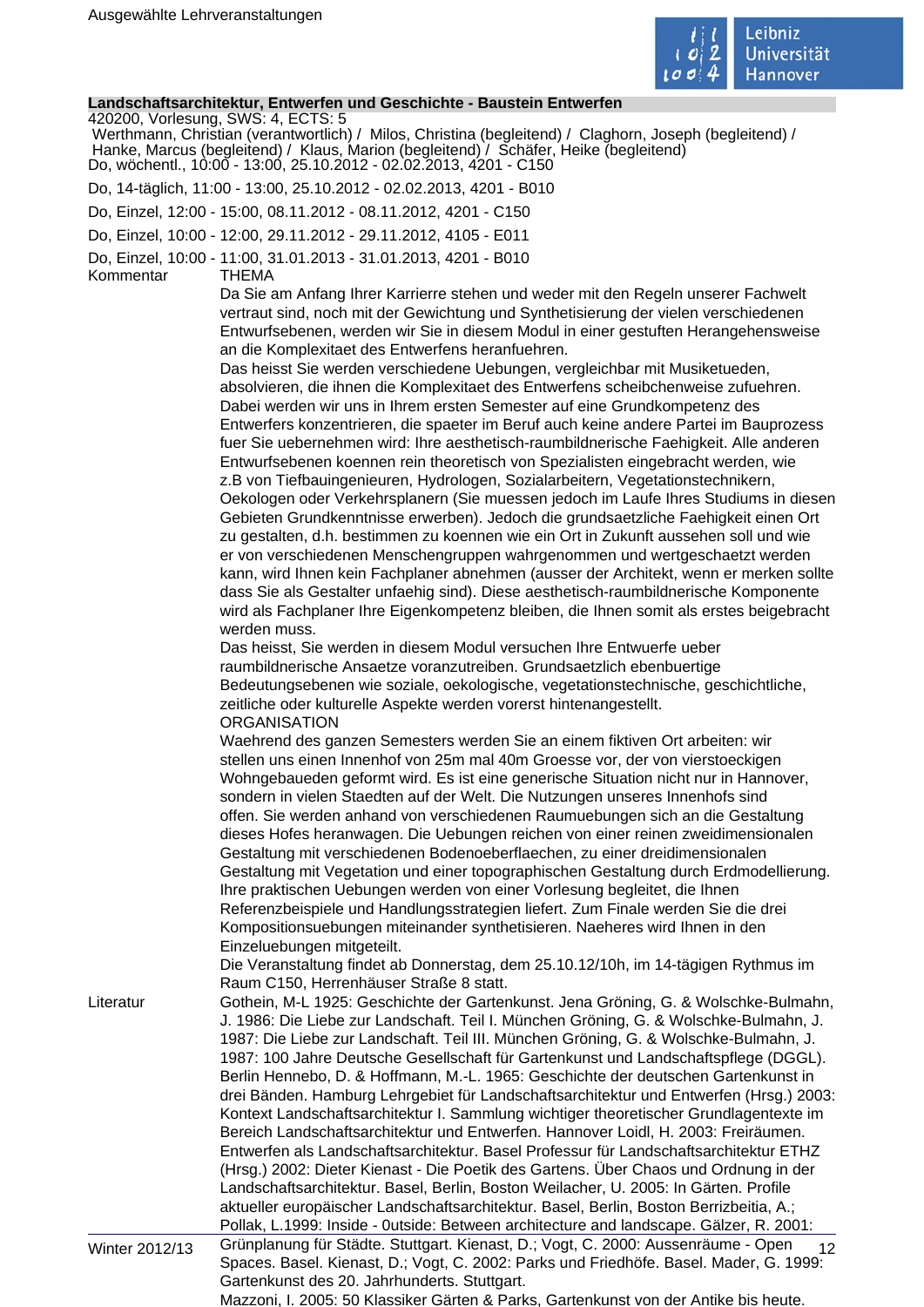**Landschaftsarchitektur, Entwerfen und Geschichte - Baustein Entwerfen**

420200, Vorlesung, SWS: 4, ECTS: 5

Werthmann, Christian (verantwortlich) / Milos, Christina (begleitend) / Claghorn, Joseph (begleitend) / Hanke, Marcus (begleitend) / Klaus, Marion (begleitend) / Schäfer, Heike (begleitend)

Do, wöchentl., 10:00 - 13:00, 25.10.2012 - 02.02.2013, 4201 - C150

Do, 14-täglich, 11:00 - 13:00, 25.10.2012 - 02.02.2013, 4201 - B010

Do, Einzel, 12:00 - 15:00, 08.11.2012 - 08.11.2012, 4201 - C150

Do, Einzel, 10:00 - 12:00, 29.11.2012 - 29.11.2012, 4105 - E011

Do, Einzel, 10:00 - 11:00, 31.01.2013 - 31.01.2013, 4201 - B010

Kommentar

THEMA

Da Sie am Anfang Ihrer Karrierre stehen und weder mit den Regeln unserer Fachwelt vertraut sind, noch mit der Gewichtung und Synthetisierung der vielen verschiedenen Entwurfsebenen, werden wir Sie in diesem Modul in einer gestuften Herangehensweise an die Komplexitaet des Entwerfens heranfuehren.

Das heisst Sie werden verschiedene Uebungen, vergleichbar mit Musiketueden, absolvieren, die ihnen die Komplexitaet des Entwerfens scheibchenweise zufuehren. Dabei werden wir uns in Ihrem ersten Semester auf eine Grundkompetenz des Entwerfers konzentrieren, die spaeter im Beruf auch keine andere Partei im Bauprozess fuer Sie uebernehmen wird: Ihre aesthetisch-raumbildnerische Faehigkeit. Alle anderen Entwurfsebenen koennen rein theoretisch von Spezialisten eingebracht werden, wie z.B von Tiefbauingenieuren, Hydrologen, Sozialarbeitern, Vegetationstechnikern, Oekologen oder Verkehrsplanern (Sie muessen jedoch im Laufe Ihres Studiums in diesen Gebieten Grundkenntnisse erwerben). Jedoch die grundsaetzliche Faehigkeit einen Ort zu gestalten, d.h. bestimmen zu koennen wie ein Ort in Zukunft aussehen soll und wie er von verschiedenen Menschengruppen wahrgenommen und wertgeschaetzt werden kann, wird Ihnen kein Fachplaner abnehmen (ausser der Architekt, wenn er merken sollte dass Sie als Gestalter unfaehig sind). Diese aesthetisch-raumbildnerische Komponente wird als Fachplaner Ihre Eigenkompetenz bleiben, die Ihnen somit als erstes beigebracht werden muss.

Das heisst, Sie werden in diesem Modul versuchen Ihre Entwuerfe ueber raumbildnerische Ansaetze voranzutreiben. Grundsaetzlich ebenbuertige Bedeutungsebenen wie soziale, oekologische, vegetationstechnische, geschichtliche, zeitliche oder kulturelle Aspekte werden vorerst hintenangestellt.

ORGANISATION

Waehrend des ganzen Semesters werden Sie an einem fiktiven Ort arbeiten: wir stellen uns einen Innenhof von 25m mal 40m Groesse vor, der von vierstoeckigen Wohngebaueden geformt wird. Es ist eine generische Situation nicht nur in Hannover, sondern in vielen Staedten auf der Welt. Die Nutzungen unseres Innenhofs sind offen. Sie werden anhand von verschiedenen Raumuebungen sich an die Gestaltung dieses Hofes heranwagen. Die Uebungen reichen von einer reinen zweidimensionalen Gestaltung mit verschiedenen Bodenoeberflaechen, zu einer dreidimensionalen Gestaltung mit Vegetation und einer topographischen Gestaltung durch Erdmodellierung. Ihre praktischen Uebungen werden von einer Vorlesung begleitet, die Ihnen Referenzbeispiele und Handlungsstrategien liefert. Zum Finale werden Sie die drei Kompositionsuebungen miteinander synthetisieren. Naeheres wird Ihnen in den Einzeluebungen mitgeteilt.

Die Veranstaltung findet ab Donnerstag, dem 25.10.12/10h, im 14-tägigen Rythmus im Raum C150, Herrenhäuser Straße 8 statt.

Literatur

Gothein, M-L 1925: Geschichte der Gartenkunst. Jena Gröning, G. & Wolschke-Bulmahn, J. 1986: Die Liebe zur Landschaft. Teil I. München Gröning, G. & Wolschke-Bulmahn, J. 1987: Die Liebe zur Landschaft. Teil III. München Gröning, G. & Wolschke-Bulmahn, J. 1987: 100 Jahre Deutsche Gesellschaft für Gartenkunst und Landschaftspflege (DGGL). Berlin Hennebo, D. & Hoffmann, M.-L. 1965: Geschichte der deutschen Gartenkunst in drei Bänden. Hamburg Lehrgebiet für Landschaftsarchitektur und Entwerfen (Hrsg.) 2003: Kontext Landschaftsarchitektur I. Sammlung wichtiger theoretischer Grundlagentexte im Bereich Landschaftsarchitektur und Entwerfen. Hannover Loidl, H. 2003: Freiräumen. Entwerfen als Landschaftsarchitektur. Basel Professur für Landschaftsarchitektur ETHZ (Hrsg.) 2002: Dieter Kienast - Die Poetik des Gartens. Über Chaos und Ordnung in der Landschaftsarchitektur. Basel, Berlin, Boston Weilacher, U. 2005: In Gärten. Profile aktueller europäischer Landschaftsarchitektur. Basel, Berlin, Boston Berrizbeitia, A.; Pollak, L.1999: Inside - Outside: Between architecture and landscape. Gälzer, R. 2001: Grünplanung für Städte. Stuttgart. Kienast, D.; Vogt, C. 2000: Aussenräume - Open Spaces. Basel. Kienast, D.; Vogt, C. 2002: Parks und Friedhöfe. Basel. Mader, G. 1999: Gartenkunst des 20. Jahrhunderts. Stuttgart.

Mazzoni, I. 2005: 50 Klassiker Gärten & Parks, Gartenkunst von der Antike bis heute.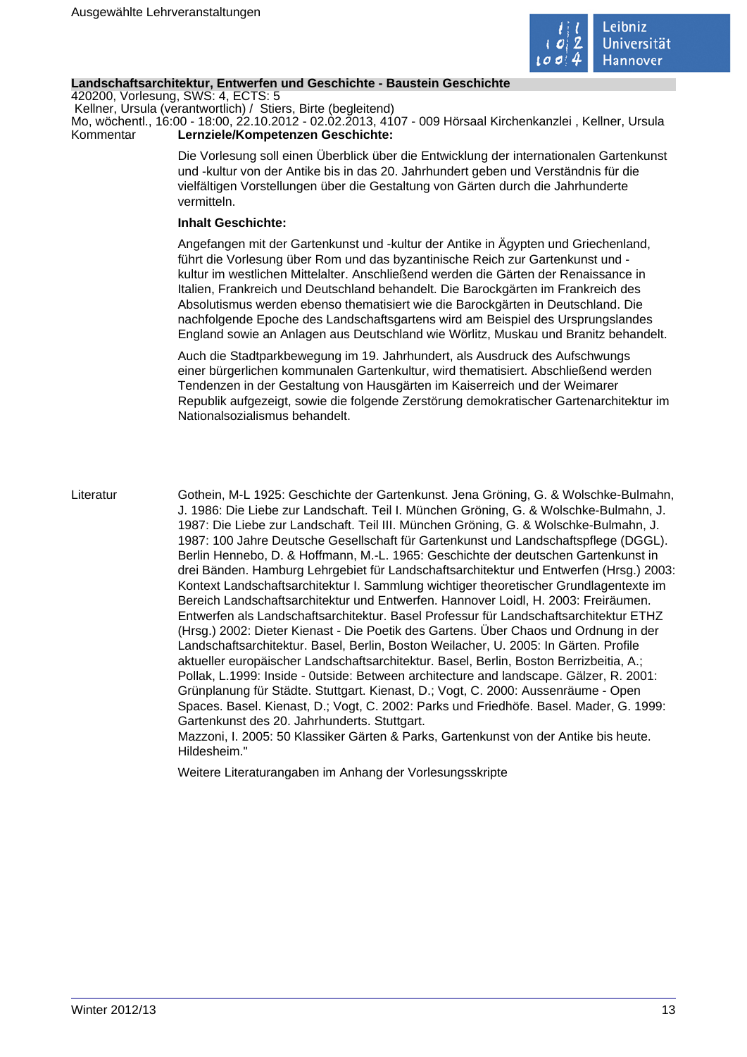## Landschaftsarchitektur, Entwerfen und Geschichte - Baustein Geschichte

420200, Vorlesung, SWS: 4, ECTS: 5

Kellner, Ursula (verantwortlich) / Stiers, Birte (begleitend)

Mo, wöchentl., 16:00 - 18:00, 22.10.2012 - 02.02.2013, 4107 - 009 Hörsaal Kirchenkanzlei , Kellner, Ursula

Kommentar

**Lernziele/Kompetenzen Geschichte:**

Die Vorlesung soll einen Überblick über die Entwicklung der internationalen Gartenkunst und -kultur von der Antike bis in das 20. Jahrhundert geben und Verständnis für die vielfältigen Vorstellungen über die Gestaltung von Gärten durch die Jahrhunderte vermitteln.

**Inhalt Geschichte:**

Angefangen mit der Gartenkunst und -kultur der Antike in Ägypten und Griechenland, führt die Vorlesung über Rom und das byzantinische Reich zur Gartenkunst und -kultur im westlichen Mittelalter. Anschließend werden die Gärten der Renaissance in Italien, Frankreich und Deutschland behandelt. Die Barockgärten im Frankreich des Absolutismus werden ebenso thematisiert wie die Barockgärten in Deutschland. Die nachfolgende Epoche des Landschaftsgartens wird am Beispiel des Ursprungslandes England sowie an Anlagen aus Deutschland wie Wörlitz, Muskau und Branitz behandelt.

Auch die Stadtparkbewegung im 19. Jahrhundert, als Ausdruck des Aufschwungs einer bürgerlichen kommunalen Gartenkultur, wird thematisiert. Abschließend werden Tendenzen in der Gestaltung von Hausgärten im Kaiserreich und der Weimarer Republik aufgezeigt, sowie die folgende Zerstörung demokratischer Gartenarchitektur im Nationalsozialismus behandelt.

Literatur

Gothein, M-L 1925: Geschichte der Gartenkunst. Jena Gröning, G. & Wolschke-Bulmahn, J. 1986: Die Liebe zur Landschaft. Teil I. München Gröning, G. & Wolschke-Bulmahn, J. 1987: Die Liebe zur Landschaft. Teil III. München Gröning, G. & Wolschke-Bulmahn, J. 1987: 100 Jahre Deutsche Gesellschaft für Gartenkunst und Landschaftspflege (DGGL). Berlin Hennebo, D. & Hoffmann, M.-L. 1965: Geschichte der deutschen Gartenkunst in drei Bänden. Hamburg Lehrgebiet für Landschaftsarchitektur und Entwerfen (Hrsg.) 2003: Kontext Landschaftsarchitektur I. Sammlung wichtiger theoretischer Grundlagentexte im Bereich Landschaftsarchitektur und Entwerfen. Hannover Loidl, H. 2003: Freiräumen. Entwerfen als Landschaftsarchitektur. Basel Professur für Landschaftsarchitektur ETHZ (Hrsg.) 2002: Dieter Kienast - Die Poetik des Gartens. Über Chaos und Ordnung in der Landschaftsarchitektur. Basel, Berlin, Boston Weilacher, U. 2005: In Gärten. Profile aktueller europäischer Landschaftsarchitektur. Basel, Berlin, Boston Berrizbeitia, A.; Pollak, L.1999: Inside - 0utside: Between architecture and landscape. Gälzer, R. 2001: Grünplanung für Städte. Stuttgart. Kienast, D.; Vogt, C. 2000: Aussenräume - Open Spaces. Basel. Kienast, D.; Vogt, C. 2002: Parks und Friedhöfe. Basel. Mader, G. 1999: Gartenkunst des 20. Jahrhunderts. Stuttgart.
Mazzoni, I. 2005: 50 Klassiker Gärten & Parks, Gartenkunst von der Antike bis heute. Hildesheim."

Weitere Literaturangaben im Anhang der Vorlesungsskripte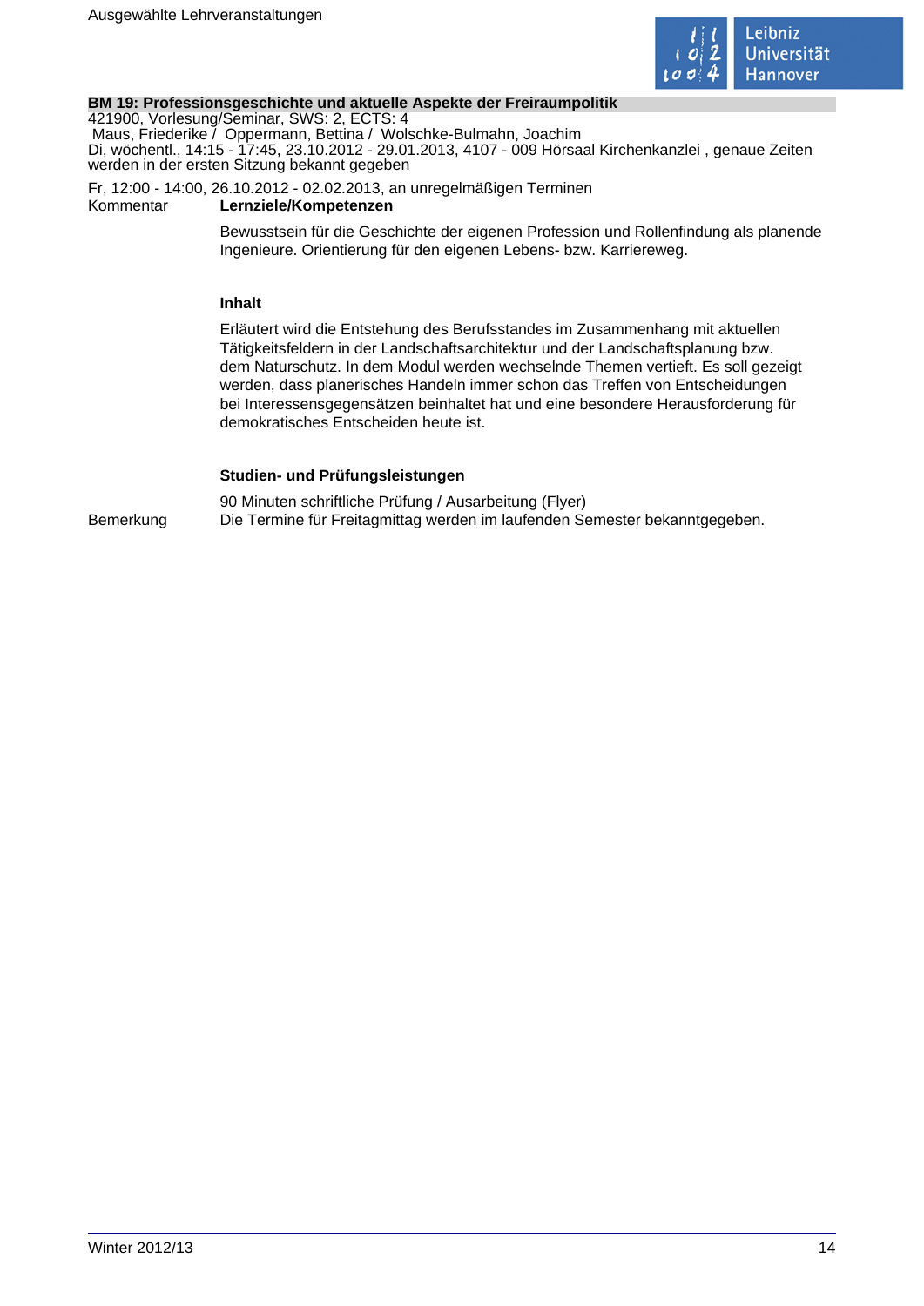## BM 19: Professionsgeschichte und aktuelle Aspekte der Freiraumpolitik

421900, Vorlesung/Seminar, SWS: 2, ECTS: 4
Maus, Friederike / Oppermann, Bettina / Wolschke-Bulmahn, Joachim
Di, wöchentl., 14:15 - 17:45, 23.10.2012 - 29.01.2013, 4107 - 009 Hörsaal Kirchenkanzlei , genaue Zeiten werden in der ersten Sitzung bekannt gegeben

Fr, 12:00 - 14:00, 26.10.2012 - 02.02.2013, an unregelmäßigen Terminen

Kommentar

**Lernziele/Kompetenzen**

Bewusstsein für die Geschichte der eigenen Profession und Rollenfindung als planende Ingenieure. Orientierung für den eigenen Lebens- bzw. Karriereweg.

**Inhalt**

Erläutert wird die Entstehung des Berufsstandes im Zusammenhang mit aktuellen Tätigkeitsfeldern in der Landschaftsarchitektur und der Landschaftsplanung bzw. dem Naturschutz. In dem Modul werden wechselnde Themen vertieft. Es soll gezeigt werden, dass planerisches Handeln immer schon das Treffen von Entscheidungen bei Interessensgegensätzen beinhaltet hat und eine besondere Herausforderung für demokratisches Entscheiden heute ist.

**Studien- und Prüfungsleistungen**

90 Minuten schriftliche Prüfung / Ausarbeitung (Flyer)

Bemerkung

Die Termine für Freitagmittag werden im laufenden Semester bekanntgegeben.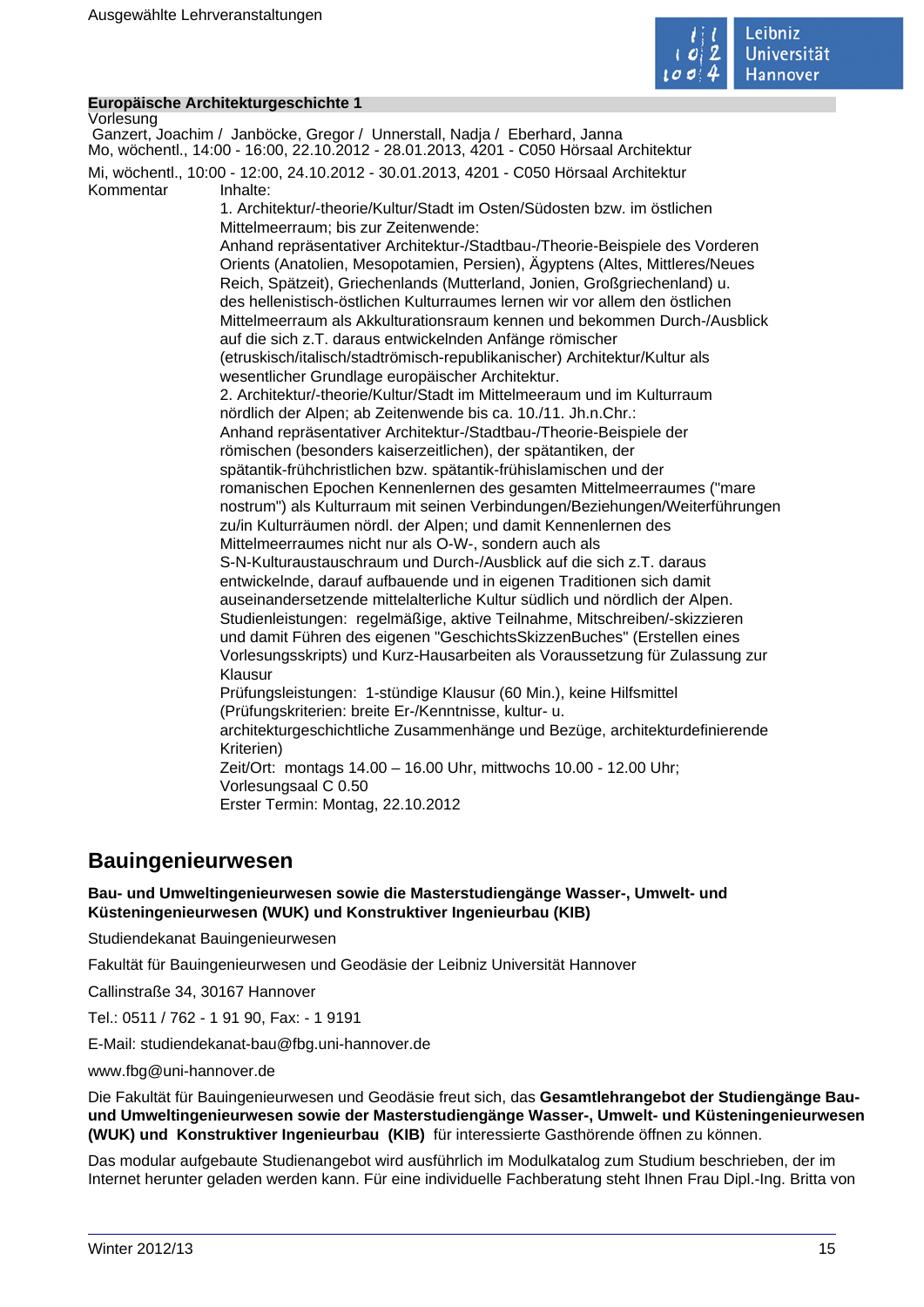**Europäische Architekturgeschichte 1**

Vorlesung

Ganzert, Joachim / Janböcke, Gregor / Unnerstall, Nadja / Eberhard, Janna

Mo, wöchentl., 14:00 - 16:00, 22.10.2012 - 28.01.2013, 4201 - C050 Hörsaal Architektur

Mi, wöchentl., 10:00 - 12:00, 24.10.2012 - 30.01.2013, 4201 - C050 Hörsaal Architektur

Kommentar

Inhalte:

1. Architektur/-theorie/Kultur/Stadt im Osten/Südosten bzw. im östlichen Mittelmeerraum; bis zur Zeitenwende:
Anhand repräsentativer Architektur-/Stadtbau-/Theorie-Beispiele des Vorderen Orients (Anatolien, Mesopotamien, Persien), Ägyptens (Altes, Mittleres/Neues Reich, Spätzeit), Griechenlands (Mutterland, Jonien, Großgriechenland) u. des hellenistisch-östlichen Kulturraumes lernen wir vor allem den östlichen Mittelmeerraum als Akkulturationsraum kennen und bekommen Durch-/Ausblick auf die sich z.T. daraus entwickelnden Anfänge römischer (etruskisch/italisch/stadtrömisch-republikanischer) Architektur/Kultur als wesentlicher Grundlage europäischer Architektur.

2. Architektur/-theorie/Kultur/Stadt im Mittelmeeraum und im Kulturraum nördlich der Alpen; ab Zeitenwende bis ca. 10./11. Jh.n.Chr.:
Anhand repräsentativer Architektur-/Stadtbau-/Theorie-Beispiele der römischen (besonders kaiserzeitlichen), der spätantiken, der spätantik-frühchristlichen bzw. spätantik-frühislamischen und der romanischen Epochen Kennenlernen des gesamten Mittelmeerraumes ("mare nostrum") als Kulturraum mit seinen Verbindungen/Beziehungen/Weiterführungen zu/in Kulturräumen nördl. der Alpen; und damit Kennenlernen des Mittelmeerraumes nicht nur als O-W-, sondern auch als S-N-Kulturaustauschraum und Durch-/Ausblick auf die sich z.T. daraus entwickelnde, darauf aufbauende und in eigenen Traditionen sich damit auseinandersetzende mittelalterliche Kultur südlich und nördlich der Alpen.

Studienleistungen: regelmäßige, aktive Teilnahme, Mitschreiben/-skizzieren und damit Führen des eigenen "GeschichtsSkizzenBuches" (Erstellen eines Vorlesungsskripts) und Kurz-Hausarbeiten als Voraussetzung für Zulassung zur Klausur

Prüfungsleistungen: 1-stündige Klausur (60 Min.), keine Hilfsmittel (Prüfungskriterien: breite Er-/Kenntnisse, kultur- u. architekturgeschichtliche Zusammenhänge und Bezüge, architekturdefinierende Kriterien)

Zeit/Ort: montags 14.00 – 16.00 Uhr, mittwochs 10.00 - 12.00 Uhr; Vorlesungsaal C 0.50

Erster Termin: Montag, 22.10.2012

## Bauingenieurwesen

**Bau- und Umweltingenieurwesen sowie die Masterstudiengänge Wasser-, Umwelt- und Küsteningenieurwesen (WUK) und Konstruktiver Ingenieurbau (KIB)**

Studiendekanat Bauingenieurwesen

Fakultät für Bauingenieurwesen und Geodäsie der Leibniz Universität Hannover

Callinstraße 34, 30167 Hannover

Tel.: 0511 / 762 - 1 91 90, Fax: - 1 9191

E-Mail: studiendekanat-bau@fbg.uni-hannover.de

www.fbg@uni-hannover.de

Die Fakultät für Bauingenieurwesen und Geodäsie freut sich, das **Gesamtlehrangebot der Studiengänge Bau- und Umweltingenieurwesen sowie der Masterstudiengänge Wasser-, Umwelt- und Küsteningenieurwesen (WUK) und Konstruktiver Ingenieurbau (KIB)** für interessierte Gasthörende öffnen zu können.

Das modular aufgebaute Studienangebot wird ausführlich im Modulkatalog zum Studium beschrieben, der im Internet herunter geladen werden kann. Für eine individuelle Fachberatung steht Ihnen Frau Dipl.-Ing. Britta von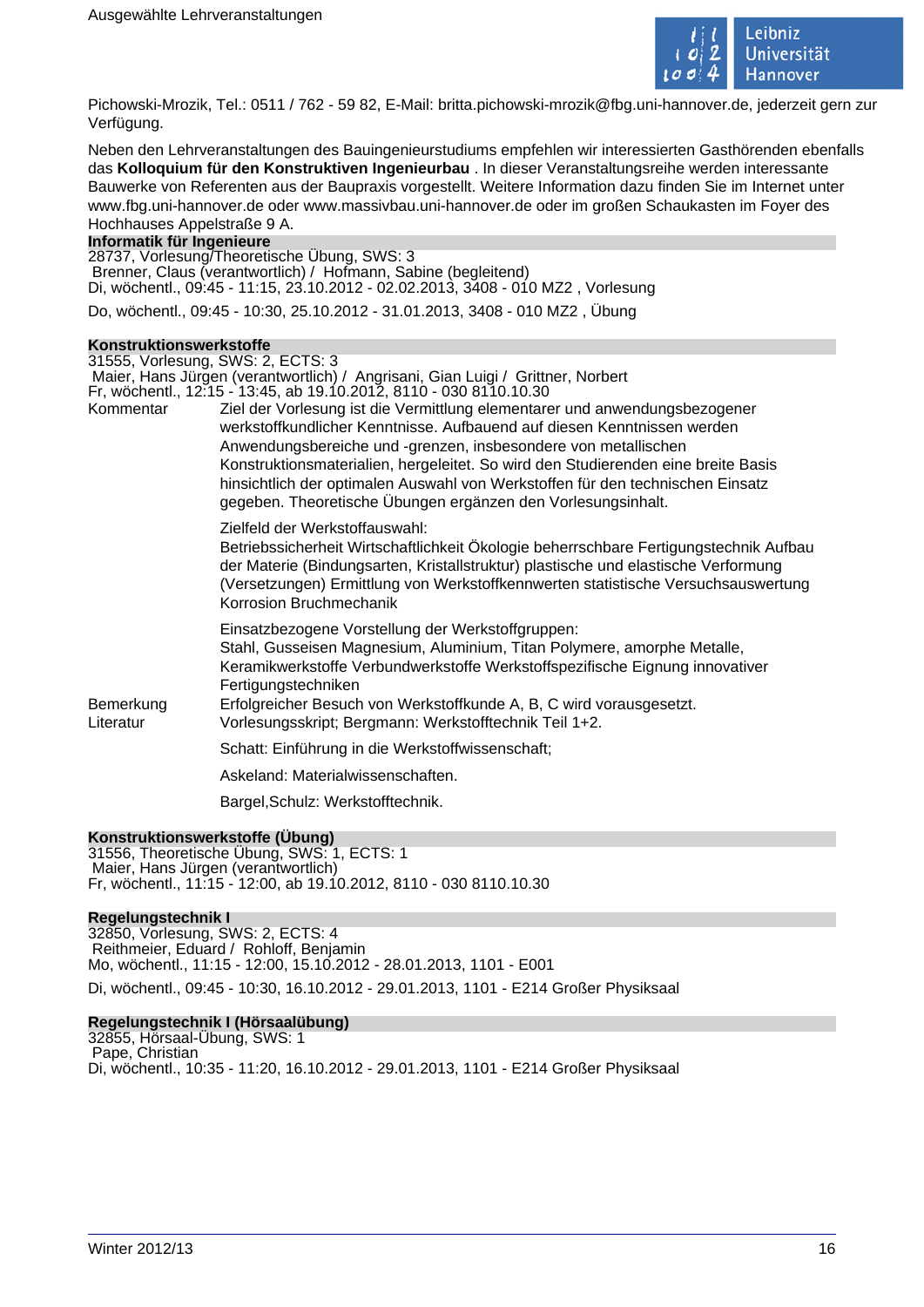Pichowski-Mrozik, Tel.: 0511 / 762 - 59 82, E-Mail: britta.pichowski-mrozik@fbg.uni-hannover.de, jederzeit gern zur Verfügung.

Neben den Lehrveranstaltungen des Bauingenieurstudiums empfehlen wir interessierten Gasthörenden ebenfalls das **Kolloquium für den Konstruktiven Ingenieurbau** . In dieser Veranstaltungsreihe werden interessante Bauwerke von Referenten aus der Baupraxis vorgestellt. Weitere Information dazu finden Sie im Internet unter www.fbg.uni-hannover.de oder www.massivbau.uni-hannover.de oder im großen Schaukasten im Foyer des Hochhauses Appelstraße 9 A.

### Informatik für Ingenieure

28737, Vorlesung/Theoretische Übung, SWS: 3
Brenner, Claus (verantwortlich) / Hofmann, Sabine (begleitend)
Di, wöchentl., 09:45 - 11:15, 23.10.2012 - 02.02.2013, 3408 - 010 MZ2 , Vorlesung

Do, wöchentl., 09:45 - 10:30, 25.10.2012 - 31.01.2013, 3408 - 010 MZ2 , Übung

### Konstruktionswerkstoffe

31555, Vorlesung, SWS: 2, ECTS: 3
Maier, Hans Jürgen (verantwortlich) / Angrisani, Gian Luigi / Grittner, Norbert
Fr, wöchentl., 12:15 - 13:45, ab 19.10.2012, 8110 - 030 8110.10.30

**Kommentar**
Ziel der Vorlesung ist die Vermittlung elementarer und anwendungsbezogener werkstoffkundlicher Kenntnisse. Aufbauend auf diesen Kenntnissen werden Anwendungsbereiche und -grenzen, insbesondere von metallischen Konstruktionsmaterialien, hergeleitet. So wird den Studierenden eine breite Basis hinsichtlich der optimalen Auswahl von Werkstoffen für den technischen Einsatz gegeben. Theoretische Übungen ergänzen den Vorlesungsinhalt.

Zielfeld der Werkstoffauswahl:
Betriebssicherheit Wirtschaftlichkeit Ökologie beherrschbare Fertigungstechnik Aufbau der Materie (Bindungsarten, Kristallstruktur) plastische und elastische Verformung (Versetzungen) Ermittlung von Werkstoffkennwerten statistische Versuchsauswertung Korrosion Bruchmechanik

Einsatzbezogene Vorstellung der Werkstoffgruppen:
Stahl, Gusseisen Magnesium, Aluminium, Titan Polymere, amorphe Metalle, Keramikwerkstoffe Verbundwerkstoffe Werkstoffspezifische Eignung innovativer Fertigungstechniken

**Bemerkung**
Erfolgreicher Besuch von Werkstoffkunde A, B, C wird vorausgesetzt.

**Literatur**
Vorlesungsskript; Bergmann: Werkstofftechnik Teil 1+2.

Schatt: Einführung in die Werkstoffwissenschaft;

Askeland: Materialwissenschaften.

Bargel,Schulz: Werkstofftechnik.

### Konstruktionswerkstoffe (Übung)

31556, Theoretische Übung, SWS: 1, ECTS: 1
Maier, Hans Jürgen (verantwortlich)
Fr, wöchentl., 11:15 - 12:00, ab 19.10.2012, 8110 - 030 8110.10.30

### Regelungstechnik I

32850, Vorlesung, SWS: 2, ECTS: 4
Reithmeier, Eduard / Rohloff, Benjamin
Mo, wöchentl., 11:15 - 12:00, 15.10.2012 - 28.01.2013, 1101 - E001

Di, wöchentl., 09:45 - 10:30, 16.10.2012 - 29.01.2013, 1101 - E214 Großer Physiksaal

### Regelungstechnik I (Hörsaalübung)

32855, Hörsaal-Übung, SWS: 1
Pape, Christian
Di, wöchentl., 10:35 - 11:20, 16.10.2012 - 29.01.2013, 1101 - E214 Großer Physiksaal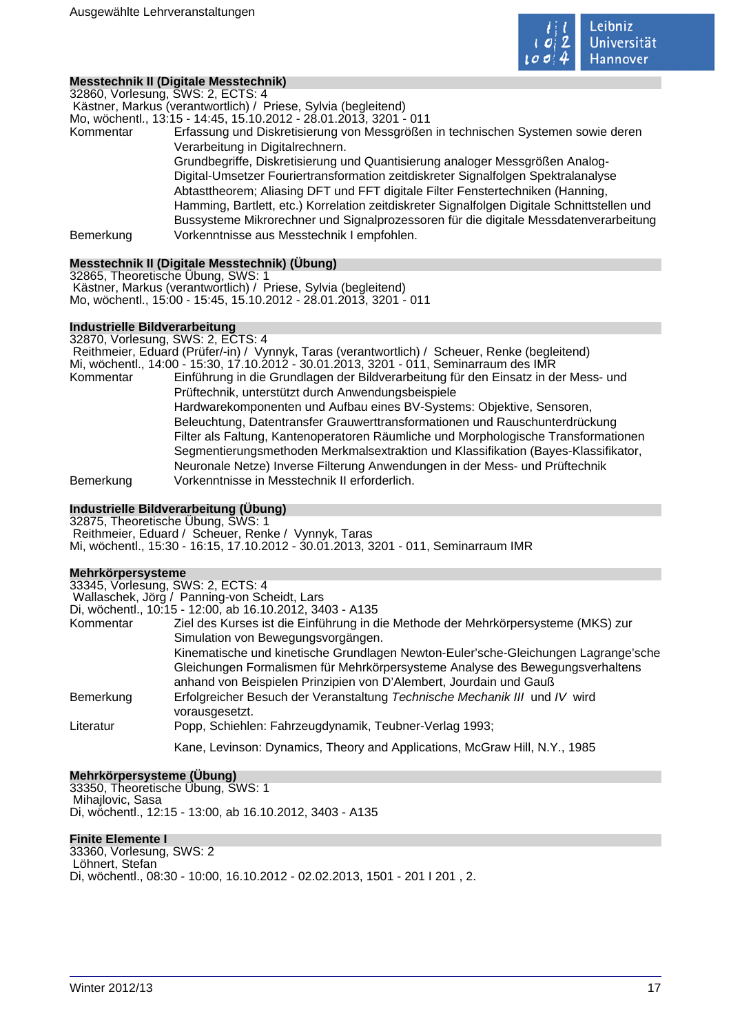### Messtechnik II (Digitale Messtechnik)

32860, Vorlesung, SWS: 2, ECTS: 4
Kästner, Markus (verantwortlich) / Priese, Sylvia (begleitend)
Mo, wöchentl., 13:15 - 14:45, 15.10.2012 - 28.01.2013, 3201 - 011

Kommentar: Erfassung und Diskretisierung von Messgrößen in technischen Systemen sowie deren Verarbeitung in Digitalrechnern.
Grundbegriffe, Diskretisierung und Quantisierung analoger Messgrößen Analog-Digital-Umsetzer Fouriertransformation zeitdiskreter Signalfolgen Spektralanalyse Abtasttheorem; Aliasing DFT und FFT digitale Filter Fenstertechniken (Hanning, Hamming, Bartlett, etc.) Korrelation zeitdiskreter Signalfolgen Digitale Schnittstellen und Bussysteme Mikrorechner und Signalprozessoren für die digitale Messdatenverarbeitung

Bemerkung: Vorkenntnisse aus Messtechnik I empfohlen.

### Messtechnik II (Digitale Messtechnik) (Übung)

32865, Theoretische Übung, SWS: 1
Kästner, Markus (verantwortlich) / Priese, Sylvia (begleitend)
Mo, wöchentl., 15:00 - 15:45, 15.10.2012 - 28.01.2013, 3201 - 011

### Industrielle Bildverarbeitung

32870, Vorlesung, SWS: 2, ECTS: 4
Reithmeier, Eduard (Prüfer/-in) / Vynnyk, Taras (verantwortlich) / Scheuer, Renke (begleitend)
Mi, wöchentl., 14:00 - 15:30, 17.10.2012 - 30.01.2013, 3201 - 011, Seminarraum des IMR

Kommentar: Einführung in die Grundlagen der Bildverarbeitung für den Einsatz in der Mess- und Prüftechnik, unterstützt durch Anwendungsbeispiele
Hardwarekomponenten und Aufbau eines BV-Systems: Objektive, Sensoren, Beleuchtung, Datentransfer Grauwerttransformationen und Rauschunterdrückung Filter als Faltung, Kantenoperatoren Räumliche und Morphologische Transformationen Segmentierungsmethoden Merkmalsextraktion und Klassifikation (Bayes-Klassifikator, Neuronale Netze) Inverse Filterung Anwendungen in der Mess- und Prüftechnik

Bemerkung: Vorkenntnisse in Messtechnik II erforderlich.

### Industrielle Bildverarbeitung (Übung)

32875, Theoretische Übung, SWS: 1
Reithmeier, Eduard / Scheuer, Renke / Vynnyk, Taras
Mi, wöchentl., 15:30 - 16:15, 17.10.2012 - 30.01.2013, 3201 - 011, Seminarraum IMR

### Mehrkörpersysteme

33345, Vorlesung, SWS: 2, ECTS: 4
Wallaschek, Jörg / Panning-von Scheidt, Lars
Di, wöchentl., 10:15 - 12:00, ab 16.10.2012, 3403 - A135

Kommentar: Ziel des Kurses ist die Einführung in die Methode der Mehrkörpersysteme (MKS) zur Simulation von Bewegungsvorgängen.
Kinematische und kinetische Grundlagen Newton-Euler'sche-Gleichungen Lagrange'sche Gleichungen Formalismen für Mehrkörpersysteme Analyse des Bewegungsverhaltens anhand von Beispielen Prinzipien von D'Alembert, Jourdain und Gauß

Bemerkung: Erfolgreicher Besuch der Veranstaltung *Technische Mechanik III* und *IV* wird vorausgesetzt.

Literatur: Popp, Schiehlen: Fahrzeugdynamik, Teubner-Verlag 1993;

Kane, Levinson: Dynamics, Theory and Applications, McGraw Hill, N.Y., 1985

### Mehrkörpersysteme (Übung)

33350, Theoretische Übung, SWS: 1
Mihajlovic, Sasa
Di, wöchentl., 12:15 - 13:00, ab 16.10.2012, 3403 - A135

### Finite Elemente I

33360, Vorlesung, SWS: 2
Löhnert, Stefan
Di, wöchentl., 08:30 - 10:00, 16.10.2012 - 02.02.2013, 1501 - 201 I 201 , 2.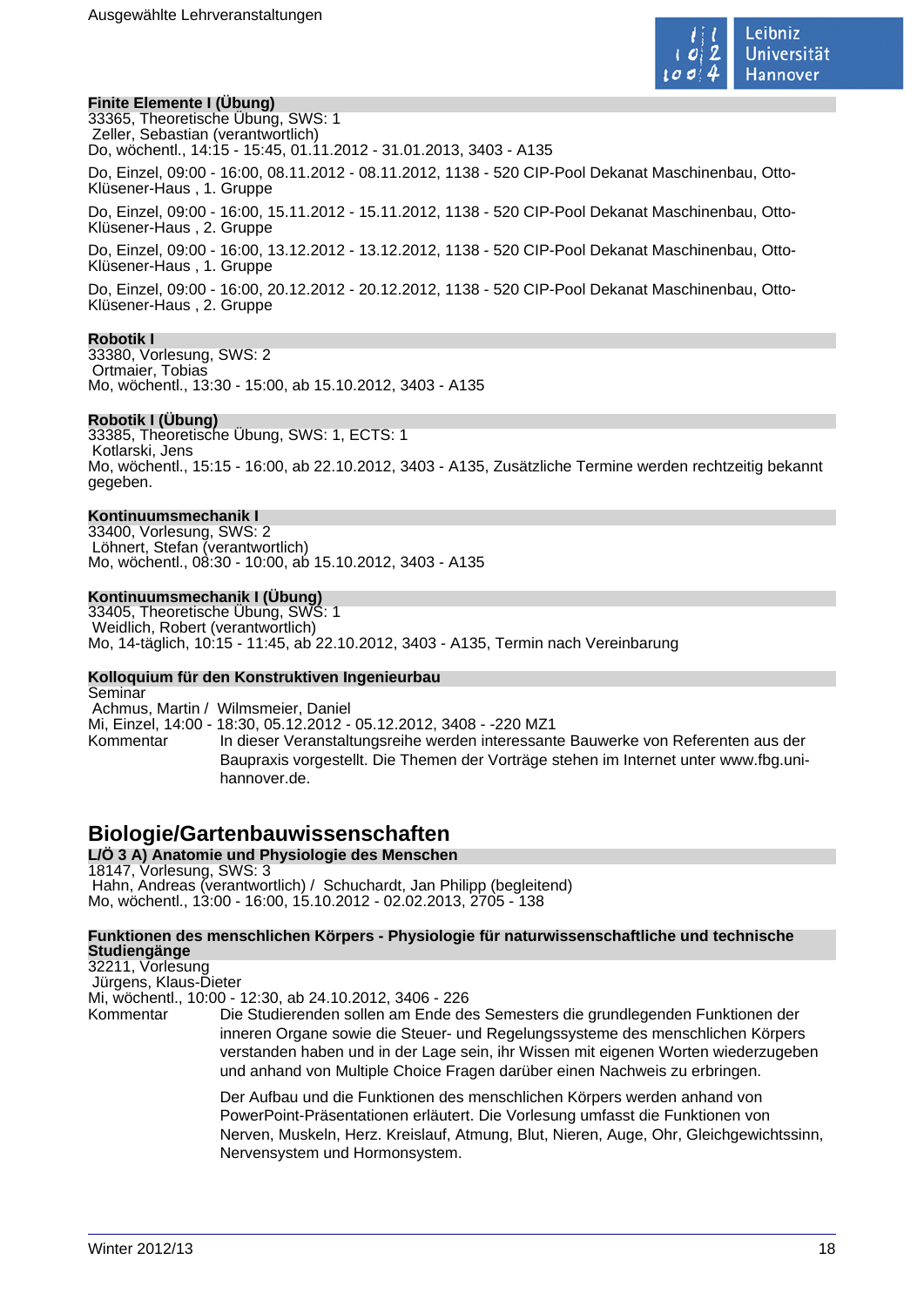**Finite Elemente I (Übung)**
33365, Theoretische Übung, SWS: 1
Zeller, Sebastian (verantwortlich)
Do, wöchentl., 14:15 - 15:45, 01.11.2012 - 31.01.2013, 3403 - A135

Do, Einzel, 09:00 - 16:00, 08.11.2012 - 08.11.2012, 1138 - 520 CIP-Pool Dekanat Maschinenbau, Otto-Klüsener-Haus , 1. Gruppe

Do, Einzel, 09:00 - 16:00, 15.11.2012 - 15.11.2012, 1138 - 520 CIP-Pool Dekanat Maschinenbau, Otto-Klüsener-Haus , 2. Gruppe

Do, Einzel, 09:00 - 16:00, 13.12.2012 - 13.12.2012, 1138 - 520 CIP-Pool Dekanat Maschinenbau, Otto-Klüsener-Haus , 1. Gruppe

Do, Einzel, 09:00 - 16:00, 20.12.2012 - 20.12.2012, 1138 - 520 CIP-Pool Dekanat Maschinenbau, Otto-Klüsener-Haus , 2. Gruppe

**Robotik I**
33380, Vorlesung, SWS: 2
Ortmaier, Tobias
Mo, wöchentl., 13:30 - 15:00, ab 15.10.2012, 3403 - A135

**Robotik I (Übung)**
33385, Theoretische Übung, SWS: 1, ECTS: 1
Kotlarski, Jens
Mo, wöchentl., 15:15 - 16:00, ab 22.10.2012, 3403 - A135, Zusätzliche Termine werden rechtzeitig bekannt gegeben.

**Kontinuumsmechanik I**
33400, Vorlesung, SWS: 2
Löhnert, Stefan (verantwortlich)
Mo, wöchentl., 08:30 - 10:00, ab 15.10.2012, 3403 - A135

**Kontinuumsmechanik I (Übung)**
33405, Theoretische Übung, SWS: 1
Weidlich, Robert (verantwortlich)
Mo, 14-täglich, 10:15 - 11:45, ab 22.10.2012, 3403 - A135, Termin nach Vereinbarung

**Kolloquium für den Konstruktiven Ingenieurbau**
Seminar
Achmus, Martin / Wilmsmeier, Daniel
Mi, Einzel, 14:00 - 18:30, 05.12.2012 - 05.12.2012, 3408 - -220 MZ1

Kommentar: In dieser Veranstaltungsreihe werden interessante Bauwerke von Referenten aus der Baupraxis vorgestellt. Die Themen der Vorträge stehen im Internet unter www.fbg.uni-hannover.de.

## Biologie/Gartenbauwissenschaften

**L/Ö 3 A) Anatomie und Physiologie des Menschen**
18147, Vorlesung, SWS: 3
Hahn, Andreas (verantwortlich) / Schuchardt, Jan Philipp (begleitend)
Mo, wöchentl., 13:00 - 16:00, 15.10.2012 - 02.02.2013, 2705 - 138

**Funktionen des menschlichen Körpers - Physiologie für naturwissenschaftliche und technische Studiengänge**
32211, Vorlesung
Jürgens, Klaus-Dieter
Mi, wöchentl., 10:00 - 12:30, ab 24.10.2012, 3406 - 226

Kommentar: Die Studierenden sollen am Ende des Semesters die grundlegenden Funktionen der inneren Organe sowie die Steuer- und Regelungssysteme des menschlichen Körpers verstanden haben und in der Lage sein, ihr Wissen mit eigenen Worten wiederzugeben und anhand von Multiple Choice Fragen darüber einen Nachweis zu erbringen.

Der Aufbau und die Funktionen des menschlichen Körpers werden anhand von PowerPoint-Präsentationen erläutert. Die Vorlesung umfasst die Funktionen von Nerven, Muskeln, Herz. Kreislauf, Atmung, Blut, Nieren, Auge, Ohr, Gleichgewichtssinn, Nervensystem und Hormonsystem.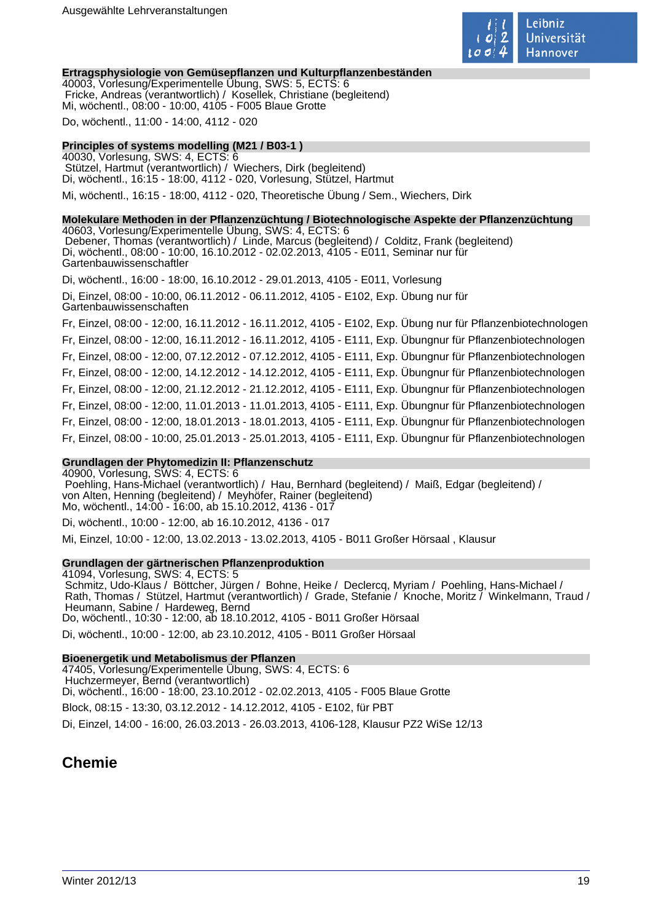**Ertragsphysiologie von Gemüsepflanzen und Kulturpflanzenbeständen**
40003, Vorlesung/Experimentelle Übung, SWS: 5, ECTS: 6
Fricke, Andreas (verantwortlich) / Kosellek, Christiane (begleitend)
Mi, wöchentl., 08:00 - 10:00, 4105 - F005 Blaue Grotte

Do, wöchentl., 11:00 - 14:00, 4112 - 020

**Principles of systems modelling (M21 / B03-1 )**
40030, Vorlesung, SWS: 4, ECTS: 6
Stützel, Hartmut (verantwortlich) / Wiechers, Dirk (begleitend)
Di, wöchentl., 16:15 - 18:00, 4112 - 020, Vorlesung, Stützel, Hartmut

Mi, wöchentl., 16:15 - 18:00, 4112 - 020, Theoretische Übung / Sem., Wiechers, Dirk

**Molekulare Methoden in der Pflanzenzüchtung / Biotechnologische Aspekte der Pflanzenzüchtung**
40603, Vorlesung/Experimentelle Übung, SWS: 4, ECTS: 6
Debener, Thomas (verantwortlich) / Linde, Marcus (begleitend) / Colditz, Frank (begleitend)
Di, wöchentl., 08:00 - 10:00, 16.10.2012 - 02.02.2013, 4105 - E011, Seminar nur für Gartenbauwissenschaftler

Di, wöchentl., 16:00 - 18:00, 16.10.2012 - 29.01.2013, 4105 - E011, Vorlesung

Di, Einzel, 08:00 - 10:00, 06.11.2012 - 06.11.2012, 4105 - E102, Exp. Übung nur für Gartenbauwissenschaften

Fr, Einzel, 08:00 - 12:00, 16.11.2012 - 16.11.2012, 4105 - E102, Exp. Übung nur für Pflanzenbiotechnologen

Fr, Einzel, 08:00 - 12:00, 16.11.2012 - 16.11.2012, 4105 - E111, Exp. Übungnur für Pflanzenbiotechnologen

Fr, Einzel, 08:00 - 12:00, 07.12.2012 - 07.12.2012, 4105 - E111, Exp. Übungnur für Pflanzenbiotechnologen

Fr, Einzel, 08:00 - 12:00, 14.12.2012 - 14.12.2012, 4105 - E111, Exp. Übungnur für Pflanzenbiotechnologen

Fr, Einzel, 08:00 - 12:00, 21.12.2012 - 21.12.2012, 4105 - E111, Exp. Übungnur für Pflanzenbiotechnologen

Fr, Einzel, 08:00 - 12:00, 11.01.2013 - 11.01.2013, 4105 - E111, Exp. Übungnur für Pflanzenbiotechnologen

Fr, Einzel, 08:00 - 12:00, 18.01.2013 - 18.01.2013, 4105 - E111, Exp. Übungnur für Pflanzenbiotechnologen

Fr, Einzel, 08:00 - 10:00, 25.01.2013 - 25.01.2013, 4105 - E111, Exp. Übungnur für Pflanzenbiotechnologen

**Grundlagen der Phytomedizin II: Pflanzenschutz**
40900, Vorlesung, SWS: 4, ECTS: 6
Poehling, Hans-Michael (verantwortlich) / Hau, Bernhard (begleitend) / Maiß, Edgar (begleitend) / von Alten, Henning (begleitend) / Meyhöfer, Rainer (begleitend)
Mo, wöchentl., 14:00 - 16:00, ab 15.10.2012, 4136 - 017

Di, wöchentl., 10:00 - 12:00, ab 16.10.2012, 4136 - 017

Mi, Einzel, 10:00 - 12:00, 13.02.2013 - 13.02.2013, 4105 - B011 Großer Hörsaal , Klausur

**Grundlagen der gärtnerischen Pflanzenproduktion**
41094, Vorlesung, SWS: 4, ECTS: 5
Schmitz, Udo-Klaus / Böttcher, Jürgen / Bohne, Heike / Declercq, Myriam / Poehling, Hans-Michael / Rath, Thomas / Stützel, Hartmut (verantwortlich) / Grade, Stefanie / Knoche, Moritz / Winkelmann, Traud / Heumann, Sabine / Hardeweg, Bernd
Do, wöchentl., 10:30 - 12:00, ab 18.10.2012, 4105 - B011 Großer Hörsaal

Di, wöchentl., 10:00 - 12:00, ab 23.10.2012, 4105 - B011 Großer Hörsaal

**Bioenergetik und Metabolismus der Pflanzen**
47405, Vorlesung/Experimentelle Übung, SWS: 4, ECTS: 6
Huchzermeyer, Bernd (verantwortlich)
Di, wöchentl., 16:00 - 18:00, 23.10.2012 - 02.02.2013, 4105 - F005 Blaue Grotte

Block, 08:15 - 13:30, 03.12.2012 - 14.12.2012, 4105 - E102, für PBT

Di, Einzel, 14:00 - 16:00, 26.03.2013 - 26.03.2013, 4106-128, Klausur PZ2 WiSe 12/13

## Chemie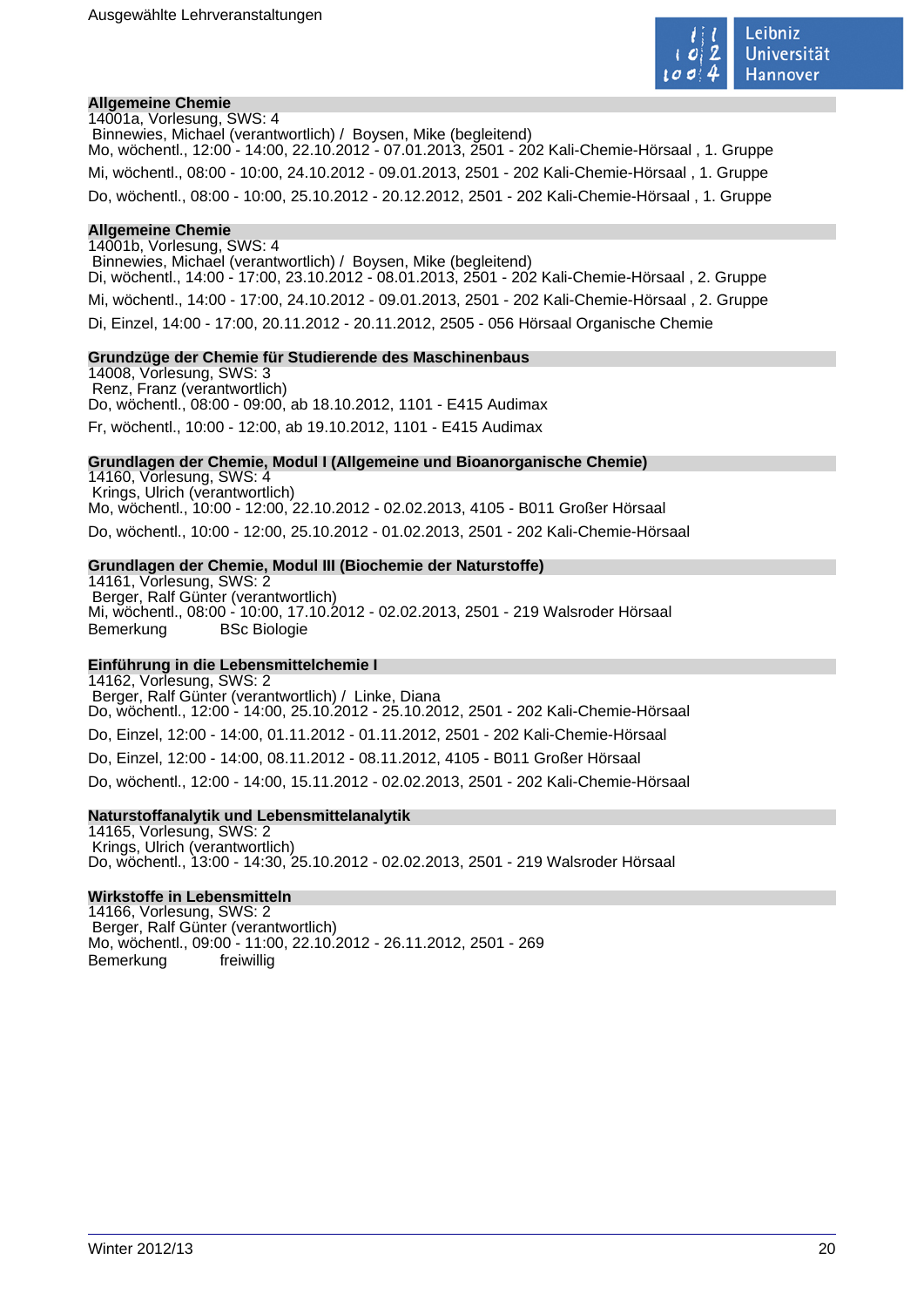### Allgemeine Chemie

14001a, Vorlesung, SWS: 4
Binnewies, Michael (verantwortlich) / Boysen, Mike (begleitend)
Mo, wöchentl., 12:00 - 14:00, 22.10.2012 - 07.01.2013, 2501 - 202 Kali-Chemie-Hörsaal , 1. Gruppe

Mi, wöchentl., 08:00 - 10:00, 24.10.2012 - 09.01.2013, 2501 - 202 Kali-Chemie-Hörsaal , 1. Gruppe

Do, wöchentl., 08:00 - 10:00, 25.10.2012 - 20.12.2012, 2501 - 202 Kali-Chemie-Hörsaal , 1. Gruppe

### Allgemeine Chemie

14001b, Vorlesung, SWS: 4
Binnewies, Michael (verantwortlich) / Boysen, Mike (begleitend)
Di, wöchentl., 14:00 - 17:00, 23.10.2012 - 08.01.2013, 2501 - 202 Kali-Chemie-Hörsaal , 2. Gruppe

Mi, wöchentl., 14:00 - 17:00, 24.10.2012 - 09.01.2013, 2501 - 202 Kali-Chemie-Hörsaal , 2. Gruppe

Di, Einzel, 14:00 - 17:00, 20.11.2012 - 20.11.2012, 2505 - 056 Hörsaal Organische Chemie

### Grundzüge der Chemie für Studierende des Maschinenbaus

14008, Vorlesung, SWS: 3
Renz, Franz (verantwortlich)
Do, wöchentl., 08:00 - 09:00, ab 18.10.2012, 1101 - E415 Audimax

Fr, wöchentl., 10:00 - 12:00, ab 19.10.2012, 1101 - E415 Audimax

### Grundlagen der Chemie, Modul I (Allgemeine und Bioanorganische Chemie)

14160, Vorlesung, SWS: 4
Krings, Ulrich (verantwortlich)
Mo, wöchentl., 10:00 - 12:00, 22.10.2012 - 02.02.2013, 4105 - B011 Großer Hörsaal

Do, wöchentl., 10:00 - 12:00, 25.10.2012 - 01.02.2013, 2501 - 202 Kali-Chemie-Hörsaal

### Grundlagen der Chemie, Modul III (Biochemie der Naturstoffe)

14161, Vorlesung, SWS: 2
Berger, Ralf Günter (verantwortlich)
Mi, wöchentl., 08:00 - 10:00, 17.10.2012 - 02.02.2013, 2501 - 219 Walsroder Hörsaal
Bemerkung BSc Biologie

### Einführung in die Lebensmittelchemie I

14162, Vorlesung, SWS: 2
Berger, Ralf Günter (verantwortlich) / Linke, Diana
Do, wöchentl., 12:00 - 14:00, 25.10.2012 - 25.10.2012, 2501 - 202 Kali-Chemie-Hörsaal

Do, Einzel, 12:00 - 14:00, 01.11.2012 - 01.11.2012, 2501 - 202 Kali-Chemie-Hörsaal

Do, Einzel, 12:00 - 14:00, 08.11.2012 - 08.11.2012, 4105 - B011 Großer Hörsaal

Do, wöchentl., 12:00 - 14:00, 15.11.2012 - 02.02.2013, 2501 - 202 Kali-Chemie-Hörsaal

### Naturstoffanalytik und Lebensmittelanalytik

14165, Vorlesung, SWS: 2
Krings, Ulrich (verantwortlich)
Do, wöchentl., 13:00 - 14:30, 25.10.2012 - 02.02.2013, 2501 - 219 Walsroder Hörsaal

### Wirkstoffe in Lebensmitteln

14166, Vorlesung, SWS: 2
Berger, Ralf Günter (verantwortlich)
Mo, wöchentl., 09:00 - 11:00, 22.10.2012 - 26.11.2012, 2501 - 269
Bemerkung freiwillig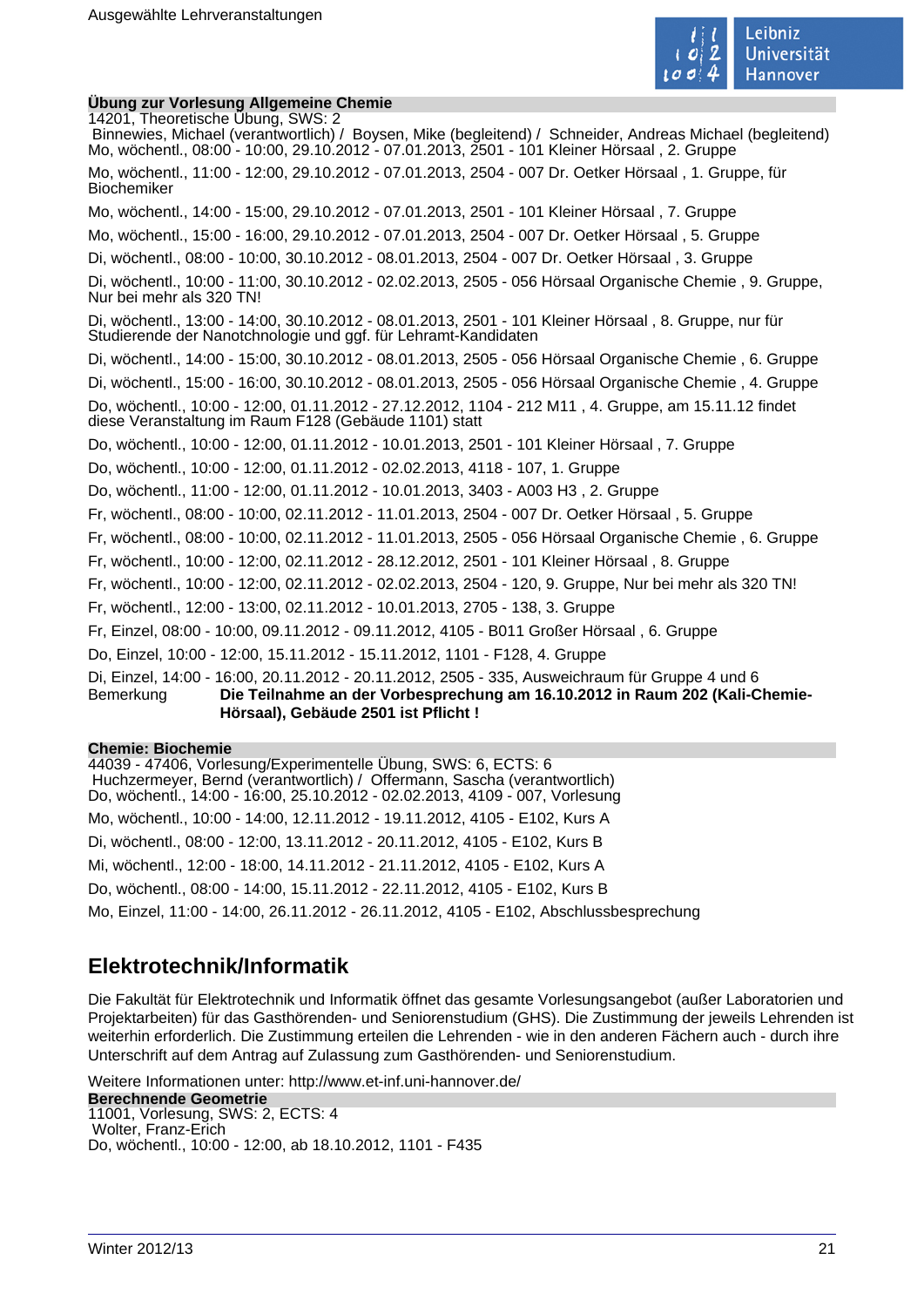**Übung zur Vorlesung Allgemeine Chemie**

14201, Theoretische Übung, SWS: 2
Binnewies, Michael (verantwortlich) / Boysen, Mike (begleitend) / Schneider, Andreas Michael (begleitend)
Mo, wöchentl., 08:00 - 10:00, 29.10.2012 - 07.01.2013, 2501 - 101 Kleiner Hörsaal , 2. Gruppe

Mo, wöchentl., 11:00 - 12:00, 29.10.2012 - 07.01.2013, 2504 - 007 Dr. Oetker Hörsaal , 1. Gruppe, für Biochemiker

Mo, wöchentl., 14:00 - 15:00, 29.10.2012 - 07.01.2013, 2501 - 101 Kleiner Hörsaal , 7. Gruppe

Mo, wöchentl., 15:00 - 16:00, 29.10.2012 - 07.01.2013, 2504 - 007 Dr. Oetker Hörsaal , 5. Gruppe

Di, wöchentl., 08:00 - 10:00, 30.10.2012 - 08.01.2013, 2504 - 007 Dr. Oetker Hörsaal , 3. Gruppe

Di, wöchentl., 10:00 - 11:00, 30.10.2012 - 02.02.2013, 2505 - 056 Hörsaal Organische Chemie , 9. Gruppe, Nur bei mehr als 320 TN!

Di, wöchentl., 13:00 - 14:00, 30.10.2012 - 08.01.2013, 2501 - 101 Kleiner Hörsaal , 8. Gruppe, nur für Studierende der Nanotchnologie und ggf. für Lehramt-Kandidaten

Di, wöchentl., 14:00 - 15:00, 30.10.2012 - 08.01.2013, 2505 - 056 Hörsaal Organische Chemie , 6. Gruppe

Di, wöchentl., 15:00 - 16:00, 30.10.2012 - 08.01.2013, 2505 - 056 Hörsaal Organische Chemie , 4. Gruppe

Do, wöchentl., 10:00 - 12:00, 01.11.2012 - 27.12.2012, 1104 - 212 M11 , 4. Gruppe, am 15.11.12 findet diese Veranstaltung im Raum F128 (Gebäude 1101) statt

Do, wöchentl., 10:00 - 12:00, 01.11.2012 - 10.01.2013, 2501 - 101 Kleiner Hörsaal , 7. Gruppe

Do, wöchentl., 10:00 - 12:00, 01.11.2012 - 02.02.2013, 4118 - 107, 1. Gruppe

Do, wöchentl., 11:00 - 12:00, 01.11.2012 - 10.01.2013, 3403 - A003 H3 , 2. Gruppe

Fr, wöchentl., 08:00 - 10:00, 02.11.2012 - 11.01.2013, 2504 - 007 Dr. Oetker Hörsaal , 5. Gruppe

Fr, wöchentl., 08:00 - 10:00, 02.11.2012 - 11.01.2013, 2505 - 056 Hörsaal Organische Chemie , 6. Gruppe

Fr, wöchentl., 10:00 - 12:00, 02.11.2012 - 28.12.2012, 2501 - 101 Kleiner Hörsaal , 8. Gruppe

Fr, wöchentl., 10:00 - 12:00, 02.11.2012 - 02.02.2013, 2504 - 120, 9. Gruppe, Nur bei mehr als 320 TN!

Fr, wöchentl., 12:00 - 13:00, 02.11.2012 - 10.01.2013, 2705 - 138, 3. Gruppe

Fr, Einzel, 08:00 - 10:00, 09.11.2012 - 09.11.2012, 4105 - B011 Großer Hörsaal , 6. Gruppe

Do, Einzel, 10:00 - 12:00, 15.11.2012 - 15.11.2012, 1101 - F128, 4. Gruppe

Di, Einzel, 14:00 - 16:00, 20.11.2012 - 20.11.2012, 2505 - 335, Ausweichraum für Gruppe 4 und 6

Bemerkung **Die Teilnahme an der Vorbesprechung am 16.10.2012 in Raum 202 (Kali-Chemie-Hörsaal), Gebäude 2501 ist Pflicht !**

**Chemie: Biochemie**

44039 - 47406, Vorlesung/Experimentelle Übung, SWS: 6, ECTS: 6
Huchzermeyer, Bernd (verantwortlich) / Offermann, Sascha (verantwortlich)
Do, wöchentl., 14:00 - 16:00, 25.10.2012 - 02.02.2013, 4109 - 007, Vorlesung

Mo, wöchentl., 10:00 - 14:00, 12.11.2012 - 19.11.2012, 4105 - E102, Kurs A

Di, wöchentl., 08:00 - 12:00, 13.11.2012 - 20.11.2012, 4105 - E102, Kurs B

Mi, wöchentl., 12:00 - 18:00, 14.11.2012 - 21.11.2012, 4105 - E102, Kurs A

Do, wöchentl., 08:00 - 14:00, 15.11.2012 - 22.11.2012, 4105 - E102, Kurs B

Mo, Einzel, 11:00 - 14:00, 26.11.2012 - 26.11.2012, 4105 - E102, Abschlussbesprechung

## Elektrotechnik/Informatik

Die Fakultät für Elektrotechnik und Informatik öffnet das gesamte Vorlesungsangebot (außer Laboratorien und Projektarbeiten) für das Gasthörenden- und Seniorenstudium (GHS). Die Zustimmung der jeweils Lehrenden ist weiterhin erforderlich. Die Zustimmung erteilen die Lehrenden - wie in den anderen Fächern auch - durch ihre Unterschrift auf dem Antrag auf Zulassung zum Gasthörenden- und Seniorenstudium.

Weitere Informationen unter: http://www.et-inf.uni-hannover.de/

**Berechnende Geometrie**

11001, Vorlesung, SWS: 2, ECTS: 4
Wolter, Franz-Erich
Do, wöchentl., 10:00 - 12:00, ab 18.10.2012, 1101 - F435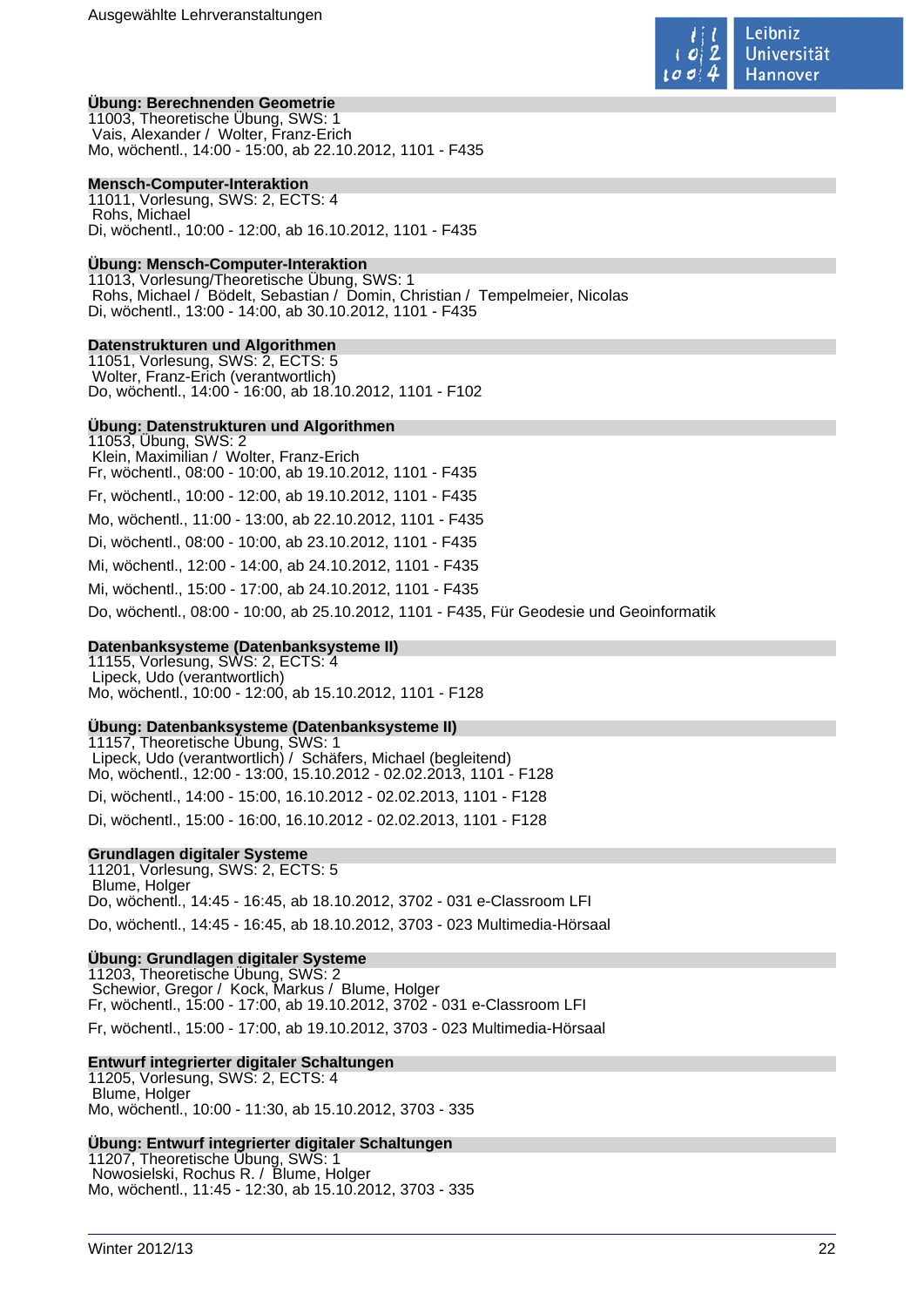### Übung: Berechnenden Geometrie

11003, Theoretische Übung, SWS: 1
Vais, Alexander / Wolter, Franz-Erich
Mo, wöchentl., 14:00 - 15:00, ab 22.10.2012, 1101 - F435

### Mensch-Computer-Interaktion

11011, Vorlesung, SWS: 2, ECTS: 4
Rohs, Michael
Di, wöchentl., 10:00 - 12:00, ab 16.10.2012, 1101 - F435

### Übung: Mensch-Computer-Interaktion

11013, Vorlesung/Theoretische Übung, SWS: 1
Rohs, Michael / Bödelt, Sebastian / Domin, Christian / Tempelmeier, Nicolas
Di, wöchentl., 13:00 - 14:00, ab 30.10.2012, 1101 - F435

### Datenstrukturen und Algorithmen

11051, Vorlesung, SWS: 2, ECTS: 5
Wolter, Franz-Erich (verantwortlich)
Do, wöchentl., 14:00 - 16:00, ab 18.10.2012, 1101 - F102

### Übung: Datenstrukturen und Algorithmen

11053, Übung, SWS: 2
Klein, Maximilian / Wolter, Franz-Erich
Fr, wöchentl., 08:00 - 10:00, ab 19.10.2012, 1101 - F435

Fr, wöchentl., 10:00 - 12:00, ab 19.10.2012, 1101 - F435

Mo, wöchentl., 11:00 - 13:00, ab 22.10.2012, 1101 - F435

Di, wöchentl., 08:00 - 10:00, ab 23.10.2012, 1101 - F435

Mi, wöchentl., 12:00 - 14:00, ab 24.10.2012, 1101 - F435

Mi, wöchentl., 15:00 - 17:00, ab 24.10.2012, 1101 - F435

Do, wöchentl., 08:00 - 10:00, ab 25.10.2012, 1101 - F435, Für Geodesie und Geoinformatik

### Datenbanksysteme (Datenbanksysteme II)

11155, Vorlesung, SWS: 2, ECTS: 4
Lipeck, Udo (verantwortlich)
Mo, wöchentl., 10:00 - 12:00, ab 15.10.2012, 1101 - F128

### Übung: Datenbanksysteme (Datenbanksysteme II)

11157, Theoretische Übung, SWS: 1
Lipeck, Udo (verantwortlich) / Schäfers, Michael (begleitend)
Mo, wöchentl., 12:00 - 13:00, 15.10.2012 - 02.02.2013, 1101 - F128

Di, wöchentl., 14:00 - 15:00, 16.10.2012 - 02.02.2013, 1101 - F128

Di, wöchentl., 15:00 - 16:00, 16.10.2012 - 02.02.2013, 1101 - F128

### Grundlagen digitaler Systeme

11201, Vorlesung, SWS: 2, ECTS: 5
Blume, Holger
Do, wöchentl., 14:45 - 16:45, ab 18.10.2012, 3702 - 031 e-Classroom LFI

Do, wöchentl., 14:45 - 16:45, ab 18.10.2012, 3703 - 023 Multimedia-Hörsaal

### Übung: Grundlagen digitaler Systeme

11203, Theoretische Übung, SWS: 2
Schewior, Gregor / Kock, Markus / Blume, Holger
Fr, wöchentl., 15:00 - 17:00, ab 19.10.2012, 3702 - 031 e-Classroom LFI

Fr, wöchentl., 15:00 - 17:00, ab 19.10.2012, 3703 - 023 Multimedia-Hörsaal

### Entwurf integrierter digitaler Schaltungen

11205, Vorlesung, SWS: 2, ECTS: 4
Blume, Holger
Mo, wöchentl., 10:00 - 11:30, ab 15.10.2012, 3703 - 335

### Übung: Entwurf integrierter digitaler Schaltungen

11207, Theoretische Übung, SWS: 1
Nowosielski, Rochus R. / Blume, Holger
Mo, wöchentl., 11:45 - 12:30, ab 15.10.2012, 3703 - 335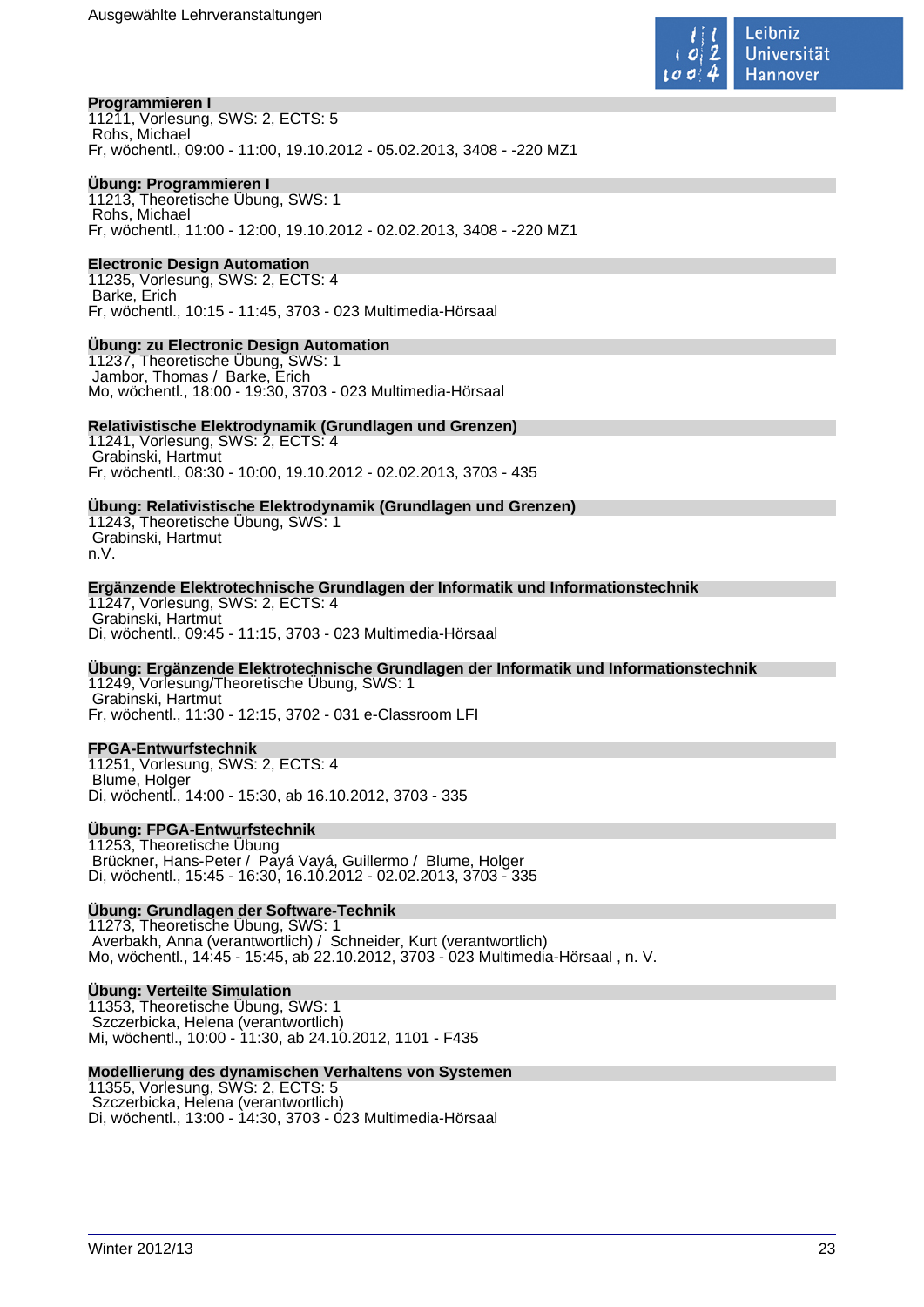**Programmieren I**
11211, Vorlesung, SWS: 2, ECTS: 5
Rohs, Michael
Fr, wöchentl., 09:00 - 11:00, 19.10.2012 - 05.02.2013, 3408 - -220 MZ1

**Übung: Programmieren I**
11213, Theoretische Übung, SWS: 1
Rohs, Michael
Fr, wöchentl., 11:00 - 12:00, 19.10.2012 - 02.02.2013, 3408 - -220 MZ1

**Electronic Design Automation**
11235, Vorlesung, SWS: 2, ECTS: 4
Barke, Erich
Fr, wöchentl., 10:15 - 11:45, 3703 - 023 Multimedia-Hörsaal

**Übung: zu Electronic Design Automation**
11237, Theoretische Übung, SWS: 1
Jambor, Thomas / Barke, Erich
Mo, wöchentl., 18:00 - 19:30, 3703 - 023 Multimedia-Hörsaal

**Relativistische Elektrodynamik (Grundlagen und Grenzen)**
11241, Vorlesung, SWS: 2, ECTS: 4
Grabinski, Hartmut
Fr, wöchentl., 08:30 - 10:00, 19.10.2012 - 02.02.2013, 3703 - 435

**Übung: Relativistische Elektrodynamik (Grundlagen und Grenzen)**
11243, Theoretische Übung, SWS: 1
Grabinski, Hartmut
n.V.

**Ergänzende Elektrotechnische Grundlagen der Informatik und Informationstechnik**
11247, Vorlesung, SWS: 2, ECTS: 4
Grabinski, Hartmut
Di, wöchentl., 09:45 - 11:15, 3703 - 023 Multimedia-Hörsaal

**Übung: Ergänzende Elektrotechnische Grundlagen der Informatik und Informationstechnik**
11249, Vorlesung/Theoretische Übung, SWS: 1
Grabinski, Hartmut
Fr, wöchentl., 11:30 - 12:15, 3702 - 031 e-Classroom LFI

**FPGA-Entwurfstechnik**
11251, Vorlesung, SWS: 2, ECTS: 4
Blume, Holger
Di, wöchentl., 14:00 - 15:30, ab 16.10.2012, 3703 - 335

**Übung: FPGA-Entwurfstechnik**
11253, Theoretische Übung
Brückner, Hans-Peter / Payá Vayá, Guillermo / Blume, Holger
Di, wöchentl., 15:45 - 16:30, 16.10.2012 - 02.02.2013, 3703 - 335

**Übung: Grundlagen der Software-Technik**
11273, Theoretische Übung, SWS: 1
Averbakh, Anna (verantwortlich) / Schneider, Kurt (verantwortlich)
Mo, wöchentl., 14:45 - 15:45, ab 22.10.2012, 3703 - 023 Multimedia-Hörsaal , n. V.

**Übung: Verteilte Simulation**
11353, Theoretische Übung, SWS: 1
Szczerbicka, Helena (verantwortlich)
Mi, wöchentl., 10:00 - 11:30, ab 24.10.2012, 1101 - F435

**Modellierung des dynamischen Verhaltens von Systemen**
11355, Vorlesung, SWS: 2, ECTS: 5
Szczerbicka, Helena (verantwortlich)
Di, wöchentl., 13:00 - 14:30, 3703 - 023 Multimedia-Hörsaal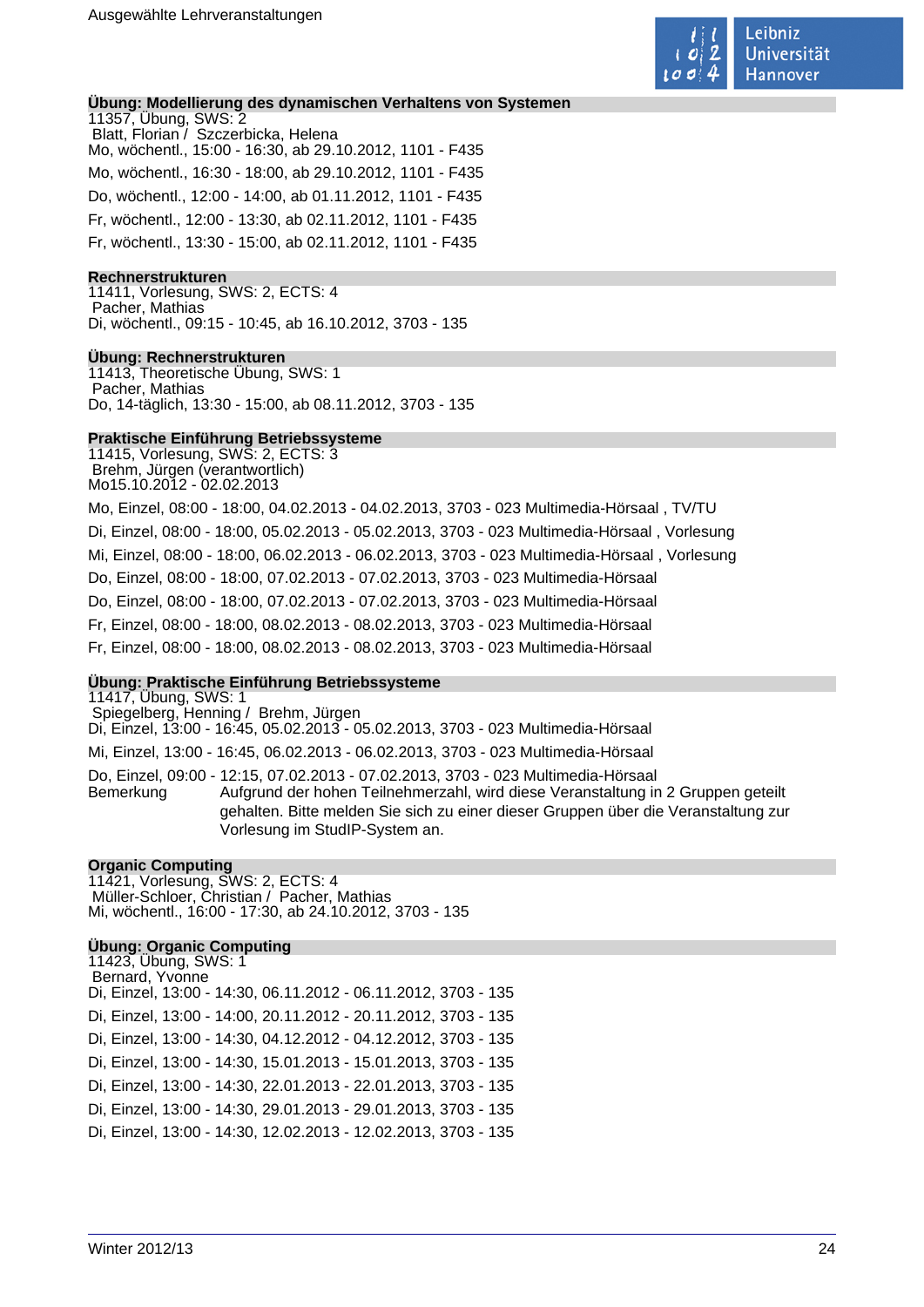### Übung: Modellierung des dynamischen Verhaltens von Systemen

11357, Übung, SWS: 2
Blatt, Florian / Szczerbicka, Helena
Mo, wöchentl., 15:00 - 16:30, ab 29.10.2012, 1101 - F435

Mo, wöchentl., 16:30 - 18:00, ab 29.10.2012, 1101 - F435

Do, wöchentl., 12:00 - 14:00, ab 01.11.2012, 1101 - F435

Fr, wöchentl., 12:00 - 13:30, ab 02.11.2012, 1101 - F435

Fr, wöchentl., 13:30 - 15:00, ab 02.11.2012, 1101 - F435

### Rechnerstrukturen

11411, Vorlesung, SWS: 2, ECTS: 4
Pacher, Mathias
Di, wöchentl., 09:15 - 10:45, ab 16.10.2012, 3703 - 135

### Übung: Rechnerstrukturen

11413, Theoretische Übung, SWS: 1
Pacher, Mathias
Do, 14-täglich, 13:30 - 15:00, ab 08.11.2012, 3703 - 135

### Praktische Einführung Betriebssysteme

11415, Vorlesung, SWS: 2, ECTS: 3
Brehm, Jürgen (verantwortlich)
Mo15.10.2012 - 02.02.2013

Mo, Einzel, 08:00 - 18:00, 04.02.2013 - 04.02.2013, 3703 - 023 Multimedia-Hörsaal , TV/TU

Di, Einzel, 08:00 - 18:00, 05.02.2013 - 05.02.2013, 3703 - 023 Multimedia-Hörsaal , Vorlesung

Mi, Einzel, 08:00 - 18:00, 06.02.2013 - 06.02.2013, 3703 - 023 Multimedia-Hörsaal , Vorlesung

Do, Einzel, 08:00 - 18:00, 07.02.2013 - 07.02.2013, 3703 - 023 Multimedia-Hörsaal

Do, Einzel, 08:00 - 18:00, 07.02.2013 - 07.02.2013, 3703 - 023 Multimedia-Hörsaal

Fr, Einzel, 08:00 - 18:00, 08.02.2013 - 08.02.2013, 3703 - 023 Multimedia-Hörsaal

Fr, Einzel, 08:00 - 18:00, 08.02.2013 - 08.02.2013, 3703 - 023 Multimedia-Hörsaal

### Übung: Praktische Einführung Betriebssysteme

11417, Übung, SWS: 1
Spiegelberg, Henning / Brehm, Jürgen
Di, Einzel, 13:00 - 16:45, 05.02.2013 - 05.02.2013, 3703 - 023 Multimedia-Hörsaal

Mi, Einzel, 13:00 - 16:45, 06.02.2013 - 06.02.2013, 3703 - 023 Multimedia-Hörsaal

Do, Einzel, 09:00 - 12:15, 07.02.2013 - 07.02.2013, 3703 - 023 Multimedia-Hörsaal

Bemerkung: Aufgrund der hohen Teilnehmerzahl, wird diese Veranstaltung in 2 Gruppen geteilt gehalten. Bitte melden Sie sich zu einer dieser Gruppen über die Veranstaltung zur Vorlesung im StudIP-System an.

### Organic Computing

11421, Vorlesung, SWS: 2, ECTS: 4
Müller-Schloer, Christian / Pacher, Mathias
Mi, wöchentl., 16:00 - 17:30, ab 24.10.2012, 3703 - 135

### Übung: Organic Computing

11423, Übung, SWS: 1
Bernard, Yvonne
Di, Einzel, 13:00 - 14:30, 06.11.2012 - 06.11.2012, 3703 - 135

Di, Einzel, 13:00 - 14:00, 20.11.2012 - 20.11.2012, 3703 - 135

Di, Einzel, 13:00 - 14:30, 04.12.2012 - 04.12.2012, 3703 - 135

Di, Einzel, 13:00 - 14:30, 15.01.2013 - 15.01.2013, 3703 - 135

Di, Einzel, 13:00 - 14:30, 22.01.2013 - 22.01.2013, 3703 - 135

Di, Einzel, 13:00 - 14:30, 29.01.2013 - 29.01.2013, 3703 - 135

Di, Einzel, 13:00 - 14:30, 12.02.2013 - 12.02.2013, 3703 - 135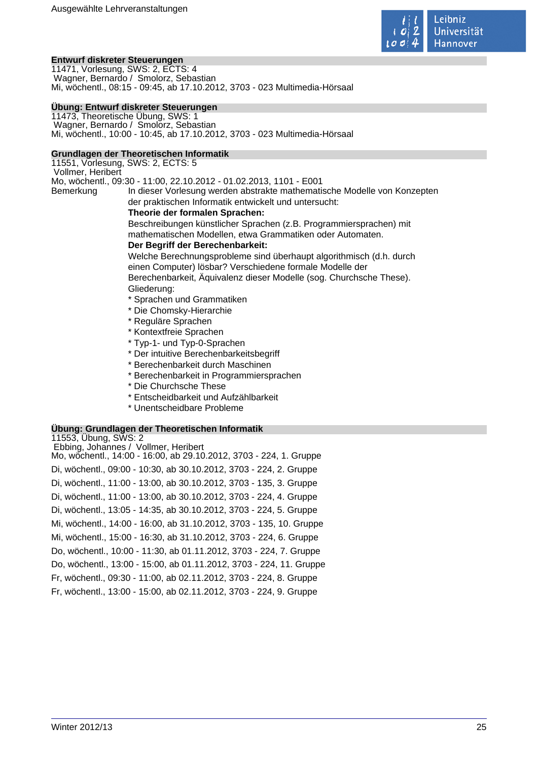## Entwurf diskreter Steuerungen

11471, Vorlesung, SWS: 2, ECTS: 4
Wagner, Bernardo / Smolorz, Sebastian
Mi, wöchentl., 08:15 - 09:45, ab 17.10.2012, 3703 - 023 Multimedia-Hörsaal

## Übung: Entwurf diskreter Steuerungen

11473, Theoretische Übung, SWS: 1
Wagner, Bernardo / Smolorz, Sebastian
Mi, wöchentl., 10:00 - 10:45, ab 17.10.2012, 3703 - 023 Multimedia-Hörsaal

## Grundlagen der Theoretischen Informatik

11551, Vorlesung, SWS: 2, ECTS: 5
Vollmer, Heribert
Mo, wöchentl., 09:30 - 11:00, 22.10.2012 - 01.02.2013, 1101 - E001

Bemerkung

In dieser Vorlesung werden abstrakte mathematische Modelle von Konzepten der praktischen Informatik entwickelt und untersucht:

**Theorie der formalen Sprachen:**

Beschreibungen künstlicher Sprachen (z.B. Programmiersprachen) mit mathematischen Modellen, etwa Grammatiken oder Automaten.

**Der Begriff der Berechenbarkeit:**

Welche Berechnungsprobleme sind überhaupt algorithmisch (d.h. durch einen Computer) lösbar? Verschiedene formale Modelle der Berechenbarkeit, Äquivalenz dieser Modelle (sog. Churchsche These).

Gliederung:

* Sprachen und Grammatiken
* Die Chomsky-Hierarchie
* Reguläre Sprachen
* Kontextfreie Sprachen
* Typ-1- und Typ-0-Sprachen
* Der intuitive Berechenbarkeitsbegriff
* Berechenbarkeit durch Maschinen
* Berechenbarkeit in Programmiersprachen
* Die Churchsche These
* Entscheidbarkeit und Aufzählbarkeit
* Unentscheidbare Probleme

## Übung: Grundlagen der Theoretischen Informatik

11553, Übung, SWS: 2
Ebbing, Johannes / Vollmer, Heribert
Mo, wöchentl., 14:00 - 16:00, ab 29.10.2012, 3703 - 224, 1. Gruppe
Di, wöchentl., 09:00 - 10:30, ab 30.10.2012, 3703 - 224, 2. Gruppe
Di, wöchentl., 11:00 - 13:00, ab 30.10.2012, 3703 - 135, 3. Gruppe
Di, wöchentl., 11:00 - 13:00, ab 30.10.2012, 3703 - 224, 4. Gruppe
Di, wöchentl., 13:05 - 14:35, ab 30.10.2012, 3703 - 224, 5. Gruppe
Mi, wöchentl., 14:00 - 16:00, ab 31.10.2012, 3703 - 135, 10. Gruppe
Mi, wöchentl., 15:00 - 16:30, ab 31.10.2012, 3703 - 224, 6. Gruppe
Do, wöchentl., 10:00 - 11:30, ab 01.11.2012, 3703 - 224, 7. Gruppe
Do, wöchentl., 13:00 - 15:00, ab 01.11.2012, 3703 - 224, 11. Gruppe
Fr, wöchentl., 09:30 - 11:00, ab 02.11.2012, 3703 - 224, 8. Gruppe
Fr, wöchentl., 13:00 - 15:00, ab 02.11.2012, 3703 - 224, 9. Gruppe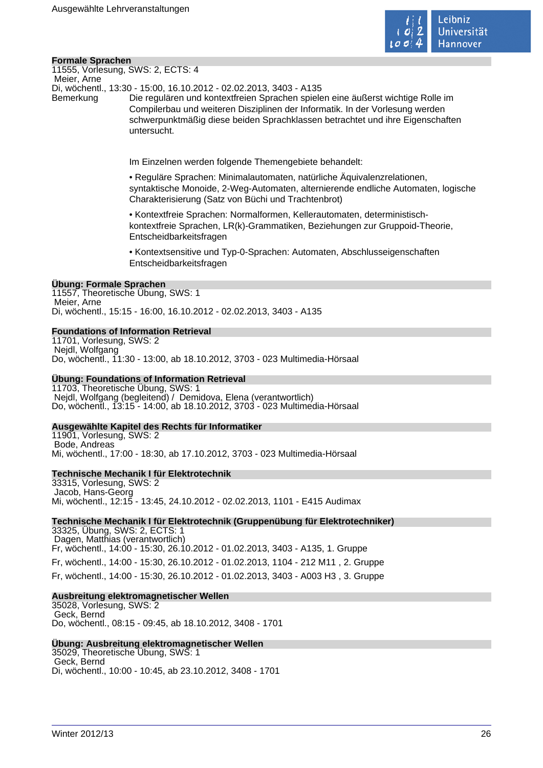### Formale Sprachen

11555, Vorlesung, SWS: 2, ECTS: 4
Meier, Arne
Di, wöchentl., 13:30 - 15:00, 16.10.2012 - 02.02.2013, 3403 - A135

Bemerkung: Die regulären und kontextfreien Sprachen spielen eine äußerst wichtige Rolle im Compilerbau und weiteren Disziplinen der Informatik. In der Vorlesung werden schwerpunktmäßig diese beiden Sprachklassen betrachtet und ihre Eigenschaften untersucht.

Im Einzelnen werden folgende Themengebiete behandelt:

- Reguläre Sprachen: Minimalautomaten, natürliche Äquivalenzrelationen, syntaktische Monoide, 2-Weg-Automaten, alternierende endliche Automaten, logische Charakterisierung (Satz von Büchi und Trachtenbrot)
- Kontextfreie Sprachen: Normalformen, Kellerautomaten, deterministisch-kontextfreie Sprachen, LR(k)-Grammatiken, Beziehungen zur Gruppoid-Theorie, Entscheidbarkeitsfragen
- Kontextsensitive und Typ-0-Sprachen: Automaten, Abschlusseigenschaften Entscheidbarkeitsfragen

### Übung: Formale Sprachen

11557, Theoretische Übung, SWS: 1
Meier, Arne
Di, wöchentl., 15:15 - 16:00, 16.10.2012 - 02.02.2013, 3403 - A135

### Foundations of Information Retrieval

11701, Vorlesung, SWS: 2
Nejdl, Wolfgang
Do, wöchentl., 11:30 - 13:00, ab 18.10.2012, 3703 - 023 Multimedia-Hörsaal

### Übung: Foundations of Information Retrieval

11703, Theoretische Übung, SWS: 1
Nejdl, Wolfgang (begleitend) / Demidova, Elena (verantwortlich)
Do, wöchentl., 13:15 - 14:00, ab 18.10.2012, 3703 - 023 Multimedia-Hörsaal

### Ausgewählte Kapitel des Rechts für Informatiker

11901, Vorlesung, SWS: 2
Bode, Andreas
Mi, wöchentl., 17:00 - 18:30, ab 17.10.2012, 3703 - 023 Multimedia-Hörsaal

### Technische Mechanik I für Elektrotechnik

33315, Vorlesung, SWS: 2
Jacob, Hans-Georg
Mi, wöchentl., 12:15 - 13:45, 24.10.2012 - 02.02.2013, 1101 - E415 Audimax

### Technische Mechanik I für Elektrotechnik (Gruppenübung für Elektrotechniker)

33325, Übung, SWS: 2, ECTS: 1
Dagen, Matthias (verantwortlich)
Fr, wöchentl., 14:00 - 15:30, 26.10.2012 - 01.02.2013, 3403 - A135, 1. Gruppe

Fr, wöchentl., 14:00 - 15:30, 26.10.2012 - 01.02.2013, 1104 - 212 M11 , 2. Gruppe

Fr, wöchentl., 14:00 - 15:30, 26.10.2012 - 01.02.2013, 3403 - A003 H3 , 3. Gruppe

### Ausbreitung elektromagnetischer Wellen

35028, Vorlesung, SWS: 2
Geck, Bernd
Do, wöchentl., 08:15 - 09:45, ab 18.10.2012, 3408 - 1701

### Übung: Ausbreitung elektromagnetischer Wellen

35029, Theoretische Übung, SWS: 1
Geck, Bernd
Di, wöchentl., 10:00 - 10:45, ab 23.10.2012, 3408 - 1701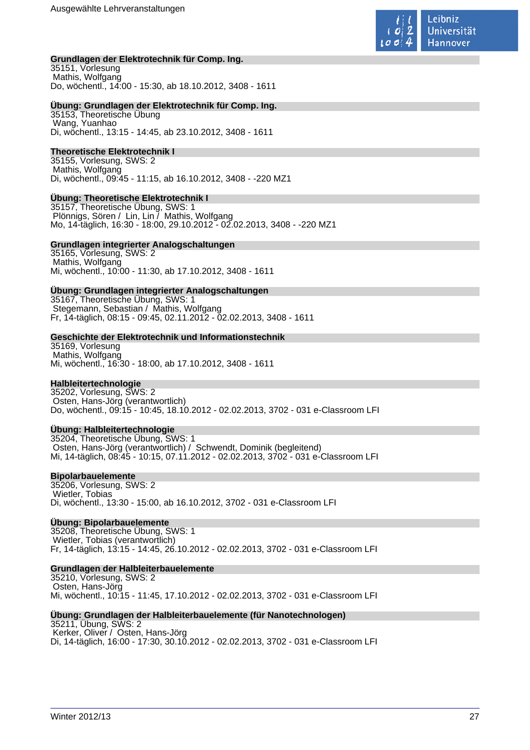**Grundlagen der Elektrotechnik für Comp. Ing.**
35151, Vorlesung
Mathis, Wolfgang
Do, wöchentl., 14:00 - 15:30, ab 18.10.2012, 3408 - 1611

**Übung: Grundlagen der Elektrotechnik für Comp. Ing.**
35153, Theoretische Übung
Wang, Yuanhao
Di, wöchentl., 13:15 - 14:45, ab 23.10.2012, 3408 - 1611

**Theoretische Elektrotechnik I**
35155, Vorlesung, SWS: 2
Mathis, Wolfgang
Di, wöchentl., 09:45 - 11:15, ab 16.10.2012, 3408 - -220 MZ1

**Übung: Theoretische Elektrotechnik I**
35157, Theoretische Übung, SWS: 1
Plönnigs, Sören / Lin, Lin / Mathis, Wolfgang
Mo, 14-täglich, 16:30 - 18:00, 29.10.2012 - 02.02.2013, 3408 - -220 MZ1

**Grundlagen integrierter Analogschaltungen**
35165, Vorlesung, SWS: 2
Mathis, Wolfgang
Mi, wöchentl., 10:00 - 11:30, ab 17.10.2012, 3408 - 1611

**Übung: Grundlagen integrierter Analogschaltungen**
35167, Theoretische Übung, SWS: 1
Stegemann, Sebastian / Mathis, Wolfgang
Fr, 14-täglich, 08:15 - 09:45, 02.11.2012 - 02.02.2013, 3408 - 1611

**Geschichte der Elektrotechnik und Informationstechnik**
35169, Vorlesung
Mathis, Wolfgang
Mi, wöchentl., 16:30 - 18:00, ab 17.10.2012, 3408 - 1611

**Halbleitertechnologie**
35202, Vorlesung, SWS: 2
Osten, Hans-Jörg (verantwortlich)
Do, wöchentl., 09:15 - 10:45, 18.10.2012 - 02.02.2013, 3702 - 031 e-Classroom LFI

**Übung: Halbleitertechnologie**
35204, Theoretische Übung, SWS: 1
Osten, Hans-Jörg (verantwortlich) / Schwendt, Dominik (begleitend)
Mi, 14-täglich, 08:45 - 10:15, 07.11.2012 - 02.02.2013, 3702 - 031 e-Classroom LFI

**Bipolarbauelemente**
35206, Vorlesung, SWS: 2
Wietler, Tobias
Di, wöchentl., 13:30 - 15:00, ab 16.10.2012, 3702 - 031 e-Classroom LFI

**Übung: Bipolarbauelemente**
35208, Theoretische Übung, SWS: 1
Wietler, Tobias (verantwortlich)
Fr, 14-täglich, 13:15 - 14:45, 26.10.2012 - 02.02.2013, 3702 - 031 e-Classroom LFI

**Grundlagen der Halbleiterbauelemente**
35210, Vorlesung, SWS: 2
Osten, Hans-Jörg
Mi, wöchentl., 10:15 - 11:45, 17.10.2012 - 02.02.2013, 3702 - 031 e-Classroom LFI

**Übung: Grundlagen der Halbleiterbauelemente (für Nanotechnologen)**
35211, Übung, SWS: 2
Kerker, Oliver / Osten, Hans-Jörg
Di, 14-täglich, 16:00 - 17:30, 30.10.2012 - 02.02.2013, 3702 - 031 e-Classroom LFI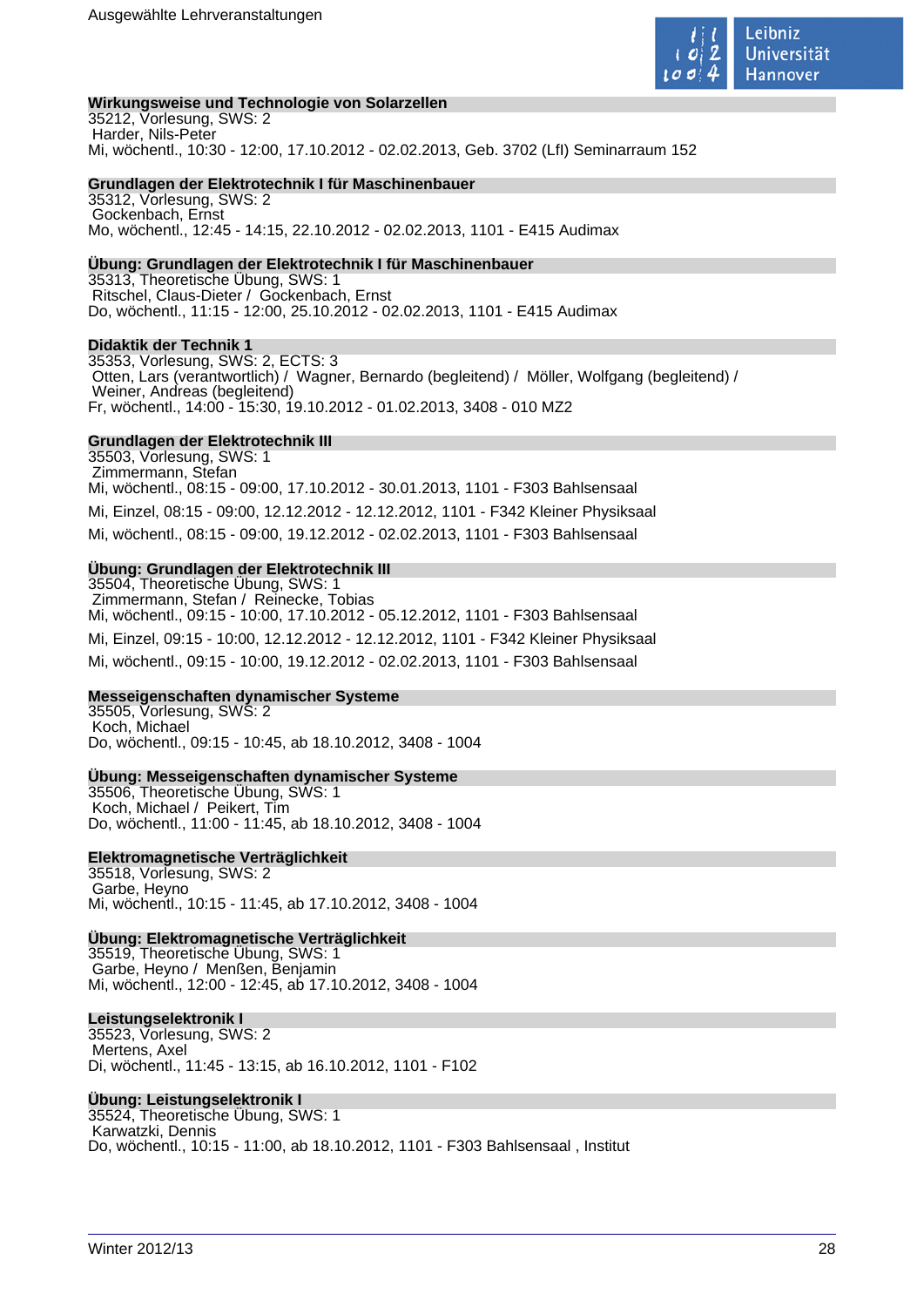### Wirkungsweise und Technologie von Solarzellen

35212, Vorlesung, SWS: 2
Harder, Nils-Peter
Mi, wöchentl., 10:30 - 12:00, 17.10.2012 - 02.02.2013, Geb. 3702 (LfI) Seminarraum 152

### Grundlagen der Elektrotechnik I für Maschinenbauer

35312, Vorlesung, SWS: 2
Gockenbach, Ernst
Mo, wöchentl., 12:45 - 14:15, 22.10.2012 - 02.02.2013, 1101 - E415 Audimax

### Übung: Grundlagen der Elektrotechnik I für Maschinenbauer

35313, Theoretische Übung, SWS: 1
Ritschel, Claus-Dieter / Gockenbach, Ernst
Do, wöchentl., 11:15 - 12:00, 25.10.2012 - 02.02.2013, 1101 - E415 Audimax

### Didaktik der Technik 1

35353, Vorlesung, SWS: 2, ECTS: 3
Otten, Lars (verantwortlich) / Wagner, Bernardo (begleitend) / Möller, Wolfgang (begleitend) / Weiner, Andreas (begleitend)
Fr, wöchentl., 14:00 - 15:30, 19.10.2012 - 01.02.2013, 3408 - 010 MZ2

### Grundlagen der Elektrotechnik III

35503, Vorlesung, SWS: 1
Zimmermann, Stefan
Mi, wöchentl., 08:15 - 09:00, 17.10.2012 - 30.01.2013, 1101 - F303 Bahlsensaal

Mi, Einzel, 08:15 - 09:00, 12.12.2012 - 12.12.2012, 1101 - F342 Kleiner Physiksaal

Mi, wöchentl., 08:15 - 09:00, 19.12.2012 - 02.02.2013, 1101 - F303 Bahlsensaal

### Übung: Grundlagen der Elektrotechnik III

35504, Theoretische Übung, SWS: 1
Zimmermann, Stefan / Reinecke, Tobias
Mi, wöchentl., 09:15 - 10:00, 17.10.2012 - 05.12.2012, 1101 - F303 Bahlsensaal

Mi, Einzel, 09:15 - 10:00, 12.12.2012 - 12.12.2012, 1101 - F342 Kleiner Physiksaal

Mi, wöchentl., 09:15 - 10:00, 19.12.2012 - 02.02.2013, 1101 - F303 Bahlsensaal

### Messeigenschaften dynamischer Systeme

35505, Vorlesung, SWS: 2
Koch, Michael
Do, wöchentl., 09:15 - 10:45, ab 18.10.2012, 3408 - 1004

### Übung: Messeigenschaften dynamischer Systeme

35506, Theoretische Übung, SWS: 1
Koch, Michael / Peikert, Tim
Do, wöchentl., 11:00 - 11:45, ab 18.10.2012, 3408 - 1004

### Elektromagnetische Verträglichkeit

35518, Vorlesung, SWS: 2
Garbe, Heyno
Mi, wöchentl., 10:15 - 11:45, ab 17.10.2012, 3408 - 1004

### Übung: Elektromagnetische Verträglichkeit

35519, Theoretische Übung, SWS: 1
Garbe, Heyno / Menßen, Benjamin
Mi, wöchentl., 12:00 - 12:45, ab 17.10.2012, 3408 - 1004

### Leistungselektronik I

35523, Vorlesung, SWS: 2
Mertens, Axel
Di, wöchentl., 11:45 - 13:15, ab 16.10.2012, 1101 - F102

### Übung: Leistungselektronik I

35524, Theoretische Übung, SWS: 1
Karwatzki, Dennis
Do, wöchentl., 10:15 - 11:00, ab 18.10.2012, 1101 - F303 Bahlsensaal , Institut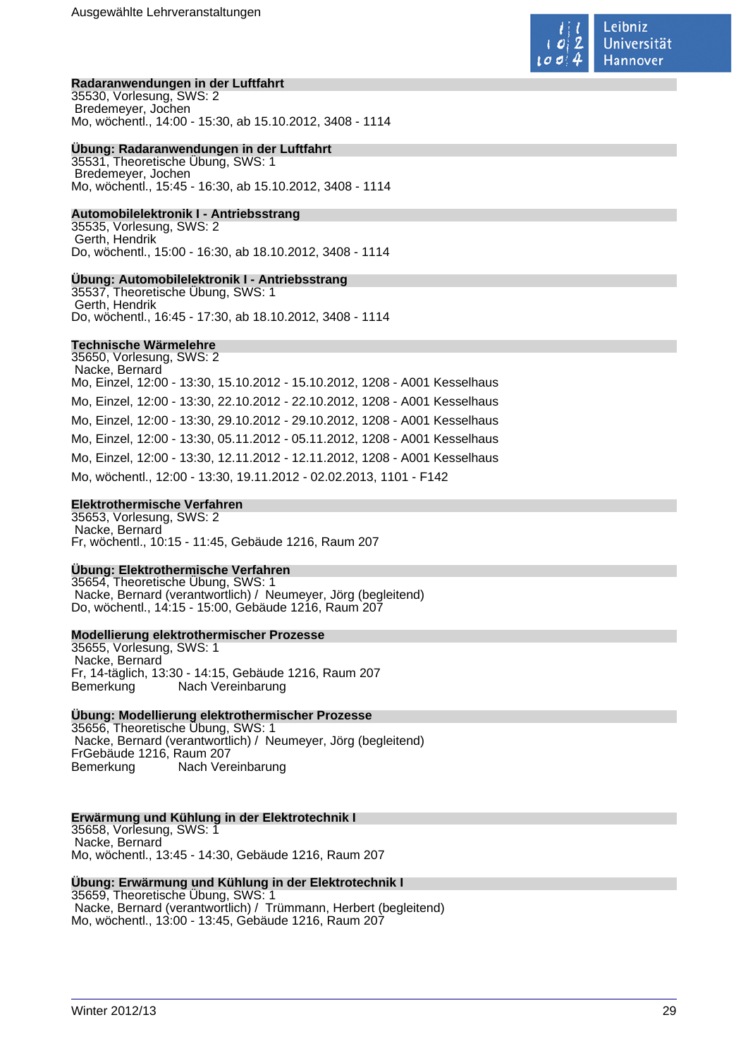### Radaranwendungen in der Luftfahrt
35530, Vorlesung, SWS: 2
Bredemeyer, Jochen
Mo, wöchentl., 14:00 - 15:30, ab 15.10.2012, 3408 - 1114

### Übung: Radaranwendungen in der Luftfahrt
35531, Theoretische Übung, SWS: 1
Bredemeyer, Jochen
Mo, wöchentl., 15:45 - 16:30, ab 15.10.2012, 3408 - 1114

### Automobilelektronik I - Antriebsstrang
35535, Vorlesung, SWS: 2
Gerth, Hendrik
Do, wöchentl., 15:00 - 16:30, ab 18.10.2012, 3408 - 1114

### Übung: Automobilelektronik I - Antriebsstrang
35537, Theoretische Übung, SWS: 1
Gerth, Hendrik
Do, wöchentl., 16:45 - 17:30, ab 18.10.2012, 3408 - 1114

### Technische Wärmelehre
35650, Vorlesung, SWS: 2
Nacke, Bernard
Mo, Einzel, 12:00 - 13:30, 15.10.2012 - 15.10.2012, 1208 - A001 Kesselhaus
Mo, Einzel, 12:00 - 13:30, 22.10.2012 - 22.10.2012, 1208 - A001 Kesselhaus
Mo, Einzel, 12:00 - 13:30, 29.10.2012 - 29.10.2012, 1208 - A001 Kesselhaus
Mo, Einzel, 12:00 - 13:30, 05.11.2012 - 05.11.2012, 1208 - A001 Kesselhaus
Mo, Einzel, 12:00 - 13:30, 12.11.2012 - 12.11.2012, 1208 - A001 Kesselhaus
Mo, wöchentl., 12:00 - 13:30, 19.11.2012 - 02.02.2013, 1101 - F142

### Elektrothermische Verfahren
35653, Vorlesung, SWS: 2
Nacke, Bernard
Fr, wöchentl., 10:15 - 11:45, Gebäude 1216, Raum 207

### Übung: Elektrothermische Verfahren
35654, Theoretische Übung, SWS: 1
Nacke, Bernard (verantwortlich) / Neumeyer, Jörg (begleitend)
Do, wöchentl., 14:15 - 15:00, Gebäude 1216, Raum 207

### Modellierung elektrothermischer Prozesse
35655, Vorlesung, SWS: 1
Nacke, Bernard
Fr, 14-täglich, 13:30 - 14:15, Gebäude 1216, Raum 207
Bemerkung Nach Vereinbarung

### Übung: Modellierung elektrothermischer Prozesse
35656, Theoretische Übung, SWS: 1
Nacke, Bernard (verantwortlich) / Neumeyer, Jörg (begleitend)
FrGebäude 1216, Raum 207
Bemerkung Nach Vereinbarung

### Erwärmung und Kühlung in der Elektrotechnik I
35658, Vorlesung, SWS: 1
Nacke, Bernard
Mo, wöchentl., 13:45 - 14:30, Gebäude 1216, Raum 207

### Übung: Erwärmung und Kühlung in der Elektrotechnik I
35659, Theoretische Übung, SWS: 1
Nacke, Bernard (verantwortlich) / Trümmann, Herbert (begleitend)
Mo, wöchentl., 13:00 - 13:45, Gebäude 1216, Raum 207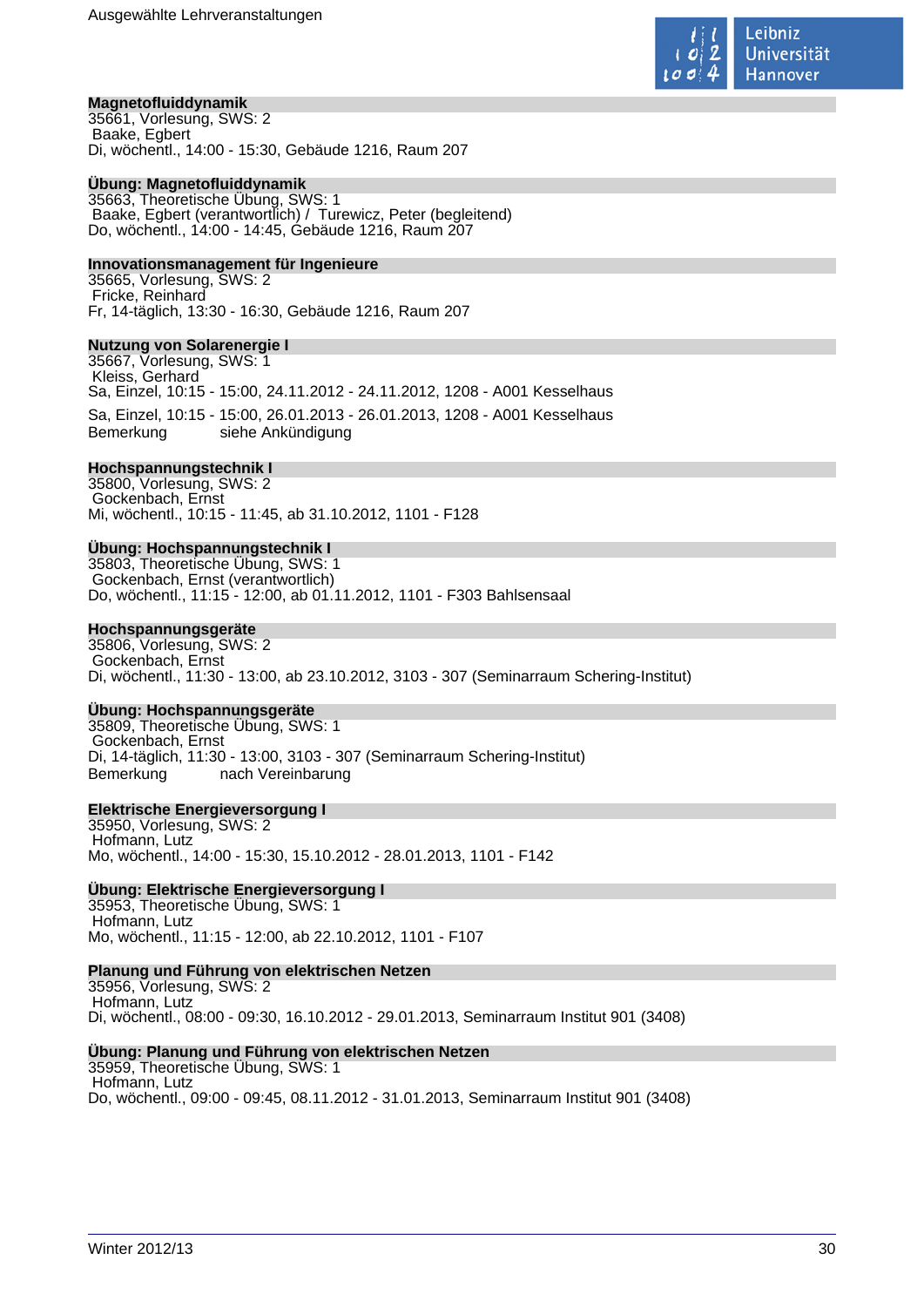**Magnetofluiddynamik**
35661, Vorlesung, SWS: 2
Baake, Egbert
Di, wöchentl., 14:00 - 15:30, Gebäude 1216, Raum 207

**Übung: Magnetofluiddynamik**
35663, Theoretische Übung, SWS: 1
Baake, Egbert (verantwortlich) / Turewicz, Peter (begleitend)
Do, wöchentl., 14:00 - 14:45, Gebäude 1216, Raum 207

**Innovationsmanagement für Ingenieure**
35665, Vorlesung, SWS: 2
Fricke, Reinhard
Fr, 14-täglich, 13:30 - 16:30, Gebäude 1216, Raum 207

**Nutzung von Solarenergie I**
35667, Vorlesung, SWS: 1
Kleiss, Gerhard
Sa, Einzel, 10:15 - 15:00, 24.11.2012 - 24.11.2012, 1208 - A001 Kesselhaus

Sa, Einzel, 10:15 - 15:00, 26.01.2013 - 26.01.2013, 1208 - A001 Kesselhaus
Bemerkung siehe Ankündigung

**Hochspannungstechnik I**
35800, Vorlesung, SWS: 2
Gockenbach, Ernst
Mi, wöchentl., 10:15 - 11:45, ab 31.10.2012, 1101 - F128

**Übung: Hochspannungstechnik I**
35803, Theoretische Übung, SWS: 1
Gockenbach, Ernst (verantwortlich)
Do, wöchentl., 11:15 - 12:00, ab 01.11.2012, 1101 - F303 Bahlsensaal

**Hochspannungsgeräte**
35806, Vorlesung, SWS: 2
Gockenbach, Ernst
Di, wöchentl., 11:30 - 13:00, ab 23.10.2012, 3103 - 307 (Seminarraum Schering-Institut)

**Übung: Hochspannungsgeräte**
35809, Theoretische Übung, SWS: 1
Gockenbach, Ernst
Di, 14-täglich, 11:30 - 13:00, 3103 - 307 (Seminarraum Schering-Institut)
Bemerkung nach Vereinbarung

**Elektrische Energieversorgung I**
35950, Vorlesung, SWS: 2
Hofmann, Lutz
Mo, wöchentl., 14:00 - 15:30, 15.10.2012 - 28.01.2013, 1101 - F142

**Übung: Elektrische Energieversorgung I**
35953, Theoretische Übung, SWS: 1
Hofmann, Lutz
Mo, wöchentl., 11:15 - 12:00, ab 22.10.2012, 1101 - F107

**Planung und Führung von elektrischen Netzen**
35956, Vorlesung, SWS: 2
Hofmann, Lutz
Di, wöchentl., 08:00 - 09:30, 16.10.2012 - 29.01.2013, Seminarraum Institut 901 (3408)

**Übung: Planung und Führung von elektrischen Netzen**
35959, Theoretische Übung, SWS: 1
Hofmann, Lutz
Do, wöchentl., 09:00 - 09:45, 08.11.2012 - 31.01.2013, Seminarraum Institut 901 (3408)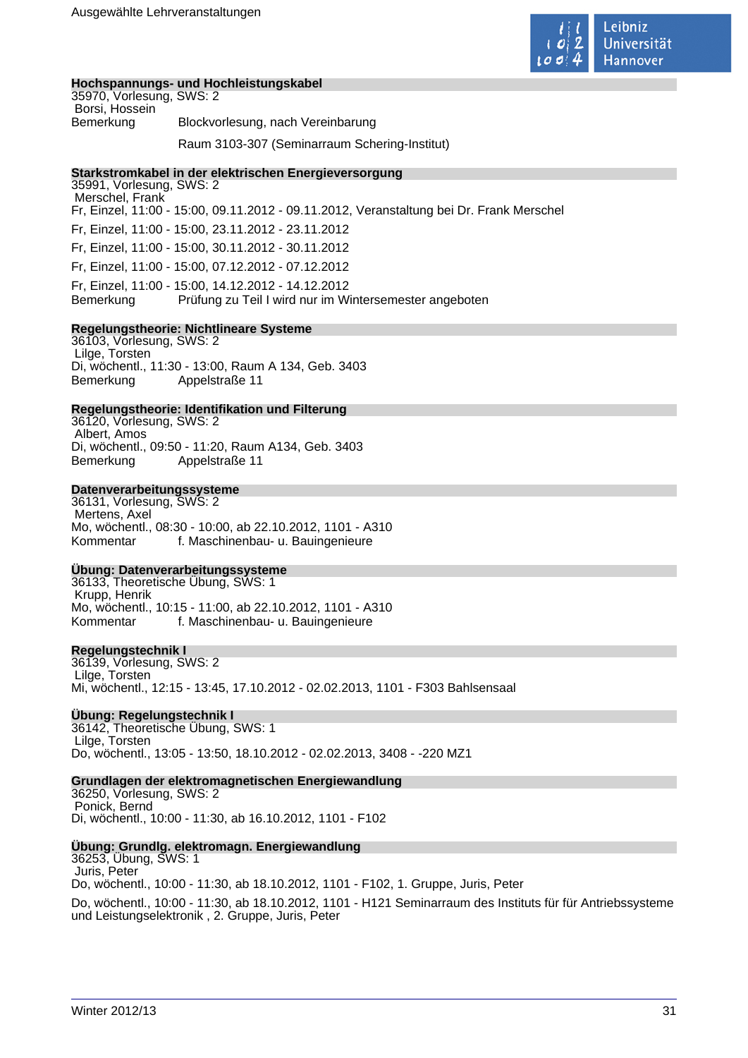**Hochspannungs- und Hochleistungskabel**

35970, Vorlesung, SWS: 2

Borsi, Hossein

Bemerkung Blockvorlesung, nach Vereinbarung

Raum 3103-307 (Seminarraum Schering-Institut)

**Starkstromkabel in der elektrischen Energieversorgung**

35991, Vorlesung, SWS: 2

Merschel, Frank

Fr, Einzel, 11:00 - 15:00, 09.11.2012 - 09.11.2012, Veranstaltung bei Dr. Frank Merschel

Fr, Einzel, 11:00 - 15:00, 23.11.2012 - 23.11.2012

Fr, Einzel, 11:00 - 15:00, 30.11.2012 - 30.11.2012

Fr, Einzel, 11:00 - 15:00, 07.12.2012 - 07.12.2012

Fr, Einzel, 11:00 - 15:00, 14.12.2012 - 14.12.2012

Bemerkung Prüfung zu Teil I wird nur im Wintersemester angeboten

**Regelungstheorie: Nichtlineare Systeme**

36103, Vorlesung, SWS: 2

Lilge, Torsten

Di, wöchentl., 11:30 - 13:00, Raum A 134, Geb. 3403

Bemerkung Appelstraße 11

**Regelungstheorie: Identifikation und Filterung**

36120, Vorlesung, SWS: 2

Albert, Amos

Di, wöchentl., 09:50 - 11:20, Raum A134, Geb. 3403

Bemerkung Appelstraße 11

**Datenverarbeitungssysteme**

36131, Vorlesung, SWS: 2

Mertens, Axel

Mo, wöchentl., 08:30 - 10:00, ab 22.10.2012, 1101 - A310

Kommentar f. Maschinenbau- u. Bauingenieure

**Übung: Datenverarbeitungssysteme**

36133, Theoretische Übung, SWS: 1

Krupp, Henrik

Mo, wöchentl., 10:15 - 11:00, ab 22.10.2012, 1101 - A310

Kommentar f. Maschinenbau- u. Bauingenieure

**Regelungstechnik I**

36139, Vorlesung, SWS: 2

Lilge, Torsten

Mi, wöchentl., 12:15 - 13:45, 17.10.2012 - 02.02.2013, 1101 - F303 Bahlsensaal

**Übung: Regelungstechnik I**

36142, Theoretische Übung, SWS: 1

Lilge, Torsten

Do, wöchentl., 13:05 - 13:50, 18.10.2012 - 02.02.2013, 3408 - -220 MZ1

**Grundlagen der elektromagnetischen Energiewandlung**

36250, Vorlesung, SWS: 2

Ponick, Bernd

Di, wöchentl., 10:00 - 11:30, ab 16.10.2012, 1101 - F102

**Übung: Grundlg. elektromagn. Energiewandlung**

36253, Übung, SWS: 1

Juris, Peter

Do, wöchentl., 10:00 - 11:30, ab 18.10.2012, 1101 - F102, 1. Gruppe, Juris, Peter

Do, wöchentl., 10:00 - 11:30, ab 18.10.2012, 1101 - H121 Seminarraum des Instituts für für Antriebssysteme und Leistungselektronik , 2. Gruppe, Juris, Peter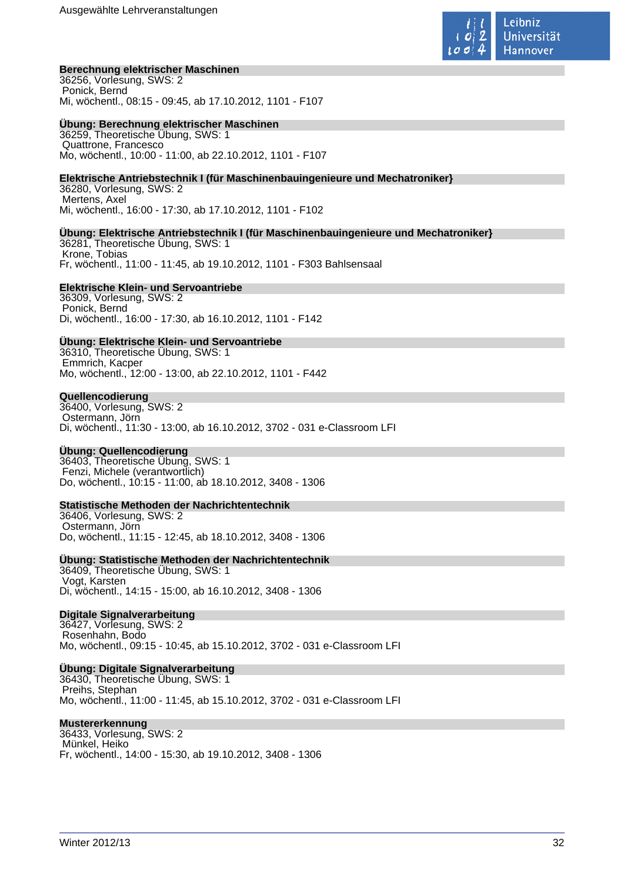### Berechnung elektrischer Maschinen
36256, Vorlesung, SWS: 2
Ponick, Bernd
Mi, wöchentl., 08:15 - 09:45, ab 17.10.2012, 1101 - F107

### Übung: Berechnung elektrischer Maschinen
36259, Theoretische Übung, SWS: 1
Quattrone, Francesco
Mo, wöchentl., 10:00 - 11:00, ab 22.10.2012, 1101 - F107

### Elektrische Antriebstechnik I (für Maschinenbauingenieure und Mechatroniker}
36280, Vorlesung, SWS: 2
Mertens, Axel
Mi, wöchentl., 16:00 - 17:30, ab 17.10.2012, 1101 - F102

### Übung: Elektrische Antriebstechnik I (für Maschinenbauingenieure und Mechatroniker}
36281, Theoretische Übung, SWS: 1
Krone, Tobias
Fr, wöchentl., 11:00 - 11:45, ab 19.10.2012, 1101 - F303 Bahlsensaal

### Elektrische Klein- und Servoantriebe
36309, Vorlesung, SWS: 2
Ponick, Bernd
Di, wöchentl., 16:00 - 17:30, ab 16.10.2012, 1101 - F142

### Übung: Elektrische Klein- und Servoantriebe
36310, Theoretische Übung, SWS: 1
Emmrich, Kacper
Mo, wöchentl., 12:00 - 13:00, ab 22.10.2012, 1101 - F442

### Quellencodierung
36400, Vorlesung, SWS: 2
Ostermann, Jörn
Di, wöchentl., 11:30 - 13:00, ab 16.10.2012, 3702 - 031 e-Classroom LFI

### Übung: Quellencodierung
36403, Theoretische Übung, SWS: 1
Fenzi, Michele (verantwortlich)
Do, wöchentl., 10:15 - 11:00, ab 18.10.2012, 3408 - 1306

### Statistische Methoden der Nachrichtentechnik
36406, Vorlesung, SWS: 2
Ostermann, Jörn
Do, wöchentl., 11:15 - 12:45, ab 18.10.2012, 3408 - 1306

### Übung: Statistische Methoden der Nachrichtentechnik
36409, Theoretische Übung, SWS: 1
Vogt, Karsten
Di, wöchentl., 14:15 - 15:00, ab 16.10.2012, 3408 - 1306

### Digitale Signalverarbeitung
36427, Vorlesung, SWS: 2
Rosenhahn, Bodo
Mo, wöchentl., 09:15 - 10:45, ab 15.10.2012, 3702 - 031 e-Classroom LFI

### Übung: Digitale Signalverarbeitung
36430, Theoretische Übung, SWS: 1
Preihs, Stephan
Mo, wöchentl., 11:00 - 11:45, ab 15.10.2012, 3702 - 031 e-Classroom LFI

### Mustererkennung
36433, Vorlesung, SWS: 2
Münkel, Heiko
Fr, wöchentl., 14:00 - 15:30, ab 19.10.2012, 3408 - 1306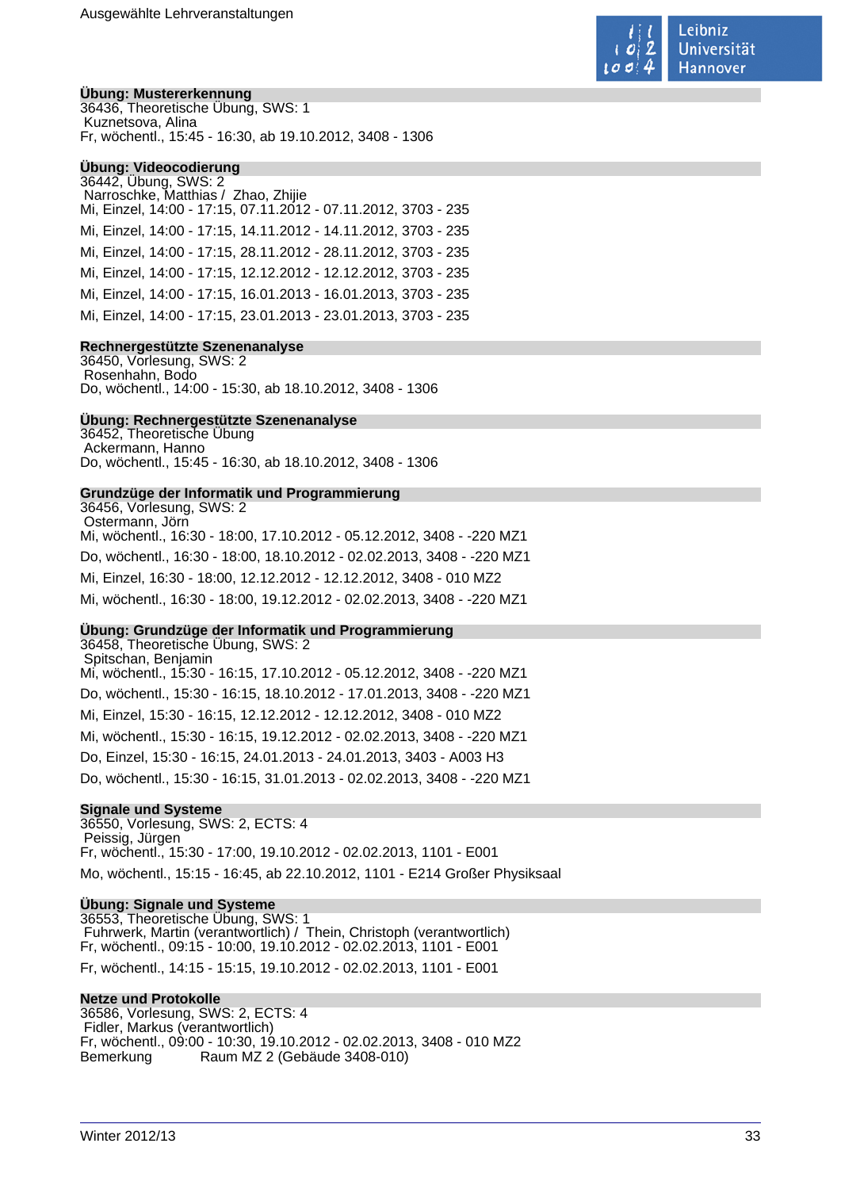### Übung: Mustererkennung
36436, Theoretische Übung, SWS: 1
Kuznetsova, Alina
Fr, wöchentl., 15:45 - 16:30, ab 19.10.2012, 3408 - 1306

### Übung: Videocodierung
36442, Übung, SWS: 2
Narroschke, Matthias / Zhao, Zhijie
Mi, Einzel, 14:00 - 17:15, 07.11.2012 - 07.11.2012, 3703 - 235

Mi, Einzel, 14:00 - 17:15, 14.11.2012 - 14.11.2012, 3703 - 235

Mi, Einzel, 14:00 - 17:15, 28.11.2012 - 28.11.2012, 3703 - 235

Mi, Einzel, 14:00 - 17:15, 12.12.2012 - 12.12.2012, 3703 - 235

Mi, Einzel, 14:00 - 17:15, 16.01.2013 - 16.01.2013, 3703 - 235

Mi, Einzel, 14:00 - 17:15, 23.01.2013 - 23.01.2013, 3703 - 235

### Rechnergestützte Szenenanalyse
36450, Vorlesung, SWS: 2
Rosenhahn, Bodo
Do, wöchentl., 14:00 - 15:30, ab 18.10.2012, 3408 - 1306

### Übung: Rechnergestützte Szenenanalyse
36452, Theoretische Übung
Ackermann, Hanno
Do, wöchentl., 15:45 - 16:30, ab 18.10.2012, 3408 - 1306

### Grundzüge der Informatik und Programmierung
36456, Vorlesung, SWS: 2
Ostermann, Jörn
Mi, wöchentl., 16:30 - 18:00, 17.10.2012 - 05.12.2012, 3408 - -220 MZ1

Do, wöchentl., 16:30 - 18:00, 18.10.2012 - 02.02.2013, 3408 - -220 MZ1

Mi, Einzel, 16:30 - 18:00, 12.12.2012 - 12.12.2012, 3408 - 010 MZ2

Mi, wöchentl., 16:30 - 18:00, 19.12.2012 - 02.02.2013, 3408 - -220 MZ1

### Übung: Grundzüge der Informatik und Programmierung
36458, Theoretische Übung, SWS: 2
Spitschan, Benjamin
Mi, wöchentl., 15:30 - 16:15, 17.10.2012 - 05.12.2012, 3408 - -220 MZ1

Do, wöchentl., 15:30 - 16:15, 18.10.2012 - 17.01.2013, 3408 - -220 MZ1

Mi, Einzel, 15:30 - 16:15, 12.12.2012 - 12.12.2012, 3408 - 010 MZ2

Mi, wöchentl., 15:30 - 16:15, 19.12.2012 - 02.02.2013, 3408 - -220 MZ1

Do, Einzel, 15:30 - 16:15, 24.01.2013 - 24.01.2013, 3403 - A003 H3

Do, wöchentl., 15:30 - 16:15, 31.01.2013 - 02.02.2013, 3408 - -220 MZ1

### Signale und Systeme
36550, Vorlesung, SWS: 2, ECTS: 4
Peissig, Jürgen
Fr, wöchentl., 15:30 - 17:00, 19.10.2012 - 02.02.2013, 1101 - E001

Mo, wöchentl., 15:15 - 16:45, ab 22.10.2012, 1101 - E214 Großer Physiksaal

### Übung: Signale und Systeme
36553, Theoretische Übung, SWS: 1
Fuhrwerk, Martin (verantwortlich) / Thein, Christoph (verantwortlich)
Fr, wöchentl., 09:15 - 10:00, 19.10.2012 - 02.02.2013, 1101 - E001

Fr, wöchentl., 14:15 - 15:15, 19.10.2012 - 02.02.2013, 1101 - E001

### Netze und Protokolle
36586, Vorlesung, SWS: 2, ECTS: 4
Fidler, Markus (verantwortlich)
Fr, wöchentl., 09:00 - 10:30, 19.10.2012 - 02.02.2013, 3408 - 010 MZ2
Bemerkung Raum MZ 2 (Gebäude 3408-010)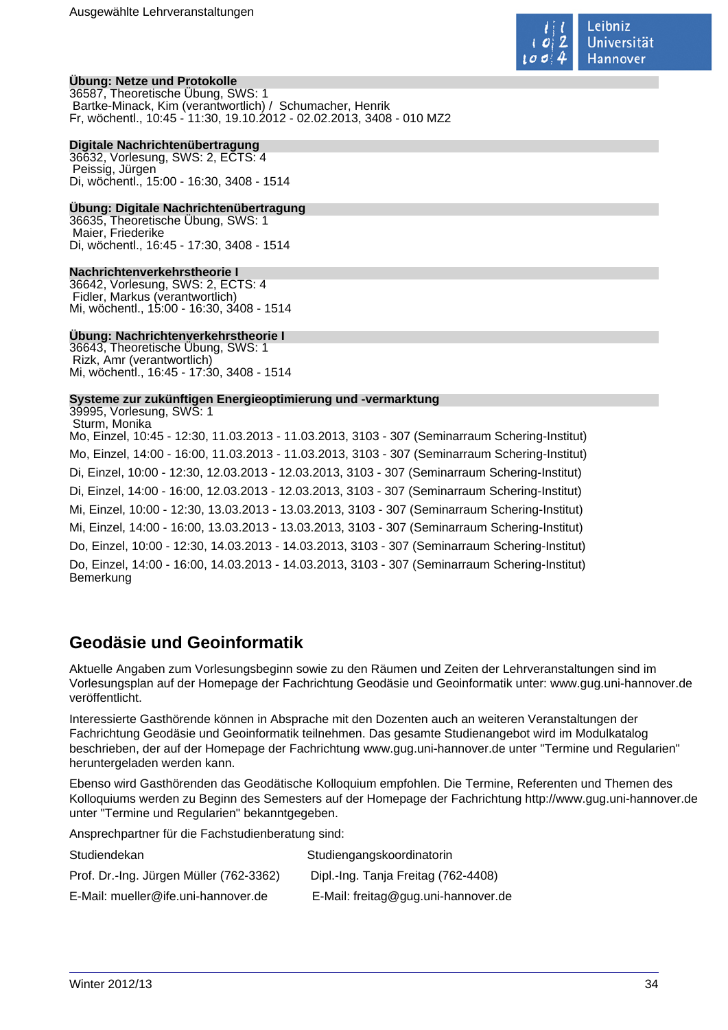**Übung: Netze und Protokolle**
36587, Theoretische Übung, SWS: 1
Bartke-Minack, Kim (verantwortlich) / Schumacher, Henrik
Fr, wöchentl., 10:45 - 11:30, 19.10.2012 - 02.02.2013, 3408 - 010 MZ2

**Digitale Nachrichtenübertragung**
36632, Vorlesung, SWS: 2, ECTS: 4
Peissig, Jürgen
Di, wöchentl., 15:00 - 16:30, 3408 - 1514

**Übung: Digitale Nachrichtenübertragung**
36635, Theoretische Übung, SWS: 1
Maier, Friederike
Di, wöchentl., 16:45 - 17:30, 3408 - 1514

**Nachrichtenverkehrstheorie I**
36642, Vorlesung, SWS: 2, ECTS: 4
Fidler, Markus (verantwortlich)
Mi, wöchentl., 15:00 - 16:30, 3408 - 1514

**Übung: Nachrichtenverkehrstheorie I**
36643, Theoretische Übung, SWS: 1
Rizk, Amr (verantwortlich)
Mi, wöchentl., 16:45 - 17:30, 3408 - 1514

**Systeme zur zukünftigen Energieoptimierung und -vermarktung**
39995, Vorlesung, SWS: 1
Sturm, Monika
Mo, Einzel, 10:45 - 12:30, 11.03.2013 - 11.03.2013, 3103 - 307 (Seminarraum Schering-Institut)
Mo, Einzel, 14:00 - 16:00, 11.03.2013 - 11.03.2013, 3103 - 307 (Seminarraum Schering-Institut)
Di, Einzel, 10:00 - 12:30, 12.03.2013 - 12.03.2013, 3103 - 307 (Seminarraum Schering-Institut)
Di, Einzel, 14:00 - 16:00, 12.03.2013 - 12.03.2013, 3103 - 307 (Seminarraum Schering-Institut)
Mi, Einzel, 10:00 - 12:30, 13.03.2013 - 13.03.2013, 3103 - 307 (Seminarraum Schering-Institut)
Mi, Einzel, 14:00 - 16:00, 13.03.2013 - 13.03.2013, 3103 - 307 (Seminarraum Schering-Institut)
Do, Einzel, 10:00 - 12:30, 14.03.2013 - 14.03.2013, 3103 - 307 (Seminarraum Schering-Institut)
Do, Einzel, 14:00 - 16:00, 14.03.2013 - 14.03.2013, 3103 - 307 (Seminarraum Schering-Institut)
Bemerkung

## Geodäsie und Geoinformatik

Aktuelle Angaben zum Vorlesungsbeginn sowie zu den Räumen und Zeiten der Lehrveranstaltungen sind im Vorlesungsplan auf der Homepage der Fachrichtung Geodäsie und Geoinformatik unter: www.gug.uni-hannover.de veröffentlicht.

Interessierte Gasthörende können in Absprache mit den Dozenten auch an weiteren Veranstaltungen der Fachrichtung Geodäsie und Geoinformatik teilnehmen. Das gesamte Studienangebot wird im Modulkatalog beschrieben, der auf der Homepage der Fachrichtung www.gug.uni-hannover.de unter "Termine und Regularien" heruntergeladen werden kann.

Ebenso wird Gasthörenden das Geodätische Kolloquium empfohlen. Die Termine, Referenten und Themen des Kolloquiums werden zu Beginn des Semesters auf der Homepage der Fachrichtung http://www.gug.uni-hannover.de unter "Termine und Regularien" bekanntgegeben.

Ansprechpartner für die Fachstudienberatung sind:

| Studiendekan | Studiengangskoordinatorin |
|---|---|
| Prof. Dr.-Ing. Jürgen Müller (762-3362) | Dipl.-Ing. Tanja Freitag (762-4408) |
| E-Mail: mueller@ife.uni-hannover.de | E-Mail: freitag@gug.uni-hannover.de |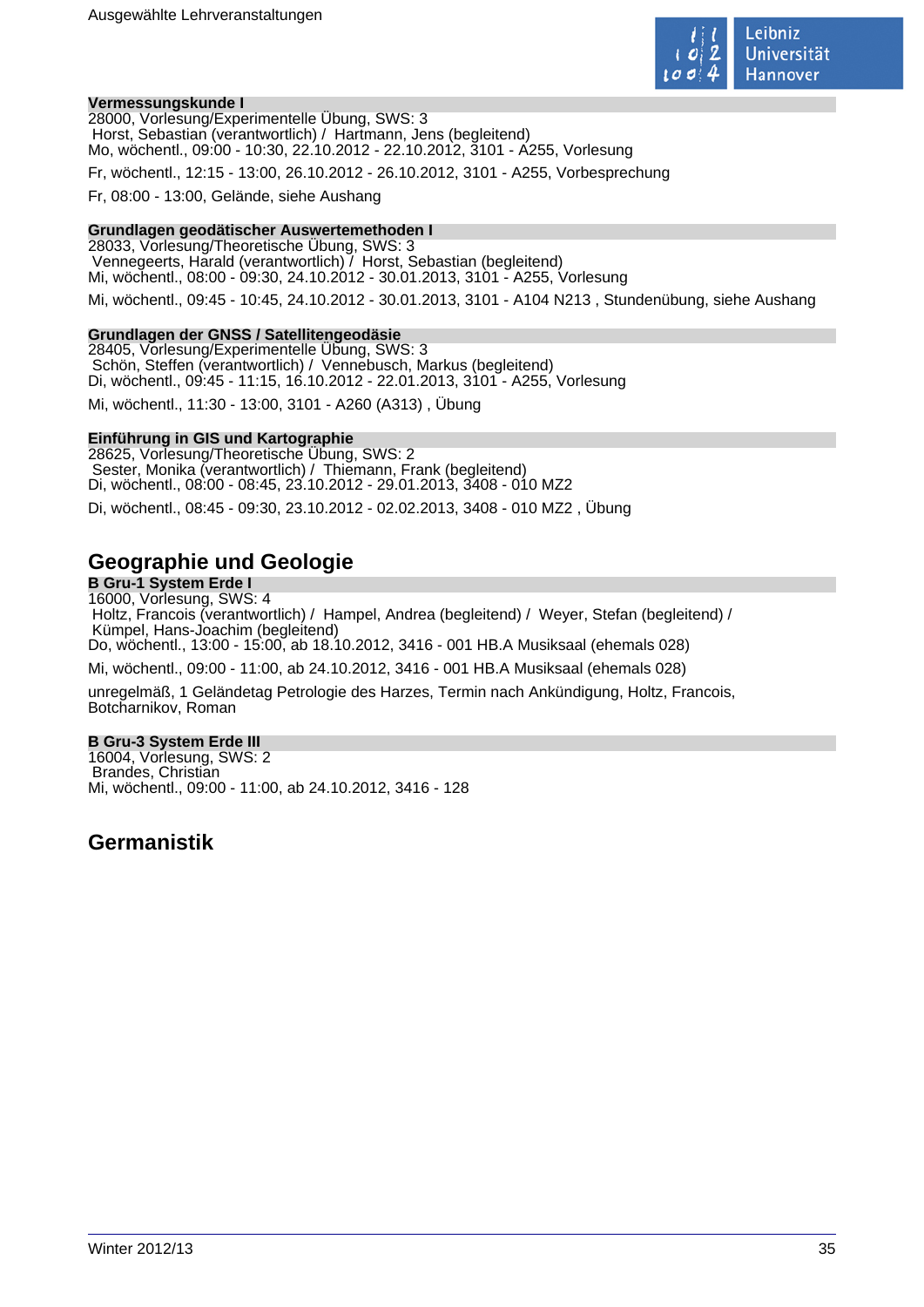### Vermessungskunde I

28000, Vorlesung/Experimentelle Übung, SWS: 3
Horst, Sebastian (verantwortlich) / Hartmann, Jens (begleitend)
Mo, wöchentl., 09:00 - 10:30, 22.10.2012 - 22.10.2012, 3101 - A255, Vorlesung

Fr, wöchentl., 12:15 - 13:00, 26.10.2012 - 26.10.2012, 3101 - A255, Vorbesprechung

Fr, 08:00 - 13:00, Gelände, siehe Aushang

### Grundlagen geodätischer Auswertemethoden I

28033, Vorlesung/Theoretische Übung, SWS: 3
Vennegeerts, Harald (verantwortlich) / Horst, Sebastian (begleitend)
Mi, wöchentl., 08:00 - 09:30, 24.10.2012 - 30.01.2013, 3101 - A255, Vorlesung

Mi, wöchentl., 09:45 - 10:45, 24.10.2012 - 30.01.2013, 3101 - A104 N213 , Stundenübung, siehe Aushang

### Grundlagen der GNSS / Satellitengeodäsie

28405, Vorlesung/Experimentelle Übung, SWS: 3
Schön, Steffen (verantwortlich) / Vennebusch, Markus (begleitend)
Di, wöchentl., 09:45 - 11:15, 16.10.2012 - 22.01.2013, 3101 - A255, Vorlesung

Mi, wöchentl., 11:30 - 13:00, 3101 - A260 (A313) , Übung

### Einführung in GIS und Kartographie

28625, Vorlesung/Theoretische Übung, SWS: 2
Sester, Monika (verantwortlich) / Thiemann, Frank (begleitend)
Di, wöchentl., 08:00 - 08:45, 23.10.2012 - 29.01.2013, 3408 - 010 MZ2

Di, wöchentl., 08:45 - 09:30, 23.10.2012 - 02.02.2013, 3408 - 010 MZ2 , Übung

## Geographie und Geologie

### B Gru-1 System Erde I

16000, Vorlesung, SWS: 4
Holtz, Francois (verantwortlich) / Hampel, Andrea (begleitend) / Weyer, Stefan (begleitend) / Kümpel, Hans-Joachim (begleitend)
Do, wöchentl., 13:00 - 15:00, ab 18.10.2012, 3416 - 001 HB.A Musiksaal (ehemals 028)

Mi, wöchentl., 09:00 - 11:00, ab 24.10.2012, 3416 - 001 HB.A Musiksaal (ehemals 028)

unregelmäß, 1 Geländetag Petrologie des Harzes, Termin nach Ankündigung, Holtz, Francois, Botcharnikov, Roman

### B Gru-3 System Erde III

16004, Vorlesung, SWS: 2
Brandes, Christian
Mi, wöchentl., 09:00 - 11:00, ab 24.10.2012, 3416 - 128

## Germanistik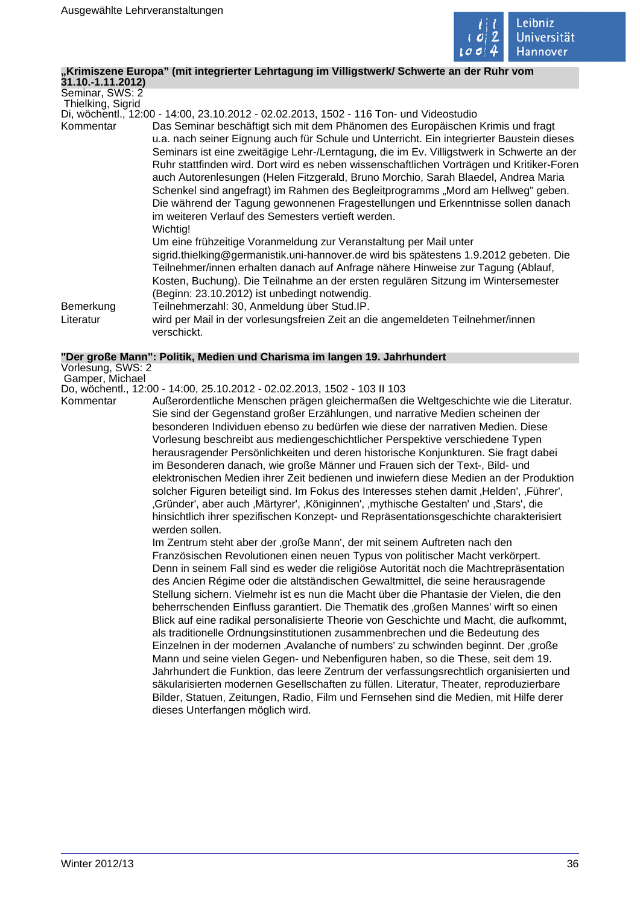**„Krimiszene Europa" (mit integrierter Lehrtagung im Villigstwerk/ Schwerte an der Ruhr vom 31.10.-1.11.2012)**

Seminar, SWS: 2
Thielking, Sigrid
Di, wöchentl., 12:00 - 14:00, 23.10.2012 - 02.02.2013, 1502 - 116 Ton- und Videostudio

Kommentar
Das Seminar beschäftigt sich mit dem Phänomen des Europäischen Krimis und fragt u.a. nach seiner Eignung auch für Schule und Unterricht. Ein integrierter Baustein dieses Seminars ist eine zweitägige Lehr-/Lerntagung, die im Ev. Villigstwerk in Schwerte an der Ruhr stattfinden wird. Dort wird es neben wissenschaftlichen Vorträgen und Kritiker-Foren auch Autorenlesungen (Helen Fitzgerald, Bruno Morchio, Sarah Blaedel, Andrea Maria Schenkel sind angefragt) im Rahmen des Begleitprogramms „Mord am Hellweg" geben. Die während der Tagung gewonnenen Fragestellungen und Erkenntnisse sollen danach im weiteren Verlauf des Semesters vertieft werden.
Wichtig!
Um eine frühzeitige Voranmeldung zur Veranstaltung per Mail unter sigrid.thielking@germanistik.uni-hannover.de wird bis spätestens 1.9.2012 gebeten. Die Teilnehmer/innen erhalten danach auf Anfrage nähere Hinweise zur Tagung (Ablauf, Kosten, Buchung). Die Teilnahme an der ersten regulären Sitzung im Wintersemester (Beginn: 23.10.2012) ist unbedingt notwendig.

Bemerkung
Teilnehmerzahl: 30, Anmeldung über Stud.IP.

Literatur
wird per Mail in der vorlesungsfreien Zeit an die angemeldeten Teilnehmer/innen verschickt.

**"Der große Mann": Politik, Medien und Charisma im langen 19. Jahrhundert**

Vorlesung, SWS: 2
Gamper, Michael
Do, wöchentl., 12:00 - 14:00, 25.10.2012 - 02.02.2013, 1502 - 103 II 103

Kommentar
Außerordentliche Menschen prägen gleichermaßen die Weltgeschichte wie die Literatur. Sie sind der Gegenstand großer Erzählungen, und narrative Medien scheinen der besonderen Individuen ebenso zu bedürfen wie diese der narrativen Medien. Diese Vorlesung beschreibt aus mediengeschichtlicher Perspektive verschiedene Typen herausragender Persönlichkeiten und deren historische Konjunkturen. Sie fragt dabei im Besonderen danach, wie große Männer und Frauen sich der Text-, Bild- und elektronischen Medien ihrer Zeit bedienen und inwiefern diese Medien an der Produktion solcher Figuren beteiligt sind. Im Fokus des Interesses stehen damit ‚Helden', ‚Führer', ‚Gründer', aber auch ‚Märtyrer', ‚Königinnen', ‚mythische Gestalten' und ‚Stars', die hinsichtlich ihrer spezifischen Konzept- und Repräsentationsgeschichte charakterisiert werden sollen.
Im Zentrum steht aber der ‚große Mann', der mit seinem Auftreten nach den Französischen Revolutionen einen neuen Typus von politischer Macht verkörpert. Denn in seinem Fall sind es weder die religiöse Autorität noch die Machtrepräsentation des Ancien Régime oder die altständischen Gewaltmittel, die seine herausragende Stellung sichern. Vielmehr ist es nun die Macht über die Phantasie der Vielen, die den beherrschenden Einfluss garantiert. Die Thematik des ‚großen Mannes' wirft so einen Blick auf eine radikal personalisierte Theorie von Geschichte und Macht, die aufkommt, als traditionelle Ordnungsinstitutionen zusammenbrechen und die Bedeutung des Einzelnen in der modernen ‚Avalanche of numbers' zu schwinden beginnt. Der ‚große Mann und seine vielen Gegen- und Nebenfiguren haben, so die These, seit dem 19. Jahrhundert die Funktion, das leere Zentrum der verfassungsrechtlich organisierten und säkularisierten modernen Gesellschaften zu füllen. Literatur, Theater, reproduzierbare Bilder, Statuen, Zeitungen, Radio, Film und Fernsehen sind die Medien, mit Hilfe derer dieses Unterfangen möglich wird.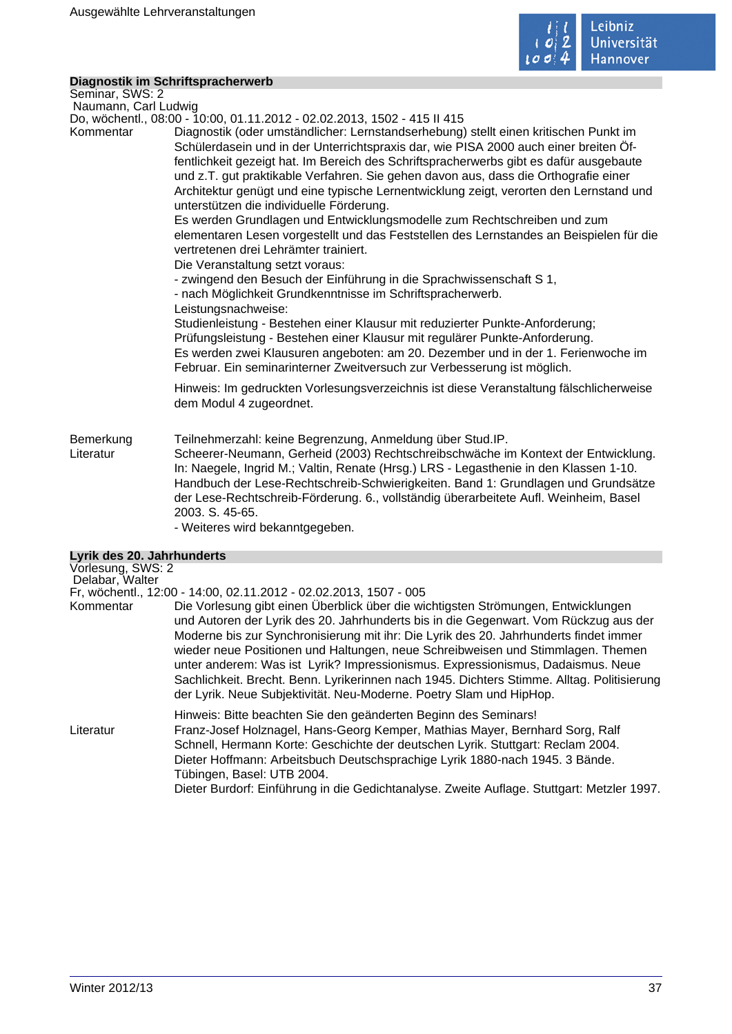### Diagnostik im Schriftspracherwerb

Seminar, SWS: 2
Naumann, Carl Ludwig
Do, wöchentl., 08:00 - 10:00, 01.11.2012 - 02.02.2013, 1502 - 415 II 415

**Kommentar**

Diagnostik (oder umständlicher: Lernstandserhebung) stellt einen kritischen Punkt im Schülerdasein und in der Unterrichtspraxis dar, wie PISA 2000 auch einer breiten Öffentlichkeit gezeigt hat. Im Bereich des Schriftspracherwerbs gibt es dafür ausgebaute und z.T. gut praktikable Verfahren. Sie gehen davon aus, dass die Orthografie einer Architektur genügt und eine typische Lernentwicklung zeigt, verorten den Lernstand und unterstützen die individuelle Förderung.
Es werden Grundlagen und Entwicklungsmodelle zum Rechtschreiben und zum elementaren Lesen vorgestellt und das Feststellen des Lernstandes an Beispielen für die vertretenen drei Lehrämter trainiert.
Die Veranstaltung setzt voraus:
- zwingend den Besuch der Einführung in die Sprachwissenschaft S 1,
- nach Möglichkeit Grundkenntnisse im Schriftspracherwerb.

Leistungsnachweise:
Studienleistung - Bestehen einer Klausur mit reduzierter Punkte-Anforderung;
Prüfungsleistung - Bestehen einer Klausur mit regulärer Punkte-Anforderung.
Es werden zwei Klausuren angeboten: am 20. Dezember und in der 1. Ferienwoche im Februar. Ein seminarinterner Zweitversuch zur Verbesserung ist möglich.

Hinweis: Im gedruckten Vorlesungsverzeichnis ist diese Veranstaltung fälschlicherweise dem Modul 4 zugeordnet.

**Bemerkung**

Teilnehmerzahl: keine Begrenzung, Anmeldung über Stud.IP.

**Literatur**

Scheerer-Neumann, Gerheid (2003) Rechtschreibschwäche im Kontext der Entwicklung. In: Naegele, Ingrid M.; Valtin, Renate (Hrsg.) LRS - Legasthenie in den Klassen 1-10. Handbuch der Lese-Rechtschreib-Schwierigkeiten. Band 1: Grundlagen und Grundsätze der Lese-Rechtschreib-Förderung. 6., vollständig überarbeitete Aufl. Weinheim, Basel 2003. S. 45-65.
- Weiteres wird bekanntgegeben.

### Lyrik des 20. Jahrhunderts

Vorlesung, SWS: 2
Delabar, Walter
Fr, wöchentl., 12:00 - 14:00, 02.11.2012 - 02.02.2013, 1507 - 005

**Kommentar**

Die Vorlesung gibt einen Überblick über die wichtigsten Strömungen, Entwicklungen und Autoren der Lyrik des 20. Jahrhunderts bis in die Gegenwart. Vom Rückzug aus der Moderne bis zur Synchronisierung mit ihr: Die Lyrik des 20. Jahrhunderts findet immer wieder neue Positionen und Haltungen, neue Schreibweisen und Stimmlagen. Themen unter anderem: Was ist Lyrik? Impressionismus. Expressionismus, Dadaismus. Neue Sachlichkeit. Brecht. Benn. Lyrikerinnen nach 1945. Dichters Stimme. Alltag. Politisierung der Lyrik. Neue Subjektivität. Neu-Moderne. Poetry Slam und HipHop.

Hinweis: Bitte beachten Sie den geänderten Beginn des Seminars!

**Literatur**

Franz-Josef Holznagel, Hans-Georg Kemper, Mathias Mayer, Bernhard Sorg, Ralf Schnell, Hermann Korte: Geschichte der deutschen Lyrik. Stuttgart: Reclam 2004.
Dieter Hoffmann: Arbeitsbuch Deutschsprachige Lyrik 1880-nach 1945. 3 Bände. Tübingen, Basel: UTB 2004.
Dieter Burdorf: Einführung in die Gedichtanalyse. Zweite Auflage. Stuttgart: Metzler 1997.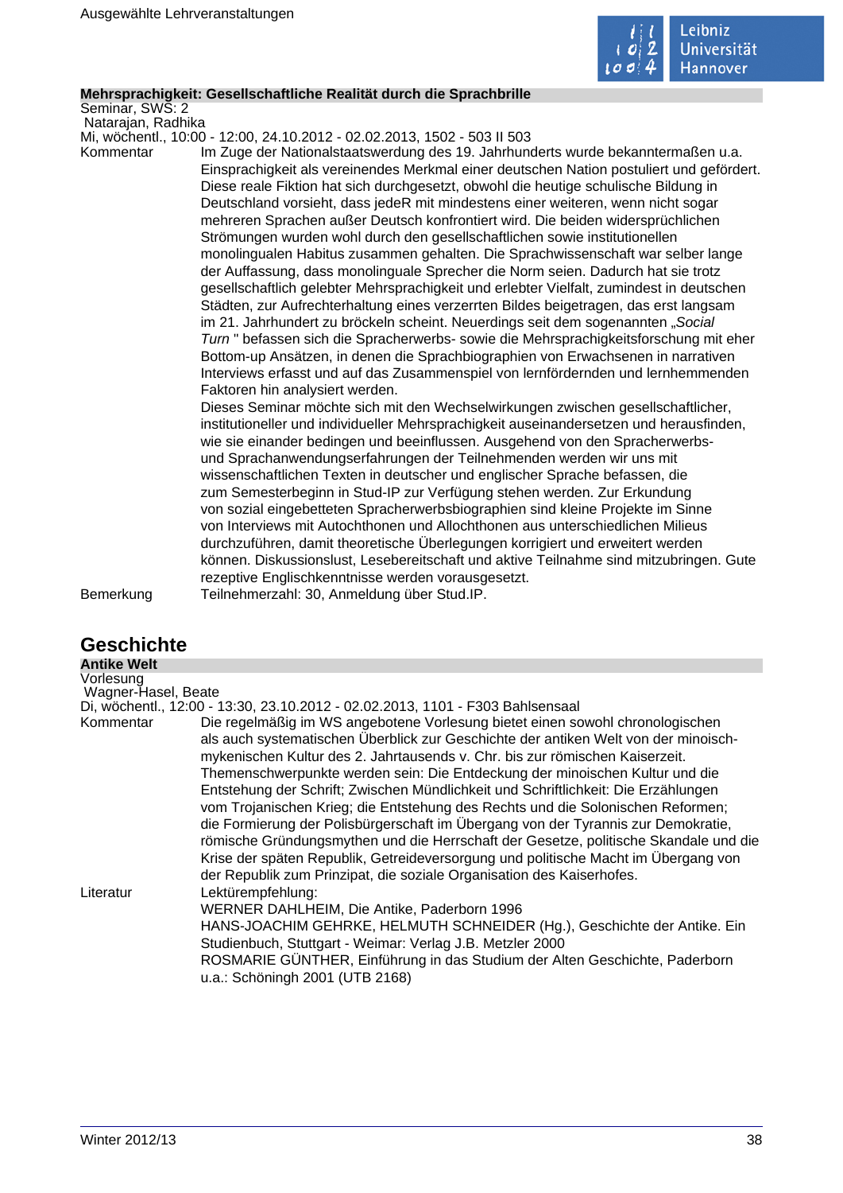**Mehrsprachigkeit: Gesellschaftliche Realität durch die Sprachbrille**

Seminar, SWS: 2
Natarajan, Radhika
Mi, wöchentl., 10:00 - 12:00, 24.10.2012 - 02.02.2013, 1502 - 503 II 503

Kommentar

Im Zuge der Nationalstaatswerdung des 19. Jahrhunderts wurde bekanntermaßen u.a. Einsprachigkeit als vereinendes Merkmal einer deutschen Nation postuliert und gefördert. Diese reale Fiktion hat sich durchgesetzt, obwohl die heutige schulische Bildung in Deutschland vorsieht, dass jedeR mit mindestens einer weiteren, wenn nicht sogar mehreren Sprachen außer Deutsch konfrontiert wird. Die beiden widersprüchlichen Strömungen wurden wohl durch den gesellschaftlichen sowie institutionellen monolingualen Habitus zusammen gehalten. Die Sprachwissenschaft war selber lange der Auffassung, dass monolinguale Sprecher die Norm seien. Dadurch hat sie trotz gesellschaftlich gelebter Mehrsprachigkeit und erlebter Vielfalt, zumindest in deutschen Städten, zur Aufrechterhaltung eines verzerrten Bildes beigetragen, das erst langsam im 21. Jahrhundert zu bröckeln scheint. Neuerdings seit dem sogenannten „*Social Turn* " befassen sich die Spracherwerbs- sowie die Mehrsprachigkeitsforschung mit eher Bottom-up Ansätzen, in denen die Sprachbiographien von Erwachsenen in narrativen Interviews erfasst und auf das Zusammenspiel von lernfördernden und lernhemmenden Faktoren hin analysiert werden.

Dieses Seminar möchte sich mit den Wechselwirkungen zwischen gesellschaftlicher, institutioneller und individueller Mehrsprachigkeit auseinandersetzen und herausfinden, wie sie einander bedingen und beeinflussen. Ausgehend von den Spracherwerbs- und Sprachanwendungserfahrungen der Teilnehmenden werden wir uns mit wissenschaftlichen Texten in deutscher und englischer Sprache befassen, die zum Semesterbeginn in Stud-IP zur Verfügung stehen werden. Zur Erkundung von sozial eingebetteten Spracherwerbsbiographien sind kleine Projekte im Sinne von Interviews mit Autochthonen und Allochthonen aus unterschiedlichen Milieus durchzuführen, damit theoretische Überlegungen korrigiert und erweitert werden können. Diskussionslust, Lesebereitschaft und aktive Teilnahme sind mitzubringen. Gute rezeptive Englischkenntnisse werden vorausgesetzt.

Bemerkung

Teilnehmerzahl: 30, Anmeldung über Stud.IP.

## Geschichte

**Antike Welt**

Vorlesung
Wagner-Hasel, Beate
Di, wöchentl., 12:00 - 13:30, 23.10.2012 - 02.02.2013, 1101 - F303 Bahlsensaal

Kommentar

Die regelmäßig im WS angebotene Vorlesung bietet einen sowohl chronologischen als auch systematischen Überblick zur Geschichte der antiken Welt von der minoisch-mykenischen Kultur des 2. Jahrtausends v. Chr. bis zur römischen Kaiserzeit. Themenschwerpunkte werden sein: Die Entdeckung der minoischen Kultur und die Entstehung der Schrift; Zwischen Mündlichkeit und Schriftlichkeit: Die Erzählungen vom Trojanischen Krieg; die Entstehung des Rechts und die Solonischen Reformen; die Formierung der Polisbürgerschaft im Übergang von der Tyrannis zur Demokratie, römische Gründungsmythen und die Herrschaft der Gesetze, politische Skandale und die Krise der späten Republik, Getreideversorgung und politische Macht im Übergang von der Republik zum Prinzipat, die soziale Organisation des Kaiserhofes.

Literatur

Lektürempfehlung:
WERNER DAHLHEIM, Die Antike, Paderborn 1996
HANS-JOACHIM GEHRKE, HELMUTH SCHNEIDER (Hg.), Geschichte der Antike. Ein Studienbuch, Stuttgart - Weimar: Verlag J.B. Metzler 2000
ROSMARIE GÜNTHER, Einführung in das Studium der Alten Geschichte, Paderborn u.a.: Schöningh 2001 (UTB 2168)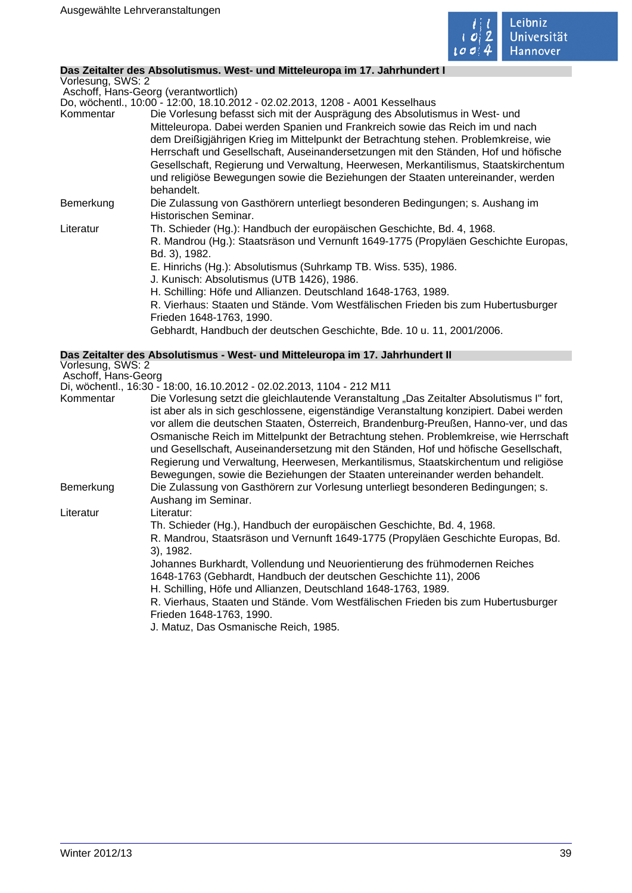## Das Zeitalter des Absolutismus. West- und Mitteleuropa im 17. Jahrhundert I

Vorlesung, SWS: 2
Aschoff, Hans-Georg (verantwortlich)
Do, wöchentl., 10:00 - 12:00, 18.10.2012 - 02.02.2013, 1208 - A001 Kesselhaus

**Kommentar**
Die Vorlesung befasst sich mit der Ausprägung des Absolutismus in West- und Mitteleuropa. Dabei werden Spanien und Frankreich sowie das Reich im und nach dem Dreißigjährigen Krieg im Mittelpunkt der Betrachtung stehen. Problemkreise, wie Herrschaft und Gesellschaft, Auseinandersetzungen mit den Ständen, Hof und höfische Gesellschaft, Regierung und Verwaltung, Heerwesen, Merkantilismus, Staatskirchentum und religiöse Bewegungen sowie die Beziehungen der Staaten untereinander, werden behandelt.

**Bemerkung**
Die Zulassung von Gasthörern unterliegt besonderen Bedingungen; s. Aushang im Historischen Seminar.

**Literatur**
Th. Schieder (Hg.): Handbuch der europäischen Geschichte, Bd. 4, 1968.
R. Mandrou (Hg.): Staatsräson und Vernunft 1649-1775 (Propyläen Geschichte Europas, Bd. 3), 1982.
E. Hinrichs (Hg.): Absolutismus (Suhrkamp TB. Wiss. 535), 1986.
J. Kunisch: Absolutismus (UTB 1426), 1986.
H. Schilling: Höfe und Allianzen. Deutschland 1648-1763, 1989.
R. Vierhaus: Staaten und Stände. Vom Westfälischen Frieden bis zum Hubertusburger Frieden 1648-1763, 1990.
Gebhardt, Handbuch der deutschen Geschichte, Bde. 10 u. 11, 2001/2006.

## Das Zeitalter des Absolutismus - West- und Mitteleuropa im 17. Jahrhundert II

Vorlesung, SWS: 2
Aschoff, Hans-Georg
Di, wöchentl., 16:30 - 18:00, 16.10.2012 - 02.02.2013, 1104 - 212 M11

**Kommentar**
Die Vorlesung setzt die gleichlautende Veranstaltung „Das Zeitalter Absolutismus I" fort, ist aber als in sich geschlossene, eigenständige Veranstaltung konzipiert. Dabei werden vor allem die deutschen Staaten, Österreich, Brandenburg-Preußen, Hanno-ver, und das Osmanische Reich im Mittelpunkt der Betrachtung stehen. Problemkreise, wie Herrschaft und Gesellschaft, Auseinandersetzung mit den Ständen, Hof und höfische Gesellschaft, Regierung und Verwaltung, Heerwesen, Merkantilismus, Staatskirchentum und religiöse Bewegungen, sowie die Beziehungen der Staaten untereinander werden behandelt.

**Bemerkung**
Die Zulassung von Gasthörern zur Vorlesung unterliegt besonderen Bedingungen; s. Aushang im Seminar.

**Literatur**
Literatur:
Th. Schieder (Hg.), Handbuch der europäischen Geschichte, Bd. 4, 1968.
R. Mandrou, Staatsräson und Vernunft 1649-1775 (Propyläen Geschichte Europas, Bd. 3), 1982.
Johannes Burkhardt, Vollendung und Neuorientierung des frühmodernen Reiches 1648-1763 (Gebhardt, Handbuch der deutschen Geschichte 11), 2006
H. Schilling, Höfe und Allianzen, Deutschland 1648-1763, 1989.
R. Vierhaus, Staaten und Stände. Vom Westfälischen Frieden bis zum Hubertusburger Frieden 1648-1763, 1990.
J. Matuz, Das Osmanische Reich, 1985.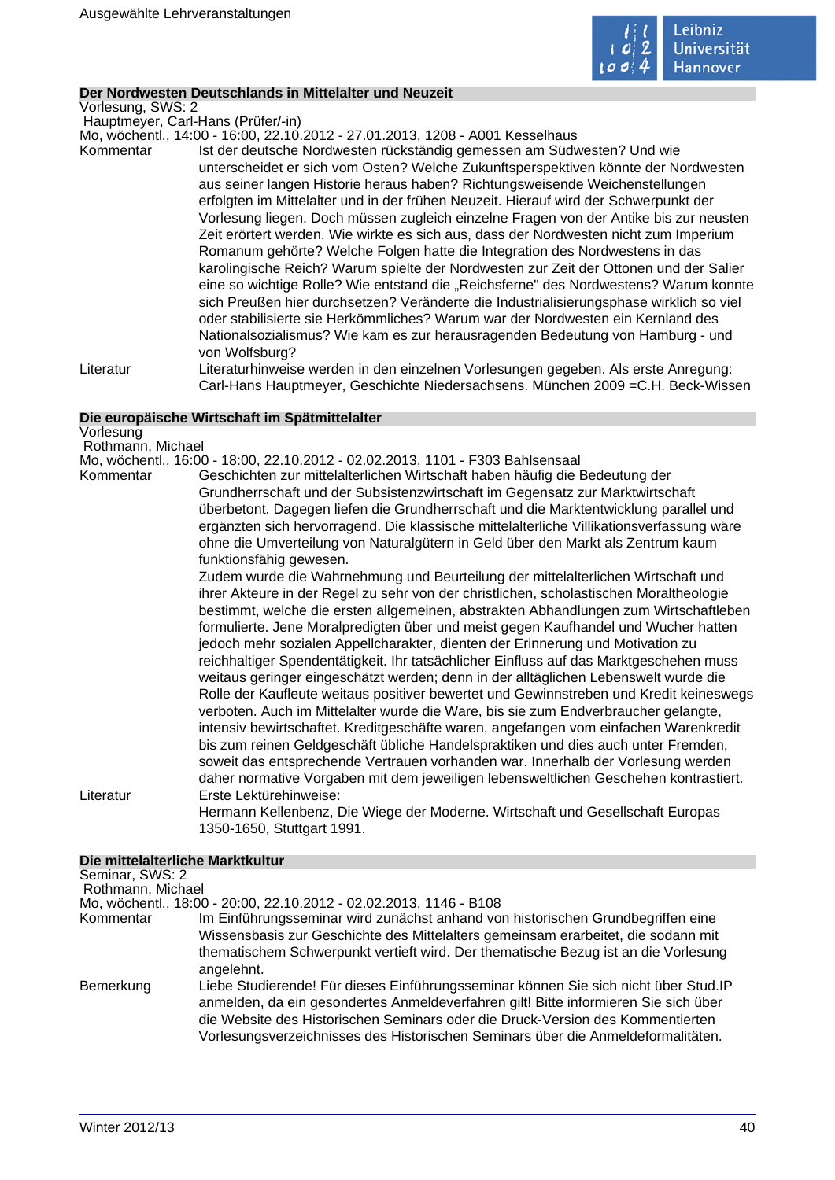### Der Nordwesten Deutschlands in Mittelalter und Neuzeit

Vorlesung, SWS: 2

Hauptmeyer, Carl-Hans (Prüfer/-in)

Mo, wöchentl., 14:00 - 16:00, 22.10.2012 - 27.01.2013, 1208 - A001 Kesselhaus

**Kommentar**

Ist der deutsche Nordwesten rückständig gemessen am Südwesten? Und wie unterscheidet er sich vom Osten? Welche Zukunftsperspektiven könnte der Nordwesten aus seiner langen Historie heraus haben? Richtungsweisende Weichenstellungen erfolgten im Mittelalter und in der frühen Neuzeit. Hierauf wird der Schwerpunkt der Vorlesung liegen. Doch müssen zugleich einzelne Fragen von der Antike bis zur neusten Zeit erörtert werden. Wie wirkte es sich aus, dass der Nordwesten nicht zum Imperium Romanum gehörte? Welche Folgen hatte die Integration des Nordwestens in das karolingische Reich? Warum spielte der Nordwesten zur Zeit der Ottonen und der Salier eine so wichtige Rolle? Wie entstand die „Reichsferne" des Nordwestens? Warum konnte sich Preußen hier durchsetzen? Veränderte die Industrialisierungsphase wirklich so viel oder stabilisierte sie Herkömmliches? Warum war der Nordwesten ein Kernland des Nationalsozialismus? Wie kam es zur herausragenden Bedeutung von Hamburg - und von Wolfsburg?

**Literatur**

Literaturhinweise werden in den einzelnen Vorlesungen gegeben. Als erste Anregung: Carl-Hans Hauptmeyer, Geschichte Niedersachsens. München 2009 =C.H. Beck-Wissen

### Die europäische Wirtschaft im Spätmittelalter

Vorlesung

Rothmann, Michael

Mo, wöchentl., 16:00 - 18:00, 22.10.2012 - 02.02.2013, 1101 - F303 Bahlsensaal

**Kommentar**

Geschichten zur mittelalterlichen Wirtschaft haben häufig die Bedeutung der Grundherrschaft und der Subsistenzwirtschaft im Gegensatz zur Marktwirtschaft überbetont. Dagegen liefen die Grundherrschaft und die Marktentwicklung parallel und ergänzten sich hervorragend. Die klassische mittelalterliche Villikationsverfassung wäre ohne die Umverteilung von Naturalgütern in Geld über den Markt als Zentrum kaum funktionsfähig gewesen.

Zudem wurde die Wahrnehmung und Beurteilung der mittelalterlichen Wirtschaft und ihrer Akteure in der Regel zu sehr von der christlichen, scholastischen Moraltheologie bestimmt, welche die ersten allgemeinen, abstrakten Abhandlungen zum Wirtschaftleben formulierte. Jene Moralpredigten über und meist gegen Kaufhandel und Wucher hatten jedoch mehr sozialen Appellcharakter, dienten der Erinnerung und Motivation zu reichhaltiger Spendentätigkeit. Ihr tatsächlicher Einfluss auf das Marktgeschehen muss weitaus geringer eingeschätzt werden; denn in der alltäglichen Lebenswelt wurde die Rolle der Kaufleute weitaus positiver bewertet und Gewinnstreben und Kredit keineswegs verboten. Auch im Mittelalter wurde die Ware, bis sie zum Endverbraucher gelangte, intensiv bewirtschaftet. Kreditgeschäfte waren, angefangen vom einfachen Warenkredit bis zum reinen Geldgeschäft übliche Handelspraktiken und dies auch unter Fremden, soweit das entsprechende Vertrauen vorhanden war. Innerhalb der Vorlesung werden daher normative Vorgaben mit dem jeweiligen lebensweltlichen Geschehen kontrastiert.

**Literatur**

Erste Lektürehinweise:

Hermann Kellenbenz, Die Wiege der Moderne. Wirtschaft und Gesellschaft Europas 1350-1650, Stuttgart 1991.

### Die mittelalterliche Marktkultur

Seminar, SWS: 2

Rothmann, Michael

Mo, wöchentl., 18:00 - 20:00, 22.10.2012 - 02.02.2013, 1146 - B108

**Kommentar**

Im Einführungsseminar wird zunächst anhand von historischen Grundbegriffen eine Wissensbasis zur Geschichte des Mittelalters gemeinsam erarbeitet, die sodann mit thematischem Schwerpunkt vertieft wird. Der thematische Bezug ist an die Vorlesung angelehnt.

**Bemerkung**

Liebe Studierende! Für dieses Einführungsseminar können Sie sich nicht über Stud.IP anmelden, da ein gesondertes Anmeldeverfahren gilt! Bitte informieren Sie sich über die Website des Historischen Seminars oder die Druck-Version des Kommentierten Vorlesungsverzeichnisses des Historischen Seminars über die Anmeldeformalitäten.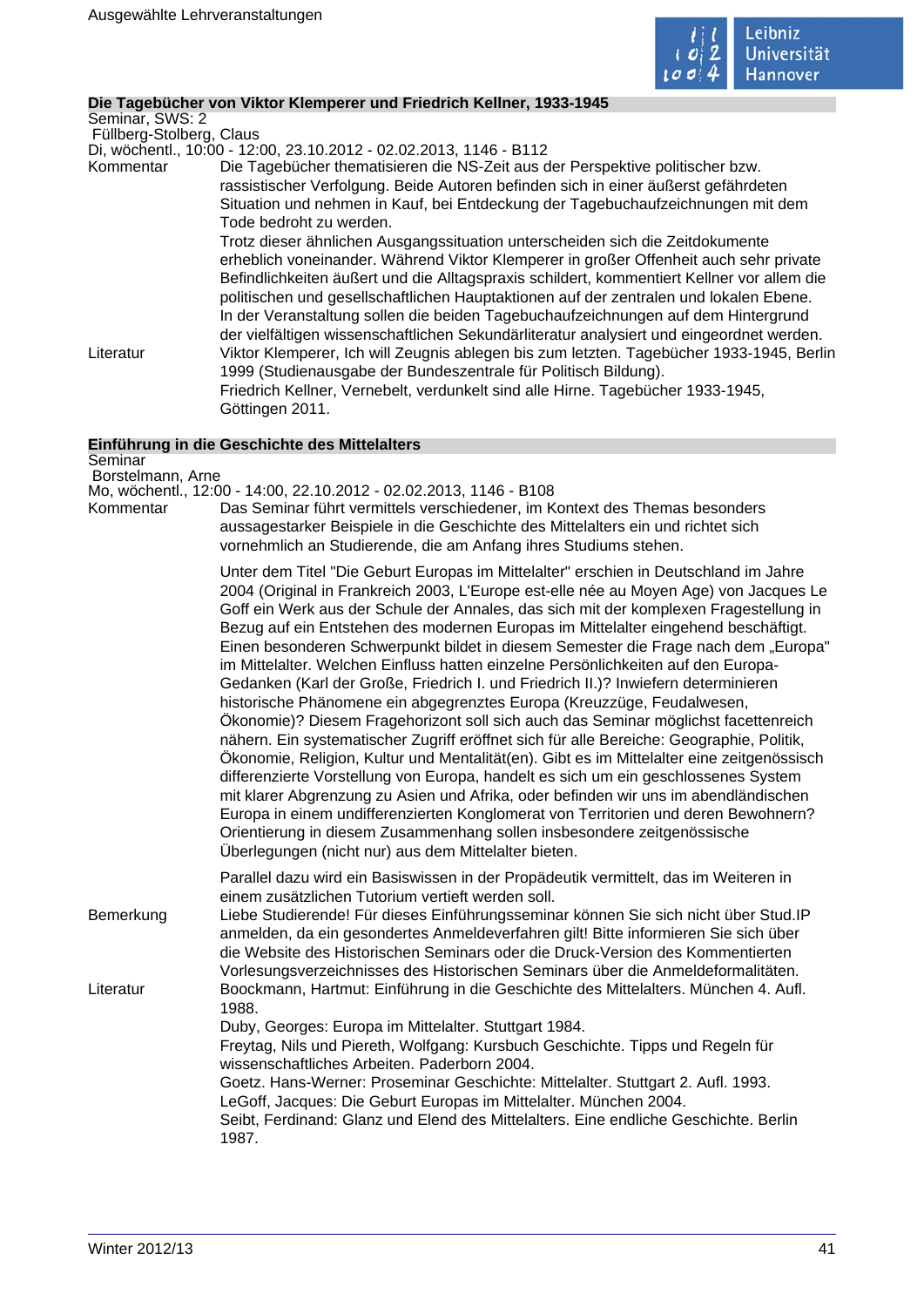### Die Tagebücher von Viktor Klemperer und Friedrich Kellner, 1933-1945

Seminar, SWS: 2
Füllberg-Stolberg, Claus
Di, wöchentl., 10:00 - 12:00, 23.10.2012 - 02.02.2013, 1146 - B112

**Kommentar**

Die Tagebücher thematisieren die NS-Zeit aus der Perspektive politischer bzw. rassistischer Verfolgung. Beide Autoren befinden sich in einer äußerst gefährdeten Situation und nehmen in Kauf, bei Entdeckung der Tagebuchaufzeichnungen mit dem Tode bedroht zu werden.
Trotz dieser ähnlichen Ausgangssituation unterscheiden sich die Zeitdokumente erheblich voneinander. Während Viktor Klemperer in großer Offenheit auch sehr private Befindlichkeiten äußert und die Alltagspraxis schildert, kommentiert Kellner vor allem die politischen und gesellschaftlichen Hauptaktionen auf der zentralen und lokalen Ebene.
In der Veranstaltung sollen die beiden Tagebuchaufzeichnungen auf dem Hintergrund der vielfältigen wissenschaftlichen Sekundärliteratur analysiert und eingeordnet werden.

**Literatur**

Viktor Klemperer, Ich will Zeugnis ablegen bis zum letzten. Tagebücher 1933-1945, Berlin 1999 (Studienausgabe der Bundeszentrale für Politisch Bildung).
Friedrich Kellner, Vernebelt, verdunkelt sind alle Hirne. Tagebücher 1933-1945, Göttingen 2011.

### Einführung in die Geschichte des Mittelalters

Seminar
Borstelmann, Arne
Mo, wöchentl., 12:00 - 14:00, 22.10.2012 - 02.02.2013, 1146 - B108

**Kommentar**

Das Seminar führt vermittels verschiedener, im Kontext des Themas besonders aussagestarker Beispiele in die Geschichte des Mittelalters ein und richtet sich vornehmlich an Studierende, die am Anfang ihres Studiums stehen.

Unter dem Titel "Die Geburt Europas im Mittelalter" erschien in Deutschland im Jahre 2004 (Original in Frankreich 2003, L'Europe est-elle née au Moyen Age) von Jacques Le Goff ein Werk aus der Schule der Annales, das sich mit der komplexen Fragestellung in Bezug auf ein Entstehen des modernen Europas im Mittelalter eingehend beschäftigt. Einen besonderen Schwerpunkt bildet in diesem Semester die Frage nach dem „Europa" im Mittelalter. Welchen Einfluss hatten einzelne Persönlichkeiten auf den Europa-Gedanken (Karl der Große, Friedrich I. und Friedrich II.)? Inwiefern determinieren historische Phänomene ein abgegrenztes Europa (Kreuzzüge, Feudalwesen, Ökonomie)? Diesem Fragehorizont soll sich auch das Seminar möglichst facettenreich nähern. Ein systematischer Zugriff eröffnet sich für alle Bereiche: Geographie, Politik, Ökonomie, Religion, Kultur und Mentalität(en). Gibt es im Mittelalter eine zeitgenössisch differenzierte Vorstellung von Europa, handelt es sich um ein geschlossenes System mit klarer Abgrenzung zu Asien und Afrika, oder befinden wir uns im abendländischen Europa in einem undifferenzierten Konglomerat von Territorien und deren Bewohnern? Orientierung in diesem Zusammenhang sollen insbesondere zeitgenössische Überlegungen (nicht nur) aus dem Mittelalter bieten.

Parallel dazu wird ein Basiswissen in der Propädeutik vermittelt, das im Weiteren in einem zusätzlichen Tutorium vertieft werden soll.

**Bemerkung**

Liebe Studierende! Für dieses Einführungsseminar können Sie sich nicht über Stud.IP anmelden, da ein gesondertes Anmeldeverfahren gilt! Bitte informieren Sie sich über die Website des Historischen Seminars oder die Druck-Version des Kommentierten Vorlesungsverzeichnisses des Historischen Seminars über die Anmeldeformalitäten.

**Literatur**

Boockmann, Hartmut: Einführung in die Geschichte des Mittelalters. München 4. Aufl. 1988.
Duby, Georges: Europa im Mittelalter. Stuttgart 1984.
Freytag, Nils und Piereth, Wolfgang: Kursbuch Geschichte. Tipps und Regeln für wissenschaftliches Arbeiten. Paderborn 2004.
Goetz. Hans-Werner: Proseminar Geschichte: Mittelalter. Stuttgart 2. Aufl. 1993.
LeGoff, Jacques: Die Geburt Europas im Mittelalter. München 2004.
Seibt, Ferdinand: Glanz und Elend des Mittelalters. Eine endliche Geschichte. Berlin 1987.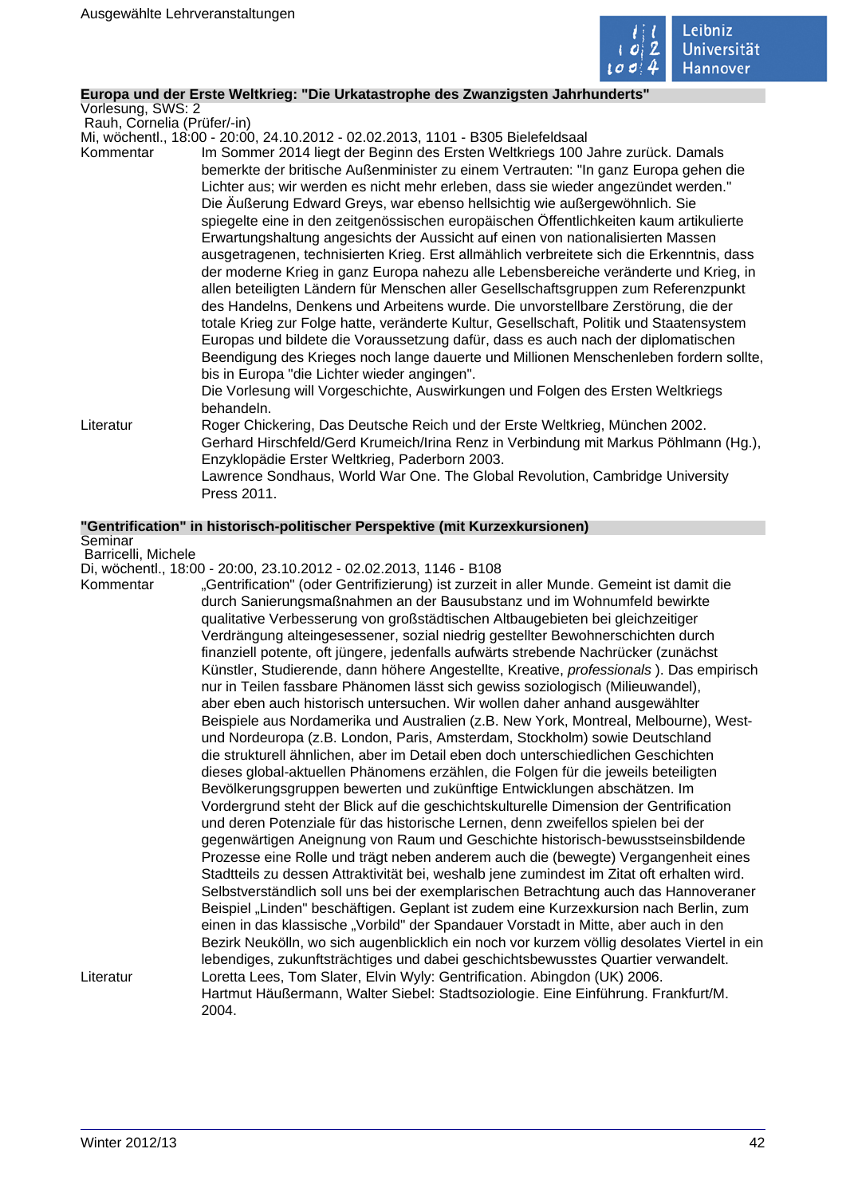### Europa und der Erste Weltkrieg: "Die Urkatastrophe des Zwanzigsten Jahrhunderts"

Vorlesung, SWS: 2

Rauh, Cornelia (Prüfer/-in)

Mi, wöchentl., 18:00 - 20:00, 24.10.2012 - 02.02.2013, 1101 - B305 Bielefeldsaal

**Kommentar**

Im Sommer 2014 liegt der Beginn des Ersten Weltkriegs 100 Jahre zurück. Damals bemerkte der britische Außenminister zu einem Vertrauten: "In ganz Europa gehen die Lichter aus; wir werden es nicht mehr erleben, dass sie wieder angezündet werden." Die Äußerung Edward Greys, war ebenso hellsichtig wie außergewöhnlich. Sie spiegelte eine in den zeitgenössischen europäischen Öffentlichkeiten kaum artikulierte Erwartungshaltung angesichts der Aussicht auf einen von nationalisierten Massen ausgetragenen, technisierten Krieg. Erst allmählich verbreitete sich die Erkenntnis, dass der moderne Krieg in ganz Europa nahezu alle Lebensbereiche veränderte und Krieg, in allen beteiligten Ländern für Menschen aller Gesellschaftsgruppen zum Referenzpunkt des Handelns, Denkens und Arbeitens wurde. Die unvorstellbare Zerstörung, die der totale Krieg zur Folge hatte, veränderte Kultur, Gesellschaft, Politik und Staatensystem Europas und bildete die Voraussetzung dafür, dass es auch nach der diplomatischen Beendigung des Krieges noch lange dauerte und Millionen Menschenleben fordern sollte, bis in Europa "die Lichter wieder angingen".

Die Vorlesung will Vorgeschichte, Auswirkungen und Folgen des Ersten Weltkriegs behandeln.

**Literatur**

Roger Chickering, Das Deutsche Reich und der Erste Weltkrieg, München 2002.
Gerhard Hirschfeld/Gerd Krumeich/Irina Renz in Verbindung mit Markus Pöhlmann (Hg.), Enzyklopädie Erster Weltkrieg, Paderborn 2003.
Lawrence Sondhaus, World War One. The Global Revolution, Cambridge University Press 2011.

### "Gentrification" in historisch-politischer Perspektive (mit Kurzexkursionen)

Seminar

Barricelli, Michele

Di, wöchentl., 18:00 - 20:00, 23.10.2012 - 02.02.2013, 1146 - B108

**Kommentar**

„Gentrification" (oder Gentrifizierung) ist zurzeit in aller Munde. Gemeint ist damit die durch Sanierungsmaßnahmen an der Bausubstanz und im Wohnumfeld bewirkte qualitative Verbesserung von großstädtischen Altbaugebieten bei gleichzeitiger Verdrängung alteingesessener, sozial niedrig gestellter Bewohnerschichten durch finanziell potente, oft jüngere, jedenfalls aufwärts strebende Nachrücker (zunächst Künstler, Studierende, dann höhere Angestellte, Kreative, *professionals* ). Das empirisch nur in Teilen fassbare Phänomen lässt sich gewiss soziologisch (Milieuwandel), aber eben auch historisch untersuchen. Wir wollen daher anhand ausgewählter Beispiele aus Nordamerika und Australien (z.B. New York, Montreal, Melbourne), West- und Nordeuropa (z.B. London, Paris, Amsterdam, Stockholm) sowie Deutschland die strukturell ähnlichen, aber im Detail eben doch unterschiedlichen Geschichten dieses global-aktuellen Phänomens erzählen, die Folgen für die jeweils beteiligten Bevölkerungsgruppen bewerten und zukünftige Entwicklungen abschätzen. Im Vordergrund steht der Blick auf die geschichtskulturelle Dimension der Gentrification und deren Potenziale für das historische Lernen, denn zweifellos spielen bei der gegenwärtigen Aneignung von Raum und Geschichte historisch-bewusstseinsbildende Prozesse eine Rolle und trägt neben anderem auch die (bewegte) Vergangenheit eines Stadtteils zu dessen Attraktivität bei, weshalb jene zumindest im Zitat oft erhalten wird. Selbstverständlich soll uns bei der exemplarischen Betrachtung auch das Hannoveraner Beispiel „Linden" beschäftigen. Geplant ist zudem eine Kurzexkursion nach Berlin, zum einen in das klassische „Vorbild" der Spandauer Vorstadt in Mitte, aber auch in den Bezirk Neukölln, wo sich augenblicklich ein noch vor kurzem völlig desolates Viertel in ein lebendiges, zukunftsträchtiges und dabei geschichtsbewusstes Quartier verwandelt.

**Literatur**

Loretta Lees, Tom Slater, Elvin Wyly: Gentrification. Abingdon (UK) 2006.
Hartmut Häußermann, Walter Siebel: Stadtsoziologie. Eine Einführung. Frankfurt/M. 2004.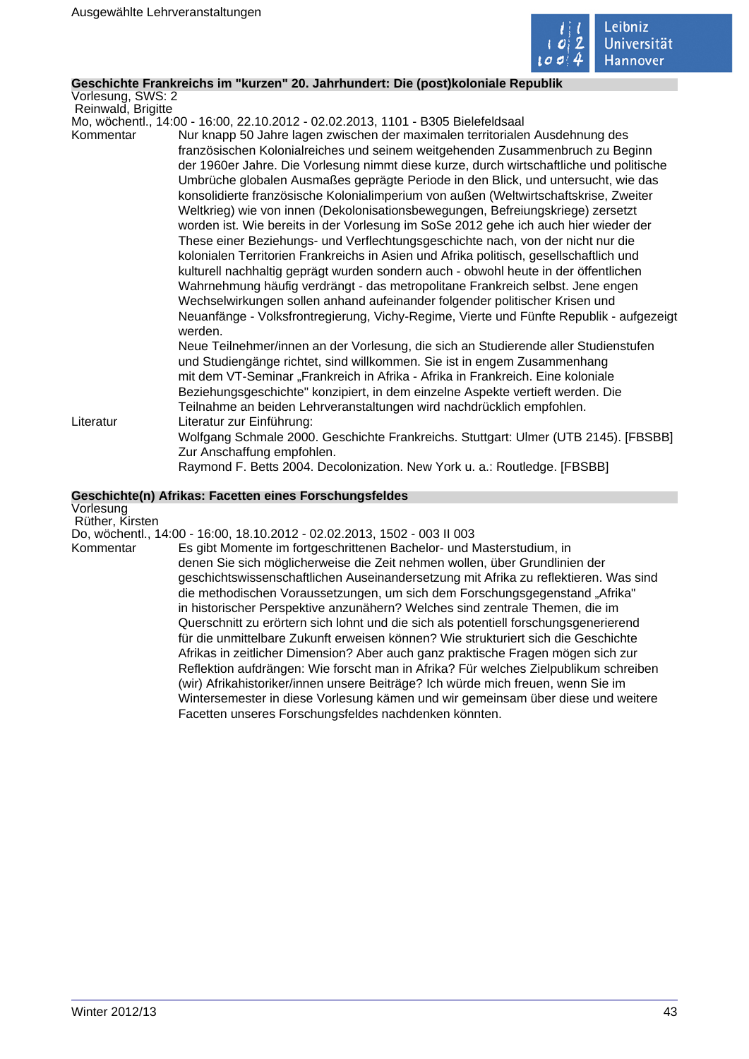### Geschichte Frankreichs im "kurzen" 20. Jahrhundert: Die (post)koloniale Republik

Vorlesung, SWS: 2
Reinwald, Brigitte
Mo, wöchentl., 14:00 - 16:00, 22.10.2012 - 02.02.2013, 1101 - B305 Bielefeldsaal

**Kommentar**

Nur knapp 50 Jahre lagen zwischen der maximalen territorialen Ausdehnung des französischen Kolonialreiches und seinem weitgehenden Zusammenbruch zu Beginn der 1960er Jahre. Die Vorlesung nimmt diese kurze, durch wirtschaftliche und politische Umbrüche globalen Ausmaßes geprägte Periode in den Blick, und untersucht, wie das konsolidierte französische Kolonialimperium von außen (Weltwirtschaftskrise, Zweiter Weltkrieg) wie von innen (Dekolonisationsbewegungen, Befreiungskriege) zersetzt worden ist. Wie bereits in der Vorlesung im SoSe 2012 gehe ich auch hier wieder der These einer Beziehungs- und Verflechtungsgeschichte nach, von der nicht nur die kolonialen Territorien Frankreichs in Asien und Afrika politisch, gesellschaftlich und kulturell nachhaltig geprägt wurden sondern auch - obwohl heute in der öffentlichen Wahrnehmung häufig verdrängt - das metropolitane Frankreich selbst. Jene engen Wechselwirkungen sollen anhand aufeinander folgender politischer Krisen und Neuanfänge - Volksfrontregierung, Vichy-Regime, Vierte und Fünfte Republik - aufgezeigt werden.

Neue Teilnehmer/innen an der Vorlesung, die sich an Studierende aller Studienstufen und Studiengänge richtet, sind willkommen. Sie ist in engem Zusammenhang mit dem VT-Seminar „Frankreich in Afrika - Afrika in Frankreich. Eine koloniale Beziehungsgeschichte" konzipiert, in dem einzelne Aspekte vertieft werden. Die Teilnahme an beiden Lehrveranstaltungen wird nachdrücklich empfohlen.

**Literatur**

Literatur zur Einführung:
Wolfgang Schmale 2000. Geschichte Frankreichs. Stuttgart: Ulmer (UTB 2145). [FBSBB]
Zur Anschaffung empfohlen.
Raymond F. Betts 2004. Decolonization. New York u. a.: Routledge. [FBSBB]

### Geschichte(n) Afrikas: Facetten eines Forschungsfeldes

Vorlesung
Rüther, Kirsten
Do, wöchentl., 14:00 - 16:00, 18.10.2012 - 02.02.2013, 1502 - 003 II 003

**Kommentar**

Es gibt Momente im fortgeschrittenen Bachelor- und Masterstudium, in denen Sie sich möglicherweise die Zeit nehmen wollen, über Grundlinien der geschichtswissenschaftlichen Auseinandersetzung mit Afrika zu reflektieren. Was sind die methodischen Voraussetzungen, um sich dem Forschungsgegenstand „Afrika" in historischer Perspektive anzunähern? Welches sind zentrale Themen, die im Querschnitt zu erörtern sich lohnt und die sich als potentiell forschungsgenerierend für die unmittelbare Zukunft erweisen können? Wie strukturiert sich die Geschichte Afrikas in zeitlicher Dimension? Aber auch ganz praktische Fragen mögen sich zur Reflektion aufdrängen: Wie forscht man in Afrika? Für welches Zielpublikum schreiben (wir) Afrikahistoriker/innen unsere Beiträge? Ich würde mich freuen, wenn Sie im Wintersemester in diese Vorlesung kämen und wir gemeinsam über diese und weitere Facetten unseres Forschungsfeldes nachdenken könnten.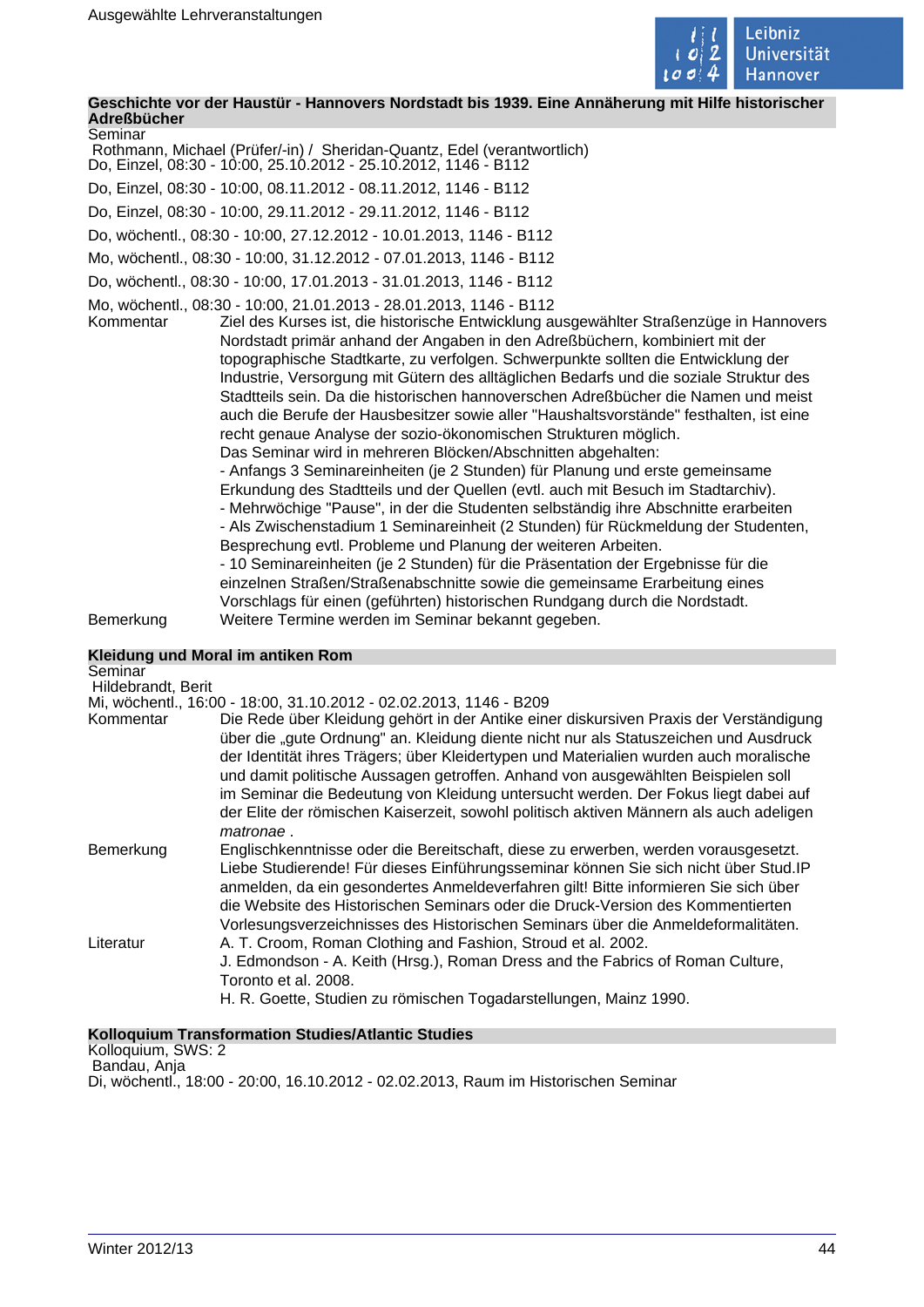### Geschichte vor der Haustür - Hannovers Nordstadt bis 1939. Eine Annäherung mit Hilfe historischer Adreßbücher

Seminar

Rothmann, Michael (Prüfer/-in) / Sheridan-Quantz, Edel (verantwortlich)

Do, Einzel, 08:30 - 10:00, 25.10.2012 - 25.10.2012, 1146 - B112

Do, Einzel, 08:30 - 10:00, 08.11.2012 - 08.11.2012, 1146 - B112

Do, Einzel, 08:30 - 10:00, 29.11.2012 - 29.11.2012, 1146 - B112

Do, wöchentl., 08:30 - 10:00, 27.12.2012 - 10.01.2013, 1146 - B112

Mo, wöchentl., 08:30 - 10:00, 31.12.2012 - 07.01.2013, 1146 - B112

Do, wöchentl., 08:30 - 10:00, 17.01.2013 - 31.01.2013, 1146 - B112

Mo, wöchentl., 08:30 - 10:00, 21.01.2013 - 28.01.2013, 1146 - B112

**Kommentar**
Ziel des Kurses ist, die historische Entwicklung ausgewählter Straßenzüge in Hannovers Nordstadt primär anhand der Angaben in den Adreßbüchern, kombiniert mit der topographische Stadtkarte, zu verfolgen. Schwerpunkte sollten die Entwicklung der Industrie, Versorgung mit Gütern des alltäglichen Bedarfs und die soziale Struktur des Stadtteils sein. Da die historischen hannoverschen Adreßbücher die Namen und meist auch die Berufe der Hausbesitzer sowie aller "Haushaltsvorstände" festhalten, ist eine recht genaue Analyse der sozio-ökonomischen Strukturen möglich.
Das Seminar wird in mehreren Blöcken/Abschnitten abgehalten:
- Anfangs 3 Seminareinheiten (je 2 Stunden) für Planung und erste gemeinsame Erkundung des Stadtteils und der Quellen (evtl. auch mit Besuch im Stadtarchiv).
- Mehrwöchige "Pause", in der die Studenten selbständig ihre Abschnitte erarbeiten
- Als Zwischenstadium 1 Seminareinheit (2 Stunden) für Rückmeldung der Studenten, Besprechung evtl. Probleme und Planung der weiteren Arbeiten.
- 10 Seminareinheiten (je 2 Stunden) für die Präsentation der Ergebnisse für die einzelnen Straßen/Straßenabschnitte sowie die gemeinsame Erarbeitung eines Vorschlags für einen (geführten) historischen Rundgang durch die Nordstadt.

**Bemerkung**
Weitere Termine werden im Seminar bekannt gegeben.

### Kleidung und Moral im antiken Rom

Seminar

Hildebrandt, Berit

Mi, wöchentl., 16:00 - 18:00, 31.10.2012 - 02.02.2013, 1146 - B209

**Kommentar**
Die Rede über Kleidung gehört in der Antike einer diskursiven Praxis der Verständigung über die „gute Ordnung" an. Kleidung diente nicht nur als Statuszeichen und Ausdruck der Identität ihres Trägers; über Kleidertypen und Materialien wurden auch moralische und damit politische Aussagen getroffen. Anhand von ausgewählten Beispielen soll im Seminar die Bedeutung von Kleidung untersucht werden. Der Fokus liegt dabei auf der Elite der römischen Kaiserzeit, sowohl politisch aktiven Männern als auch adeligen *matronae* .

**Bemerkung**
Englischkenntnisse oder die Bereitschaft, diese zu erwerben, werden vorausgesetzt.
Liebe Studierende! Für dieses Einführungsseminar können Sie sich nicht über Stud.IP anmelden, da ein gesondertes Anmeldeverfahren gilt! Bitte informieren Sie sich über die Website des Historischen Seminars oder die Druck-Version des Kommentierten Vorlesungsverzeichnisses des Historischen Seminars über die Anmeldeformalitäten.

**Literatur**
A. T. Croom, Roman Clothing and Fashion, Stroud et al. 2002.
J. Edmondson - A. Keith (Hrsg.), Roman Dress and the Fabrics of Roman Culture, Toronto et al. 2008.
H. R. Goette, Studien zu römischen Togadarstellungen, Mainz 1990.

### Kolloquium Transformation Studies/Atlantic Studies

Kolloquium, SWS: 2

Bandau, Anja

Di, wöchentl., 18:00 - 20:00, 16.10.2012 - 02.02.2013, Raum im Historischen Seminar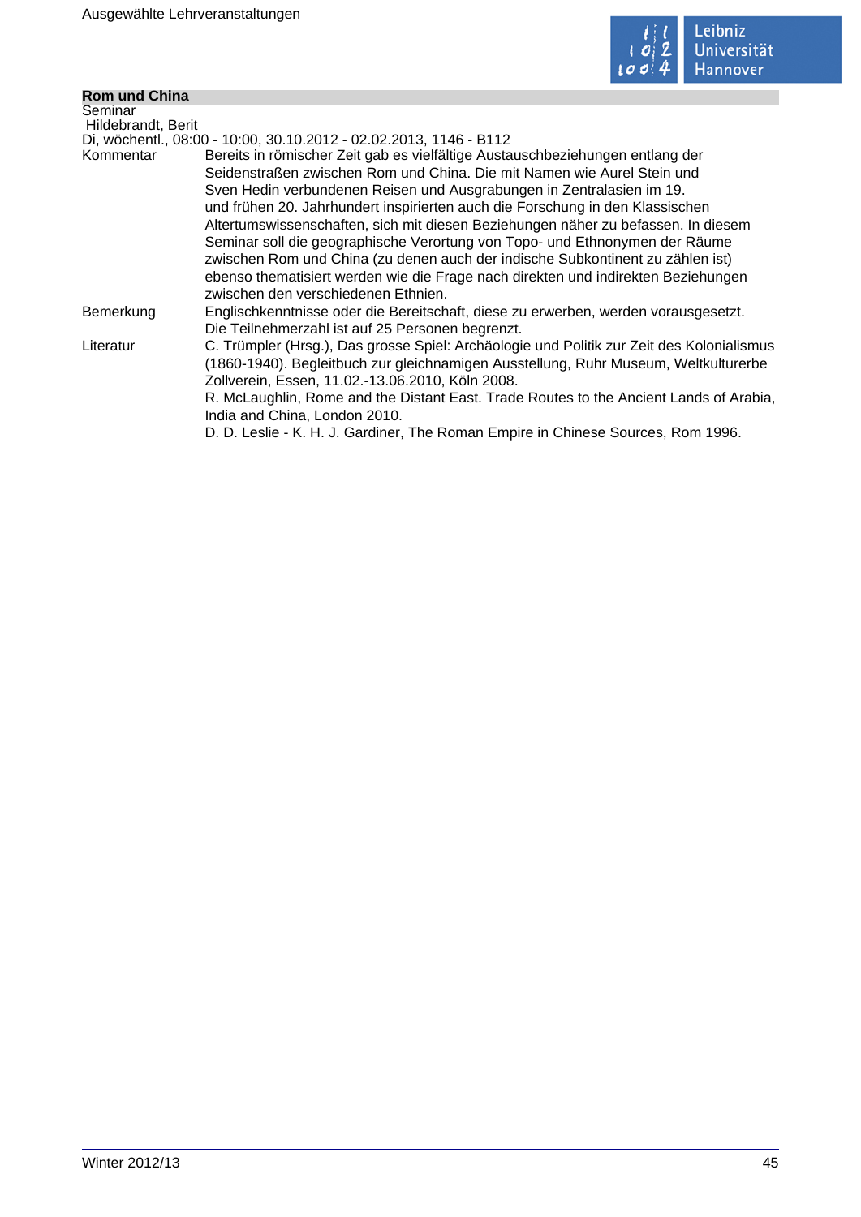## Rom und China

Seminar

Hildebrandt, Berit

Di, wöchentl., 08:00 - 10:00, 30.10.2012 - 02.02.2013, 1146 - B112

| | |
|---|---|
| Kommentar | Bereits in römischer Zeit gab es vielfältige Austauschbeziehungen entlang der Seidenstraßen zwischen Rom und China. Die mit Namen wie Aurel Stein und Sven Hedin verbundenen Reisen und Ausgrabungen in Zentralasien im 19. und frühen 20. Jahrhundert inspirierten auch die Forschung in den Klassischen Altertumswissenschaften, sich mit diesen Beziehungen näher zu befassen. In diesem Seminar soll die geographische Verortung von Topo- und Ethnonymen der Räume zwischen Rom und China (zu denen auch der indische Subkontinent zu zählen ist) ebenso thematisiert werden wie die Frage nach direkten und indirekten Beziehungen zwischen den verschiedenen Ethnien. |
| Bemerkung | Englischkenntnisse oder die Bereitschaft, diese zu erwerben, werden vorausgesetzt. Die Teilnehmerzahl ist auf 25 Personen begrenzt. |
| Literatur | C. Trümpler (Hrsg.), Das grosse Spiel: Archäologie und Politik zur Zeit des Kolonialismus (1860-1940). Begleitbuch zur gleichnamigen Ausstellung, Ruhr Museum, Weltkulturerbe Zollverein, Essen, 11.02.-13.06.2010, Köln 2008.<br>R. McLaughlin, Rome and the Distant East. Trade Routes to the Ancient Lands of Arabia, India and China, London 2010.<br>D. D. Leslie - K. H. J. Gardiner, The Roman Empire in Chinese Sources, Rom 1996. |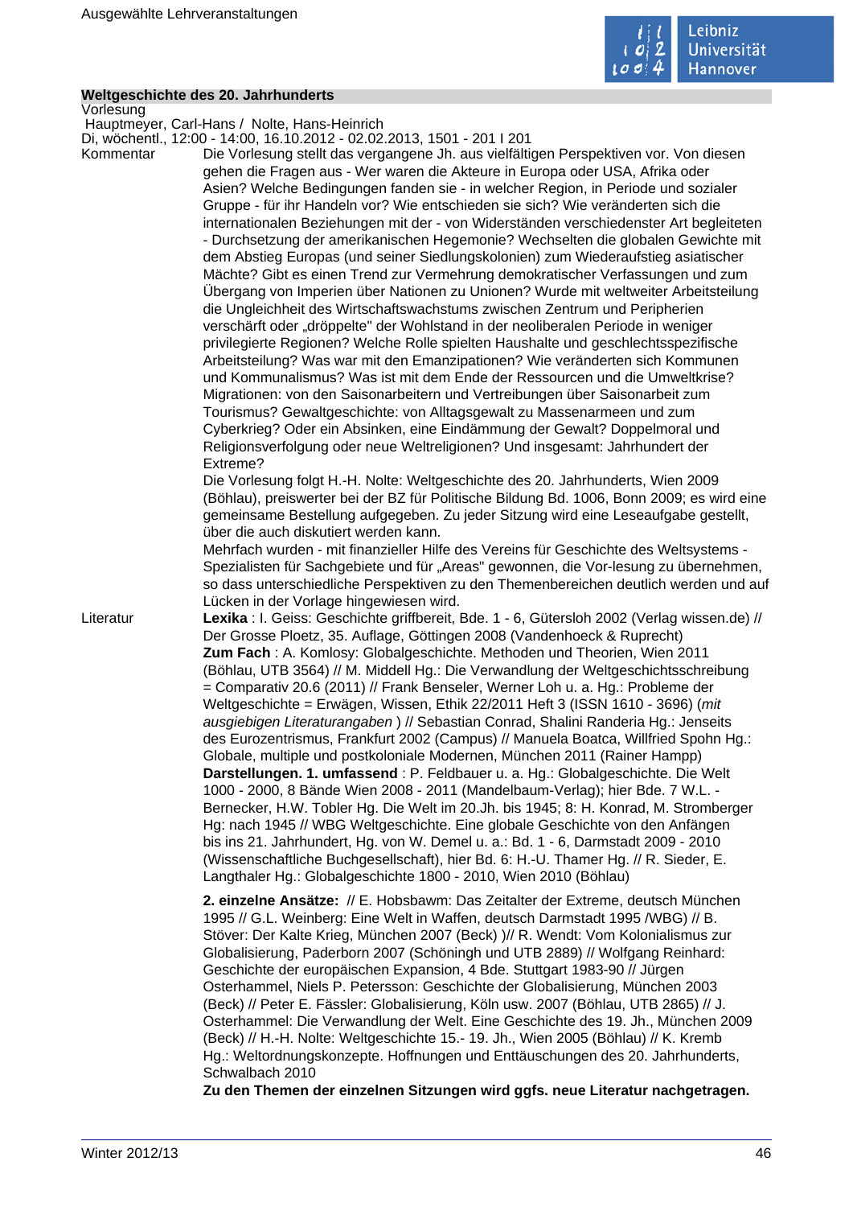## Weltgeschichte des 20. Jahrhunderts

Vorlesung

Hauptmeyer, Carl-Hans / Nolte, Hans-Heinrich

Di, wöchentl., 12:00 - 14:00, 16.10.2012 - 02.02.2013, 1501 - 201 I 201

**Kommentar**

Die Vorlesung stellt das vergangene Jh. aus vielfältigen Perspektiven vor. Von diesen gehen die Fragen aus - Wer waren die Akteure in Europa oder USA, Afrika oder Asien? Welche Bedingungen fanden sie - in welcher Region, in Periode und sozialer Gruppe - für ihr Handeln vor? Wie entschieden sie sich? Wie veränderten sich die internationalen Beziehungen mit der - von Widerständen verschiedenster Art begleiteten - Durchsetzung der amerikanischen Hegemonie? Wechselten die globalen Gewichte mit dem Abstieg Europas (und seiner Siedlungskolonien) zum Wiederaufstieg asiatischer Mächte? Gibt es einen Trend zur Vermehrung demokratischer Verfassungen und zum Übergang von Imperien über Nationen zu Unionen? Wurde mit weltweiter Arbeitsteilung die Ungleichheit des Wirtschaftswachstums zwischen Zentrum und Peripherien verschärft oder „dröppelte" der Wohlstand in der neoliberalen Periode in weniger privilegierte Regionen? Welche Rolle spielten Haushalte und geschlechtsspezifische Arbeitsteilung? Was war mit den Emanzipationen? Wie veränderten sich Kommunen und Kommunalismus? Was ist mit dem Ende der Ressourcen und die Umweltkrise? Migrationen: von den Saisonarbeitern und Vertreibungen über Saisonarbeit zum Tourismus? Gewaltgeschichte: von Alltagsgewalt zu Massenarmeen und zum Cyberkrieg? Oder ein Absinken, eine Eindämmung der Gewalt? Doppelmoral und Religionsverfolgung oder neue Weltreligionen? Und insgesamt: Jahrhundert der Extreme?

Die Vorlesung folgt H.-H. Nolte: Weltgeschichte des 20. Jahrhunderts, Wien 2009 (Böhlau), preiswerter bei der BZ für Politische Bildung Bd. 1006, Bonn 2009; es wird eine gemeinsame Bestellung aufgegeben. Zu jeder Sitzung wird eine Leseaufgabe gestellt, über die auch diskutiert werden kann.

Mehrfach wurden - mit finanzieller Hilfe des Vereins für Geschichte des Weltsystems - Spezialisten für Sachgebiete und für „Areas" gewonnen, die Vor-lesung zu übernehmen, so dass unterschiedliche Perspektiven zu den Themenbereichen deutlich werden und auf Lücken in der Vorlage hingewiesen wird.

**Literatur**

**Lexika** : I. Geiss: Geschichte griffbereit, Bde. 1 - 6, Gütersloh 2002 (Verlag wissen.de) // Der Grosse Ploetz, 35. Auflage, Göttingen 2008 (Vandenhoeck & Ruprecht)

**Zum Fach** : A. Komlosy: Globalgeschichte. Methoden und Theorien, Wien 2011 (Böhlau, UTB 3564) // M. Middell Hg.: Die Verwandlung der Weltgeschichtsschreibung = Comparativ 20.6 (2011) // Frank Benseler, Werner Loh u. a. Hg.: Probleme der Weltgeschichte = Erwägen, Wissen, Ethik 22/2011 Heft 3 (ISSN 1610 - 3696) (*mit ausgiebigen Literaturangaben* ) // Sebastian Conrad, Shalini Randeria Hg.: Jenseits des Eurozentrismus, Frankfurt 2002 (Campus) // Manuela Boatca, Willfried Spohn Hg.: Globale, multiple und postkoloniale Modernen, München 2011 (Rainer Hampp)

**Darstellungen. 1. umfassend** : P. Feldbauer u. a. Hg.: Globalgeschichte. Die Welt 1000 - 2000, 8 Bände Wien 2008 - 2011 (Mandelbaum-Verlag); hier Bde. 7 W.L. - Bernecker, H.W. Tobler Hg. Die Welt im 20.Jh. bis 1945; 8: H. Konrad, M. Stromberger Hg: nach 1945 // WBG Weltgeschichte. Eine globale Geschichte von den Anfängen bis ins 21. Jahrhundert, Hg. von W. Demel u. a.: Bd. 1 - 6, Darmstadt 2009 - 2010 (Wissenschaftliche Buchgesellschaft), hier Bd. 6: H.-U. Thamer Hg. // R. Sieder, E. Langthaler Hg.: Globalgeschichte 1800 - 2010, Wien 2010 (Böhlau)

**2. einzelne Ansätze:** // E. Hobsbawm: Das Zeitalter der Extreme, deutsch München 1995 // G.L. Weinberg: Eine Welt in Waffen, deutsch Darmstadt 1995 /WBG) // B. Stöver: Der Kalte Krieg, München 2007 (Beck) )// R. Wendt: Vom Kolonialismus zur Globalisierung, Paderborn 2007 (Schöningh und UTB 2889) // Wolfgang Reinhard: Geschichte der europäischen Expansion, 4 Bde. Stuttgart 1983-90 // Jürgen Osterhammel, Niels P. Petersson: Geschichte der Globalisierung, München 2003 (Beck) // Peter E. Fässler: Globalisierung, Köln usw. 2007 (Böhlau, UTB 2865) // J. Osterhammel: Die Verwandlung der Welt. Eine Geschichte des 19. Jh., München 2009 (Beck) // H.-H. Nolte: Weltgeschichte 15.- 19. Jh., Wien 2005 (Böhlau) // K. Kremb Hg.: Weltordnungskonzepte. Hoffnungen und Enttäuschungen des 20. Jahrhunderts, Schwalbach 2010

**Zu den Themen der einzelnen Sitzungen wird ggfs. neue Literatur nachgetragen.**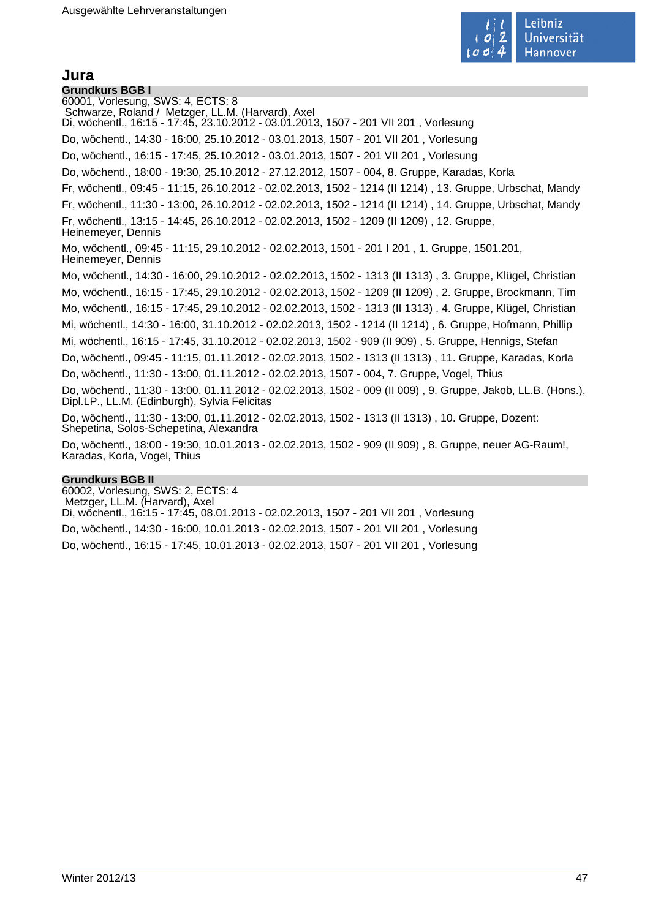# Jura

## Grundkurs BGB I

60001, Vorlesung, SWS: 4, ECTS: 8
Schwarze, Roland / Metzger, LL.M. (Harvard), Axel

Di, wöchentl., 16:15 - 17:45, 23.10.2012 - 03.01.2013, 1507 - 201 VII 201 , Vorlesung

Do, wöchentl., 14:30 - 16:00, 25.10.2012 - 03.01.2013, 1507 - 201 VII 201 , Vorlesung

Do, wöchentl., 16:15 - 17:45, 25.10.2012 - 03.01.2013, 1507 - 201 VII 201 , Vorlesung

Do, wöchentl., 18:00 - 19:30, 25.10.2012 - 27.12.2012, 1507 - 004, 8. Gruppe, Karadas, Korla

Fr, wöchentl., 09:45 - 11:15, 26.10.2012 - 02.02.2013, 1502 - 1214 (II 1214) , 13. Gruppe, Urbschat, Mandy

Fr, wöchentl., 11:30 - 13:00, 26.10.2012 - 02.02.2013, 1502 - 1214 (II 1214) , 14. Gruppe, Urbschat, Mandy

Fr, wöchentl., 13:15 - 14:45, 26.10.2012 - 02.02.2013, 1502 - 1209 (II 1209) , 12. Gruppe, Heinemeyer, Dennis

Mo, wöchentl., 09:45 - 11:15, 29.10.2012 - 02.02.2013, 1501 - 201 I 201 , 1. Gruppe, 1501.201, Heinemeyer, Dennis

Mo, wöchentl., 14:30 - 16:00, 29.10.2012 - 02.02.2013, 1502 - 1313 (II 1313) , 3. Gruppe, Klügel, Christian

Mo, wöchentl., 16:15 - 17:45, 29.10.2012 - 02.02.2013, 1502 - 1209 (II 1209) , 2. Gruppe, Brockmann, Tim

Mo, wöchentl., 16:15 - 17:45, 29.10.2012 - 02.02.2013, 1502 - 1313 (II 1313) , 4. Gruppe, Klügel, Christian

Mi, wöchentl., 14:30 - 16:00, 31.10.2012 - 02.02.2013, 1502 - 1214 (II 1214) , 6. Gruppe, Hofmann, Phillip

Mi, wöchentl., 16:15 - 17:45, 31.10.2012 - 02.02.2013, 1502 - 909 (II 909) , 5. Gruppe, Hennigs, Stefan

Do, wöchentl., 09:45 - 11:15, 01.11.2012 - 02.02.2013, 1502 - 1313 (II 1313) , 11. Gruppe, Karadas, Korla

Do, wöchentl., 11:30 - 13:00, 01.11.2012 - 02.02.2013, 1507 - 004, 7. Gruppe, Vogel, Thius

Do, wöchentl., 11:30 - 13:00, 01.11.2012 - 02.02.2013, 1502 - 009 (II 009) , 9. Gruppe, Jakob, LL.B. (Hons.), Dipl.LP., LL.M. (Edinburgh), Sylvia Felicitas

Do, wöchentl., 11:30 - 13:00, 01.11.2012 - 02.02.2013, 1502 - 1313 (II 1313) , 10. Gruppe, Dozent: Shepetina, Solos-Schepetina, Alexandra

Do, wöchentl., 18:00 - 19:30, 10.01.2013 - 02.02.2013, 1502 - 909 (II 909) , 8. Gruppe, neuer AG-Raum!, Karadas, Korla, Vogel, Thius

## Grundkurs BGB II

60002, Vorlesung, SWS: 2, ECTS: 4
Metzger, LL.M. (Harvard), Axel

Di, wöchentl., 16:15 - 17:45, 08.01.2013 - 02.02.2013, 1507 - 201 VII 201 , Vorlesung

Do, wöchentl., 14:30 - 16:00, 10.01.2013 - 02.02.2013, 1507 - 201 VII 201 , Vorlesung

Do, wöchentl., 16:15 - 17:45, 10.01.2013 - 02.02.2013, 1507 - 201 VII 201 , Vorlesung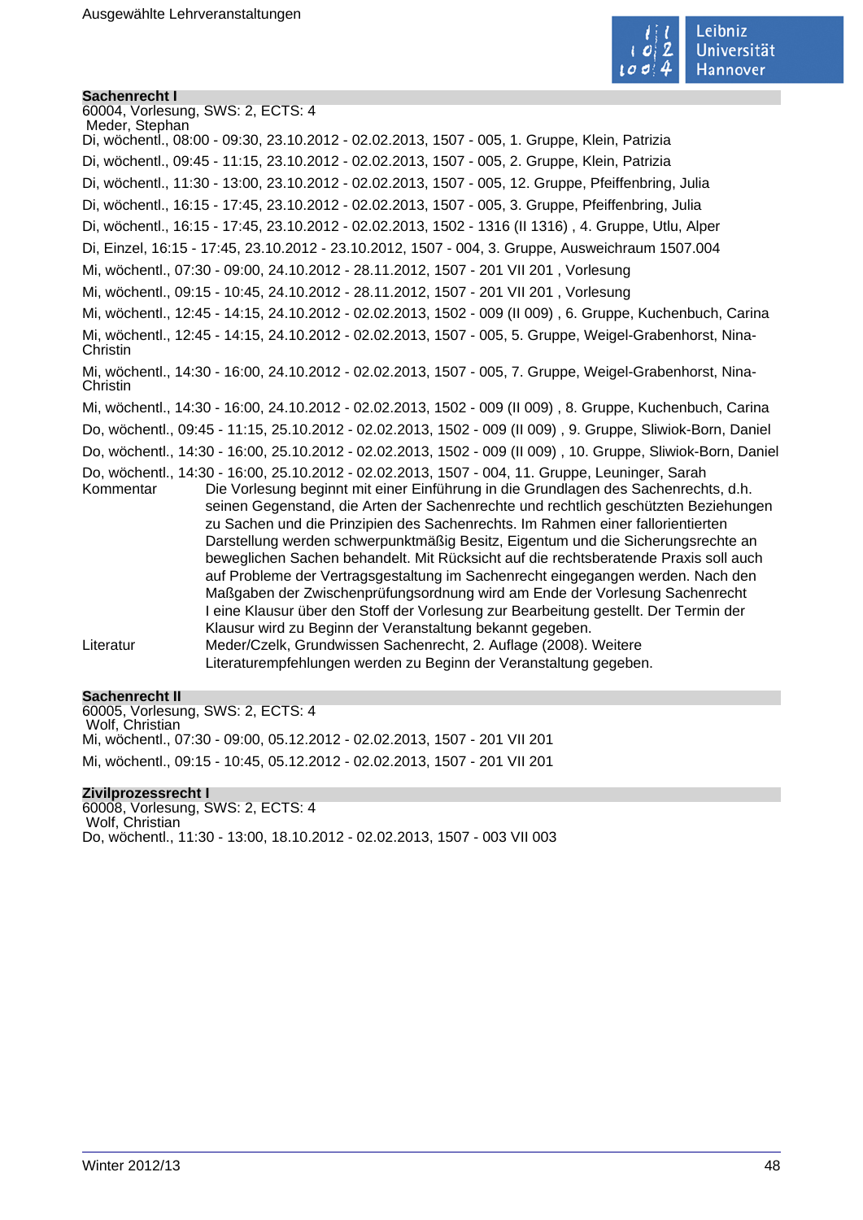## Sachenrecht I

60004, Vorlesung, SWS: 2, ECTS: 4
Meder, Stephan

Di, wöchentl., 08:00 - 09:30, 23.10.2012 - 02.02.2013, 1507 - 005, 1. Gruppe, Klein, Patrizia

Di, wöchentl., 09:45 - 11:15, 23.10.2012 - 02.02.2013, 1507 - 005, 2. Gruppe, Klein, Patrizia

Di, wöchentl., 11:30 - 13:00, 23.10.2012 - 02.02.2013, 1507 - 005, 12. Gruppe, Pfeiffenbring, Julia

Di, wöchentl., 16:15 - 17:45, 23.10.2012 - 02.02.2013, 1507 - 005, 3. Gruppe, Pfeiffenbring, Julia

Di, wöchentl., 16:15 - 17:45, 23.10.2012 - 02.02.2013, 1502 - 1316 (II 1316) , 4. Gruppe, Utlu, Alper

Di, Einzel, 16:15 - 17:45, 23.10.2012 - 23.10.2012, 1507 - 004, 3. Gruppe, Ausweichraum 1507.004

Mi, wöchentl., 07:30 - 09:00, 24.10.2012 - 28.11.2012, 1507 - 201 VII 201 , Vorlesung

Mi, wöchentl., 09:15 - 10:45, 24.10.2012 - 28.11.2012, 1507 - 201 VII 201 , Vorlesung

Mi, wöchentl., 12:45 - 14:15, 24.10.2012 - 02.02.2013, 1502 - 009 (II 009) , 6. Gruppe, Kuchenbuch, Carina

Mi, wöchentl., 12:45 - 14:15, 24.10.2012 - 02.02.2013, 1507 - 005, 5. Gruppe, Weigel-Grabenhorst, Nina-Christin

Mi, wöchentl., 14:30 - 16:00, 24.10.2012 - 02.02.2013, 1507 - 005, 7. Gruppe, Weigel-Grabenhorst, Nina-Christin

Mi, wöchentl., 14:30 - 16:00, 24.10.2012 - 02.02.2013, 1502 - 009 (II 009) , 8. Gruppe, Kuchenbuch, Carina

Do, wöchentl., 09:45 - 11:15, 25.10.2012 - 02.02.2013, 1502 - 009 (II 009) , 9. Gruppe, Sliwiok-Born, Daniel

Do, wöchentl., 14:30 - 16:00, 25.10.2012 - 02.02.2013, 1502 - 009 (II 009) , 10. Gruppe, Sliwiok-Born, Daniel

Do, wöchentl., 14:30 - 16:00, 25.10.2012 - 02.02.2013, 1507 - 004, 11. Gruppe, Leuninger, Sarah

Kommentar: Die Vorlesung beginnt mit einer Einführung in die Grundlagen des Sachenrechts, d.h. seinen Gegenstand, die Arten der Sachenrechte und rechtlich geschützten Beziehungen zu Sachen und die Prinzipien des Sachenrechts. Im Rahmen einer fallorientierten Darstellung werden schwerpunktmäßig Besitz, Eigentum und die Sicherungsrechte an beweglichen Sachen behandelt. Mit Rücksicht auf die rechtsberatende Praxis soll auch auf Probleme der Vertragsgestaltung im Sachenrecht eingegangen werden. Nach den Maßgaben der Zwischenprüfungsordnung wird am Ende der Vorlesung Sachenrecht I eine Klausur über den Stoff der Vorlesung zur Bearbeitung gestellt. Der Termin der Klausur wird zu Beginn der Veranstaltung bekannt gegeben.

Literatur: Meder/Czelk, Grundwissen Sachenrecht, 2. Auflage (2008). Weitere Literaturempfehlungen werden zu Beginn der Veranstaltung gegeben.

## Sachenrecht II

60005, Vorlesung, SWS: 2, ECTS: 4
Wolf, Christian

Mi, wöchentl., 07:30 - 09:00, 05.12.2012 - 02.02.2013, 1507 - 201 VII 201

Mi, wöchentl., 09:15 - 10:45, 05.12.2012 - 02.02.2013, 1507 - 201 VII 201

## Zivilprozessrecht I

60008, Vorlesung, SWS: 2, ECTS: 4
Wolf, Christian

Do, wöchentl., 11:30 - 13:00, 18.10.2012 - 02.02.2013, 1507 - 003 VII 003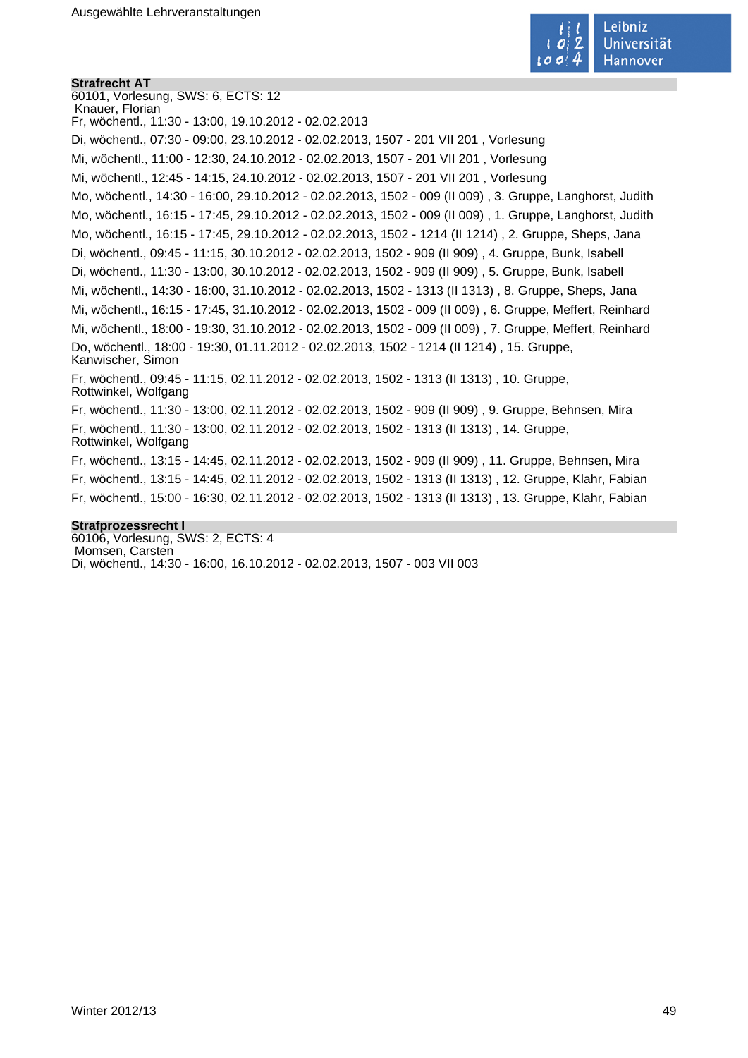### Strafrecht AT

60101, Vorlesung, SWS: 6, ECTS: 12
Knauer, Florian
Fr, wöchentl., 11:30 - 13:00, 19.10.2012 - 02.02.2013

Di, wöchentl., 07:30 - 09:00, 23.10.2012 - 02.02.2013, 1507 - 201 VII 201 , Vorlesung

Mi, wöchentl., 11:00 - 12:30, 24.10.2012 - 02.02.2013, 1507 - 201 VII 201 , Vorlesung

Mi, wöchentl., 12:45 - 14:15, 24.10.2012 - 02.02.2013, 1507 - 201 VII 201 , Vorlesung

Mo, wöchentl., 14:30 - 16:00, 29.10.2012 - 02.02.2013, 1502 - 009 (II 009) , 3. Gruppe, Langhorst, Judith

Mo, wöchentl., 16:15 - 17:45, 29.10.2012 - 02.02.2013, 1502 - 009 (II 009) , 1. Gruppe, Langhorst, Judith

Mo, wöchentl., 16:15 - 17:45, 29.10.2012 - 02.02.2013, 1502 - 1214 (II 1214) , 2. Gruppe, Sheps, Jana

Di, wöchentl., 09:45 - 11:15, 30.10.2012 - 02.02.2013, 1502 - 909 (II 909) , 4. Gruppe, Bunk, Isabell

Di, wöchentl., 11:30 - 13:00, 30.10.2012 - 02.02.2013, 1502 - 909 (II 909) , 5. Gruppe, Bunk, Isabell

Mi, wöchentl., 14:30 - 16:00, 31.10.2012 - 02.02.2013, 1502 - 1313 (II 1313) , 8. Gruppe, Sheps, Jana

Mi, wöchentl., 16:15 - 17:45, 31.10.2012 - 02.02.2013, 1502 - 009 (II 009) , 6. Gruppe, Meffert, Reinhard

Mi, wöchentl., 18:00 - 19:30, 31.10.2012 - 02.02.2013, 1502 - 009 (II 009) , 7. Gruppe, Meffert, Reinhard

Do, wöchentl., 18:00 - 19:30, 01.11.2012 - 02.02.2013, 1502 - 1214 (II 1214) , 15. Gruppe, Kanwischer, Simon

Fr, wöchentl., 09:45 - 11:15, 02.11.2012 - 02.02.2013, 1502 - 1313 (II 1313) , 10. Gruppe, Rottwinkel, Wolfgang

Fr, wöchentl., 11:30 - 13:00, 02.11.2012 - 02.02.2013, 1502 - 909 (II 909) , 9. Gruppe, Behnsen, Mira

Fr, wöchentl., 11:30 - 13:00, 02.11.2012 - 02.02.2013, 1502 - 1313 (II 1313) , 14. Gruppe, Rottwinkel, Wolfgang

Fr, wöchentl., 13:15 - 14:45, 02.11.2012 - 02.02.2013, 1502 - 909 (II 909) , 11. Gruppe, Behnsen, Mira

Fr, wöchentl., 13:15 - 14:45, 02.11.2012 - 02.02.2013, 1502 - 1313 (II 1313) , 12. Gruppe, Klahr, Fabian

Fr, wöchentl., 15:00 - 16:30, 02.11.2012 - 02.02.2013, 1502 - 1313 (II 1313) , 13. Gruppe, Klahr, Fabian

### Strafprozessrecht I

60106, Vorlesung, SWS: 2, ECTS: 4
Momsen, Carsten
Di, wöchentl., 14:30 - 16:00, 16.10.2012 - 02.02.2013, 1507 - 003 VII 003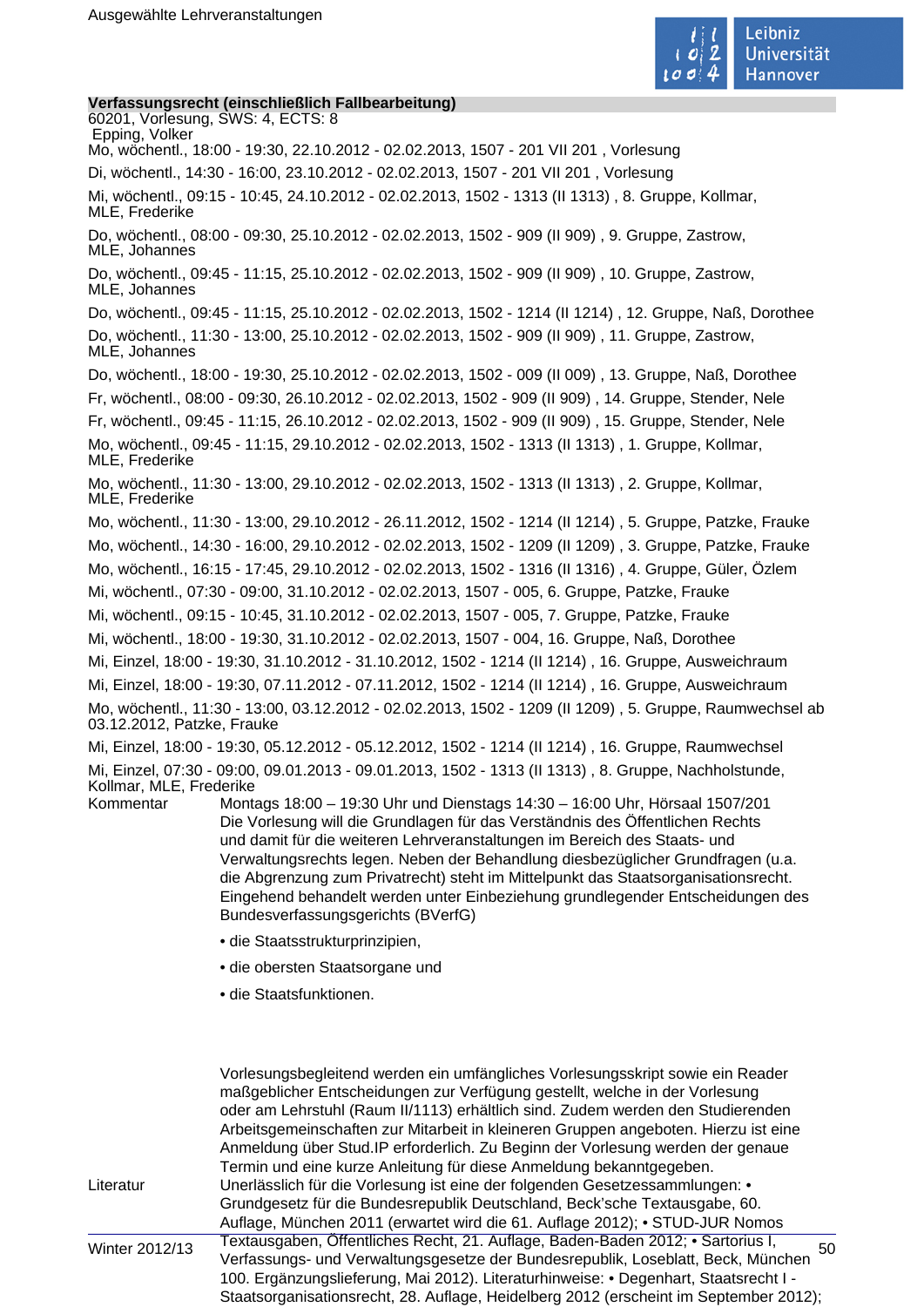**Verfassungsrecht (einschließlich Fallbearbeitung)**

60201, Vorlesung, SWS: 4, ECTS: 8

Epping, Volker

Mo, wöchentl., 18:00 - 19:30, 22.10.2012 - 02.02.2013, 1507 - 201 VII 201 , Vorlesung

Di, wöchentl., 14:30 - 16:00, 23.10.2012 - 02.02.2013, 1507 - 201 VII 201 , Vorlesung

Mi, wöchentl., 09:15 - 10:45, 24.10.2012 - 02.02.2013, 1502 - 1313 (II 1313) , 8. Gruppe, Kollmar, MLE, Frederike

Do, wöchentl., 08:00 - 09:30, 25.10.2012 - 02.02.2013, 1502 - 909 (II 909) , 9. Gruppe, Zastrow, MLE, Johannes

Do, wöchentl., 09:45 - 11:15, 25.10.2012 - 02.02.2013, 1502 - 909 (II 909) , 10. Gruppe, Zastrow, MLE, Johannes

Do, wöchentl., 09:45 - 11:15, 25.10.2012 - 02.02.2013, 1502 - 1214 (II 1214) , 12. Gruppe, Naß, Dorothee

Do, wöchentl., 11:30 - 13:00, 25.10.2012 - 02.02.2013, 1502 - 909 (II 909) , 11. Gruppe, Zastrow, MLE, Johannes

Do, wöchentl., 18:00 - 19:30, 25.10.2012 - 02.02.2013, 1502 - 009 (II 009) , 13. Gruppe, Naß, Dorothee

Fr, wöchentl., 08:00 - 09:30, 26.10.2012 - 02.02.2013, 1502 - 909 (II 909) , 14. Gruppe, Stender, Nele

Fr, wöchentl., 09:45 - 11:15, 26.10.2012 - 02.02.2013, 1502 - 909 (II 909) , 15. Gruppe, Stender, Nele

Mo, wöchentl., 09:45 - 11:15, 29.10.2012 - 02.02.2013, 1502 - 1313 (II 1313) , 1. Gruppe, Kollmar, MLE, Frederike

Mo, wöchentl., 11:30 - 13:00, 29.10.2012 - 02.02.2013, 1502 - 1313 (II 1313) , 2. Gruppe, Kollmar, MLE, Frederike

Mo, wöchentl., 11:30 - 13:00, 29.10.2012 - 26.11.2012, 1502 - 1214 (II 1214) , 5. Gruppe, Patzke, Frauke

Mo, wöchentl., 14:30 - 16:00, 29.10.2012 - 02.02.2013, 1502 - 1209 (II 1209) , 3. Gruppe, Patzke, Frauke

Mo, wöchentl., 16:15 - 17:45, 29.10.2012 - 02.02.2013, 1502 - 1316 (II 1316) , 4. Gruppe, Güler, Özlem

Mi, wöchentl., 07:30 - 09:00, 31.10.2012 - 02.02.2013, 1507 - 005, 6. Gruppe, Patzke, Frauke

Mi, wöchentl., 09:15 - 10:45, 31.10.2012 - 02.02.2013, 1507 - 005, 7. Gruppe, Patzke, Frauke

Mi, wöchentl., 18:00 - 19:30, 31.10.2012 - 02.02.2013, 1507 - 004, 16. Gruppe, Naß, Dorothee

Mi, Einzel, 18:00 - 19:30, 31.10.2012 - 31.10.2012, 1502 - 1214 (II 1214) , 16. Gruppe, Ausweichraum

Mi, Einzel, 18:00 - 19:30, 07.11.2012 - 07.11.2012, 1502 - 1214 (II 1214) , 16. Gruppe, Ausweichraum

Mo, wöchentl., 11:30 - 13:00, 03.12.2012 - 02.02.2013, 1502 - 1209 (II 1209) , 5. Gruppe, Raumwechsel ab 03.12.2012, Patzke, Frauke

Mi, Einzel, 18:00 - 19:30, 05.12.2012 - 05.12.2012, 1502 - 1214 (II 1214) , 16. Gruppe, Raumwechsel

Mi, Einzel, 07:30 - 09:00, 09.01.2013 - 09.01.2013, 1502 - 1313 (II 1313) , 8. Gruppe, Nachholstunde, Kollmar, MLE, Frederike

Kommentar

Montags 18:00 – 19:30 Uhr und Dienstags 14:30 – 16:00 Uhr, Hörsaal 1507/201
Die Vorlesung will die Grundlagen für das Verständnis des Öffentlichen Rechts und damit für die weiteren Lehrveranstaltungen im Bereich des Staats- und Verwaltungsrechts legen. Neben der Behandlung diesbezüglicher Grundfragen (u.a. die Abgrenzung zum Privatrecht) steht im Mittelpunkt das Staatsorganisationsrecht. Eingehend behandelt werden unter Einbeziehung grundlegender Entscheidungen des Bundesverfassungsgerichts (BVerfG)

- die Staatsstrukturprinzipien,
- die obersten Staatsorgane und
- die Staatsfunktionen.

Vorlesungsbegleitend werden ein umfängliches Vorlesungsskript sowie ein Reader maßgeblicher Entscheidungen zur Verfügung gestellt, welche in der Vorlesung oder am Lehrstuhl (Raum II/1113) erhältlich sind. Zudem werden den Studierenden Arbeitsgemeinschaften zur Mitarbeit in kleineren Gruppen angeboten. Hierzu ist eine Anmeldung über Stud.IP erforderlich. Zu Beginn der Vorlesung werden der genaue Termin und eine kurze Anleitung für diese Anmeldung bekanntgegeben.

Literatur

Unerlässlich für die Vorlesung ist eine der folgenden Gesetzessammlungen: • Grundgesetz für die Bundesrepublik Deutschland, Beck'sche Textausgabe, 60. Auflage, München 2011 (erwartet wird die 61. Auflage 2012); • STUD-JUR Nomos Textausgaben, Öffentliches Recht, 21. Auflage, Baden-Baden 2012; • Sartorius I, Verfassungs- und Verwaltungsgesetze der Bundesrepublik, Loseblatt, Beck, München 100. Ergänzungslieferung, Mai 2012). Literaturhinweise: • Degenhart, Staatsrecht I - Staatsorganisationsrecht, 28. Auflage, Heidelberg 2012 (erscheint im September 2012);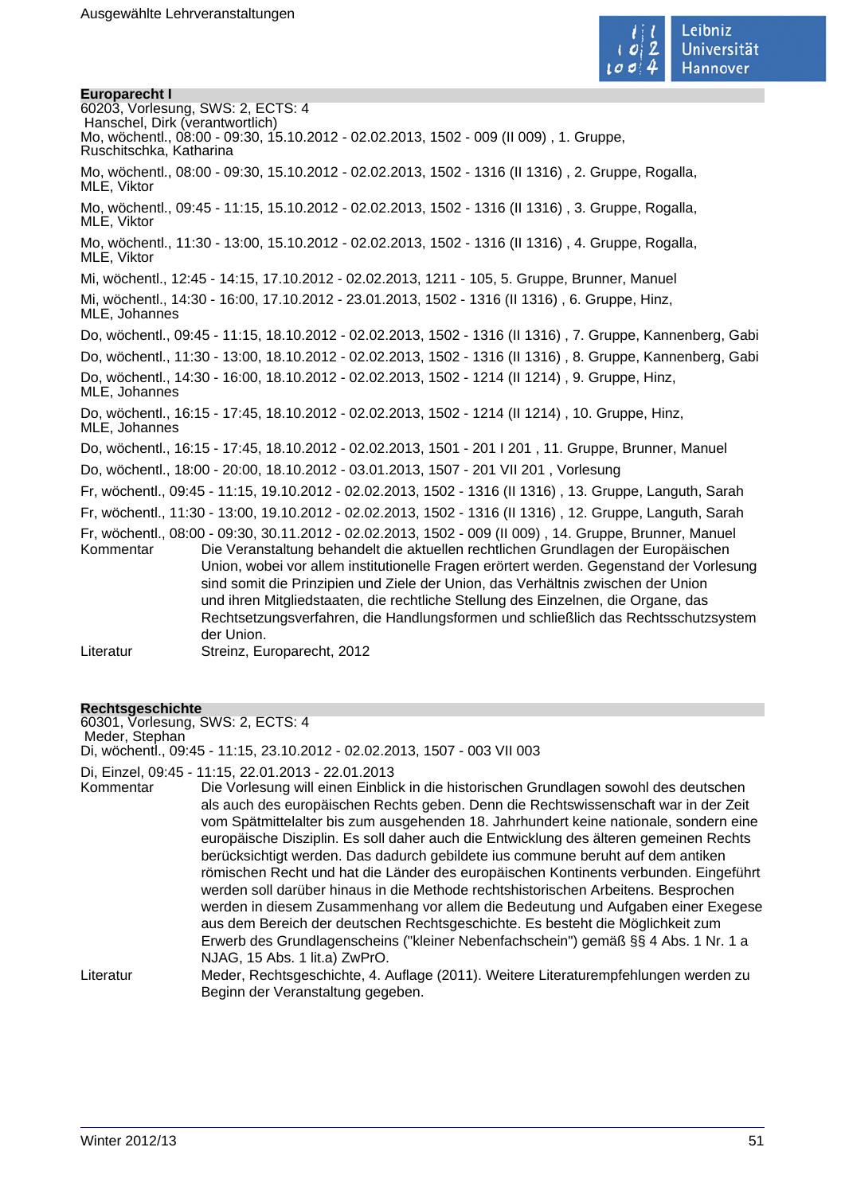## Europarecht I

60203, Vorlesung, SWS: 2, ECTS: 4
Hanschel, Dirk (verantwortlich)
Mo, wöchentl., 08:00 - 09:30, 15.10.2012 - 02.02.2013, 1502 - 009 (II 009) , 1. Gruppe, Ruschitschka, Katharina

Mo, wöchentl., 08:00 - 09:30, 15.10.2012 - 02.02.2013, 1502 - 1316 (II 1316) , 2. Gruppe, Rogalla, MLE, Viktor

Mo, wöchentl., 09:45 - 11:15, 15.10.2012 - 02.02.2013, 1502 - 1316 (II 1316) , 3. Gruppe, Rogalla, MLE, Viktor

Mo, wöchentl., 11:30 - 13:00, 15.10.2012 - 02.02.2013, 1502 - 1316 (II 1316) , 4. Gruppe, Rogalla, MLE, Viktor

Mi, wöchentl., 12:45 - 14:15, 17.10.2012 - 02.02.2013, 1211 - 105, 5. Gruppe, Brunner, Manuel

Mi, wöchentl., 14:30 - 16:00, 17.10.2012 - 23.01.2013, 1502 - 1316 (II 1316) , 6. Gruppe, Hinz, MLE, Johannes

Do, wöchentl., 09:45 - 11:15, 18.10.2012 - 02.02.2013, 1502 - 1316 (II 1316) , 7. Gruppe, Kannenberg, Gabi

Do, wöchentl., 11:30 - 13:00, 18.10.2012 - 02.02.2013, 1502 - 1316 (II 1316) , 8. Gruppe, Kannenberg, Gabi

Do, wöchentl., 14:30 - 16:00, 18.10.2012 - 02.02.2013, 1502 - 1214 (II 1214) , 9. Gruppe, Hinz, MLE, Johannes

Do, wöchentl., 16:15 - 17:45, 18.10.2012 - 02.02.2013, 1502 - 1214 (II 1214) , 10. Gruppe, Hinz, MLE, Johannes

Do, wöchentl., 16:15 - 17:45, 18.10.2012 - 02.02.2013, 1501 - 201 I 201 , 11. Gruppe, Brunner, Manuel

Do, wöchentl., 18:00 - 20:00, 18.10.2012 - 03.01.2013, 1507 - 201 VII 201 , Vorlesung

Fr, wöchentl., 09:45 - 11:15, 19.10.2012 - 02.02.2013, 1502 - 1316 (II 1316) , 13. Gruppe, Languth, Sarah

Fr, wöchentl., 11:30 - 13:00, 19.10.2012 - 02.02.2013, 1502 - 1316 (II 1316) , 12. Gruppe, Languth, Sarah

Fr, wöchentl., 08:00 - 09:30, 30.11.2012 - 02.02.2013, 1502 - 009 (II 009) , 14. Gruppe, Brunner, Manuel

Kommentar: Die Veranstaltung behandelt die aktuellen rechtlichen Grundlagen der Europäischen Union, wobei vor allem institutionelle Fragen erörtert werden. Gegenstand der Vorlesung sind somit die Prinzipien und Ziele der Union, das Verhältnis zwischen der Union und ihren Mitgliedstaaten, die rechtliche Stellung des Einzelnen, die Organe, das Rechtsetzungsverfahren, die Handlungsformen und schließlich das Rechtsschutzsystem der Union.

Literatur: Streinz, Europarecht, 2012

## Rechtsgeschichte

60301, Vorlesung, SWS: 2, ECTS: 4
Meder, Stephan
Di, wöchentl., 09:45 - 11:15, 23.10.2012 - 02.02.2013, 1507 - 003 VII 003

Di, Einzel, 09:45 - 11:15, 22.01.2013 - 22.01.2013

Kommentar: Die Vorlesung will einen Einblick in die historischen Grundlagen sowohl des deutschen als auch des europäischen Rechts geben. Denn die Rechtswissenschaft war in der Zeit vom Spätmittelalter bis zum ausgehenden 18. Jahrhundert keine nationale, sondern eine europäische Disziplin. Es soll daher auch die Entwicklung des älteren gemeinen Rechts berücksichtigt werden. Das dadurch gebildete ius commune beruht auf dem antiken römischen Recht und hat die Länder des europäischen Kontinents verbunden. Eingeführt werden soll darüber hinaus in die Methode rechtshistorischen Arbeitens. Besprochen werden in diesem Zusammenhang vor allem die Bedeutung und Aufgaben einer Exegese aus dem Bereich der deutschen Rechtsgeschichte. Es besteht die Möglichkeit zum Erwerb des Grundlagenscheins ("kleiner Nebenfachschein") gemäß §§ 4 Abs. 1 Nr. 1 a NJAG, 15 Abs. 1 lit.a) ZwPrO.

Literatur: Meder, Rechtsgeschichte, 4. Auflage (2011). Weitere Literaturempfehlungen werden zu Beginn der Veranstaltung gegeben.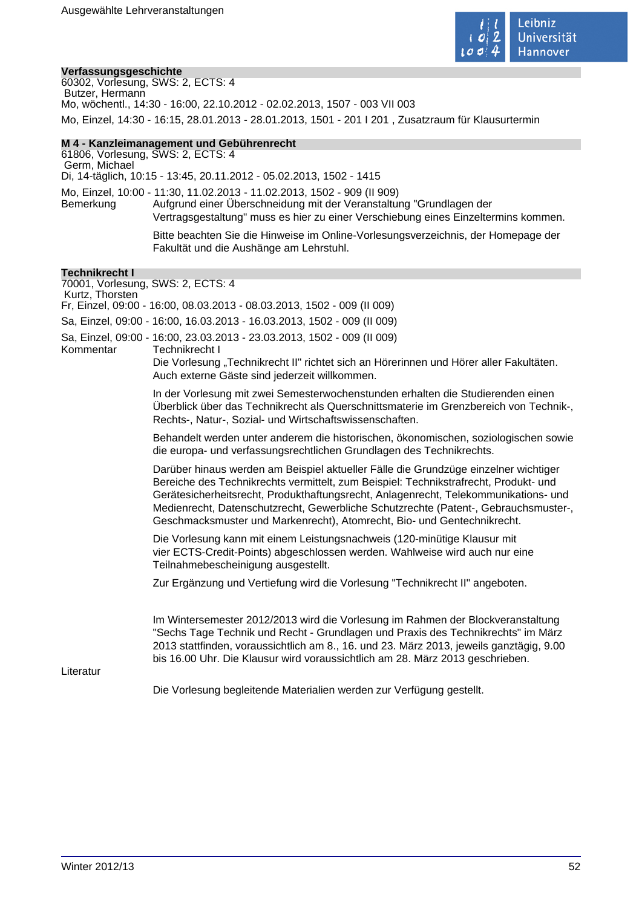### Verfassungsgeschichte

60302, Vorlesung, SWS: 2, ECTS: 4
Butzer, Hermann
Mo, wöchentl., 14:30 - 16:00, 22.10.2012 - 02.02.2013, 1507 - 003 VII 003

Mo, Einzel, 14:30 - 16:15, 28.01.2013 - 28.01.2013, 1501 - 201 I 201 , Zusatzraum für Klausurtermin

### M 4 - Kanzleimanagement und Gebührenrecht

61806, Vorlesung, SWS: 2, ECTS: 4
Germ, Michael
Di, 14-täglich, 10:15 - 13:45, 20.11.2012 - 05.02.2013, 1502 - 1415

Mo, Einzel, 10:00 - 11:30, 11.02.2013 - 11.02.2013, 1502 - 909 (II 909)

Bemerkung: Aufgrund einer Überschneidung mit der Veranstaltung "Grundlagen der Vertragsgestaltung" muss es hier zu einer Verschiebung eines Einzeltermins kommen.

Bitte beachten Sie die Hinweise im Online-Vorlesungsverzeichnis, der Homepage der Fakultät und die Aushänge am Lehrstuhl.

### Technikrecht I

70001, Vorlesung, SWS: 2, ECTS: 4
Kurtz, Thorsten
Fr, Einzel, 09:00 - 16:00, 08.03.2013 - 08.03.2013, 1502 - 009 (II 009)

Sa, Einzel, 09:00 - 16:00, 16.03.2013 - 16.03.2013, 1502 - 009 (II 009)

Sa, Einzel, 09:00 - 16:00, 23.03.2013 - 23.03.2013, 1502 - 009 (II 009)

Kommentar: Technikrecht I
Die Vorlesung „Technikrecht II" richtet sich an Hörerinnen und Hörer aller Fakultäten. Auch externe Gäste sind jederzeit willkommen.

In der Vorlesung mit zwei Semesterwochenstunden erhalten die Studierenden einen Überblick über das Technikrecht als Querschnittsmaterie im Grenzbereich von Technik-, Rechts-, Natur-, Sozial- und Wirtschaftswissenschaften.

Behandelt werden unter anderem die historischen, ökonomischen, soziologischen sowie die europa- und verfassungsrechtlichen Grundlagen des Technikrechts.

Darüber hinaus werden am Beispiel aktueller Fälle die Grundzüge einzelner wichtiger Bereiche des Technikrechts vermittelt, zum Beispiel: Technikstrafrecht, Produkt- und Gerätesicherheitsrecht, Produkthaftungsrecht, Anlagenrecht, Telekommunikations- und Medienrecht, Datenschutzrecht, Gewerbliche Schutzrechte (Patent-, Gebrauchsmuster-, Geschmacksmuster und Markenrecht), Atomrecht, Bio- und Gentechnikrecht.

Die Vorlesung kann mit einem Leistungsnachweis (120-minütige Klausur mit vier ECTS-Credit-Points) abgeschlossen werden. Wahlweise wird auch nur eine Teilnahmebescheinigung ausgestellt.

Zur Ergänzung und Vertiefung wird die Vorlesung "Technikrecht II" angeboten.

Im Wintersemester 2012/2013 wird die Vorlesung im Rahmen der Blockveranstaltung "Sechs Tage Technik und Recht - Grundlagen und Praxis des Technikrechts" im März 2013 stattfinden, voraussichtlich am 8., 16. und 23. März 2013, jeweils ganztägig, 9.00 bis 16.00 Uhr. Die Klausur wird voraussichtlich am 28. März 2013 geschrieben.

Literatur:

Die Vorlesung begleitende Materialien werden zur Verfügung gestellt.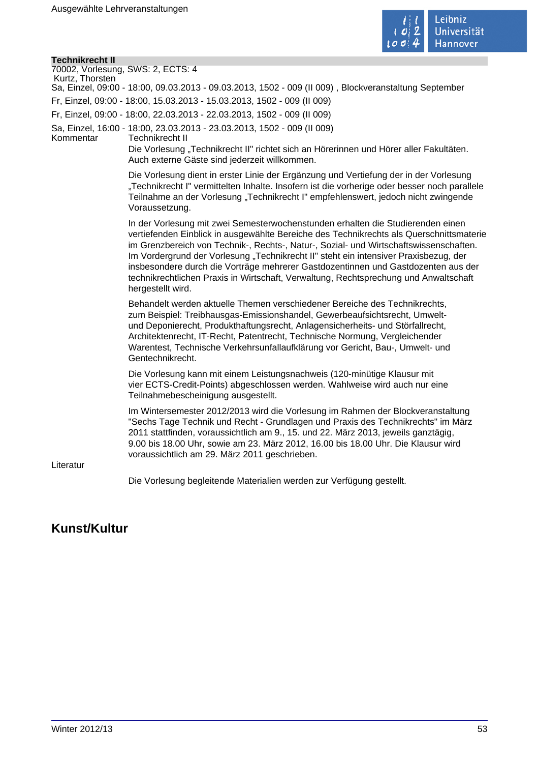**Technikrecht II**

70002, Vorlesung, SWS: 2, ECTS: 4

Kurtz, Thorsten

Sa, Einzel, 09:00 - 18:00, 09.03.2013 - 09.03.2013, 1502 - 009 (II 009) , Blockveranstaltung September

Fr, Einzel, 09:00 - 18:00, 15.03.2013 - 15.03.2013, 1502 - 009 (II 009)

Fr, Einzel, 09:00 - 18:00, 22.03.2013 - 22.03.2013, 1502 - 009 (II 009)

Sa, Einzel, 16:00 - 18:00, 23.03.2013 - 23.03.2013, 1502 - 009 (II 009)

Kommentar

Technikrecht II

Die Vorlesung „Technikrecht II" richtet sich an Hörerinnen und Hörer aller Fakultäten. Auch externe Gäste sind jederzeit willkommen.

Die Vorlesung dient in erster Linie der Ergänzung und Vertiefung der in der Vorlesung „Technikrecht I" vermittelten Inhalte. Insofern ist die vorherige oder besser noch parallele Teilnahme an der Vorlesung „Technikrecht I" empfehlenswert, jedoch nicht zwingende Voraussetzung.

In der Vorlesung mit zwei Semesterwochenstunden erhalten die Studierenden einen vertiefenden Einblick in ausgewählte Bereiche des Technikrechts als Querschnittsmaterie im Grenzbereich von Technik-, Rechts-, Natur-, Sozial- und Wirtschaftswissenschaften. Im Vordergrund der Vorlesung „Technikrecht II" steht ein intensiver Praxisbezug, der insbesondere durch die Vorträge mehrerer Gastdozentinnen und Gastdozenten aus der technikrechtlichen Praxis in Wirtschaft, Verwaltung, Rechtsprechung und Anwaltschaft hergestellt wird.

Behandelt werden aktuelle Themen verschiedener Bereiche des Technikrechts, zum Beispiel: Treibhausgas-Emissionshandel, Gewerbeaufsichtsrecht, Umwelt- und Deponierecht, Produkthaftungsrecht, Anlagensicherheits- und Störfallrecht, Architektenrecht, IT-Recht, Patentrecht, Technische Normung, Vergleichender Warentest, Technische Verkehrsunfallaufklärung vor Gericht, Bau-, Umwelt- und Gentechnikrecht.

Die Vorlesung kann mit einem Leistungsnachweis (120-minütige Klausur mit vier ECTS-Credit-Points) abgeschlossen werden. Wahlweise wird auch nur eine Teilnahmebescheinigung ausgestellt.

Im Wintersemester 2012/2013 wird die Vorlesung im Rahmen der Blockveranstaltung "Sechs Tage Technik und Recht - Grundlagen und Praxis des Technikrechts" im März 2011 stattfinden, voraussichtlich am 9., 15. und 22. März 2013, jeweils ganztägig, 9.00 bis 18.00 Uhr, sowie am 23. März 2012, 16.00 bis 18.00 Uhr. Die Klausur wird voraussichtlich am 29. März 2011 geschrieben.

Literatur

Die Vorlesung begleitende Materialien werden zur Verfügung gestellt.

## Kunst/Kultur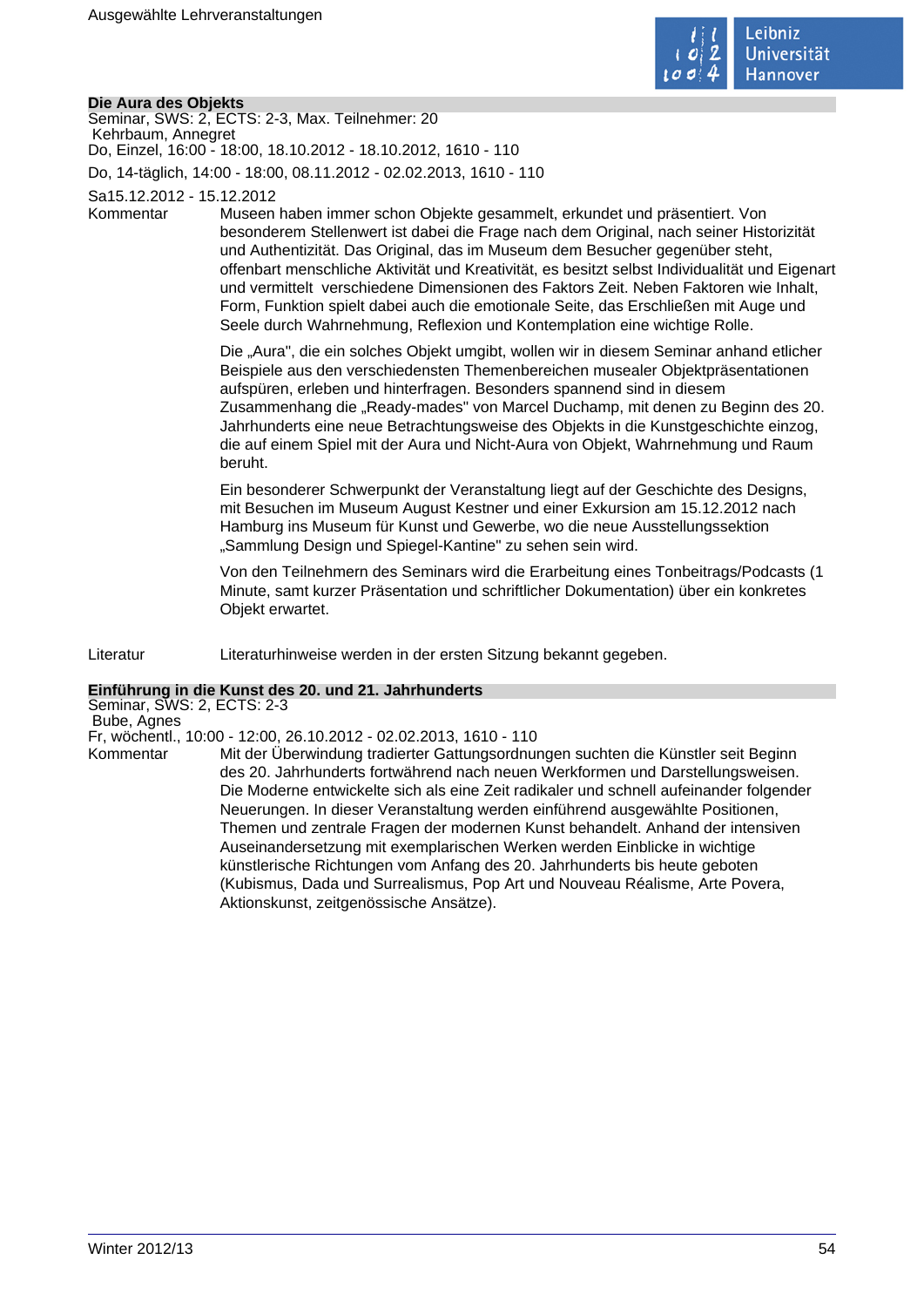## Die Aura des Objekts

Seminar, SWS: 2, ECTS: 2-3, Max. Teilnehmer: 20
Kehrbaum, Annegret
Do, Einzel, 16:00 - 18:00, 18.10.2012 - 18.10.2012, 1610 - 110

Do, 14-täglich, 14:00 - 18:00, 08.11.2012 - 02.02.2013, 1610 - 110

Sa15.12.2012 - 15.12.2012

**Kommentar**

Museen haben immer schon Objekte gesammelt, erkundet und präsentiert. Von besonderem Stellenwert ist dabei die Frage nach dem Original, nach seiner Historizität und Authentizität. Das Original, das im Museum dem Besucher gegenüber steht, offenbart menschliche Aktivität und Kreativität, es besitzt selbst Individualität und Eigenart und vermittelt verschiedene Dimensionen des Faktors Zeit. Neben Faktoren wie Inhalt, Form, Funktion spielt dabei auch die emotionale Seite, das Erschließen mit Auge und Seele durch Wahrnehmung, Reflexion und Kontemplation eine wichtige Rolle.

Die „Aura", die ein solches Objekt umgibt, wollen wir in diesem Seminar anhand etlicher Beispiele aus den verschiedensten Themenbereichen musealer Objektpräsentationen aufspüren, erleben und hinterfragen. Besonders spannend sind in diesem Zusammenhang die „Ready-mades" von Marcel Duchamp, mit denen zu Beginn des 20. Jahrhunderts eine neue Betrachtungsweise des Objekts in die Kunstgeschichte einzog, die auf einem Spiel mit der Aura und Nicht-Aura von Objekt, Wahrnehmung und Raum beruht.

Ein besonderer Schwerpunkt der Veranstaltung liegt auf der Geschichte des Designs, mit Besuchen im Museum August Kestner und einer Exkursion am 15.12.2012 nach Hamburg ins Museum für Kunst und Gewerbe, wo die neue Ausstellungssektion „Sammlung Design und Spiegel-Kantine" zu sehen sein wird.

Von den Teilnehmern des Seminars wird die Erarbeitung eines Tonbeitrags/Podcasts (1 Minute, samt kurzer Präsentation und schriftlicher Dokumentation) über ein konkretes Objekt erwartet.

**Literatur**

Literaturhinweise werden in der ersten Sitzung bekannt gegeben.

## Einführung in die Kunst des 20. und 21. Jahrhunderts

Seminar, SWS: 2, ECTS: 2-3
Bube, Agnes
Fr, wöchentl., 10:00 - 12:00, 26.10.2012 - 02.02.2013, 1610 - 110

**Kommentar**

Mit der Überwindung tradierter Gattungsordnungen suchten die Künstler seit Beginn des 20. Jahrhunderts fortwährend nach neuen Werkformen und Darstellungsweisen. Die Moderne entwickelte sich als eine Zeit radikaler und schnell aufeinander folgender Neuerungen. In dieser Veranstaltung werden einführend ausgewählte Positionen, Themen und zentrale Fragen der modernen Kunst behandelt. Anhand der intensiven Auseinandersetzung mit exemplarischen Werken werden Einblicke in wichtige künstlerische Richtungen vom Anfang des 20. Jahrhunderts bis heute geboten (Kubismus, Dada und Surrealismus, Pop Art und Nouveau Réalisme, Arte Povera, Aktionskunst, zeitgenössische Ansätze).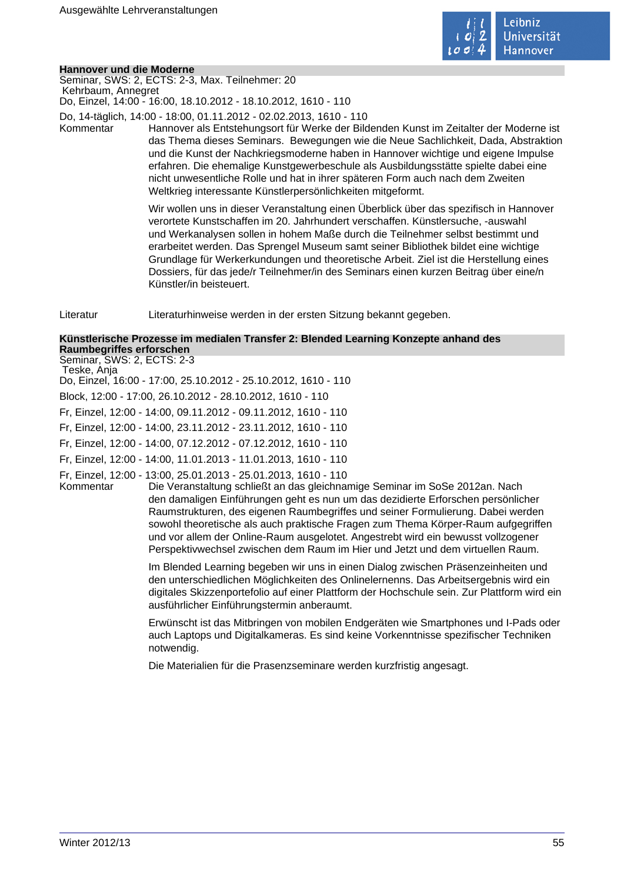### Hannover und die Moderne

Seminar, SWS: 2, ECTS: 2-3, Max. Teilnehmer: 20
Kehrbaum, Annegret
Do, Einzel, 14:00 - 16:00, 18.10.2012 - 18.10.2012, 1610 - 110

Do, 14-täglich, 14:00 - 18:00, 01.11.2012 - 02.02.2013, 1610 - 110

Kommentar

Hannover als Entstehungsort für Werke der Bildenden Kunst im Zeitalter der Moderne ist das Thema dieses Seminars. Bewegungen wie die Neue Sachlichkeit, Dada, Abstraktion und die Kunst der Nachkriegsmoderne haben in Hannover wichtige und eigene Impulse erfahren. Die ehemalige Kunstgewerbeschule als Ausbildungsstätte spielte dabei eine nicht unwesentliche Rolle und hat in ihrer späteren Form auch nach dem Zweiten Weltkrieg interessante Künstlerpersönlichkeiten mitgeformt.

Wir wollen uns in dieser Veranstaltung einen Überblick über das spezifisch in Hannover verortete Kunstschaffen im 20. Jahrhundert verschaffen. Künstlersuche, -auswahl und Werkanalysen sollen in hohem Maße durch die Teilnehmer selbst bestimmt und erarbeitet werden. Das Sprengel Museum samt seiner Bibliothek bildet eine wichtige Grundlage für Werkerkundungen und theoretische Arbeit. Ziel ist die Herstellung eines Dossiers, für das jede/r Teilnehmer/in des Seminars einen kurzen Beitrag über eine/n Künstler/in beisteuert.

Literatur

Literaturhinweise werden in der ersten Sitzung bekannt gegeben.

### Künstlerische Prozesse im medialen Transfer 2: Blended Learning Konzepte anhand des Raumbegriffes erforschen

Seminar, SWS: 2, ECTS: 2-3
Teske, Anja
Do, Einzel, 16:00 - 17:00, 25.10.2012 - 25.10.2012, 1610 - 110

Block, 12:00 - 17:00, 26.10.2012 - 28.10.2012, 1610 - 110

Fr, Einzel, 12:00 - 14:00, 09.11.2012 - 09.11.2012, 1610 - 110

Fr, Einzel, 12:00 - 14:00, 23.11.2012 - 23.11.2012, 1610 - 110

Fr, Einzel, 12:00 - 14:00, 07.12.2012 - 07.12.2012, 1610 - 110

Fr, Einzel, 12:00 - 14:00, 11.01.2013 - 11.01.2013, 1610 - 110

Fr, Einzel, 12:00 - 13:00, 25.01.2013 - 25.01.2013, 1610 - 110

Kommentar

Die Veranstaltung schließt an das gleichnamige Seminar im SoSe 2012an. Nach den damaligen Einführungen geht es nun um das dezidierte Erforschen persönlicher Raumstrukturen, des eigenen Raumbegriffes und seiner Formulierung. Dabei werden sowohl theoretische als auch praktische Fragen zum Thema Körper-Raum aufgegriffen und vor allem der Online-Raum ausgelotet. Angestrebt wird ein bewusst vollzogener Perspektivwechsel zwischen dem Raum im Hier und Jetzt und dem virtuellen Raum.

Im Blended Learning begeben wir uns in einen Dialog zwischen Präsenzeinheiten und den unterschiedlichen Möglichkeiten des Onlinelernenns. Das Arbeitsergebnis wird ein digitales Skizzenportefolio auf einer Plattform der Hochschule sein. Zur Plattform wird ein ausführlicher Einführungstermin anberaumt.

Erwünscht ist das Mitbringen von mobilen Endgeräten wie Smartphones und I-Pads oder auch Laptops und Digitalkameras. Es sind keine Vorkenntnisse spezifischer Techniken notwendig.

Die Materialien für die Prasenzseminare werden kurzfristig angesagt.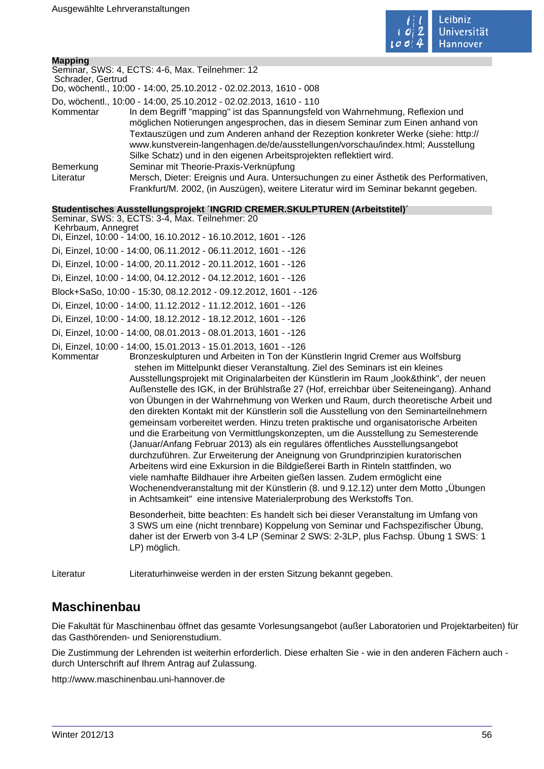**Mapping**

Seminar, SWS: 4, ECTS: 4-6, Max. Teilnehmer: 12

Schrader, Gertrud

Do, wöchentl., 10:00 - 14:00, 25.10.2012 - 02.02.2013, 1610 - 008

Do, wöchentl., 10:00 - 14:00, 25.10.2012 - 02.02.2013, 1610 - 110

| | |
|---|---|
| Kommentar | In dem Begriff "mapping" ist das Spannungsfeld von Wahrnehmung, Reflexion und möglichen Notierungen angesprochen, das in diesem Seminar zum Einen anhand von Textauszügen und zum Anderen anhand der Rezeption konkreter Werke (siehe: http://www.kunstverein-langenhagen.de/de/ausstellungen/vorschau/index.html; Ausstellung Silke Schatz) und in den eigenen Arbeitsprojekten reflektiert wird. |
| Bemerkung | Seminar mit Theorie-Praxis-Verknüpfung |
| Literatur | Mersch, Dieter: Ereignis und Aura. Untersuchungen zu einer Ästhetik des Performativen, Frankfurt/M. 2002, (in Auszügen), weitere Literatur wird im Seminar bekannt gegeben. |

**Studentisches Ausstellungsprojekt ´INGRID CREMER.SKULPTUREN (Arbeitstitel)´**

Seminar, SWS: 3, ECTS: 3-4, Max. Teilnehmer: 20

Kehrbaum, Annegret

Di, Einzel, 10:00 - 14:00, 16.10.2012 - 16.10.2012, 1601 - -126

Di, Einzel, 10:00 - 14:00, 06.11.2012 - 06.11.2012, 1601 - -126

Di, Einzel, 10:00 - 14:00, 20.11.2012 - 20.11.2012, 1601 - -126

Di, Einzel, 10:00 - 14:00, 04.12.2012 - 04.12.2012, 1601 - -126

Block+SaSo, 10:00 - 15:30, 08.12.2012 - 09.12.2012, 1601 - -126

Di, Einzel, 10:00 - 14:00, 11.12.2012 - 11.12.2012, 1601 - -126

Di, Einzel, 10:00 - 14:00, 18.12.2012 - 18.12.2012, 1601 - -126

Di, Einzel, 10:00 - 14:00, 08.01.2013 - 08.01.2013, 1601 - -126

Di, Einzel, 10:00 - 14:00, 15.01.2013 - 15.01.2013, 1601 - -126

| | |
|---|---|
| Kommentar | Bronzeskulpturen und Arbeiten in Ton der Künstlerin Ingrid Cremer aus Wolfsburg stehen im Mittelpunkt dieser Veranstaltung. Ziel des Seminars ist ein kleines Ausstellungsprojekt mit Originalarbeiten der Künstlerin im Raum „look&think", der neuen Außenstelle des IGK, in der Brühlstraße 27 (Hof, erreichbar über Seiteneingang). Anhand von Übungen in der Wahrnehmung von Werken und Raum, durch theoretische Arbeit und den direkten Kontakt mit der Künstlerin soll die Ausstellung von den Seminarteilnehmern gemeinsam vorbereitet werden. Hinzu treten praktische und organisatorische Arbeiten und die Erarbeitung von Vermittlungskonzepten, um die Ausstellung zu Semesterende (Januar/Anfang Februar 2013) als ein reguläres öffentliches Ausstellungsangebot durchzuführen. Zur Erweiterung der Aneignung von Grundprinzipien kuratorischen Arbeitens wird eine Exkursion in die Bildgießerei Barth in Rinteln stattfinden, wo viele namhafte Bildhauer ihre Arbeiten gießen lassen. Zudem ermöglicht eine Wochenendveranstaltung mit der Künstlerin (8. und 9.12.12) unter dem Motto „Übungen in Achtsamkeit" eine intensive Materialerprobung des Werkstoffs Ton.<br><br>Besonderheit, bitte beachten: Es handelt sich bei dieser Veranstaltung im Umfang von 3 SWS um eine (nicht trennbare) Koppelung von Seminar und Fachspezifischer Übung, daher ist der Erwerb von 3-4 LP (Seminar 2 SWS: 2-3LP, plus Fachsp. Übung 1 SWS: 1 LP) möglich. |
| Literatur | Literaturhinweise werden in der ersten Sitzung bekannt gegeben. |

## Maschinenbau

Die Fakultät für Maschinenbau öffnet das gesamte Vorlesungsangebot (außer Laboratorien und Projektarbeiten) für das Gasthörenden- und Seniorenstudium.

Die Zustimmung der Lehrenden ist weiterhin erforderlich. Diese erhalten Sie - wie in den anderen Fächern auch - durch Unterschrift auf Ihrem Antrag auf Zulassung.

http://www.maschinenbau.uni-hannover.de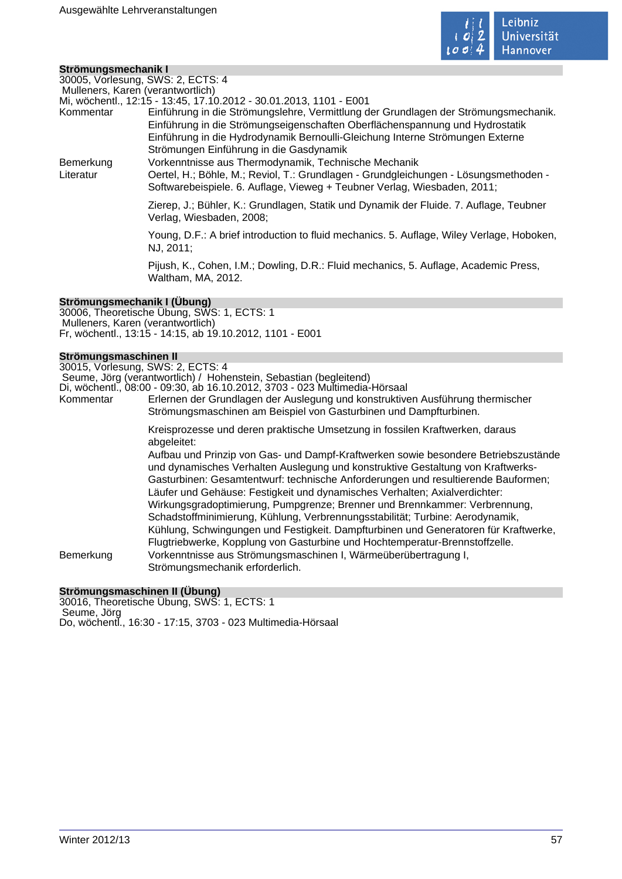### Strömungsmechanik I

30005, Vorlesung, SWS: 2, ECTS: 4
Mulleners, Karen (verantwortlich)
Mi, wöchentl., 12:15 - 13:45, 17.10.2012 - 30.01.2013, 1101 - E001

**Kommentar** Einführung in die Strömungslehre, Vermittlung der Grundlagen der Strömungsmechanik. Einführung in die Strömungseigenschaften Oberflächenspannung und Hydrostatik Einführung in die Hydrodynamik Bernoulli-Gleichung Interne Strömungen Externe Strömungen Einführung in die Gasdynamik

**Bemerkung** Vorkenntnisse aus Thermodynamik, Technische Mechanik

**Literatur** Oertel, H.; Böhle, M.; Reviol, T.: Grundlagen - Grundgleichungen - Lösungsmethoden - Softwarebeispiele. 6. Auflage, Vieweg + Teubner Verlag, Wiesbaden, 2011;

Zierep, J.; Bühler, K.: Grundlagen, Statik und Dynamik der Fluide. 7. Auflage, Teubner Verlag, Wiesbaden, 2008;

Young, D.F.: A brief introduction to fluid mechanics. 5. Auflage, Wiley Verlage, Hoboken, NJ, 2011;

Pijush, K., Cohen, I.M.; Dowling, D.R.: Fluid mechanics, 5. Auflage, Academic Press, Waltham, MA, 2012.

### Strömungsmechanik I (Übung)

30006, Theoretische Übung, SWS: 1, ECTS: 1
Mulleners, Karen (verantwortlich)
Fr, wöchentl., 13:15 - 14:15, ab 19.10.2012, 1101 - E001

### Strömungsmaschinen II

30015, Vorlesung, SWS: 2, ECTS: 4
Seume, Jörg (verantwortlich) / Hohenstein, Sebastian (begleitend)
Di, wöchentl., 08:00 - 09:30, ab 16.10.2012, 3703 - 023 Multimedia-Hörsaal

**Kommentar** Erlernen der Grundlagen der Auslegung und konstruktiven Ausführung thermischer Strömungsmaschinen am Beispiel von Gasturbinen und Dampfturbinen.

Kreisprozesse und deren praktische Umsetzung in fossilen Kraftwerken, daraus abgeleitet:
Aufbau und Prinzip von Gas- und Dampf-Kraftwerken sowie besondere Betriebszustände und dynamisches Verhalten Auslegung und konstruktive Gestaltung von Kraftwerks-Gasturbinen: Gesamtentwurf: technische Anforderungen und resultierende Bauformen; Läufer und Gehäuse: Festigkeit und dynamisches Verhalten; Axialverdichter: Wirkungsgradoptimierung, Pumpgrenze; Brenner und Brennkammer: Verbrennung, Schadstoffminimierung, Kühlung, Verbrennungsstabilität; Turbine: Aerodynamik, Kühlung, Schwingungen und Festigkeit. Dampfturbinen und Generatoren für Kraftwerke, Flugtriebwerke, Kopplung von Gasturbine und Hochtemperatur-Brennstoffzelle.

**Bemerkung** Vorkenntnisse aus Strömungsmaschinen I, Wärmeübertragung I, Strömungsmechanik erforderlich.

### Strömungsmaschinen II (Übung)

30016, Theoretische Übung, SWS: 1, ECTS: 1
Seume, Jörg
Do, wöchentl., 16:30 - 17:15, 3703 - 023 Multimedia-Hörsaal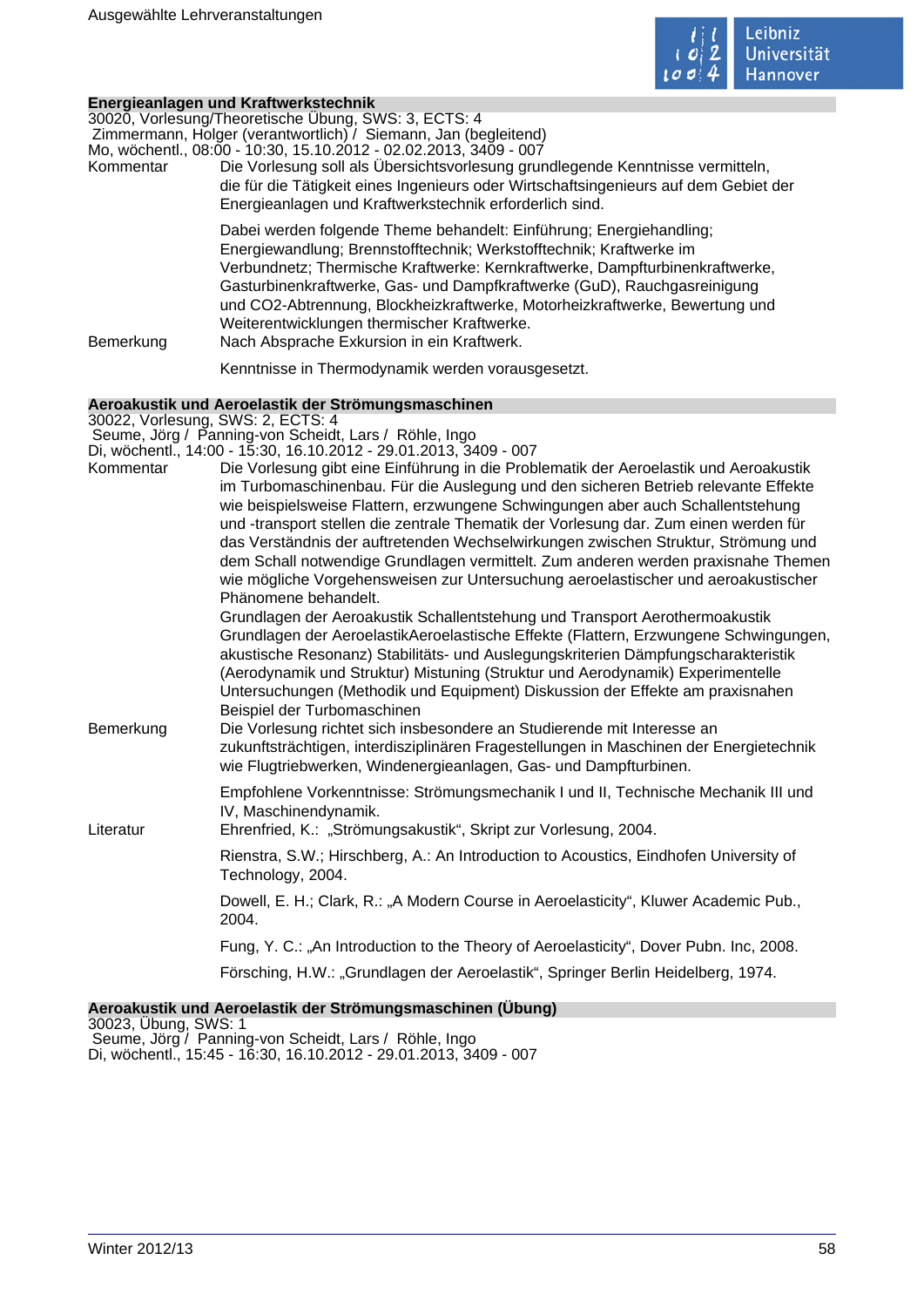## Energieanlagen und Kraftwerkstechnik

30020, Vorlesung/Theoretische Übung, SWS: 3, ECTS: 4
Zimmermann, Holger (verantwortlich) / Siemann, Jan (begleitend)
Mo, wöchentl., 08:00 - 10:30, 15.10.2012 - 02.02.2013, 3409 - 007

**Kommentar**
Die Vorlesung soll als Übersichtsvorlesung grundlegende Kenntnisse vermitteln, die für die Tätigkeit eines Ingenieurs oder Wirtschaftsingenieurs auf dem Gebiet der Energieanlagen und Kraftwerkstechnik erforderlich sind.

Dabei werden folgende Theme behandelt: Einführung; Energiehandling; Energiewandlung; Brennstofftechnik; Werkstofftechnik; Kraftwerke im Verbundnetz; Thermische Kraftwerke: Kernkraftwerke, Dampfturbinenkraftwerke, Gasturbinenkraftwerke, Gas- und Dampfkraftwerke (GuD), Rauchgasreinigung und CO2-Abtrennung, Blockheizkraftwerke, Motorheizkraftwerke, Bewertung und Weiterentwicklungen thermischer Kraftwerke.

**Bemerkung**
Nach Absprache Exkursion in ein Kraftwerk.

Kenntnisse in Thermodynamik werden vorausgesetzt.

## Aeroakustik und Aeroelastik der Strömungsmaschinen

30022, Vorlesung, SWS: 2, ECTS: 4
Seume, Jörg / Panning-von Scheidt, Lars / Röhle, Ingo
Di, wöchentl., 14:00 - 15:30, 16.10.2012 - 29.01.2013, 3409 - 007

**Kommentar**
Die Vorlesung gibt eine Einführung in die Problematik der Aeroelastik und Aeroakustik im Turbomaschinenbau. Für die Auslegung und den sicheren Betrieb relevante Effekte wie beispielsweise Flattern, erzwungene Schwingungen aber auch Schallentstehung und -transport stellen die zentrale Thematik der Vorlesung dar. Zum einen werden für das Verständnis der auftretenden Wechselwirkungen zwischen Struktur, Strömung und dem Schall notwendige Grundlagen vermittelt. Zum anderen werden praxisnahe Themen wie mögliche Vorgehensweisen zur Untersuchung aeroelastischer und aeroakustischer Phänomene behandelt.
Grundlagen der Aeroakustik Schallentstehung und Transport Aerothermoakustik Grundlagen der AeroelastikAeroelastische Effekte (Flattern, Erzwungene Schwingungen, akustische Resonanz) Stabilitäts- und Auslegungskriterien Dämpfungscharakteristik (Aerodynamik und Struktur) Mistung (Struktur und Aerodynamik) Experimentelle Untersuchungen (Methodik und Equipment) Diskussion der Effekte am praxisnahen Beispiel der Turbomaschinen

**Bemerkung**
Die Vorlesung richtet sich insbesondere an Studierende mit Interesse an zukunftsträchtigen, interdisziplinären Fragestellungen in Maschinen der Energietechnik wie Flugtriebwerken, Windenergieanlagen, Gas- und Dampfturbinen.

Empfohlene Vorkenntnisse: Strömungsmechanik I und II, Technische Mechanik III und IV, Maschinendynamik.

**Literatur**
Ehrenfried, K.: „Strömungsakustik", Skript zur Vorlesung, 2004.

Rienstra, S.W.; Hirschberg, A.: An Introduction to Acoustics, Eindhofen University of Technology, 2004.

Dowell, E. H.; Clark, R.: „A Modern Course in Aeroelasticity", Kluwer Academic Pub., 2004.

Fung, Y. C.: „An Introduction to the Theory of Aeroelasticity", Dover Pubn. Inc, 2008.

Försching, H.W.: „Grundlagen der Aeroelastik", Springer Berlin Heidelberg, 1974.

## Aeroakustik und Aeroelastik der Strömungsmaschinen (Übung)

30023, Übung, SWS: 1
Seume, Jörg / Panning-von Scheidt, Lars / Röhle, Ingo
Di, wöchentl., 15:45 - 16:30, 16.10.2012 - 29.01.2013, 3409 - 007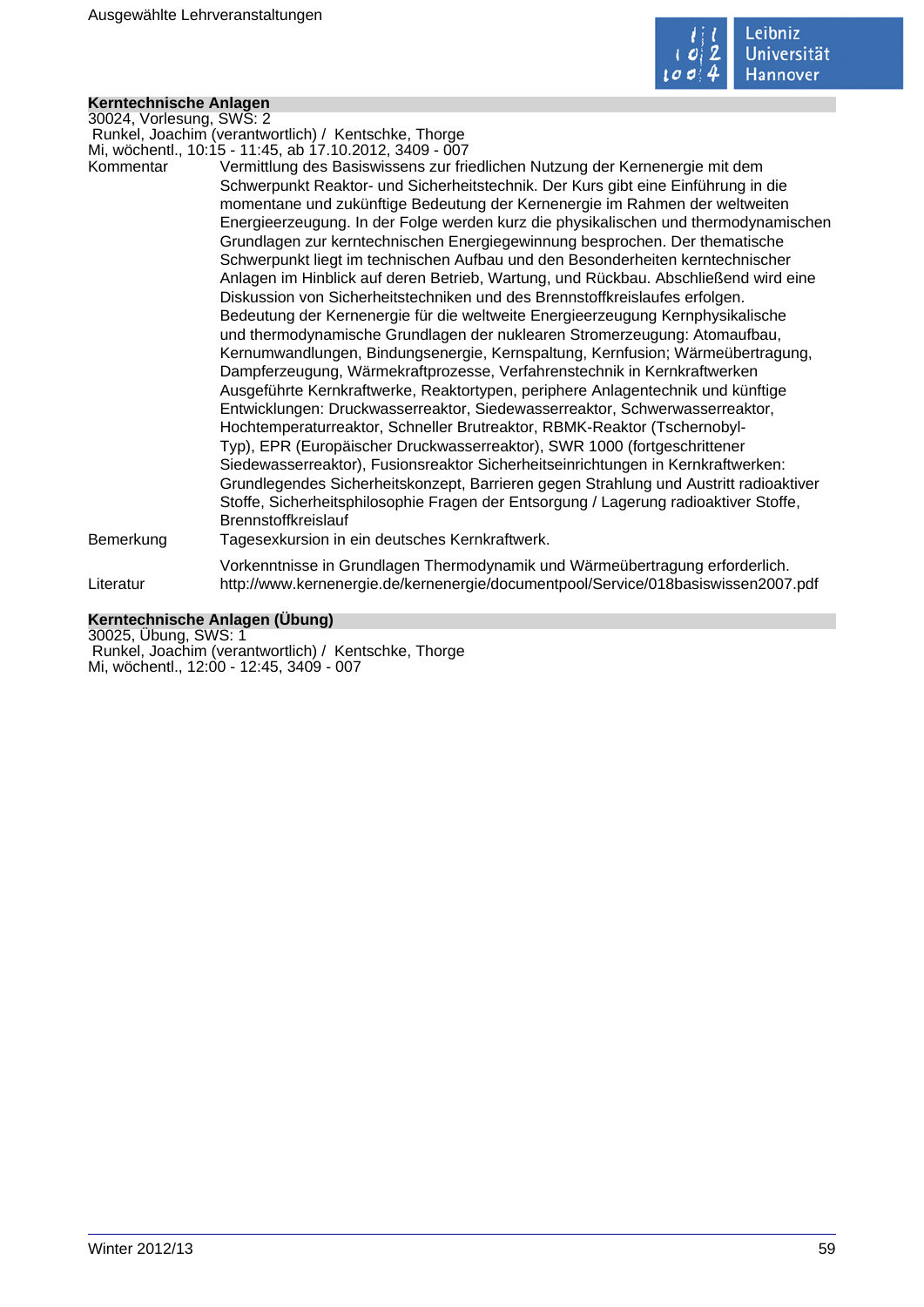## Kerntechnische Anlagen

30024, Vorlesung, SWS: 2
Runkel, Joachim (verantwortlich) / Kentschke, Thorge
Mi, wöchentl., 10:15 - 11:45, ab 17.10.2012, 3409 - 007

**Kommentar**
Vermittlung des Basiswissens zur friedlichen Nutzung der Kernenergie mit dem Schwerpunkt Reaktor- und Sicherheitstechnik. Der Kurs gibt eine Einführung in die momentane und zukünftige Bedeutung der Kernenergie im Rahmen der weltweiten Energieerzeugung. In der Folge werden kurz die physikalischen und thermodynamischen Grundlagen zur kerntechnischen Energiegewinnung besprochen. Der thematische Schwerpunkt liegt im technischen Aufbau und den Besonderheiten kerntechnischer Anlagen im Hinblick auf deren Betrieb, Wartung, und Rückbau. Abschließend wird eine Diskussion von Sicherheitstechniken und des Brennstoffkreislaufes erfolgen. Bedeutung der Kernenergie für die weltweite Energieerzeugung Kernphysikalische und thermodynamische Grundlagen der nuklearen Stromerzeugung: Atomaufbau, Kernumwandlungen, Bindungsenergie, Kernspaltung, Kernfusion; Wärmeübertragung, Dampferzeugung, Wärmekraftprozesse, Verfahrenstechnik in Kernkraftwerken Ausgeführte Kernkraftwerke, Reaktortypen, periphere Anlagentechnik und künftige Entwicklungen: Druckwasserreaktor, Siedewasserreaktor, Schwerwasserreaktor, Hochtemperaturreaktor, Schneller Brutreaktor, RBMK-Reaktor (Tschernobyl-Typ), EPR (Europäischer Druckwasserreaktor), SWR 1000 (fortgeschrittener Siedewasserreaktor), Fusionsreaktor Sicherheitseinrichtungen in Kernkraftwerken: Grundlegendes Sicherheitskonzept, Barrieren gegen Strahlung und Austritt radioaktiver Stoffe, Sicherheitsphilosophie Fragen der Entsorgung / Lagerung radioaktiver Stoffe, Brennstoffkreislauf

**Bemerkung**
Tagesexkursion in ein deutsches Kernkraftwerk.

Vorkenntnisse in Grundlagen Thermodynamik und Wärmeübertragung erforderlich.

**Literatur**
http://www.kernenergie.de/kernenergie/documentpool/Service/018basiswissen2007.pdf

## Kerntechnische Anlagen (Übung)

30025, Übung, SWS: 1
Runkel, Joachim (verantwortlich) / Kentschke, Thorge
Mi, wöchentl., 12:00 - 12:45, 3409 - 007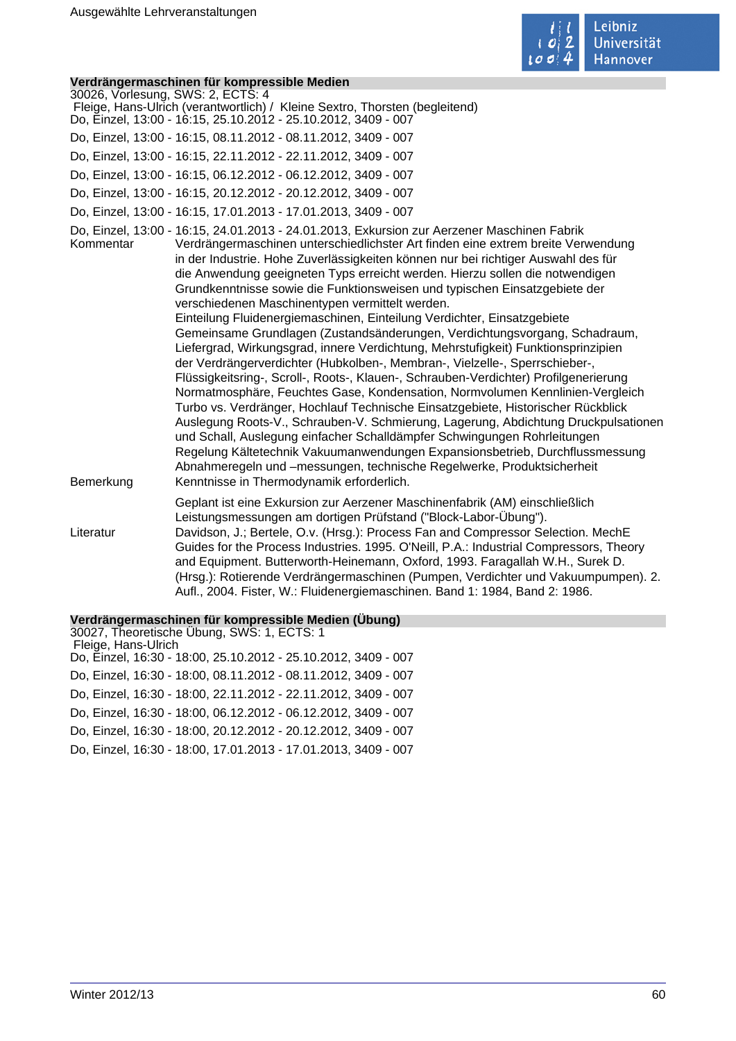### Verdrängermaschinen für kompressible Medien

30026, Vorlesung, SWS: 2, ECTS: 4

Fleige, Hans-Ulrich (verantwortlich) / Kleine Sextro, Thorsten (begleitend)

Do, Einzel, 13:00 - 16:15, 25.10.2012 - 25.10.2012, 3409 - 007

Do, Einzel, 13:00 - 16:15, 08.11.2012 - 08.11.2012, 3409 - 007

Do, Einzel, 13:00 - 16:15, 22.11.2012 - 22.11.2012, 3409 - 007

Do, Einzel, 13:00 - 16:15, 06.12.2012 - 06.12.2012, 3409 - 007

Do, Einzel, 13:00 - 16:15, 20.12.2012 - 20.12.2012, 3409 - 007

Do, Einzel, 13:00 - 16:15, 17.01.2013 - 17.01.2013, 3409 - 007

Do, Einzel, 13:00 - 16:15, 24.01.2013 - 24.01.2013, Exkursion zur Aerzener Maschinen Fabrik

**Kommentar**

Verdrängermaschinen unterschiedlichster Art finden eine extrem breite Verwendung in der Industrie. Hohe Zuverlässigkeiten können nur bei richtiger Auswahl des für die Anwendung geeigneten Typs erreicht werden. Hierzu sollen die notwendigen Grundkenntnisse sowie die Funktionsweisen und typischen Einsatzgebiete der verschiedenen Maschinentypen vermittelt werden.
Einteilung Fluidenergiemaschinen, Einteilung Verdichter, Einsatzgebiete Gemeinsame Grundlagen (Zustandsänderungen, Verdichtungsvorgang, Schadraum, Liefergrad, Wirkungsgrad, innere Verdichtung, Mehrstufigkeit) Funktionsprinzipien der Verdrängerverdichter (Hubkolben-, Membran-, Vielzelle-, Sperrschieber-, Flüssigkeitsring-, Scroll-, Roots-, Klauen-, Schrauben-Verdichter) Profilgenerierung Normatmosphäre, Feuchtes Gase, Kondensation, Normvolumen Kennlinien-Vergleich Turbo vs. Verdränger, Hochlauf Technische Einsatzgebiete, Historischer Rückblick Auslegung Roots-V., Schrauben-V. Schmierung, Lagerung, Abdichtung Druckpulsationen und Schall, Auslegung einfacher Schalldämpfer Schwingungen Rohrleitungen Regelung Kältetechnik Vakuumanwendungen Expansionsbetrieb, Durchflussmessung Abnahmeregeln und –messungen, technische Regelwerke, Produktsicherheit

**Bemerkung**

Kenntnisse in Thermodynamik erforderlich.

Geplant ist eine Exkursion zur Aerzener Maschinenfabrik (AM) einschließlich Leistungsmessungen am dortigen Prüfstand ("Block-Labor-Übung").

**Literatur**

Davidson, J.; Bertele, O.v. (Hrsg.): Process Fan and Compressor Selection. MechE Guides for the Process Industries. 1995. O'Neill, P.A.: Industrial Compressors, Theory and Equipment. Butterworth-Heinemann, Oxford, 1993. Faragallah W.H., Surek D. (Hrsg.): Rotierende Verdrängermaschinen (Pumpen, Verdichter und Vakuumpumpen). 2. Aufl., 2004. Fister, W.: Fluidenergiemaschinen. Band 1: 1984, Band 2: 1986.

### Verdrängermaschinen für kompressible Medien (Übung)

30027, Theoretische Übung, SWS: 1, ECTS: 1

Fleige, Hans-Ulrich

Do, Einzel, 16:30 - 18:00, 25.10.2012 - 25.10.2012, 3409 - 007

Do, Einzel, 16:30 - 18:00, 08.11.2012 - 08.11.2012, 3409 - 007

Do, Einzel, 16:30 - 18:00, 22.11.2012 - 22.11.2012, 3409 - 007

Do, Einzel, 16:30 - 18:00, 06.12.2012 - 06.12.2012, 3409 - 007

Do, Einzel, 16:30 - 18:00, 20.12.2012 - 20.12.2012, 3409 - 007

Do, Einzel, 16:30 - 18:00, 17.01.2013 - 17.01.2013, 3409 - 007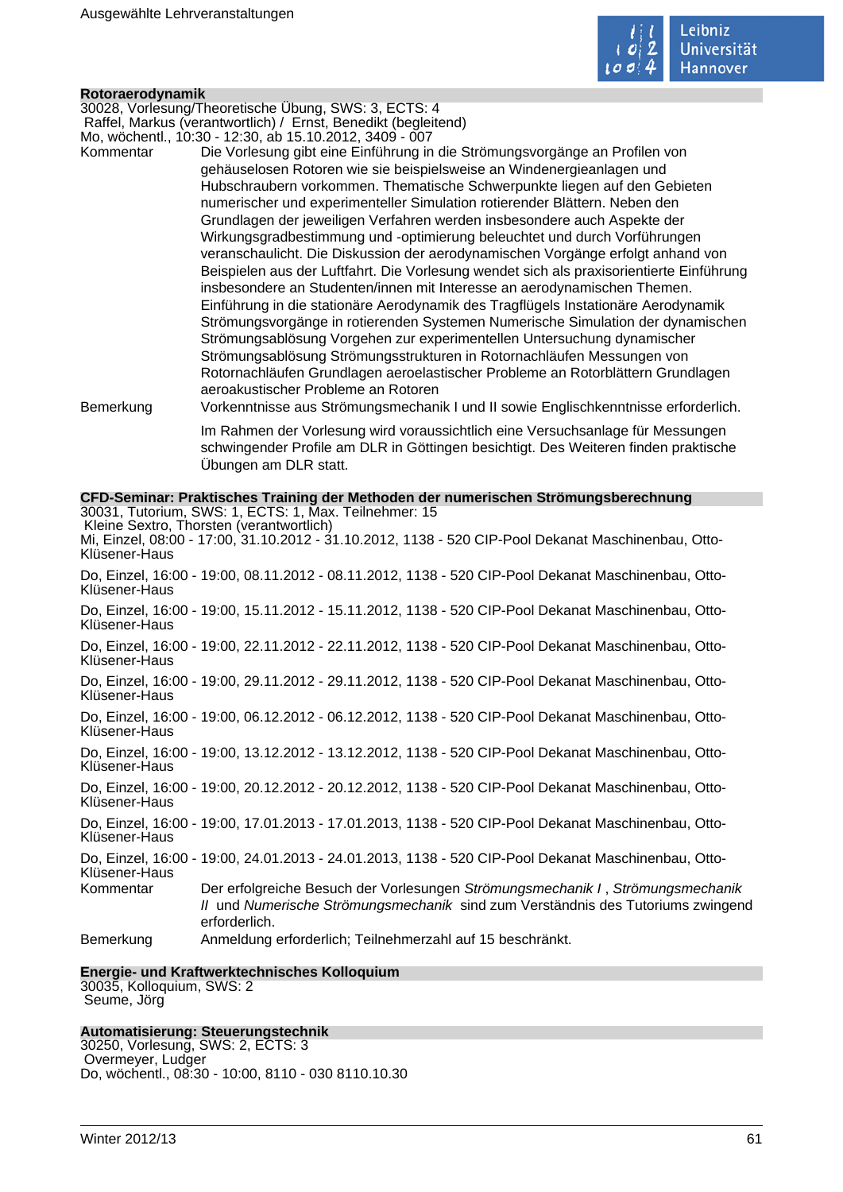### Rotoraerodynamik

30028, Vorlesung/Theoretische Übung, SWS: 3, ECTS: 4
Raffel, Markus (verantwortlich) / Ernst, Benedikt (begleitend)
Mo, wöchentl., 10:30 - 12:30, ab 15.10.2012, 3409 - 007

Kommentar: Die Vorlesung gibt eine Einführung in die Strömungsvorgänge an Profilen von gehäuselosen Rotoren wie sie beispielsweise an Windenergieanlagen und Hubschraubern vorkommen. Thematische Schwerpunkte liegen auf den Gebieten numerischer und experimenteller Simulation rotierender Blättern. Neben den Grundlagen der jeweiligen Verfahren werden insbesondere auch Aspekte der Wirkungsgradbestimmung und -optimierung beleuchtet und durch Vorführungen veranschaulicht. Die Diskussion der aerodynamischen Vorgänge erfolgt anhand von Beispielen aus der Luftfahrt. Die Vorlesung wendet sich als praxisorientierte Einführung insbesondere an Studenten/innen mit Interesse an aerodynamischen Themen. Einführung in die stationäre Aerodynamik des Tragflügels Instationäre Aerodynamik Strömungsvorgänge in rotierenden Systemen Numerische Simulation der dynamischen Strömungsablösung Vorgehen zur experimentellen Untersuchung dynamischer Strömungsablösung Strömungsstrukturen in Rotornachläufen Messungen von Rotornachläufen Grundlagen aeroelastischer Probleme an Rotorblättern Grundlagen aeroakustischer Probleme an Rotoren

Bemerkung: Vorkenntnisse aus Strömungsmechanik I und II sowie Englischkenntnisse erforderlich.

Im Rahmen der Vorlesung wird voraussichtlich eine Versuchsanlage für Messungen schwingender Profile am DLR in Göttingen besichtigt. Des Weiteren finden praktische Übungen am DLR statt.

### CFD-Seminar: Praktisches Training der Methoden der numerischen Strömungsberechnung

30031, Tutorium, SWS: 1, ECTS: 1, Max. Teilnehmer: 15
Kleine Sextro, Thorsten (verantwortlich)
Mi, Einzel, 08:00 - 17:00, 31.10.2012 - 31.10.2012, 1138 - 520 CIP-Pool Dekanat Maschinenbau, Otto-Klüsener-Haus

Do, Einzel, 16:00 - 19:00, 08.11.2012 - 08.11.2012, 1138 - 520 CIP-Pool Dekanat Maschinenbau, Otto-Klüsener-Haus

Do, Einzel, 16:00 - 19:00, 15.11.2012 - 15.11.2012, 1138 - 520 CIP-Pool Dekanat Maschinenbau, Otto-Klüsener-Haus

Do, Einzel, 16:00 - 19:00, 22.11.2012 - 22.11.2012, 1138 - 520 CIP-Pool Dekanat Maschinenbau, Otto-Klüsener-Haus

Do, Einzel, 16:00 - 19:00, 29.11.2012 - 29.11.2012, 1138 - 520 CIP-Pool Dekanat Maschinenbau, Otto-Klüsener-Haus

Do, Einzel, 16:00 - 19:00, 06.12.2012 - 06.12.2012, 1138 - 520 CIP-Pool Dekanat Maschinenbau, Otto-Klüsener-Haus

Do, Einzel, 16:00 - 19:00, 13.12.2012 - 13.12.2012, 1138 - 520 CIP-Pool Dekanat Maschinenbau, Otto-Klüsener-Haus

Do, Einzel, 16:00 - 19:00, 20.12.2012 - 20.12.2012, 1138 - 520 CIP-Pool Dekanat Maschinenbau, Otto-Klüsener-Haus

Do, Einzel, 16:00 - 19:00, 17.01.2013 - 17.01.2013, 1138 - 520 CIP-Pool Dekanat Maschinenbau, Otto-Klüsener-Haus

Do, Einzel, 16:00 - 19:00, 24.01.2013 - 24.01.2013, 1138 - 520 CIP-Pool Dekanat Maschinenbau, Otto-Klüsener-Haus

Kommentar: Der erfolgreiche Besuch der Vorlesungen *Strömungsmechanik I*, *Strömungsmechanik II* und *Numerische Strömungsmechanik* sind zum Verständnis des Tutoriums zwingend erforderlich.

Bemerkung: Anmeldung erforderlich; Teilnehmerzahl auf 15 beschränkt.

### Energie- und Kraftwerktechnisches Kolloquium

30035, Kolloquium, SWS: 2
Seume, Jörg

### Automatisierung: Steuerungstechnik

30250, Vorlesung, SWS: 2, ECTS: 3
Overmeyer, Ludger
Do, wöchentl., 08:30 - 10:00, 8110 - 030 8110.10.30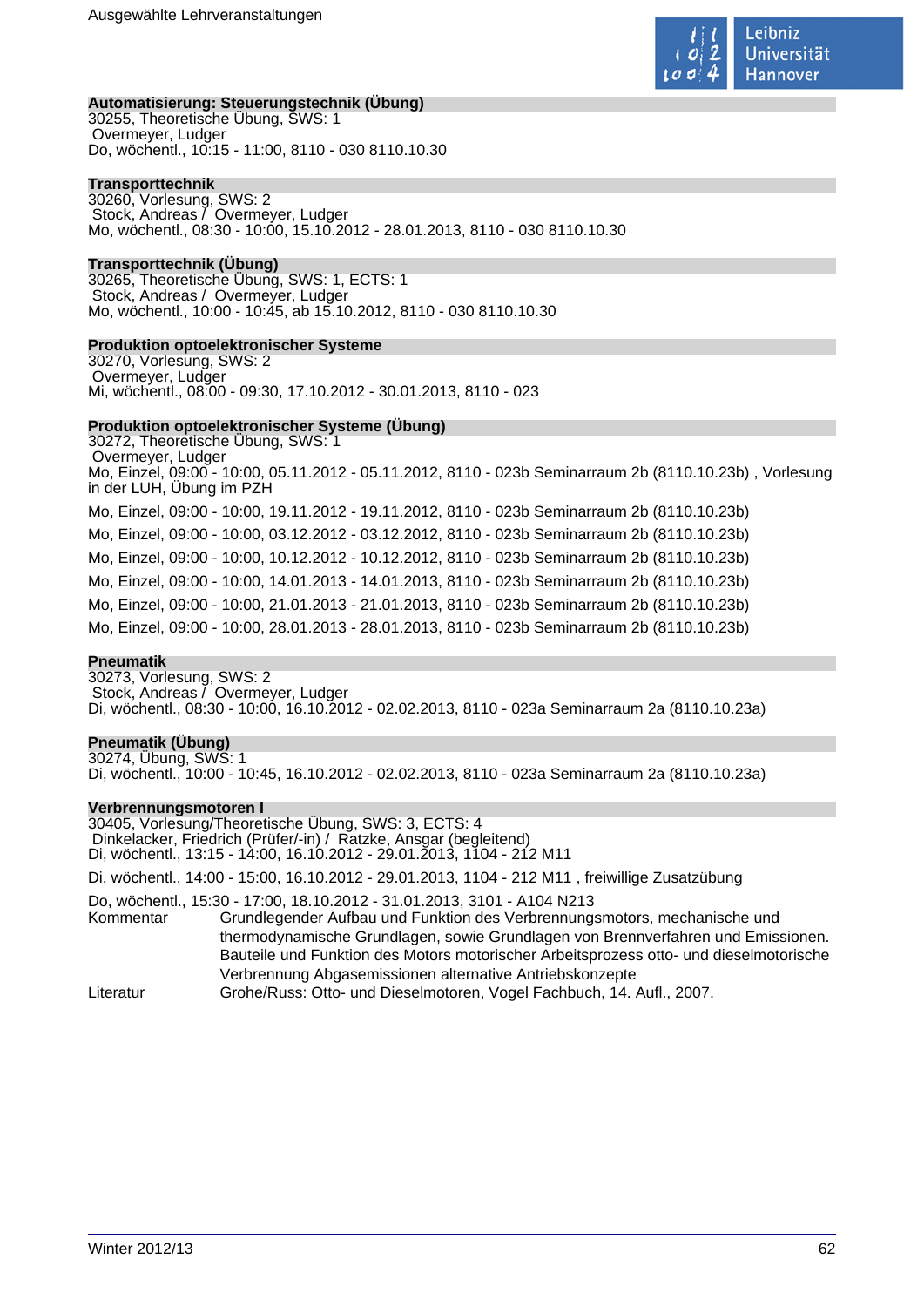**Automatisierung: Steuerungstechnik (Übung)**
30255, Theoretische Übung, SWS: 1
Overmeyer, Ludger
Do, wöchentl., 10:15 - 11:00, 8110 - 030 8110.10.30

**Transporttechnik**
30260, Vorlesung, SWS: 2
Stock, Andreas / Overmeyer, Ludger
Mo, wöchentl., 08:30 - 10:00, 15.10.2012 - 28.01.2013, 8110 - 030 8110.10.30

**Transporttechnik (Übung)**
30265, Theoretische Übung, SWS: 1, ECTS: 1
Stock, Andreas / Overmeyer, Ludger
Mo, wöchentl., 10:00 - 10:45, ab 15.10.2012, 8110 - 030 8110.10.30

**Produktion optoelektronischer Systeme**
30270, Vorlesung, SWS: 2
Overmeyer, Ludger
Mi, wöchentl., 08:00 - 09:30, 17.10.2012 - 30.01.2013, 8110 - 023

**Produktion optoelektronischer Systeme (Übung)**
30272, Theoretische Übung, SWS: 1
Overmeyer, Ludger
Mo, Einzel, 09:00 - 10:00, 05.11.2012 - 05.11.2012, 8110 - 023b Seminarraum 2b (8110.10.23b) , Vorlesung in der LUH, Übung im PZH

Mo, Einzel, 09:00 - 10:00, 19.11.2012 - 19.11.2012, 8110 - 023b Seminarraum 2b (8110.10.23b)

Mo, Einzel, 09:00 - 10:00, 03.12.2012 - 03.12.2012, 8110 - 023b Seminarraum 2b (8110.10.23b)

Mo, Einzel, 09:00 - 10:00, 10.12.2012 - 10.12.2012, 8110 - 023b Seminarraum 2b (8110.10.23b)

Mo, Einzel, 09:00 - 10:00, 14.01.2013 - 14.01.2013, 8110 - 023b Seminarraum 2b (8110.10.23b)

Mo, Einzel, 09:00 - 10:00, 21.01.2013 - 21.01.2013, 8110 - 023b Seminarraum 2b (8110.10.23b)

Mo, Einzel, 09:00 - 10:00, 28.01.2013 - 28.01.2013, 8110 - 023b Seminarraum 2b (8110.10.23b)

**Pneumatik**
30273, Vorlesung, SWS: 2
Stock, Andreas / Overmeyer, Ludger
Di, wöchentl., 08:30 - 10:00, 16.10.2012 - 02.02.2013, 8110 - 023a Seminarraum 2a (8110.10.23a)

**Pneumatik (Übung)**
30274, Übung, SWS: 1
Di, wöchentl., 10:00 - 10:45, 16.10.2012 - 02.02.2013, 8110 - 023a Seminarraum 2a (8110.10.23a)

**Verbrennungsmotoren I**
30405, Vorlesung/Theoretische Übung, SWS: 3, ECTS: 4
Dinkelacker, Friedrich (Prüfer/-in) / Ratzke, Ansgar (begleitend)
Di, wöchentl., 13:15 - 14:00, 16.10.2012 - 29.01.2013, 1104 - 212 M11

Di, wöchentl., 14:00 - 15:00, 16.10.2012 - 29.01.2013, 1104 - 212 M11 , freiwillige Zusatzübung

Do, wöchentl., 15:30 - 17:00, 18.10.2012 - 31.01.2013, 3101 - A104 N213

Kommentar: Grundlegender Aufbau und Funktion des Verbrennungsmotors, mechanische und thermodynamische Grundlagen, sowie Grundlagen von Brennverfahren und Emissionen. Bauteile und Funktion des Motors motorischer Arbeitsprozess otto- und dieselmotorische Verbrennung Abgasemissionen alternative Antriebskonzepte

Literatur: Grohe/Russ: Otto- und Dieselmotoren, Vogel Fachbuch, 14. Aufl., 2007.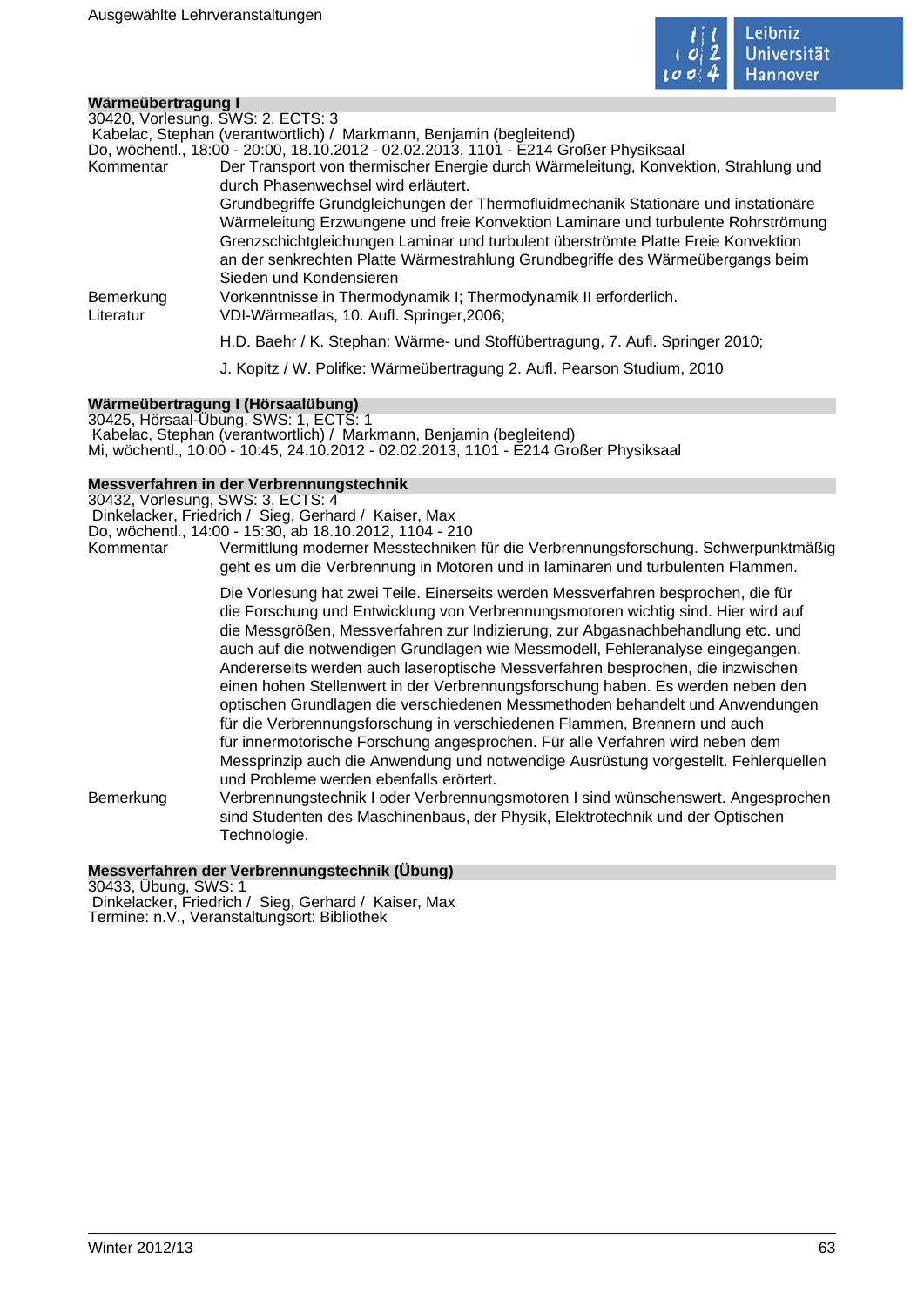## Wärmeübertragung I

30420, Vorlesung, SWS: 2, ECTS: 3
Kabelac, Stephan (verantwortlich) / Markmann, Benjamin (begleitend)
Do, wöchentl., 18:00 - 20:00, 18.10.2012 - 02.02.2013, 1101 - E214 Großer Physiksaal

Kommentar: Der Transport von thermischer Energie durch Wärmeleitung, Konvektion, Strahlung und durch Phasenwechsel wird erläutert.
Grundbegriffe Grundgleichungen der Thermofluidmechanik Stationäre und instationäre Wärmeleitung Erzwungene und freie Konvektion Laminare und turbulente Rohrströmung Grenzschichtgleichungen Laminar und turbulent überströmte Platte Freie Konvektion an der senkrechten Platte Wärmestrahlung Grundbegriffe des Wärmeübergangs beim Sieden und Kondensieren

Bemerkung: Vorkenntnisse in Thermodynamik I; Thermodynamik II erforderlich.

Literatur: VDI-Wärmeatlas, 10. Aufl. Springer,2006;

H.D. Baehr / K. Stephan: Wärme- und Stoffübertragung, 7. Aufl. Springer 2010;

J. Kopitz / W. Polifke: Wärmeübertragung 2. Aufl. Pearson Studium, 2010

## Wärmeübertragung I (Hörsaalübung)

30425, Hörsaal-Übung, SWS: 1, ECTS: 1
Kabelac, Stephan (verantwortlich) / Markmann, Benjamin (begleitend)
Mi, wöchentl., 10:00 - 10:45, 24.10.2012 - 02.02.2013, 1101 - E214 Großer Physiksaal

## Messverfahren in der Verbrennungstechnik

30432, Vorlesung, SWS: 3, ECTS: 4
Dinkelacker, Friedrich / Sieg, Gerhard / Kaiser, Max
Do, wöchentl., 14:00 - 15:30, ab 18.10.2012, 1104 - 210

Kommentar: Vermittlung moderner Messtechniken für die Verbrennungsforschung. Schwerpunktmäßig geht es um die Verbrennung in Motoren und in laminaren und turbulenten Flammen.

Die Vorlesung hat zwei Teile. Einerseits werden Messverfahren besprochen, die für die Forschung und Entwicklung von Verbrennungsmotoren wichtig sind. Hier wird auf die Messgrößen, Messverfahren zur Indizierung, zur Abgasnachbehandlung etc. und auch auf die notwendigen Grundlagen wie Messmodell, Fehleranalyse eingegangen. Andererseits werden auch laseroptische Messverfahren besprochen, die inzwischen einen hohen Stellenwert in der Verbrennungsforschung haben. Es werden neben den optischen Grundlagen die verschiedenen Messmethoden behandelt und Anwendungen für die Verbrennungsforschung in verschiedenen Flammen, Brennern und auch für innermotorische Forschung angesprochen. Für alle Verfahren wird neben dem Messprinzip auch die Anwendung und notwendige Ausrüstung vorgestellt. Fehlerquellen und Probleme werden ebenfalls erörtert.

Bemerkung: Verbrennungstechnik I oder Verbrennungsmotoren I sind wünschenswert. Angesprochen sind Studenten des Maschinenbaus, der Physik, Elektrotechnik und der Optischen Technologie.

## Messverfahren der Verbrennungstechnik (Übung)

30433, Übung, SWS: 1
Dinkelacker, Friedrich / Sieg, Gerhard / Kaiser, Max
Termine: n.V., Veranstaltungsort: Bibliothek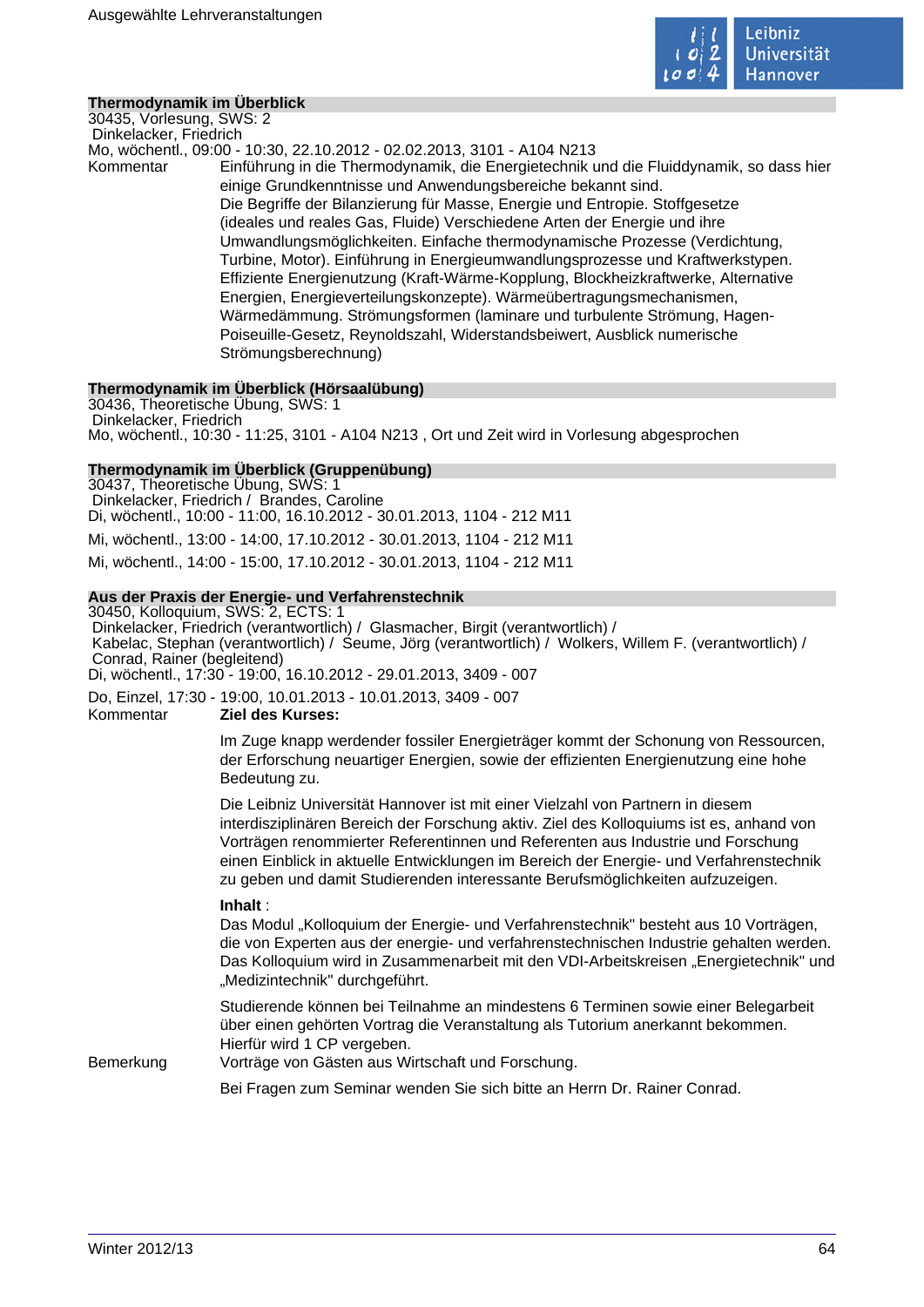### Thermodynamik im Überblick

30435, Vorlesung, SWS: 2
Dinkelacker, Friedrich
Mo, wöchentl., 09:00 - 10:30, 22.10.2012 - 02.02.2013, 3101 - A104 N213

Kommentar
Einführung in die Thermodynamik, die Energietechnik und die Fluiddynamik, so dass hier einige Grundkenntnisse und Anwendungsbereiche bekannt sind.
Die Begriffe der Bilanzierung für Masse, Energie und Entropie. Stoffgesetze (ideales und reales Gas, Fluide) Verschiedene Arten der Energie und ihre Umwandlungsmöglichkeiten. Einfache thermodynamische Prozesse (Verdichtung, Turbine, Motor). Einführung in Energieumwandlungsprozesse und Kraftwerkstypen. Effiziente Energienutzung (Kraft-Wärme-Kopplung, Blockheizkraftwerke, Alternative Energien, Energieverteilungskonzepte). Wärmeübertragungsmechanismen, Wärmedämmung. Strömungsformen (laminare und turbulente Strömung, Hagen-Poiseuille-Gesetz, Reynoldszahl, Widerstandsbeiwert, Ausblick numerische Strömungsberechnung)

### Thermodynamik im Überblick (Hörsaalübung)

30436, Theoretische Übung, SWS: 1
Dinkelacker, Friedrich
Mo, wöchentl., 10:30 - 11:25, 3101 - A104 N213 , Ort und Zeit wird in Vorlesung abgesprochen

### Thermodynamik im Überblick (Gruppenübung)

30437, Theoretische Übung, SWS: 1
Dinkelacker, Friedrich / Brandes, Caroline
Di, wöchentl., 10:00 - 11:00, 16.10.2012 - 30.01.2013, 1104 - 212 M11

Mi, wöchentl., 13:00 - 14:00, 17.10.2012 - 30.01.2013, 1104 - 212 M11

Mi, wöchentl., 14:00 - 15:00, 17.10.2012 - 30.01.2013, 1104 - 212 M11

### Aus der Praxis der Energie- und Verfahrenstechnik

30450, Kolloquium, SWS: 2, ECTS: 1
Dinkelacker, Friedrich (verantwortlich) / Glasmacher, Birgit (verantwortlich) / Kabelac, Stephan (verantwortlich) / Seume, Jörg (verantwortlich) / Wolkers, Willem F. (verantwortlich) / Conrad, Rainer (begleitend)
Di, wöchentl., 17:30 - 19:00, 16.10.2012 - 29.01.2013, 3409 - 007

Do, Einzel, 17:30 - 19:00, 10.01.2013 - 10.01.2013, 3409 - 007

Kommentar
**Ziel des Kurses:**

Im Zuge knapp werdender fossiler Energieträger kommt der Schonung von Ressourcen, der Erforschung neuartiger Energien, sowie der effizienten Energienutzung eine hohe Bedeutung zu.

Die Leibniz Universität Hannover ist mit einer Vielzahl von Partnern in diesem interdisziplinären Bereich der Forschung aktiv. Ziel des Kolloquiums ist es, anhand von Vorträgen renommierter Referentinnen und Referenten aus Industrie und Forschung einen Einblick in aktuelle Entwicklungen im Bereich der Energie- und Verfahrenstechnik zu geben und damit Studierenden interessante Berufsmöglichkeiten aufzuzeigen.

**Inhalt** :
Das Modul „Kolloquium der Energie- und Verfahrenstechnik" besteht aus 10 Vorträgen, die von Experten aus der energie- und verfahrenstechnischen Industrie gehalten werden. Das Kolloquium wird in Zusammenarbeit mit den VDI-Arbeitskreisen „Energietechnik" und „Medizintechnik" durchgeführt.

Studierende können bei Teilnahme an mindestens 6 Terminen sowie einer Belegarbeit über einen gehörten Vortrag die Veranstaltung als Tutorium anerkannt bekommen. Hierfür wird 1 CP vergeben.

Bemerkung
Vorträge von Gästen aus Wirtschaft und Forschung.

Bei Fragen zum Seminar wenden Sie sich bitte an Herrn Dr. Rainer Conrad.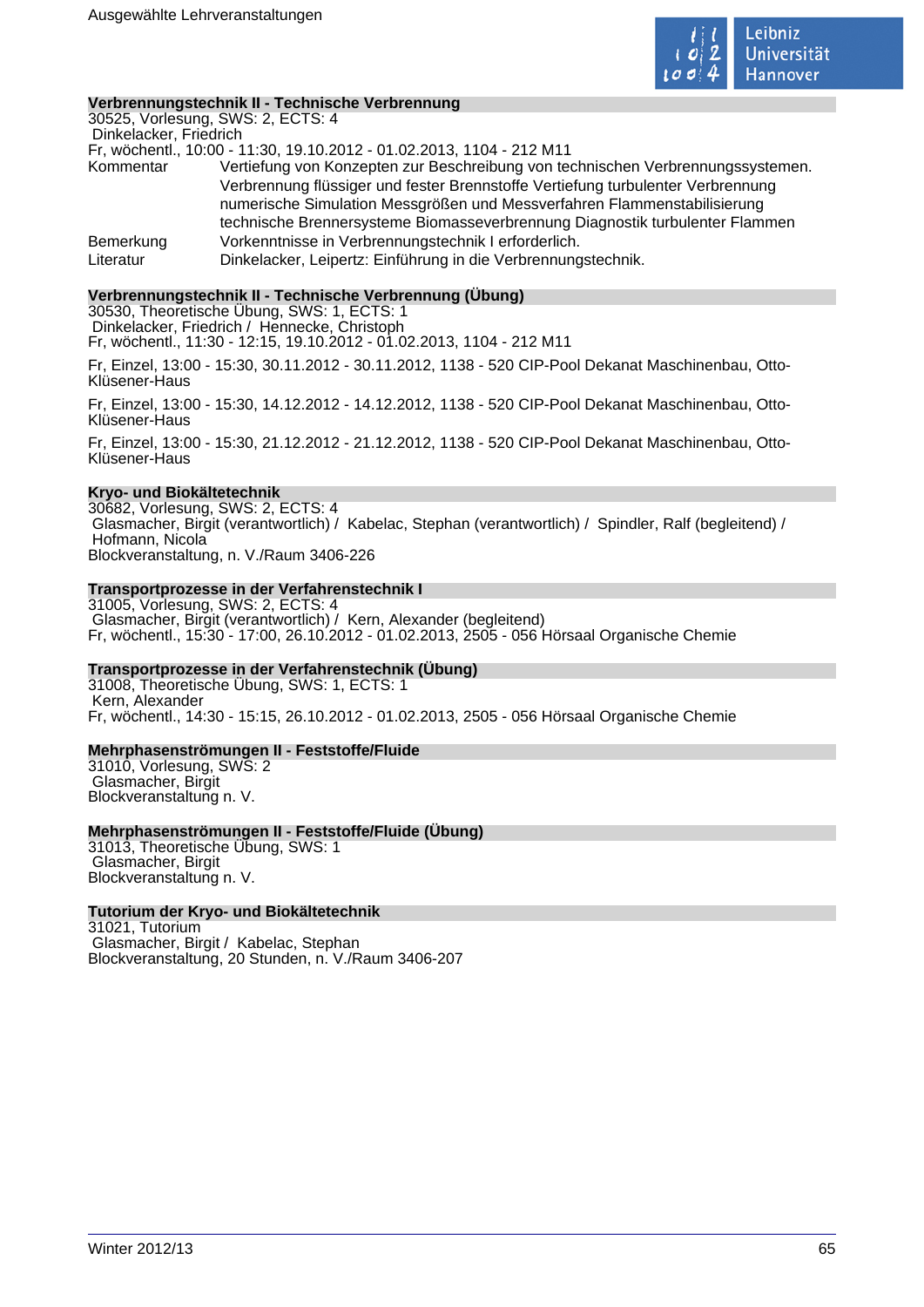### Verbrennungstechnik II - Technische Verbrennung

30525, Vorlesung, SWS: 2, ECTS: 4
Dinkelacker, Friedrich
Fr, wöchentl., 10:00 - 11:30, 19.10.2012 - 01.02.2013, 1104 - 212 M11

| | |
|---|---|
| Kommentar | Vertiefung von Konzepten zur Beschreibung von technischen Verbrennungssystemen. Verbrennung flüssiger und fester Brennstoffe Vertiefung turbulenter Verbrennung numerische Simulation Messgrößen und Messverfahren Flammenstabilisierung technische Brennersysteme Biomasseverbrennung Diagnostik turbulenter Flammen |
| Bemerkung | Vorkenntnisse in Verbrennungstechnik I erforderlich. |
| Literatur | Dinkelacker, Leipertz: Einführung in die Verbrennungstechnik. |

### Verbrennungstechnik II - Technische Verbrennung (Übung)

30530, Theoretische Übung, SWS: 1, ECTS: 1
Dinkelacker, Friedrich / Hennecke, Christoph
Fr, wöchentl., 11:30 - 12:15, 19.10.2012 - 01.02.2013, 1104 - 212 M11

Fr, Einzel, 13:00 - 15:30, 30.11.2012 - 30.11.2012, 1138 - 520 CIP-Pool Dekanat Maschinenbau, Otto-Klüsener-Haus

Fr, Einzel, 13:00 - 15:30, 14.12.2012 - 14.12.2012, 1138 - 520 CIP-Pool Dekanat Maschinenbau, Otto-Klüsener-Haus

Fr, Einzel, 13:00 - 15:30, 21.12.2012 - 21.12.2012, 1138 - 520 CIP-Pool Dekanat Maschinenbau, Otto-Klüsener-Haus

### Kryo- und Biokältetechnik

30682, Vorlesung, SWS: 2, ECTS: 4
Glasmacher, Birgit (verantwortlich) / Kabelac, Stephan (verantwortlich) / Spindler, Ralf (begleitend) / Hofmann, Nicola
Blockveranstaltung, n. V./Raum 3406-226

### Transportprozesse in der Verfahrenstechnik I

31005, Vorlesung, SWS: 2, ECTS: 4
Glasmacher, Birgit (verantwortlich) / Kern, Alexander (begleitend)
Fr, wöchentl., 15:30 - 17:00, 26.10.2012 - 01.02.2013, 2505 - 056 Hörsaal Organische Chemie

### Transportprozesse in der Verfahrenstechnik (Übung)

31008, Theoretische Übung, SWS: 1, ECTS: 1
Kern, Alexander
Fr, wöchentl., 14:30 - 15:15, 26.10.2012 - 01.02.2013, 2505 - 056 Hörsaal Organische Chemie

### Mehrphasenströmungen II - Feststoffe/Fluide

31010, Vorlesung, SWS: 2
Glasmacher, Birgit
Blockveranstaltung n. V.

### Mehrphasenströmungen II - Feststoffe/Fluide (Übung)

31013, Theoretische Übung, SWS: 1
Glasmacher, Birgit
Blockveranstaltung n. V.

### Tutorium der Kryo- und Biokältetechnik

31021, Tutorium
Glasmacher, Birgit / Kabelac, Stephan
Blockveranstaltung, 20 Stunden, n. V./Raum 3406-207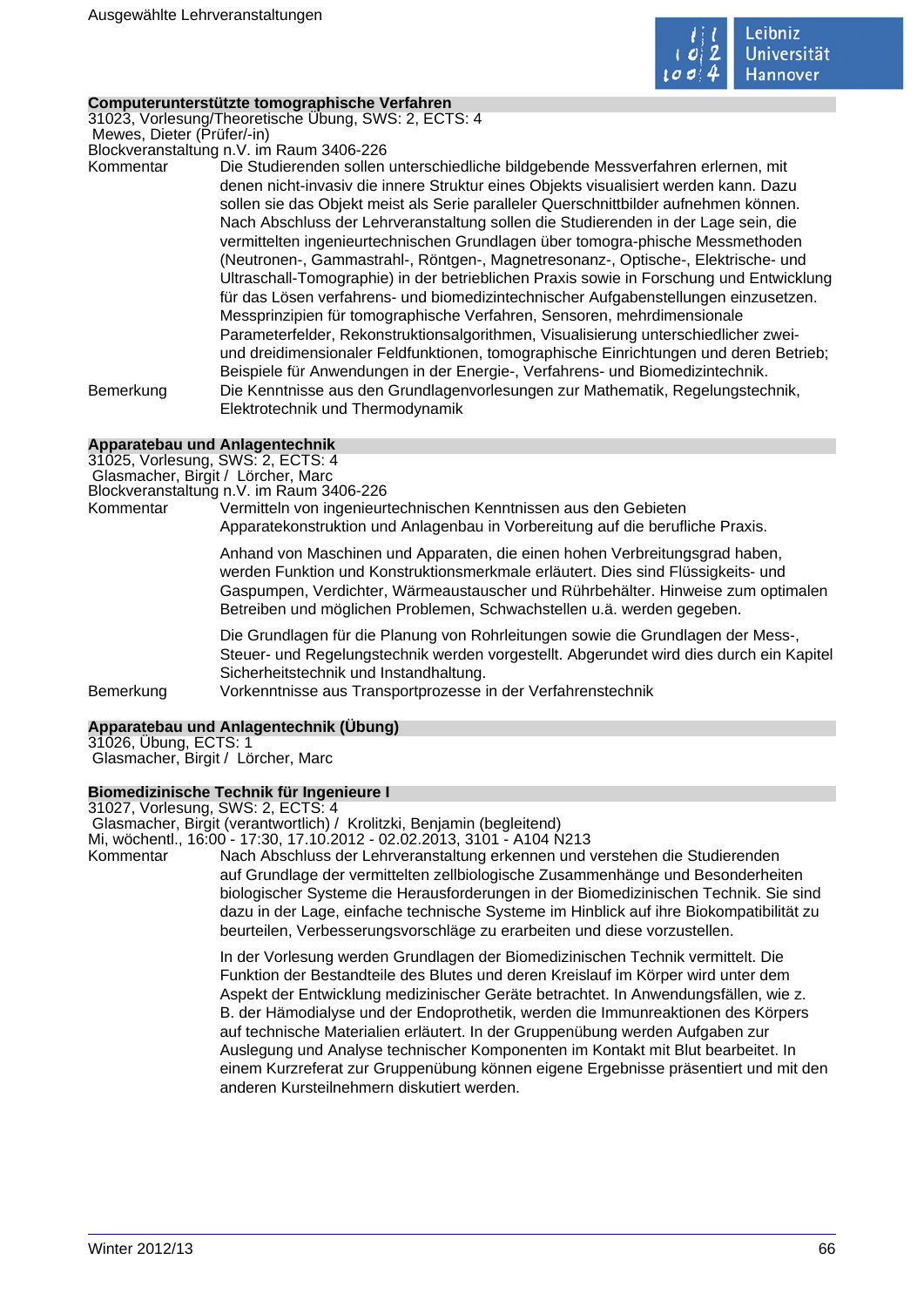## Computerunterstützte tomographische Verfahren

31023, Vorlesung/Theoretische Übung, SWS: 2, ECTS: 4
Mewes, Dieter (Prüfer/-in)
Blockveranstaltung n.V. im Raum 3406-226

| | |
|---|---|
| Kommentar | Die Studierenden sollen unterschiedliche bildgebende Messverfahren erlernen, mit denen nicht-invasiv die innere Struktur eines Objekts visualisiert werden kann. Dazu sollen sie das Objekt meist als Serie paralleler Querschnittbilder aufnehmen können. Nach Abschluss der Lehrveranstaltung sollen die Studierenden in der Lage sein, die vermittelten ingenieurtechnischen Grundlagen über tomogra-phische Messmethoden (Neutronen-, Gammastrahl-, Röntgen-, Magnetresonanz-, Optische-, Elektrische- und Ultraschall-Tomographie) in der betrieblichen Praxis sowie in Forschung und Entwicklung für das Lösen verfahrens- und biomedizintechnischer Aufgabenstellungen einzusetzen. Messprinzipien für tomographische Verfahren, Sensoren, mehrdimensionale Parameterfelder, Rekonstruktionsalgorithmen, Visualisierung unterschiedlicher zwei- und dreidimensionaler Feldfunktionen, tomographische Einrichtungen und deren Betrieb; Beispiele für Anwendungen in der Energie-, Verfahrens- und Biomedizintechnik. |
| Bemerkung | Die Kenntnisse aus den Grundlagenvorlesungen zur Mathematik, Regelungstechnik, Elektrotechnik und Thermodynamik |

## Apparatebau und Anlagentechnik

31025, Vorlesung, SWS: 2, ECTS: 4
Glasmacher, Birgit / Lörcher, Marc
Blockveranstaltung n.V. im Raum 3406-226

| | |
|---|---|
| Kommentar | Vermitteln von ingenieurtechnischen Kenntnissen aus den Gebieten Apparatekonstruktion und Anlagenbau in Vorbereitung auf die berufliche Praxis.<br><br>Anhand von Maschinen und Apparaten, die einen hohen Verbreitungsgrad haben, werden Funktion und Konstruktionsmerkmale erläutert. Dies sind Flüssigkeits- und Gaspumpen, Verdichter, Wärmeaustauscher und Rührbehälter. Hinweise zum optimalen Betreiben und möglichen Problemen, Schwachstellen u.ä. werden gegeben.<br><br>Die Grundlagen für die Planung von Rohrleitungen sowie die Grundlagen der Mess-, Steuer- und Regelungstechnik werden vorgestellt. Abgerundet wird dies durch ein Kapitel Sicherheitstechnik und Instandhaltung. |
| Bemerkung | Vorkenntnisse aus Transportprozesse in der Verfahrenstechnik |

## Apparatebau und Anlagentechnik (Übung)

31026, Übung, ECTS: 1
Glasmacher, Birgit / Lörcher, Marc

## Biomedizinische Technik für Ingenieure I

31027, Vorlesung, SWS: 2, ECTS: 4
Glasmacher, Birgit (verantwortlich) / Krolitzki, Benjamin (begleitend)
Mi, wöchentl., 16:00 - 17:30, 17.10.2012 - 02.02.2013, 3101 - A104 N213

| | |
|---|---|
| Kommentar | Nach Abschluss der Lehrveranstaltung erkennen und verstehen die Studierenden auf Grundlage der vermittelten zellbiologische Zusammenhänge und Besonderheiten biologischer Systeme die Herausforderungen in der Biomedizinischen Technik. Sie sind dazu in der Lage, einfache technische Systeme im Hinblick auf ihre Biokompatibilität zu beurteilen, Verbesserungsvorschläge zu erarbeiten und diese vorzustellen.<br><br>In der Vorlesung werden Grundlagen der Biomedizinischen Technik vermittelt. Die Funktion der Bestandteile des Blutes und deren Kreislauf im Körper wird unter dem Aspekt der Entwicklung medizinischer Geräte betrachtet. In Anwendungsfällen, wie z. B. der Hämodialyse und der Endoprothetik, werden die Immunreaktionen des Körpers auf technische Materialien erläutert. In der Gruppenübung werden Aufgaben zur Auslegung und Analyse technischer Komponenten im Kontakt mit Blut bearbeitet. In einem Kurzreferat zur Gruppenübung können eigene Ergebnisse präsentiert und mit den anderen Kursteilnehmern diskutiert werden. |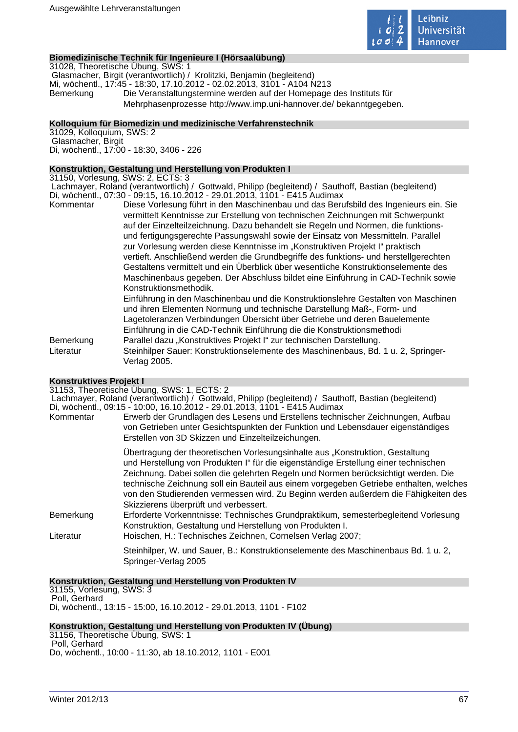### Biomedizinische Technik für Ingenieure I (Hörsaalübung)

31028, Theoretische Übung, SWS: 1
Glasmacher, Birgit (verantwortlich) / Krolitzki, Benjamin (begleitend)
Mi, wöchentl., 17:45 - 18:30, 17.10.2012 - 02.02.2013, 3101 - A104 N213

Bemerkung: Die Veranstaltungstermine werden auf der Homepage des Instituts für Mehrphasenprozesse http://www.imp.uni-hannover.de/ bekanntgegeben.

### Kolloquium für Biomedizin und medizinische Verfahrenstechnik

31029, Kolloquium, SWS: 2
Glasmacher, Birgit
Di, wöchentl., 17:00 - 18:30, 3406 - 226

### Konstruktion, Gestaltung und Herstellung von Produkten I

31150, Vorlesung, SWS: 2, ECTS: 3
Lachmayer, Roland (verantwortlich) / Gottwald, Philipp (begleitend) / Sauthoff, Bastian (begleitend)
Di, wöchentl., 07:30 - 09:15, 16.10.2012 - 29.01.2013, 1101 - E415 Audimax

Kommentar: Diese Vorlesung führt in den Maschinenbau und das Berufsbild des Ingenieurs ein. Sie vermittelt Kenntnisse zur Erstellung von technischen Zeichnungen mit Schwerpunkt auf der Einzelteilzeichnung. Dazu behandelt sie Regeln und Normen, die funktions- und fertigungsgerechte Passungswahl sowie der Einsatz von Messmitteln. Parallel zur Vorlesung werden diese Kenntnisse im „Konstruktiven Projekt I" praktisch vertieft. Anschließend werden die Grundbegriffe des funktions- und herstellgerechten Gestaltens vermittelt und ein Überblick über wesentliche Konstruktionselemente des Maschinenbaus gegeben. Der Abschluss bildet eine Einführung in CAD-Technik sowie Konstruktionsmethodik.
Einführung in den Maschinenbau und die Konstruktionslehre Gestalten von Maschinen und ihren Elementen Normung und technische Darstellung Maß-, Form- und Lagetoleranzen Verbindungen Übersicht über Getriebe und deren Bauelemente Einführung in die CAD-Technik Einführung die die Konstruktionsmethodi

Bemerkung: Parallel dazu „Konstruktives Projekt I" zur technischen Darstellung.

Literatur: Steinhilper Sauer: Konstruktionselemente des Maschinenbaus, Bd. 1 u. 2, Springer-Verlag 2005.

### Konstruktives Projekt I

31153, Theoretische Übung, SWS: 1, ECTS: 2
Lachmayer, Roland (verantwortlich) / Gottwald, Philipp (begleitend) / Sauthoff, Bastian (begleitend)
Di, wöchentl., 09:15 - 10:00, 16.10.2012 - 29.01.2013, 1101 - E415 Audimax

Kommentar: Erwerb der Grundlagen des Lesens und Erstellens technischer Zeichnungen, Aufbau von Getrieben unter Gesichtspunkten der Funktion und Lebensdauer eigenständiges Erstellen von 3D Skizzen und Einzelteilzeichungen.

Übertragung der theoretischen Vorlesungsinhalte aus „Konstruktion, Gestaltung und Herstellung von Produkten I" für die eigenständige Erstellung einer technischen Zeichnung. Dabei sollen die gelehrten Regeln und Normen berücksichtigt werden. Die technische Zeichnung soll ein Bauteil aus einem vorgegeben Getriebe enthalten, welches von den Studierenden vermessen wird. Zu Beginn werden außerdem die Fähigkeiten des Skizzierens überprüft und verbessert.

Bemerkung: Erforderte Vorkenntnisse: Technisches Grundpraktikum, semesterbegleitend Vorlesung Konstruktion, Gestaltung und Herstellung von Produkten I.

Literatur: Hoischen, H.: Technisches Zeichnen, Cornelsen Verlag 2007;

Steinhilper, W. und Sauer, B.: Konstruktionselemente des Maschinenbaus Bd. 1 u. 2, Springer-Verlag 2005

### Konstruktion, Gestaltung und Herstellung von Produkten IV

31155, Vorlesung, SWS: 3
Poll, Gerhard
Di, wöchentl., 13:15 - 15:00, 16.10.2012 - 29.01.2013, 1101 - F102

### Konstruktion, Gestaltung und Herstellung von Produkten IV (Übung)

31156, Theoretische Übung, SWS: 1
Poll, Gerhard
Do, wöchentl., 10:00 - 11:30, ab 18.10.2012, 1101 - E001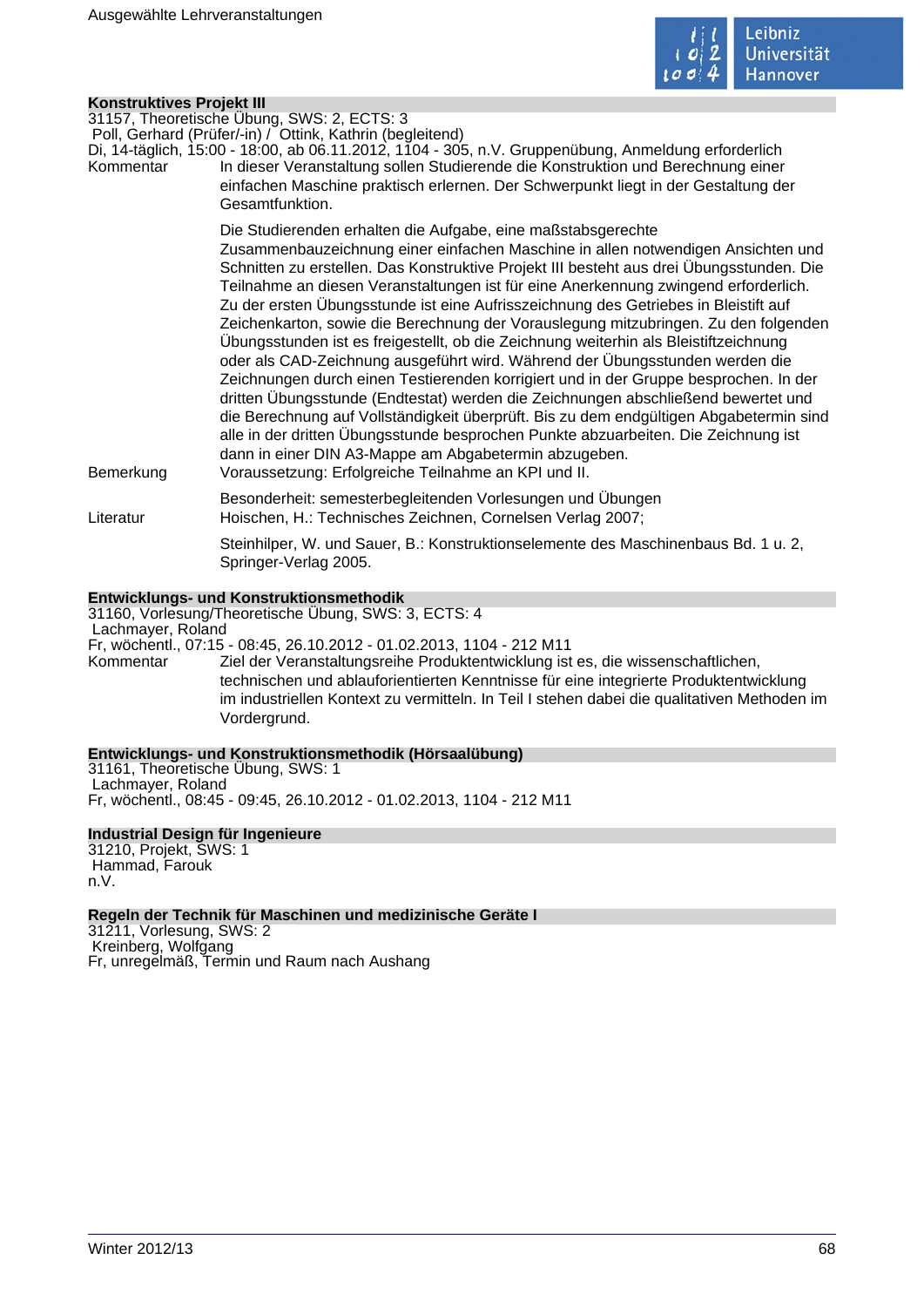### Konstruktives Projekt III

31157, Theoretische Übung, SWS: 2, ECTS: 3
Poll, Gerhard (Prüfer/-in) / Ottink, Kathrin (begleitend)
Di, 14-täglich, 15:00 - 18:00, ab 06.11.2012, 1104 - 305, n.V. Gruppenübung, Anmeldung erforderlich

**Kommentar**
In dieser Veranstaltung sollen Studierende die Konstruktion und Berechnung einer einfachen Maschine praktisch erlernen. Der Schwerpunkt liegt in der Gestaltung der Gesamtfunktion.

Die Studierenden erhalten die Aufgabe, eine maßstabsgerechte Zusammenbauzeichnung einer einfachen Maschine in allen notwendigen Ansichten und Schnitten zu erstellen. Das Konstruktive Projekt III besteht aus drei Übungsstunden. Die Teilnahme an diesen Veranstaltungen ist für eine Anerkennung zwingend erforderlich. Zu der ersten Übungsstunde ist eine Aufrisszeichnung des Getriebes in Bleistift auf Zeichenkarton, sowie die Berechnung der Vorauslegung mitzubringen. Zu den folgenden Übungsstunden ist es freigestellt, ob die Zeichnung weiterhin als Bleistiftzeichnung oder als CAD-Zeichnung ausgeführt wird. Während der Übungsstunden werden die Zeichnungen durch einen Testierenden korrigiert und in der Gruppe besprochen. In der dritten Übungsstunde (Endtestat) werden die Zeichnungen abschließend bewertet und die Berechnung auf Vollständigkeit überprüft. Bis zu dem endgültigen Abgabetermin sind alle in der dritten Übungsstunde besprochen Punkte abzuarbeiten. Die Zeichnung ist dann in einer DIN A3-Mappe am Abgabetermin abzugeben.

**Bemerkung**
Voraussetzung: Erfolgreiche Teilnahme an KPI und II.

Besonderheit: semesterbegleitenden Vorlesungen und Übungen

**Literatur**
Hoischen, H.: Technisches Zeichnen, Cornelsen Verlag 2007;

Steinhilper, W. und Sauer, B.: Konstruktionselemente des Maschinenbaus Bd. 1 u. 2, Springer-Verlag 2005.

### Entwicklungs- und Konstruktionsmethodik

31160, Vorlesung/Theoretische Übung, SWS: 3, ECTS: 4
Lachmayer, Roland
Fr, wöchentl., 07:15 - 08:45, 26.10.2012 - 01.02.2013, 1104 - 212 M11

**Kommentar**
Ziel der Veranstaltungsreihe Produktentwicklung ist es, die wissenschaftlichen, technischen und ablauforientierten Kenntnisse für eine integrierte Produktentwicklung im industriellen Kontext zu vermitteln. In Teil I stehen dabei die qualitativen Methoden im Vordergrund.

### Entwicklungs- und Konstruktionsmethodik (Hörsaalübung)

31161, Theoretische Übung, SWS: 1
Lachmayer, Roland
Fr, wöchentl., 08:45 - 09:45, 26.10.2012 - 01.02.2013, 1104 - 212 M11

### Industrial Design für Ingenieure

31210, Projekt, SWS: 1
Hammad, Farouk
n.V.

### Regeln der Technik für Maschinen und medizinische Geräte I

31211, Vorlesung, SWS: 2
Kreinberg, Wolfgang
Fr, unregelmäß, Termin und Raum nach Aushang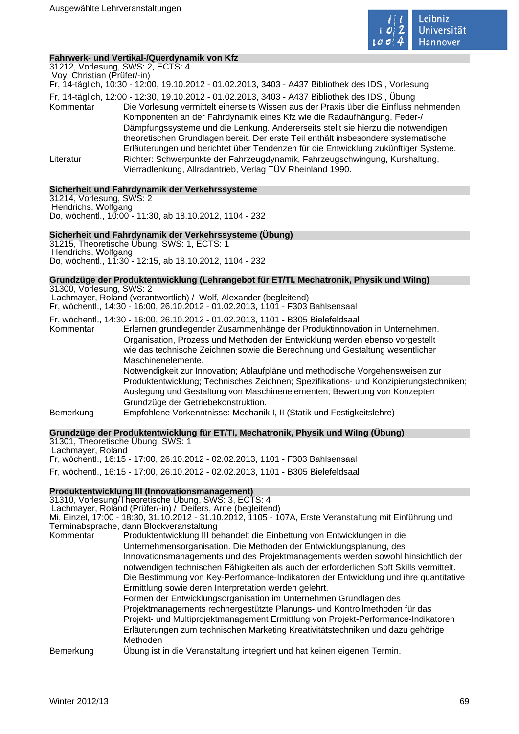### Fahrwerk- und Vertikal-/Querdynamik von Kfz

31212, Vorlesung, SWS: 2, ECTS: 4
Voy, Christian (Prüfer/-in)
Fr, 14-täglich, 10:30 - 12:00, 19.10.2012 - 01.02.2013, 3403 - A437 Bibliothek des IDS , Vorlesung
Fr, 14-täglich, 12:00 - 12:30, 19.10.2012 - 01.02.2013, 3403 - A437 Bibliothek des IDS , Übung

Kommentar: Die Vorlesung vermittelt einerseits Wissen aus der Praxis über die Einfluss nehmenden Komponenten an der Fahrdynamik eines Kfz wie die Radaufhängung, Feder-/ Dämpfungssysteme und die Lenkung. Andererseits stellt sie hierzu die notwendigen theoretischen Grundlagen bereit. Der erste Teil enthält insbesondere systematische Erläuterungen und berichtet über Tendenzen für die Entwicklung zukünftiger Systeme.

Literatur: Richter: Schwerpunkte der Fahrzeugdynamik, Fahrzeugschwingung, Kurshaltung, Vierradlenkung, Allradantrieb, Verlag TÜV Rheinland 1990.

### Sicherheit und Fahrdynamik der Verkehrssysteme

31214, Vorlesung, SWS: 2
Hendrichs, Wolfgang
Do, wöchentl., 10:00 - 11:30, ab 18.10.2012, 1104 - 232

### Sicherheit und Fahrdynamik der Verkehrssysteme (Übung)

31215, Theoretische Übung, SWS: 1, ECTS: 1
Hendrichs, Wolfgang
Do, wöchentl., 11:30 - 12:15, ab 18.10.2012, 1104 - 232

### Grundzüge der Produktentwicklung (Lehrangebot für ET/TI, Mechatronik, Physik und WiIng)

31300, Vorlesung, SWS: 2
Lachmayer, Roland (verantwortlich) / Wolf, Alexander (begleitend)
Fr, wöchentl., 14:30 - 16:00, 26.10.2012 - 01.02.2013, 1101 - F303 Bahlsensaal
Fr, wöchentl., 14:30 - 16:00, 26.10.2012 - 01.02.2013, 1101 - B305 Bielefeldsaal

Kommentar: Erlernen grundlegender Zusammenhänge der Produktinnovation in Unternehmen. Organisation, Prozess und Methoden der Entwicklung werden ebenso vorgestellt wie das technische Zeichnen sowie die Berechnung und Gestaltung wesentlicher Maschinenelemente.
Notwendigkeit zur Innovation; Ablaufpläne und methodische Vorgehensweisen zur Produktentwicklung; Technisches Zeichnen; Spezifikations- und Konzipierungstechniken; Auslegung und Gestaltung von Maschinenelementen; Bewertung von Konzepten Grundzüge der Getriebekonstruktion.

Bemerkung: Empfohlene Vorkenntnisse: Mechanik I, II (Statik und Festigkeitslehre)

### Grundzüge der Produktentwicklung für ET/TI, Mechatronik, Physik und WiIng (Übung)

31301, Theoretische Übung, SWS: 1
Lachmayer, Roland
Fr, wöchentl., 16:15 - 17:00, 26.10.2012 - 02.02.2013, 1101 - F303 Bahlsensaal
Fr, wöchentl., 16:15 - 17:00, 26.10.2012 - 02.02.2013, 1101 - B305 Bielefeldsaal

### Produktentwicklung III (Innovationsmanagement)

31310, Vorlesung/Theoretische Übung, SWS: 3, ECTS: 4
Lachmayer, Roland (Prüfer/-in) / Deiters, Arne (begleitend)
Mi, Einzel, 17:00 - 18:30, 31.10.2012 - 31.10.2012, 1105 - 107A, Erste Veranstaltung mit Einführung und Terminabsprache, dann Blockveranstaltung

Kommentar: Produktentwicklung III behandelt die Einbettung von Entwicklungen in die Unternehmensorganisation. Die Methoden der Entwicklungsplanung, des Innovationsmanagements und des Projektmanagements werden sowohl hinsichtlich der notwendigen technischen Fähigkeiten als auch der erforderlichen Soft Skills vermittelt. Die Bestimmung von Key-Performance-Indikatoren der Entwicklung und ihre quantitative Ermittlung sowie deren Interpretation werden gelehrt.
Formen der Entwicklungsorganisation im Unternehmen Grundlagen des Projektmanagements rechnergestützte Planungs- und Kontrollmethoden für das Projekt- und Multiprojektmanagement Ermittlung von Projekt-Performance-Indikatoren Erläuterungen zum technischen Marketing Kreativitätstechniken und dazu gehörige Methoden

Bemerkung: Übung ist in die Veranstaltung integriert und hat keinen eigenen Termin.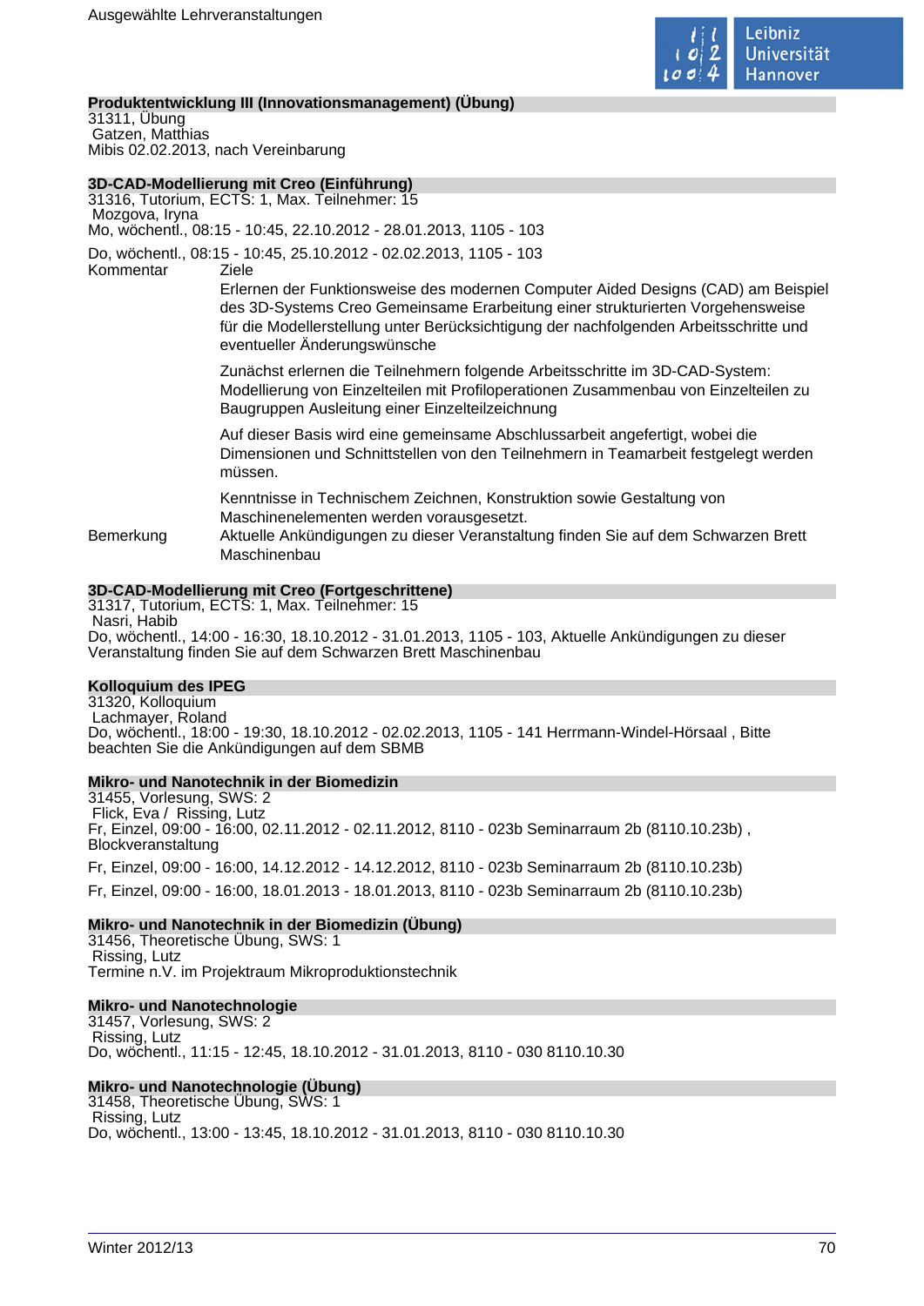### Produktentwicklung III (Innovationsmanagement) (Übung)

31311, Übung
Gatzen, Matthias
Mibis 02.02.2013, nach Vereinbarung

### 3D-CAD-Modellierung mit Creo (Einführung)

31316, Tutorium, ECTS: 1, Max. Teilnehmer: 15
Mozgova, Iryna
Mo, wöchentl., 08:15 - 10:45, 22.10.2012 - 28.01.2013, 1105 - 103

Do, wöchentl., 08:15 - 10:45, 25.10.2012 - 02.02.2013, 1105 - 103

Kommentar

Ziele

Erlernen der Funktionsweise des modernen Computer Aided Designs (CAD) am Beispiel des 3D-Systems Creo Gemeinsame Erarbeitung einer strukturierten Vorgehensweise für die Modellerstellung unter Berücksichtigung der nachfolgenden Arbeitsschritte und eventueller Änderungswünsche

Zunächst erlernen die Teilnehmern folgende Arbeitsschritte im 3D-CAD-System: Modellierung von Einzelteilen mit Profiloperationen Zusammenbau von Einzelteilen zu Baugruppen Ausleitung einer Einzelteilzeichnung

Auf dieser Basis wird eine gemeinsame Abschlussarbeit angefertigt, wobei die Dimensionen und Schnittstellen von den Teilnehmern in Teamarbeit festgelegt werden müssen.

Kenntnisse in Technischem Zeichnen, Konstruktion sowie Gestaltung von Maschinenelementen werden vorausgesetzt.

Bemerkung

Aktuelle Ankündigungen zu dieser Veranstaltung finden Sie auf dem Schwarzen Brett Maschinenbau

### 3D-CAD-Modellierung mit Creo (Fortgeschrittene)

31317, Tutorium, ECTS: 1, Max. Teilnehmer: 15
Nasri, Habib
Do, wöchentl., 14:00 - 16:30, 18.10.2012 - 31.01.2013, 1105 - 103, Aktuelle Ankündigungen zu dieser Veranstaltung finden Sie auf dem Schwarzen Brett Maschinenbau

### Kolloquium des IPEG

31320, Kolloquium
Lachmayer, Roland
Do, wöchentl., 18:00 - 19:30, 18.10.2012 - 02.02.2013, 1105 - 141 Herrmann-Windel-Hörsaal , Bitte beachten Sie die Ankündigungen auf dem SBMB

### Mikro- und Nanotechnik in der Biomedizin

31455, Vorlesung, SWS: 2
Flick, Eva / Rissing, Lutz
Fr, Einzel, 09:00 - 16:00, 02.11.2012 - 02.11.2012, 8110 - 023b Seminarraum 2b (8110.10.23b) , Blockveranstaltung

Fr, Einzel, 09:00 - 16:00, 14.12.2012 - 14.12.2012, 8110 - 023b Seminarraum 2b (8110.10.23b)

Fr, Einzel, 09:00 - 16:00, 18.01.2013 - 18.01.2013, 8110 - 023b Seminarraum 2b (8110.10.23b)

### Mikro- und Nanotechnik in der Biomedizin (Übung)

31456, Theoretische Übung, SWS: 1
Rissing, Lutz
Termine n.V. im Projektraum Mikroproduktionstechnik

### Mikro- und Nanotechnologie

31457, Vorlesung, SWS: 2
Rissing, Lutz
Do, wöchentl., 11:15 - 12:45, 18.10.2012 - 31.01.2013, 8110 - 030 8110.10.30

### Mikro- und Nanotechnologie (Übung)

31458, Theoretische Übung, SWS: 1
Rissing, Lutz
Do, wöchentl., 13:00 - 13:45, 18.10.2012 - 31.01.2013, 8110 - 030 8110.10.30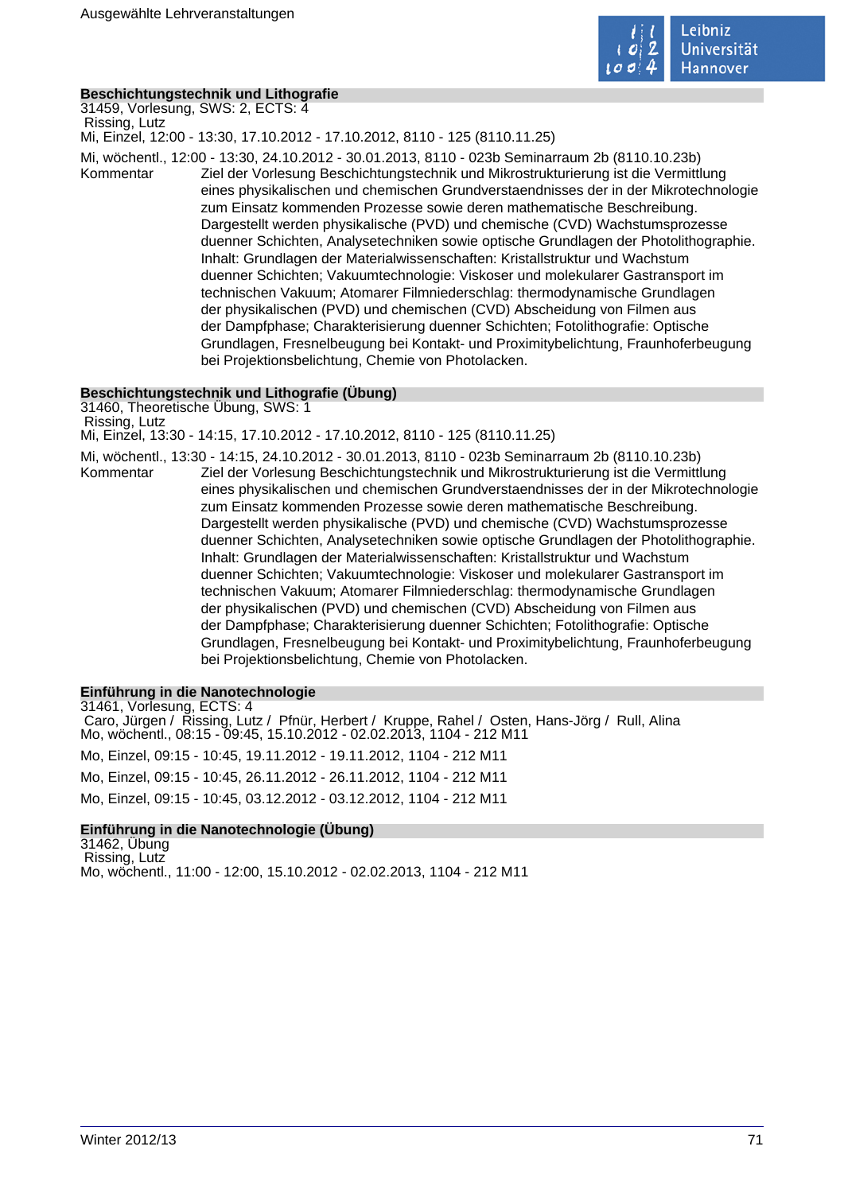### Beschichtungstechnik und Lithografie

31459, Vorlesung, SWS: 2, ECTS: 4
Rissing, Lutz
Mi, Einzel, 12:00 - 13:30, 17.10.2012 - 17.10.2012, 8110 - 125 (8110.11.25)

Mi, wöchentl., 12:00 - 13:30, 24.10.2012 - 30.01.2013, 8110 - 023b Seminarraum 2b (8110.10.23b)

Kommentar: Ziel der Vorlesung Beschichtungstechnik und Mikrostrukturierung ist die Vermittlung eines physikalischen und chemischen Grundverstaendnisses der in der Mikrotechnologie zum Einsatz kommenden Prozesse sowie deren mathematische Beschreibung. Dargestellt werden physikalische (PVD) und chemische (CVD) Wachstumsprozesse duenner Schichten, Analysetechniken sowie optische Grundlagen der Photolithographie. Inhalt: Grundlagen der Materialwissenschaften: Kristallstruktur und Wachstum duenner Schichten; Vakuumtechnologie: Viskoser und molekularer Gastransport im technischen Vakuum; Atomarer Filmniederschlag: thermodynamische Grundlagen der physikalischen (PVD) und chemischen (CVD) Abscheidung von Filmen aus der Dampfphase; Charakterisierung duenner Schichten; Fotolithografie: Optische Grundlagen, Fresnelbeugung bei Kontakt- und Proximitybelichtung, Fraunhoferbeugung bei Projektionsbelichtung, Chemie von Photolacken.

### Beschichtungstechnik und Lithografie (Übung)

31460, Theoretische Übung, SWS: 1
Rissing, Lutz
Mi, Einzel, 13:30 - 14:15, 17.10.2012 - 17.10.2012, 8110 - 125 (8110.11.25)

Mi, wöchentl., 13:30 - 14:15, 24.10.2012 - 30.01.2013, 8110 - 023b Seminarraum 2b (8110.10.23b)

Kommentar: Ziel der Vorlesung Beschichtungstechnik und Mikrostrukturierung ist die Vermittlung eines physikalischen und chemischen Grundverstaendnisses der in der Mikrotechnologie zum Einsatz kommenden Prozesse sowie deren mathematische Beschreibung. Dargestellt werden physikalische (PVD) und chemische (CVD) Wachstumsprozesse duenner Schichten, Analysetechniken sowie optische Grundlagen der Photolithographie. Inhalt: Grundlagen der Materialwissenschaften: Kristallstruktur und Wachstum duenner Schichten; Vakuumtechnologie: Viskoser und molekularer Gastransport im technischen Vakuum; Atomarer Filmniederschlag: thermodynamische Grundlagen der physikalischen (PVD) und chemischen (CVD) Abscheidung von Filmen aus der Dampfphase; Charakterisierung duenner Schichten; Fotolithografie: Optische Grundlagen, Fresnelbeugung bei Kontakt- und Proximitybelichtung, Fraunhoferbeugung bei Projektionsbelichtung, Chemie von Photolacken.

### Einführung in die Nanotechnologie

31461, Vorlesung, ECTS: 4
Caro, Jürgen / Rissing, Lutz / Pfnür, Herbert / Kruppe, Rahel / Osten, Hans-Jörg / Rull, Alina
Mo, wöchentl., 08:15 - 09:45, 15.10.2012 - 02.02.2013, 1104 - 212 M11

Mo, Einzel, 09:15 - 10:45, 19.11.2012 - 19.11.2012, 1104 - 212 M11

Mo, Einzel, 09:15 - 10:45, 26.11.2012 - 26.11.2012, 1104 - 212 M11

Mo, Einzel, 09:15 - 10:45, 03.12.2012 - 03.12.2012, 1104 - 212 M11

### Einführung in die Nanotechnologie (Übung)

31462, Übung
Rissing, Lutz
Mo, wöchentl., 11:00 - 12:00, 15.10.2012 - 02.02.2013, 1104 - 212 M11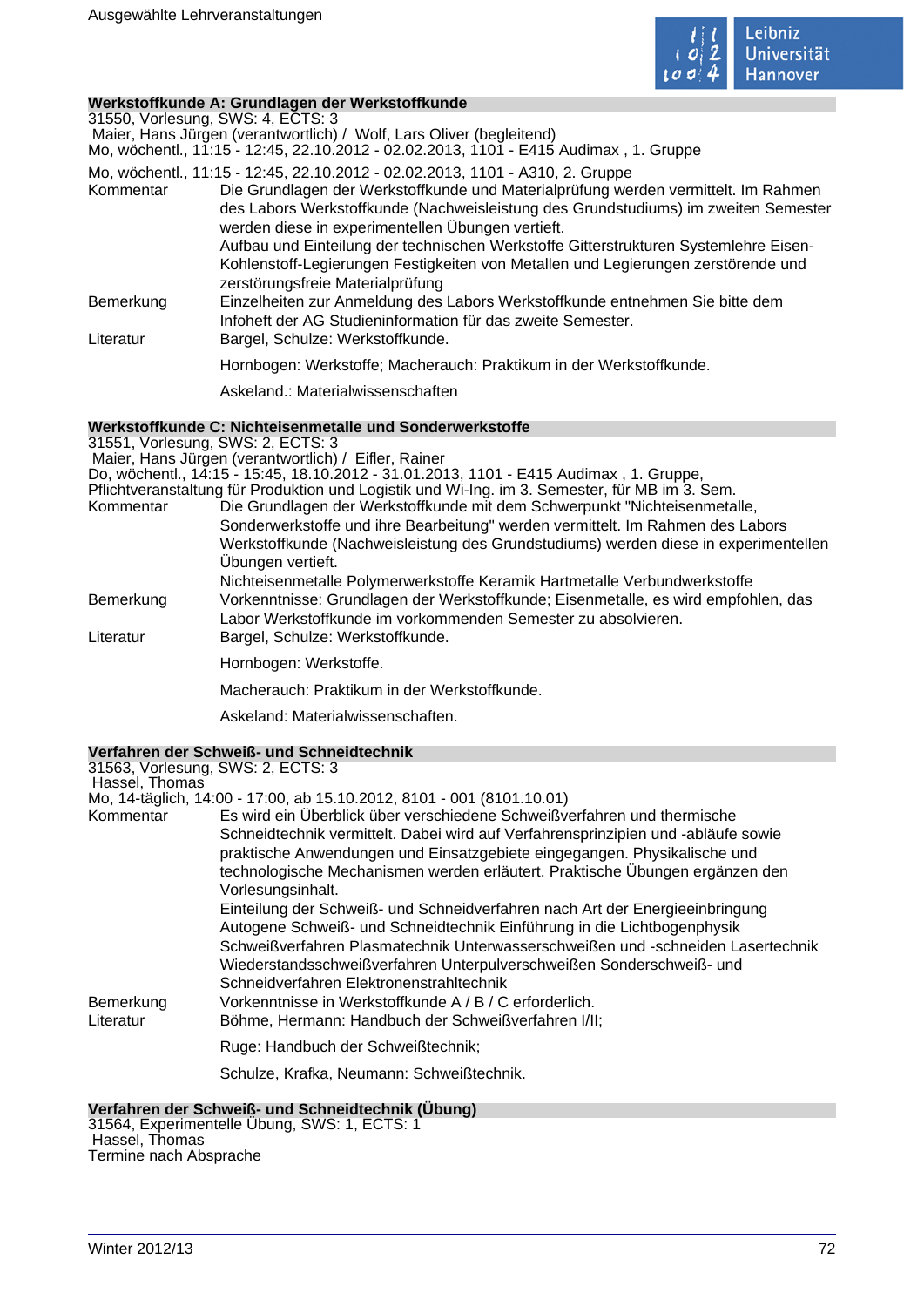### Werkstoffkunde A: Grundlagen der Werkstoffkunde

31550, Vorlesung, SWS: 4, ECTS: 3
Maier, Hans Jürgen (verantwortlich) / Wolf, Lars Oliver (begleitend)
Mo, wöchentl., 11:15 - 12:45, 22.10.2012 - 02.02.2013, 1101 - E415 Audimax , 1. Gruppe

Mo, wöchentl., 11:15 - 12:45, 22.10.2012 - 02.02.2013, 1101 - A310, 2. Gruppe

**Kommentar** Die Grundlagen der Werkstoffkunde und Materialprüfung werden vermittelt. Im Rahmen des Labors Werkstoffkunde (Nachweisleistung des Grundstudiums) im zweiten Semester werden diese in experimentellen Übungen vertieft.
Aufbau und Einteilung der technischen Werkstoffe Gitterstrukturen Systemlehre Eisen-Kohlenstoff-Legierungen Festigkeiten von Metallen und Legierungen zerstörende und zerstörungsfreie Materialprüfung

**Bemerkung** Einzelheiten zur Anmeldung des Labors Werkstoffkunde entnehmen Sie bitte dem Infoheft der AG Studieninformation für das zweite Semester.

**Literatur** Bargel, Schulze: Werkstoffkunde.

Hornbogen: Werkstoffe; Macherauch: Praktikum in der Werkstoffkunde.

Askeland.: Materialwissenschaften

### Werkstoffkunde C: Nichteisenmetalle und Sonderwerkstoffe

31551, Vorlesung, SWS: 2, ECTS: 3
Maier, Hans Jürgen (verantwortlich) / Eifler, Rainer
Do, wöchentl., 14:15 - 15:45, 18.10.2012 - 31.01.2013, 1101 - E415 Audimax , 1. Gruppe,
Pflichtveranstaltung für Produktion und Logistik und Wi-Ing. im 3. Semester, für MB im 3. Sem.

**Kommentar** Die Grundlagen der Werkstoffkunde mit dem Schwerpunkt "Nichteisenmetalle, Sonderwerkstoffe und ihre Bearbeitung" werden vermittelt. Im Rahmen des Labors Werkstoffkunde (Nachweisleistung des Grundstudiums) werden diese in experimentellen Übungen vertieft.
Nichteisenmetalle Polymerwerkstoffe Keramik Hartmetalle Verbundwerkstoffe

**Bemerkung** Vorkenntnisse: Grundlagen der Werkstoffkunde; Eisenmetalle, es wird empfohlen, das Labor Werkstoffkunde im vorkommenden Semester zu absolvieren.

**Literatur** Bargel, Schulze: Werkstoffkunde.

Hornbogen: Werkstoffe.

Macherauch: Praktikum in der Werkstoffkunde.

Askeland: Materialwissenschaften.

### Verfahren der Schweiß- und Schneidtechnik

31563, Vorlesung, SWS: 2, ECTS: 3
Hassel, Thomas
Mo, 14-täglich, 14:00 - 17:00, ab 15.10.2012, 8101 - 001 (8101.10.01)

**Kommentar** Es wird ein Überblick über verschiedene Schweißverfahren und thermische Schneidtechnik vermittelt. Dabei wird auf Verfahrensprinzipien und -abläufe sowie praktische Anwendungen und Einsatzgebiete eingegangen. Physikalische und technologische Mechanismen werden erläutert. Praktische Übungen ergänzen den Vorlesungsinhalt.
Einteilung der Schweiß- und Schneidverfahren nach Art der Energieeinbringung Autogene Schweiß- und Schneidtechnik Einführung in die Lichtbogenphysik Schweißverfahren Plasmatechnik Unterwasserschweißen und -schneiden Lasertechnik Wiederstandsschweißverfahren Unterpulverschweißen Sonderschweiß- und Schneidverfahren Elektronenstrahltechnik

**Bemerkung** Vorkenntnisse in Werkstoffkunde A / B / C erforderlich.

**Literatur** Böhme, Hermann: Handbuch der Schweißverfahren I/II;

Ruge: Handbuch der Schweißtechnik;

Schulze, Krafka, Neumann: Schweißtechnik.

### Verfahren der Schweiß- und Schneidtechnik (Übung)

31564, Experimentelle Übung, SWS: 1, ECTS: 1
Hassel, Thomas
Termine nach Absprache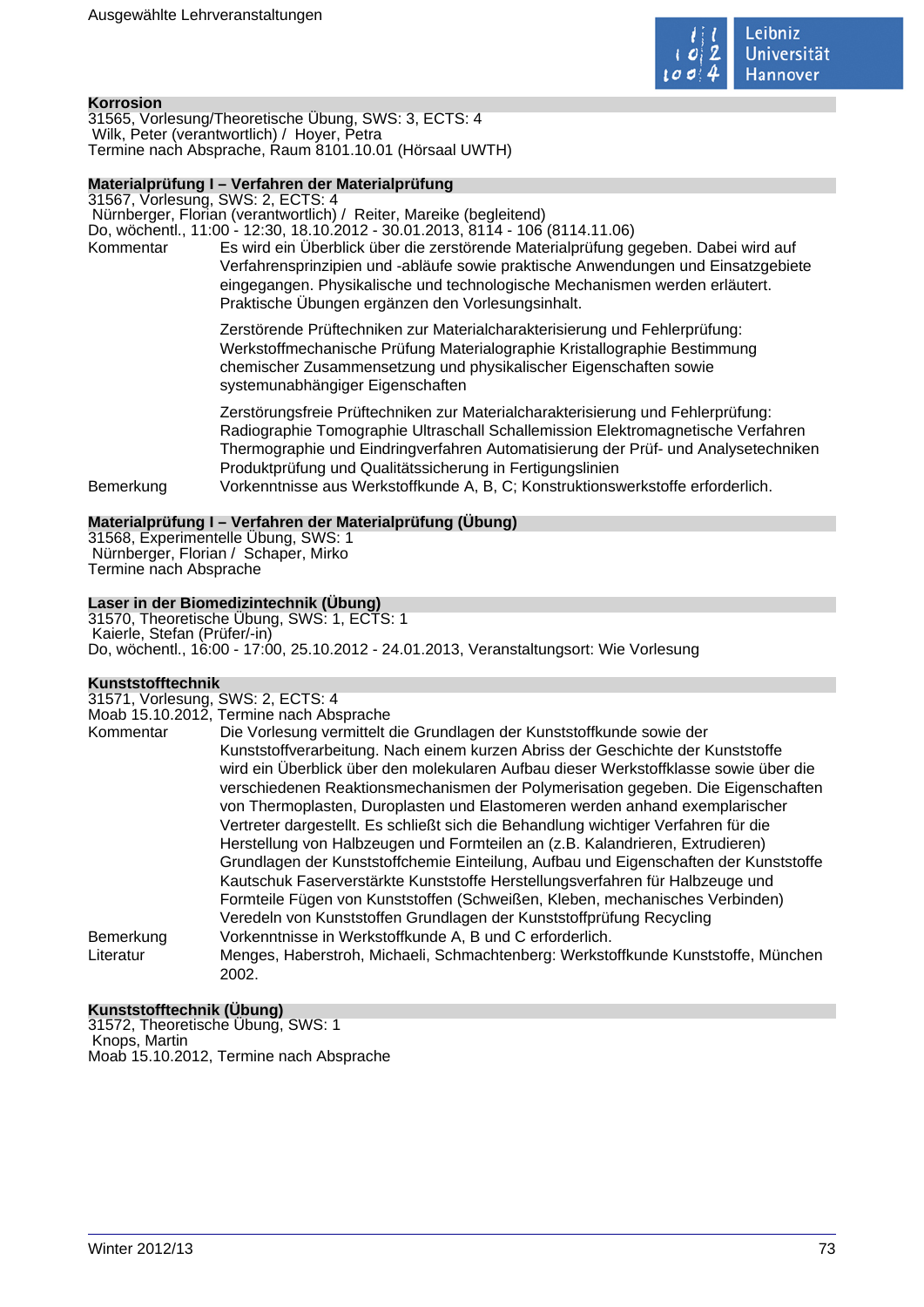### Korrosion

31565, Vorlesung/Theoretische Übung, SWS: 3, ECTS: 4
Wilk, Peter (verantwortlich) / Hoyer, Petra
Termine nach Absprache, Raum 8101.10.01 (Hörsaal UWTH)

### Materialprüfung I – Verfahren der Materialprüfung

31567, Vorlesung, SWS: 2, ECTS: 4
Nürnberger, Florian (verantwortlich) / Reiter, Mareike (begleitend)
Do, wöchentl., 11:00 - 12:30, 18.10.2012 - 30.01.2013, 8114 - 106 (8114.11.06)

Kommentar: Es wird ein Überblick über die zerstörende Materialprüfung gegeben. Dabei wird auf Verfahrensprinzipien und -abläufe sowie praktische Anwendungen und Einsatzgebiete eingegangen. Physikalische und technologische Mechanismen werden erläutert. Praktische Übungen ergänzen den Vorlesungsinhalt.

Zerstörende Prüftechniken zur Materialcharakterisierung und Fehlerprüfung: Werkstoffmechanische Prüfung Materialographie Kristallographie Bestimmung chemischer Zusammensetzung und physikalischer Eigenschaften sowie systemunabhängiger Eigenschaften

Zerstörungsfreie Prüftechniken zur Materialcharakterisierung und Fehlerprüfung: Radiographie Tomographie Ultraschall Schallemission Elektromagnetische Verfahren Thermographie und Eindringverfahren Automatisierung der Prüf- und Analysetechniken Produktprüfung und Qualitätssicherung in Fertigungslinien

Bemerkung: Vorkenntnisse aus Werkstoffkunde A, B, C; Konstruktionswerkstoffe erforderlich.

### Materialprüfung I – Verfahren der Materialprüfung (Übung)

31568, Experimentelle Übung, SWS: 1
Nürnberger, Florian / Schaper, Mirko
Termine nach Absprache

### Laser in der Biomedizintechnik (Übung)

31570, Theoretische Übung, SWS: 1, ECTS: 1
Kaierle, Stefan (Prüfer/-in)
Do, wöchentl., 16:00 - 17:00, 25.10.2012 - 24.01.2013, Veranstaltungsort: Wie Vorlesung

### Kunststofftechnik

31571, Vorlesung, SWS: 2, ECTS: 4
Moab 15.10.2012, Termine nach Absprache

Kommentar: Die Vorlesung vermittelt die Grundlagen der Kunststoffkunde sowie der Kunststoffverarbeitung. Nach einem kurzen Abriss der Geschichte der Kunststoffe wird ein Überblick über den molekularen Aufbau dieser Werkstoffklasse sowie über die verschiedenen Reaktionsmechanismen der Polymerisation gegeben. Die Eigenschaften von Thermoplasten, Duroplasten und Elastomeren werden anhand exemplarischer Vertreter dargestellt. Es schließt sich die Behandlung wichtiger Verfahren für die Herstellung von Halbzeugen und Formteilen an (z.B. Kalandrieren, Extrudieren) Grundlagen der Kunststoffchemie Einteilung, Aufbau und Eigenschaften der Kunststoffe Kautschuk Faserverstärkte Kunststoffe Herstellungsverfahren für Halbzeuge und Formteile Fügen von Kunststoffen (Schweißen, Kleben, mechanisches Verbinden) Veredeln von Kunststoffen Grundlagen der Kunststoffprüfung Recycling

Bemerkung: Vorkenntnisse in Werkstoffkunde A, B und C erforderlich.

Literatur: Menges, Haberstroh, Michaeli, Schmachtenberg: Werkstoffkunde Kunststoffe, München 2002.

### Kunststofftechnik (Übung)

31572, Theoretische Übung, SWS: 1
Knops, Martin
Moab 15.10.2012, Termine nach Absprache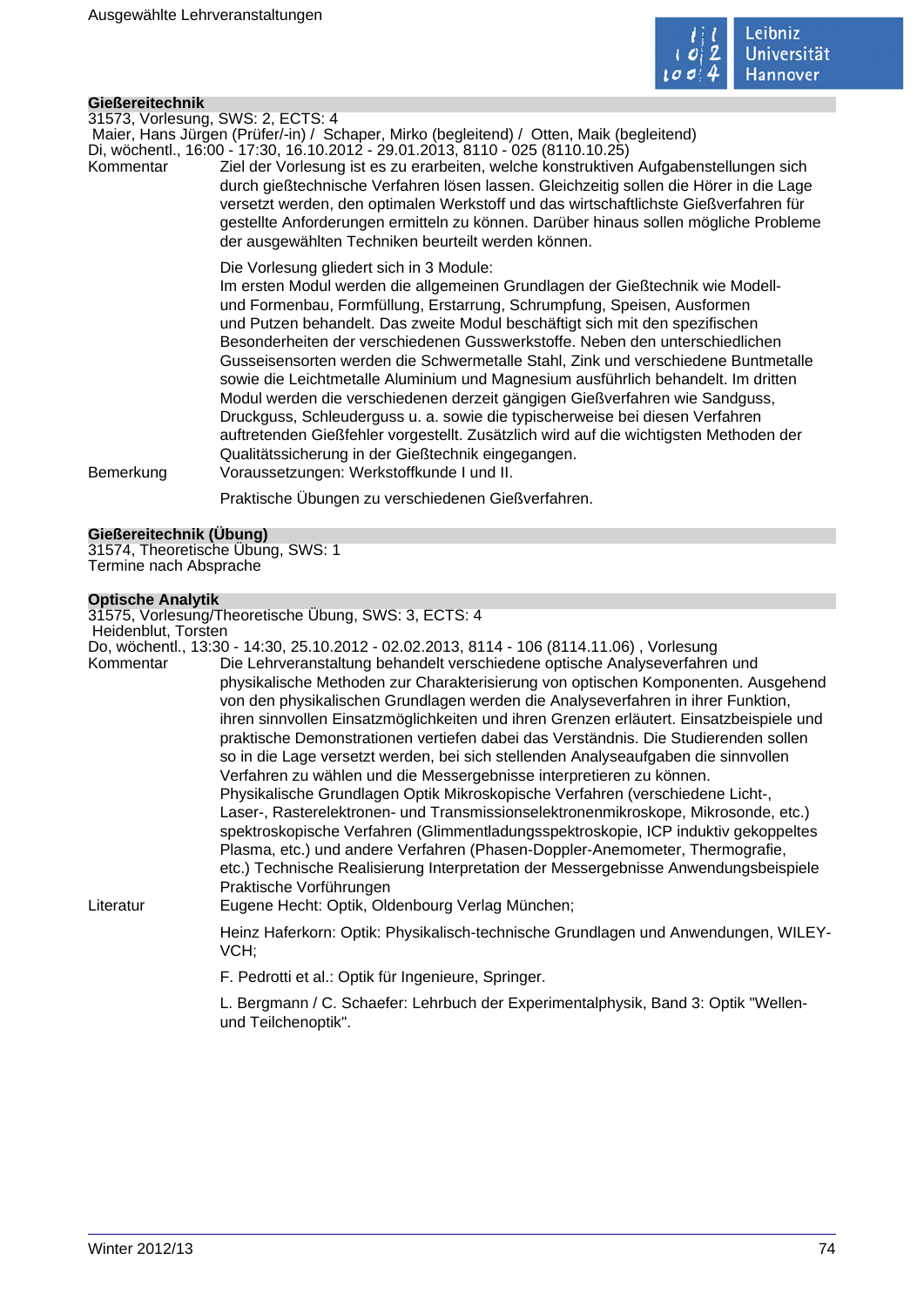## Gießereitechnik

31573, Vorlesung, SWS: 2, ECTS: 4

Maier, Hans Jürgen (Prüfer/-in) / Schaper, Mirko (begleitend) / Otten, Maik (begleitend)

Di, wöchentl., 16:00 - 17:30, 16.10.2012 - 29.01.2013, 8110 - 025 (8110.10.25)

**Kommentar**

Ziel der Vorlesung ist es zu erarbeiten, welche konstruktiven Aufgabenstellungen sich durch gießtechnische Verfahren lösen lassen. Gleichzeitig sollen die Hörer in die Lage versetzt werden, den optimalen Werkstoff und das wirtschaftlichste Gießverfahren für gestellte Anforderungen ermitteln zu können. Darüber hinaus sollen mögliche Probleme der ausgewählten Techniken beurteilt werden können.

Die Vorlesung gliedert sich in 3 Module:
Im ersten Modul werden die allgemeinen Grundlagen der Gießtechnik wie Modell- und Formenbau, Formfüllung, Erstarrung, Schrumpfung, Speisen, Ausformen und Putzen behandelt. Das zweite Modul beschäftigt sich mit den spezifischen Besonderheiten der verschiedenen Gusswerkstoffe. Neben den unterschiedlichen Gusseisensorten werden die Schwermetalle Stahl, Zink und verschiedene Buntmetalle sowie die Leichtmetalle Aluminium und Magnesium ausführlich behandelt. Im dritten Modul werden die verschiedenen derzeit gängigen Gießverfahren wie Sandguss, Druckguss, Schleuderguss u. a. sowie die typischerweise bei diesen Verfahren auftretenden Gießfehler vorgestellt. Zusätzlich wird auf die wichtigsten Methoden der Qualitätssicherung in der Gießtechnik eingegangen.

**Bemerkung**

Voraussetzungen: Werkstoffkunde I und II.

Praktische Übungen zu verschiedenen Gießverfahren.

## Gießereitechnik (Übung)

31574, Theoretische Übung, SWS: 1

Termine nach Absprache

## Optische Analytik

31575, Vorlesung/Theoretische Übung, SWS: 3, ECTS: 4

Heidenblut, Torsten

Do, wöchentl., 13:30 - 14:30, 25.10.2012 - 02.02.2013, 8114 - 106 (8114.11.06) , Vorlesung

**Kommentar**

Die Lehrveranstaltung behandelt verschiedene optische Analyseverfahren und physikalische Methoden zur Charakterisierung von optischen Komponenten. Ausgehend von den physikalischen Grundlagen werden die Analyseverfahren in ihrer Funktion, ihren sinnvollen Einsatzmöglichkeiten und ihren Grenzen erläutert. Einsatzbeispiele und praktische Demonstrationen vertiefen dabei das Verständnis. Die Studierenden sollen so in die Lage versetzt werden, bei sich stellenden Analyseaufgaben die sinnvollen Verfahren zu wählen und die Messergebnisse interpretieren zu können.
Physikalische Grundlagen Optik Mikroskopische Verfahren (verschiedene Licht-, Laser-, Rasterelektronen- und Transmissionselektronenmikroskope, Mikrosonde, etc.) spektroskopische Verfahren (Glimmentladungsspektroskopie, ICP induktiv gekoppeltes Plasma, etc.) und andere Verfahren (Phasen-Doppler-Anemometer, Thermografie, etc.) Technische Realisierung Interpretation der Messergebnisse Anwendungsbeispiele Praktische Vorführungen

**Literatur**

Eugene Hecht: Optik, Oldenbourg Verlag München;

Heinz Haferkorn: Optik: Physikalisch-technische Grundlagen und Anwendungen, WILEY-VCH;

F. Pedrotti et al.: Optik für Ingenieure, Springer.

L. Bergmann / C. Schaefer: Lehrbuch der Experimentalphysik, Band 3: Optik "Wellen- und Teilchenoptik".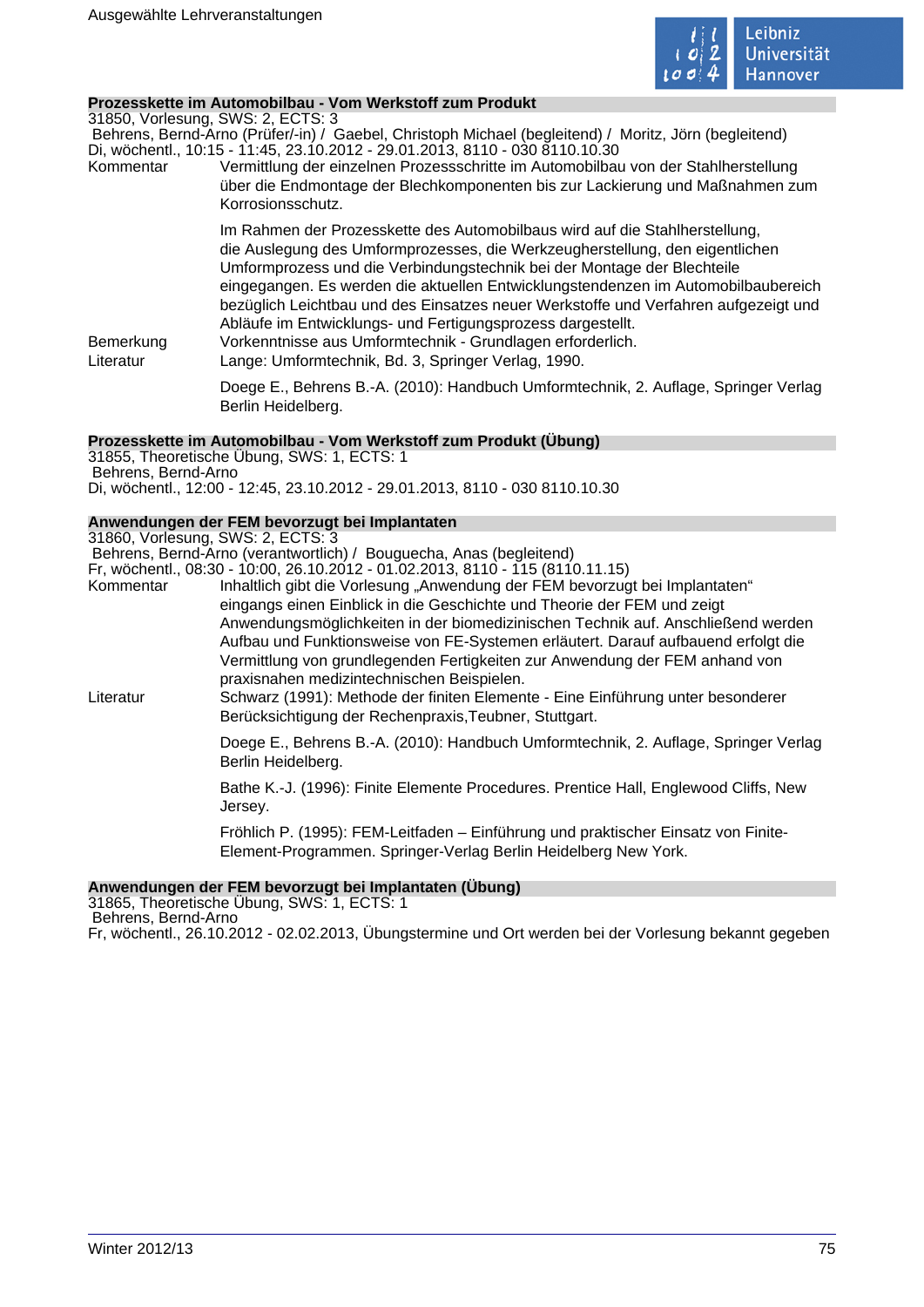### Prozesskette im Automobilbau - Vom Werkstoff zum Produkt

31850, Vorlesung, SWS: 2, ECTS: 3
Behrens, Bernd-Arno (Prüfer/-in) / Gaebel, Christoph Michael (begleitend) / Moritz, Jörn (begleitend)
Di, wöchentl., 10:15 - 11:45, 23.10.2012 - 29.01.2013, 8110 - 030 8110.10.30

**Kommentar**
Vermittlung der einzelnen Prozessschritte im Automobilbau von der Stahlherstellung über die Endmontage der Blechkomponenten bis zur Lackierung und Maßnahmen zum Korrosionsschutz.

Im Rahmen der Prozesskette des Automobilbaus wird auf die Stahlherstellung, die Auslegung des Umformprozesses, die Werkzeugherstellung, den eigentlichen Umformprozess und die Verbindungstechnik bei der Montage der Blechteile eingegangen. Es werden die aktuellen Entwicklungstendenzen im Automobilbaubereich bezüglich Leichtbau und des Einsatzes neuer Werkstoffe und Verfahren aufgezeigt und Abläufe im Entwicklungs- und Fertigungsprozess dargestellt.

**Bemerkung**
Vorkenntnisse aus Umformtechnik - Grundlagen erforderlich.

**Literatur**
Lange: Umformtechnik, Bd. 3, Springer Verlag, 1990.

Doege E., Behrens B.-A. (2010): Handbuch Umformtechnik, 2. Auflage, Springer Verlag Berlin Heidelberg.

### Prozesskette im Automobilbau - Vom Werkstoff zum Produkt (Übung)

31855, Theoretische Übung, SWS: 1, ECTS: 1
Behrens, Bernd-Arno
Di, wöchentl., 12:00 - 12:45, 23.10.2012 - 29.01.2013, 8110 - 030 8110.10.30

### Anwendungen der FEM bevorzugt bei Implantaten

31860, Vorlesung, SWS: 2, ECTS: 3
Behrens, Bernd-Arno (verantwortlich) / Bouguecha, Anas (begleitend)
Fr, wöchentl., 08:30 - 10:00, 26.10.2012 - 01.02.2013, 8110 - 115 (8110.11.15)

**Kommentar**
Inhaltlich gibt die Vorlesung „Anwendung der FEM bevorzugt bei Implantaten“ eingangs einen Einblick in die Geschichte und Theorie der FEM und zeigt Anwendungsmöglichkeiten in der biomedizinischen Technik auf. Anschließend werden Aufbau und Funktionsweise von FE-Systemen erläutert. Darauf aufbauend erfolgt die Vermittlung von grundlegenden Fertigkeiten zur Anwendung der FEM anhand von praxisnahen medizintechnischen Beispielen.

**Literatur**
Schwarz (1991): Methode der finiten Elemente - Eine Einführung unter besonderer Berücksichtigung der Rechenpraxis,Teubner, Stuttgart.

Doege E., Behrens B.-A. (2010): Handbuch Umformtechnik, 2. Auflage, Springer Verlag Berlin Heidelberg.

Bathe K.-J. (1996): Finite Elemente Procedures. Prentice Hall, Englewood Cliffs, New Jersey.

Fröhlich P. (1995): FEM-Leitfaden – Einführung und praktischer Einsatz von Finite-Element-Programmen. Springer-Verlag Berlin Heidelberg New York.

### Anwendungen der FEM bevorzugt bei Implantaten (Übung)

31865, Theoretische Übung, SWS: 1, ECTS: 1
Behrens, Bernd-Arno
Fr, wöchentl., 26.10.2012 - 02.02.2013, Übungstermine und Ort werden bei der Vorlesung bekannt gegeben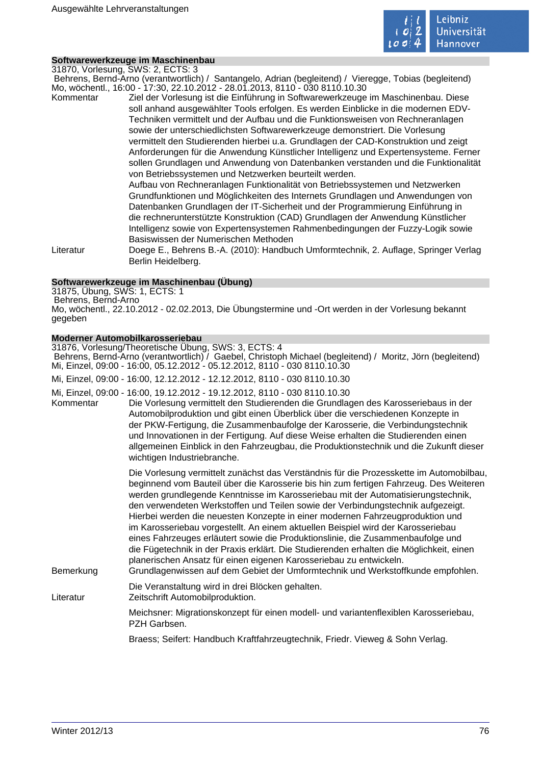## Softwarewerkzeuge im Maschinenbau

31870, Vorlesung, SWS: 2, ECTS: 3

Behrens, Bernd-Arno (verantwortlich) / Santangelo, Adrian (begleitend) / Vieregge, Tobias (begleitend)

Mo, wöchentl., 16:00 - 17:30, 22.10.2012 - 28.01.2013, 8110 - 030 8110.10.30

**Kommentar**

Ziel der Vorlesung ist die Einführung in Softwarewerkzeuge im Maschinenbau. Diese soll anhand ausgewählter Tools erfolgen. Es werden Einblicke in die modernen EDV-Techniken vermittelt und der Aufbau und die Funktionsweisen von Rechneranlagen sowie der unterschiedlichsten Softwarewerkzeuge demonstriert. Die Vorlesung vermittelt den Studierenden hierbei u.a. Grundlagen der CAD-Konstruktion und zeigt Anforderungen für die Anwendung Künstlicher Intelligenz und Expertensysteme. Ferner sollen Grundlagen und Anwendung von Datenbanken verstanden und die Funktionalität von Betriebssystemen und Netzwerken beurteilt werden.
Aufbau von Rechneranlagen Funktionalität von Betriebssystemen und Netzwerken Grundfunktionen und Möglichkeiten des Internets Grundlagen und Anwendungen von Datenbanken Grundlagen der IT-Sicherheit und der Programmierung Einführung in die rechnerunterstützte Konstruktion (CAD) Grundlagen der Anwendung Künstlicher Intelligenz sowie von Expertensystemen Rahmenbedingungen der Fuzzy-Logik sowie Basiswissen der Numerischen Methoden

**Literatur**

Doege E., Behrens B.-A. (2010): Handbuch Umformtechnik, 2. Auflage, Springer Verlag Berlin Heidelberg.

## Softwarewerkzeuge im Maschinenbau (Übung)

31875, Übung, SWS: 1, ECTS: 1

Behrens, Bernd-Arno

Mo, wöchentl., 22.10.2012 - 02.02.2013, Die Übungstermine und -Ort werden in der Vorlesung bekannt gegeben

## Moderner Automobilkarosseriebau

31876, Vorlesung/Theoretische Übung, SWS: 3, ECTS: 4

Behrens, Bernd-Arno (verantwortlich) / Gaebel, Christoph Michael (begleitend) / Moritz, Jörn (begleitend)

Mi, Einzel, 09:00 - 16:00, 05.12.2012 - 05.12.2012, 8110 - 030 8110.10.30

Mi, Einzel, 09:00 - 16:00, 12.12.2012 - 12.12.2012, 8110 - 030 8110.10.30

Mi, Einzel, 09:00 - 16:00, 19.12.2012 - 19.12.2012, 8110 - 030 8110.10.30

**Kommentar**

Die Vorlesung vermittelt den Studierenden die Grundlagen des Karosseriebaus in der Automobilproduktion und gibt einen Überblick über die verschiedenen Konzepte in der PKW-Fertigung, die Zusammenbaufolge der Karosserie, die Verbindungstechnik und Innovationen in der Fertigung. Auf diese Weise erhalten die Studierenden einen allgemeinen Einblick in den Fahrzeugbau, die Produktionstechnik und die Zukunft dieser wichtigen Industriebranche.

Die Vorlesung vermittelt zunächst das Verständnis für die Prozesskette im Automobilbau, beginnend vom Bauteil über die Karosserie bis hin zum fertigen Fahrzeug. Des Weiteren werden grundlegende Kenntnisse im Karosseriebau mit der Automatisierungstechnik, den verwendeten Werkstoffen und Teilen sowie der Verbindungstechnik aufgezeigt. Hierbei werden die neuesten Konzepte in einer modernen Fahrzeugproduktion und im Karosseriebau vorgestellt. An einem aktuellen Beispiel wird der Karosseriebau eines Fahrzeuges erläutert sowie die Produktionslinie, die Zusammenbaufolge und die Fügetechnik in der Praxis erklärt. Die Studierenden erhalten die Möglichkeit, einen planerischen Ansatz für einen eigenen Karosseriebau zu entwickeln.

**Bemerkung**

Grundlagenwissen auf dem Gebiet der Umformtechnik und Werkstoffkunde empfohlen.

Die Veranstaltung wird in drei Blöcken gehalten.

**Literatur**

Zeitschrift Automobilproduktion.

Meichsner: Migrationskonzept für einen modell- und variantenflexiblen Karosseriebau, PZH Garbsen.

Braess; Seifert: Handbuch Kraftfahrzeugtechnik, Friedr. Vieweg & Sohn Verlag.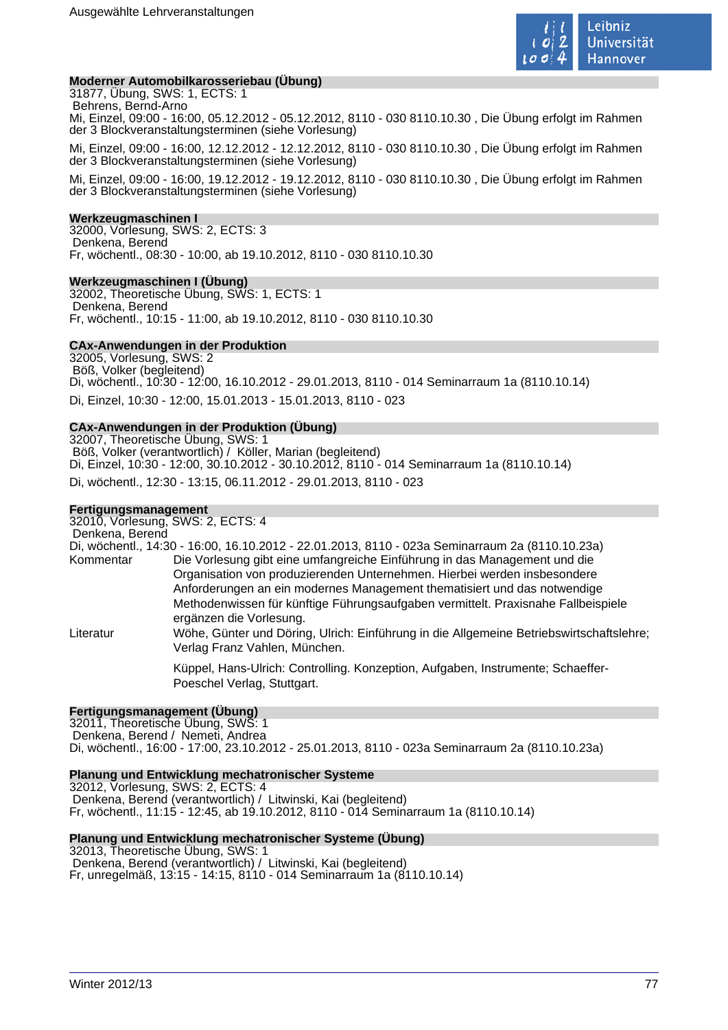### Moderner Automobilkarosseriebau (Übung)

31877, Übung, SWS: 1, ECTS: 1
Behrens, Bernd-Arno
Mi, Einzel, 09:00 - 16:00, 05.12.2012 - 05.12.2012, 8110 - 030 8110.10.30 , Die Übung erfolgt im Rahmen der 3 Blockveranstaltungsterminen (siehe Vorlesung)

Mi, Einzel, 09:00 - 16:00, 12.12.2012 - 12.12.2012, 8110 - 030 8110.10.30 , Die Übung erfolgt im Rahmen der 3 Blockveranstaltungsterminen (siehe Vorlesung)

Mi, Einzel, 09:00 - 16:00, 19.12.2012 - 19.12.2012, 8110 - 030 8110.10.30 , Die Übung erfolgt im Rahmen der 3 Blockveranstaltungsterminen (siehe Vorlesung)

### Werkzeugmaschinen I

32000, Vorlesung, SWS: 2, ECTS: 3
Denkena, Berend
Fr, wöchentl., 08:30 - 10:00, ab 19.10.2012, 8110 - 030 8110.10.30

### Werkzeugmaschinen I (Übung)

32002, Theoretische Übung, SWS: 1, ECTS: 1
Denkena, Berend
Fr, wöchentl., 10:15 - 11:00, ab 19.10.2012, 8110 - 030 8110.10.30

### CAx-Anwendungen in der Produktion

32005, Vorlesung, SWS: 2
Böß, Volker (begleitend)
Di, wöchentl., 10:30 - 12:00, 16.10.2012 - 29.01.2013, 8110 - 014 Seminarraum 1a (8110.10.14)

Di, Einzel, 10:30 - 12:00, 15.01.2013 - 15.01.2013, 8110 - 023

### CAx-Anwendungen in der Produktion (Übung)

32007, Theoretische Übung, SWS: 1
Böß, Volker (verantwortlich) / Köller, Marian (begleitend)
Di, Einzel, 10:30 - 12:00, 30.10.2012 - 30.10.2012, 8110 - 014 Seminarraum 1a (8110.10.14)

Di, wöchentl., 12:30 - 13:15, 06.11.2012 - 29.01.2013, 8110 - 023

### Fertigungsmanagement

32010, Vorlesung, SWS: 2, ECTS: 4
Denkena, Berend
Di, wöchentl., 14:30 - 16:00, 16.10.2012 - 22.01.2013, 8110 - 023a Seminarraum 2a (8110.10.23a)

Kommentar: Die Vorlesung gibt eine umfangreiche Einführung in das Management und die Organisation von produzierenden Unternehmen. Hierbei werden insbesondere Anforderungen an ein modernes Management thematisiert und das notwendige Methodenwissen für künftige Führungsaufgaben vermittelt. Praxisnahe Fallbeispiele ergänzen die Vorlesung.

Literatur: Wöhe, Günter und Döring, Ulrich: Einführung in die Allgemeine Betriebswirtschaftslehre; Verlag Franz Vahlen, München.

Küppel, Hans-Ulrich: Controlling. Konzeption, Aufgaben, Instrumente; Schaeffer-Poeschel Verlag, Stuttgart.

### Fertigungsmanagement (Übung)

32011, Theoretische Übung, SWS: 1
Denkena, Berend / Nemeti, Andrea
Di, wöchentl., 16:00 - 17:00, 23.10.2012 - 25.01.2013, 8110 - 023a Seminarraum 2a (8110.10.23a)

### Planung und Entwicklung mechatronischer Systeme

32012, Vorlesung, SWS: 2, ECTS: 4
Denkena, Berend (verantwortlich) / Litwinski, Kai (begleitend)
Fr, wöchentl., 11:15 - 12:45, ab 19.10.2012, 8110 - 014 Seminarraum 1a (8110.10.14)

### Planung und Entwicklung mechatronischer Systeme (Übung)

32013, Theoretische Übung, SWS: 1
Denkena, Berend (verantwortlich) / Litwinski, Kai (begleitend)
Fr, unregelmäß, 13:15 - 14:15, 8110 - 014 Seminarraum 1a (8110.10.14)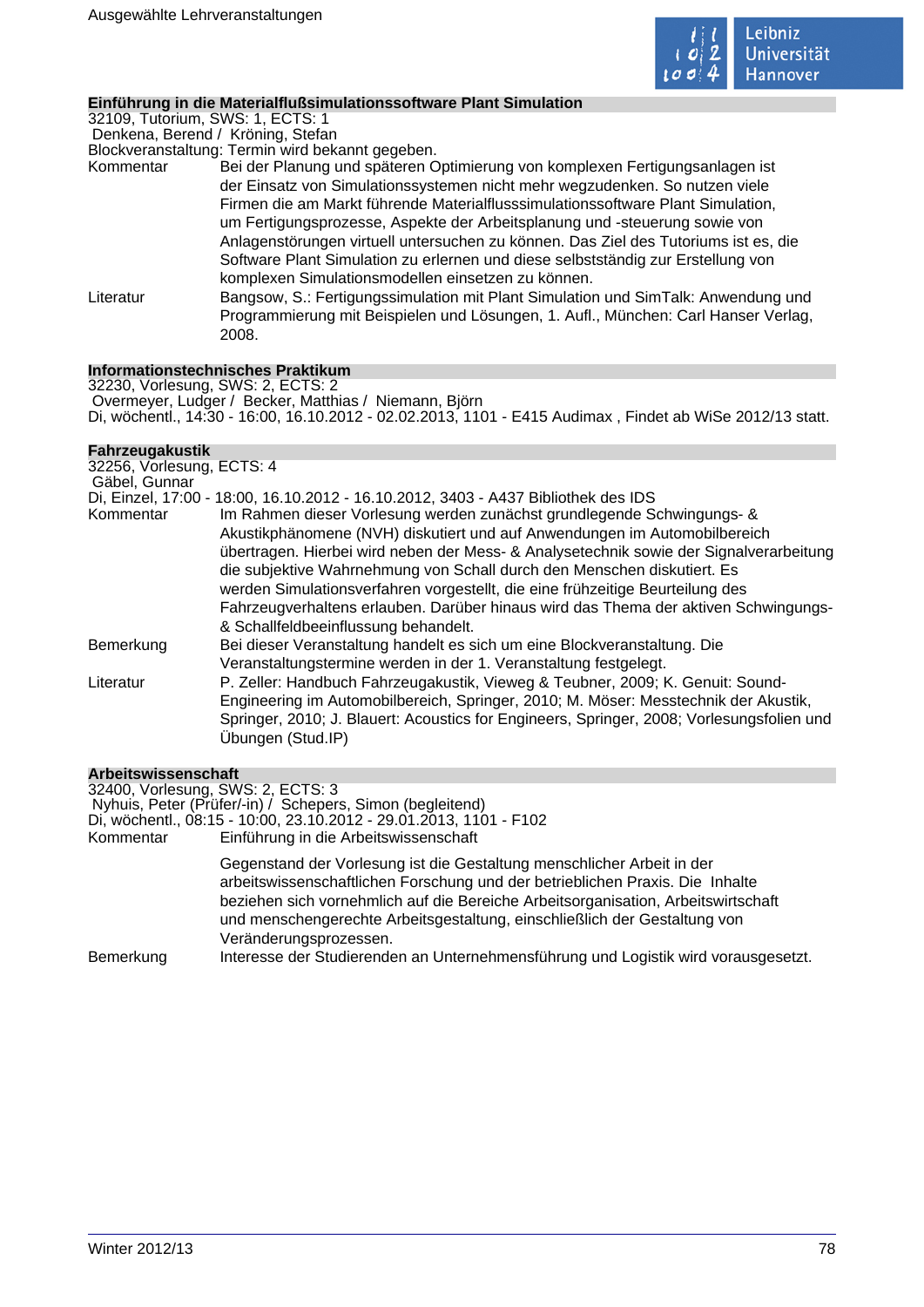### Einführung in die Materialflußsimulationssoftware Plant Simulation

32109, Tutorium, SWS: 1, ECTS: 1
Denkena, Berend / Kröning, Stefan
Blockveranstaltung: Termin wird bekannt gegeben.

Kommentar
: Bei der Planung und späteren Optimierung von komplexen Fertigungsanlagen ist der Einsatz von Simulationssystemen nicht mehr wegzudenken. So nutzen viele Firmen die am Markt führende Materialflusssimulationssoftware Plant Simulation, um Fertigungsprozesse, Aspekte der Arbeitsplanung und -steuerung sowie von Anlagenstörungen virtuell untersuchen zu können. Das Ziel des Tutoriums ist es, die Software Plant Simulation zu erlernen und diese selbstständig zur Erstellung von komplexen Simulationsmodellen einsetzen zu können.

Literatur
: Bangsow, S.: Fertigungssimulation mit Plant Simulation und SimTalk: Anwendung und Programmierung mit Beispielen und Lösungen, 1. Aufl., München: Carl Hanser Verlag, 2008.

### Informationstechnisches Praktikum

32230, Vorlesung, SWS: 2, ECTS: 2
Overmeyer, Ludger / Becker, Matthias / Niemann, Björn
Di, wöchentl., 14:30 - 16:00, 16.10.2012 - 02.02.2013, 1101 - E415 Audimax , Findet ab WiSe 2012/13 statt.

### Fahrzeugakustik

32256, Vorlesung, ECTS: 4
Gäbel, Gunnar
Di, Einzel, 17:00 - 18:00, 16.10.2012 - 16.10.2012, 3403 - A437 Bibliothek des IDS

Kommentar
: Im Rahmen dieser Vorlesung werden zunächst grundlegende Schwingungs- & Akustikphänomene (NVH) diskutiert und auf Anwendungen im Automobilbereich übertragen. Hierbei wird neben der Mess- & Analysetechnik sowie der Signalverarbeitung die subjektive Wahrnehmung von Schall durch den Menschen diskutiert. Es werden Simulationsverfahren vorgestellt, die eine frühzeitige Beurteilung des Fahrzeugverhaltens erlauben. Darüber hinaus wird das Thema der aktiven Schwingungs- & Schallfeldbeeinflussung behandelt.

Bemerkung
: Bei dieser Veranstaltung handelt es sich um eine Blockveranstaltung. Die Veranstaltungstermine werden in der 1. Veranstaltung festgelegt.

Literatur
: P. Zeller: Handbuch Fahrzeugakustik, Vieweg & Teubner, 2009; K. Genuit: Sound-Engineering im Automobilbereich, Springer, 2010; M. Möser: Messtechnik der Akustik, Springer, 2010; J. Blauert: Acoustics for Engineers, Springer, 2008; Vorlesungsfolien und Übungen (Stud.IP)

### Arbeitswissenschaft

32400, Vorlesung, SWS: 2, ECTS: 3
Nyhuis, Peter (Prüfer/-in) / Schepers, Simon (begleitend)
Di, wöchentl., 08:15 - 10:00, 23.10.2012 - 29.01.2013, 1101 - F102

Kommentar
: Einführung in die Arbeitswissenschaft

  Gegenstand der Vorlesung ist die Gestaltung menschlicher Arbeit in der arbeitswissenschaftlichen Forschung und der betrieblichen Praxis. Die Inhalte beziehen sich vornehmlich auf die Bereiche Arbeitsorganisation, Arbeitswirtschaft und menschengerechte Arbeitsgestaltung, einschließlich der Gestaltung von Veränderungsprozessen.

Bemerkung
: Interesse der Studierenden an Unternehmensführung und Logistik wird vorausgesetzt.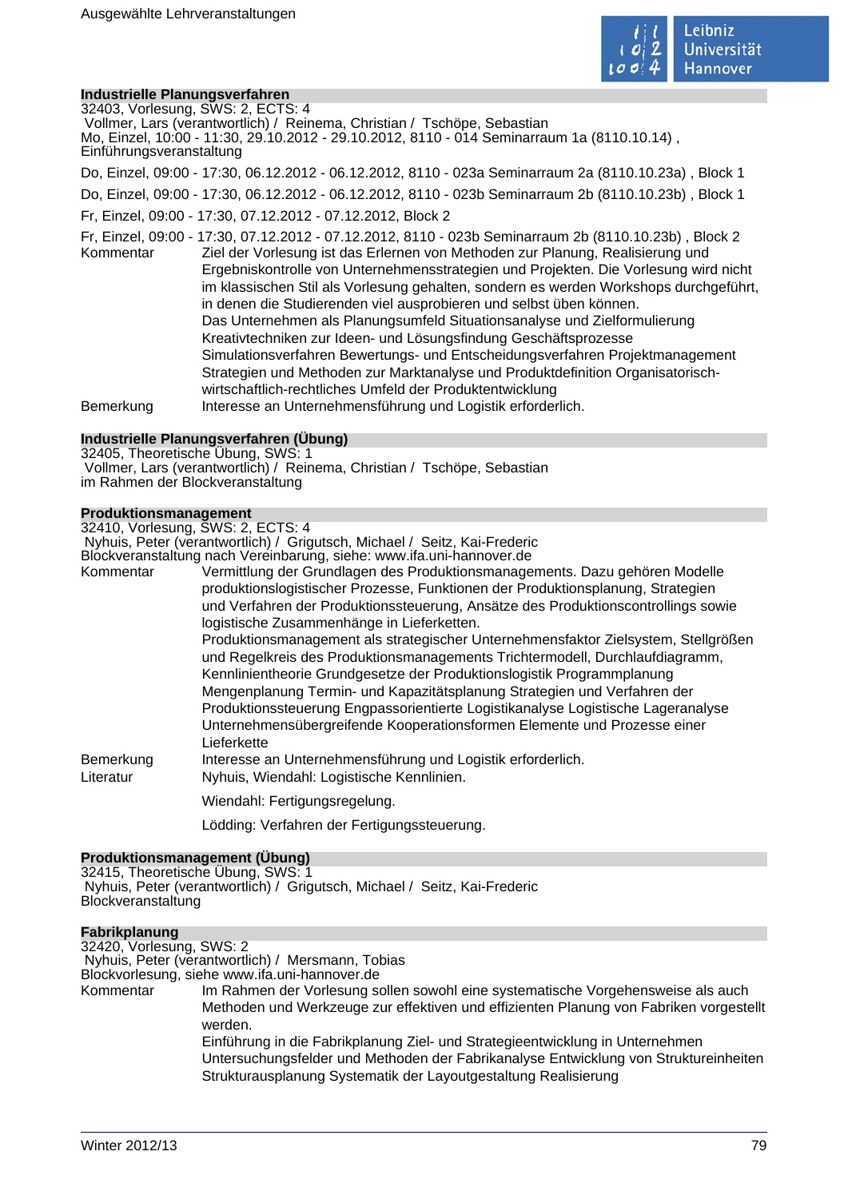### Industrielle Planungsverfahren

32403, Vorlesung, SWS: 2, ECTS: 4
Vollmer, Lars (verantwortlich) / Reinema, Christian / Tschöpe, Sebastian
Mo, Einzel, 10:00 - 11:30, 29.10.2012 - 29.10.2012, 8110 - 014 Seminarraum 1a (8110.10.14) , Einführungsveranstaltung

Do, Einzel, 09:00 - 17:30, 06.12.2012 - 06.12.2012, 8110 - 023a Seminarraum 2a (8110.10.23a) , Block 1

Do, Einzel, 09:00 - 17:30, 06.12.2012 - 06.12.2012, 8110 - 023b Seminarraum 2b (8110.10.23b) , Block 1

Fr, Einzel, 09:00 - 17:30, 07.12.2012 - 07.12.2012, Block 2

Fr, Einzel, 09:00 - 17:30, 07.12.2012 - 07.12.2012, 8110 - 023b Seminarraum 2b (8110.10.23b) , Block 2

**Kommentar** Ziel der Vorlesung ist das Erlernen von Methoden zur Planung, Realisierung und Ergebniskontrolle von Unternehmensstrategien und Projekten. Die Vorlesung wird nicht im klassischen Stil als Vorlesung gehalten, sondern es werden Workshops durchgeführt, in denen die Studierenden viel ausprobieren und selbst üben können.
Das Unternehmen als Planungsumfeld Situationsanalyse und Zielformulierung Kreativtechniken zur Ideen- und Lösungsfindung Geschäftsprozesse Simulationsverfahren Bewertungs- und Entscheidungsverfahren Projektmanagement Strategien und Methoden zur Marktanalyse und Produktdefinition Organisatorisch-wirtschaftlich-rechtliches Umfeld der Produktentwicklung

**Bemerkung** Interesse an Unternehmensführung und Logistik erforderlich.

### Industrielle Planungsverfahren (Übung)

32405, Theoretische Übung, SWS: 1
Vollmer, Lars (verantwortlich) / Reinema, Christian / Tschöpe, Sebastian
im Rahmen der Blockveranstaltung

### Produktionsmanagement

32410, Vorlesung, SWS: 2, ECTS: 4
Nyhuis, Peter (verantwortlich) / Grigutsch, Michael / Seitz, Kai-Frederic
Blockveranstaltung nach Vereinbarung, siehe: www.ifa.uni-hannover.de

**Kommentar** Vermittlung der Grundlagen des Produktionsmanagements. Dazu gehören Modelle produktionslogistischer Prozesse, Funktionen der Produktionsplanung, Strategien und Verfahren der Produktionssteuerung, Ansätze des Produktionscontrollings sowie logistische Zusammenhänge in Lieferketten.
Produktionsmanagement als strategischer Unternehmensfaktor Zielsystem, Stellgrößen und Regelkreis des Produktionsmanagements Trichtermodell, Durchlaufdiagramm, Kennlinientheorie Grundgesetze der Produktionslogistik Programmplanung Mengenplanung Termin- und Kapazitätsplanung Strategien und Verfahren der Produktionssteuerung Engpassorientierte Logistikanalyse Logistische Lageranalyse Unternehmensübergreifende Kooperationsformen Elemente und Prozesse einer Lieferkette

**Bemerkung** Interesse an Unternehmensführung und Logistik erforderlich.

**Literatur** Nyhuis, Wiendahl: Logistische Kennlinien.

Wiendahl: Fertigungsregelung.

Lödding: Verfahren der Fertigungssteuerung.

### Produktionsmanagement (Übung)

32415, Theoretische Übung, SWS: 1
Nyhuis, Peter (verantwortlich) / Grigutsch, Michael / Seitz, Kai-Frederic
Blockveranstaltung

### Fabrikplanung

32420, Vorlesung, SWS: 2
Nyhuis, Peter (verantwortlich) / Mersmann, Tobias
Blockvorlesung, siehe www.ifa.uni-hannover.de

**Kommentar** Im Rahmen der Vorlesung sollen sowohl eine systematische Vorgehensweise als auch Methoden und Werkzeuge zur effektiven und effizienten Planung von Fabriken vorgestellt werden.
Einführung in die Fabrikplanung Ziel- und Strategieentwicklung in Unternehmen Untersuchungsfelder und Methoden der Fabrikanalyse Entwicklung von Struktureinheiten Strukturausplanung Systematik der Layoutgestaltung Realisierung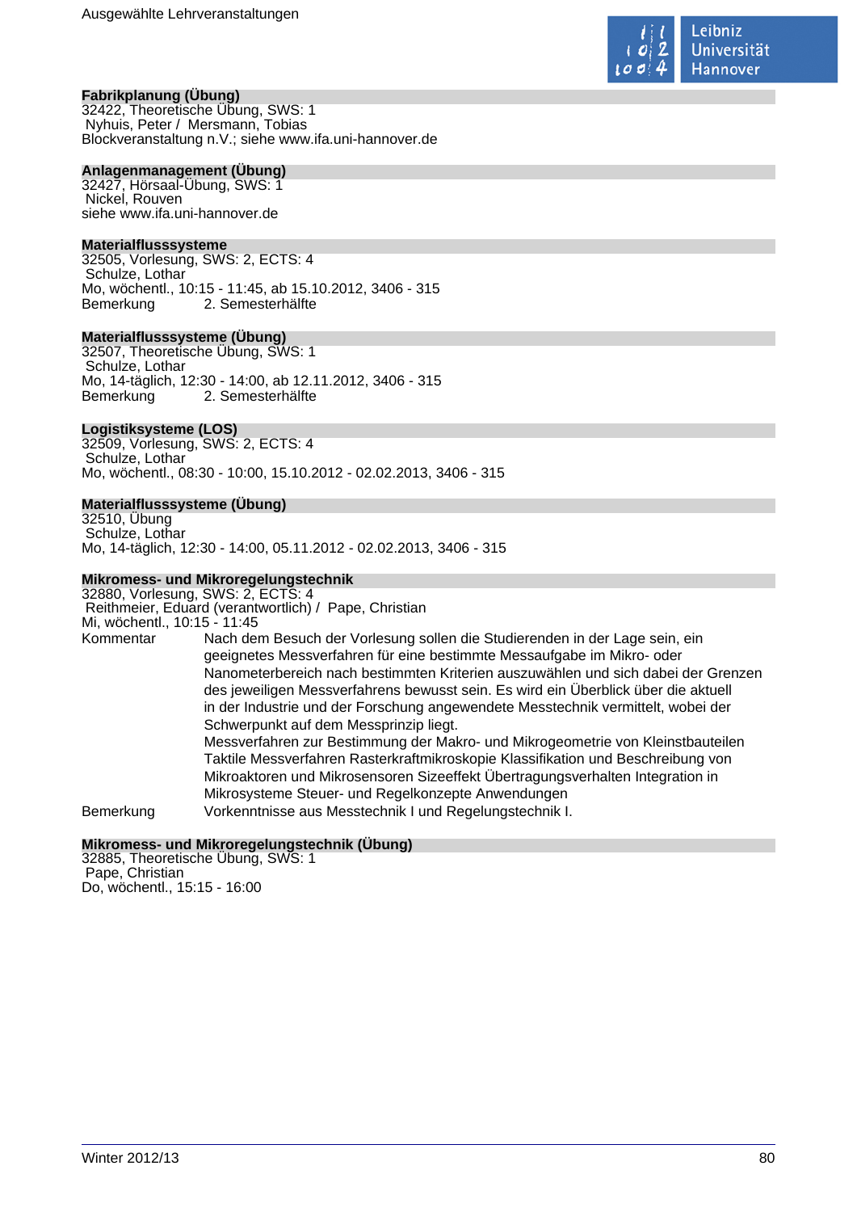**Fabrikplanung (Übung)**
32422, Theoretische Übung, SWS: 1
Nyhuis, Peter / Mersmann, Tobias
Blockveranstaltung n.V.; siehe www.ifa.uni-hannover.de

**Anlagenmanagement (Übung)**
32427, Hörsaal-Übung, SWS: 1
Nickel, Rouven
siehe www.ifa.uni-hannover.de

**Materialflusssysteme**
32505, Vorlesung, SWS: 2, ECTS: 4
Schulze, Lothar
Mo, wöchentl., 10:15 - 11:45, ab 15.10.2012, 3406 - 315
Bemerkung 2. Semesterhälfte

**Materialflusssysteme (Übung)**
32507, Theoretische Übung, SWS: 1
Schulze, Lothar
Mo, 14-täglich, 12:30 - 14:00, ab 12.11.2012, 3406 - 315
Bemerkung 2. Semesterhälfte

**Logistiksysteme (LOS)**
32509, Vorlesung, SWS: 2, ECTS: 4
Schulze, Lothar
Mo, wöchentl., 08:30 - 10:00, 15.10.2012 - 02.02.2013, 3406 - 315

**Materialflusssysteme (Übung)**
32510, Übung
Schulze, Lothar
Mo, 14-täglich, 12:30 - 14:00, 05.11.2012 - 02.02.2013, 3406 - 315

**Mikromess- und Mikroregelungstechnik**
32880, Vorlesung, SWS: 2, ECTS: 4
Reithmeier, Eduard (verantwortlich) / Pape, Christian
Mi, wöchentl., 10:15 - 11:45

Kommentar Nach dem Besuch der Vorlesung sollen die Studierenden in der Lage sein, ein geeignetes Messverfahren für eine bestimmte Messaufgabe im Mikro- oder Nanometerbereich nach bestimmten Kriterien auszuwählen und sich dabei der Grenzen des jeweiligen Messverfahrens bewusst sein. Es wird ein Überblick über die aktuell in der Industrie und der Forschung angewendete Messtechnik vermittelt, wobei der Schwerpunkt auf dem Messprinzip liegt.
Messverfahren zur Bestimmung der Makro- und Mikrogeometrie von Kleinstbauteilen Taktile Messverfahren Rasterkraftmikroskopie Klassifikation und Beschreibung von Mikroaktoren und Mikrosensoren Sizeeffekt Übertragungsverhalten Integration in Mikrosysteme Steuer- und Regelkonzepte Anwendungen

Bemerkung Vorkenntnisse aus Messtechnik I und Regelungstechnik I.

**Mikromess- und Mikroregelungstechnik (Übung)**
32885, Theoretische Übung, SWS: 1
Pape, Christian
Do, wöchentl., 15:15 - 16:00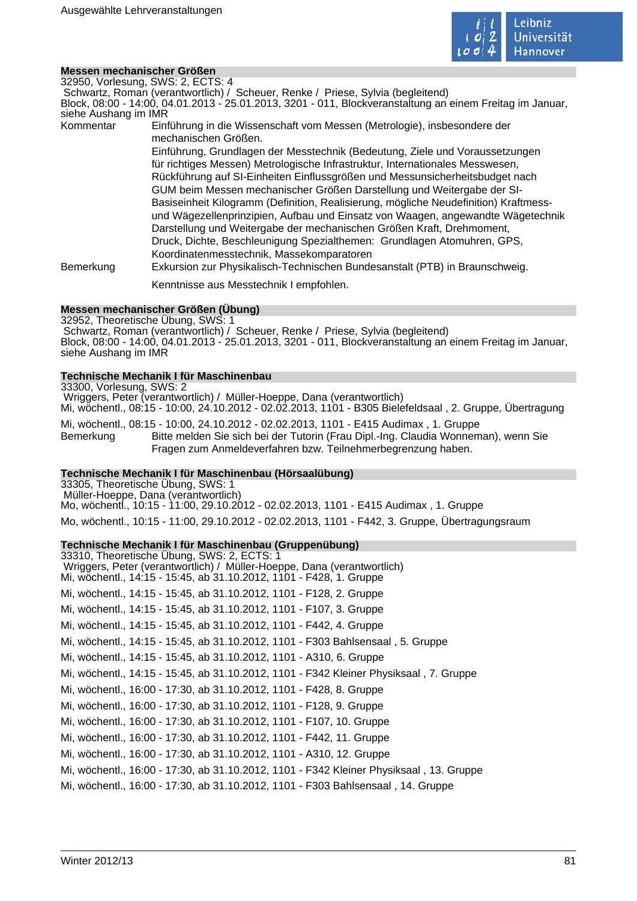## Messen mechanischer Größen

32950, Vorlesung, SWS: 2, ECTS: 4
Schwartz, Roman (verantwortlich) / Scheuer, Renke / Priese, Sylvia (begleitend)
Block, 08:00 - 14:00, 04.01.2013 - 25.01.2013, 3201 - 011, Blockveranstaltung an einem Freitag im Januar, siehe Aushang im IMR

Kommentar

Einführung in die Wissenschaft vom Messen (Metrologie), insbesondere der mechanischen Größen.

Einführung, Grundlagen der Messtechnik (Bedeutung, Ziele und Voraussetzungen für richtiges Messen) Metrologische Infrastruktur, Internationales Messwesen, Rückführung auf SI-Einheiten Einflussgrößen und Messunsicherheitsbudget nach GUM beim Messen mechanischer Größen Darstellung und Weitergabe der SI-Basiseinheit Kilogramm (Definition, Realisierung, mögliche Neudefinition) Kraftmess- und Wägezellenprinzipien, Aufbau und Einsatz von Waagen, angewandte Wägetechnik Darstellung und Weitergabe der mechanischen Größen Kraft, Drehmoment, Druck, Dichte, Beschleunigung Spezialthemen: Grundlagen Atomuhren, GPS, Koordinatenmesstechnik, Massekomparatoren

Bemerkung

Exkursion zur Physikalisch-Technischen Bundesanstalt (PTB) in Braunschweig.

Kenntnisse aus Messtechnik I empfohlen.

## Messen mechanischer Größen (Übung)

32952, Theoretische Übung, SWS: 1
Schwartz, Roman (verantwortlich) / Scheuer, Renke / Priese, Sylvia (begleitend)
Block, 08:00 - 14:00, 04.01.2013 - 25.01.2013, 3201 - 011, Blockveranstaltung an einem Freitag im Januar, siehe Aushang im IMR

## Technische Mechanik I für Maschinenbau

33300, Vorlesung, SWS: 2
Wriggers, Peter (verantwortlich) / Müller-Hoeppe, Dana (verantwortlich)
Mi, wöchentl., 08:15 - 10:00, 24.10.2012 - 02.02.2013, 1101 - B305 Bielefeldsaal , 2. Gruppe, Übertragung

Mi, wöchentl., 08:15 - 10:00, 24.10.2012 - 02.02.2013, 1101 - E415 Audimax , 1. Gruppe

Bemerkung

Bitte melden Sie sich bei der Tutorin (Frau Dipl.-Ing. Claudia Wonneman), wenn Sie Fragen zum Anmeldeverfahren bzw. Teilnehmerbegrenzung haben.

## Technische Mechanik I für Maschinenbau (Hörsaalübung)

33305, Theoretische Übung, SWS: 1
Müller-Hoeppe, Dana (verantwortlich)
Mo, wöchentl., 10:15 - 11:00, 29.10.2012 - 02.02.2013, 1101 - E415 Audimax , 1. Gruppe

Mo, wöchentl., 10:15 - 11:00, 29.10.2012 - 02.02.2013, 1101 - F442, 3. Gruppe, Übertragungsraum

## Technische Mechanik I für Maschinenbau (Gruppenübung)

33310, Theoretische Übung, SWS: 2, ECTS: 1
Wriggers, Peter (verantwortlich) / Müller-Hoeppe, Dana (verantwortlich)
Mi, wöchentl., 14:15 - 15:45, ab 31.10.2012, 1101 - F428, 1. Gruppe

Mi, wöchentl., 14:15 - 15:45, ab 31.10.2012, 1101 - F128, 2. Gruppe

Mi, wöchentl., 14:15 - 15:45, ab 31.10.2012, 1101 - F107, 3. Gruppe

Mi, wöchentl., 14:15 - 15:45, ab 31.10.2012, 1101 - F442, 4. Gruppe

Mi, wöchentl., 14:15 - 15:45, ab 31.10.2012, 1101 - F303 Bahlsensaal , 5. Gruppe

Mi, wöchentl., 14:15 - 15:45, ab 31.10.2012, 1101 - A310, 6. Gruppe

Mi, wöchentl., 14:15 - 15:45, ab 31.10.2012, 1101 - F342 Kleiner Physiksaal , 7. Gruppe

Mi, wöchentl., 16:00 - 17:30, ab 31.10.2012, 1101 - F428, 8. Gruppe

Mi, wöchentl., 16:00 - 17:30, ab 31.10.2012, 1101 - F128, 9. Gruppe

Mi, wöchentl., 16:00 - 17:30, ab 31.10.2012, 1101 - F107, 10. Gruppe

Mi, wöchentl., 16:00 - 17:30, ab 31.10.2012, 1101 - F442, 11. Gruppe

Mi, wöchentl., 16:00 - 17:30, ab 31.10.2012, 1101 - A310, 12. Gruppe

Mi, wöchentl., 16:00 - 17:30, ab 31.10.2012, 1101 - F342 Kleiner Physiksaal , 13. Gruppe

Mi, wöchentl., 16:00 - 17:30, ab 31.10.2012, 1101 - F303 Bahlsensaal , 14. Gruppe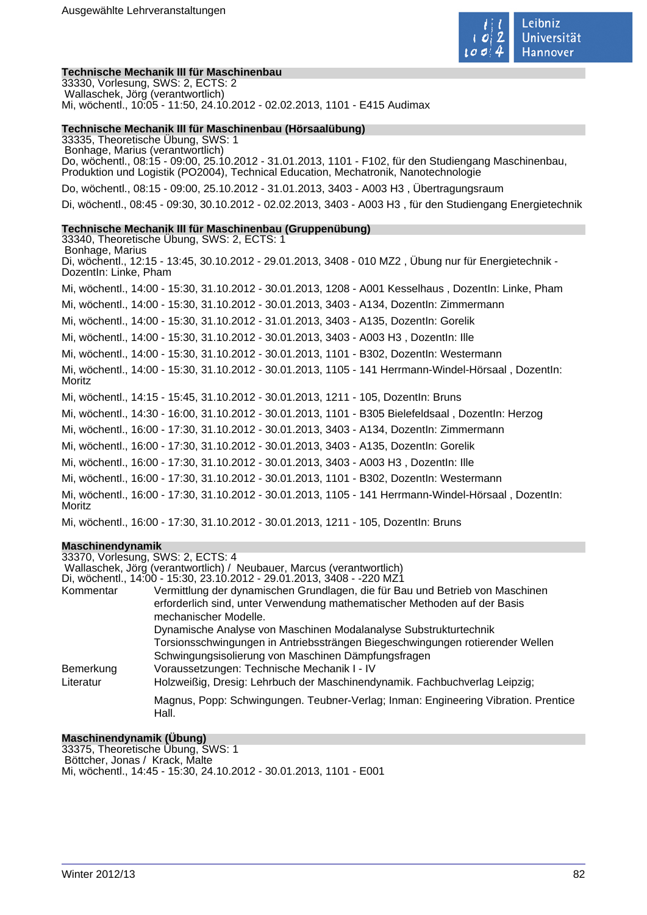### Technische Mechanik III für Maschinenbau

33330, Vorlesung, SWS: 2, ECTS: 2
Wallaschek, Jörg (verantwortlich)
Mi, wöchentl., 10:05 - 11:50, 24.10.2012 - 02.02.2013, 1101 - E415 Audimax

### Technische Mechanik III für Maschinenbau (Hörsaalübung)

33335, Theoretische Übung, SWS: 1
Bonhage, Marius (verantwortlich)
Do, wöchentl., 08:15 - 09:00, 25.10.2012 - 31.01.2013, 1101 - F102, für den Studiengang Maschinenbau, Produktion und Logistik (PO2004), Technical Education, Mechatronik, Nanotechnologie

Do, wöchentl., 08:15 - 09:00, 25.10.2012 - 31.01.2013, 3403 - A003 H3 , Übertragungsraum

Di, wöchentl., 08:45 - 09:30, 30.10.2012 - 02.02.2013, 3403 - A003 H3 , für den Studiengang Energietechnik

### Technische Mechanik III für Maschinenbau (Gruppenübung)

33340, Theoretische Übung, SWS: 2, ECTS: 1
Bonhage, Marius
Di, wöchentl., 12:15 - 13:45, 30.10.2012 - 29.01.2013, 3408 - 010 MZ2 , Übung nur für Energietechnik - DozentIn: Linke, Pham

Mi, wöchentl., 14:00 - 15:30, 31.10.2012 - 30.01.2013, 1208 - A001 Kesselhaus , DozentIn: Linke, Pham

Mi, wöchentl., 14:00 - 15:30, 31.10.2012 - 30.01.2013, 3403 - A134, DozentIn: Zimmermann

Mi, wöchentl., 14:00 - 15:30, 31.10.2012 - 31.01.2013, 3403 - A135, DozentIn: Gorelik

Mi, wöchentl., 14:00 - 15:30, 31.10.2012 - 30.01.2013, 3403 - A003 H3 , DozentIn: Ille

Mi, wöchentl., 14:00 - 15:30, 31.10.2012 - 30.01.2013, 1101 - B302, DozentIn: Westermann

Mi, wöchentl., 14:00 - 15:30, 31.10.2012 - 30.01.2013, 1105 - 141 Herrmann-Windel-Hörsaal , DozentIn: Moritz

Mi, wöchentl., 14:15 - 15:45, 31.10.2012 - 30.01.2013, 1211 - 105, DozentIn: Bruns

Mi, wöchentl., 14:30 - 16:00, 31.10.2012 - 30.01.2013, 1101 - B305 Bielefeldsaal , DozentIn: Herzog

Mi, wöchentl., 16:00 - 17:30, 31.10.2012 - 30.01.2013, 3403 - A134, DozentIn: Zimmermann

Mi, wöchentl., 16:00 - 17:30, 31.10.2012 - 30.01.2013, 3403 - A135, DozentIn: Gorelik

Mi, wöchentl., 16:00 - 17:30, 31.10.2012 - 30.01.2013, 3403 - A003 H3 , DozentIn: Ille

Mi, wöchentl., 16:00 - 17:30, 31.10.2012 - 30.01.2013, 1101 - B302, DozentIn: Westermann

Mi, wöchentl., 16:00 - 17:30, 31.10.2012 - 30.01.2013, 1105 - 141 Herrmann-Windel-Hörsaal , DozentIn: Moritz

Mi, wöchentl., 16:00 - 17:30, 31.10.2012 - 30.01.2013, 1211 - 105, DozentIn: Bruns

### Maschinendynamik

33370, Vorlesung, SWS: 2, ECTS: 4
Wallaschek, Jörg (verantwortlich) / Neubauer, Marcus (verantwortlich)
Di, wöchentl., 14:00 - 15:30, 23.10.2012 - 29.01.2013, 3408 - -220 MZ1

| | |
|---|---|
| Kommentar | Vermittlung der dynamischen Grundlagen, die für Bau und Betrieb von Maschinen erforderlich sind, unter Verwendung mathematischer Methoden auf der Basis mechanischer Modelle.<br>Dynamische Analyse von Maschinen Modalanalyse Substrukturtechnik Torsionsschwingungen in Antriebssträngen Biegeschwingungen rotierender Wellen Schwingungsisolierung von Maschinen Dämpfungsfragen |
| Bemerkung | Voraussetzungen: Technische Mechanik I - IV |
| Literatur | Holzweißig, Dresig: Lehrbuch der Maschinendynamik. Fachbuchverlag Leipzig;<br>Magnus, Popp: Schwingungen. Teubner-Verlag; Inman: Engineering Vibration. Prentice Hall. |

### Maschinendynamik (Übung)

33375, Theoretische Übung, SWS: 1
Böttcher, Jonas / Krack, Malte
Mi, wöchentl., 14:45 - 15:30, 24.10.2012 - 30.01.2013, 1101 - E001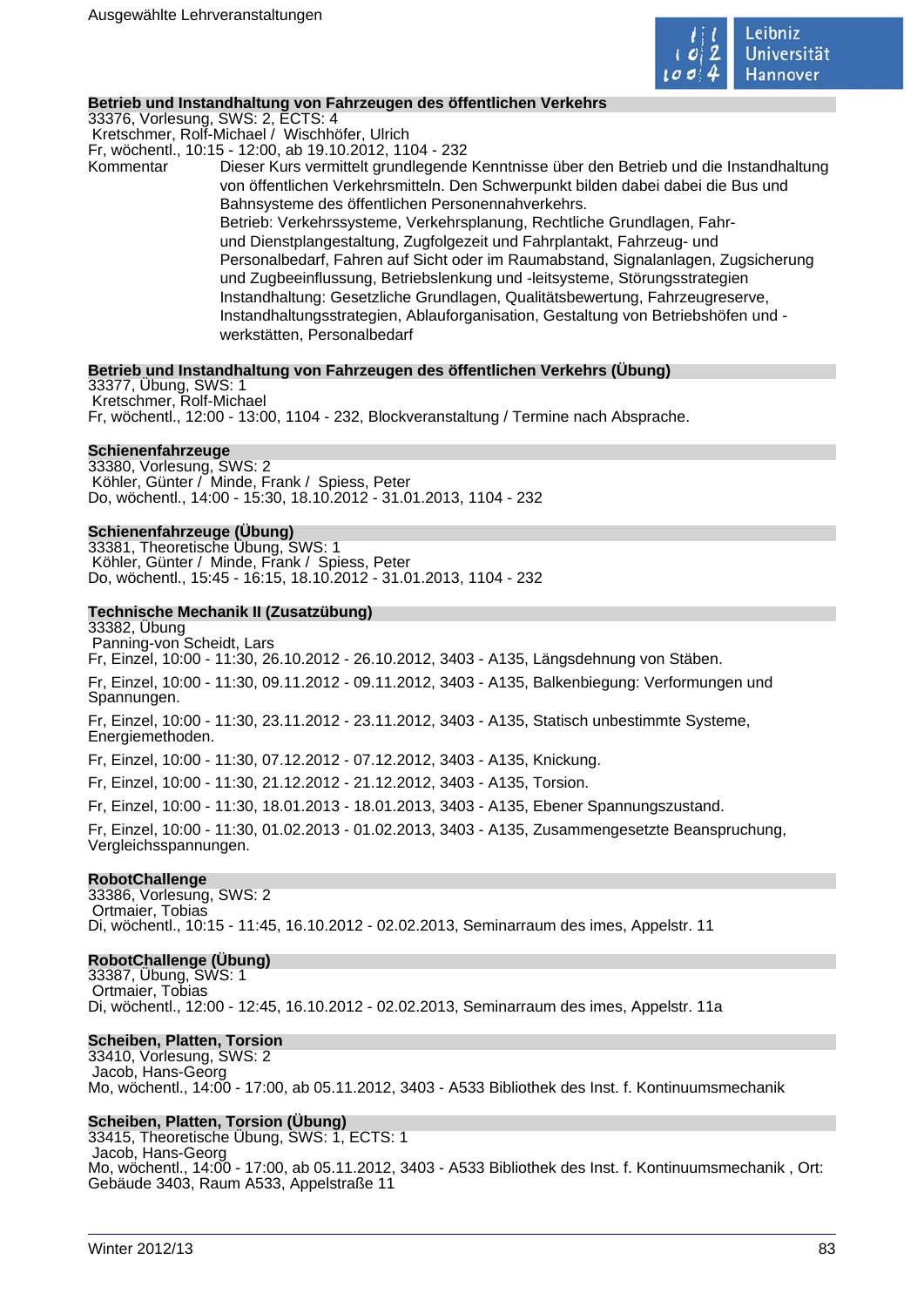### Betrieb und Instandhaltung von Fahrzeugen des öffentlichen Verkehrs

33376, Vorlesung, SWS: 2, ECTS: 4
Kretschmer, Rolf-Michael / Wischhöfer, Ulrich
Fr, wöchentl., 10:15 - 12:00, ab 19.10.2012, 1104 - 232

Kommentar: Dieser Kurs vermittelt grundlegende Kenntnisse über den Betrieb und die Instandhaltung von öffentlichen Verkehrsmitteln. Den Schwerpunkt bilden dabei dabei die Bus und Bahnsysteme des öffentlichen Personennahverkehrs.
Betrieb: Verkehrssysteme, Verkehrsplanung, Rechtliche Grundlagen, Fahr- und Dienstplangestaltung, Zugfolgezeit und Fahrplantakt, Fahrzeug- und Personalbedarf, Fahren auf Sicht oder im Raumabstand, Signalanlagen, Zugsicherung und Zugbeeinflussung, Betriebslenkung und -leitsysteme, Störungsstrategien
Instandhaltung: Gesetzliche Grundlagen, Qualitätsbewertung, Fahrzeugreserve, Instandhaltungsstrategien, Ablauforganisation, Gestaltung von Betriebshöfen und -werkstätten, Personalbedarf

### Betrieb und Instandhaltung von Fahrzeugen des öffentlichen Verkehrs (Übung)

33377, Übung, SWS: 1
Kretschmer, Rolf-Michael
Fr, wöchentl., 12:00 - 13:00, 1104 - 232, Blockveranstaltung / Termine nach Absprache.

### Schienenfahrzeuge

33380, Vorlesung, SWS: 2
Köhler, Günter / Minde, Frank / Spiess, Peter
Do, wöchentl., 14:00 - 15:30, 18.10.2012 - 31.01.2013, 1104 - 232

### Schienenfahrzeuge (Übung)

33381, Theoretische Übung, SWS: 1
Köhler, Günter / Minde, Frank / Spiess, Peter
Do, wöchentl., 15:45 - 16:15, 18.10.2012 - 31.01.2013, 1104 - 232

### Technische Mechanik II (Zusatzübung)

33382, Übung
Panning-von Scheidt, Lars

Fr, Einzel, 10:00 - 11:30, 26.10.2012 - 26.10.2012, 3403 - A135, Längsdehnung von Stäben.

Fr, Einzel, 10:00 - 11:30, 09.11.2012 - 09.11.2012, 3403 - A135, Balkenbiegung: Verformungen und Spannungen.

Fr, Einzel, 10:00 - 11:30, 23.11.2012 - 23.11.2012, 3403 - A135, Statisch unbestimmte Systeme, Energiemethoden.

Fr, Einzel, 10:00 - 11:30, 07.12.2012 - 07.12.2012, 3403 - A135, Knickung.

Fr, Einzel, 10:00 - 11:30, 21.12.2012 - 21.12.2012, 3403 - A135, Torsion.

Fr, Einzel, 10:00 - 11:30, 18.01.2013 - 18.01.2013, 3403 - A135, Ebener Spannungszustand.

Fr, Einzel, 10:00 - 11:30, 01.02.2013 - 01.02.2013, 3403 - A135, Zusammengesetzte Beanspruchung, Vergleichsspannungen.

### RobotChallenge

33386, Vorlesung, SWS: 2
Ortmaier, Tobias
Di, wöchentl., 10:15 - 11:45, 16.10.2012 - 02.02.2013, Seminarraum des imes, Appelstr. 11

### RobotChallenge (Übung)

33387, Übung, SWS: 1
Ortmaier, Tobias
Di, wöchentl., 12:00 - 12:45, 16.10.2012 - 02.02.2013, Seminarraum des imes, Appelstr. 11a

### Scheiben, Platten, Torsion

33410, Vorlesung, SWS: 2
Jacob, Hans-Georg
Mo, wöchentl., 14:00 - 17:00, ab 05.11.2012, 3403 - A533 Bibliothek des Inst. f. Kontinuumsmechanik

### Scheiben, Platten, Torsion (Übung)

33415, Theoretische Übung, SWS: 1, ECTS: 1
Jacob, Hans-Georg
Mo, wöchentl., 14:00 - 17:00, ab 05.11.2012, 3403 - A533 Bibliothek des Inst. f. Kontinuumsmechanik , Ort: Gebäude 3403, Raum A533, Appelstraße 11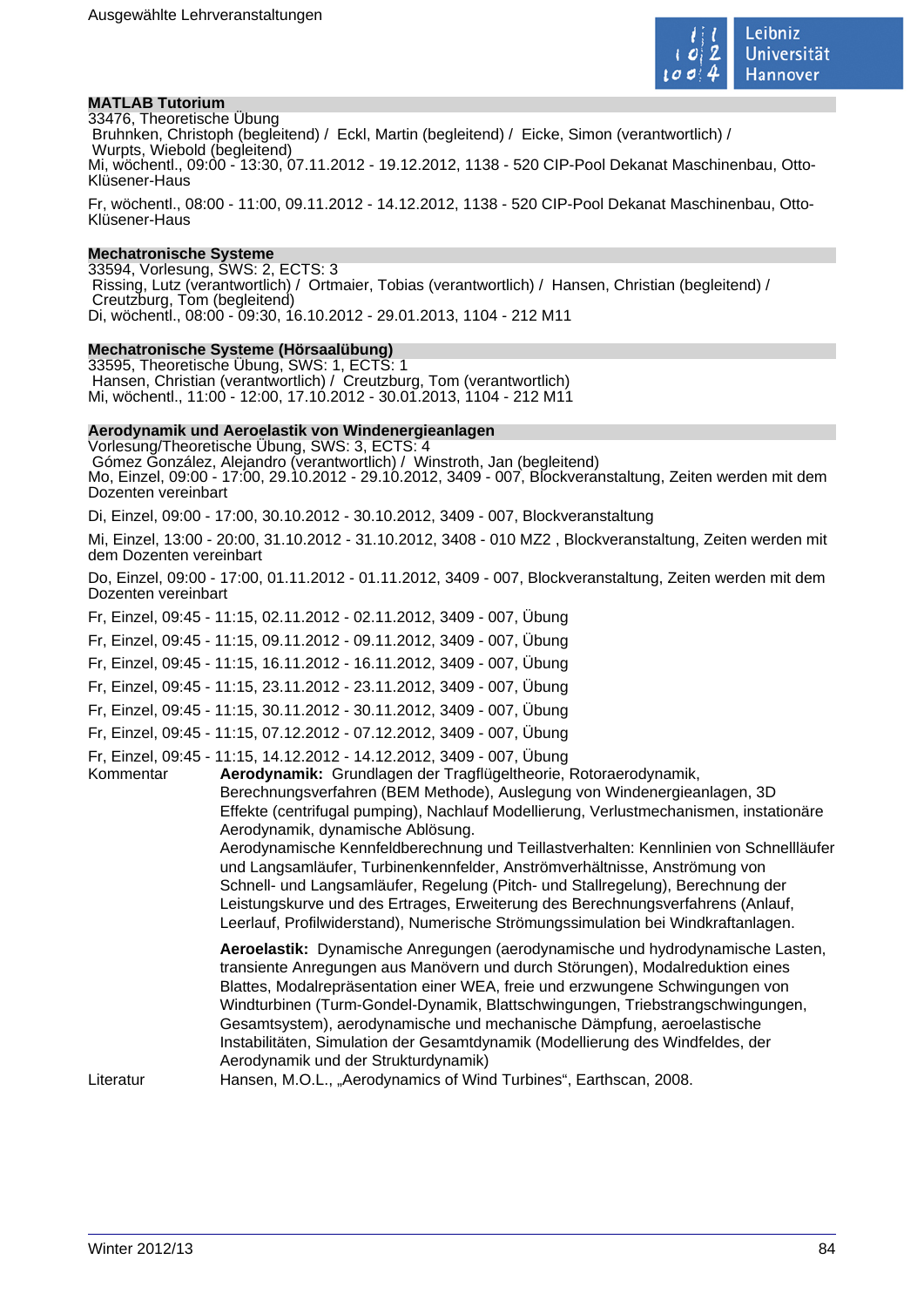### MATLAB Tutorium

33476, Theoretische Übung
Bruhnken, Christoph (begleitend) / Eckl, Martin (begleitend) / Eicke, Simon (verantwortlich) / Wurpts, Wiebold (begleitend)
Mi, wöchentl., 09:00 - 13:30, 07.11.2012 - 19.12.2012, 1138 - 520 CIP-Pool Dekanat Maschinenbau, Otto-Klüsener-Haus

Fr, wöchentl., 08:00 - 11:00, 09.11.2012 - 14.12.2012, 1138 - 520 CIP-Pool Dekanat Maschinenbau, Otto-Klüsener-Haus

### Mechatronische Systeme

33594, Vorlesung, SWS: 2, ECTS: 3
Rissing, Lutz (verantwortlich) / Ortmaier, Tobias (verantwortlich) / Hansen, Christian (begleitend) / Creutzburg, Tom (begleitend)
Di, wöchentl., 08:00 - 09:30, 16.10.2012 - 29.01.2013, 1104 - 212 M11

### Mechatronische Systeme (Hörsaalübung)

33595, Theoretische Übung, SWS: 1, ECTS: 1
Hansen, Christian (verantwortlich) / Creutzburg, Tom (verantwortlich)
Mi, wöchentl., 11:00 - 12:00, 17.10.2012 - 30.01.2013, 1104 - 212 M11

### Aerodynamik und Aeroelastik von Windenergieanlagen

Vorlesung/Theoretische Übung, SWS: 3, ECTS: 4
Gómez González, Alejandro (verantwortlich) / Winstroth, Jan (begleitend)
Mo, Einzel, 09:00 - 17:00, 29.10.2012 - 29.10.2012, 3409 - 007, Blockveranstaltung, Zeiten werden mit dem Dozenten vereinbart

Di, Einzel, 09:00 - 17:00, 30.10.2012 - 30.10.2012, 3409 - 007, Blockveranstaltung

Mi, Einzel, 13:00 - 20:00, 31.10.2012 - 31.10.2012, 3408 - 010 MZ2 , Blockveranstaltung, Zeiten werden mit dem Dozenten vereinbart

Do, Einzel, 09:00 - 17:00, 01.11.2012 - 01.11.2012, 3409 - 007, Blockveranstaltung, Zeiten werden mit dem Dozenten vereinbart

Fr, Einzel, 09:45 - 11:15, 02.11.2012 - 02.11.2012, 3409 - 007, Übung

Fr, Einzel, 09:45 - 11:15, 09.11.2012 - 09.11.2012, 3409 - 007, Übung

Fr, Einzel, 09:45 - 11:15, 16.11.2012 - 16.11.2012, 3409 - 007, Übung

Fr, Einzel, 09:45 - 11:15, 23.11.2012 - 23.11.2012, 3409 - 007, Übung

Fr, Einzel, 09:45 - 11:15, 30.11.2012 - 30.11.2012, 3409 - 007, Übung

Fr, Einzel, 09:45 - 11:15, 07.12.2012 - 07.12.2012, 3409 - 007, Übung

Fr, Einzel, 09:45 - 11:15, 14.12.2012 - 14.12.2012, 3409 - 007, Übung

Kommentar

**Aerodynamik:** Grundlagen der Tragflügeltheorie, Rotoraerodynamik, Berechnungsverfahren (BEM Methode), Auslegung von Windenergieanlagen, 3D Effekte (centrifugal pumping), Nachlauf Modellierung, Verlustmechanismen, instationäre Aerodynamik, dynamische Ablösung.
Aerodynamische Kennfeldberechnung und Teillastverhalten: Kennlinien von Schnellläufer und Langsamläufer, Turbinenkennfelder, Anströmverhältnisse, Anströmung von Schnell- und Langsamläufer, Regelung (Pitch- und Stallregelung), Berechnung der Leistungskurve und des Ertrages, Erweiterung des Berechnungsverfahrens (Anlauf, Leerlauf, Profilwiderstand), Numerische Strömungssimulation bei Windkraftanlagen.

**Aeroelastik:** Dynamische Anregungen (aerodynamische und hydrodynamische Lasten, transiente Anregungen aus Manövern und durch Störungen), Modalreduktion eines Blattes, Modalrepräsentation einer WEA, freie und erzwungene Schwingungen von Windturbinen (Turm-Gondel-Dynamik, Blattschwingungen, Triebstrangschwingungen, Gesamtsystem), aerodynamische und mechanische Dämpfung, aeroelastische Instabilitäten, Simulation der Gesamtdynamik (Modellierung des Windfeldes, der Aerodynamik und der Strukturdynamik)

Literatur

Hansen, M.O.L., „Aerodynamics of Wind Turbines“, Earthscan, 2008.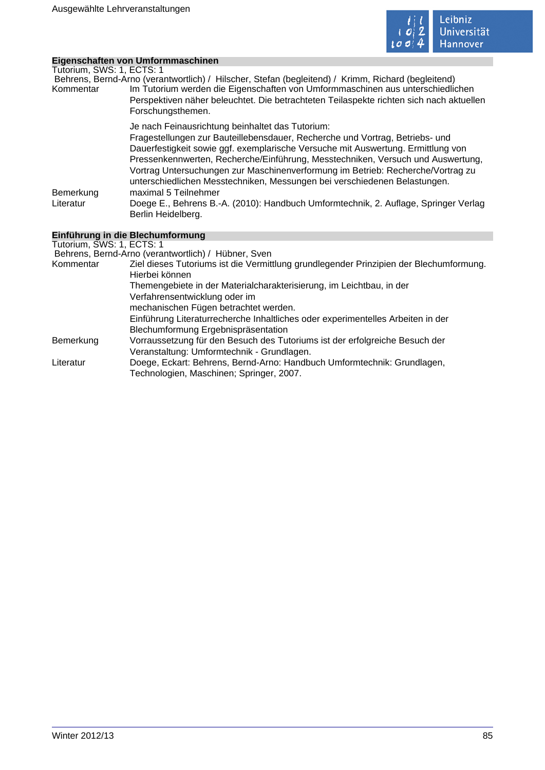## Eigenschaften von Umformmaschinen

Tutorium, SWS: 1, ECTS: 1

Behrens, Bernd-Arno (verantwortlich) / Hilscher, Stefan (begleitend) / Krimm, Richard (begleitend)

**Kommentar**

Im Tutorium werden die Eigenschaften von Umformmaschinen aus unterschiedlichen Perspektiven näher beleuchtet. Die betrachteten Teilaspekte richten sich nach aktuellen Forschungsthemen.

Je nach Feinausrichtung beinhaltet das Tutorium:
Fragestellungen zur Bauteillebensdauer, Recherche und Vortrag, Betriebs- und Dauerfestigkeit sowie ggf. exemplarische Versuche mit Auswertung. Ermittlung von Pressenkennwerten, Recherche/Einführung, Messtechniken, Versuch und Auswertung, Vortrag Untersuchungen zur Maschinenverformung im Betrieb: Recherche/Vortrag zu unterschiedlichen Messtechniken, Messungen bei verschiedenen Belastungen.

**Bemerkung**

maximal 5 Teilnehmer

**Literatur**

Doege E., Behrens B.-A. (2010): Handbuch Umformtechnik, 2. Auflage, Springer Verlag Berlin Heidelberg.

## Einführung in die Blechumformung

Tutorium, SWS: 1, ECTS: 1

Behrens, Bernd-Arno (verantwortlich) / Hübner, Sven

**Kommentar**

Ziel dieses Tutoriums ist die Vermittlung grundlegender Prinzipien der Blechumformung. Hierbei können
Themengebiete in der Materialcharakterisierung, im Leichtbau, in der Verfahrensentwicklung oder im
mechanischen Fügen betrachtet werden.
Einführung Literaturrecherche Inhaltliches oder experimentelles Arbeiten in der Blechumformung Ergebnispräsentation

**Bemerkung**

Vorraussetzung für den Besuch des Tutoriums ist der erfolgreiche Besuch der Veranstaltung: Umformtechnik - Grundlagen.

**Literatur**

Doege, Eckart: Behrens, Bernd-Arno: Handbuch Umformtechnik: Grundlagen, Technologien, Maschinen; Springer, 2007.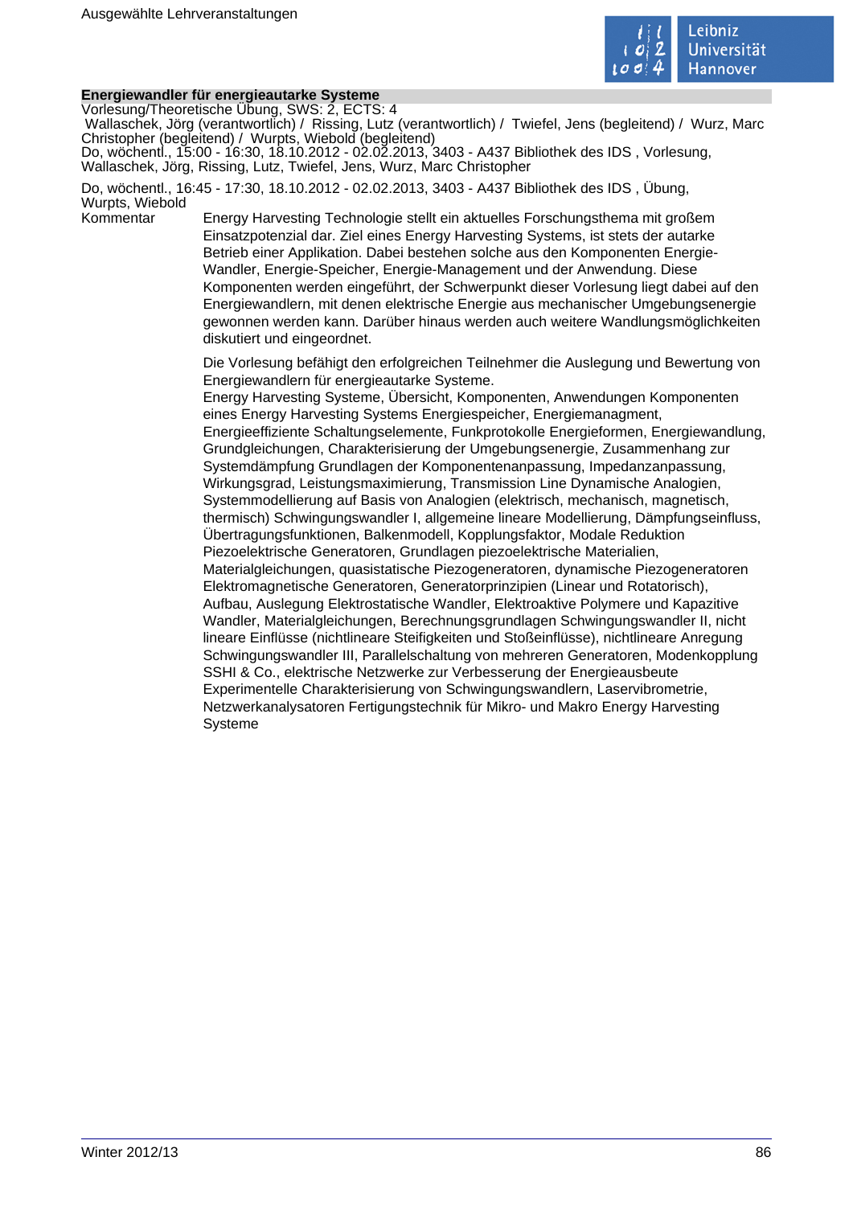**Energiewandler für energieautarke Systeme**

Vorlesung/Theoretische Übung, SWS: 2, ECTS: 4

Wallaschek, Jörg (verantwortlich) / Rissing, Lutz (verantwortlich) / Twiefel, Jens (begleitend) / Wurz, Marc Christopher (begleitend) / Wurpts, Wiebold (begleitend)

Do, wöchentl., 15:00 - 16:30, 18.10.2012 - 02.02.2013, 3403 - A437 Bibliothek des IDS , Vorlesung, Wallaschek, Jörg, Rissing, Lutz, Twiefel, Jens, Wurz, Marc Christopher

Do, wöchentl., 16:45 - 17:30, 18.10.2012 - 02.02.2013, 3403 - A437 Bibliothek des IDS , Übung, Wurpts, Wiebold

Kommentar

Energy Harvesting Technologie stellt ein aktuelles Forschungsthema mit großem Einsatzpotenzial dar. Ziel eines Energy Harvesting Systems, ist stets der autarke Betrieb einer Applikation. Dabei bestehen solche aus den Komponenten Energie-Wandler, Energie-Speicher, Energie-Management und der Anwendung. Diese Komponenten werden eingeführt, der Schwerpunkt dieser Vorlesung liegt dabei auf den Energiewandlern, mit denen elektrische Energie aus mechanischer Umgebungsenergie gewonnen werden kann. Darüber hinaus werden auch weitere Wandlungsmöglichkeiten diskutiert und eingeordnet.

Die Vorlesung befähigt den erfolgreichen Teilnehmer die Auslegung und Bewertung von Energiewandlern für energieautarke Systeme.
Energy Harvesting Systeme, Übersicht, Komponenten, Anwendungen Komponenten eines Energy Harvesting Systems Energiespeicher, Energiemanagment, Energieeffiziente Schaltungselemente, Funkprotokolle Energieformen, Energiewandlung, Grundgleichungen, Charakterisierung der Umgebungsenergie, Zusammenhang zur Systemdämpfung Grundlagen der Komponentenanpassung, Impedanzanpassung, Wirkungsgrad, Leistungsmaximierung, Transmission Line Dynamische Analogien, Systemmodellierung auf Basis von Analogien (elektrisch, mechanisch, magnetisch, thermisch) Schwingungswandler I, allgemeine lineare Modellierung, Dämpfungseinfluss, Übertragungsfunktionen, Balkenmodell, Kopplungsfaktor, Modale Reduktion Piezoelektrische Generatoren, Grundlagen piezoelektrische Materialien, Materialgleichungen, quasistatische Piezogeneratoren, dynamische Piezogeneratoren Elektromagnetische Generatoren, Generatorprinzipien (Linear und Rotatorisch), Aufbau, Auslegung Elektrostatische Wandler, Elektroaktive Polymere und Kapazitive Wandler, Materialgleichungen, Berechnungsgrundlagen Schwingungswandler II, nicht lineare Einflüsse (nichtlineare Steifigkeiten und Stoßeinflüsse), nichtlineare Anregung Schwingungswandler III, Parallelschaltung von mehreren Generatoren, Modenkopplung SSHI & Co., elektrische Netzwerke zur Verbesserung der Energieausbeute Experimentelle Charakterisierung von Schwingungswandlern, Laservibrometrie, Netzwerkanalysatoren Fertigungstechnik für Mikro- und Makro Energy Harvesting Systeme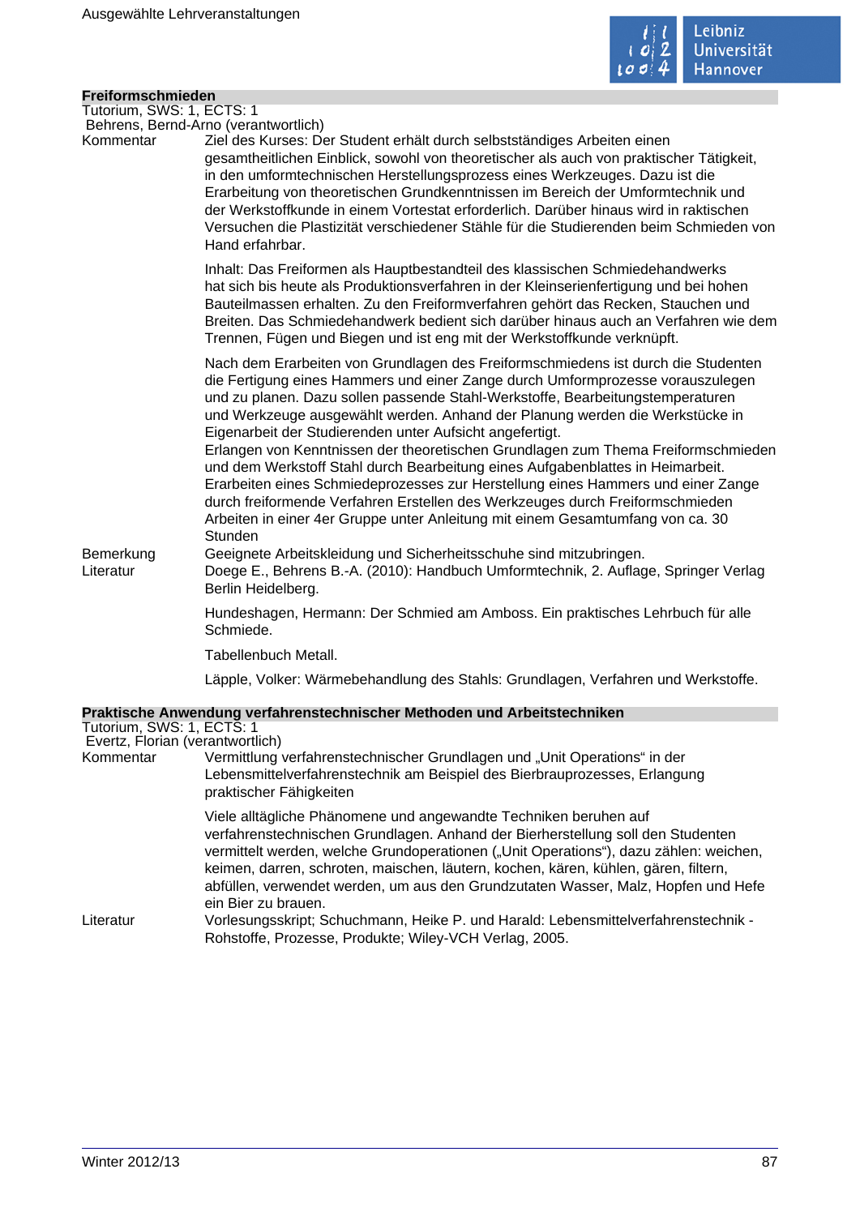## Freiformschmieden

Tutorium, SWS: 1, ECTS: 1
Behrens, Bernd-Arno (verantwortlich)

Kommentar

Ziel des Kurses: Der Student erhält durch selbstständiges Arbeiten einen gesamtheitlichen Einblick, sowohl von theoretischer als auch von praktischer Tätigkeit, in den umformtechnischen Herstellungsprozess eines Werkzeuges. Dazu ist die Erarbeitung von theoretischen Grundkenntnissen im Bereich der Umformtechnik und der Werkstoffkunde in einem Vortestat erforderlich. Darüber hinaus wird in raktischen Versuchen die Plastizität verschiedener Stähle für die Studierenden beim Schmieden von Hand erfahrbar.

Inhalt: Das Freiformen als Hauptbestandteil des klassischen Schmiedehandwerks hat sich bis heute als Produktionsverfahren in der Kleinserienfertigung und bei hohen Bauteilmassen erhalten. Zu den Freiformverfahren gehört das Recken, Stauchen und Breiten. Das Schmiedehandwerk bedient sich darüber hinaus auch an Verfahren wie dem Trennen, Fügen und Biegen und ist eng mit der Werkstoffkunde verknüpft.

Nach dem Erarbeiten von Grundlagen des Freiformschmiedens ist durch die Studenten die Fertigung eines Hammers und einer Zange durch Umformprozesse vorauszulegen und zu planen. Dazu sollen passende Stahl-Werkstoffe, Bearbeitungstemperaturen und Werkzeuge ausgewählt werden. Anhand der Planung werden die Werkstücke in Eigenarbeit der Studierenden unter Aufsicht angefertigt.
Erlangen von Kenntnissen der theoretischen Grundlagen zum Thema Freiformschmieden und dem Werkstoff Stahl durch Bearbeitung eines Aufgabenblattes in Heimarbeit.
Erarbeiten eines Schmiedeprozesses zur Herstellung eines Hammers und einer Zange durch freiformende Verfahren Erstellen des Werkzeuges durch Freiformschmieden
Arbeiten in einer 4er Gruppe unter Anleitung mit einem Gesamtumfang von ca. 30 Stunden

Bemerkung

Geeignete Arbeitskleidung und Sicherheitsschuhe sind mitzubringen.

Literatur

Doege E., Behrens B.-A. (2010): Handbuch Umformtechnik, 2. Auflage, Springer Verlag Berlin Heidelberg.

Hundeshagen, Hermann: Der Schmied am Amboss. Ein praktisches Lehrbuch für alle Schmiede.

Tabellenbuch Metall.

Läpple, Volker: Wärmebehandlung des Stahls: Grundlagen, Verfahren und Werkstoffe.

## Praktische Anwendung verfahrenstechnischer Methoden und Arbeitstechniken

Tutorium, SWS: 1, ECTS: 1
Evertz, Florian (verantwortlich)

Kommentar

Vermittlung verfahrenstechnischer Grundlagen und „Unit Operations“ in der Lebensmittelverfahrenstechnik am Beispiel des Bierbrauprozesses, Erlangung praktischer Fähigkeiten

Viele alltägliche Phänomene und angewandte Techniken beruhen auf verfahrenstechnischen Grundlagen. Anhand der Bierherstellung soll den Studenten vermittelt werden, welche Grundoperationen („Unit Operations“), dazu zählen: weichen, keimen, darren, schroten, maischen, läutern, kochen, kären, kühlen, gären, filtern, abfüllen, verwendet werden, um aus den Grundzutaten Wasser, Malz, Hopfen und Hefe ein Bier zu brauen.

Literatur

Vorlesungsskript; Schuchmann, Heike P. und Harald: Lebensmittelverfahrenstechnik - Rohstoffe, Prozesse, Produkte; Wiley-VCH Verlag, 2005.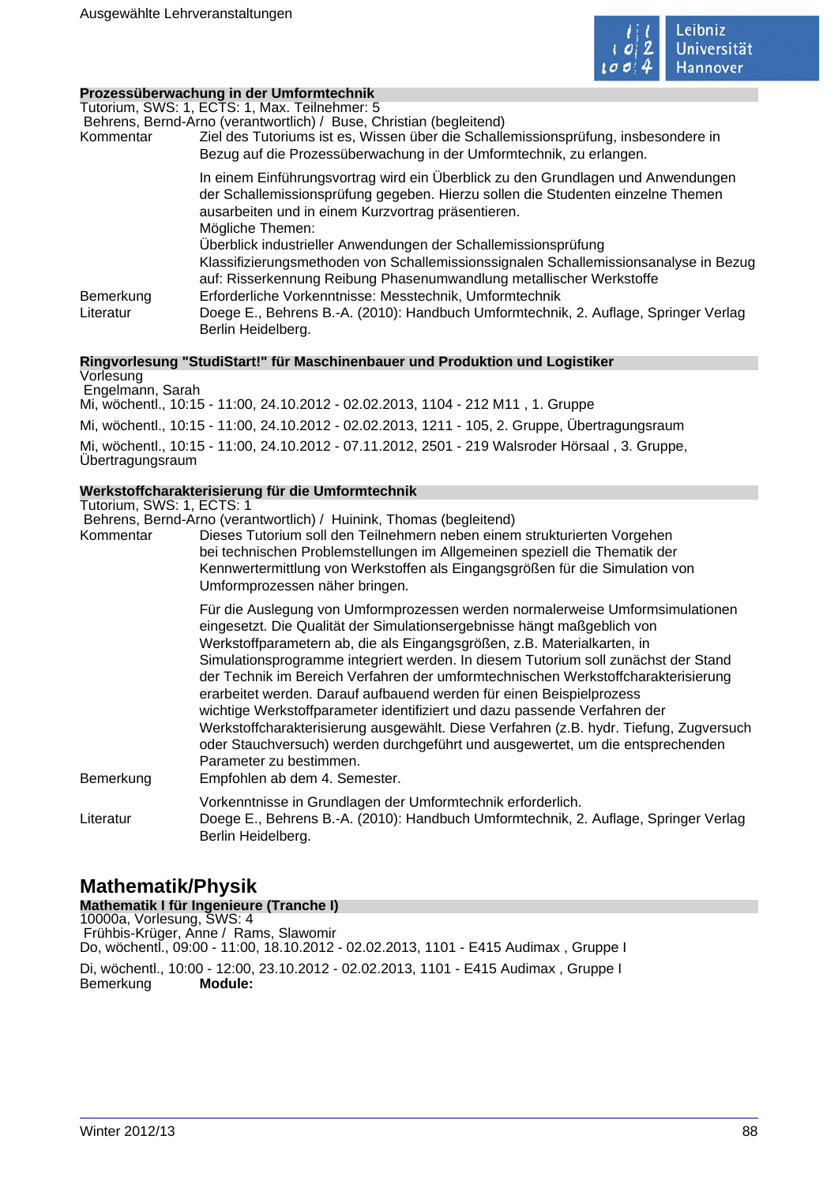**Prozessüberwachung in der Umformtechnik**

Tutorium, SWS: 1, ECTS: 1, Max. Teilnehmer: 5

Behrens, Bernd-Arno (verantwortlich) / Buse, Christian (begleitend)

Kommentar: Ziel des Tutoriums ist es, Wissen über die Schallemissionsprüfung, insbesondere in Bezug auf die Prozessüberwachung in der Umformtechnik, zu erlangen.

In einem Einführungsvortrag wird ein Überblick zu den Grundlagen und Anwendungen der Schallemissionsprüfung gegeben. Hierzu sollen die Studenten einzelne Themen ausarbeiten und in einem Kurzvortrag präsentieren.
Mögliche Themen:
Überblick industrieller Anwendungen der Schallemissionsprüfung
Klassifizierungsmethoden von Schallemissionssignalen Schallemissionsanalyse in Bezug auf: Risserkennung Reibung Phasenumwandlung metallischer Werkstoffe

Bemerkung: Erforderliche Vorkenntnisse: Messtechnik, Umformtechnik

Literatur: Doege E., Behrens B.-A. (2010): Handbuch Umformtechnik, 2. Auflage, Springer Verlag Berlin Heidelberg.

**Ringvorlesung "StudiStart!" für Maschinenbauer und Produktion und Logistiker**

Vorlesung

Engelmann, Sarah

Mi, wöchentl., 10:15 - 11:00, 24.10.2012 - 02.02.2013, 1104 - 212 M11 , 1. Gruppe

Mi, wöchentl., 10:15 - 11:00, 24.10.2012 - 02.02.2013, 1211 - 105, 2. Gruppe, Übertragungsraum

Mi, wöchentl., 10:15 - 11:00, 24.10.2012 - 07.11.2012, 2501 - 219 Walsroder Hörsaal , 3. Gruppe, Übertragungsraum

**Werkstoffcharakterisierung für die Umformtechnik**

Tutorium, SWS: 1, ECTS: 1

Behrens, Bernd-Arno (verantwortlich) / Huinink, Thomas (begleitend)

Kommentar: Dieses Tutorium soll den Teilnehmern neben einem strukturierten Vorgehen bei technischen Problemstellungen im Allgemeinen speziell die Thematik der Kennwertermittlung von Werkstoffen als Eingangsgrößen für die Simulation von Umformprozessen näher bringen.

Für die Auslegung von Umformprozessen werden normalerweise Umformsimulationen eingesetzt. Die Qualität der Simulationsergebnisse hängt maßgeblich von Werkstoffparametern ab, die als Eingangsgrößen, z.B. Materialkarten, in Simulationsprogramme integriert werden. In diesem Tutorium soll zunächst der Stand der Technik im Bereich Verfahren der umformtechnischen Werkstoffcharakterisierung erarbeitet werden. Darauf aufbauend werden für einen Beispielprozess wichtige Werkstoffparameter identifiziert und dazu passende Verfahren der Werkstoffcharakterisierung ausgewählt. Diese Verfahren (z.B. hydr. Tiefung, Zugversuch oder Stauchversuch) werden durchgeführt und ausgewertet, um die entsprechenden Parameter zu bestimmen.

Bemerkung: Empfohlen ab dem 4. Semester.

Vorkenntnisse in Grundlagen der Umformtechnik erforderlich.

Literatur: Doege E., Behrens B.-A. (2010): Handbuch Umformtechnik, 2. Auflage, Springer Verlag Berlin Heidelberg.

## Mathematik/Physik

**Mathematik I für Ingenieure (Tranche I)**

10000a, Vorlesung, SWS: 4

Frühbis-Krüger, Anne / Rams, Slawomir

Do, wöchentl., 09:00 - 11:00, 18.10.2012 - 02.02.2013, 1101 - E415 Audimax , Gruppe I

Di, wöchentl., 10:00 - 12:00, 23.10.2012 - 02.02.2013, 1101 - E415 Audimax , Gruppe I

Bemerkung: **Module:**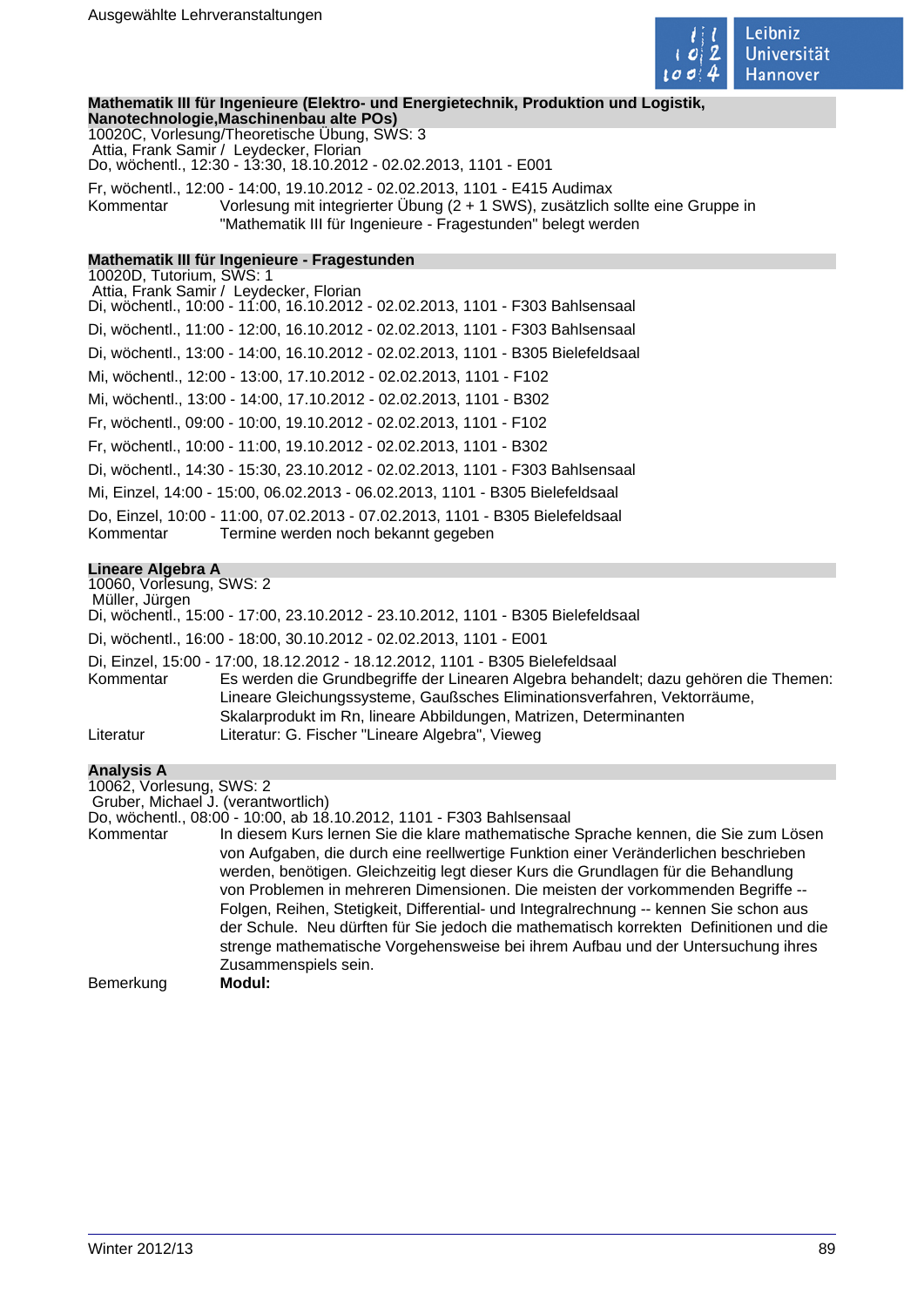### Mathematik III für Ingenieure (Elektro- und Energietechnik, Produktion und Logistik, Nanotechnologie,Maschinenbau alte POs)

10020C, Vorlesung/Theoretische Übung, SWS: 3
Attia, Frank Samir / Leydecker, Florian
Do, wöchentl., 12:30 - 13:30, 18.10.2012 - 02.02.2013, 1101 - E001

Fr, wöchentl., 12:00 - 14:00, 19.10.2012 - 02.02.2013, 1101 - E415 Audimax

Kommentar: Vorlesung mit integrierter Übung (2 + 1 SWS), zusätzlich sollte eine Gruppe in "Mathematik III für Ingenieure - Fragestunden" belegt werden

### Mathematik III für Ingenieure - Fragestunden

10020D, Tutorium, SWS: 1
Attia, Frank Samir / Leydecker, Florian
Di, wöchentl., 10:00 - 11:00, 16.10.2012 - 02.02.2013, 1101 - F303 Bahlsensaal

Di, wöchentl., 11:00 - 12:00, 16.10.2012 - 02.02.2013, 1101 - F303 Bahlsensaal

Di, wöchentl., 13:00 - 14:00, 16.10.2012 - 02.02.2013, 1101 - B305 Bielefeldsaal

Mi, wöchentl., 12:00 - 13:00, 17.10.2012 - 02.02.2013, 1101 - F102

Mi, wöchentl., 13:00 - 14:00, 17.10.2012 - 02.02.2013, 1101 - B302

Fr, wöchentl., 09:00 - 10:00, 19.10.2012 - 02.02.2013, 1101 - F102

Fr, wöchentl., 10:00 - 11:00, 19.10.2012 - 02.02.2013, 1101 - B302

Di, wöchentl., 14:30 - 15:30, 23.10.2012 - 02.02.2013, 1101 - F303 Bahlsensaal

Mi, Einzel, 14:00 - 15:00, 06.02.2013 - 06.02.2013, 1101 - B305 Bielefeldsaal

Do, Einzel, 10:00 - 11:00, 07.02.2013 - 07.02.2013, 1101 - B305 Bielefeldsaal

Kommentar: Termine werden noch bekannt gegeben

### Lineare Algebra A

10060, Vorlesung, SWS: 2
Müller, Jürgen
Di, wöchentl., 15:00 - 17:00, 23.10.2012 - 23.10.2012, 1101 - B305 Bielefeldsaal

Di, wöchentl., 16:00 - 18:00, 30.10.2012 - 02.02.2013, 1101 - E001

Di, Einzel, 15:00 - 17:00, 18.12.2012 - 18.12.2012, 1101 - B305 Bielefeldsaal

Kommentar: Es werden die Grundbegriffe der Linearen Algebra behandelt; dazu gehören die Themen: Lineare Gleichungssysteme, Gaußsches Eliminationsverfahren, Vektorräume, Skalarprodukt im Rn, lineare Abbildungen, Matrizen, Determinanten

Literatur: Literatur: G. Fischer "Lineare Algebra", Vieweg

### Analysis A

10062, Vorlesung, SWS: 2
Gruber, Michael J. (verantwortlich)
Do, wöchentl., 08:00 - 10:00, ab 18.10.2012, 1101 - F303 Bahlsensaal

Kommentar: In diesem Kurs lernen Sie die klare mathematische Sprache kennen, die Sie zum Lösen von Aufgaben, die durch eine reellwertige Funktion einer Veränderlichen beschrieben werden, benötigen. Gleichzeitig legt dieser Kurs die Grundlagen für die Behandlung von Problemen in mehreren Dimensionen. Die meisten der vorkommenden Begriffe -- Folgen, Reihen, Stetigkeit, Differential- und Integralrechnung -- kennen Sie schon aus der Schule. Neu dürften für Sie jedoch die mathematisch korrekten Definitionen und die strenge mathematische Vorgehensweise bei ihrem Aufbau und der Untersuchung ihres Zusammenspiels sein.

Bemerkung: **Modul:**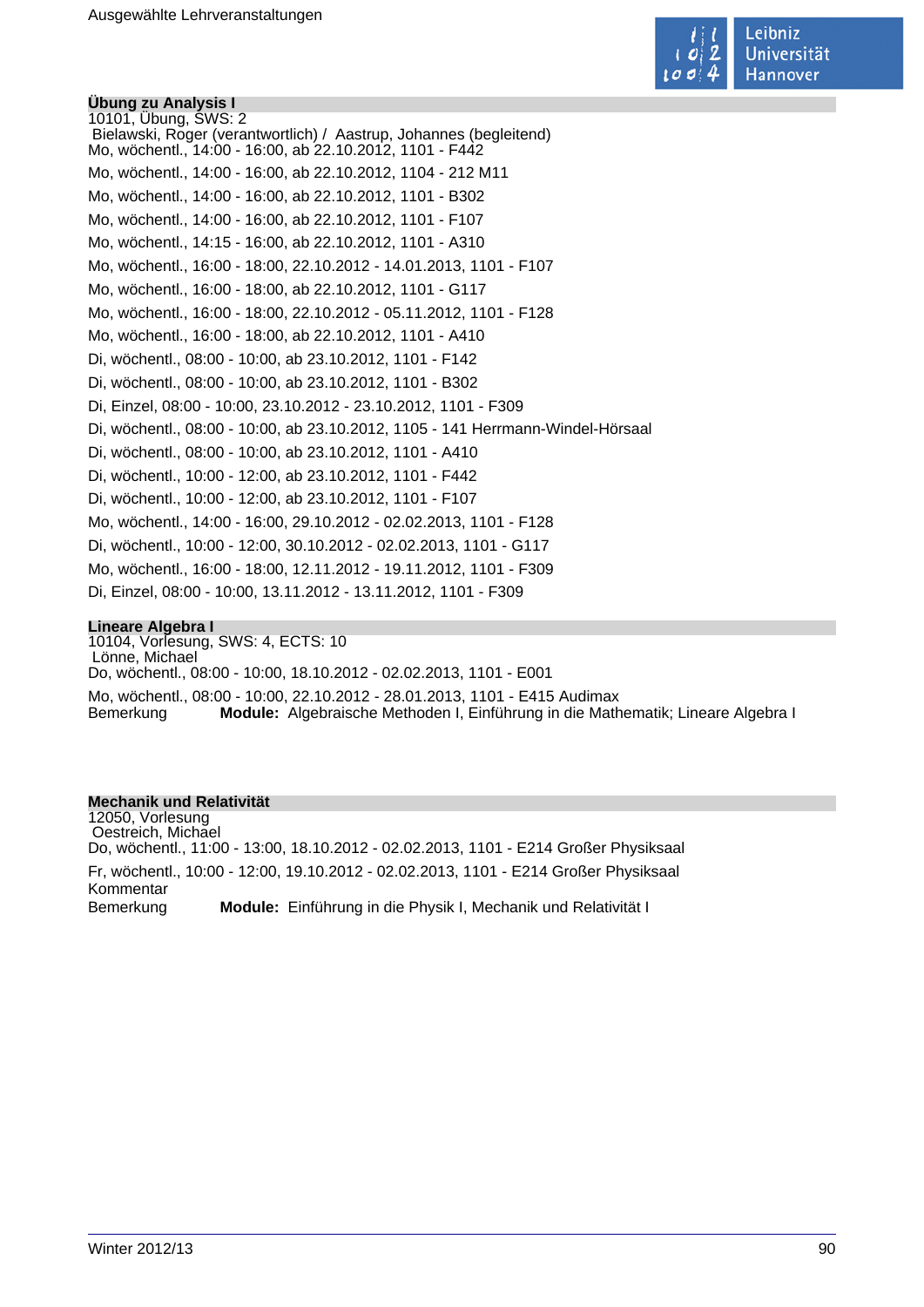### Übung zu Analysis I

10101, Übung, SWS: 2
Bielawski, Roger (verantwortlich) / Aastrup, Johannes (begleitend)
Mo, wöchentl., 14:00 - 16:00, ab 22.10.2012, 1101 - F442

Mo, wöchentl., 14:00 - 16:00, ab 22.10.2012, 1104 - 212 M11

Mo, wöchentl., 14:00 - 16:00, ab 22.10.2012, 1101 - B302

Mo, wöchentl., 14:00 - 16:00, ab 22.10.2012, 1101 - F107

Mo, wöchentl., 14:15 - 16:00, ab 22.10.2012, 1101 - A310

Mo, wöchentl., 16:00 - 18:00, 22.10.2012 - 14.01.2013, 1101 - F107

Mo, wöchentl., 16:00 - 18:00, ab 22.10.2012, 1101 - G117

Mo, wöchentl., 16:00 - 18:00, 22.10.2012 - 05.11.2012, 1101 - F128

Mo, wöchentl., 16:00 - 18:00, ab 22.10.2012, 1101 - A410

Di, wöchentl., 08:00 - 10:00, ab 23.10.2012, 1101 - F142

Di, wöchentl., 08:00 - 10:00, ab 23.10.2012, 1101 - B302

Di, Einzel, 08:00 - 10:00, 23.10.2012 - 23.10.2012, 1101 - F309

Di, wöchentl., 08:00 - 10:00, ab 23.10.2012, 1105 - 141 Herrmann-Windel-Hörsaal

Di, wöchentl., 08:00 - 10:00, ab 23.10.2012, 1101 - A410

Di, wöchentl., 10:00 - 12:00, ab 23.10.2012, 1101 - F442

Di, wöchentl., 10:00 - 12:00, ab 23.10.2012, 1101 - F107

Mo, wöchentl., 14:00 - 16:00, 29.10.2012 - 02.02.2013, 1101 - F128

Di, wöchentl., 10:00 - 12:00, 30.10.2012 - 02.02.2013, 1101 - G117

Mo, wöchentl., 16:00 - 18:00, 12.11.2012 - 19.11.2012, 1101 - F309

Di, Einzel, 08:00 - 10:00, 13.11.2012 - 13.11.2012, 1101 - F309

### Lineare Algebra I

10104, Vorlesung, SWS: 4, ECTS: 10
Lönne, Michael
Do, wöchentl., 08:00 - 10:00, 18.10.2012 - 02.02.2013, 1101 - E001

Mo, wöchentl., 08:00 - 10:00, 22.10.2012 - 28.01.2013, 1101 - E415 Audimax
Bemerkung **Module:** Algebraische Methoden I, Einführung in die Mathematik; Lineare Algebra I

### Mechanik und Relativität

12050, Vorlesung
Oestreich, Michael
Do, wöchentl., 11:00 - 13:00, 18.10.2012 - 02.02.2013, 1101 - E214 Großer Physiksaal

Fr, wöchentl., 10:00 - 12:00, 19.10.2012 - 02.02.2013, 1101 - E214 Großer Physiksaal
Kommentar
Bemerkung **Module:** Einführung in die Physik I, Mechanik und Relativität I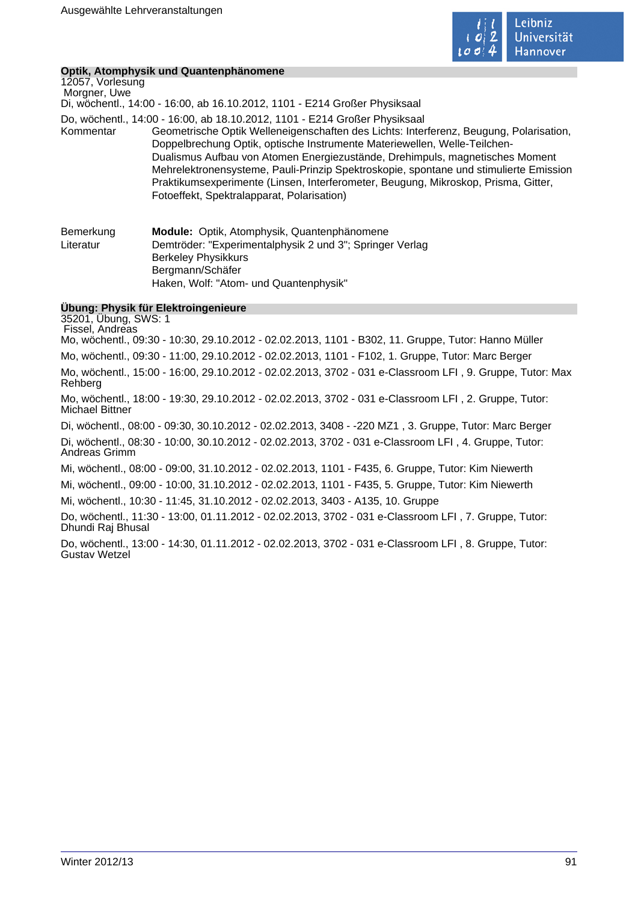## Optik, Atomphysik und Quantenphänomene

12057, Vorlesung
Morgner, Uwe
Di, wöchentl., 14:00 - 16:00, ab 16.10.2012, 1101 - E214 Großer Physiksaal

Do, wöchentl., 14:00 - 16:00, ab 18.10.2012, 1101 - E214 Großer Physiksaal

Kommentar: Geometrische Optik Welleneigenschaften des Lichts: Interferenz, Beugung, Polarisation, Doppelbrechung Optik, optische Instrumente Materiewellen, Welle-Teilchen-Dualismus Aufbau von Atomen Energiezustände, Drehimpuls, magnetisches Moment Mehrelektronensysteme, Pauli-Prinzip Spektroskopie, spontane und stimulierte Emission Praktikumsexperimente (Linsen, Interferometer, Beugung, Mikroskop, Prisma, Gitter, Fotoeffekt, Spektralapparat, Polarisation)

Bemerkung: **Module:** Optik, Atomphysik, Quantenphänomene

Literatur: Demtröder: "Experimentalphysik 2 und 3"; Springer Verlag
Berkeley Physikkurs
Bergmann/Schäfer
Haken, Wolf: "Atom- und Quantenphysik"

## Übung: Physik für Elektroingenieure

35201, Übung, SWS: 1
Fissel, Andreas
Mo, wöchentl., 09:30 - 10:30, 29.10.2012 - 02.02.2013, 1101 - B302, 11. Gruppe, Tutor: Hanno Müller

Mo, wöchentl., 09:30 - 11:00, 29.10.2012 - 02.02.2013, 1101 - F102, 1. Gruppe, Tutor: Marc Berger

Mo, wöchentl., 15:00 - 16:00, 29.10.2012 - 02.02.2013, 3702 - 031 e-Classroom LFI , 9. Gruppe, Tutor: Max Rehberg

Mo, wöchentl., 18:00 - 19:30, 29.10.2012 - 02.02.2013, 3702 - 031 e-Classroom LFI , 2. Gruppe, Tutor: Michael Bittner

Di, wöchentl., 08:00 - 09:30, 30.10.2012 - 02.02.2013, 3408 - -220 MZ1 , 3. Gruppe, Tutor: Marc Berger

Di, wöchentl., 08:30 - 10:00, 30.10.2012 - 02.02.2013, 3702 - 031 e-Classroom LFI , 4. Gruppe, Tutor: Andreas Grimm

Mi, wöchentl., 08:00 - 09:00, 31.10.2012 - 02.02.2013, 1101 - F435, 6. Gruppe, Tutor: Kim Niewerth

Mi, wöchentl., 09:00 - 10:00, 31.10.2012 - 02.02.2013, 1101 - F435, 5. Gruppe, Tutor: Kim Niewerth

Mi, wöchentl., 10:30 - 11:45, 31.10.2012 - 02.02.2013, 3403 - A135, 10. Gruppe

Do, wöchentl., 11:30 - 13:00, 01.11.2012 - 02.02.2013, 3702 - 031 e-Classroom LFI , 7. Gruppe, Tutor: Dhundi Raj Bhusal

Do, wöchentl., 13:00 - 14:30, 01.11.2012 - 02.02.2013, 3702 - 031 e-Classroom LFI , 8. Gruppe, Tutor: Gustav Wetzel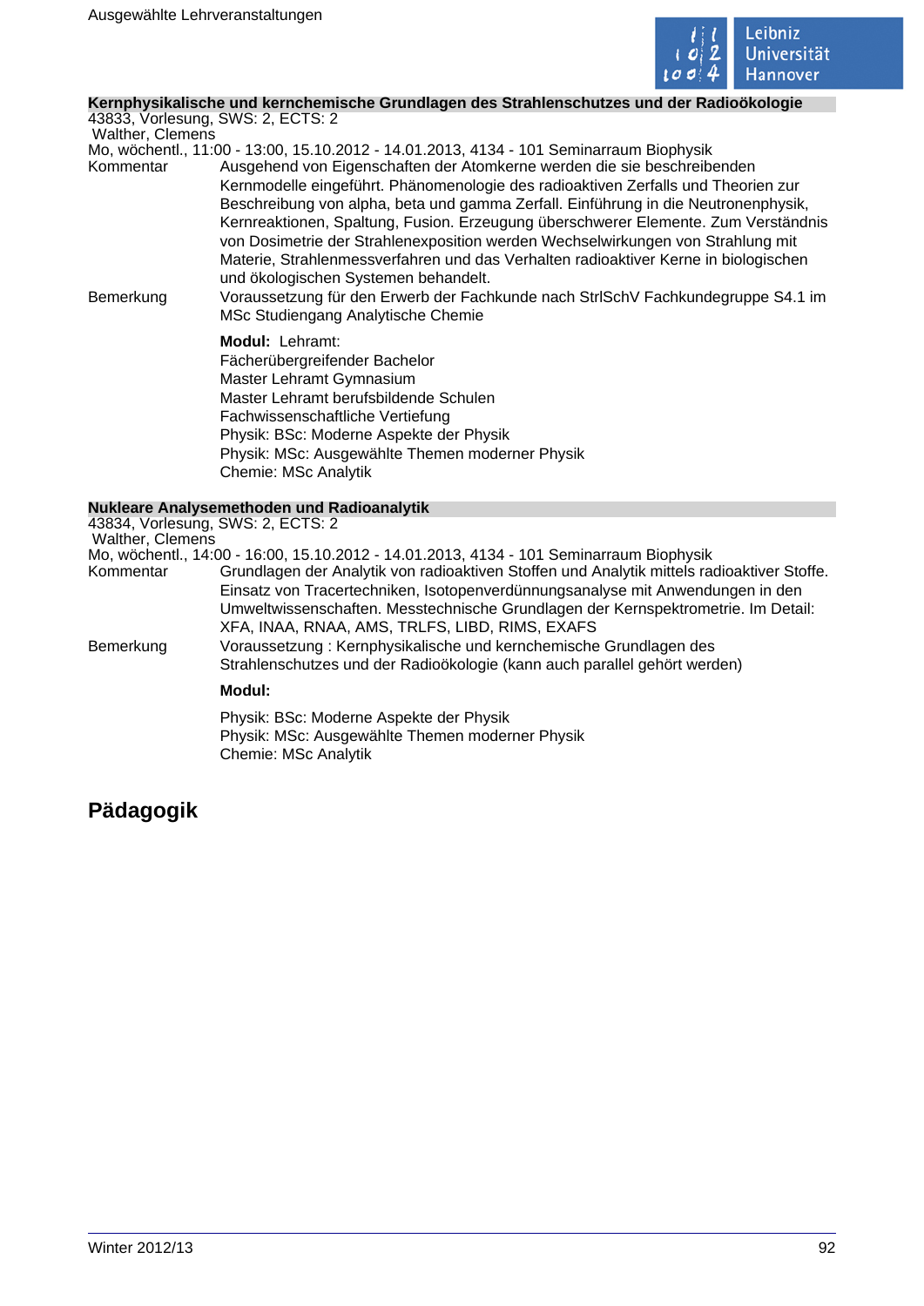### Kernphysikalische und kernchemische Grundlagen des Strahlenschutzes und der Radioökologie

43833, Vorlesung, SWS: 2, ECTS: 2
Walther, Clemens
Mo, wöchentl., 11:00 - 13:00, 15.10.2012 - 14.01.2013, 4134 - 101 Seminarraum Biophysik

Kommentar: Ausgehend von Eigenschaften der Atomkerne werden die sie beschreibenden Kernmodelle eingeführt. Phänomenologie des radioaktiven Zerfalls und Theorien zur Beschreibung von alpha, beta und gamma Zerfall. Einführung in die Neutronenphysik, Kernreaktionen, Spaltung, Fusion. Erzeugung überschwerer Elemente. Zum Verständnis von Dosimetrie der Strahlenexposition werden Wechselwirkungen von Strahlung mit Materie, Strahlenmessverfahren und das Verhalten radioaktiver Kerne in biologischen und ökologischen Systemen behandelt.

Bemerkung: Voraussetzung für den Erwerb der Fachkunde nach StrlSchV Fachkundegruppe S4.1 im MSc Studiengang Analytische Chemie

**Modul:** Lehramt:
Fächerübergreifender Bachelor
Master Lehramt Gymnasium
Master Lehramt berufsbildende Schulen
Fachwissenschaftliche Vertiefung
Physik: BSc: Moderne Aspekte der Physik
Physik: MSc: Ausgewählte Themen moderner Physik
Chemie: MSc Analytik

### Nukleare Analysemethoden und Radioanalytik

43834, Vorlesung, SWS: 2, ECTS: 2
Walther, Clemens
Mo, wöchentl., 14:00 - 16:00, 15.10.2012 - 14.01.2013, 4134 - 101 Seminarraum Biophysik

Kommentar: Grundlagen der Analytik von radioaktiven Stoffen und Analytik mittels radioaktiver Stoffe. Einsatz von Tracertechniken, Isotopenverdünnungsanalyse mit Anwendungen in den Umweltwissenschaften. Messtechnische Grundlagen der Kernspektrometrie. Im Detail: XFA, INAA, RNAA, AMS, TRLFS, LIBD, RIMS, EXAFS

Bemerkung: Voraussetzung : Kernphysikalische und kernchemische Grundlagen des Strahlenschutzes und der Radioökologie (kann auch parallel gehört werden)

**Modul:**

Physik: BSc: Moderne Aspekte der Physik
Physik: MSc: Ausgewählte Themen moderner Physik
Chemie: MSc Analytik

## Pädagogik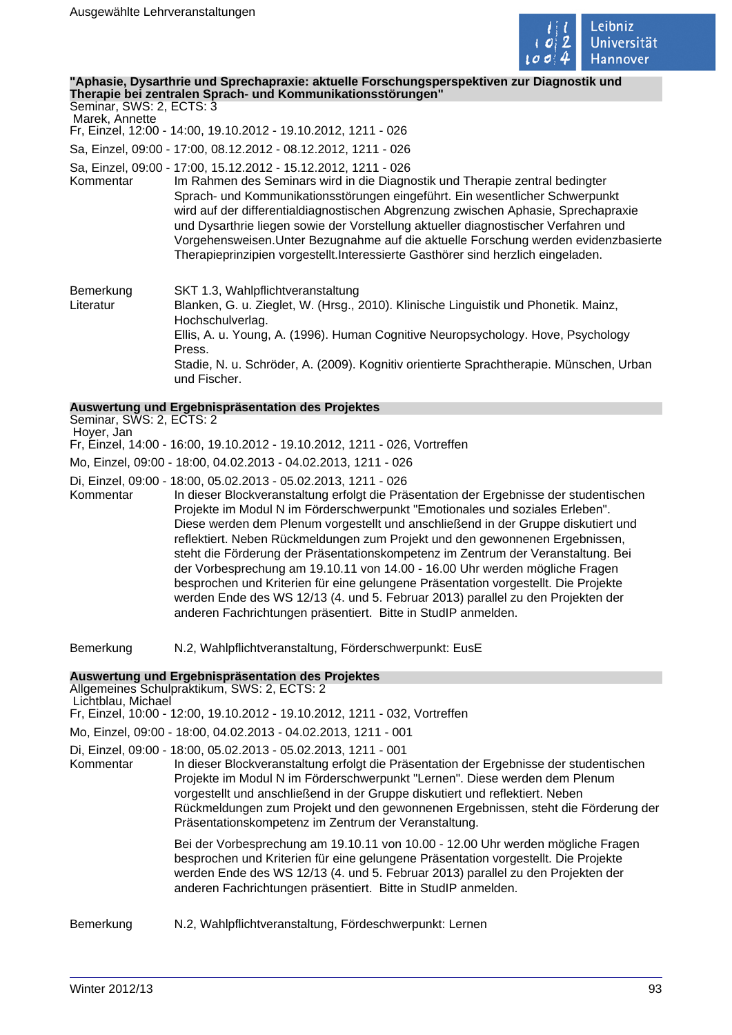### "Aphasie, Dysarthrie und Sprechapraxie: aktuelle Forschungsperspektiven zur Diagnostik und Therapie bei zentralen Sprach- und Kommunikationsstörungen"

Seminar, SWS: 2, ECTS: 3
Marek, Annette
Fr, Einzel, 12:00 - 14:00, 19.10.2012 - 19.10.2012, 1211 - 026

Sa, Einzel, 09:00 - 17:00, 08.12.2012 - 08.12.2012, 1211 - 026

Sa, Einzel, 09:00 - 17:00, 15.12.2012 - 15.12.2012, 1211 - 026

**Kommentar**
Im Rahmen des Seminars wird in die Diagnostik und Therapie zentral bedingter Sprach- und Kommunikationsstörungen eingeführt. Ein wesentlicher Schwerpunkt wird auf der differentialdiagnostischen Abgrenzung zwischen Aphasie, Sprechapraxie und Dysarthrie liegen sowie der Vorstellung aktueller diagnostischer Verfahren und Vorgehensweisen.Unter Bezugnahme auf die aktuelle Forschung werden evidenzbasierte Therapieprinzipien vorgestellt.Interessierte Gasthörer sind herzlich eingeladen.

**Bemerkung**
SKT 1.3, Wahlpflichtveranstaltung

**Literatur**
Blanken, G. u. Zieglet, W. (Hrsg., 2010). Klinische Linguistik und Phonetik. Mainz, Hochschulverlag.
Ellis, A. u. Young, A. (1996). Human Cognitive Neuropsychology. Hove, Psychology Press.
Stadie, N. u. Schröder, A. (2009). Kognitiv orientierte Sprachtherapie. Münschen, Urban und Fischer.

### Auswertung und Ergebnispräsentation des Projektes

Seminar, SWS: 2, ECTS: 2
Hoyer, Jan
Fr, Einzel, 14:00 - 16:00, 19.10.2012 - 19.10.2012, 1211 - 026, Vortreffen

Mo, Einzel, 09:00 - 18:00, 04.02.2013 - 04.02.2013, 1211 - 026

Di, Einzel, 09:00 - 18:00, 05.02.2013 - 05.02.2013, 1211 - 026

**Kommentar**
In dieser Blockveranstaltung erfolgt die Präsentation der Ergebnisse der studentischen Projekte im Modul N im Förderschwerpunkt "Emotionales und soziales Erleben". Diese werden dem Plenum vorgestellt und anschließend in der Gruppe diskutiert und reflektiert. Neben Rückmeldungen zum Projekt und den gewonnenen Ergebnissen, steht die Förderung der Präsentationskompetenz im Zentrum der Veranstaltung. Bei der Vorbesprechung am 19.10.11 von 14.00 - 16.00 Uhr werden mögliche Fragen besprochen und Kriterien für eine gelungene Präsentation vorgestellt. Die Projekte werden Ende des WS 12/13 (4. und 5. Februar 2013) parallel zu den Projekten der anderen Fachrichtungen präsentiert. Bitte in StudIP anmelden.

**Bemerkung**
N.2, Wahlpflichtveranstaltung, Förderschwerpunkt: EusE

### Auswertung und Ergebnispräsentation des Projektes

Allgemeines Schulpraktikum, SWS: 2, ECTS: 2
Lichtblau, Michael
Fr, Einzel, 10:00 - 12:00, 19.10.2012 - 19.10.2012, 1211 - 032, Vortreffen

Mo, Einzel, 09:00 - 18:00, 04.02.2013 - 04.02.2013, 1211 - 001

Di, Einzel, 09:00 - 18:00, 05.02.2013 - 05.02.2013, 1211 - 001

**Kommentar**
In dieser Blockveranstaltung erfolgt die Präsentation der Ergebnisse der studentischen Projekte im Modul N im Förderschwerpunkt "Lernen". Diese werden dem Plenum vorgestellt und anschließend in der Gruppe diskutiert und reflektiert. Neben Rückmeldungen zum Projekt und den gewonnenen Ergebnissen, steht die Förderung der Präsentationskompetenz im Zentrum der Veranstaltung.

Bei der Vorbesprechung am 19.10.11 von 10.00 - 12.00 Uhr werden mögliche Fragen besprochen und Kriterien für eine gelungene Präsentation vorgestellt. Die Projekte werden Ende des WS 12/13 (4. und 5. Februar 2013) parallel zu den Projekten der anderen Fachrichtungen präsentiert. Bitte in StudIP anmelden.

**Bemerkung**
N.2, Wahlpflichtveranstaltung, Fördeschwerpunkt: Lernen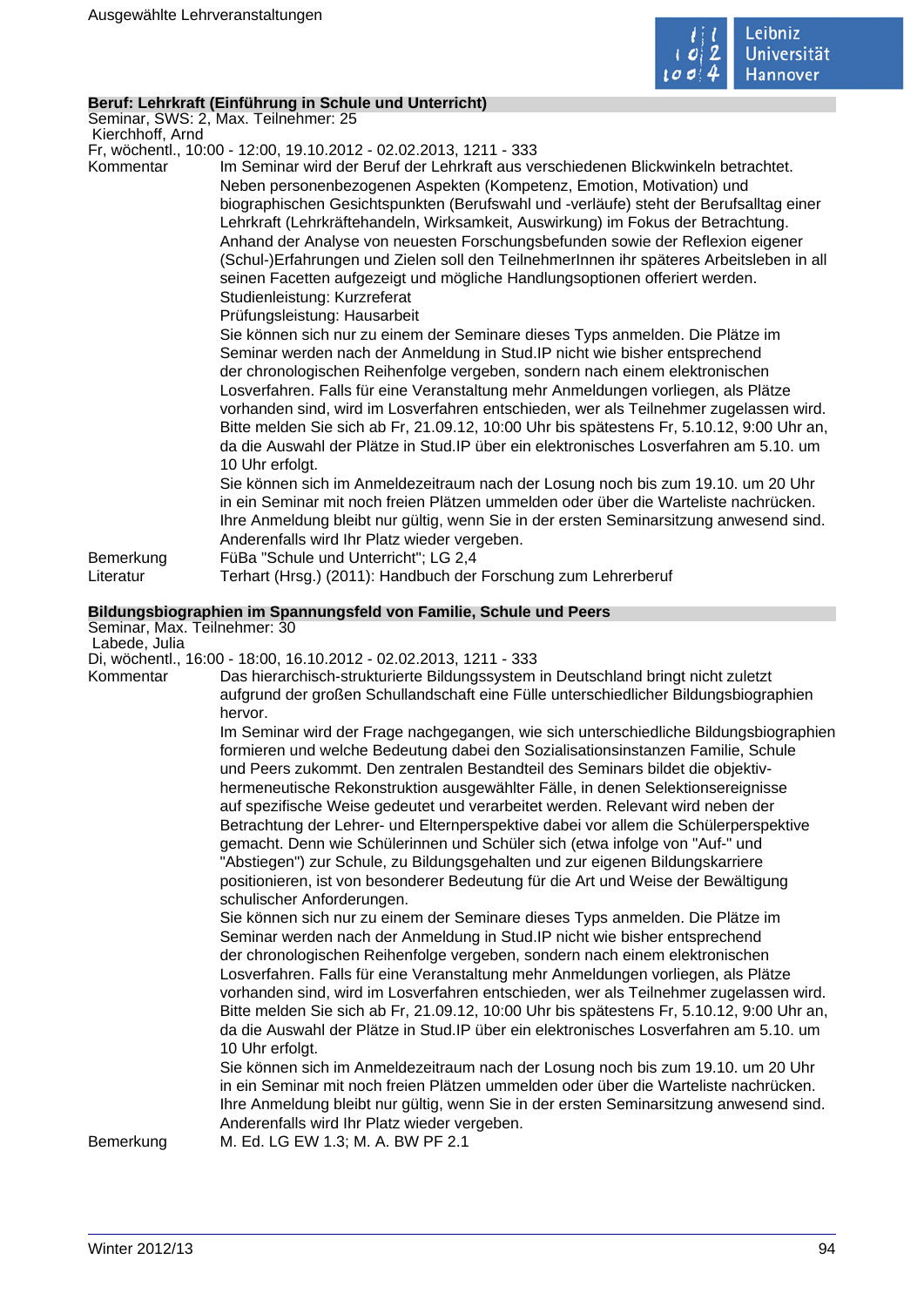### Beruf: Lehrkraft (Einführung in Schule und Unterricht)

Seminar, SWS: 2, Max. Teilnehmer: 25

Kierchhoff, Arnd

Fr, wöchentl., 10:00 - 12:00, 19.10.2012 - 02.02.2013, 1211 - 333

**Kommentar**

Im Seminar wird der Beruf der Lehrkraft aus verschiedenen Blickwinkeln betrachtet. Neben personenbezogenen Aspekten (Kompetenz, Emotion, Motivation) und biographischen Gesichtspunkten (Berufswahl und -verläufe) steht der Berufsalltag einer Lehrkraft (Lehrkräftehandeln, Wirksamkeit, Auswirkung) im Fokus der Betrachtung. Anhand der Analyse von neuesten Forschungsbefunden sowie der Reflexion eigener (Schul-)Erfahrungen und Zielen soll den TeilnehmerInnen ihr späteres Arbeitsleben in all seinen Facetten aufgezeigt und mögliche Handlungsoptionen offeriert werden.

Studienleistung: Kurzreferat

Prüfungsleistung: Hausarbeit

Sie können sich nur zu einem der Seminare dieses Typs anmelden. Die Plätze im Seminar werden nach der Anmeldung in Stud.IP nicht wie bisher entsprechend der chronologischen Reihenfolge vergeben, sondern nach einem elektronischen Losverfahren. Falls für eine Veranstaltung mehr Anmeldungen vorliegen, als Plätze vorhanden sind, wird im Losverfahren entschieden, wer als Teilnehmer zugelassen wird. Bitte melden Sie sich ab Fr, 21.09.12, 10:00 Uhr bis spätestens Fr, 5.10.12, 9:00 Uhr an, da die Auswahl der Plätze in Stud.IP über ein elektronisches Losverfahren am 5.10. um 10 Uhr erfolgt.

Sie können sich im Anmeldezeitraum nach der Losung noch bis zum 19.10. um 20 Uhr in ein Seminar mit noch freien Plätzen ummelden oder über die Warteliste nachrücken. Ihre Anmeldung bleibt nur gültig, wenn Sie in der ersten Seminarsitzung anwesend sind. Anderenfalls wird Ihr Platz wieder vergeben.

**Bemerkung**

FüBa "Schule und Unterricht"; LG 2,4

**Literatur**

Terhart (Hrsg.) (2011): Handbuch der Forschung zum Lehrerberuf

### Bildungsbiographien im Spannungsfeld von Familie, Schule und Peers

Seminar, Max. Teilnehmer: 30

Labede, Julia

Di, wöchentl., 16:00 - 18:00, 16.10.2012 - 02.02.2013, 1211 - 333

**Kommentar**

Das hierarchisch-strukturierte Bildungssystem in Deutschland bringt nicht zuletzt aufgrund der großen Schullandschaft eine Fülle unterschiedlicher Bildungsbiographien hervor.

Im Seminar wird der Frage nachgegangen, wie sich unterschiedliche Bildungsbiographien formieren und welche Bedeutung dabei den Sozialisationsinstanzen Familie, Schule und Peers zukommt. Den zentralen Bestandteil des Seminars bildet die objektiv-hermeneutische Rekonstruktion ausgewählter Fälle, in denen Selektionsereignisse auf spezifische Weise gedeutet und verarbeitet werden. Relevant wird neben der Betrachtung der Lehrer- und Elternperspektive dabei vor allem die Schülerperspektive gemacht. Denn wie Schülerinnen und Schüler sich (etwa infolge von "Auf-" und "Abstiegen") zur Schule, zu Bildungsgehalten und zur eigenen Bildungskarriere positionieren, ist von besonderer Bedeutung für die Art und Weise der Bewältigung schulischer Anforderungen.

Sie können sich nur zu einem der Seminare dieses Typs anmelden. Die Plätze im Seminar werden nach der Anmeldung in Stud.IP nicht wie bisher entsprechend der chronologischen Reihenfolge vergeben, sondern nach einem elektronischen Losverfahren. Falls für eine Veranstaltung mehr Anmeldungen vorliegen, als Plätze vorhanden sind, wird im Losverfahren entschieden, wer als Teilnehmer zugelassen wird. Bitte melden Sie sich ab Fr, 21.09.12, 10:00 Uhr bis spätestens Fr, 5.10.12, 9:00 Uhr an, da die Auswahl der Plätze in Stud.IP über ein elektronisches Losverfahren am 5.10. um 10 Uhr erfolgt.

Sie können sich im Anmeldezeitraum nach der Losung noch bis zum 19.10. um 20 Uhr in ein Seminar mit noch freien Plätzen ummelden oder über die Warteliste nachrücken. Ihre Anmeldung bleibt nur gültig, wenn Sie in der ersten Seminarsitzung anwesend sind. Anderenfalls wird Ihr Platz wieder vergeben.

**Bemerkung**

M. Ed. LG EW 1.3; M. A. BW PF 2.1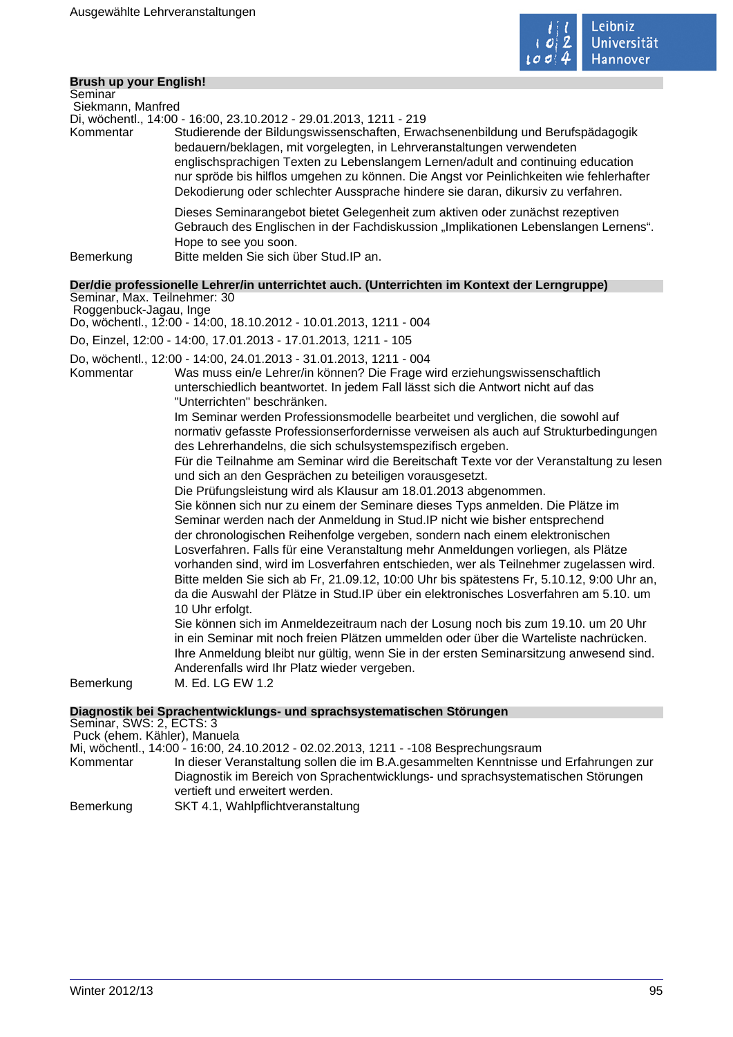## Brush up your English!

Seminar
Siekmann, Manfred
Di, wöchentl., 14:00 - 16:00, 23.10.2012 - 29.01.2013, 1211 - 219

Kommentar
Studierende der Bildungswissenschaften, Erwachsenenbildung und Berufspädagogik bedauern/beklagen, mit vorgelegten, in Lehrveranstaltungen verwendeten englischsprachigen Texten zu Lebenslangem Lernen/adult and continuing education nur spröde bis hilflos umgehen zu können. Die Angst vor Peinlichkeiten wie fehlerhafter Dekodierung oder schlechter Aussprache hindere sie daran, dikursiv zu verfahren.

Dieses Seminarangebot bietet Gelegenheit zum aktiven oder zunächst rezeptiven Gebrauch des Englischen in der Fachdiskussion „Implikationen Lebenslangen Lernens". Hope to see you soon.

Bemerkung
Bitte melden Sie sich über Stud.IP an.

## Der/die professionelle Lehrer/in unterrichtet auch. (Unterrichten im Kontext der Lerngruppe)

Seminar, Max. Teilnehmer: 30
Roggenbuck-Jagau, Inge
Do, wöchentl., 12:00 - 14:00, 18.10.2012 - 10.01.2013, 1211 - 004

Do, Einzel, 12:00 - 14:00, 17.01.2013 - 17.01.2013, 1211 - 105

Do, wöchentl., 12:00 - 14:00, 24.01.2013 - 31.01.2013, 1211 - 004

Kommentar
Was muss ein/e Lehrer/in können? Die Frage wird erziehungswissenschaftlich unterschiedlich beantwortet. In jedem Fall lässt sich die Antwort nicht auf das "Unterrichten" beschränken.
Im Seminar werden Professionsmodelle bearbeitet und verglichen, die sowohl auf normativ gefasste Professionserfordernisse verweisen als auch auf Strukturbedingungen des Lehrerhandelns, die sich schulsystemspezifisch ergeben.
Für die Teilnahme am Seminar wird die Bereitschaft Texte vor der Veranstaltung zu lesen und sich an den Gesprächen zu beteiligen vorausgesetzt.
Die Prüfungsleistung wird als Klausur am 18.01.2013 abgenommen.
Sie können sich nur zu einem der Seminare dieses Typs anmelden. Die Plätze im Seminar werden nach der Anmeldung in Stud.IP nicht wie bisher entsprechend der chronologischen Reihenfolge vergeben, sondern nach einem elektronischen Losverfahren. Falls für eine Veranstaltung mehr Anmeldungen vorliegen, als Plätze vorhanden sind, wird im Losverfahren entschieden, wer als Teilnehmer zugelassen wird.
Bitte melden Sie sich ab Fr, 21.09.12, 10:00 Uhr bis spätestens Fr, 5.10.12, 9:00 Uhr an, da die Auswahl der Plätze in Stud.IP über ein elektronisches Losverfahren am 5.10. um 10 Uhr erfolgt.
Sie können sich im Anmeldezeitraum nach der Losung noch bis zum 19.10. um 20 Uhr in ein Seminar mit noch freien Plätzen ummelden oder über die Warteliste nachrücken.
Ihre Anmeldung bleibt nur gültig, wenn Sie in der ersten Seminarsitzung anwesend sind. Anderenfalls wird Ihr Platz wieder vergeben.

Bemerkung
M. Ed. LG EW 1.2

## Diagnostik bei Sprachentwicklungs- und sprachsystematischen Störungen

Seminar, SWS: 2, ECTS: 3
Puck (ehem. Kähler), Manuela
Mi, wöchentl., 14:00 - 16:00, 24.10.2012 - 02.02.2013, 1211 - -108 Besprechungsraum

Kommentar
In dieser Veranstaltung sollen die im B.A.gesammelten Kenntnisse und Erfahrungen zur Diagnostik im Bereich von Sprachentwicklungs- und sprachsystematischen Störungen vertieft und erweitert werden.

Bemerkung
SKT 4.1, Wahlpflichtveranstaltung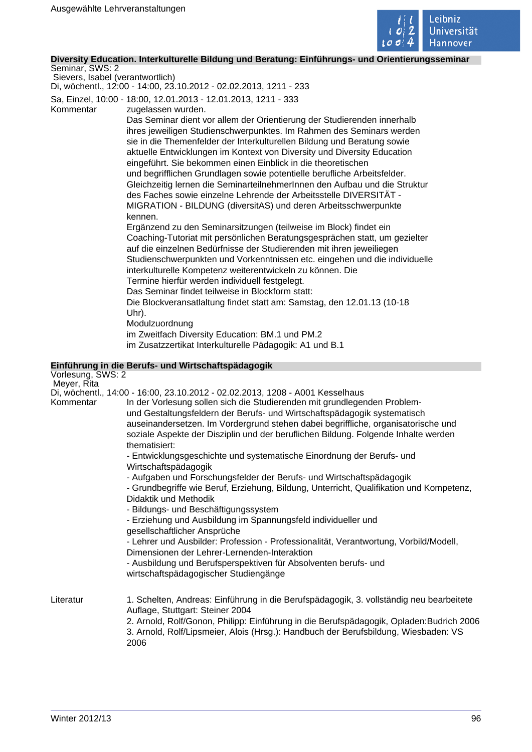## Diversity Education. Interkulturelle Bildung und Beratung: Einführungs- und Orientierungsseminar

Seminar, SWS: 2
Sievers, Isabel (verantwortlich)
Di, wöchentl., 12:00 - 14:00, 23.10.2012 - 02.02.2013, 1211 - 233
Sa, Einzel, 10:00 - 18:00, 12.01.2013 - 12.01.2013, 1211 - 333

Kommentar

zugelassen wurden.

Das Seminar dient vor allem der Orientierung der Studierenden innerhalb ihres jeweiligen Studienschwerpunktes. Im Rahmen des Seminars werden sie in die Themenfelder der Interkulturellen Bildung und Beratung sowie aktuelle Entwicklungen im Kontext von Diversity und Diversity Education eingeführt. Sie bekommen einen Einblick in die theoretischen und begrifflichen Grundlagen sowie potentielle berufliche Arbeitsfelder. Gleichzeitig lernen die SeminarteilnehmerInnen den Aufbau und die Struktur des Faches sowie einzelne Lehrende der Arbeitsstelle DIVERSITÄT - MIGRATION - BILDUNG (diversitAS) und deren Arbeitsschwerpunkte kennen.

Ergänzend zu den Seminarsitzungen (teilweise im Block) findet ein Coaching-Tutoriat mit persönlichen Beratungsgesprächen statt, um gezielter auf die einzelnen Bedürfnisse der Studierenden mit ihren jeweiliegen Studienschwerpunkten und Vorkenntnissen etc. eingehen und die individuelle interkulturelle Kompetenz weiterentwickeln zu können. Die Termine hierfür werden individuell festgelegt.

Das Seminar findet teilweise in Blockform statt:

Die Blockveransatlaltung findet statt am: Samstag, den 12.01.13 (10-18 Uhr).

Modulzuordnung

im Zweitfach Diversity Education: BM.1 und PM.2

im Zusatzzertikat Interkulturelle Pädagogik: A1 und B.1

## Einführung in die Berufs- und Wirtschaftspädagogik

Vorlesung, SWS: 2
Meyer, Rita
Di, wöchentl., 14:00 - 16:00, 23.10.2012 - 02.02.2013, 1208 - A001 Kesselhaus

Kommentar

In der Vorlesung sollen sich die Studierenden mit grundlegenden Problem- und Gestaltungsfeldern der Berufs- und Wirtschaftspädagogik systematisch auseinandersetzen. Im Vordergrund stehen dabei begriffliche, organisatorische und soziale Aspekte der Disziplin und der beruflichen Bildung. Folgende Inhalte werden thematisiert:

- Entwicklungsgeschichte und systematische Einordnung der Berufs- und Wirtschaftspädagogik
- Aufgaben und Forschungsfelder der Berufs- und Wirtschaftspädagogik
- Grundbegriffe wie Beruf, Erziehung, Bildung, Unterricht, Qualifikation und Kompetenz, Didaktik und Methodik
- Bildungs- und Beschäftigungssystem
- Erziehung und Ausbildung im Spannungsfeld individueller und gesellschaftlicher Ansprüche
- Lehrer und Ausbilder: Profession - Professionalität, Verantwortung, Vorbild/Modell, Dimensionen der Lehrer-Lernenden-Interaktion
- Ausbildung und Berufsperspektiven für Absolventen berufs- und wirtschaftspädagogischer Studiengänge

Literatur

1. Schelten, Andreas: Einführung in die Berufspädagogik, 3. vollständig neu bearbeitete Auflage, Stuttgart: Steiner 2004
2. Arnold, Rolf/Gonon, Philipp: Einführung in die Berufspädagogik, Opladen:Budrich 2006
3. Arnold, Rolf/Lipsmeier, Alois (Hrsg.): Handbuch der Berufsbildung, Wiesbaden: VS 2006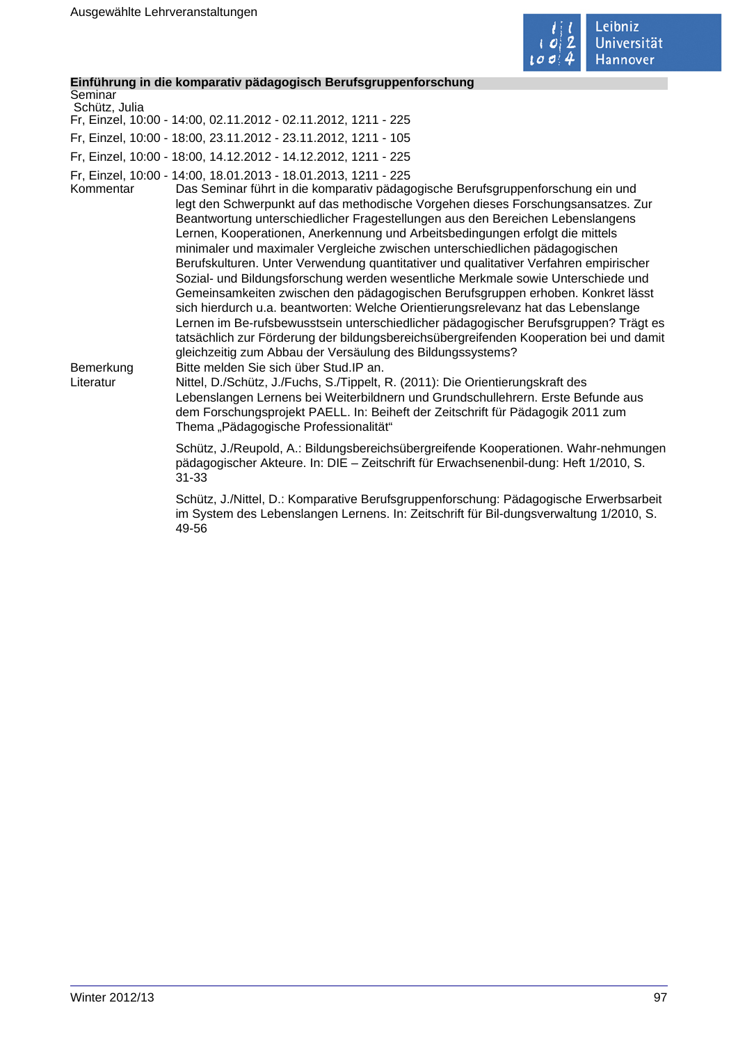### Einführung in die komparativ pädagogisch Berufsgruppenforschung

Seminar
Schütz, Julia

Fr, Einzel, 10:00 - 14:00, 02.11.2012 - 02.11.2012, 1211 - 225

Fr, Einzel, 10:00 - 18:00, 23.11.2012 - 23.11.2012, 1211 - 105

Fr, Einzel, 10:00 - 18:00, 14.12.2012 - 14.12.2012, 1211 - 225

Fr, Einzel, 10:00 - 14:00, 18.01.2013 - 18.01.2013, 1211 - 225

**Kommentar** Das Seminar führt in die komparativ pädagogische Berufsgruppenforschung ein und legt den Schwerpunkt auf das methodische Vorgehen dieses Forschungsansatzes. Zur Beantwortung unterschiedlicher Fragestellungen aus den Bereichen Lebenslangen Lernen, Kooperationen, Anerkennung und Arbeitsbedingungen erfolgt die mittels minimaler und maximaler Vergleiche zwischen unterschiedlichen pädagogischen Berufskulturen. Unter Verwendung quantitativer und qualitativer Verfahren empirischer Sozial- und Bildungsforschung werden wesentliche Merkmale sowie Unterschiede und Gemeinsamkeiten zwischen den pädagogischen Berufsgruppen erhoben. Konkret lässt sich hierdurch u.a. beantworten: Welche Orientierungsrelevanz hat das Lebenslange Lernen im Be-rufsbewusstsein unterschiedlicher pädagogischer Berufsgruppen? Trägt es tatsächlich zur Förderung der bildungsbereichsübergreifenden Kooperation bei und damit gleichzeitig zum Abbau der Versäulung des Bildungssystems?

**Bemerkung** Bitte melden Sie sich über Stud.IP an.

**Literatur** Nittel, D./Schütz, J./Fuchs, S./Tippelt, R. (2011): Die Orientierungskraft des Lebenslangen Lernens bei Weiterbildnern und Grundschullehrern. Erste Befunde aus dem Forschungsprojekt PAELL. In: Beiheft der Zeitschrift für Pädagogik 2011 zum Thema „Pädagogische Professionalität“

Schütz, J./Reupold, A.: Bildungsbereichsübergreifende Kooperationen. Wahr-nehmungen pädagogischer Akteure. In: DIE – Zeitschrift für Erwachsenenbil-dung: Heft 1/2010, S. 31-33

Schütz, J./Nittel, D.: Komparative Berufsgruppenforschung: Pädagogische Erwerbsarbeit im System des Lebenslangen Lernens. In: Zeitschrift für Bil-dungsverwaltung 1/2010, S. 49-56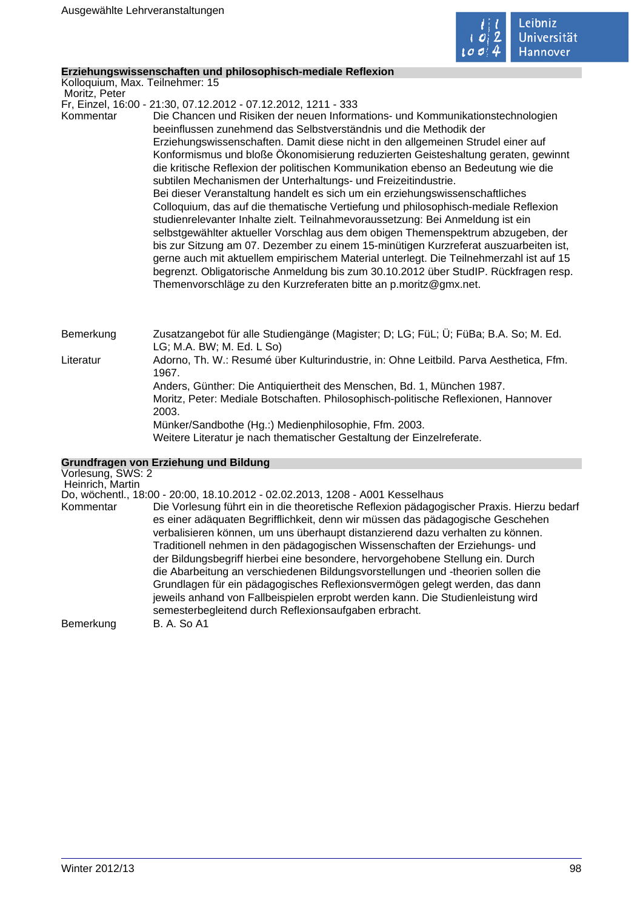## Erziehungswissenschaften und philosophisch-mediale Reflexion

Kolloquium, Max. Teilnehmer: 15
Moritz, Peter
Fr, Einzel, 16:00 - 21:30, 07.12.2012 - 07.12.2012, 1211 - 333

**Kommentar**

Die Chancen und Risiken der neuen Informations- und Kommunikationstechnologien beeinflussen zunehmend das Selbstverständnis und die Methodik der Erziehungswissenschaften. Damit diese nicht in den allgemeinen Strudel einer auf Konformismus und bloße Ökonomisierung reduzierten Geisteshaltung geraten, gewinnt die kritische Reflexion der politischen Kommunikation ebenso an Bedeutung wie die subtilen Mechanismen der Unterhaltungs- und Freizeitindustrie.
Bei dieser Veranstaltung handelt es sich um ein erziehungswissenschaftliches Colloquium, das auf die thematische Vertiefung und philosophisch-mediale Reflexion studienrelevanter Inhalte zielt. Teilnahmevoraussetzung: Bei Anmeldung ist ein selbstgewählter aktueller Vorschlag aus dem obigen Themenspektrum abzugeben, der bis zur Sitzung am 07. Dezember zu einem 15-minütigen Kurzreferat auszuarbeiten ist, gerne auch mit aktuellem empirischen Material unterlegt. Die Teilnehmerzahl ist auf 15 begrenzt. Obligatorische Anmeldung bis zum 30.10.2012 über StudIP. Rückfragen resp. Themenvorschläge zu den Kurzreferaten bitte an p.moritz@gmx.net.

**Bemerkung**

Zusatzangebot für alle Studiengänge (Magister; D; LG; FüL; Ü; FüBa; B.A. So; M. Ed. LG; M.A. BW; M. Ed. L So)

**Literatur**

Adorno, Th. W.: Resumé über Kulturindustrie, in: Ohne Leitbild. Parva Aesthetica, Ffm. 1967.
Anders, Günther: Die Antiquiertheit des Menschen, Bd. 1, München 1987.
Moritz, Peter: Mediale Botschaften. Philosophisch-politische Reflexionen, Hannover 2003.
Münker/Sandbothe (Hg.:) Medienphilosophie, Ffm. 2003.
Weitere Literatur je nach thematischer Gestaltung der Einzelreferate.

## Grundfragen von Erziehung und Bildung

Vorlesung, SWS: 2
Heinrich, Martin
Do, wöchentl., 18:00 - 20:00, 18.10.2012 - 02.02.2013, 1208 - A001 Kesselhaus

**Kommentar**

Die Vorlesung führt ein in die theoretische Reflexion pädagogischer Praxis. Hierzu bedarf es einer adäquaten Begrifflichkeit, denn wir müssen das pädagogische Geschehen verbalisieren können, um uns überhaupt distanzierend dazu verhalten zu können. Traditionell nehmen in den pädagogischen Wissenschaften der Erziehungs- und der Bildungsbegriff hierbei eine besondere, hervorgehobene Stellung ein. Durch die Abarbeitung an verschiedenen Bildungsvorstellungen und -theorien sollen die Grundlagen für ein pädagogisches Reflexionsvermögen gelegt werden, das dann jeweils anhand von Fallbeispielen erprobt werden kann. Die Studienleistung wird semesterbegleitend durch Reflexionsaufgaben erbracht.

**Bemerkung**

B. A. So A1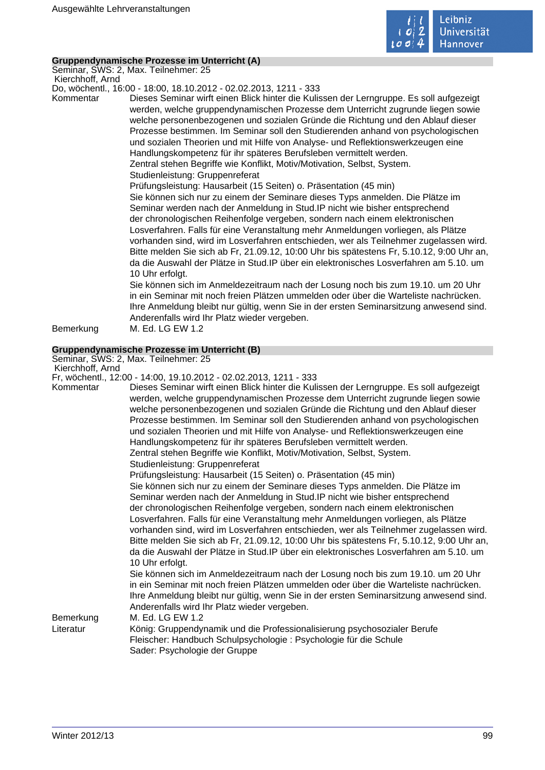## Gruppendynamische Prozesse im Unterricht (A)

Seminar, SWS: 2, Max. Teilnehmer: 25
Kierchhoff, Arnd
Do, wöchentl., 16:00 - 18:00, 18.10.2012 - 02.02.2013, 1211 - 333

**Kommentar**

Dieses Seminar wirft einen Blick hinter die Kulissen der Lerngruppe. Es soll aufgezeigt werden, welche gruppendynamischen Prozesse dem Unterricht zugrunde liegen sowie welche personenbezogenen und sozialen Gründe die Richtung und den Ablauf dieser Prozesse bestimmen. Im Seminar soll den Studierenden anhand von psychologischen und sozialen Theorien und mit Hilfe von Analyse- und Reflektionswerkzeugen eine Handlungskompetenz für ihr späteres Berufsleben vermittelt werden.
Zentral stehen Begriffe wie Konflikt, Motiv/Motivation, Selbst, System.
Studienleistung: Gruppenreferat
Prüfungsleistung: Hausarbeit (15 Seiten) o. Präsentation (45 min)
Sie können sich nur zu einem der Seminare dieses Typs anmelden. Die Plätze im Seminar werden nach der Anmeldung in Stud.IP nicht wie bisher entsprechend der chronologischen Reihenfolge vergeben, sondern nach einem elektronischen Losverfahren. Falls für eine Veranstaltung mehr Anmeldungen vorliegen, als Plätze vorhanden sind, wird im Losverfahren entschieden, wer als Teilnehmer zugelassen wird. Bitte melden Sie sich ab Fr, 21.09.12, 10:00 Uhr bis spätestens Fr, 5.10.12, 9:00 Uhr an, da die Auswahl der Plätze in Stud.IP über ein elektronisches Losverfahren am 5.10. um 10 Uhr erfolgt.
Sie können sich im Anmeldezeitraum nach der Losung noch bis zum 19.10. um 20 Uhr in ein Seminar mit noch freien Plätzen ummelden oder über die Warteliste nachrücken. Ihre Anmeldung bleibt nur gültig, wenn Sie in der ersten Seminarsitzung anwesend sind. Anderenfalls wird Ihr Platz wieder vergeben.

**Bemerkung**

M. Ed. LG EW 1.2

## Gruppendynamische Prozesse im Unterricht (B)

Seminar, SWS: 2, Max. Teilnehmer: 25
Kierchhoff, Arnd
Fr, wöchentl., 12:00 - 14:00, 19.10.2012 - 02.02.2013, 1211 - 333

**Kommentar**

Dieses Seminar wirft einen Blick hinter die Kulissen der Lerngruppe. Es soll aufgezeigt werden, welche gruppendynamischen Prozesse dem Unterricht zugrunde liegen sowie welche personenbezogenen und sozialen Gründe die Richtung und den Ablauf dieser Prozesse bestimmen. Im Seminar soll den Studierenden anhand von psychologischen und sozialen Theorien und mit Hilfe von Analyse- und Reflektionswerkzeugen eine Handlungskompetenz für ihr späteres Berufsleben vermittelt werden.
Zentral stehen Begriffe wie Konflikt, Motiv/Motivation, Selbst, System.
Studienleistung: Gruppenreferat
Prüfungsleistung: Hausarbeit (15 Seiten) o. Präsentation (45 min)
Sie können sich nur zu einem der Seminare dieses Typs anmelden. Die Plätze im Seminar werden nach der Anmeldung in Stud.IP nicht wie bisher entsprechend der chronologischen Reihenfolge vergeben, sondern nach einem elektronischen Losverfahren. Falls für eine Veranstaltung mehr Anmeldungen vorliegen, als Plätze vorhanden sind, wird im Losverfahren entschieden, wer als Teilnehmer zugelassen wird. Bitte melden Sie sich ab Fr, 21.09.12, 10:00 Uhr bis spätestens Fr, 5.10.12, 9:00 Uhr an, da die Auswahl der Plätze in Stud.IP über ein elektronisches Losverfahren am 5.10. um 10 Uhr erfolgt.
Sie können sich im Anmeldezeitraum nach der Losung noch bis zum 19.10. um 20 Uhr in ein Seminar mit noch freien Plätzen ummelden oder über die Warteliste nachrücken. Ihre Anmeldung bleibt nur gültig, wenn Sie in der ersten Seminarsitzung anwesend sind. Anderenfalls wird Ihr Platz wieder vergeben.

**Bemerkung**

M. Ed. LG EW 1.2

**Literatur**

König: Gruppendynamik und die Professionalisierung psychosozialer Berufe
Fleischer: Handbuch Schulpsychologie : Psychologie für die Schule
Sader: Psychologie der Gruppe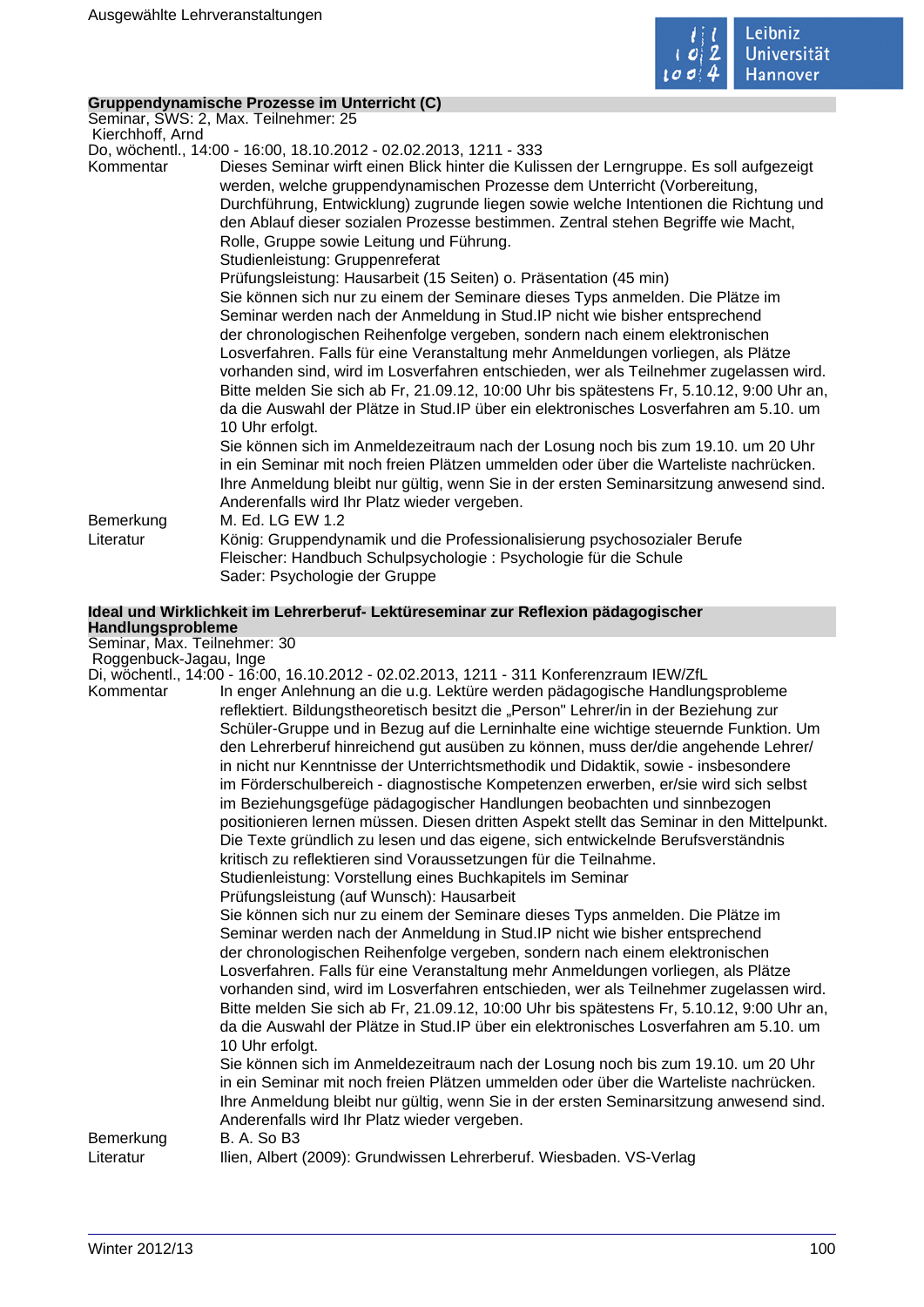**Gruppendynamische Prozesse im Unterricht (C)**

Seminar, SWS: 2, Max. Teilnehmer: 25

Kierchhoff, Arnd

Do, wöchentl., 14:00 - 16:00, 18.10.2012 - 02.02.2013, 1211 - 333

Kommentar

Dieses Seminar wirft einen Blick hinter die Kulissen der Lerngruppe. Es soll aufgezeigt werden, welche gruppendynamischen Prozesse dem Unterricht (Vorbereitung, Durchführung, Entwicklung) zugrunde liegen sowie welche Intentionen die Richtung und den Ablauf dieser sozialen Prozesse bestimmen. Zentral stehen Begriffe wie Macht, Rolle, Gruppe sowie Leitung und Führung.

Studienleistung: Gruppenreferat

Prüfungsleistung: Hausarbeit (15 Seiten) o. Präsentation (45 min)

Sie können sich nur zu einem der Seminare dieses Typs anmelden. Die Plätze im Seminar werden nach der Anmeldung in Stud.IP nicht wie bisher entsprechend der chronologischen Reihenfolge vergeben, sondern nach einem elektronischen Losverfahren. Falls für eine Veranstaltung mehr Anmeldungen vorliegen, als Plätze vorhanden sind, wird im Losverfahren entschieden, wer als Teilnehmer zugelassen wird. Bitte melden Sie sich ab Fr, 21.09.12, 10:00 Uhr bis spätestens Fr, 5.10.12, 9:00 Uhr an, da die Auswahl der Plätze in Stud.IP über ein elektronisches Losverfahren am 5.10. um 10 Uhr erfolgt.

Sie können sich im Anmeldezeitraum nach der Losung noch bis zum 19.10. um 20 Uhr in ein Seminar mit noch freien Plätzen ummelden oder über die Warteliste nachrücken. Ihre Anmeldung bleibt nur gültig, wenn Sie in der ersten Seminarsitzung anwesend sind. Anderenfalls wird Ihr Platz wieder vergeben.

Bemerkung

M. Ed. LG EW 1.2

Literatur

König: Gruppendynamik und die Professionalisierung psychosozialer Berufe
Fleischer: Handbuch Schulpsychologie : Psychologie für die Schule
Sader: Psychologie der Gruppe

**Ideal und Wirklichkeit im Lehrerberuf- Lektüreseminar zur Reflexion pädagogischer Handlungsprobleme**

Seminar, Max. Teilnehmer: 30

Roggenbuck-Jagau, Inge

Di, wöchentl., 14:00 - 16:00, 16.10.2012 - 02.02.2013, 1211 - 311 Konferenzraum IEW/ZfL

Kommentar

In enger Anlehnung an die u.g. Lektüre werden pädagogische Handlungsprobleme reflektiert. Bildungstheoretisch besitzt die „Person" Lehrer/in in der Beziehung zur Schüler-Gruppe und in Bezug auf die Lerninhalte eine wichtige steuernde Funktion. Um den Lehrerberuf hinreichend gut ausüben zu können, muss der/die angehende Lehrer/in nicht nur Kenntnisse der Unterrichtsmethodik und Didaktik, sowie - insbesondere im Förderschulbereich - diagnostische Kompetenzen erwerben, er/sie wird sich selbst im Beziehungsgefüge pädagogischer Handlungen beobachten und sinnbezogen positionieren lernen müssen. Diesen dritten Aspekt stellt das Seminar in den Mittelpunkt. Die Texte gründlich zu lesen und das eigene, sich entwickelnde Berufsverständnis kritisch zu reflektieren sind Voraussetzungen für die Teilnahme.

Studienleistung: Vorstellung eines Buchkapitels im Seminar

Prüfungsleistung (auf Wunsch): Hausarbeit

Sie können sich nur zu einem der Seminare dieses Typs anmelden. Die Plätze im Seminar werden nach der Anmeldung in Stud.IP nicht wie bisher entsprechend der chronologischen Reihenfolge vergeben, sondern nach einem elektronischen Losverfahren. Falls für eine Veranstaltung mehr Anmeldungen vorliegen, als Plätze vorhanden sind, wird im Losverfahren entschieden, wer als Teilnehmer zugelassen wird. Bitte melden Sie sich ab Fr, 21.09.12, 10:00 Uhr bis spätestens Fr, 5.10.12, 9:00 Uhr an, da die Auswahl der Plätze in Stud.IP über ein elektronisches Losverfahren am 5.10. um 10 Uhr erfolgt.

Sie können sich im Anmeldezeitraum nach der Losung noch bis zum 19.10. um 20 Uhr in ein Seminar mit noch freien Plätzen ummelden oder über die Warteliste nachrücken. Ihre Anmeldung bleibt nur gültig, wenn Sie in der ersten Seminarsitzung anwesend sind. Anderenfalls wird Ihr Platz wieder vergeben.

Bemerkung

B. A. So B3

Literatur

Ilien, Albert (2009): Grundwissen Lehrerberuf. Wiesbaden. VS-Verlag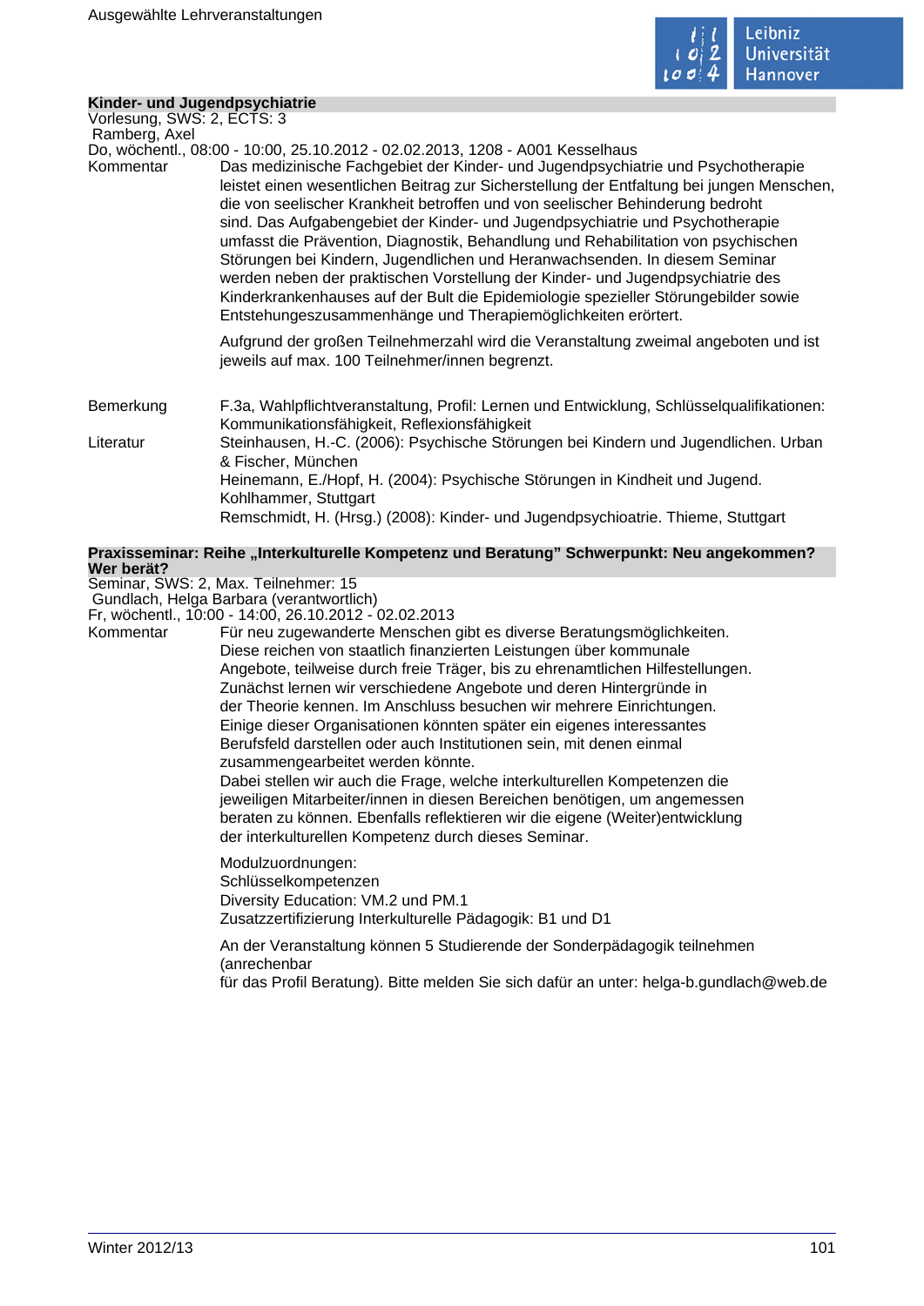### Kinder- und Jugendpsychiatrie

Vorlesung, SWS: 2, ECTS: 3
Ramberg, Axel
Do, wöchentl., 08:00 - 10:00, 25.10.2012 - 02.02.2013, 1208 - A001 Kesselhaus

**Kommentar**

Das medizinische Fachgebiet der Kinder- und Jugendpsychiatrie und Psychotherapie leistet einen wesentlichen Beitrag zur Sicherstellung der Entfaltung bei jungen Menschen, die von seelischer Krankheit betroffen und von seelischer Behinderung bedroht sind. Das Aufgabengebiet der Kinder- und Jugendpsychiatrie und Psychotherapie umfasst die Prävention, Diagnostik, Behandlung und Rehabilitation von psychischen Störungen bei Kindern, Jugendlichen und Heranwachsenden. In diesem Seminar werden neben der praktischen Vorstellung der Kinder- und Jugendpsychiatrie des Kinderkrankenhauses auf der Bult die Epidemiologie spezieller Störungebilder sowie Entstehungeszusammenhänge und Therapiemöglichkeiten erörtert.

Aufgrund der großen Teilnehmerzahl wird die Veranstaltung zweimal angeboten und ist jeweils auf max. 100 Teilnehmer/innen begrenzt.

**Bemerkung**

F.3a, Wahlpflichtveranstaltung, Profil: Lernen und Entwicklung, Schlüsselqualifikationen: Kommunikationsfähigkeit, Reflexionsfähigkeit

**Literatur**

Steinhausen, H.-C. (2006): Psychische Störungen bei Kindern und Jugendlichen. Urban & Fischer, München
Heinemann, E./Hopf, H. (2004): Psychische Störungen in Kindheit und Jugend. Kohlhammer, Stuttgart
Remschmidt, H. (Hrsg.) (2008): Kinder- und Jugendpsychioatrie. Thieme, Stuttgart

### Praxisseminar: Reihe „Interkulturelle Kompetenz und Beratung” Schwerpunkt: Neu angekommen? Wer berät?

Seminar, SWS: 2, Max. Teilnehmer: 15
Gundlach, Helga Barbara (verantwortlich)
Fr, wöchentl., 10:00 - 14:00, 26.10.2012 - 02.02.2013

**Kommentar**

Für neu zugewanderte Menschen gibt es diverse Beratungsmöglichkeiten. Diese reichen von staatlich finanzierten Leistungen über kommunale Angebote, teilweise durch freie Träger, bis zu ehrenamtlichen Hilfestellungen. Zunächst lernen wir verschiedene Angebote und deren Hintergründe in der Theorie kennen. Im Anschluss besuchen wir mehrere Einrichtungen. Einige dieser Organisationen könnten später ein eigenes interessantes Berufsfeld darstellen oder auch Institutionen sein, mit denen einmal zusammengearbeitet werden könnte.
Dabei stellen wir auch die Frage, welche interkulturellen Kompetenzen die jeweiligen Mitarbeiter/innen in diesen Bereichen benötigen, um angemessen beraten zu können. Ebenfalls reflektieren wir die eigene (Weiter)entwicklung der interkulturellen Kompetenz durch dieses Seminar.

Modulzuordnungen:
Schlüsselkompetenzen
Diversity Education: VM.2 und PM.1
Zusatzzertifizierung Interkulturelle Pädagogik: B1 und D1

An der Veranstaltung können 5 Studierende der Sonderpädagogik teilnehmen (anrechenbar
für das Profil Beratung). Bitte melden Sie sich dafür an unter: helga-b.gundlach@web.de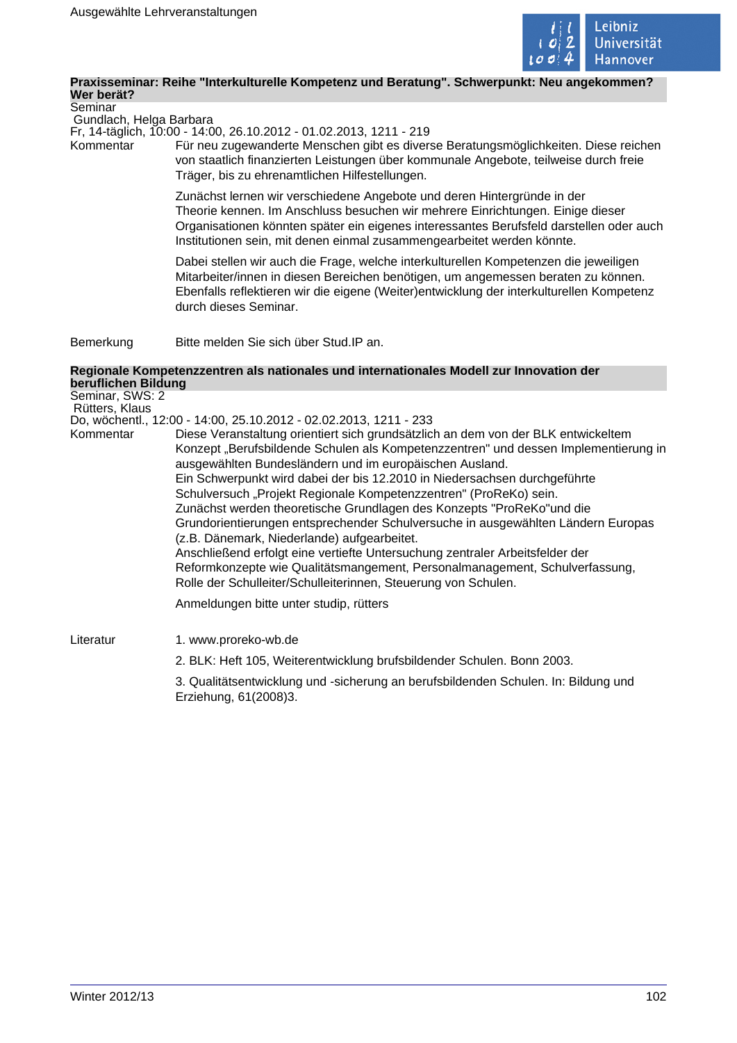### Praxisseminar: Reihe "Interkulturelle Kompetenz und Beratung". Schwerpunkt: Neu angekommen? Wer berät?

Seminar
Gundlach, Helga Barbara
Fr, 14-täglich, 10:00 - 14:00, 26.10.2012 - 01.02.2013, 1211 - 219

**Kommentar**

Für neu zugewanderte Menschen gibt es diverse Beratungsmöglichkeiten. Diese reichen von staatlich finanzierten Leistungen über kommunale Angebote, teilweise durch freie Träger, bis zu ehrenamtlichen Hilfestellungen.

Zunächst lernen wir verschiedene Angebote und deren Hintergründe in der Theorie kennen. Im Anschluss besuchen wir mehrere Einrichtungen. Einige dieser Organisationen könnten später ein eigenes interessantes Berufsfeld darstellen oder auch Institutionen sein, mit denen einmal zusammengearbeitet werden könnte.

Dabei stellen wir auch die Frage, welche interkulturellen Kompetenzen die jeweiligen Mitarbeiter/innen in diesen Bereichen benötigen, um angemessen beraten zu können. Ebenfalls reflektieren wir die eigene (Weiter)entwicklung der interkulturellen Kompetenz durch dieses Seminar.

**Bemerkung**

Bitte melden Sie sich über Stud.IP an.

### Regionale Kompetenzzentren als nationales und internationales Modell zur Innovation der beruflichen Bildung

Seminar, SWS: 2
Rütters, Klaus
Do, wöchentl., 12:00 - 14:00, 25.10.2012 - 02.02.2013, 1211 - 233

**Kommentar**

Diese Veranstaltung orientiert sich grundsätzlich an dem von der BLK entwickeltem Konzept „Berufsbildende Schulen als Kompetenzzentren" und dessen Implementierung in ausgewählten Bundesländern und im europäischen Ausland.
Ein Schwerpunkt wird dabei der bis 12.2010 in Niedersachsen durchgeführte Schulversuch „Projekt Regionale Kompetenzzentren" (ProReKo) sein.
Zunächst werden theoretische Grundlagen des Konzepts "ProReKo"und die Grundorientierungen entsprechender Schulversuche in ausgewählten Ländern Europas (z.B. Dänemark, Niederlande) aufgearbeitet.
Anschließend erfolgt eine vertiefte Untersuchung zentraler Arbeitsfelder der Reformkonzepte wie Qualitätsmangement, Personalmanagement, Schulverfassung, Rolle der Schulleiter/Schulleiterinnen, Steuerung von Schulen.

Anmeldungen bitte unter studip, rütters

**Literatur**

1. www.proreko-wb.de
2. BLK: Heft 105, Weiterentwicklung brufsbildender Schulen. Bonn 2003.
3. Qualitätsentwicklung und -sicherung an berufsbildenden Schulen. In: Bildung und Erziehung, 61(2008)3.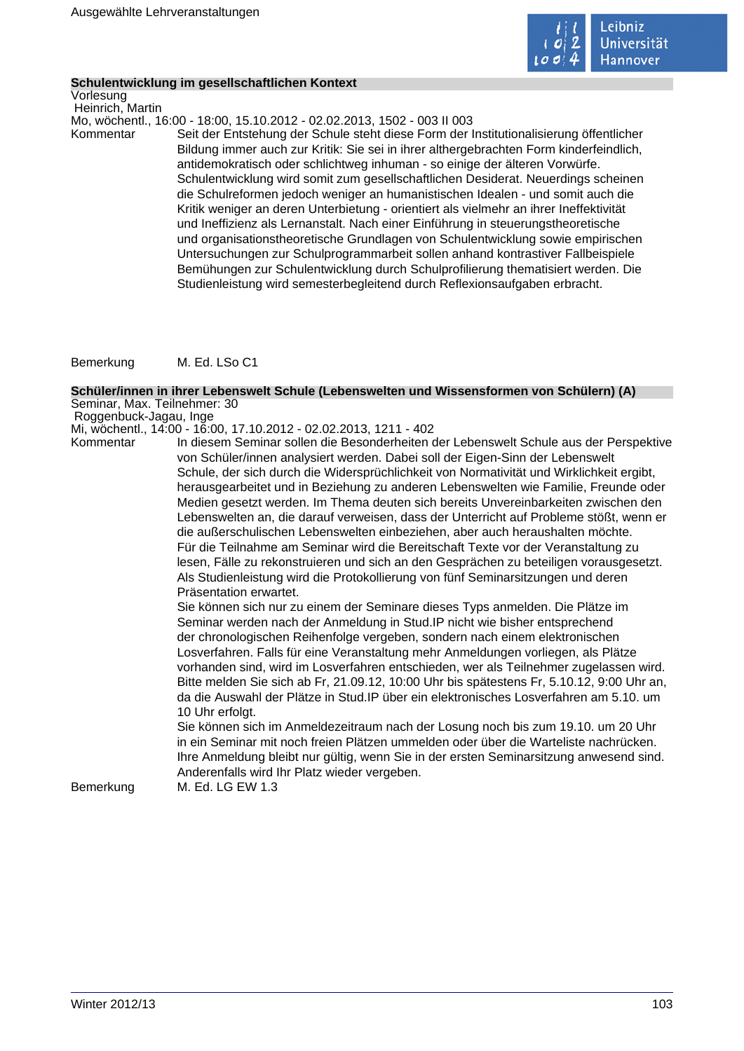### Schulentwicklung im gesellschaftlichen Kontext

Vorlesung
Heinrich, Martin
Mo, wöchentl., 16:00 - 18:00, 15.10.2012 - 02.02.2013, 1502 - 003 II 003

**Kommentar**

Seit der Entstehung der Schule steht diese Form der Institutionalisierung öffentlicher Bildung immer auch zur Kritik: Sie sei in ihrer althergebrachten Form kinderfeindlich, antidemokratisch oder schlichtweg inhuman - so einige der älteren Vorwürfe. Schulentwicklung wird somit zum gesellschaftlichen Desiderat. Neuerdings scheinen die Schulreformen jedoch weniger an humanistischen Idealen - und somit auch die Kritik weniger an deren Unterbietung - orientiert als vielmehr an ihrer Ineffektivität und Ineffizienz als Lernanstalt. Nach einer Einführung in steuerungstheoretische und organisationstheoretische Grundlagen von Schulentwicklung sowie empirischen Untersuchungen zur Schulprogrammarbeit sollen anhand kontrastiver Fallbeispiele Bemühungen zur Schulentwicklung durch Schulprofilierung thematisiert werden. Die Studienleistung wird semesterbegleitend durch Reflexionsaufgaben erbracht.

**Bemerkung**

M. Ed. LSo C1

### Schüler/innen in ihrer Lebenswelt Schule (Lebenswelten und Wissensformen von Schülern) (A)

Seminar, Max. Teilnehmer: 30
Roggenbuck-Jagau, Inge
Mi, wöchentl., 14:00 - 16:00, 17.10.2012 - 02.02.2013, 1211 - 402

**Kommentar**

In diesem Seminar sollen die Besonderheiten der Lebenswelt Schule aus der Perspektive von Schüler/innen analysiert werden. Dabei soll der Eigen-Sinn der Lebenswelt Schule, der sich durch die Widersprüchlichkeit von Normativität und Wirklichkeit ergibt, herausgearbeitet und in Beziehung zu anderen Lebenswelten wie Familie, Freunde oder Medien gesetzt werden. Im Thema deuten sich bereits Unvereinbarkeiten zwischen den Lebenswelten an, die darauf verweisen, dass der Unterricht auf Probleme stößt, wenn er die außerschulischen Lebenswelten einbeziehen, aber auch heraushalten möchte.
Für die Teilnahme am Seminar wird die Bereitschaft Texte vor der Veranstaltung zu lesen, Fälle zu rekonstruieren und sich an den Gesprächen zu beteiligen vorausgesetzt.
Als Studienleistung wird die Protokollierung von fünf Seminarsitzungen und deren Präsentation erwartet.
Sie können sich nur zu einem der Seminare dieses Typs anmelden. Die Plätze im Seminar werden nach der Anmeldung in Stud.IP nicht wie bisher entsprechend der chronologischen Reihenfolge vergeben, sondern nach einem elektronischen Losverfahren. Falls für eine Veranstaltung mehr Anmeldungen vorliegen, als Plätze vorhanden sind, wird im Losverfahren entschieden, wer als Teilnehmer zugelassen wird. Bitte melden Sie sich ab Fr, 21.09.12, 10:00 Uhr bis spätestens Fr, 5.10.12, 9:00 Uhr an, da die Auswahl der Plätze in Stud.IP über ein elektronisches Losverfahren am 5.10. um 10 Uhr erfolgt.
Sie können sich im Anmeldezeitraum nach der Losung noch bis zum 19.10. um 20 Uhr in ein Seminar mit noch freien Plätzen ummelden oder über die Warteliste nachrücken. Ihre Anmeldung bleibt nur gültig, wenn Sie in der ersten Seminarsitzung anwesend sind. Anderenfalls wird Ihr Platz wieder vergeben.

**Bemerkung**

M. Ed. LG EW 1.3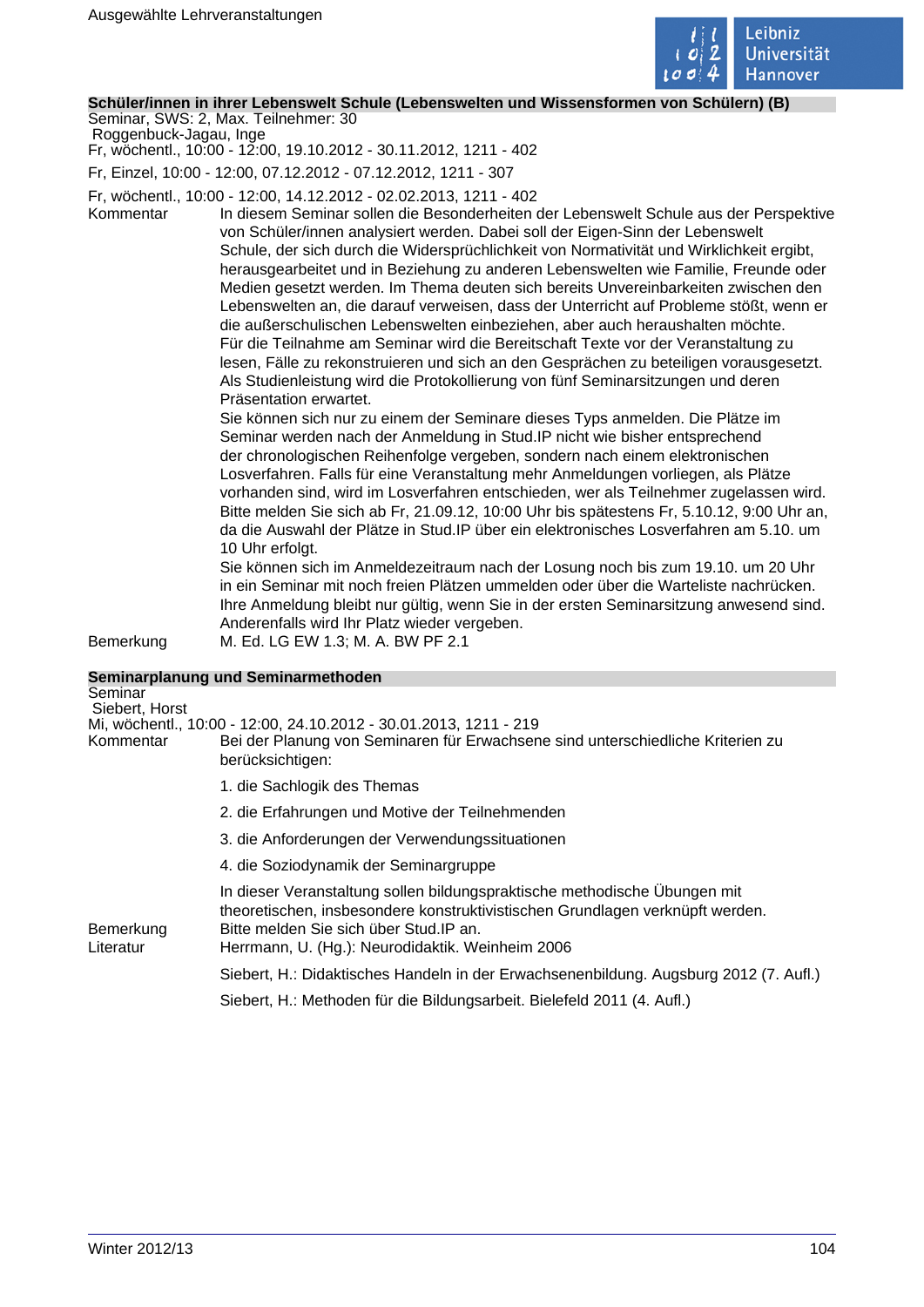**Schüler/innen in ihrer Lebenswelt Schule (Lebenswelten und Wissensformen von Schülern) (B)**

Seminar, SWS: 2, Max. Teilnehmer: 30

Roggenbuck-Jagau, Inge

Fr, wöchentl., 10:00 - 12:00, 19.10.2012 - 30.11.2012, 1211 - 402

Fr, Einzel, 10:00 - 12:00, 07.12.2012 - 07.12.2012, 1211 - 307

Fr, wöchentl., 10:00 - 12:00, 14.12.2012 - 02.02.2013, 1211 - 402

Kommentar: In diesem Seminar sollen die Besonderheiten der Lebenswelt Schule aus der Perspektive von Schüler/innen analysiert werden. Dabei soll der Eigen-Sinn der Lebenswelt Schule, der sich durch die Widersprüchlichkeit von Normativität und Wirklichkeit ergibt, herausgearbeitet und in Beziehung zu anderen Lebenswelten wie Familie, Freunde oder Medien gesetzt werden. Im Thema deuten sich bereits Unvereinbarkeiten zwischen den Lebenswelten an, die darauf verweisen, dass der Unterricht auf Probleme stößt, wenn er die außerschulischen Lebenswelten einbeziehen, aber auch heraushalten möchte.
Für die Teilnahme am Seminar wird die Bereitschaft Texte vor der Veranstaltung zu lesen, Fälle zu rekonstruieren und sich an den Gesprächen zu beteiligen vorausgesetzt. Als Studienleistung wird die Protokollierung von fünf Seminarsitzungen und deren Präsentation erwartet.
Sie können sich nur zu einem der Seminare dieses Typs anmelden. Die Plätze im Seminar werden nach der Anmeldung in Stud.IP nicht wie bisher entsprechend der chronologischen Reihenfolge vergeben, sondern nach einem elektronischen Losverfahren. Falls für eine Veranstaltung mehr Anmeldungen vorliegen, als Plätze vorhanden sind, wird im Losverfahren entschieden, wer als Teilnehmer zugelassen wird. Bitte melden Sie sich ab Fr, 21.09.12, 10:00 Uhr bis spätestens Fr, 5.10.12, 9:00 Uhr an, da die Auswahl der Plätze in Stud.IP über ein elektronisches Losverfahren am 5.10. um 10 Uhr erfolgt.
Sie können sich im Anmeldezeitraum nach der Losung noch bis zum 19.10. um 20 Uhr in ein Seminar mit noch freien Plätzen ummelden oder über die Warteliste nachrücken. Ihre Anmeldung bleibt nur gültig, wenn Sie in der ersten Seminarsitzung anwesend sind. Anderenfalls wird Ihr Platz wieder vergeben.

Bemerkung: M. Ed. LG EW 1.3; M. A. BW PF 2.1

**Seminarplanung und Seminarmethoden**

Seminar

Siebert, Horst

Mi, wöchentl., 10:00 - 12:00, 24.10.2012 - 30.01.2013, 1211 - 219

Kommentar: Bei der Planung von Seminaren für Erwachsene sind unterschiedliche Kriterien zu berücksichtigen:

1. die Sachlogik des Themas
2. die Erfahrungen und Motive der Teilnehmenden
3. die Anforderungen der Verwendungssituationen
4. die Soziodynamik der Seminargruppe

In dieser Veranstaltung sollen bildungspraktische methodische Übungen mit theoretischen, insbesondere konstruktivistischen Grundlagen verknüpft werden.

Bemerkung: Bitte melden Sie sich über Stud.IP an.

Literatur: Herrmann, U. (Hg.): Neurodidaktik. Weinheim 2006

Siebert, H.: Didaktisches Handeln in der Erwachsenenbildung. Augsburg 2012 (7. Aufl.)

Siebert, H.: Methoden für die Bildungsarbeit. Bielefeld 2011 (4. Aufl.)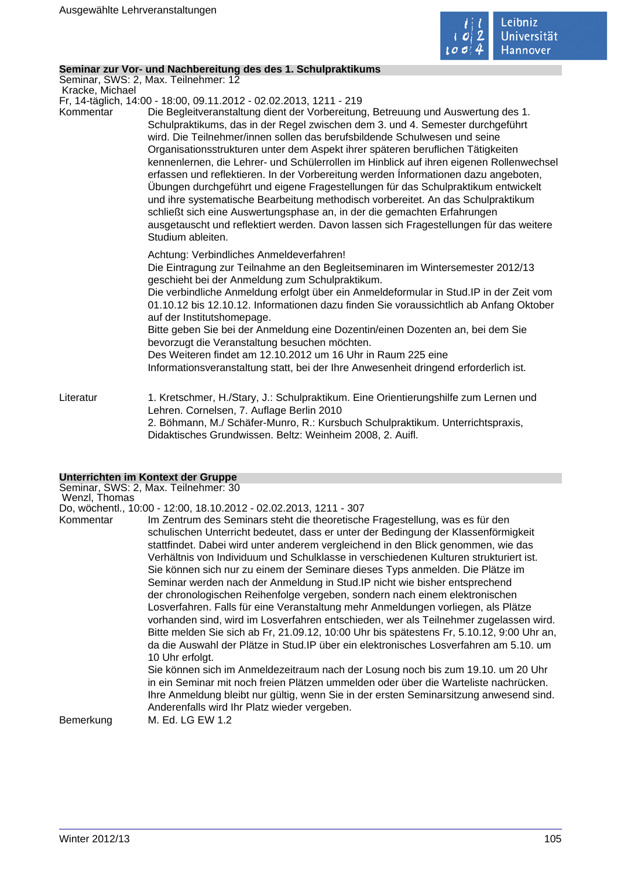### Seminar zur Vor- und Nachbereitung des des 1. Schulpraktikums

Seminar, SWS: 2, Max. Teilnehmer: 12
Kracke, Michael
Fr, 14-täglich, 14:00 - 18:00, 09.11.2012 - 02.02.2013, 1211 - 219

**Kommentar**

Die Begleitveranstaltung dient der Vorbereitung, Betreuung und Auswertung des 1. Schulpraktikums, das in der Regel zwischen dem 3. und 4. Semester durchgeführt wird. Die Teilnehmer/innen sollen das berufsbildende Schulwesen und seine Organisationsstrukturen unter dem Aspekt ihrer späteren beruflichen Tätigkeiten kennenlernen, die Lehrer- und Schülerrollen im Hinblick auf ihren eigenen Rollenwechsel erfassen und reflektieren. In der Vorbereitung werden Informationen dazu angeboten, Übungen durchgeführt und eigene Fragestellungen für das Schulpraktikum entwickelt und ihre systematische Bearbeitung methodisch vorbereitet. An das Schulpraktikum schließt sich eine Auswertungsphase an, in der die gemachten Erfahrungen ausgetauscht und reflektiert werden. Davon lassen sich Fragestellungen für das weitere Studium ableiten.

Achtung: Verbindliches Anmeldeverfahren!
Die Eintragung zur Teilnahme an den Begleitseminaren im Wintersemester 2012/13 geschieht bei der Anmeldung zum Schulpraktikum.
Die verbindliche Anmeldung erfolgt über ein Anmeldeformular in Stud.IP in der Zeit vom 01.10.12 bis 12.10.12. Informationen dazu finden Sie voraussichtlich ab Anfang Oktober auf der Institutshomepage.
Bitte geben Sie bei der Anmeldung eine Dozentin/einen Dozenten an, bei dem Sie bevorzugt die Veranstaltung besuchen möchten.
Des Weiteren findet am 12.10.2012 um 16 Uhr in Raum 225 eine Informationsveranstaltung statt, bei der Ihre Anwesenheit dringend erforderlich ist.

**Literatur**

1. Kretschmer, H./Stary, J.: Schulpraktikum. Eine Orientierungshilfe zum Lernen und Lehren. Cornelsen, 7. Auflage Berlin 2010
2. Böhmann, M./ Schäfer-Munro, R.: Kursbuch Schulpraktikum. Unterrichtspraxis, Didaktisches Grundwissen. Beltz: Weinheim 2008, 2. Auifl.

### Unterrichten im Kontext der Gruppe

Seminar, SWS: 2, Max. Teilnehmer: 30
Wenzl, Thomas
Do, wöchentl., 10:00 - 12:00, 18.10.2012 - 02.02.2013, 1211 - 307

**Kommentar**

Im Zentrum des Seminars steht die theoretische Fragestellung, was es für den schulischen Unterricht bedeutet, dass er unter der Bedingung der Klassenförmigkeit stattfindet. Dabei wird unter anderem vergleichend in den Blick genommen, wie das Verhältnis von Individuum und Schulklasse in verschiedenen Kulturen strukturiert ist.
Sie können sich nur zu einem der Seminare dieses Typs anmelden. Die Plätze im Seminar werden nach der Anmeldung in Stud.IP nicht wie bisher entsprechend der chronologischen Reihenfolge vergeben, sondern nach einem elektronischen Losverfahren. Falls für eine Veranstaltung mehr Anmeldungen vorliegen, als Plätze vorhanden sind, wird im Losverfahren entschieden, wer als Teilnehmer zugelassen wird.
Bitte melden Sie sich ab Fr, 21.09.12, 10:00 Uhr bis spätestens Fr, 5.10.12, 9:00 Uhr an, da die Auswahl der Plätze in Stud.IP über ein elektronisches Losverfahren am 5.10. um 10 Uhr erfolgt.
Sie können sich im Anmeldezeitraum nach der Losung noch bis zum 19.10. um 20 Uhr in ein Seminar mit noch freien Plätzen ummelden oder über die Warteliste nachrücken.
Ihre Anmeldung bleibt nur gültig, wenn Sie in der ersten Seminarsitzung anwesend sind. Anderenfalls wird Ihr Platz wieder vergeben.

**Bemerkung**

M. Ed. LG EW 1.2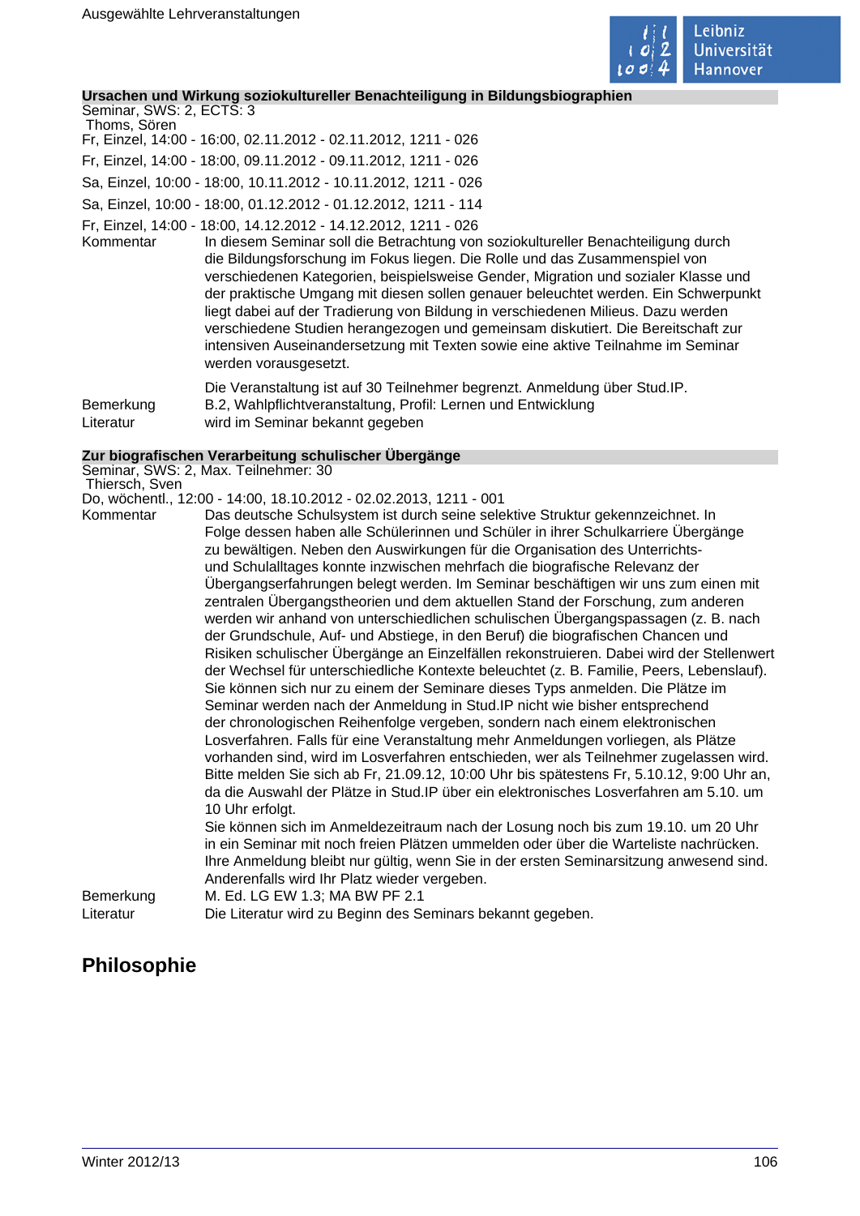### Ursachen und Wirkung soziokultureller Benachteiligung in Bildungsbiographien

Seminar, SWS: 2, ECTS: 3
Thoms, Sören

Fr, Einzel, 14:00 - 16:00, 02.11.2012 - 02.11.2012, 1211 - 026

Fr, Einzel, 14:00 - 18:00, 09.11.2012 - 09.11.2012, 1211 - 026

Sa, Einzel, 10:00 - 18:00, 10.11.2012 - 10.11.2012, 1211 - 026

Sa, Einzel, 10:00 - 18:00, 01.12.2012 - 01.12.2012, 1211 - 114

Fr, Einzel, 14:00 - 18:00, 14.12.2012 - 14.12.2012, 1211 - 026

**Kommentar**

In diesem Seminar soll die Betrachtung von soziokultureller Benachteiligung durch die Bildungsforschung im Fokus liegen. Die Rolle und das Zusammenspiel von verschiedenen Kategorien, beispielsweise Gender, Migration und sozialer Klasse und der praktische Umgang mit diesen sollen genauer beleuchtet werden. Ein Schwerpunkt liegt dabei auf der Tradierung von Bildung in verschiedenen Milieus. Dazu werden verschiedene Studien herangezogen und gemeinsam diskutiert. Die Bereitschaft zur intensiven Auseinandersetzung mit Texten sowie eine aktive Teilnahme im Seminar werden vorausgesetzt.

Die Veranstaltung ist auf 30 Teilnehmer begrenzt. Anmeldung über Stud.IP.

**Bemerkung** B.2, Wahlpflichtveranstaltung, Profil: Lernen und Entwicklung

**Literatur** wird im Seminar bekannt gegeben

### Zur biografischen Verarbeitung schulischer Übergänge

Seminar, SWS: 2, Max. Teilnehmer: 30
Thiersch, Sven

Do, wöchentl., 12:00 - 14:00, 18.10.2012 - 02.02.2013, 1211 - 001

**Kommentar**

Das deutsche Schulsystem ist durch seine selektive Struktur gekennzeichnet. In Folge dessen haben alle Schülerinnen und Schüler in ihrer Schulkarriere Übergänge zu bewältigen. Neben den Auswirkungen für die Organisation des Unterrichts- und Schulalltages konnte inzwischen mehrfach die biografische Relevanz der Übergangserfahrungen belegt werden. Im Seminar beschäftigen wir uns zum einen mit zentralen Übergangstheorien und dem aktuellen Stand der Forschung, zum anderen werden wir anhand von unterschiedlichen schulischen Übergangspassagen (z. B. nach der Grundschule, Auf- und Abstiege, in den Beruf) die biografischen Chancen und Risiken schulischer Übergänge an Einzelfällen rekonstruieren. Dabei wird der Stellenwert der Wechsel für unterschiedliche Kontexte beleuchtet (z. B. Familie, Peers, Lebenslauf).
Sie können sich nur zu einem der Seminare dieses Typs anmelden. Die Plätze im Seminar werden nach der Anmeldung in Stud.IP nicht wie bisher entsprechend der chronologischen Reihenfolge vergeben, sondern nach einem elektronischen Losverfahren. Falls für eine Veranstaltung mehr Anmeldungen vorliegen, als Plätze vorhanden sind, wird im Losverfahren entschieden, wer als Teilnehmer zugelassen wird. Bitte melden Sie sich ab Fr, 21.09.12, 10:00 Uhr bis spätestens Fr, 5.10.12, 9:00 Uhr an, da die Auswahl der Plätze in Stud.IP über ein elektronisches Losverfahren am 5.10. um 10 Uhr erfolgt.
Sie können sich im Anmeldezeitraum nach der Losung noch bis zum 19.10. um 20 Uhr in ein Seminar mit noch freien Plätzen ummelden oder über die Warteliste nachrücken. Ihre Anmeldung bleibt nur gültig, wenn Sie in der ersten Seminarsitzung anwesend sind. Anderenfalls wird Ihr Platz wieder vergeben.

**Bemerkung** M. Ed. LG EW 1.3; MA BW PF 2.1

**Literatur** Die Literatur wird zu Beginn des Seminars bekannt gegeben.

## Philosophie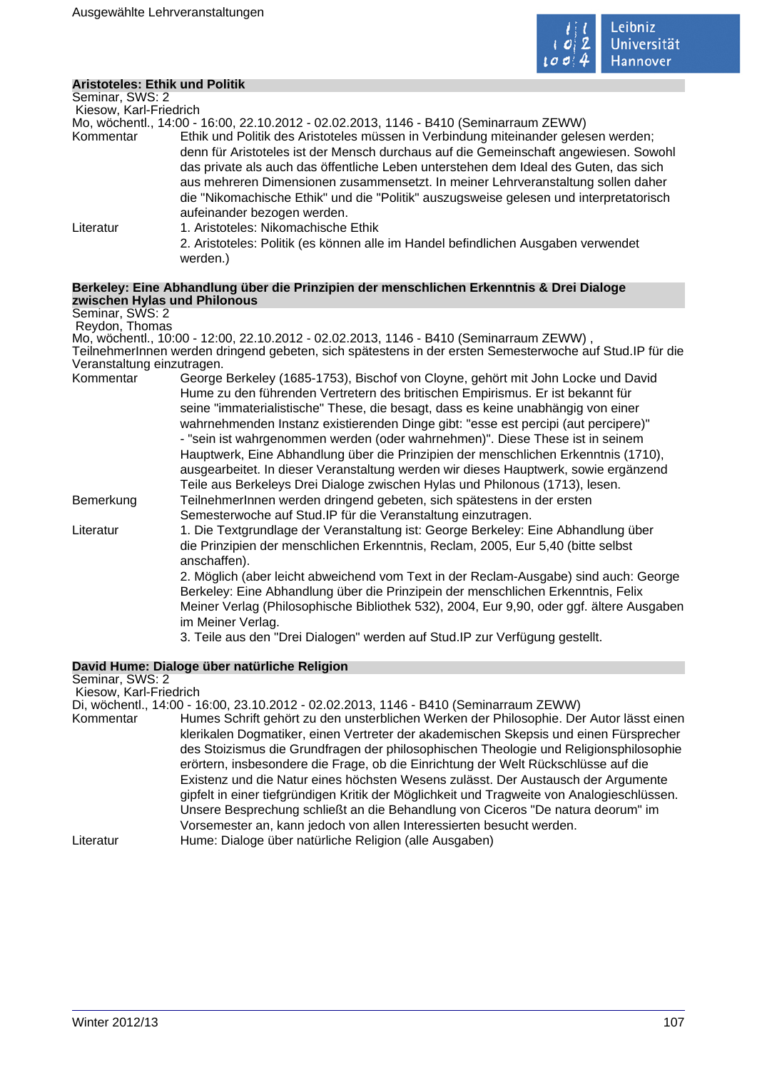### Aristoteles: Ethik und Politik

Seminar, SWS: 2
Kiesow, Karl-Friedrich
Mo, wöchentl., 14:00 - 16:00, 22.10.2012 - 02.02.2013, 1146 - B410 (Seminarraum ZEWW)

**Kommentar** Ethik und Politik des Aristoteles müssen in Verbindung miteinander gelesen werden; denn für Aristoteles ist der Mensch durchaus auf die Gemeinschaft angewiesen. Sowohl das private als auch das öffentliche Leben unterstehen dem Ideal des Guten, das sich aus mehreren Dimensionen zusammensetzt. In meiner Lehrveranstaltung sollen daher die "Nikomachische Ethik" und die "Politik" auszugsweise gelesen und interpretatorisch aufeinander bezogen werden.

**Literatur**
1. Aristoteles: Nikomachische Ethik
2. Aristoteles: Politik (es können alle im Handel befindlichen Ausgaben verwendet werden.)

### Berkeley: Eine Abhandlung über die Prinzipien der menschlichen Erkenntnis & Drei Dialoge zwischen Hylas und Philonous

Seminar, SWS: 2
Reydon, Thomas
Mo, wöchentl., 10:00 - 12:00, 22.10.2012 - 02.02.2013, 1146 - B410 (Seminarraum ZEWW) , TeilnehmerInnen werden dringend gebeten, sich spätestens in der ersten Semesterwoche auf Stud.IP für die Veranstaltung einzutragen.

**Kommentar** George Berkeley (1685-1753), Bischof von Cloyne, gehört mit John Locke und David Hume zu den führenden Vertretern des britischen Empirismus. Er ist bekannt für seine "immaterialistische" These, die besagt, dass es keine unabhängig von einer wahrnehmenden Instanz existierenden Dinge gibt: "esse est percipi (aut percipere)" - "sein ist wahrgenommen werden (oder wahrnehmen)". Diese These ist in seinem Hauptwerk, Eine Abhandlung über die Prinzipien der menschlichen Erkenntnis (1710), ausgearbeitet. In dieser Veranstaltung werden wir dieses Hauptwerk, sowie ergänzend Teile aus Berkeleys Drei Dialoge zwischen Hylas und Philonous (1713), lesen.

**Bemerkung** TeilnehmerInnen werden dringend gebeten, sich spätestens in der ersten Semesterwoche auf Stud.IP für die Veranstaltung einzutragen.

**Literatur**
1. Die Textgrundlage der Veranstaltung ist: George Berkeley: Eine Abhandlung über die Prinzipien der menschlichen Erkenntnis, Reclam, 2005, Eur 5,40 (bitte selbst anschaffen).
2. Möglich (aber leicht abweichend vom Text in der Reclam-Ausgabe) sind auch: George Berkeley: Eine Abhandlung über die Prinzipein der menschlichen Erkenntnis, Felix Meiner Verlag (Philosophische Bibliothek 532), 2004, Eur 9,90, oder ggf. ältere Ausgaben im Meiner Verlag.
3. Teile aus den "Drei Dialogen" werden auf Stud.IP zur Verfügung gestellt.

### David Hume: Dialoge über natürliche Religion

Seminar, SWS: 2
Kiesow, Karl-Friedrich
Di, wöchentl., 14:00 - 16:00, 23.10.2012 - 02.02.2013, 1146 - B410 (Seminarraum ZEWW)

**Kommentar** Humes Schrift gehört zu den unsterblichen Werken der Philosophie. Der Autor lässt einen klerikalen Dogmatiker, einen Vertreter der akademischen Skepsis und einen Fürsprecher des Stoizismus die Grundfragen der philosophischen Theologie und Religionsphilosophie erörtern, insbesondere die Frage, ob die Einrichtung der Welt Rückschlüsse auf die Existenz und die Natur eines höchsten Wesens zulässt. Der Austausch der Argumente gipfelt in einer tiefgründigen Kritik der Möglichkeit und Tragweite von Analogieschlüssen. Unsere Besprechung schließt an die Behandlung von Ciceros "De natura deorum" im Vorsemester an, kann jedoch von allen Interessierten besucht werden.

**Literatur** Hume: Dialoge über natürliche Religion (alle Ausgaben)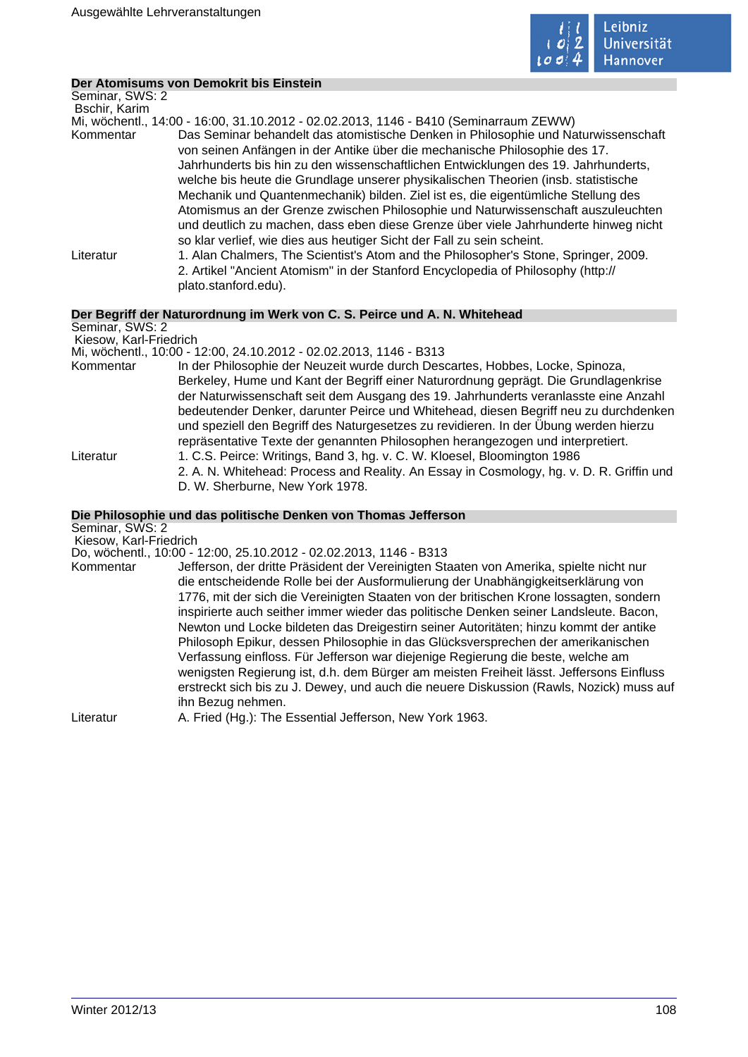## Der Atomisums von Demokrit bis Einstein

Seminar, SWS: 2
Bschir, Karim
Mi, wöchentl., 14:00 - 16:00, 31.10.2012 - 02.02.2013, 1146 - B410 (Seminarraum ZEWW)

Kommentar: Das Seminar behandelt das atomistische Denken in Philosophie und Naturwissenschaft von seinen Anfängen in der Antike über die mechanische Philosophie des 17. Jahrhunderts bis hin zu den wissenschaftlichen Entwicklungen des 19. Jahrhunderts, welche bis heute die Grundlage unserer physikalischen Theorien (insb. statistische Mechanik und Quantenmechanik) bilden. Ziel ist es, die eigentümliche Stellung des Atomismus an der Grenze zwischen Philosophie und Naturwissenschaft auszuleuchten und deutlich zu machen, dass eben diese Grenze über viele Jahrhunderte hinweg nicht so klar verlief, wie dies aus heutiger Sicht der Fall zu sein scheint.

Literatur:
1. Alan Chalmers, The Scientist's Atom and the Philosopher's Stone, Springer, 2009.
2. Artikel "Ancient Atomism" in der Stanford Encyclopedia of Philosophy (http://plato.stanford.edu).

## Der Begriff der Naturordnung im Werk von C. S. Peirce und A. N. Whitehead

Seminar, SWS: 2
Kiesow, Karl-Friedrich
Mi, wöchentl., 10:00 - 12:00, 24.10.2012 - 02.02.2013, 1146 - B313

Kommentar: In der Philosophie der Neuzeit wurde durch Descartes, Hobbes, Locke, Spinoza, Berkeley, Hume und Kant der Begriff einer Naturordnung geprägt. Die Grundlagenkrise der Naturwissenschaft seit dem Ausgang des 19. Jahrhunderts veranlasste eine Anzahl bedeutender Denker, darunter Peirce und Whitehead, diesen Begriff neu zu durchdenken und speziell den Begriff des Naturgesetzes zu revidieren. In der Übung werden hierzu repräsentative Texte der genannten Philosophen herangezogen und interpretiert.

Literatur:
1. C.S. Peirce: Writings, Band 3, hg. v. C. W. Kloesel, Bloomington 1986
2. A. N. Whitehead: Process and Reality. An Essay in Cosmology, hg. v. D. R. Griffin und D. W. Sherburne, New York 1978.

## Die Philosophie und das politische Denken von Thomas Jefferson

Seminar, SWS: 2
Kiesow, Karl-Friedrich
Do, wöchentl., 10:00 - 12:00, 25.10.2012 - 02.02.2013, 1146 - B313

Kommentar: Jefferson, der dritte Präsident der Vereinigten Staaten von Amerika, spielte nicht nur die entscheidende Rolle bei der Ausformulierung der Unabhängigkeitserklärung von 1776, mit der sich die Vereinigten Staaten von der britischen Krone lossagten, sondern inspirierte auch seither immer wieder das politische Denken seiner Landsleute. Bacon, Newton und Locke bildeten das Dreigestirn seiner Autoritäten; hinzu kommt der antike Philosoph Epikur, dessen Philosophie in das Glücksversprechen der amerikanischen Verfassung einfloss. Für Jefferson war diejenige Regierung die beste, welche am wenigsten Regierung ist, d.h. dem Bürger am meisten Freiheit lässt. Jeffersons Einfluss erstreckt sich bis zu J. Dewey, und auch die neuere Diskussion (Rawls, Nozick) muss auf ihn Bezug nehmen.

Literatur: A. Fried (Hg.): The Essential Jefferson, New York 1963.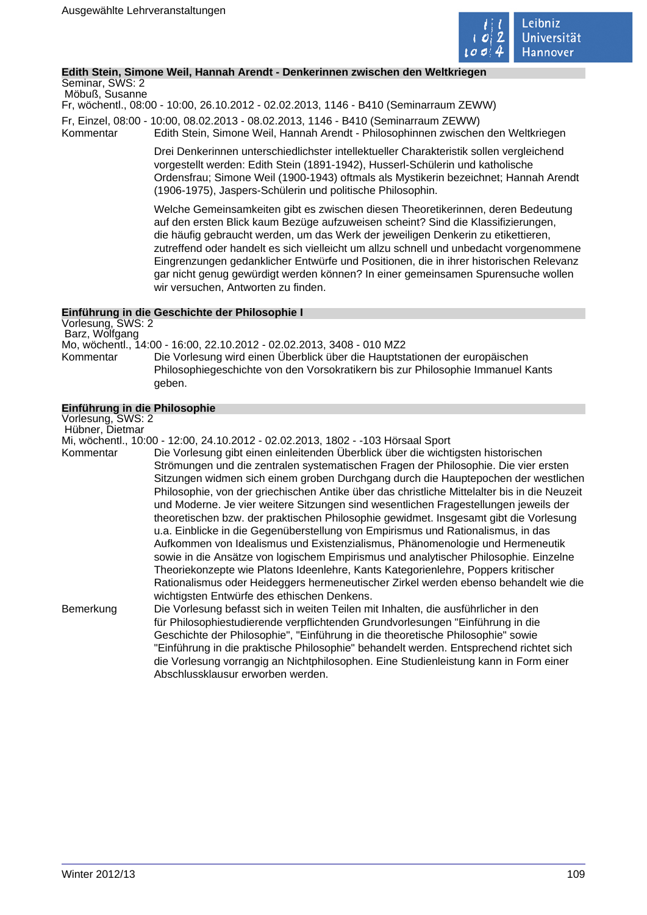### Edith Stein, Simone Weil, Hannah Arendt - Denkerinnen zwischen den Weltkriegen

Seminar, SWS: 2
Möbuß, Susanne
Fr, wöchentl., 08:00 - 10:00, 26.10.2012 - 02.02.2013, 1146 - B410 (Seminarraum ZEWW)
Fr, Einzel, 08:00 - 10:00, 08.02.2013 - 08.02.2013, 1146 - B410 (Seminarraum ZEWW)

Kommentar: Edith Stein, Simone Weil, Hannah Arendt - Philosophinnen zwischen den Weltkriegen

Drei Denkerinnen unterschiedlichster intellektueller Charakteristik sollen vergleichend vorgestellt werden: Edith Stein (1891-1942), Husserl-Schülerin und katholische Ordensfrau; Simone Weil (1900-1943) oftmals als Mystikerin bezeichnet; Hannah Arendt (1906-1975), Jaspers-Schülerin und politische Philosophin.

Welche Gemeinsamkeiten gibt es zwischen diesen Theoretikerinnen, deren Bedeutung auf den ersten Blick kaum Bezüge aufzuweisen scheint? Sind die Klassifizierungen, die häufig gebraucht werden, um das Werk der jeweiligen Denkerin zu etikettieren, zutreffend oder handelt es sich vielleicht um allzu schnell und unbedacht vorgenommene Eingrenzungen gedanklicher Entwürfe und Positionen, die in ihrer historischen Relevanz gar nicht genug gewürdigt werden können? In einer gemeinsamen Spurensuche wollen wir versuchen, Antworten zu finden.

### Einführung in die Geschichte der Philosophie I

Vorlesung, SWS: 2
Barz, Wolfgang
Mo, wöchentl., 14:00 - 16:00, 22.10.2012 - 02.02.2013, 3408 - 010 MZ2

Kommentar: Die Vorlesung wird einen Überblick über die Hauptstationen der europäischen Philosophiegeschichte von den Vorsokratikern bis zur Philosophie Immanuel Kants geben.

### Einführung in die Philosophie

Vorlesung, SWS: 2
Hübner, Dietmar
Mi, wöchentl., 10:00 - 12:00, 24.10.2012 - 02.02.2013, 1802 - -103 Hörsaal Sport

Kommentar: Die Vorlesung gibt einen einleitenden Überblick über die wichtigsten historischen Strömungen und die zentralen systematischen Fragen der Philosophie. Die vier ersten Sitzungen widmen sich einem groben Durchgang durch die Hauptepochen der westlichen Philosophie, von der griechischen Antike über das christliche Mittelalter bis in die Neuzeit und Moderne. Je vier weitere Sitzungen sind wesentlichen Fragestellungen jeweils der theoretischen bzw. der praktischen Philosophie gewidmet. Insgesamt gibt die Vorlesung u.a. Einblicke in die Gegenüberstellung von Empirismus und Rationalismus, in das Aufkommen von Idealismus und Existenzialismus, Phänomenologie und Hermeneutik sowie in die Ansätze von logischem Empirismus und analytischer Philosophie. Einzelne Theoriekonzepte wie Platons Ideenlehre, Kants Kategorienlehre, Poppers kritischer Rationalismus oder Heideggers hermeneutischer Zirkel werden ebenso behandelt wie die wichtigsten Entwürfe des ethischen Denkens.

Bemerkung: Die Vorlesung befasst sich in weiten Teilen mit Inhalten, die ausführlicher in den für Philosophiestudierende verpflichtenden Grundvorlesungen "Einführung in die Geschichte der Philosophie", "Einführung in die theoretische Philosophie" sowie "Einführung in die praktische Philosophie" behandelt werden. Entsprechend richtet sich die Vorlesung vorrangig an Nichtphilosophen. Eine Studienleistung kann in Form einer Abschlussklausur erworben werden.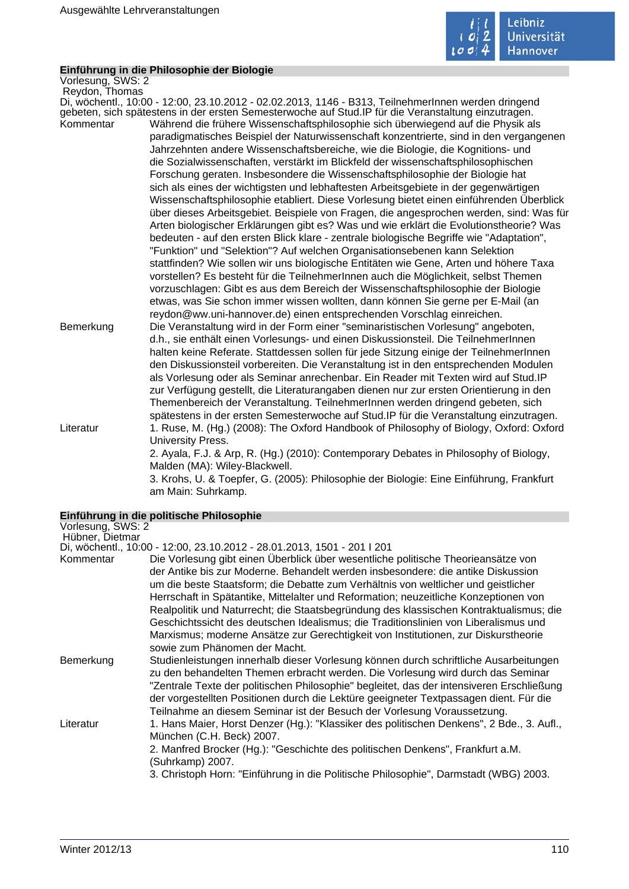## Einführung in die Philosophie der Biologie

Vorlesung, SWS: 2
Reydon, Thomas
Di, wöchentl., 10:00 - 12:00, 23.10.2012 - 02.02.2013, 1146 - B313, TeilnehmerInnen werden dringend gebeten, sich spätestens in der ersten Semesterwoche auf Stud.IP für die Veranstaltung einzutragen.

**Kommentar**

Während die frühere Wissenschaftsphilosophie sich überwiegend auf die Physik als paradigmatisches Beispiel der Naturwissenschaft konzentrierte, sind in den vergangenen Jahrzehnten andere Wissenschaftsbereiche, wie die Biologie, die Kognitions- und die Sozialwissenschaften, verstärkt im Blickfeld der wissenschaftsphilosophischen Forschung geraten. Insbesondere die Wissenschaftsphilosophie der Biologie hat sich als eines der wichtigsten und lebhaftesten Arbeitsgebiete in der gegenwärtigen Wissenschaftsphilosophie etabliert. Diese Vorlesung bietet einen einführenden Überblick über dieses Arbeitsgebiet. Beispiele von Fragen, die angesprochen werden, sind: Was für Arten biologischer Erklärungen gibt es? Was und wie erklärt die Evolutionstheorie? Was bedeuten - auf den ersten Blick klare - zentrale biologische Begriffe wie "Adaptation", "Funktion" und "Selektion"? Auf welchen Organisationsebenen kann Selektion stattfinden? Wie sollen wir uns biologische Entitäten wie Gene, Arten und höhere Taxa vorstellen? Es besteht für die TeilnehmerInnen auch die Möglichkeit, selbst Themen vorzuschlagen: Gibt es aus dem Bereich der Wissenschaftsphilosophie der Biologie etwas, was Sie schon immer wissen wollten, dann können Sie gerne per E-Mail (an reydon@ww.uni-hannover.de) einen entsprechenden Vorschlag einreichen.

**Bemerkung**

Die Veranstaltung wird in der Form einer "seminaristischen Vorlesung" angeboten, d.h., sie enthält einen Vorlesungs- und einen Diskussionsteil. Die TeilnehmerInnen halten keine Referate. Stattdessen sollen für jede Sitzung einige der TeilnehmerInnen den Diskussionsteil vorbereiten. Die Veranstaltung ist in den entsprechenden Modulen als Vorlesung oder als Seminar anrechenbar. Ein Reader mit Texten wird auf Stud.IP zur Verfügung gestellt, die Literaturangaben dienen nur zur ersten Orientierung in den Themenbereich der Veranstaltung. TeilnehmerInnen werden dringend gebeten, sich spätestens in der ersten Semesterwoche auf Stud.IP für die Veranstaltung einzutragen.

**Literatur**

1. Ruse, M. (Hg.) (2008): The Oxford Handbook of Philosophy of Biology, Oxford: Oxford University Press.
2. Ayala, F.J. & Arp, R. (Hg.) (2010): Contemporary Debates in Philosophy of Biology, Malden (MA): Wiley-Blackwell.
3. Krohs, U. & Toepfer, G. (2005): Philosophie der Biologie: Eine Einführung, Frankfurt am Main: Suhrkamp.

## Einführung in die politische Philosophie

Vorlesung, SWS: 2
Hübner, Dietmar
Di, wöchentl., 10:00 - 12:00, 23.10.2012 - 28.01.2013, 1501 - 201 I 201

**Kommentar**

Die Vorlesung gibt einen Überblick über wesentliche politische Theorieansätze von der Antike bis zur Moderne. Behandelt werden insbesondere: die antike Diskussion um die beste Staatsform; die Debatte zum Verhältnis von weltlicher und geistlicher Herrschaft in Spätantike, Mittelalter und Reformation; neuzeitliche Konzeptionen von Realpolitik und Naturrecht; die Staatsbegründung des klassischen Kontraktualismus; die Geschichtssicht des deutschen Idealismus; die Traditionslinien von Liberalismus und Marxismus; moderne Ansätze zur Gerechtigkeit von Institutionen, zur Diskurstheorie sowie zum Phänomen der Macht.

**Bemerkung**

Studienleistungen innerhalb dieser Vorlesung können durch schriftliche Ausarbeitungen zu den behandelten Themen erbracht werden. Die Vorlesung wird durch das Seminar "Zentrale Texte der politischen Philosophie" begleitet, das der intensiveren Erschließung der vorgestellten Positionen durch die Lektüre geeigneter Textpassagen dient. Für die Teilnahme an diesem Seminar ist der Besuch der Vorlesung Voraussetzung.

**Literatur**

1. Hans Maier, Horst Denzer (Hg.): "Klassiker des politischen Denkens", 2 Bde., 3. Aufl., München (C.H. Beck) 2007.
2. Manfred Brocker (Hg.): "Geschichte des politischen Denkens", Frankfurt a.M. (Suhrkamp) 2007.
3. Christoph Horn: "Einführung in die Politische Philosophie", Darmstadt (WBG) 2003.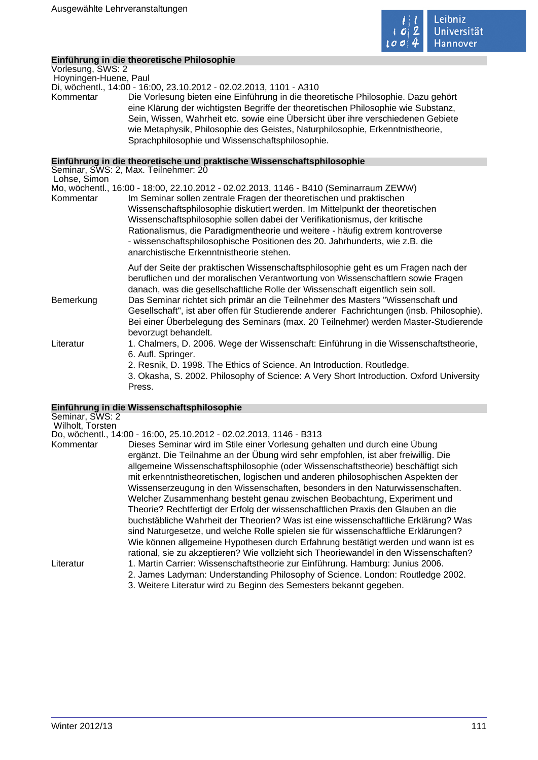### Einführung in die theoretische Philosophie

Vorlesung, SWS: 2
Hoyningen-Huene, Paul
Di, wöchentl., 14:00 - 16:00, 23.10.2012 - 02.02.2013, 1101 - A310

Kommentar: Die Vorlesung bieten eine Einführung in die theoretische Philosophie. Dazu gehört eine Klärung der wichtigsten Begriffe der theoretischen Philosophie wie Substanz, Sein, Wissen, Wahrheit etc. sowie eine Übersicht über ihre verschiedenen Gebiete wie Metaphysik, Philosophie des Geistes, Naturphilosophie, Erkenntnistheorie, Sprachphilosophie und Wissenschaftsphilosophie.

### Einführung in die theoretische und praktische Wissenschaftsphilosophie

Seminar, SWS: 2, Max. Teilnehmer: 20
Lohse, Simon
Mo, wöchentl., 16:00 - 18:00, 22.10.2012 - 02.02.2013, 1146 - B410 (Seminarraum ZEWW)

Kommentar: Im Seminar sollen zentrale Fragen der theoretischen und praktischen Wissenschaftsphilosophie diskutiert werden. Im Mittelpunkt der theoretischen Wissenschaftsphilosophie sollen dabei der Verifikationismus, der kritische Rationalismus, die Paradigmentheorie und weitere - häufig extrem kontroverse - wissenschaftsphilosophische Positionen des 20. Jahrhunderts, wie z.B. die anarchistische Erkenntnistheorie stehen.

Auf der Seite der praktischen Wissenschaftsphilosophie geht es um Fragen nach der beruflichen und der moralischen Verantwortung von Wissenschaftlern sowie Fragen danach, was die gesellschaftliche Rolle der Wissenschaft eigentlich sein soll.

Bemerkung: Das Seminar richtet sich primär an die Teilnehmer des Masters "Wissenschaft und Gesellschaft", ist aber offen für Studierende anderer Fachrichtungen (insb. Philosophie). Bei einer Überbelegung des Seminars (max. 20 Teilnehmer) werden Master-Studierende bevorzugt behandelt.

Literatur:
1. Chalmers, D. 2006. Wege der Wissenschaft: Einführung in die Wissenschaftstheorie, 6. Aufl. Springer.
2. Resnik, D. 1998. The Ethics of Science. An Introduction. Routledge.
3. Okasha, S. 2002. Philosophy of Science: A Very Short Introduction. Oxford University Press.

### Einführung in die Wissenschaftsphilosophie

Seminar, SWS: 2
Wilholt, Torsten
Do, wöchentl., 14:00 - 16:00, 25.10.2012 - 02.02.2013, 1146 - B313

Kommentar: Dieses Seminar wird im Stile einer Vorlesung gehalten und durch eine Übung ergänzt. Die Teilnahme an der Übung wird sehr empfohlen, ist aber freiwillig. Die allgemeine Wissenschaftsphilosophie (oder Wissenschaftstheorie) beschäftigt sich mit erkenntnistheoretischen, logischen und anderen philosophischen Aspekten der Wissenserzeugung in den Wissenschaften, besonders in den Naturwissenschaften. Welcher Zusammenhang besteht genau zwischen Beobachtung, Experiment und Theorie? Rechtfertigt der Erfolg der wissenschaftlichen Praxis den Glauben an die buchstäbliche Wahrheit der Theorien? Was ist eine wissenschaftliche Erklärung? Was sind Naturgesetze, und welche Rolle spielen sie für wissenschaftliche Erklärungen? Wie können allgemeine Hypothesen durch Erfahrung bestätigt werden und wann ist es rational, sie zu akzeptieren? Wie vollzieht sich Theoriewandel in den Wissenschaften?

Literatur:
1. Martin Carrier: Wissenschaftstheorie zur Einführung. Hamburg: Junius 2006.
2. James Ladyman: Understanding Philosophy of Science. London: Routledge 2002.
3. Weitere Literatur wird zu Beginn des Semesters bekannt gegeben.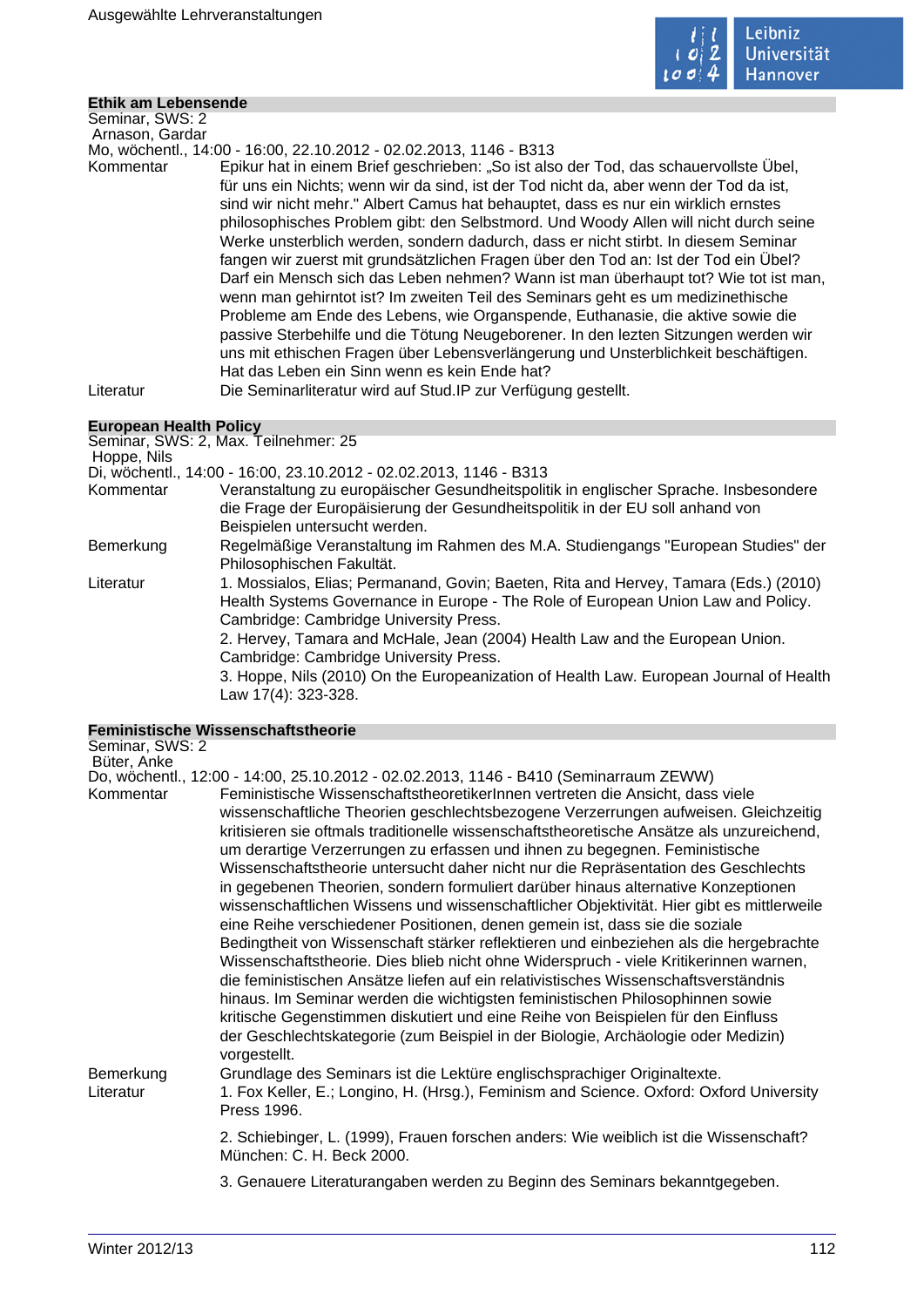## Ethik am Lebensende

Seminar, SWS: 2
Arnason, Gardar
Mo, wöchentl., 14:00 - 16:00, 22.10.2012 - 02.02.2013, 1146 - B313

**Kommentar**
Epikur hat in einem Brief geschrieben: „So ist also der Tod, das schauervollste Übel, für uns ein Nichts; wenn wir da sind, ist der Tod nicht da, aber wenn der Tod da ist, sind wir nicht mehr." Albert Camus hat behauptet, dass es nur ein wirklich ernstes philosophisches Problem gibt: den Selbstmord. Und Woody Allen will nicht durch seine Werke unsterblich werden, sondern dadurch, dass er nicht stirbt. In diesem Seminar fangen wir zuerst mit grundsätzlichen Fragen über den Tod an: Ist der Tod ein Übel? Darf ein Mensch sich das Leben nehmen? Wann ist man überhaupt tot? Wie tot ist man, wenn man gehirntot ist? Im zweiten Teil des Seminars geht es um medizinethische Probleme am Ende des Lebens, wie Organspende, Euthanasie, die aktive sowie die passive Sterbehilfe und die Tötung Neugeborener. In den lezten Sitzungen werden wir uns mit ethischen Fragen über Lebensverlängerung und Unsterblichkeit beschäftigen. Hat das Leben ein Sinn wenn es kein Ende hat?

**Literatur**
Die Seminarliteratur wird auf Stud.IP zur Verfügung gestellt.

## European Health Policy

Seminar, SWS: 2, Max. Teilnehmer: 25
Hoppe, Nils
Di, wöchentl., 14:00 - 16:00, 23.10.2012 - 02.02.2013, 1146 - B313

**Kommentar**
Veranstaltung zu europäischer Gesundheitspolitik in englischer Sprache. Insbesondere die Frage der Europäisierung der Gesundheitspolitik in der EU soll anhand von Beispielen untersucht werden.

**Bemerkung**
Regelmäßige Veranstaltung im Rahmen des M.A. Studiengangs "European Studies" der Philosophischen Fakultät.

**Literatur**
1. Mossialos, Elias; Permanand, Govin; Baeten, Rita and Hervey, Tamara (Eds.) (2010) Health Systems Governance in Europe - The Role of European Union Law and Policy. Cambridge: Cambridge University Press.
2. Hervey, Tamara and McHale, Jean (2004) Health Law and the European Union. Cambridge: Cambridge University Press.
3. Hoppe, Nils (2010) On the Europeanization of Health Law. European Journal of Health Law 17(4): 323-328.

## Feministische Wissenschaftstheorie

Seminar, SWS: 2
Büter, Anke
Do, wöchentl., 12:00 - 14:00, 25.10.2012 - 02.02.2013, 1146 - B410 (Seminarraum ZEWW)

**Kommentar**
Feministische WissenschaftstheoretikerInnen vertreten die Ansicht, dass viele wissenschaftliche Theorien geschlechtsbezogene Verzerrungen aufweisen. Gleichzeitig kritisieren sie oftmals traditionelle wissenschaftstheoretische Ansätze als unzureichend, um derartige Verzerrungen zu erfassen und ihnen zu begegnen. Feministische Wissenschaftstheorie untersucht daher nicht nur die Repräsentation des Geschlechts in gegebenen Theorien, sondern formuliert darüber hinaus alternative Konzeptionen wissenschaftlichen Wissens und wissenschaftlicher Objektivität. Hier gibt es mittlerweile eine Reihe verschiedener Positionen, denen gemein ist, dass sie die soziale Bedingtheit von Wissenschaft stärker reflektieren und einbeziehen als die hergebrachte Wissenschaftstheorie. Dies blieb nicht ohne Widerspruch - viele Kritikerinnen warnen, die feministischen Ansätze liefen auf ein relativistisches Wissenschaftsverständnis hinaus. Im Seminar werden die wichtigsten feministischen Philosophinnen sowie kritische Gegenstimmen diskutiert und eine Reihe von Beispielen für den Einfluss der Geschlechtskategorie (zum Beispiel in der Biologie, Archäologie oder Medizin) vorgestellt.

**Bemerkung**
Grundlage des Seminars ist die Lektüre englischsprachiger Originaltexte.

**Literatur**
1. Fox Keller, E.; Longino, H. (Hrsg.), Feminism and Science. Oxford: Oxford University Press 1996.

2. Schiebinger, L. (1999), Frauen forschen anders: Wie weiblich ist die Wissenschaft? München: C. H. Beck 2000.

3. Genauere Literaturangaben werden zu Beginn des Seminars bekanntgegeben.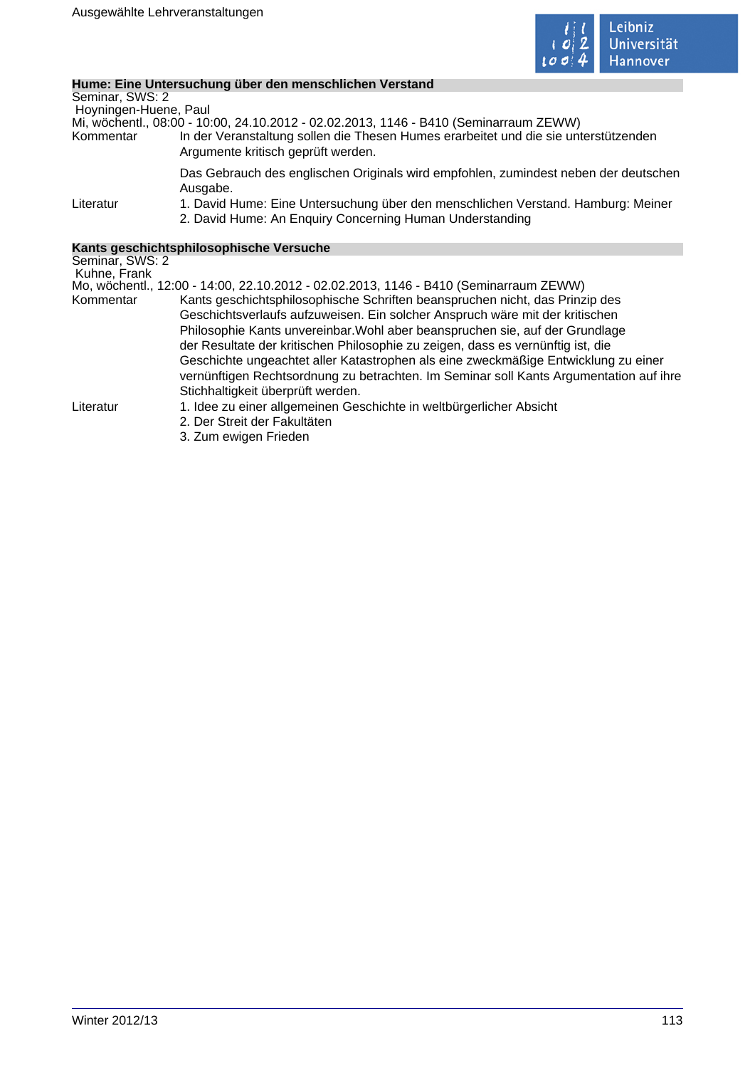## Hume: Eine Untersuchung über den menschlichen Verstand

Seminar, SWS: 2
Hoyningen-Huene, Paul
Mi, wöchentl., 08:00 - 10:00, 24.10.2012 - 02.02.2013, 1146 - B410 (Seminarraum ZEWW)

**Kommentar**

In der Veranstaltung sollen die Thesen Humes erarbeitet und die sie unterstützenden Argumente kritisch geprüft werden.

Das Gebrauch des englischen Originals wird empfohlen, zumindest neben der deutschen Ausgabe.

**Literatur**

1. David Hume: Eine Untersuchung über den menschlichen Verstand. Hamburg: Meiner
2. David Hume: An Enquiry Concerning Human Understanding

## Kants geschichtsphilosophische Versuche

Seminar, SWS: 2
Kuhne, Frank
Mo, wöchentl., 12:00 - 14:00, 22.10.2012 - 02.02.2013, 1146 - B410 (Seminarraum ZEWW)

**Kommentar**

Kants geschichtsphilosophische Schriften beanspruchen nicht, das Prinzip des Geschichtsverlaufs aufzuweisen. Ein solcher Anspruch wäre mit der kritischen Philosophie Kants unvereinbar.Wohl aber beanspruchen sie, auf der Grundlage der Resultate der kritischen Philosophie zu zeigen, dass es vernünftig ist, die Geschichte ungeachtet aller Katastrophen als eine zweckmäßige Entwicklung zu einer vernünftigen Rechtsordnung zu betrachten. Im Seminar soll Kants Argumentation auf ihre Stichhaltigkeit überprüft werden.

**Literatur**

1. Idee zu einer allgemeinen Geschichte in weltbürgerlicher Absicht
2. Der Streit der Fakultäten
3. Zum ewigen Frieden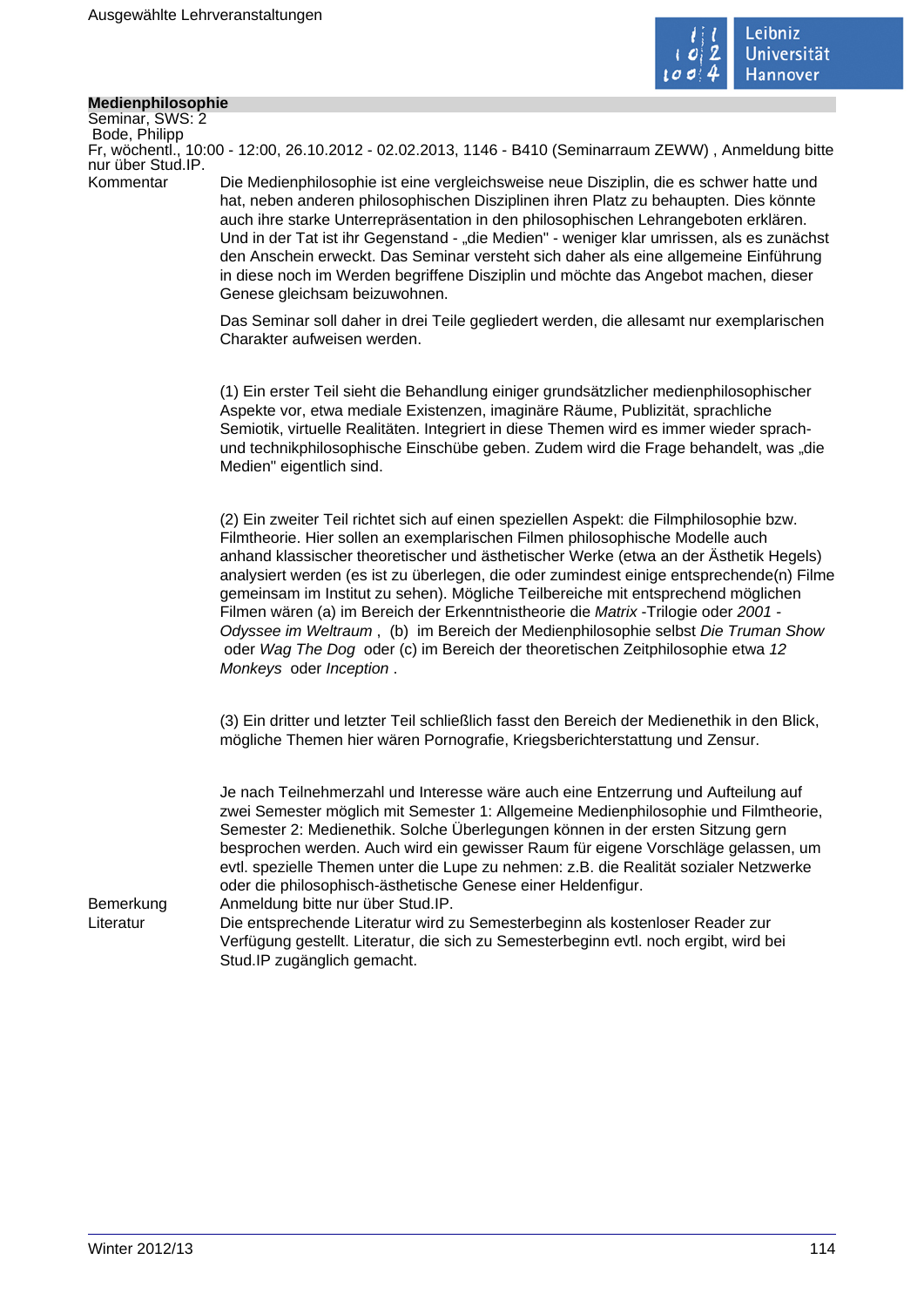## Medienphilosophie

Seminar, SWS: 2
Bode, Philipp
Fr, wöchentl., 10:00 - 12:00, 26.10.2012 - 02.02.2013, 1146 - B410 (Seminarraum ZEWW) , Anmeldung bitte nur über Stud.IP.

**Kommentar**

Die Medienphilosophie ist eine vergleichsweise neue Disziplin, die es schwer hatte und hat, neben anderen philosophischen Disziplinen ihren Platz zu behaupten. Dies könnte auch ihre starke Unterrepräsentation in den philosophischen Lehrangeboten erklären. Und in der Tat ist ihr Gegenstand - „die Medien" - weniger klar umrissen, als es zunächst den Anschein erweckt. Das Seminar versteht sich daher als eine allgemeine Einführung in diese noch im Werden begriffene Disziplin und möchte das Angebot machen, dieser Genese gleichsam beizuwohnen.

Das Seminar soll daher in drei Teile gegliedert werden, die allesamt nur exemplarischen Charakter aufweisen werden.

(1) Ein erster Teil sieht die Behandlung einiger grundsätzlicher medienphilosophischer Aspekte vor, etwa mediale Existenzen, imaginäre Räume, Publizität, sprachliche Semiotik, virtuelle Realitäten. Integriert in diese Themen wird es immer wieder sprach- und technikphilosophische Einschübe geben. Zudem wird die Frage behandelt, was „die Medien" eigentlich sind.

(2) Ein zweiter Teil richtet sich auf einen speziellen Aspekt: die Filmphilosophie bzw. Filmtheorie. Hier sollen an exemplarischen Filmen philosophische Modelle auch anhand klassischer theoretischer und ästhetischer Werke (etwa an der Ästhetik Hegels) analysiert werden (es ist zu überlegen, die oder zumindest einige entsprechende(n) Filme gemeinsam im Institut zu sehen). Mögliche Teilbereiche mit entsprechend möglichen Filmen wären (a) im Bereich der Erkenntnistheorie die *Matrix* -Trilogie oder *2001 - Odyssee im Weltraum* , (b) im Bereich der Medienphilosophie selbst *Die Truman Show* oder *Wag The Dog* oder (c) im Bereich der theoretischen Zeitphilosophie etwa *12 Monkeys* oder *Inception* .

(3) Ein dritter und letzter Teil schließlich fasst den Bereich der Medienethik in den Blick, mögliche Themen hier wären Pornografie, Kriegsberichterstattung und Zensur.

Je nach Teilnehmerzahl und Interesse wäre auch eine Entzerrung und Aufteilung auf zwei Semester möglich mit Semester 1: Allgemeine Medienphilosophie und Filmtheorie, Semester 2: Medienethik. Solche Überlegungen können in der ersten Sitzung gern besprochen werden. Auch wird ein gewisser Raum für eigene Vorschläge gelassen, um evtl. spezielle Themen unter die Lupe zu nehmen: z.B. die Realität sozialer Netzwerke oder die philosophisch-ästhetische Genese einer Heldenfigur.

**Bemerkung**

Anmeldung bitte nur über Stud.IP.

**Literatur**

Die entsprechende Literatur wird zu Semesterbeginn als kostenloser Reader zur Verfügung gestellt. Literatur, die sich zu Semesterbeginn evtl. noch ergibt, wird bei Stud.IP zugänglich gemacht.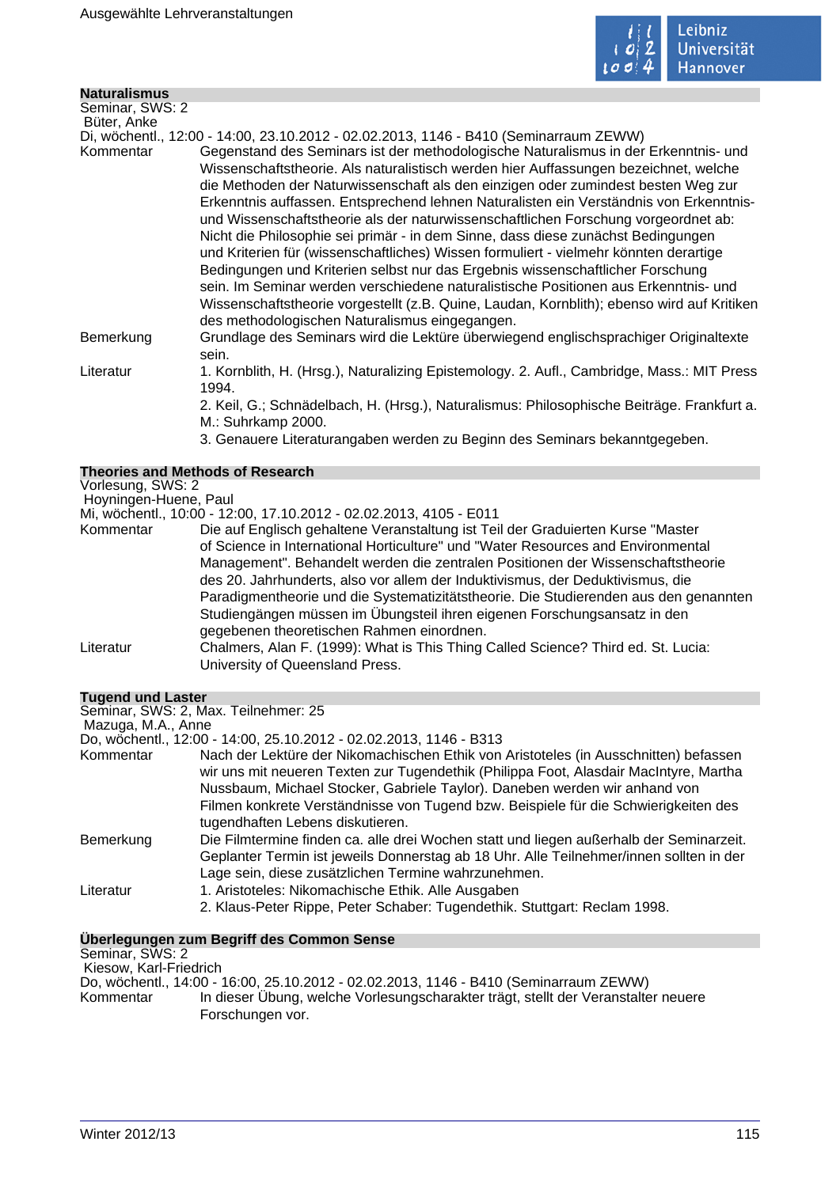### Naturalismus

Seminar, SWS: 2
Büter, Anke
Di, wöchentl., 12:00 - 14:00, 23.10.2012 - 02.02.2013, 1146 - B410 (Seminarraum ZEWW)

Kommentar: Gegenstand des Seminars ist der methodologische Naturalismus in der Erkenntnis- und Wissenschaftstheorie. Als naturalistisch werden hier Auffassungen bezeichnet, welche die Methoden der Naturwissenschaft als den einzigen oder zumindest besten Weg zur Erkenntnis auffassen. Entsprechend lehnen Naturalisten ein Verständnis von Erkenntnis- und Wissenschaftstheorie als der naturwissenschaftlichen Forschung vorgeordnet ab: Nicht die Philosophie sei primär - in dem Sinne, dass diese zunächst Bedingungen und Kriterien für (wissenschaftliches) Wissen formuliert - vielmehr könnten derartige Bedingungen und Kriterien selbst nur das Ergebnis wissenschaftlicher Forschung sein. Im Seminar werden verschiedene naturalistische Positionen aus Erkenntnis- und Wissenschaftstheorie vorgestellt (z.B. Quine, Laudan, Kornblith); ebenso wird auf Kritiken des methodologischen Naturalismus eingegangen.

Bemerkung: Grundlage des Seminars wird die Lektüre überwiegend englischsprachiger Originaltexte sein.

Literatur:
1. Kornblith, H. (Hrsg.), Naturalizing Epistemology. 2. Aufl., Cambridge, Mass.: MIT Press 1994.
2. Keil, G.; Schnädelbach, H. (Hrsg.), Naturalismus: Philosophische Beiträge. Frankfurt a. M.: Suhrkamp 2000.
3. Genauere Literaturangaben werden zu Beginn des Seminars bekanntgegeben.

### Theories and Methods of Research

Vorlesung, SWS: 2
Hoyningen-Huene, Paul
Mi, wöchentl., 10:00 - 12:00, 17.10.2012 - 02.02.2013, 4105 - E011

Kommentar: Die auf Englisch gehaltene Veranstaltung ist Teil der Graduierten Kurse "Master of Science in International Horticulture" und "Water Resources and Environmental Management". Behandelt werden die zentralen Positionen der Wissenschaftstheorie des 20. Jahrhunderts, also vor allem der Induktivismus, der Deduktivismus, die Paradigmentheorie und die Systematizitätstheorie. Die Studierenden aus den genannten Studiengängen müssen im Übungsteil ihren eigenen Forschungsansatz in den gegebenen theoretischen Rahmen einordnen.

Literatur: Chalmers, Alan F. (1999): What is This Thing Called Science? Third ed. St. Lucia: University of Queensland Press.

### Tugend und Laster

Seminar, SWS: 2, Max. Teilnehmer: 25
Mazuga, M.A., Anne
Do, wöchentl., 12:00 - 14:00, 25.10.2012 - 02.02.2013, 1146 - B313

Kommentar: Nach der Lektüre der Nikomachischen Ethik von Aristoteles (in Ausschnitten) befassen wir uns mit neueren Texten zur Tugendethik (Philippa Foot, Alasdair MacIntyre, Martha Nussbaum, Michael Stocker, Gabriele Taylor). Daneben werden wir anhand von Filmen konkrete Verständnisse von Tugend bzw. Beispiele für die Schwierigkeiten des tugendhaften Lebens diskutieren.

Bemerkung: Die Filmtermine finden ca. alle drei Wochen statt und liegen außerhalb der Seminarzeit. Geplanter Termin ist jeweils Donnerstag ab 18 Uhr. Alle Teilnehmer/innen sollten in der Lage sein, diese zusätzlichen Termine wahrzunehmen.

Literatur:
1. Aristoteles: Nikomachische Ethik. Alle Ausgaben
2. Klaus-Peter Rippe, Peter Schaber: Tugendethik. Stuttgart: Reclam 1998.

### Überlegungen zum Begriff des Common Sense

Seminar, SWS: 2
Kiesow, Karl-Friedrich
Do, wöchentl., 14:00 - 16:00, 25.10.2012 - 02.02.2013, 1146 - B410 (Seminarraum ZEWW)

Kommentar: In dieser Übung, welche Vorlesungscharakter trägt, stellt der Veranstalter neuere Forschungen vor.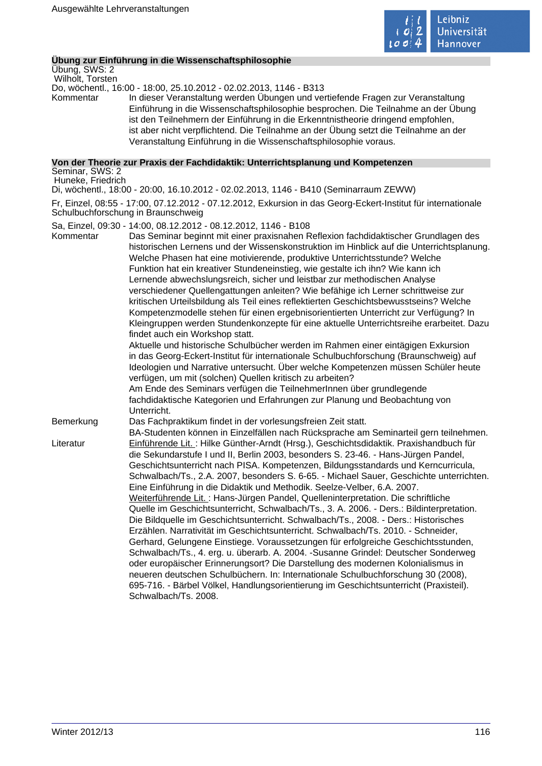## Übung zur Einführung in die Wissenschaftsphilosophie

Übung, SWS: 2
Wilholt, Torsten
Do, wöchentl., 16:00 - 18:00, 25.10.2012 - 02.02.2013, 1146 - B313

Kommentar: In dieser Veranstaltung werden Übungen und vertiefende Fragen zur Veranstaltung Einführung in die Wissenschaftsphilosophie besprochen. Die Teilnahme an der Übung ist den Teilnehmern der Einführung in die Erkenntnistheorie dringend empfohlen, ist aber nicht verpflichtend. Die Teilnahme an der Übung setzt die Teilnahme an der Veranstaltung Einführung in die Wissenschaftsphilosophie voraus.

## Von der Theorie zur Praxis der Fachdidaktik: Unterrichtsplanung und Kompetenzen

Seminar, SWS: 2
Huneke, Friedrich
Di, wöchentl., 18:00 - 20:00, 16.10.2012 - 02.02.2013, 1146 - B410 (Seminarraum ZEWW)

Fr, Einzel, 08:55 - 17:00, 07.12.2012 - 07.12.2012, Exkursion in das Georg-Eckert-Institut für internationale Schulbuchforschung in Braunschweig

Sa, Einzel, 09:30 - 14:00, 08.12.2012 - 08.12.2012, 1146 - B108

Kommentar: Das Seminar beginnt mit einer praxisnahen Reflexion fachdidaktischer Grundlagen des historischen Lernens und der Wissenskonstruktion im Hinblick auf die Unterrichtsplanung. Welche Phasen hat eine motivierende, produktive Unterrichtsstunde? Welche Funktion hat ein kreativer Stundeneinstieg, wie gestalte ich ihn? Wie kann ich Lernende abwechslungsreich, sicher und leistbar zur methodischen Analyse verschiedener Quellengattungen anleiten? Wie befähige ich Lerner schrittweise zur kritischen Urteilsbildung als Teil eines reflektierten Geschichtsbewusstseins? Welche Kompetenzmodelle stehen für einen ergebnisorientierten Unterricht zur Verfügung? In Kleingruppen werden Stundenkonzepte für eine aktuelle Unterrichtsreihe erarbeitet. Dazu findet auch ein Workshop statt.
Aktuelle und historische Schulbücher werden im Rahmen einer eintägigen Exkursion in das Georg-Eckert-Institut für internationale Schulbuchforschung (Braunschweig) auf Ideologien und Narrative untersucht. Über welche Kompetenzen müssen Schüler heute verfügen, um mit (solchen) Quellen kritisch zu arbeiten?
Am Ende des Seminars verfügen die TeilnehmerInnen über grundlegende fachdidaktische Kategorien und Erfahrungen zur Planung und Beobachtung von Unterricht.

Bemerkung: Das Fachpraktikum findet in der vorlesungsfreien Zeit statt.
BA-Studenten können in Einzelfällen nach Rücksprache am Seminarteil gern teilnehmen.

Literatur: Einführende Lit. : Hilke Günther-Arndt (Hrsg.), Geschichtsdidaktik. Praxishandbuch für die Sekundarstufe I und II, Berlin 2003, besonders S. 23-46. - Hans-Jürgen Pandel, Geschichtsunterricht nach PISA. Kompetenzen, Bildungsstandards und Kerncurricula, Schwalbach/Ts., 2.A. 2007, besonders S. 6-65. - Michael Sauer, Geschichte unterrichten. Eine Einführung in die Didaktik und Methodik. Seelze-Velber, 6.A. 2007.
Weiterführende Lit. : Hans-Jürgen Pandel, Quelleninterpretation. Die schriftliche Quelle im Geschichtsunterricht, Schwalbach/Ts., 3. A. 2006. - Ders.: Bildinterpretation. Die Bildquelle im Geschichtsunterricht. Schwalbach/Ts., 2008. - Ders.: Historisches Erzählen. Narrativität im Geschichtsunterricht. Schwalbach/Ts. 2010. - Schneider, Gerhard, Gelungene Einstiege. Voraussetzungen für erfolgreiche Geschichtsstunden, Schwalbach/Ts., 4. erg. u. überarb. A. 2004. -Susanne Grindel: Deutscher Sonderweg oder europäischer Erinnerungsort? Die Darstellung des modernen Kolonialismus in neueren deutschen Schulbüchern. In: Internationale Schulbuchforschung 30 (2008), 695-716. - Bärbel Völkel, Handlungsorientierung im Geschichtsunterricht (Praxisteil). Schwalbach/Ts. 2008.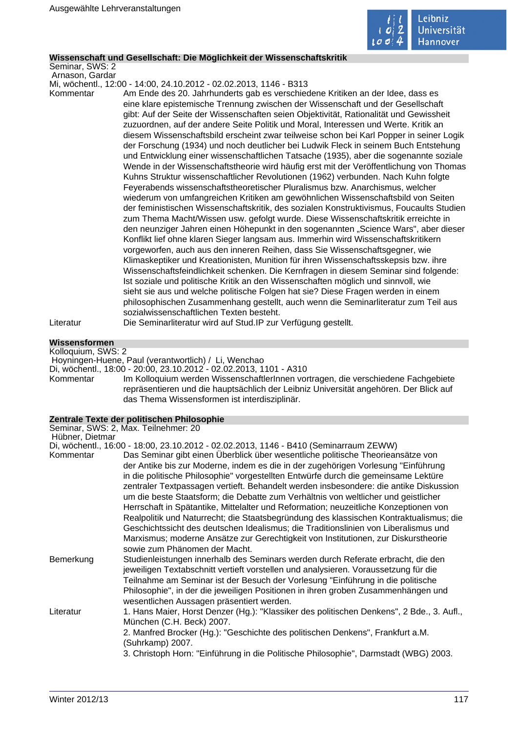### Wissenschaft und Gesellschaft: Die Möglichkeit der Wissenschaftskritik

Seminar, SWS: 2
Arnason, Gardar
Mi, wöchentl., 12:00 - 14:00, 24.10.2012 - 02.02.2013, 1146 - B313

Kommentar: Am Ende des 20. Jahrhunderts gab es verschiedene Kritiken an der Idee, dass es eine klare epistemische Trennung zwischen der Wissenschaft und der Gesellschaft gibt: Auf der Seite der Wissenschaften seien Objektivität, Rationalität und Gewissheit zuzuordnen, auf der andere Seite Politik und Moral, Interessen und Werte. Kritik an diesem Wissenschaftsbild erscheint zwar teilweise schon bei Karl Popper in seiner Logik der Forschung (1934) und noch deutlicher bei Ludwik Fleck in seinem Buch Entstehung und Entwicklung einer wissenschaftlichen Tatsache (1935), aber die sogenannte soziale Wende in der Wissenschaftstheorie wird häufig erst mit der Veröffentlichung von Thomas Kuhns Struktur wissenschaftlicher Revolutionen (1962) verbunden. Nach Kuhn folgte Feyerabends wissenschaftstheoretischer Pluralismus bzw. Anarchismus, welcher wiederum von umfangreichen Kritiken am gewöhnlichen Wissenschaftsbild von Seiten der feministischen Wissenschaftskritik, des sozialen Konstruktivismus, Foucaults Studien zum Thema Macht/Wissen usw. gefolgt wurde. Diese Wissenschaftskritik erreichte in den neunziger Jahren einen Höhepunkt in den sogenannten „Science Wars", aber dieser Konflikt lief ohne klaren Sieger langsam aus. Immerhin wird Wissenschaftskritikern vorgeworfen, auch aus den inneren Reihen, dass Sie Wissenschaftsgegner, wie Klimaskeptiker und Kreationisten, Munition für ihren Wissenschaftsskepsis bzw. ihre Wissenschaftsfeindlichkeit schenken. Die Kernfragen in diesem Seminar sind folgende: Ist soziale und politische Kritik an den Wissenschaften möglich und sinnvoll, wie sieht sie aus und welche politische Folgen hat sie? Diese Fragen werden in einem philosophischen Zusammenhang gestellt, auch wenn die Seminarliteratur zum Teil aus sozialwissenschaftlichen Texten besteht.

Literatur: Die Seminarliteratur wird auf Stud.IP zur Verfügung gestellt.

### Wissensformen

Kolloquium, SWS: 2
Hoyningen-Huene, Paul (verantwortlich) / Li, Wenchao
Di, wöchentl., 18:00 - 20:00, 23.10.2012 - 02.02.2013, 1101 - A310

Kommentar: Im Kolloquium werden WissenschaftlerInnen vortragen, die verschiedene Fachgebiete repräsentieren und die hauptsächlich der Leibniz Universität angehören. Der Blick auf das Thema Wissensformen ist interdisziplinär.

### Zentrale Texte der politischen Philosophie

Seminar, SWS: 2, Max. Teilnehmer: 20
Hübner, Dietmar
Di, wöchentl., 16:00 - 18:00, 23.10.2012 - 02.02.2013, 1146 - B410 (Seminarraum ZEWW)

Kommentar: Das Seminar gibt einen Überblick über wesentliche politische Theorieansätze von der Antike bis zur Moderne, indem es die in der zugehörigen Vorlesung "Einführung in die politische Philosophie" vorgestellten Entwürfe durch die gemeinsame Lektüre zentraler Textpassagen vertieft. Behandelt werden insbesondere: die antike Diskussion um die beste Staatsform; die Debatte zum Verhältnis von weltlicher und geistlicher Herrschaft in Spätantike, Mittelalter und Reformation; neuzeitliche Konzeptionen von Realpolitik und Naturrecht; die Staatsbegründung des klassischen Kontraktualismus; die Geschichtssicht des deutschen Idealismus; die Traditionslinien von Liberalismus und Marxismus; moderne Ansätze zur Gerechtigkeit von Institutionen, zur Diskurstheorie sowie zum Phänomen der Macht.

Bemerkung: Studienleistungen innerhalb des Seminars werden durch Referate erbracht, die den jeweiligen Textabschnitt vertieft vorstellen und analysieren. Voraussetzung für die Teilnahme am Seminar ist der Besuch der Vorlesung "Einführung in die politische Philosophie", in der die jeweiligen Positionen in ihren groben Zusammenhängen und wesentlichen Aussagen präsentiert werden.

Literatur:
1. Hans Maier, Horst Denzer (Hg.): "Klassiker des politischen Denkens", 2 Bde., 3. Aufl., München (C.H. Beck) 2007.
2. Manfred Brocker (Hg.): "Geschichte des politischen Denkens", Frankfurt a.M. (Suhrkamp) 2007.
3. Christoph Horn: "Einführung in die Politische Philosophie", Darmstadt (WBG) 2003.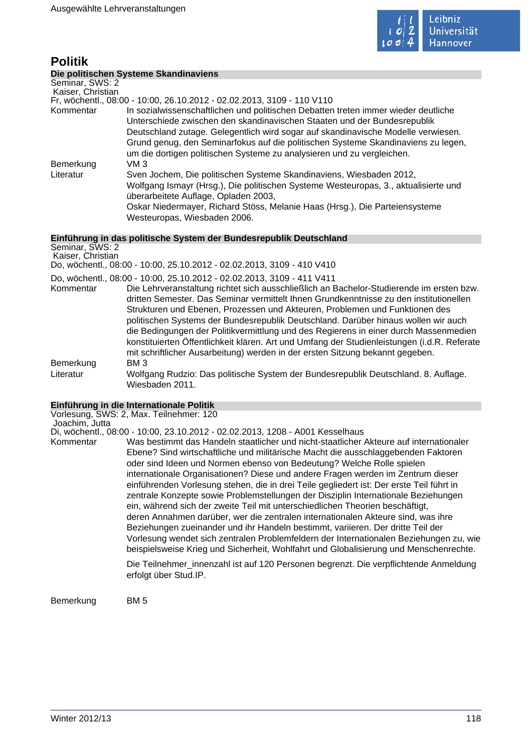# Politik

## Die politischen Systeme Skandinaviens

Seminar, SWS: 2
Kaiser, Christian
Fr, wöchentl., 08:00 - 10:00, 26.10.2012 - 02.02.2013, 3109 - 110 V110

**Kommentar**
In sozialwissenschaftlichen und politischen Debatten treten immer wieder deutliche Unterschiede zwischen den skandinavischen Staaten und der Bundesrepublik Deutschland zutage. Gelegentlich wird sogar auf skandinavische Modelle verwiesen. Grund genug, den Seminarfokus auf die politischen Systeme Skandinaviens zu legen, um die dortigen politischen Systeme zu analysieren und zu vergleichen.

**Bemerkung**
VM 3

**Literatur**
Sven Jochem, Die politischen Systeme Skandinaviens, Wiesbaden 2012,
Wolfgang Ismayr (Hrsg.), Die politischen Systeme Westeuropas, 3., aktualisierte und überarbeitete Auflage, Opladen 2003,
Oskar Niedermayer, Richard Stöss, Melanie Haas (Hrsg.), Die Parteiensysteme Westeuropas, Wiesbaden 2006.

## Einführung in das politische System der Bundesrepublik Deutschland

Seminar, SWS: 2
Kaiser, Christian
Do, wöchentl., 08:00 - 10:00, 25.10.2012 - 02.02.2013, 3109 - 410 V410

Do, wöchentl., 08:00 - 10:00, 25.10.2012 - 02.02.2013, 3109 - 411 V411

**Kommentar**
Die Lehrveranstaltung richtet sich ausschließlich an Bachelor-Studierende im ersten bzw. dritten Semester. Das Seminar vermittelt Ihnen Grundkenntnisse zu den institutionellen Strukturen und Ebenen, Prozessen und Akteuren, Problemen und Funktionen des politischen Systems der Bundesrepublik Deutschland. Darüber hinaus wollen wir auch die Bedingungen der Politikvermittlung und des Regierens in einer durch Massenmedien konstituierten Öffentlichkeit klären. Art und Umfang der Studienleistungen (i.d.R. Referate mit schriftlicher Ausarbeitung) werden in der ersten Sitzung bekannt gegeben.

**Bemerkung**
BM 3

**Literatur**
Wolfgang Rudzio: Das politische System der Bundesrepublik Deutschland. 8. Auflage. Wiesbaden 2011.

## Einführung in die Internationale Politik

Vorlesung, SWS: 2, Max. Teilnehmer: 120
Joachim, Jutta
Di, wöchentl., 08:00 - 10:00, 23.10.2012 - 02.02.2013, 1208 - A001 Kesselhaus

**Kommentar**
Was bestimmt das Handeln staatlicher und nicht-staatlicher Akteure auf internationaler Ebene? Sind wirtschaftliche und militärische Macht die ausschlaggebenden Faktoren oder sind Ideen und Normen ebenso von Bedeutung? Welche Rolle spielen internationale Organisationen? Diese und andere Fragen werden im Zentrum dieser einführenden Vorlesung stehen, die in drei Teile gegliedert ist: Der erste Teil führt in zentrale Konzepte sowie Problemstellungen der Disziplin Internationale Beziehungen ein, während sich der zweite Teil mit unterschiedlichen Theorien beschäftigt, deren Annahmen darüber, wer die zentralen internationalen Akteure sind, was ihre Beziehungen zueinander und ihr Handeln bestimmt, variieren. Der dritte Teil der Vorlesung wendet sich zentralen Problemfeldern der Internationalen Beziehungen zu, wie beispielsweise Krieg und Sicherheit, Wohlfahrt und Globalisierung und Menschenrechte.

Die Teilnehmer_innenzahl ist auf 120 Personen begrenzt. Die verpflichtende Anmeldung erfolgt über Stud.IP.

**Bemerkung**
BM 5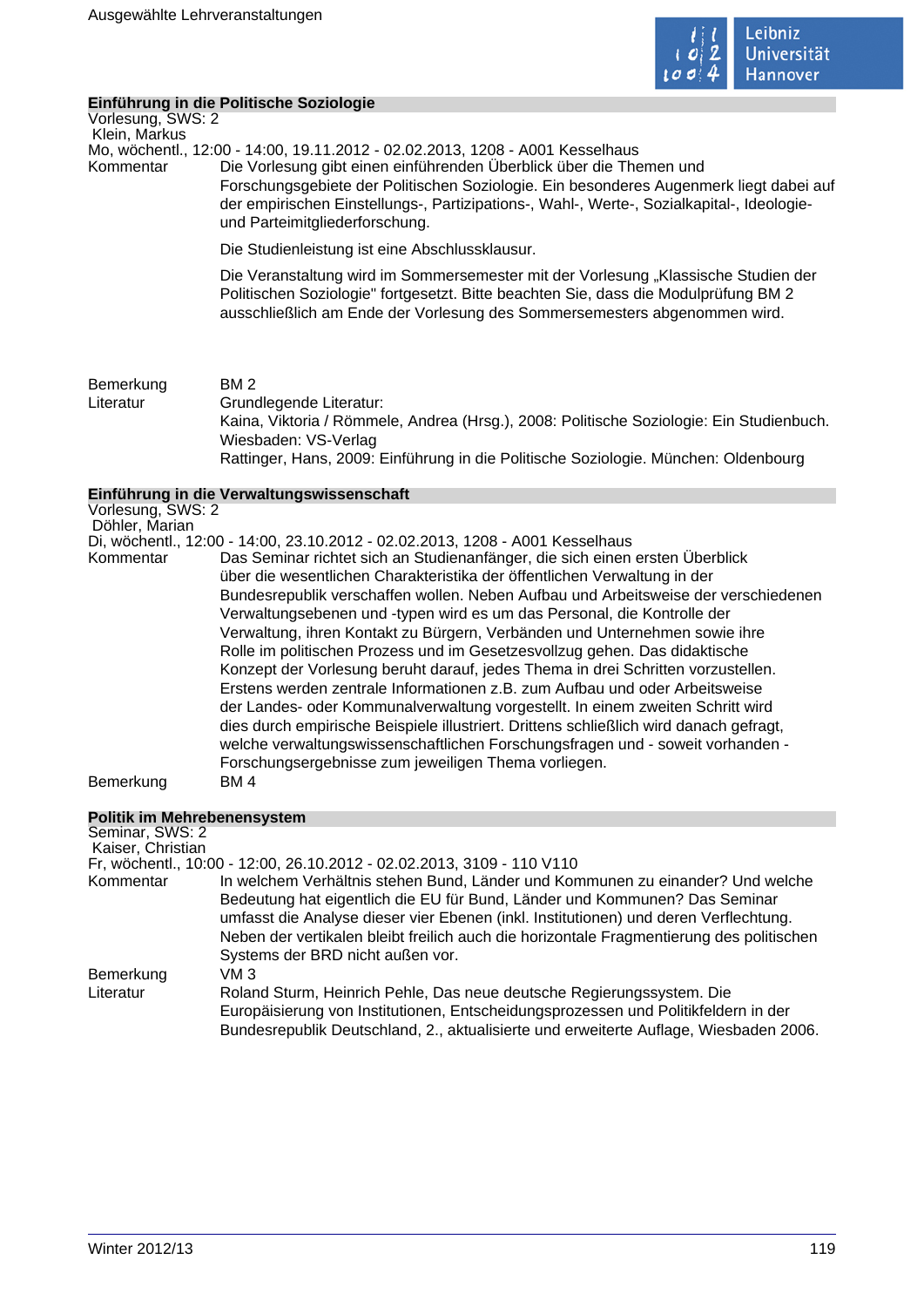## Einführung in die Politische Soziologie

Vorlesung, SWS: 2
Klein, Markus
Mo, wöchentl., 12:00 - 14:00, 19.11.2012 - 02.02.2013, 1208 - A001 Kesselhaus

Kommentar
Die Vorlesung gibt einen einführenden Überblick über die Themen und Forschungsgebiete der Politischen Soziologie. Ein besonderes Augenmerk liegt dabei auf der empirischen Einstellungs-, Partizipations-, Wahl-, Werte-, Sozialkapital-, Ideologie- und Parteimitgliederforschung.

Die Studienleistung ist eine Abschlussklausur.

Die Veranstaltung wird im Sommersemester mit der Vorlesung „Klassische Studien der Politischen Soziologie" fortgesetzt. Bitte beachten Sie, dass die Modulprüfung BM 2 ausschließlich am Ende der Vorlesung des Sommersemesters abgenommen wird.

Bemerkung
BM 2

Literatur
Grundlegende Literatur:
Kaina, Viktoria / Römmele, Andrea (Hrsg.), 2008: Politische Soziologie: Ein Studienbuch. Wiesbaden: VS-Verlag
Rattinger, Hans, 2009: Einführung in die Politische Soziologie. München: Oldenbourg

## Einführung in die Verwaltungswissenschaft

Vorlesung, SWS: 2
Döhler, Marian
Di, wöchentl., 12:00 - 14:00, 23.10.2012 - 02.02.2013, 1208 - A001 Kesselhaus

Kommentar
Das Seminar richtet sich an Studienanfänger, die sich einen ersten Überblick über die wesentlichen Charakteristika der öffentlichen Verwaltung in der Bundesrepublik verschaffen wollen. Neben Aufbau und Arbeitsweise der verschiedenen Verwaltungsebenen und -typen wird es um das Personal, die Kontrolle der Verwaltung, ihren Kontakt zu Bürgern, Verbänden und Unternehmen sowie ihre Rolle im politischen Prozess und im Gesetzesvollzug gehen. Das didaktische Konzept der Vorlesung beruht darauf, jedes Thema in drei Schritten vorzustellen. Erstens werden zentrale Informationen z.B. zum Aufbau und oder Arbeitsweise der Landes- oder Kommunalverwaltung vorgestellt. In einem zweiten Schritt wird dies durch empirische Beispiele illustriert. Drittens schließlich wird danach gefragt, welche verwaltungswissenschaftlichen Forschungsfragen und - soweit vorhanden - Forschungsergebnisse zum jeweiligen Thema vorliegen.

Bemerkung
BM 4

## Politik im Mehrebenensystem

Seminar, SWS: 2
Kaiser, Christian
Fr, wöchentl., 10:00 - 12:00, 26.10.2012 - 02.02.2013, 3109 - 110 V110

Kommentar
In welchem Verhältnis stehen Bund, Länder und Kommunen zu einander? Und welche Bedeutung hat eigentlich die EU für Bund, Länder und Kommunen? Das Seminar umfasst die Analyse dieser vier Ebenen (inkl. Institutionen) und deren Verflechtung. Neben der vertikalen bleibt freilich auch die horizontale Fragmentierung des politischen Systems der BRD nicht außen vor.

Bemerkung
VM 3

Literatur
Roland Sturm, Heinrich Pehle, Das neue deutsche Regierungssystem. Die Europäisierung von Institutionen, Entscheidungsprozessen und Politikfeldern in der Bundesrepublik Deutschland, 2., aktualisierte und erweiterte Auflage, Wiesbaden 2006.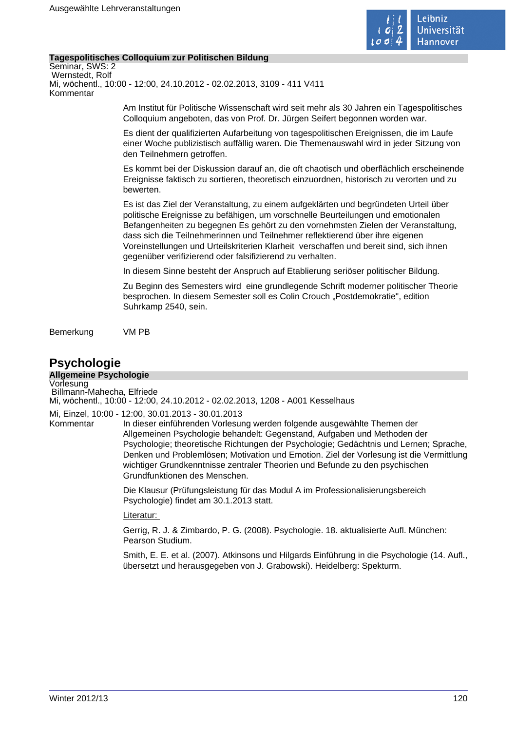### Tagespolitisches Colloquium zur Politischen Bildung

Seminar, SWS: 2
Wernstedt, Rolf
Mi, wöchentl., 10:00 - 12:00, 24.10.2012 - 02.02.2013, 3109 - 411 V411

Kommentar

Am Institut für Politische Wissenschaft wird seit mehr als 30 Jahren ein Tagespolitisches Colloquium angeboten, das von Prof. Dr. Jürgen Seifert begonnen worden war.

Es dient der qualifizierten Aufarbeitung von tagespolitischen Ereignissen, die im Laufe einer Woche publizistisch auffällig waren. Die Themenauswahl wird in jeder Sitzung von den Teilnehmern getroffen.

Es kommt bei der Diskussion darauf an, die oft chaotisch und oberflächlich erscheinende Ereignisse faktisch zu sortieren, theoretisch einzuordnen, historisch zu verorten und zu bewerten.

Es ist das Ziel der Veranstaltung, zu einem aufgeklärten und begründeten Urteil über politische Ereignisse zu befähigen, um vorschnelle Beurteilungen und emotionalen Befangenheiten zu begegnen Es gehört zu den vornehmsten Zielen der Veranstaltung, dass sich die Teilnehmerinnen und Teilnehmer reflektierend über ihre eigenen Voreinstellungen und Urteilskriterien Klarheit verschaffen und bereit sind, sich ihnen gegenüber verifizierend oder falsifizierend zu verhalten.

In diesem Sinne besteht der Anspruch auf Etablierung seriöser politischer Bildung.

Zu Beginn des Semesters wird eine grundlegende Schrift moderner politischer Theorie besprochen. In diesem Semester soll es Colin Crouch „Postdemokratie", edition Suhrkamp 2540, sein.

Bemerkung: VM PB

## Psychologie

### Allgemeine Psychologie

Vorlesung
Billmann-Mahecha, Elfriede
Mi, wöchentl., 10:00 - 12:00, 24.10.2012 - 02.02.2013, 1208 - A001 Kesselhaus

Mi, Einzel, 10:00 - 12:00, 30.01.2013 - 30.01.2013

Kommentar

In dieser einführenden Vorlesung werden folgende ausgewählte Themen der Allgemeinen Psychologie behandelt: Gegenstand, Aufgaben und Methoden der Psychologie; theoretische Richtungen der Psychologie; Gedächtnis und Lernen; Sprache, Denken und Problemlösen; Motivation und Emotion. Ziel der Vorlesung ist die Vermittlung wichtiger Grundkenntnisse zentraler Theorien und Befunde zu den psychischen Grundfunktionen des Menschen.

Die Klausur (Prüfungsleistung für das Modul A im Professionalisierungsbereich Psychologie) findet am 30.1.2013 statt.

Literatur:

Gerrig, R. J. & Zimbardo, P. G. (2008). Psychologie. 18. aktualisierte Aufl. München: Pearson Studium.

Smith, E. E. et al. (2007). Atkinsons und Hilgards Einführung in die Psychologie (14. Aufl., übersetzt und herausgegeben von J. Grabowski). Heidelberg: Spekturm.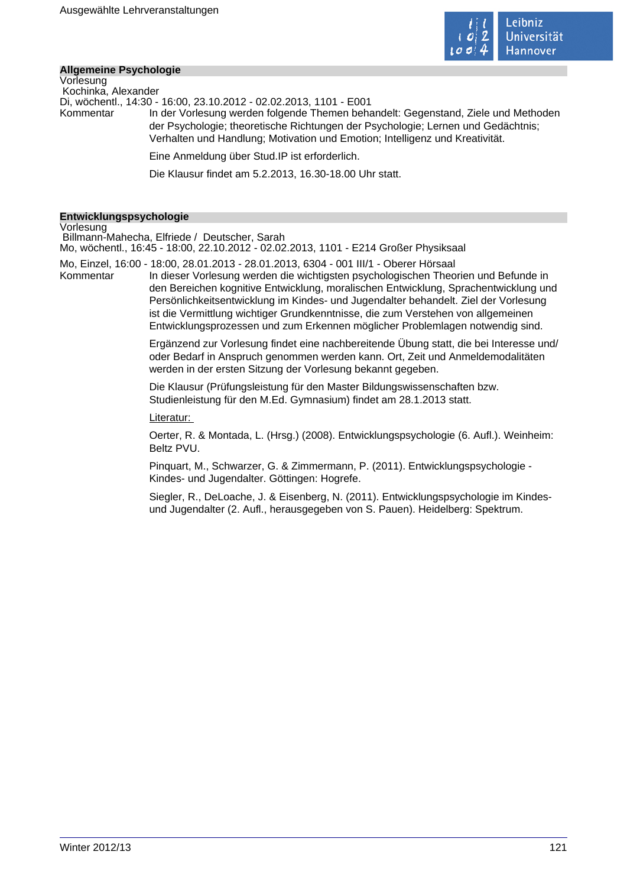## Allgemeine Psychologie

Vorlesung
Kochinka, Alexander
Di, wöchentl., 14:30 - 16:00, 23.10.2012 - 02.02.2013, 1101 - E001

Kommentar

In der Vorlesung werden folgende Themen behandelt: Gegenstand, Ziele und Methoden der Psychologie; theoretische Richtungen der Psychologie; Lernen und Gedächtnis; Verhalten und Handlung; Motivation und Emotion; Intelligenz und Kreativität.

Eine Anmeldung über Stud.IP ist erforderlich.

Die Klausur findet am 5.2.2013, 16.30-18.00 Uhr statt.

## Entwicklungspsychologie

Vorlesung
Billmann-Mahecha, Elfriede / Deutscher, Sarah
Mo, wöchentl., 16:45 - 18:00, 22.10.2012 - 02.02.2013, 1101 - E214 Großer Physiksaal

Mo, Einzel, 16:00 - 18:00, 28.01.2013 - 28.01.2013, 6304 - 001 III/1 - Oberer Hörsaal

Kommentar

In dieser Vorlesung werden die wichtigsten psychologischen Theorien und Befunde in den Bereichen kognitive Entwicklung, moralischen Entwicklung, Sprachentwicklung und Persönlichkeitsentwicklung im Kindes- und Jugendalter behandelt. Ziel der Vorlesung ist die Vermittlung wichtiger Grundkenntnisse, die zum Verstehen von allgemeinen Entwicklungsprozessen und zum Erkennen möglicher Problemlagen notwendig sind.

Ergänzend zur Vorlesung findet eine nachbereitende Übung statt, die bei Interesse und/oder Bedarf in Anspruch genommen werden kann. Ort, Zeit und Anmeldemodalitäten werden in der ersten Sitzung der Vorlesung bekannt gegeben.

Die Klausur (Prüfungsleistung für den Master Bildungswissenschaften bzw. Studienleistung für den M.Ed. Gymnasium) findet am 28.1.2013 statt.

Literatur:

Oerter, R. & Montada, L. (Hrsg.) (2008). Entwicklungspsychologie (6. Aufl.). Weinheim: Beltz PVU.

Pinquart, M., Schwarzer, G. & Zimmermann, P. (2011). Entwicklungspsychologie - Kindes- und Jugendalter. Göttingen: Hogrefe.

Siegler, R., DeLoache, J. & Eisenberg, N. (2011). Entwicklungspsychologie im Kindes- und Jugendalter (2. Aufl., herausgegeben von S. Pauen). Heidelberg: Spektrum.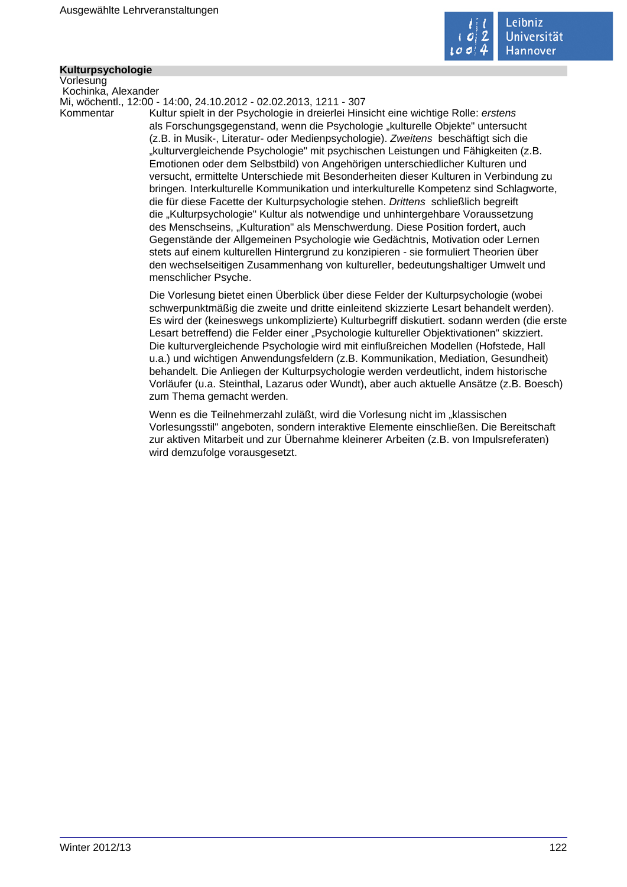**Kulturpsychologie**

Vorlesung

Kochinka, Alexander

Mi, wöchentl., 12:00 - 14:00, 24.10.2012 - 02.02.2013, 1211 - 307

Kommentar

Kultur spielt in der Psychologie in dreierlei Hinsicht eine wichtige Rolle: *erstens* als Forschungsgegenstand, wenn die Psychologie „kulturelle Objekte" untersucht (z.B. in Musik-, Literatur- oder Medienpsychologie). *Zweitens* beschäftigt sich die „kulturvergleichende Psychologie" mit psychischen Leistungen und Fähigkeiten (z.B. Emotionen oder dem Selbstbild) von Angehörigen unterschiedlicher Kulturen und versucht, ermittelte Unterschiede mit Besonderheiten dieser Kulturen in Verbindung zu bringen. Interkulturelle Kommunikation und interkulturelle Kompetenz sind Schlagworte, die für diese Facette der Kulturpsychologie stehen. *Drittens* schließlich begreift die „Kulturpsychologie" Kultur als notwendige und unhintergehbare Voraussetzung des Menschseins, „Kulturation" als Menschwerdung. Diese Position fordert, auch Gegenstände der Allgemeinen Psychologie wie Gedächtnis, Motivation oder Lernen stets auf einem kulturellen Hintergrund zu konzipieren - sie formuliert Theorien über den wechselseitigen Zusammenhang von kultureller, bedeutungshaltiger Umwelt und menschlicher Psyche.

Die Vorlesung bietet einen Überblick über diese Felder der Kulturpsychologie (wobei schwerpunktmäßig die zweite und dritte einleitend skizzierte Lesart behandelt werden). Es wird der (keineswegs unkomplizierte) Kulturbegriff diskutiert. sodann werden (die erste Lesart betreffend) die Felder einer „Psychologie kultureller Objektivationen" skizziert. Die kulturvergleichende Psychologie wird mit einflußreichen Modellen (Hofstede, Hall u.a.) und wichtigen Anwendungsfeldern (z.B. Kommunikation, Mediation, Gesundheit) behandelt. Die Anliegen der Kulturpsychologie werden verdeutlicht, indem historische Vorläufer (u.a. Steinthal, Lazarus oder Wundt), aber auch aktuelle Ansätze (z.B. Boesch) zum Thema gemacht werden.

Wenn es die Teilnehmerzahl zuläßt, wird die Vorlesung nicht im „klassischen Vorlesungsstil" angeboten, sondern interaktive Elemente einschließen. Die Bereitschaft zur aktiven Mitarbeit und zur Übernahme kleinerer Arbeiten (z.B. von Impulsreferaten) wird demzufolge vorausgesetzt.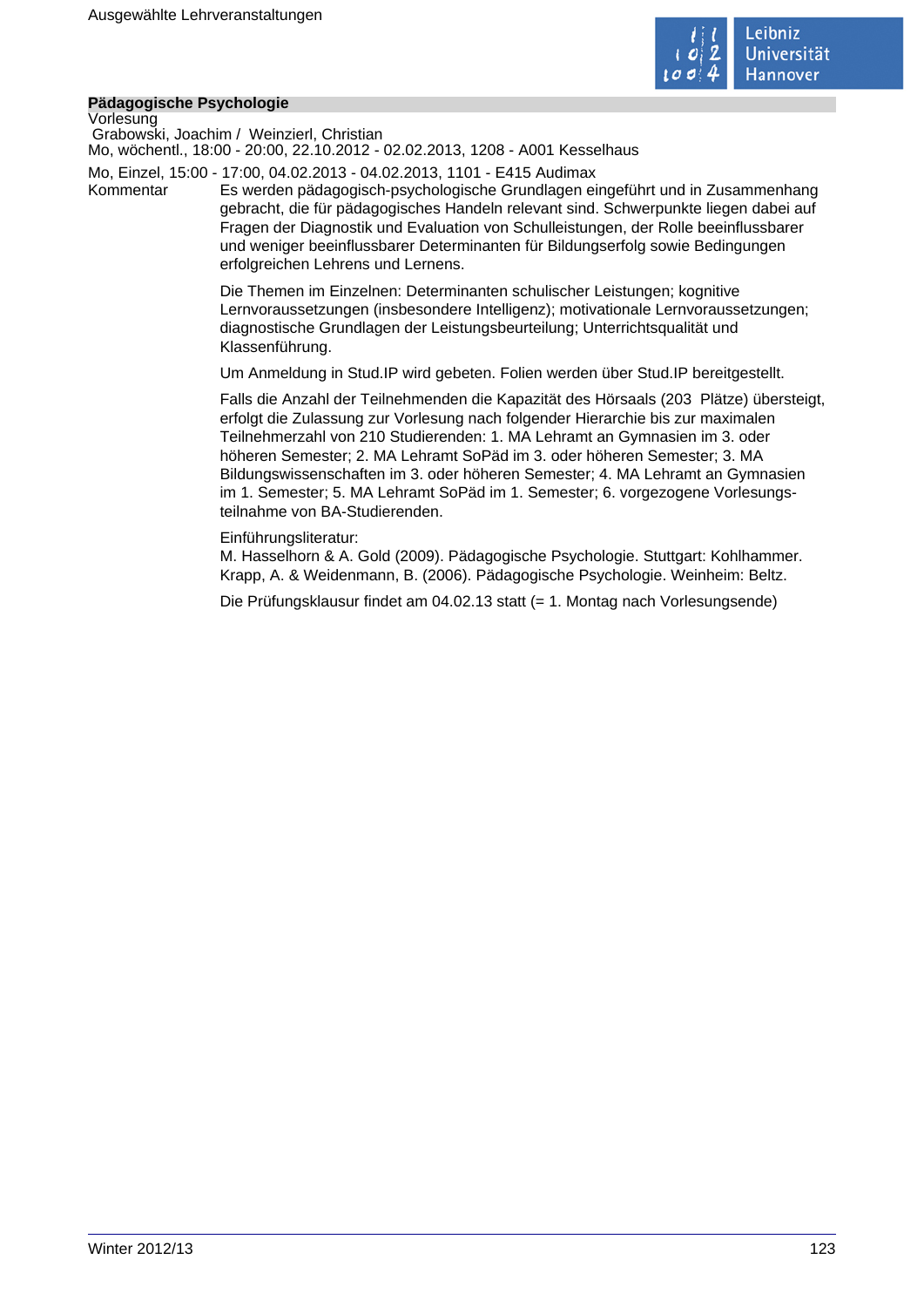**Pädagogische Psychologie**

Vorlesung

Grabowski, Joachim / Weinzierl, Christian

Mo, wöchentl., 18:00 - 20:00, 22.10.2012 - 02.02.2013, 1208 - A001 Kesselhaus

Mo, Einzel, 15:00 - 17:00, 04.02.2013 - 04.02.2013, 1101 - E415 Audimax

Kommentar

Es werden pädagogisch-psychologische Grundlagen eingeführt und in Zusammenhang gebracht, die für pädagogisches Handeln relevant sind. Schwerpunkte liegen dabei auf Fragen der Diagnostik und Evaluation von Schulleistungen, der Rolle beeinflussbarer und weniger beeinflussbarer Determinanten für Bildungserfolg sowie Bedingungen erfolgreichen Lehrens und Lernens.

Die Themen im Einzelnen: Determinanten schulischer Leistungen; kognitive Lernvoraussetzungen (insbesondere Intelligenz); motivationale Lernvoraussetzungen; diagnostische Grundlagen der Leistungsbeurteilung; Unterrichtsqualität und Klassenführung.

Um Anmeldung in Stud.IP wird gebeten. Folien werden über Stud.IP bereitgestellt.

Falls die Anzahl der Teilnehmenden die Kapazität des Hörsaals (203 Plätze) übersteigt, erfolgt die Zulassung zur Vorlesung nach folgender Hierarchie bis zur maximalen Teilnehmerzahl von 210 Studierenden: 1. MA Lehramt an Gymnasien im 3. oder höheren Semester; 2. MA Lehramt SoPäd im 3. oder höheren Semester; 3. MA Bildungswissenschaften im 3. oder höheren Semester; 4. MA Lehramt an Gymnasien im 1. Semester; 5. MA Lehramt SoPäd im 1. Semester; 6. vorgezogene Vorlesungsteilnahme von BA-Studierenden.

Einführungsliteratur:
M. Hasselhorn & A. Gold (2009). Pädagogische Psychologie. Stuttgart: Kohlhammer.
Krapp, A. & Weidenmann, B. (2006). Pädagogische Psychologie. Weinheim: Beltz.

Die Prüfungsklausur findet am 04.02.13 statt (= 1. Montag nach Vorlesungsende)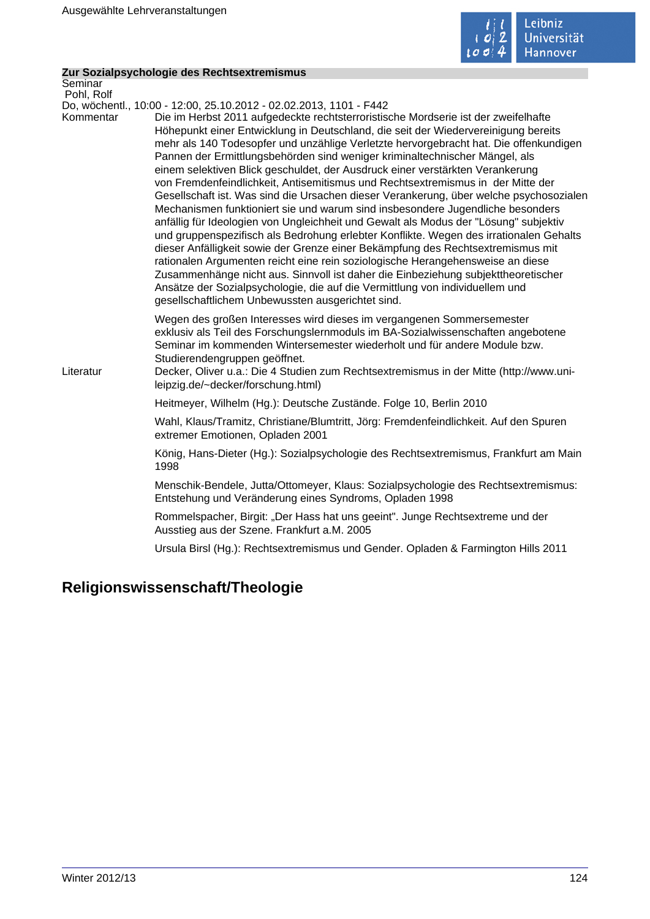**Zur Sozialpsychologie des Rechtsextremismus**

Seminar

Pohl, Rolf

Do, wöchentl., 10:00 - 12:00, 25.10.2012 - 02.02.2013, 1101 - F442

Kommentar

Die im Herbst 2011 aufgedeckte rechtsterroristische Mordserie ist der zweifelhafte Höhepunkt einer Entwicklung in Deutschland, die seit der Wiedervereinigung bereits mehr als 140 Todesopfer und unzählige Verletzte hervorgebracht hat. Die offenkundigen Pannen der Ermittlungsbehörden sind weniger kriminaltechnischer Mängel, als einem selektiven Blick geschuldet, der Ausdruck einer verstärkten Verankerung von Fremdenfeindlichkeit, Antisemitismus und Rechtsextremismus in der Mitte der Gesellschaft ist. Was sind die Ursachen dieser Verankerung, über welche psychosozialen Mechanismen funktioniert sie und warum sind insbesondere Jugendliche besonders anfällig für Ideologien von Ungleichheit und Gewalt als Modus der "Lösung" subjektiv und gruppenspezifisch als Bedrohung erlebter Konflikte. Wegen des irrationalen Gehalts dieser Anfälligkeit sowie der Grenze einer Bekämpfung des Rechtsextremismus mit rationalen Argumenten reicht eine rein soziologische Herangehensweise an diese Zusammenhänge nicht aus. Sinnvoll ist daher die Einbeziehung subjekttheoretischer Ansätze der Sozialpsychologie, die auf die Vermittlung von individuellem und gesellschaftlichem Unbewussten ausgerichtet sind.

Wegen des großen Interesses wird dieses im vergangenen Sommersemester exklusiv als Teil des Forschungslernmoduls im BA-Sozialwissenschaften angebotene Seminar im kommenden Wintersemester wiederholt und für andere Module bzw. Studierendengruppen geöffnet.

Literatur

Decker, Oliver u.a.: Die 4 Studien zum Rechtsextremismus in der Mitte (http://www.uni-leipzig.de/~decker/forschung.html)

Heitmeyer, Wilhelm (Hg.): Deutsche Zustände. Folge 10, Berlin 2010

Wahl, Klaus/Tramitz, Christiane/Blumtritt, Jörg: Fremdenfeindlichkeit. Auf den Spuren extremer Emotionen, Opladen 2001

König, Hans-Dieter (Hg.): Sozialpsychologie des Rechtsextremismus, Frankfurt am Main 1998

Menschik-Bendele, Jutta/Ottomeyer, Klaus: Sozialpsychologie des Rechtsextremismus: Entstehung und Veränderung eines Syndroms, Opladen 1998

Rommelspacher, Birgit: „Der Hass hat uns geeint". Junge Rechtsextreme und der Ausstieg aus der Szene. Frankfurt a.M. 2005

Ursula Birsl (Hg.): Rechtsextremismus und Gender. Opladen & Farmington Hills 2011

## Religionswissenschaft/Theologie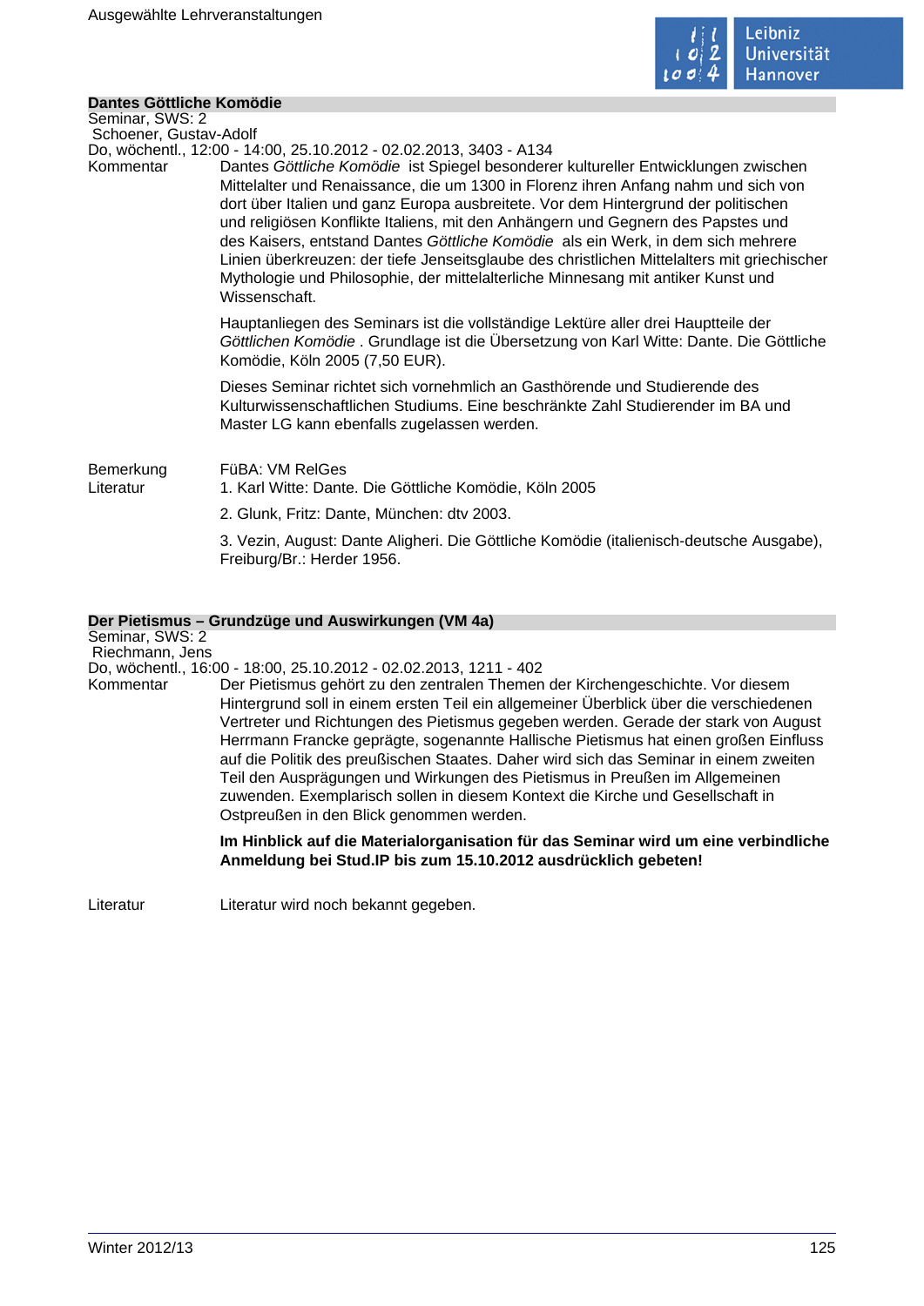### Dantes Göttliche Komödie

Seminar, SWS: 2
Schoener, Gustav-Adolf
Do, wöchentl., 12:00 - 14:00, 25.10.2012 - 02.02.2013, 3403 - A134

**Kommentar**

Dantes *Göttliche Komödie* ist Spiegel besonderer kultureller Entwicklungen zwischen Mittelalter und Renaissance, die um 1300 in Florenz ihren Anfang nahm und sich von dort über Italien und ganz Europa ausbreitete. Vor dem Hintergrund der politischen und religiösen Konflikte Italiens, mit den Anhängern und Gegnern des Papstes und des Kaisers, entstand Dantes *Göttliche Komödie* als ein Werk, in dem sich mehrere Linien überkreuzen: der tiefe Jenseitsglaube des christlichen Mittelalters mit griechischer Mythologie und Philosophie, der mittelalterliche Minnesang mit antiker Kunst und Wissenschaft.

Hauptanliegen des Seminars ist die vollständige Lektüre aller drei Hauptteile der *Göttlichen Komödie* . Grundlage ist die Übersetzung von Karl Witte: Dante. Die Göttliche Komödie, Köln 2005 (7,50 EUR).

Dieses Seminar richtet sich vornehmlich an Gasthörende und Studierende des Kulturwissenschaftlichen Studiums. Eine beschränkte Zahl Studierender im BA und Master LG kann ebenfalls zugelassen werden.

**Bemerkung**

FüBA: VM RelGes

**Literatur**

1. Karl Witte: Dante. Die Göttliche Komödie, Köln 2005
2. Glunk, Fritz: Dante, München: dtv 2003.
3. Vezin, August: Dante Aligheri. Die Göttliche Komödie (italienisch-deutsche Ausgabe), Freiburg/Br.: Herder 1956.

### Der Pietismus – Grundzüge und Auswirkungen (VM 4a)

Seminar, SWS: 2
Riechmann, Jens
Do, wöchentl., 16:00 - 18:00, 25.10.2012 - 02.02.2013, 1211 - 402

**Kommentar**

Der Pietismus gehört zu den zentralen Themen der Kirchengeschichte. Vor diesem Hintergrund soll in einem ersten Teil ein allgemeiner Überblick über die verschiedenen Vertreter und Richtungen des Pietismus gegeben werden. Gerade der stark von August Herrmann Francke geprägte, sogenannte Hallische Pietismus hat einen großen Einfluss auf die Politik des preußischen Staates. Daher wird sich das Seminar in einem zweiten Teil den Ausprägungen und Wirkungen des Pietismus in Preußen im Allgemeinen zuwenden. Exemplarisch sollen in diesem Kontext die Kirche und Gesellschaft in Ostpreußen in den Blick genommen werden.

**Im Hinblick auf die Materialorganisation für das Seminar wird um eine verbindliche Anmeldung bei Stud.IP bis zum 15.10.2012 ausdrücklich gebeten!**

**Literatur**

Literatur wird noch bekannt gegeben.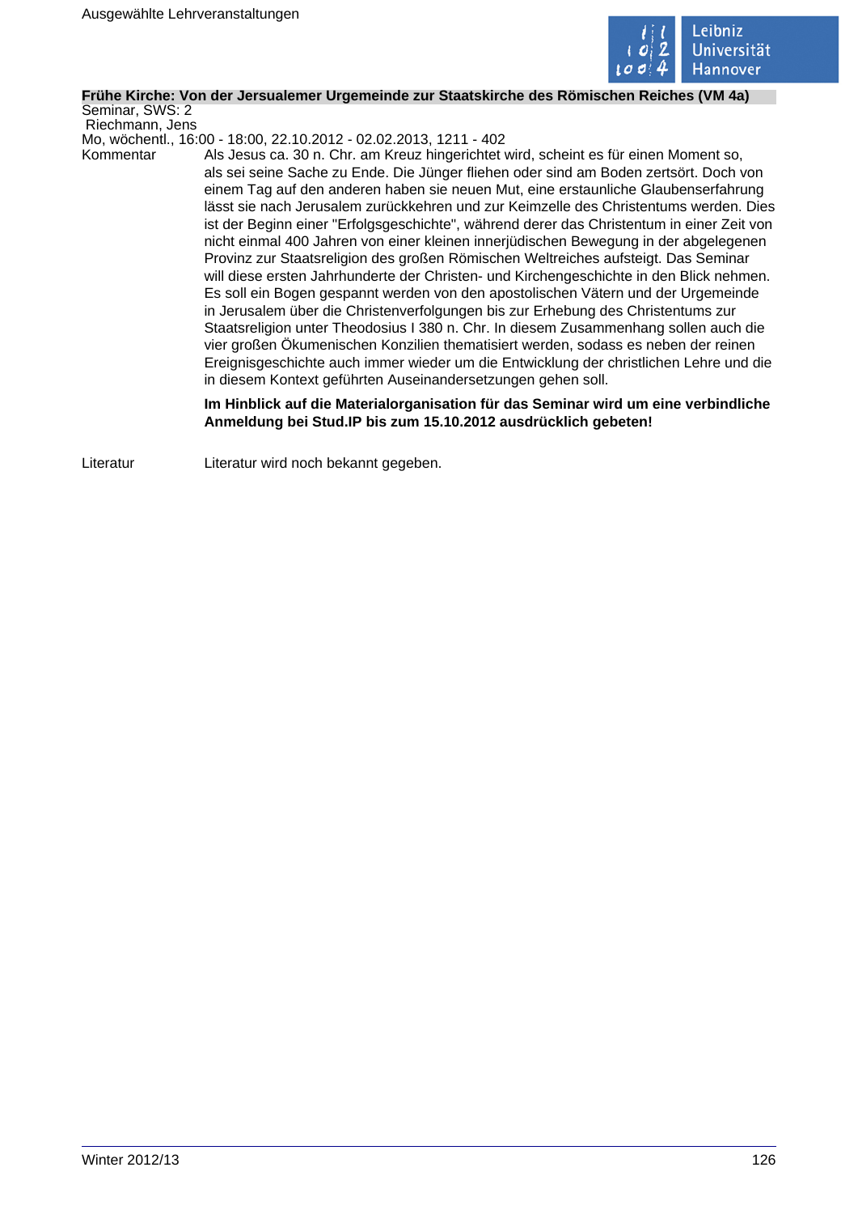**Frühe Kirche: Von der Jersualemer Urgemeinde zur Staatskirche des Römischen Reiches (VM 4a)**

Seminar, SWS: 2

Riechmann, Jens

Mo, wöchentl., 16:00 - 18:00, 22.10.2012 - 02.02.2013, 1211 - 402

Kommentar

Als Jesus ca. 30 n. Chr. am Kreuz hingerichtet wird, scheint es für einen Moment so, als sei seine Sache zu Ende. Die Jünger fliehen oder sind am Boden zertsört. Doch von einem Tag auf den anderen haben sie neuen Mut, eine erstaunliche Glaubenserfahrung lässt sie nach Jerusalem zurückkehren und zur Keimzelle des Christentums werden. Dies ist der Beginn einer "Erfolgsgeschichte", während derer das Christentum in einer Zeit von nicht einmal 400 Jahren von einer kleinen innerjüdischen Bewegung in der abgelegenen Provinz zur Staatsreligion des großen Römischen Weltreiches aufsteigt. Das Seminar will diese ersten Jahrhunderte der Christen- und Kirchengeschichte in den Blick nehmen. Es soll ein Bogen gespannt werden von den apostolischen Vätern und der Urgemeinde in Jerusalem über die Christenverfolgungen bis zur Erhebung des Christentums zur Staatsreligion unter Theodosius I 380 n. Chr. In diesem Zusammenhang sollen auch die vier großen Ökumenischen Konzilien thematisiert werden, sodass es neben der reinen Ereignisgeschichte auch immer wieder um die Entwicklung der christlichen Lehre und die in diesem Kontext geführten Auseinandersetzungen gehen soll.

**Im Hinblick auf die Materialorganisation für das Seminar wird um eine verbindliche Anmeldung bei Stud.IP bis zum 15.10.2012 ausdrücklich gebeten!**

Literatur

Literatur wird noch bekannt gegeben.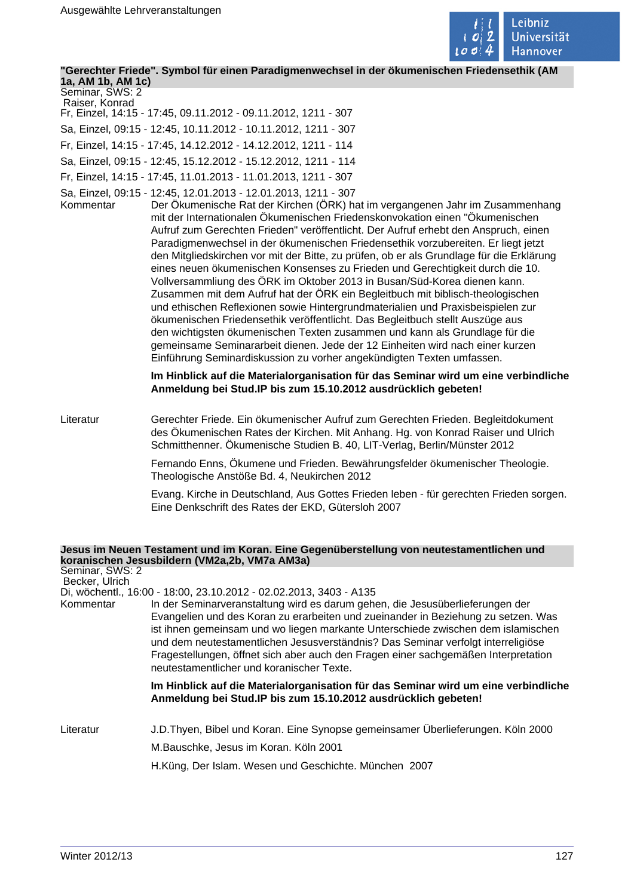### "Gerechter Friede". Symbol für einen Paradigmenwechsel in der ökumenischen Friedensethik (AM 1a, AM 1b, AM 1c)

Seminar, SWS: 2
Raiser, Konrad

Fr, Einzel, 14:15 - 17:45, 09.11.2012 - 09.11.2012, 1211 - 307

Sa, Einzel, 09:15 - 12:45, 10.11.2012 - 10.11.2012, 1211 - 307

Fr, Einzel, 14:15 - 17:45, 14.12.2012 - 14.12.2012, 1211 - 114

Sa, Einzel, 09:15 - 12:45, 15.12.2012 - 15.12.2012, 1211 - 114

Fr, Einzel, 14:15 - 17:45, 11.01.2013 - 11.01.2013, 1211 - 307

Sa, Einzel, 09:15 - 12:45, 12.01.2013 - 12.01.2013, 1211 - 307

**Kommentar**

Der Ökumenische Rat der Kirchen (ÖRK) hat im vergangenen Jahr im Zusammenhang mit der Internationalen Ökumenischen Friedenskonvokation einen "Ökumenischen Aufruf zum Gerechten Frieden" veröffentlicht. Der Aufruf erhebt den Anspruch, einen Paradigmenwechsel in der ökumenischen Friedensethik vorzubereiten. Er liegt jetzt den Mitgliedskirchen vor mit der Bitte, zu prüfen, ob er als Grundlage für die Erklärung eines neuen ökumenischen Konsenses zu Frieden und Gerechtigkeit durch die 10. Vollversammlung des ÖRK im Oktober 2013 in Busan/Süd-Korea dienen kann. Zusammen mit dem Aufruf hat der ÖRK ein Begleitbuch mit biblisch-theologischen und ethischen Reflexionen sowie Hintergrundmaterialien und Praxisbeispielen zur ökumenischen Friedensethik veröffentlicht. Das Begleitbuch stellt Auszüge aus den wichtigsten ökumenischen Texten zusammen und kann als Grundlage für die gemeinsame Seminararbeit dienen. Jede der 12 Einheiten wird nach einer kurzen Einführung Seminardiskussion zu vorher angekündigten Texten umfassen.

**Im Hinblick auf die Materialorganisation für das Seminar wird um eine verbindliche Anmeldung bei Stud.IP bis zum 15.10.2012 ausdrücklich gebeten!**

**Literatur**

Gerechter Friede. Ein ökumenischer Aufruf zum Gerechten Frieden. Begleitdokument des Ökumenischen Rates der Kirchen. Mit Anhang. Hg. von Konrad Raiser und Ulrich Schmitthenner. Ökumenische Studien B. 40, LIT-Verlag, Berlin/Münster 2012

Fernando Enns, Ökumene und Frieden. Bewährungsfelder ökumenischer Theologie. Theologische Anstöße Bd. 4, Neukirchen 2012

Evang. Kirche in Deutschland, Aus Gottes Frieden leben - für gerechten Frieden sorgen. Eine Denkschrift des Rates der EKD, Gütersloh 2007

### Jesus im Neuen Testament und im Koran. Eine Gegenüberstellung von neutestamentlichen und koranischen Jesusbildern (VM2a,2b, VM7a AM3a)

Seminar, SWS: 2
Becker, Ulrich

Di, wöchentl., 16:00 - 18:00, 23.10.2012 - 02.02.2013, 3403 - A135

**Kommentar**

In der Seminarveranstaltung wird es darum gehen, die Jesusüberlieferungen der Evangelien und des Koran zu erarbeiten und zueinander in Beziehung zu setzen. Was ist ihnen gemeinsam und wo liegen markante Unterschiede zwischen dem islamischen und dem neutestamentlichen Jesusverständnis? Das Seminar verfolgt interreligiöse Fragestellungen, öffnet sich aber auch den Fragen einer sachgemäßen Interpretation neutestamentlicher und koranischer Texte.

**Im Hinblick auf die Materialorganisation für das Seminar wird um eine verbindliche Anmeldung bei Stud.IP bis zum 15.10.2012 ausdrücklich gebeten!**

**Literatur**

J.D.Thyen, Bibel und Koran. Eine Synopse gemeinsamer Überlieferungen. Köln 2000

M.Bauschke, Jesus im Koran. Köln 2001

H.Küng, Der Islam. Wesen und Geschichte. München 2007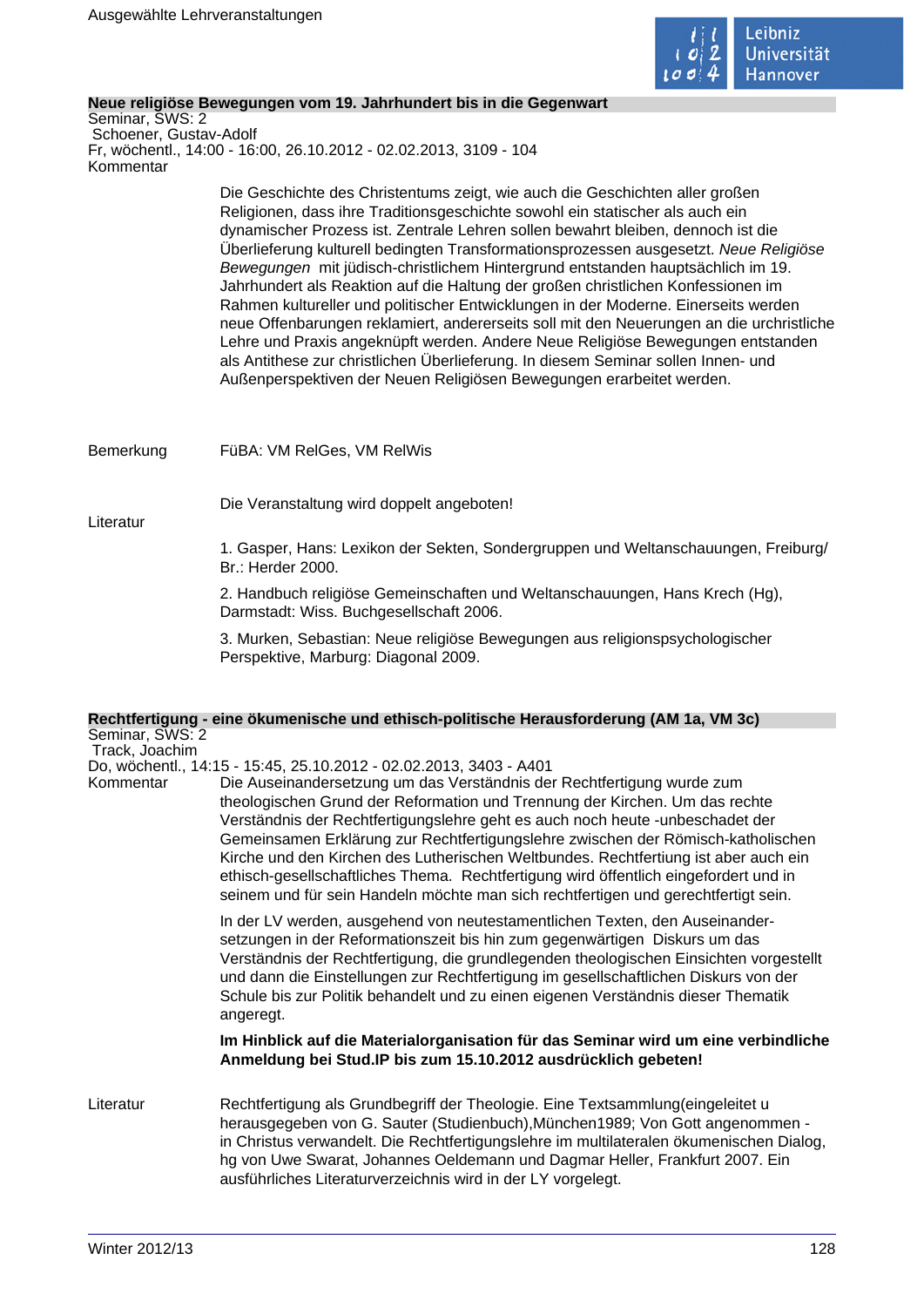## Neue religiöse Bewegungen vom 19. Jahrhundert bis in die Gegenwart

Seminar, SWS: 2
Schoener, Gustav-Adolf
Fr, wöchentl., 14:00 - 16:00, 26.10.2012 - 02.02.2013, 3109 - 104

Kommentar

Die Geschichte des Christentums zeigt, wie auch die Geschichten aller großen Religionen, dass ihre Traditionsgeschichte sowohl ein statischer als auch ein dynamischer Prozess ist. Zentrale Lehren sollen bewahrt bleiben, dennoch ist die Überlieferung kulturell bedingten Transformationsprozessen ausgesetzt. *Neue Religiöse Bewegungen* mit jüdisch-christlichem Hintergrund entstanden hauptsächlich im 19. Jahrhundert als Reaktion auf die Haltung der großen christlichen Konfessionen im Rahmen kultureller und politischer Entwicklungen in der Moderne. Einerseits werden neue Offenbarungen reklamiert, andererseits soll mit den Neuerungen an die urchristliche Lehre und Praxis angeknüpft werden. Andere Neue Religiöse Bewegungen entstanden als Antithese zur christlichen Überlieferung. In diesem Seminar sollen Innen- und Außenperspektiven der Neuen Religiösen Bewegungen erarbeitet werden.

Bemerkung

FüBA: VM RelGes, VM RelWis

Die Veranstaltung wird doppelt angeboten!

Literatur

1. Gasper, Hans: Lexikon der Sekten, Sondergruppen und Weltanschauungen, Freiburg/ Br.: Herder 2000.

2. Handbuch religiöse Gemeinschaften und Weltanschauungen, Hans Krech (Hg), Darmstadt: Wiss. Buchgesellschaft 2006.

3. Murken, Sebastian: Neue religiöse Bewegungen aus religionspsychologischer Perspektive, Marburg: Diagonal 2009.

## Rechtfertigung - eine ökumenische und ethisch-politische Herausforderung (AM 1a, VM 3c)

Seminar, SWS: 2
Track, Joachim
Do, wöchentl., 14:15 - 15:45, 25.10.2012 - 02.02.2013, 3403 - A401

Kommentar

Die Auseinandersetzung um das Verständnis der Rechtfertigung wurde zum theologischen Grund der Reformation und Trennung der Kirchen. Um das rechte Verständnis der Rechtfertigungslehre geht es auch noch heute -unbeschadet der Gemeinsamen Erklärung zur Rechtfertigungslehre zwischen der Römisch-katholischen Kirche und den Kirchen des Lutherischen Weltbundes. Rechtfertiung ist aber auch ein ethisch-gesellschaftliches Thema. Rechtfertigung wird öffentlich eingefordert und in seinem und für sein Handeln möchte man sich rechtfertigen und gerechtfertigt sein.

In der LV werden, ausgehend von neutestamentlichen Texten, den Auseinander-setzungen in der Reformationszeit bis hin zum gegenwärtigen Diskurs um das Verständnis der Rechtfertigung, die grundlegenden theologischen Einsichten vorgestellt und dann die Einstellungen zur Rechtfertigung im gesellschaftlichen Diskurs von der Schule bis zur Politik behandelt und zu einen eigenen Verständnis dieser Thematik angeregt.

**Im Hinblick auf die Materialorganisation für das Seminar wird um eine verbindliche Anmeldung bei Stud.IP bis zum 15.10.2012 ausdrücklich gebeten!**

Literatur

Rechtfertigung als Grundbegriff der Theologie. Eine Textsammlung(eingeleitet u herausgegeben von G. Sauter (Studienbuch),München1989; Von Gott angenommen - in Christus verwandelt. Die Rechtfertigungslehre im multilateralen ökumenischen Dialog, hg von Uwe Swarat, Johannes Oeldemann und Dagmar Heller, Frankfurt 2007. Ein ausführliches Literaturverzeichnis wird in der LY vorgelegt.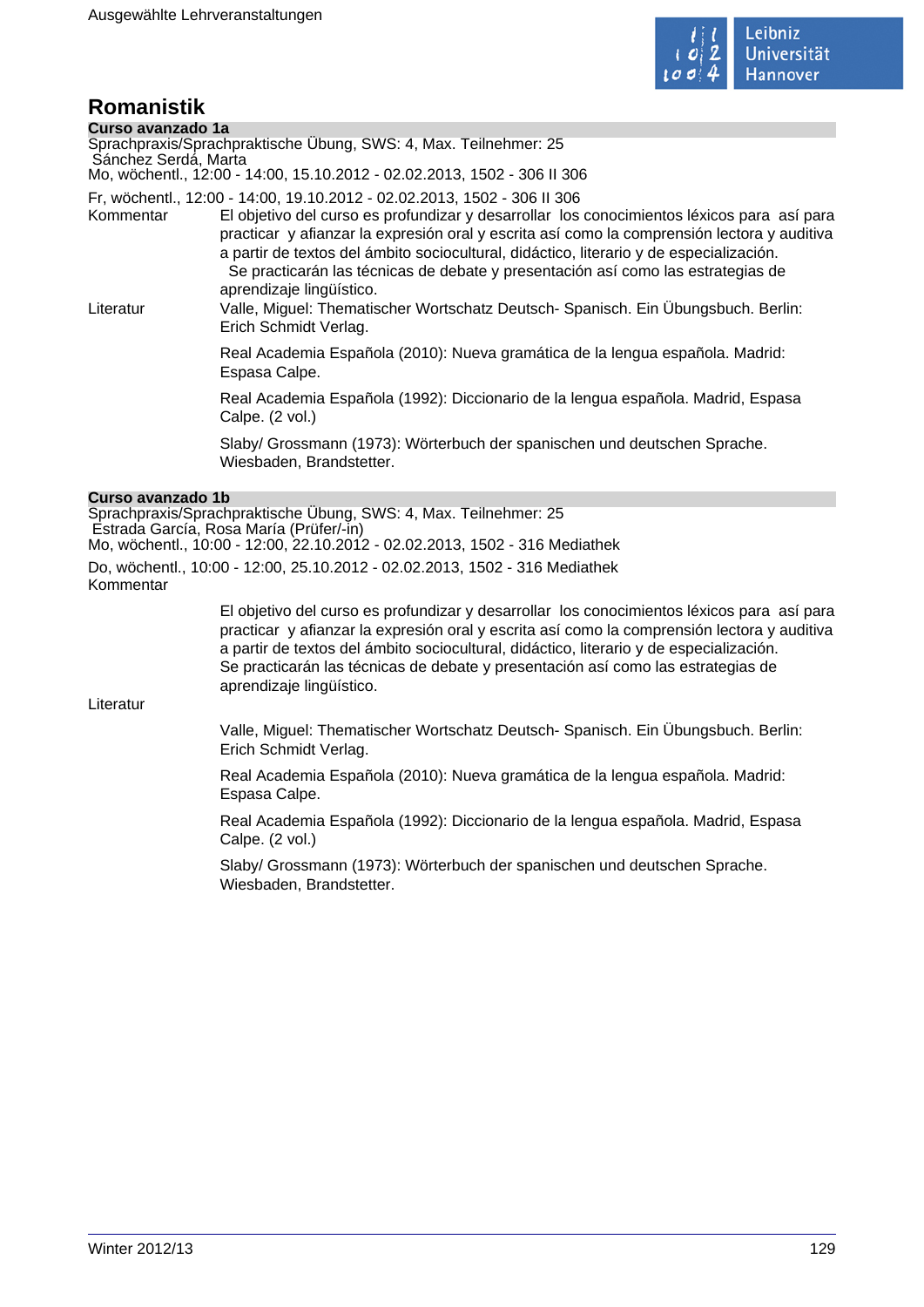# Romanistik

## Curso avanzado 1a

Sprachpraxis/Sprachpraktische Übung, SWS: 4, Max. Teilnehmer: 25
Sánchez Serdá, Marta
Mo, wöchentl., 12:00 - 14:00, 15.10.2012 - 02.02.2013, 1502 - 306 II 306

Fr, wöchentl., 12:00 - 14:00, 19.10.2012 - 02.02.2013, 1502 - 306 II 306

**Kommentar**

El objetivo del curso es profundizar y desarrollar los conocimientos léxicos para así para practicar y afianzar la expresión oral y escrita así como la comprensión lectora y auditiva a partir de textos del ámbito sociocultural, didáctico, literario y de especialización.
Se practicarán las técnicas de debate y presentación así como las estrategias de aprendizaje lingüístico.

**Literatur**

Valle, Miguel: Thematischer Wortschatz Deutsch- Spanisch. Ein Übungsbuch. Berlin: Erich Schmidt Verlag.

Real Academia Española (2010): Nueva gramática de la lengua española. Madrid: Espasa Calpe.

Real Academia Española (1992): Diccionario de la lengua española. Madrid, Espasa Calpe. (2 vol.)

Slaby/ Grossmann (1973): Wörterbuch der spanischen und deutschen Sprache. Wiesbaden, Brandstetter.

## Curso avanzado 1b

Sprachpraxis/Sprachpraktische Übung, SWS: 4, Max. Teilnehmer: 25
Estrada García, Rosa María (Prüfer/-in)
Mo, wöchentl., 10:00 - 12:00, 22.10.2012 - 02.02.2013, 1502 - 316 Mediathek

Do, wöchentl., 10:00 - 12:00, 25.10.2012 - 02.02.2013, 1502 - 316 Mediathek

**Kommentar**

El objetivo del curso es profundizar y desarrollar los conocimientos léxicos para así para practicar y afianzar la expresión oral y escrita así como la comprensión lectora y auditiva a partir de textos del ámbito sociocultural, didáctico, literario y de especialización.
Se practicarán las técnicas de debate y presentación así como las estrategias de aprendizaje lingüístico.

**Literatur**

Valle, Miguel: Thematischer Wortschatz Deutsch- Spanisch. Ein Übungsbuch. Berlin: Erich Schmidt Verlag.

Real Academia Española (2010): Nueva gramática de la lengua española. Madrid: Espasa Calpe.

Real Academia Española (1992): Diccionario de la lengua española. Madrid, Espasa Calpe. (2 vol.)

Slaby/ Grossmann (1973): Wörterbuch der spanischen und deutschen Sprache. Wiesbaden, Brandstetter.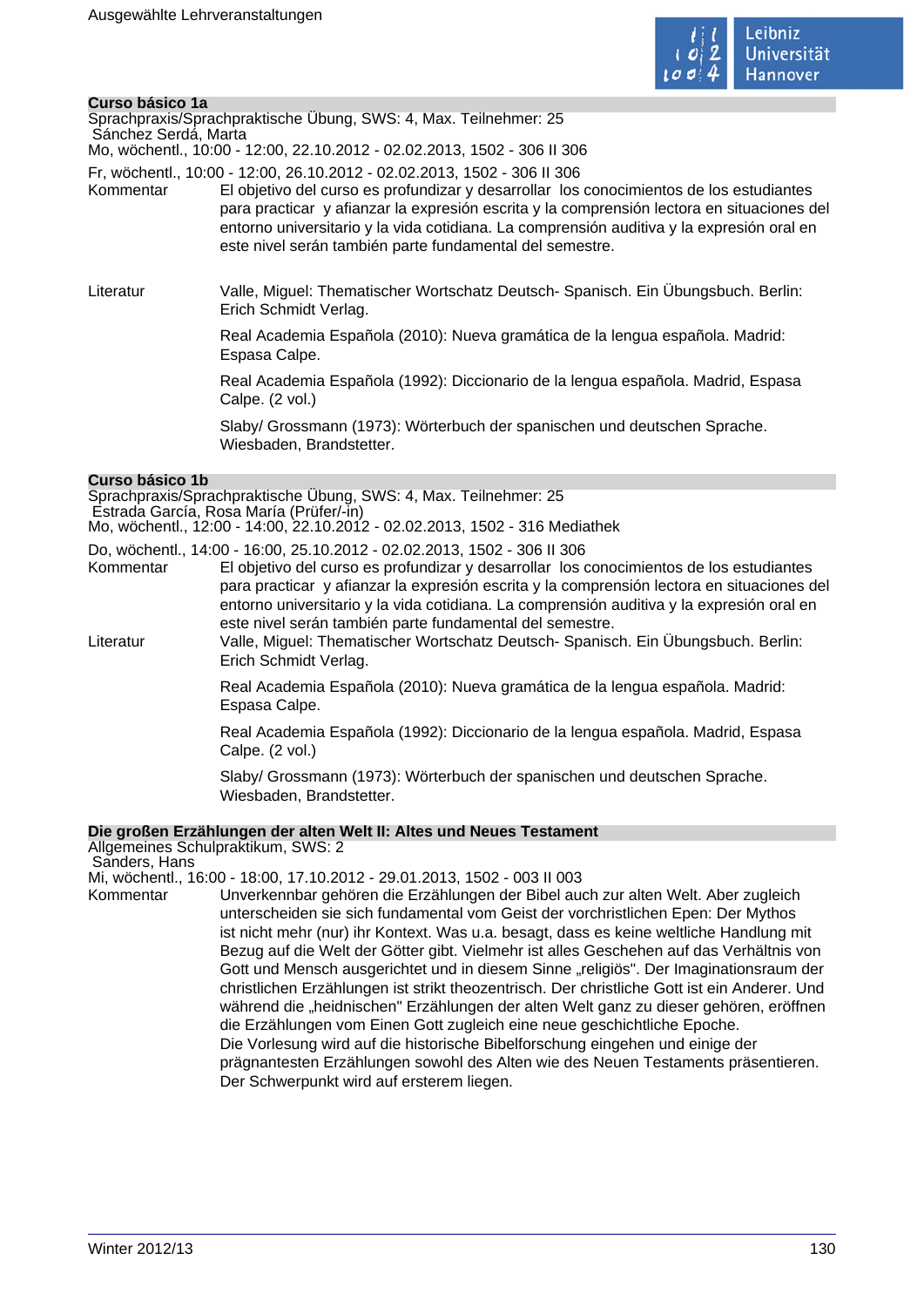### Curso básico 1a

Sprachpraxis/Sprachpraktische Übung, SWS: 4, Max. Teilnehmer: 25
Sánchez Serdá, Marta
Mo, wöchentl., 10:00 - 12:00, 22.10.2012 - 02.02.2013, 1502 - 306 II 306

Fr, wöchentl., 10:00 - 12:00, 26.10.2012 - 02.02.2013, 1502 - 306 II 306

Kommentar: El objetivo del curso es profundizar y desarrollar los conocimientos de los estudiantes para practicar y afianzar la expresión escrita y la comprensión lectora en situaciones del entorno universitario y la vida cotidiana. La comprensión auditiva y la expresión oral en este nivel serán también parte fundamental del semestre.

Literatur: Valle, Miguel: Thematischer Wortschatz Deutsch- Spanisch. Ein Übungsbuch. Berlin: Erich Schmidt Verlag.

Real Academia Española (2010): Nueva gramática de la lengua española. Madrid: Espasa Calpe.

Real Academia Española (1992): Diccionario de la lengua española. Madrid, Espasa Calpe. (2 vol.)

Slaby/ Grossmann (1973): Wörterbuch der spanischen und deutschen Sprache. Wiesbaden, Brandstetter.

### Curso básico 1b

Sprachpraxis/Sprachpraktische Übung, SWS: 4, Max. Teilnehmer: 25
Estrada García, Rosa María (Prüfer/-in)
Mo, wöchentl., 12:00 - 14:00, 22.10.2012 - 02.02.2013, 1502 - 316 Mediathek

Do, wöchentl., 14:00 - 16:00, 25.10.2012 - 02.02.2013, 1502 - 306 II 306

Kommentar: El objetivo del curso es profundizar y desarrollar los conocimientos de los estudiantes para practicar y afianzar la expresión escrita y la comprensión lectora en situaciones del entorno universitario y la vida cotidiana. La comprensión auditiva y la expresión oral en este nivel serán también parte fundamental del semestre.

Literatur: Valle, Miguel: Thematischer Wortschatz Deutsch- Spanisch. Ein Übungsbuch. Berlin: Erich Schmidt Verlag.

Real Academia Española (2010): Nueva gramática de la lengua española. Madrid: Espasa Calpe.

Real Academia Española (1992): Diccionario de la lengua española. Madrid, Espasa Calpe. (2 vol.)

Slaby/ Grossmann (1973): Wörterbuch der spanischen und deutschen Sprache. Wiesbaden, Brandstetter.

### Die großen Erzählungen der alten Welt II: Altes und Neues Testament

Allgemeines Schulpraktikum, SWS: 2
Sanders, Hans
Mi, wöchentl., 16:00 - 18:00, 17.10.2012 - 29.01.2013, 1502 - 003 II 003

Kommentar: Unverkennbar gehören die Erzählungen der Bibel auch zur alten Welt. Aber zugleich unterscheiden sie sich fundamental vom Geist der vorchristlichen Epen: Der Mythos ist nicht mehr (nur) ihr Kontext. Was u.a. besagt, dass es keine weltliche Handlung mit Bezug auf die Welt der Götter gibt. Vielmehr ist alles Geschehen auf das Verhältnis von Gott und Mensch ausgerichtet und in diesem Sinne „religiös". Der Imaginationsraum der christlichen Erzählungen ist strikt theozentrisch. Der christliche Gott ist ein Anderer. Und während die „heidnischen" Erzählungen der alten Welt ganz zu dieser gehören, eröffnen die Erzählungen vom Einen Gott zugleich eine neue geschichtliche Epoche.
Die Vorlesung wird auf die historische Bibelforschung eingehen und einige der prägnantesten Erzählungen sowohl des Alten wie des Neuen Testaments präsentieren. Der Schwerpunkt wird auf ersterem liegen.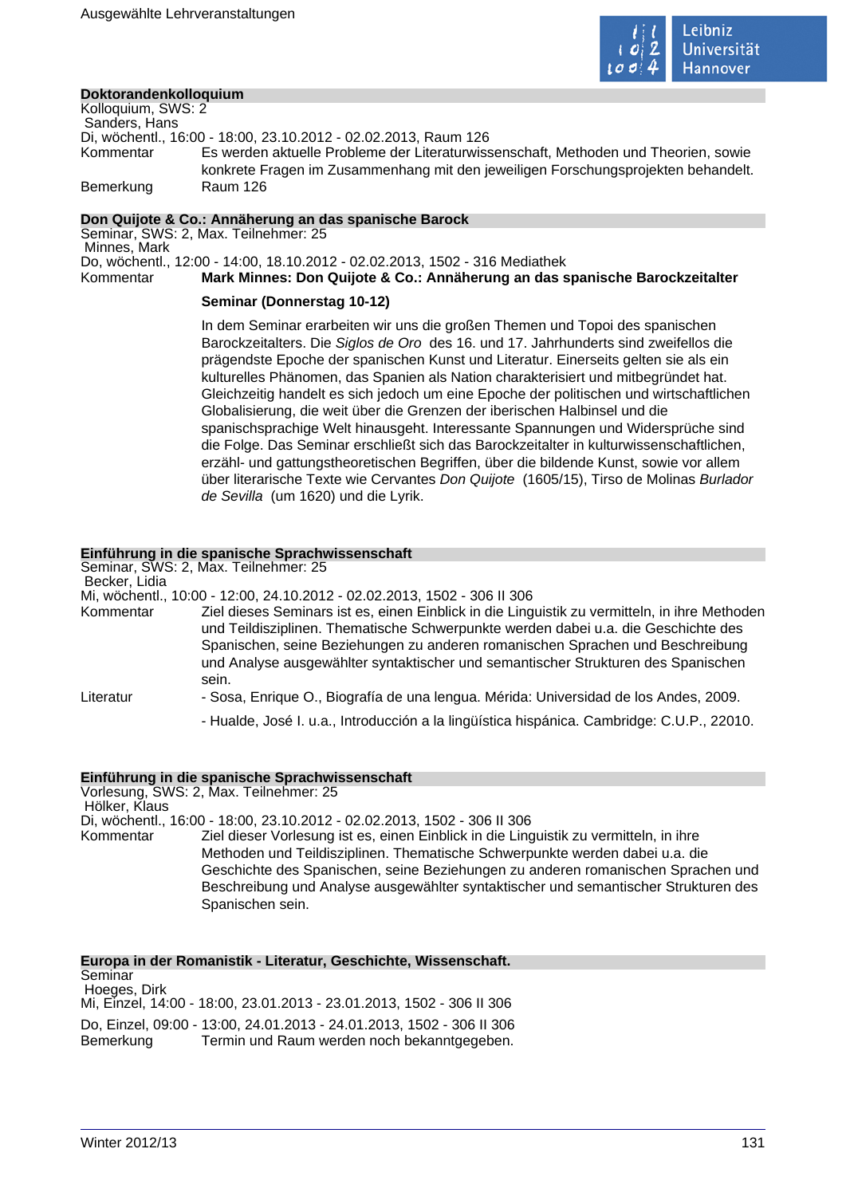## Doktorandenkolloquium

Kolloquium, SWS: 2
Sanders, Hans
Di, wöchentl., 16:00 - 18:00, 23.10.2012 - 02.02.2013, Raum 126

Kommentar: Es werden aktuelle Probleme der Literaturwissenschaft, Methoden und Theorien, sowie konkrete Fragen im Zusammenhang mit den jeweiligen Forschungsprojekten behandelt.

Bemerkung: Raum 126

## Don Quijote & Co.: Annäherung an das spanische Barock

Seminar, SWS: 2, Max. Teilnehmer: 25
Minnes, Mark
Do, wöchentl., 12:00 - 14:00, 18.10.2012 - 02.02.2013, 1502 - 316 Mediathek

Kommentar: **Mark Minnes: Don Quijote & Co.: Annäherung an das spanische Barockzeitalter**

**Seminar (Donnerstag 10-12)**

In dem Seminar erarbeiten wir uns die großen Themen und Topoi des spanischen Barockzeitalters. Die *Siglos de Oro* des 16. und 17. Jahrhunderts sind zweifellos die prägendste Epoche der spanischen Kunst und Literatur. Einerseits gelten sie als ein kulturelles Phänomen, das Spanien als Nation charakterisiert und mitbegründet hat. Gleichzeitig handelt es sich jedoch um eine Epoche der politischen und wirtschaftlichen Globalisierung, die weit über die Grenzen der iberischen Halbinsel und die spanischsprachige Welt hinausgeht. Interessante Spannungen und Widersprüche sind die Folge. Das Seminar erschließt sich das Barockzeitalter in kulturwissenschaftlichen, erzähl- und gattungstheoretischen Begriffen, über die bildende Kunst, sowie vor allem über literarische Texte wie Cervantes *Don Quijote* (1605/15), Tirso de Molinas *Burlador de Sevilla* (um 1620) und die Lyrik.

## Einführung in die spanische Sprachwissenschaft

Seminar, SWS: 2, Max. Teilnehmer: 25
Becker, Lidia
Mi, wöchentl., 10:00 - 12:00, 24.10.2012 - 02.02.2013, 1502 - 306 II 306

Kommentar: Ziel dieses Seminars ist es, einen Einblick in die Linguistik zu vermitteln, in ihre Methoden und Teildisziplinen. Thematische Schwerpunkte werden dabei u.a. die Geschichte des Spanischen, seine Beziehungen zu anderen romanischen Sprachen und Beschreibung und Analyse ausgewählter syntaktischer und semantischer Strukturen des Spanischen sein.

Literatur:
- Sosa, Enrique O., Biografía de una lengua. Mérida: Universidad de los Andes, 2009.
- Hualde, José I. u.a., Introducción a la lingüística hispánica. Cambridge: C.U.P., 22010.

## Einführung in die spanische Sprachwissenschaft

Vorlesung, SWS: 2, Max. Teilnehmer: 25
Hölker, Klaus
Di, wöchentl., 16:00 - 18:00, 23.10.2012 - 02.02.2013, 1502 - 306 II 306

Kommentar: Ziel dieser Vorlesung ist es, einen Einblick in die Linguistik zu vermitteln, in ihre Methoden und Teildisziplinen. Thematische Schwerpunkte werden dabei u.a. die Geschichte des Spanischen, seine Beziehungen zu anderen romanischen Sprachen und Beschreibung und Analyse ausgewählter syntaktischer und semantischer Strukturen des Spanischen sein.

## Europa in der Romanistik - Literatur, Geschichte, Wissenschaft.

Seminar
Hoeges, Dirk
Mi, Einzel, 14:00 - 18:00, 23.01.2013 - 23.01.2013, 1502 - 306 II 306
Do, Einzel, 09:00 - 13:00, 24.01.2013 - 24.01.2013, 1502 - 306 II 306

Bemerkung: Termin und Raum werden noch bekanntgegeben.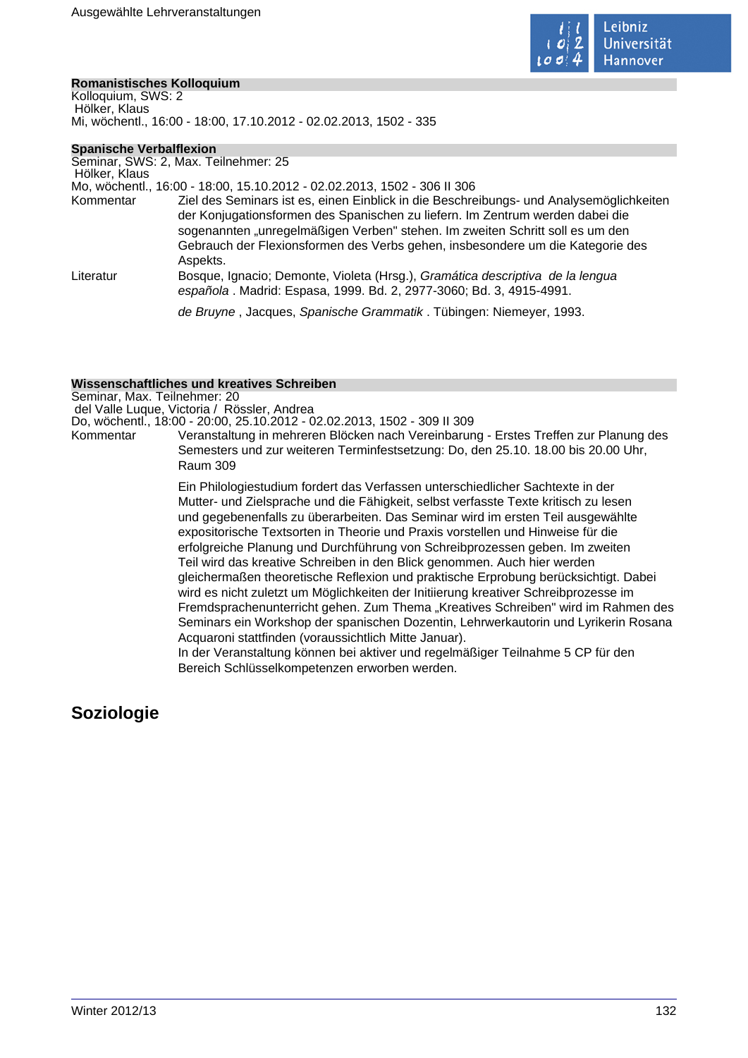**Romanistisches Kolloquium**
Kolloquium, SWS: 2
Hölker, Klaus
Mi, wöchentl., 16:00 - 18:00, 17.10.2012 - 02.02.2013, 1502 - 335

**Spanische Verbalflexion**
Seminar, SWS: 2, Max. Teilnehmer: 25
Hölker, Klaus
Mo, wöchentl., 16:00 - 18:00, 15.10.2012 - 02.02.2013, 1502 - 306 II 306

Kommentar: Ziel des Seminars ist es, einen Einblick in die Beschreibungs- und Analysemöglichkeiten der Konjugationsformen des Spanischen zu liefern. Im Zentrum werden dabei die sogenannten „unregelmäßigen Verben" stehen. Im zweiten Schritt soll es um den Gebrauch der Flexionsformen des Verbs gehen, insbesondere um die Kategorie des Aspekts.

Literatur: Bosque, Ignacio; Demonte, Violeta (Hrsg.), *Gramática descriptiva de la lengua española* . Madrid: Espasa, 1999. Bd. 2, 2977-3060; Bd. 3, 4915-4991.

*de Bruyne* , Jacques, *Spanische Grammatik* . Tübingen: Niemeyer, 1993.

**Wissenschaftliches und kreatives Schreiben**
Seminar, Max. Teilnehmer: 20
del Valle Luque, Victoria / Rössler, Andrea
Do, wöchentl., 18:00 - 20:00, 25.10.2012 - 02.02.2013, 1502 - 309 II 309

Kommentar: Veranstaltung in mehreren Blöcken nach Vereinbarung - Erstes Treffen zur Planung des Semesters und zur weiteren Terminfestsetzung: Do, den 25.10. 18.00 bis 20.00 Uhr, Raum 309

Ein Philologiestudium fordert das Verfassen unterschiedlicher Sachtexte in der Mutter- und Zielsprache und die Fähigkeit, selbst verfasste Texte kritisch zu lesen und gegebenenfalls zu überarbeiten. Das Seminar wird im ersten Teil ausgewählte expositorische Textsorten in Theorie und Praxis vorstellen und Hinweise für die erfolgreiche Planung und Durchführung von Schreibprozessen geben. Im zweiten Teil wird das kreative Schreiben in den Blick genommen. Auch hier werden gleichermaßen theoretische Reflexion und praktische Erprobung berücksichtigt. Dabei wird es nicht zuletzt um Möglichkeiten der Initiierung kreativer Schreibprozesse im Fremdsprachenunterricht gehen. Zum Thema „Kreatives Schreiben" wird im Rahmen des Seminars ein Workshop der spanischen Dozentin, Lehrwerkautorin und Lyrikerin Rosana Acquaroni stattfinden (voraussichtlich Mitte Januar).
In der Veranstaltung können bei aktiver und regelmäßiger Teilnahme 5 CP für den Bereich Schlüsselkompetenzen erworben werden.

## Soziologie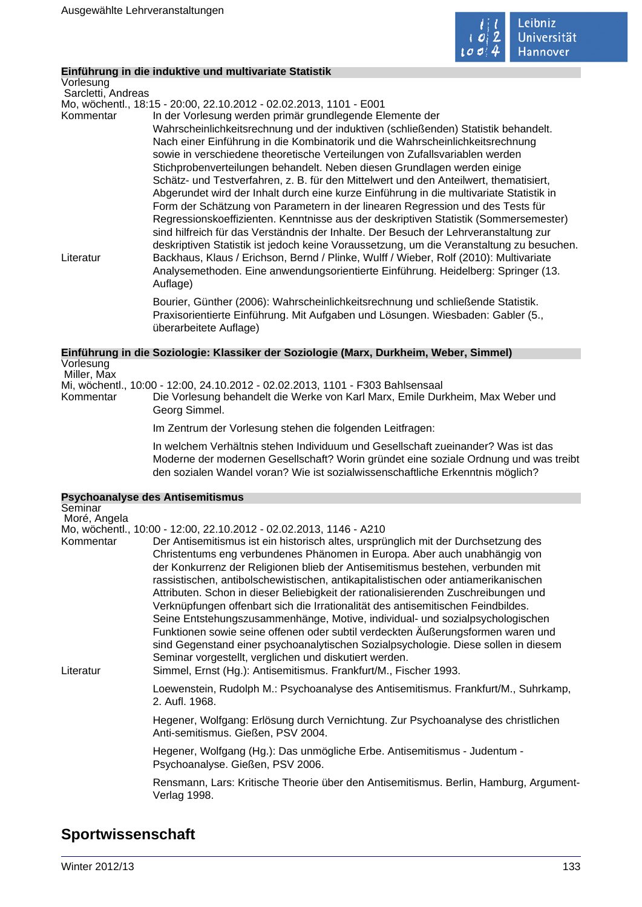### Einführung in die induktive und multivariate Statistik

Vorlesung
Sarcletti, Andreas
Mo, wöchentl., 18:15 - 20:00, 22.10.2012 - 02.02.2013, 1101 - E001

Kommentar
In der Vorlesung werden primär grundlegende Elemente der Wahrscheinlichkeitsrechnung und der induktiven (schließenden) Statistik behandelt. Nach einer Einführung in die Kombinatorik und die Wahrscheinlichkeitsrechnung sowie in verschiedene theoretische Verteilungen von Zufallsvariablen werden Stichprobenverteilungen behandelt. Neben diesen Grundlagen werden einige Schätz- und Testverfahren, z. B. für den Mittelwert und den Anteilwert, thematisiert. Abgerundet wird der Inhalt durch eine kurze Einführung in die multivariate Statistik in Form der Schätzung von Parametern in der linearen Regression und des Tests für Regressionskoeffizienten. Kenntnisse aus der deskriptiven Statistik (Sommersemester) sind hilfreich für das Verständnis der Inhalte. Der Besuch der Lehrveranstaltung zur deskriptiven Statistik ist jedoch keine Voraussetzung, um die Veranstaltung zu besuchen.

Literatur
Backhaus, Klaus / Erichson, Bernd / Plinke, Wulff / Wieber, Rolf (2010): Multivariate Analysemethoden. Eine anwendungsorientierte Einführung. Heidelberg: Springer (13. Auflage)

Bourier, Günther (2006): Wahrscheinlichkeitsrechnung und schließende Statistik. Praxisorientierte Einführung. Mit Aufgaben und Lösungen. Wiesbaden: Gabler (5., überarbeitete Auflage)

### Einführung in die Soziologie: Klassiker der Soziologie (Marx, Durkheim, Weber, Simmel)

Vorlesung
Miller, Max
Mi, wöchentl., 10:00 - 12:00, 24.10.2012 - 02.02.2013, 1101 - F303 Bahlsensaal

Kommentar
Die Vorlesung behandelt die Werke von Karl Marx, Emile Durkheim, Max Weber und Georg Simmel.

Im Zentrum der Vorlesung stehen die folgenden Leitfragen:

In welchem Verhältnis stehen Individuum und Gesellschaft zueinander? Was ist das Moderne der modernen Gesellschaft? Worin gründet eine soziale Ordnung und was treibt den sozialen Wandel voran? Wie ist sozialwissenschaftliche Erkenntnis möglich?

### Psychoanalyse des Antisemitismus

Seminar
Moré, Angela
Mo, wöchentl., 10:00 - 12:00, 22.10.2012 - 02.02.2013, 1146 - A210

Kommentar
Der Antisemitismus ist ein historisch altes, ursprünglich mit der Durchsetzung des Christentums eng verbundenes Phänomen in Europa. Aber auch unabhängig von der Konkurrenz der Religionen blieb der Antisemitismus bestehen, verbunden mit rassistischen, antibolschewistischen, antikapitalistischen oder antiamerikanischen Attributen. Schon in dieser Beliebigkeit der rationalisierenden Zuschreibungen und Verknüpfungen offenbart sich die Irrationalität des antisemitischen Feindbildes. Seine Entstehungszusammenhänge, Motive, individual- und sozialpsychologischen Funktionen sowie seine offenen oder subtil verdeckten Äußerungsformen waren und sind Gegenstand einer psychoanalytischen Sozialpsychologie. Diese sollen in diesem Seminar vorgestellt, verglichen und diskutiert werden.

Literatur
Simmel, Ernst (Hg.): Antisemitismus. Frankfurt/M., Fischer 1993.

Loewenstein, Rudolph M.: Psychoanalyse des Antisemitismus. Frankfurt/M., Suhrkamp, 2. Aufl. 1968.

Hegener, Wolfgang: Erlösung durch Vernichtung. Zur Psychoanalyse des christlichen Anti-semitismus. Gießen, PSV 2004.

Hegener, Wolfgang (Hg.): Das unmögliche Erbe. Antisemitismus - Judentum - Psychoanalyse. Gießen, PSV 2006.

Rensmann, Lars: Kritische Theorie über den Antisemitismus. Berlin, Hamburg, Argument-Verlag 1998.

## Sportwissenschaft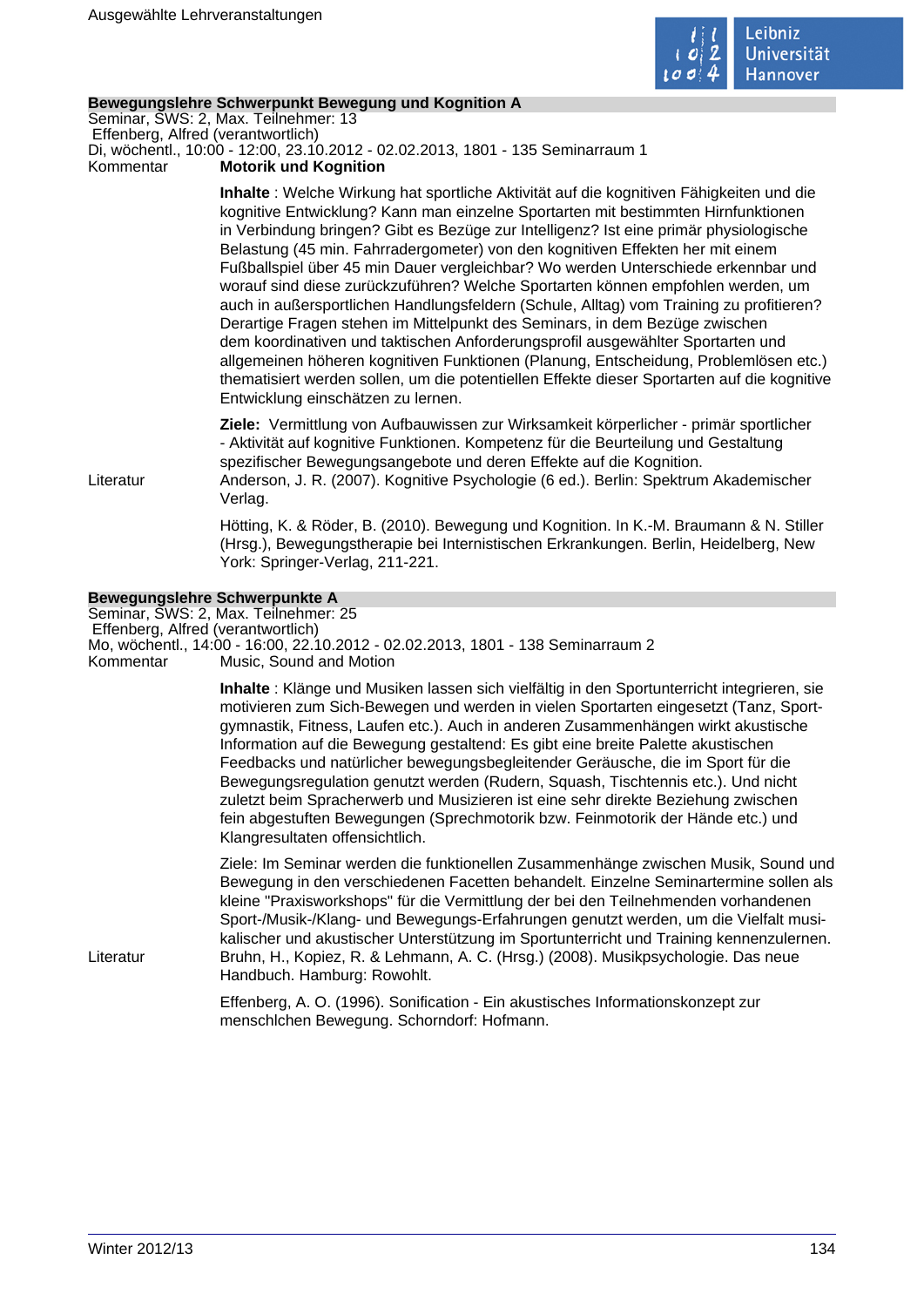## Bewegungslehre Schwerpunkt Bewegung und Kognition A

Seminar, SWS: 2, Max. Teilnehmer: 13
Effenberg, Alfred (verantwortlich)
Di, wöchentl., 10:00 - 12:00, 23.10.2012 - 02.02.2013, 1801 - 135 Seminarraum 1

Kommentar **Motorik und Kognition**

**Inhalte** : Welche Wirkung hat sportliche Aktivität auf die kognitiven Fähigkeiten und die kognitive Entwicklung? Kann man einzelne Sportarten mit bestimmten Hirnfunktionen in Verbindung bringen? Gibt es Bezüge zur Intelligenz? Ist eine primär physiologische Belastung (45 min. Fahrradergometer) von den kognitiven Effekten her mit einem Fußballspiel über 45 min Dauer vergleichbar? Wo werden Unterschiede erkennbar und worauf sind diese zurückzuführen? Welche Sportarten können empfohlen werden, um auch in außersportlichen Handlungsfeldern (Schule, Alltag) vom Training zu profitieren? Derartige Fragen stehen im Mittelpunkt des Seminars, in dem Bezüge zwischen dem koordinativen und taktischen Anforderungsprofil ausgewählter Sportarten und allgemeinen höheren kognitiven Funktionen (Planung, Entscheidung, Problemlösen etc.) thematisiert werden sollen, um die potentiellen Effekte dieser Sportarten auf die kognitive Entwicklung einschätzen zu lernen.

**Ziele:** Vermittlung von Aufbauwissen zur Wirksamkeit körperlicher - primär sportlicher - Aktivität auf kognitive Funktionen. Kompetenz für die Beurteilung und Gestaltung spezifischer Bewegungsangebote und deren Effekte auf die Kognition.

Literatur Anderson, J. R. (2007). Kognitive Psychologie (6 ed.). Berlin: Spektrum Akademischer Verlag.

Hötting, K. & Röder, B. (2010). Bewegung und Kognition. In K.-M. Braumann & N. Stiller (Hrsg.), Bewegungstherapie bei Internistischen Erkrankungen. Berlin, Heidelberg, New York: Springer-Verlag, 211-221.

## Bewegungslehre Schwerpunkte A

Seminar, SWS: 2, Max. Teilnehmer: 25
Effenberg, Alfred (verantwortlich)
Mo, wöchentl., 14:00 - 16:00, 22.10.2012 - 02.02.2013, 1801 - 138 Seminarraum 2

Kommentar Music, Sound and Motion

**Inhalte** : Klänge und Musiken lassen sich vielfältig in den Sportunterricht integrieren, sie motivieren zum Sich-Bewegen und werden in vielen Sportarten eingesetzt (Tanz, Sportgymnastik, Fitness, Laufen etc.). Auch in anderen Zusammenhängen wirkt akustische Information auf die Bewegung gestaltend: Es gibt eine breite Palette akustischen Feedbacks und natürlicher bewegungsbegleitender Geräusche, die im Sport für die Bewegungsregulation genutzt werden (Rudern, Squash, Tischtennis etc.). Und nicht zuletzt beim Spracherwerb und Musizieren ist eine sehr direkte Beziehung zwischen fein abgestuften Bewegungen (Sprechmotorik bzw. Feinmotorik der Hände etc.) und Klangresultaten offensichtlich.

Ziele: Im Seminar werden die funktionellen Zusammenhänge zwischen Musik, Sound und Bewegung in den verschiedenen Facetten behandelt. Einzelne Seminartermine sollen als kleine "Praxisworkshops" für die Vermittlung der bei den Teilnehmenden vorhandenen Sport-/Musik-/Klang- und Bewegungs-Erfahrungen genutzt werden, um die Vielfalt musikalischer und akustischer Unterstützung im Sportunterricht und Training kennenzulernen.

Literatur Bruhn, H., Kopiez, R. & Lehmann, A. C. (Hrsg.) (2008). Musikpsychologie. Das neue Handbuch. Hamburg: Rowohlt.

Effenberg, A. O. (1996). Sonification - Ein akustisches Informationskonzept zur menschlchen Bewegung. Schorndorf: Hofmann.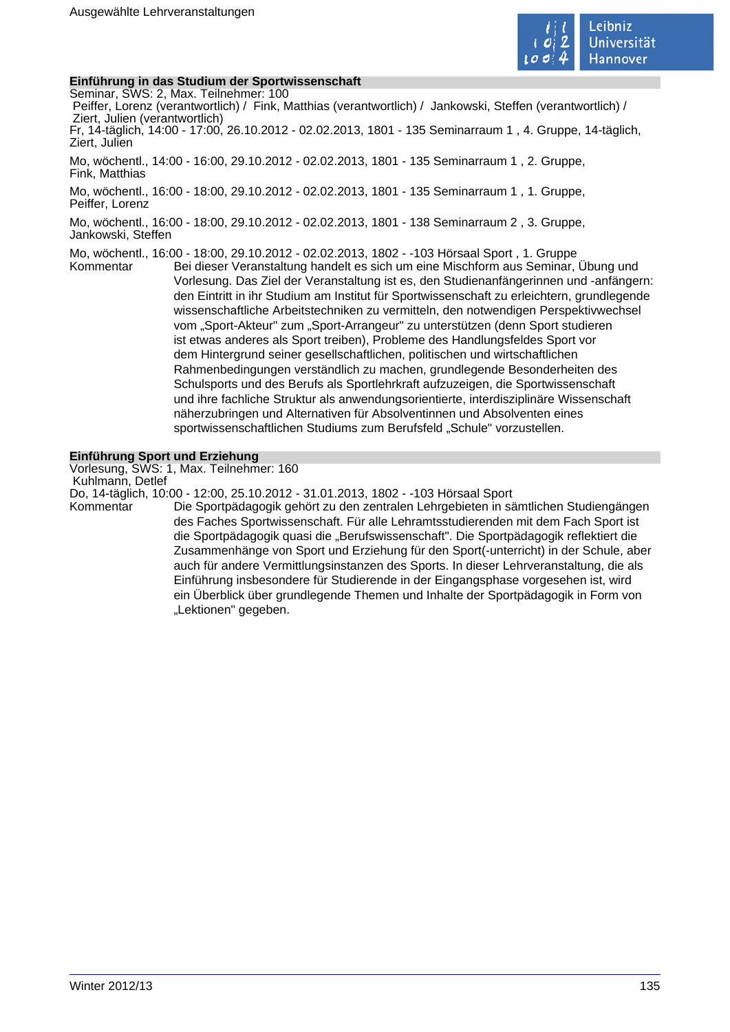## Einführung in das Studium der Sportwissenschaft

Seminar, SWS: 2, Max. Teilnehmer: 100

Peiffer, Lorenz (verantwortlich) / Fink, Matthias (verantwortlich) / Jankowski, Steffen (verantwortlich) / Ziert, Julien (verantwortlich)

Fr, 14-täglich, 14:00 - 17:00, 26.10.2012 - 02.02.2013, 1801 - 135 Seminarraum 1 , 4. Gruppe, 14-täglich, Ziert, Julien

Mo, wöchentl., 14:00 - 16:00, 29.10.2012 - 02.02.2013, 1801 - 135 Seminarraum 1 , 2. Gruppe, Fink, Matthias

Mo, wöchentl., 16:00 - 18:00, 29.10.2012 - 02.02.2013, 1801 - 135 Seminarraum 1 , 1. Gruppe, Peiffer, Lorenz

Mo, wöchentl., 16:00 - 18:00, 29.10.2012 - 02.02.2013, 1801 - 138 Seminarraum 2 , 3. Gruppe, Jankowski, Steffen

Mo, wöchentl., 16:00 - 18:00, 29.10.2012 - 02.02.2013, 1802 - -103 Hörsaal Sport , 1. Gruppe

Kommentar: Bei dieser Veranstaltung handelt es sich um eine Mischform aus Seminar, Übung und Vorlesung. Das Ziel der Veranstaltung ist es, den Studienanfängerinnen und -anfängern: den Eintritt in ihr Studium am Institut für Sportwissenschaft zu erleichtern, grundlegende wissenschaftliche Arbeitstechniken zu vermitteln, den notwendigen Perspektivwechsel vom „Sport-Akteur" zum „Sport-Arrangeur" zu unterstützen (denn Sport studieren ist etwas anderes als Sport treiben), Probleme des Handlungsfeldes Sport vor dem Hintergrund seiner gesellschaftlichen, politischen und wirtschaftlichen Rahmenbedingungen verständlich zu machen, grundlegende Besonderheiten des Schulsports und des Berufs als Sportlehrkraft aufzuzeigen, die Sportwissenschaft und ihre fachliche Struktur als anwendungsorientierte, interdisziplinäre Wissenschaft näherzubringen und Alternativen für Absolventinnen und Absolventen eines sportwissenschaftlichen Studiums zum Berufsfeld „Schule" vorzustellen.

## Einführung Sport und Erziehung

Vorlesung, SWS: 1, Max. Teilnehmer: 160

Kuhlmann, Detlef

Do, 14-täglich, 10:00 - 12:00, 25.10.2012 - 31.01.2013, 1802 - -103 Hörsaal Sport

Kommentar: Die Sportpädagogik gehört zu den zentralen Lehrgebieten in sämtlichen Studiengängen des Faches Sportwissenschaft. Für alle Lehramtsstudierenden mit dem Fach Sport ist die Sportpädagogik quasi die „Berufswissenschaft". Die Sportpädagogik reflektiert die Zusammenhänge von Sport und Erziehung für den Sport(-unterricht) in der Schule, aber auch für andere Vermittlungsinstanzen des Sports. In dieser Lehrveranstaltung, die als Einführung insbesondere für Studierende in der Eingangsphase vorgesehen ist, wird ein Überblick über grundlegende Themen und Inhalte der Sportpädagogik in Form von „Lektionen" gegeben.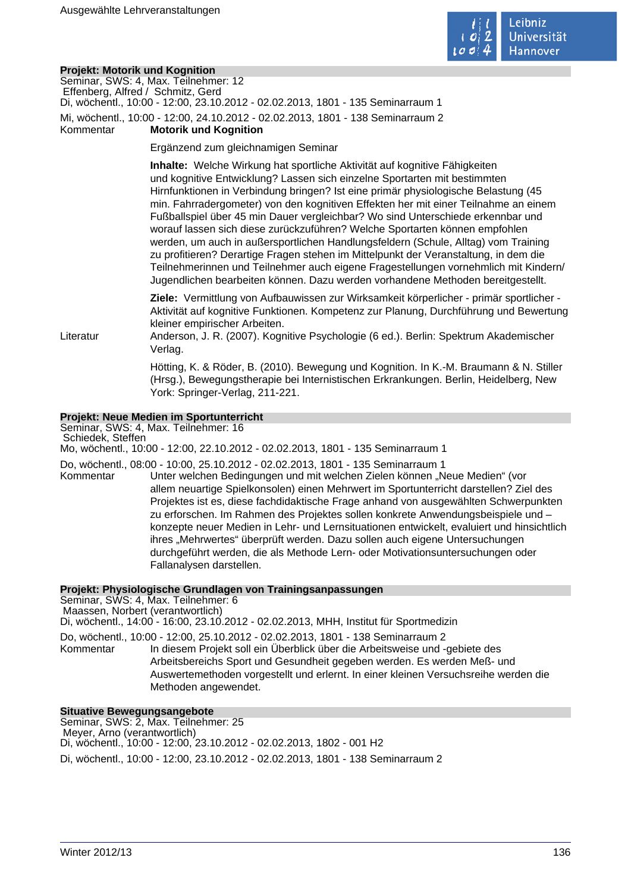## Projekt: Motorik und Kognition

Seminar, SWS: 4, Max. Teilnehmer: 12
Effenberg, Alfred / Schmitz, Gerd
Di, wöchentl., 10:00 - 12:00, 23.10.2012 - 02.02.2013, 1801 - 135 Seminarraum 1

Mi, wöchentl., 10:00 - 12:00, 24.10.2012 - 02.02.2013, 1801 - 138 Seminarraum 2

Kommentar **Motorik und Kognition**

Ergänzend zum gleichnamigen Seminar

**Inhalte:** Welche Wirkung hat sportliche Aktivität auf kognitive Fähigkeiten und kognitive Entwicklung? Lassen sich einzelne Sportarten mit bestimmten Hirnfunktionen in Verbindung bringen? Ist eine primär physiologische Belastung (45 min. Fahrradergometer) von den kognitiven Effekten her mit einer Teilnahme an einem Fußballspiel über 45 min Dauer vergleichbar? Wo sind Unterschiede erkennbar und worauf lassen sich diese zurückzuführen? Welche Sportarten können empfohlen werden, um auch in außersportlichen Handlungsfeldern (Schule, Alltag) vom Training zu profitieren? Derartige Fragen stehen im Mittelpunkt der Veranstaltung, in dem die Teilnehmerinnen und Teilnehmer auch eigene Fragestellungen vornehmlich mit Kindern/ Jugendlichen bearbeiten können. Dazu werden vorhandene Methoden bereitgestellt.

**Ziele:** Vermittlung von Aufbauwissen zur Wirksamkeit körperlicher - primär sportlicher - Aktivität auf kognitive Funktionen. Kompetenz zur Planung, Durchführung und Bewertung kleiner empirischer Arbeiten.

Literatur Anderson, J. R. (2007). Kognitive Psychologie (6 ed.). Berlin: Spektrum Akademischer Verlag.

Hötting, K. & Röder, B. (2010). Bewegung und Kognition. In K.-M. Braumann & N. Stiller (Hrsg.), Bewegungstherapie bei Internistischen Erkrankungen. Berlin, Heidelberg, New York: Springer-Verlag, 211-221.

## Projekt: Neue Medien im Sportunterricht

Seminar, SWS: 4, Max. Teilnehmer: 16
Schiedek, Steffen
Mo, wöchentl., 10:00 - 12:00, 22.10.2012 - 02.02.2013, 1801 - 135 Seminarraum 1

Do, wöchentl., 08:00 - 10:00, 25.10.2012 - 02.02.2013, 1801 - 135 Seminarraum 1

Kommentar Unter welchen Bedingungen und mit welchen Zielen können „Neue Medien" (vor allem neuartige Spielkonsolen) einen Mehrwert im Sportunterricht darstellen? Ziel des Projektes ist es, diese fachdidaktische Frage anhand von ausgewählten Schwerpunkten zu erforschen. Im Rahmen des Projektes sollen konkrete Anwendungsbeispiele und –konzepte neuer Medien in Lehr- und Lernsituationen entwickelt, evaluiert und hinsichtlich ihres „Mehrwertes" überprüft werden. Dazu sollen auch eigene Untersuchungen durchgeführt werden, die als Methode Lern- oder Motivationsuntersuchungen oder Fallanalysen darstellen.

## Projekt: Physiologische Grundlagen von Trainingsanpassungen

Seminar, SWS: 4, Max. Teilnehmer: 6
Maassen, Norbert (verantwortlich)
Di, wöchentl., 14:00 - 16:00, 23.10.2012 - 02.02.2013, MHH, Institut für Sportmedizin

Do, wöchentl., 10:00 - 12:00, 25.10.2012 - 02.02.2013, 1801 - 138 Seminarraum 2

Kommentar In diesem Projekt soll ein Überblick über die Arbeitsweise und -gebiete des Arbeitsbereichs Sport und Gesundheit gegeben werden. Es werden Meß- und Auswertemethoden vorgestellt und erlernt. In einer kleinen Versuchsreihe werden die Methoden angewendet.

## Situative Bewegungsangebote

Seminar, SWS: 2, Max. Teilnehmer: 25
Meyer, Arno (verantwortlich)
Di, wöchentl., 10:00 - 12:00, 23.10.2012 - 02.02.2013, 1802 - 001 H2

Di, wöchentl., 10:00 - 12:00, 23.10.2012 - 02.02.2013, 1801 - 138 Seminarraum 2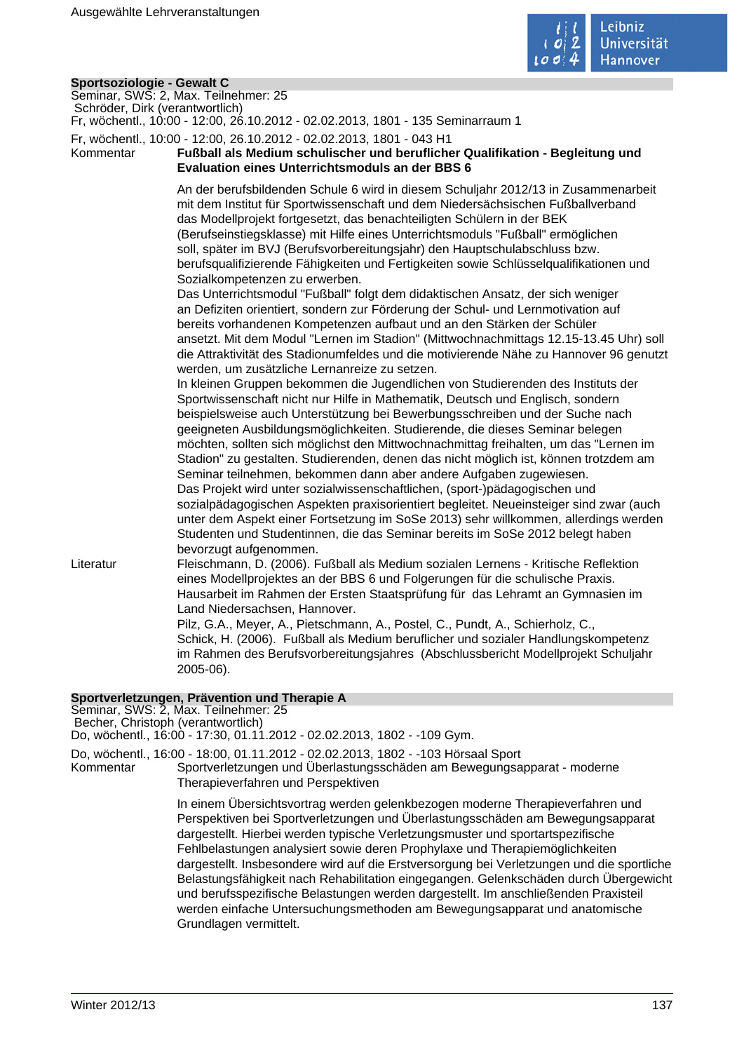## Sportsoziologie - Gewalt C

Seminar, SWS: 2, Max. Teilnehmer: 25
Schröder, Dirk (verantwortlich)
Fr, wöchentl., 10:00 - 12:00, 26.10.2012 - 02.02.2013, 1801 - 135 Seminarraum 1

Fr, wöchentl., 10:00 - 12:00, 26.10.2012 - 02.02.2013, 1801 - 043 H1

Kommentar **Fußball als Medium schulischer und beruflicher Qualifikation - Begleitung und Evaluation eines Unterrichtsmoduls an der BBS 6**

An der berufsbildenden Schule 6 wird in diesem Schuljahr 2012/13 in Zusammenarbeit mit dem Institut für Sportwissenschaft und dem Niedersächsischen Fußballverband das Modellprojekt fortgesetzt, das benachteiligten Schülern in der BEK (Berufseinstiegsklasse) mit Hilfe eines Unterrichtsmoduls "Fußball" ermöglichen soll, später im BVJ (Berufsvorbereitungsjahr) den Hauptschulabschluss bzw. berufsqualifizierende Fähigkeiten und Fertigkeiten sowie Schlüsselqualifikationen und Sozialkompetenzen zu erwerben.
Das Unterrichtsmodul "Fußball" folgt dem didaktischen Ansatz, der sich weniger an Defiziten orientiert, sondern zur Förderung der Schul- und Lernmotivation auf bereits vorhandenen Kompetenzen aufbaut und an den Stärken der Schüler ansetzt. Mit dem Modul "Lernen im Stadion" (Mittwochnachmittags 12.15-13.45 Uhr) soll die Attraktivität des Stadionumfeldes und die motivierende Nähe zu Hannover 96 genutzt werden, um zusätzliche Lernanreize zu setzen.
In kleinen Gruppen bekommen die Jugendlichen von Studierenden des Instituts der Sportwissenschaft nicht nur Hilfe in Mathematik, Deutsch und Englisch, sondern beispielsweise auch Unterstützung bei Bewerbungsschreiben und der Suche nach geeigneten Ausbildungsmöglichkeiten. Studierende, die dieses Seminar belegen möchten, sollten sich möglichst den Mittwochnachmittag freihalten, um das "Lernen im Stadion" zu gestalten. Studierenden, denen das nicht möglich ist, können trotzdem am Seminar teilnehmen, bekommen dann aber andere Aufgaben zugewiesen.
Das Projekt wird unter sozialwissenschaftlichen, (sport-)pädagogischen und sozialpädagogischen Aspekten praxisorientiert begleitet. Neueinsteiger sind zwar (auch unter dem Aspekt einer Fortsetzung im SoSe 2013) sehr willkommen, allerdings werden Studenten und Studentinnen, die das Seminar bereits im SoSe 2012 belegt haben bevorzugt aufgenommen.

Literatur Fleischmann, D. (2006). Fußball als Medium sozialen Lernens - Kritische Reflektion eines Modellprojektes an der BBS 6 und Folgerungen für die schulische Praxis. Hausarbeit im Rahmen der Ersten Staatsprüfung für das Lehramt an Gymnasien im Land Niedersachsen, Hannover.
Pilz, G.A., Meyer, A., Pietschmann, A., Postel, C., Pundt, A., Schierholz, C., Schick, H. (2006). Fußball als Medium beruflicher und sozialer Handlungskompetenz im Rahmen des Berufsvorbereitungsjahres (Abschlussbericht Modellprojekt Schuljahr 2005-06).

## Sportverletzungen, Prävention und Therapie A

Seminar, SWS: 2, Max. Teilnehmer: 25
Becher, Christoph (verantwortlich)
Do, wöchentl., 16:00 - 17:30, 01.11.2012 - 02.02.2013, 1802 - -109 Gym.

Do, wöchentl., 16:00 - 18:00, 01.11.2012 - 02.02.2013, 1802 - -103 Hörsaal Sport

Kommentar Sportverletzungen und Überlastungsschäden am Bewegungsapparat - moderne Therapieverfahren und Perspektiven

In einem Übersichtsvortrag werden gelenkbezogen moderne Therapieverfahren und Perspektiven bei Sportverletzungen und Überlastungsschäden am Bewegungsapparat dargestellt. Hierbei werden typische Verletzungsmuster und sportartspezifische Fehlbelastungen analysiert sowie deren Prophylaxe und Therapiemöglichkeiten dargestellt. Insbesondere wird auf die Erstversorgung bei Verletzungen und die sportliche Belastungsfähigkeit nach Rehabilitation eingegangen. Gelenkschäden durch Übergewicht und berufsspezifische Belastungen werden dargestellt. Im anschließenden Praxisteil werden einfache Untersuchungsmethoden am Bewegungsapparat und anatomische Grundlagen vermittelt.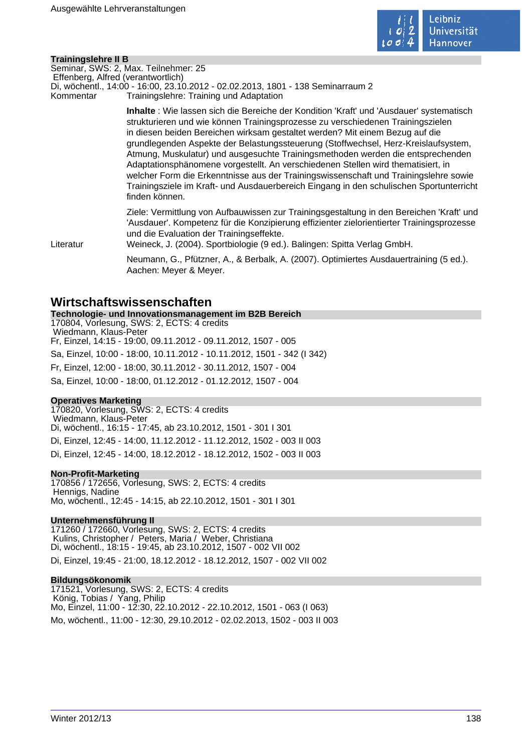### Trainingslehre II B

Seminar, SWS: 2, Max. Teilnehmer: 25
Effenberg, Alfred (verantwortlich)
Di, wöchentl., 14:00 - 16:00, 23.10.2012 - 02.02.2013, 1801 - 138 Seminarraum 2

Kommentar: Trainingslehre: Training und Adaptation

**Inhalte** : Wie lassen sich die Bereiche der Kondition 'Kraft' und 'Ausdauer' systematisch strukturieren und wie können Trainingsprozesse zu verschiedenen Trainingszielen in diesen beiden Bereichen wirksam gestaltet werden? Mit einem Bezug auf die grundlegenden Aspekte der Belastungssteuerung (Stoffwechsel, Herz-Kreislaufsystem, Atmung, Muskulatur) und ausgesuchte Trainingsmethoden werden die entsprechenden Adaptationsphänomene vorgestellt. An verschiedenen Stellen wird thematisiert, in welcher Form die Erkenntnisse aus der Trainingswissenschaft und Trainingslehre sowie Trainingsziele im Kraft- und Ausdauerbereich Eingang in den schulischen Sportunterricht finden können.

Ziele: Vermittlung von Aufbauwissen zur Trainingsgestaltung in den Bereichen 'Kraft' und 'Ausdauer'. Kompetenz für die Konzipierung effizienter zielorientierter Trainingsprozesse und die Evaluation der Trainingseffekte.

Literatur: Weineck, J. (2004). Sportbiologie (9 ed.). Balingen: Spitta Verlag GmbH.

Neumann, G., Pfützner, A., & Berbalk, A. (2007). Optimiertes Ausdauertraining (5 ed.). Aachen: Meyer & Meyer.

## Wirtschaftswissenschaften

### Technologie- und Innovationsmanagement im B2B Bereich

170804, Vorlesung, SWS: 2, ECTS: 4 credits
Wiedmann, Klaus-Peter
Fr, Einzel, 14:15 - 19:00, 09.11.2012 - 09.11.2012, 1507 - 005

Sa, Einzel, 10:00 - 18:00, 10.11.2012 - 10.11.2012, 1501 - 342 (I 342)

Fr, Einzel, 12:00 - 18:00, 30.11.2012 - 30.11.2012, 1507 - 004

Sa, Einzel, 10:00 - 18:00, 01.12.2012 - 01.12.2012, 1507 - 004

### Operatives Marketing

170820, Vorlesung, SWS: 2, ECTS: 4 credits
Wiedmann, Klaus-Peter
Di, wöchentl., 16:15 - 17:45, ab 23.10.2012, 1501 - 301 I 301

Di, Einzel, 12:45 - 14:00, 11.12.2012 - 11.12.2012, 1502 - 003 II 003

Di, Einzel, 12:45 - 14:00, 18.12.2012 - 18.12.2012, 1502 - 003 II 003

### Non-Profit-Marketing

170856 / 172656, Vorlesung, SWS: 2, ECTS: 4 credits
Hennigs, Nadine
Mo, wöchentl., 12:45 - 14:15, ab 22.10.2012, 1501 - 301 I 301

### Unternehmensführung II

171260 / 172660, Vorlesung, SWS: 2, ECTS: 4 credits
Kulins, Christopher / Peters, Maria / Weber, Christiana
Di, wöchentl., 18:15 - 19:45, ab 23.10.2012, 1507 - 002 VII 002

Di, Einzel, 19:45 - 21:00, 18.12.2012 - 18.12.2012, 1507 - 002 VII 002

### Bildungsökonomik

171521, Vorlesung, SWS: 2, ECTS: 4 credits
König, Tobias / Yang, Philip
Mo, Einzel, 11:00 - 12:30, 22.10.2012 - 22.10.2012, 1501 - 063 (I 063)

Mo, wöchentl., 11:00 - 12:30, 29.10.2012 - 02.02.2013, 1502 - 003 II 003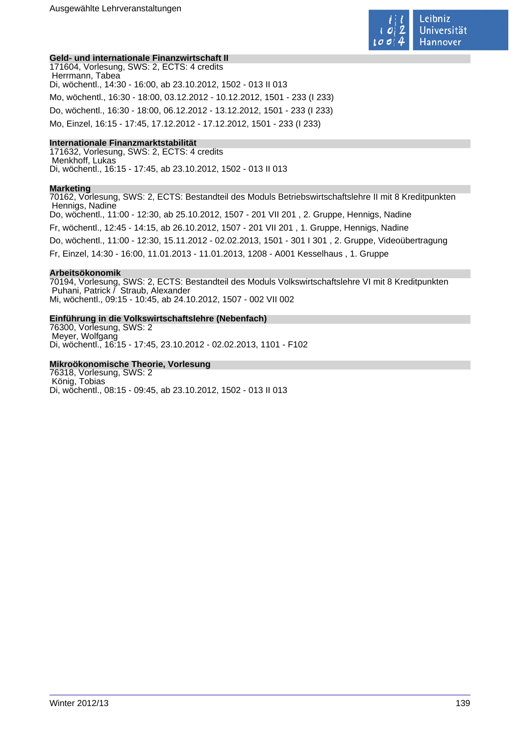### Geld- und internationale Finanzwirtschaft II

171604, Vorlesung, SWS: 2, ECTS: 4 credits
Herrmann, Tabea
Di, wöchentl., 14:30 - 16:00, ab 23.10.2012, 1502 - 013 II 013

Mo, wöchentl., 16:30 - 18:00, 03.12.2012 - 10.12.2012, 1501 - 233 (I 233)

Do, wöchentl., 16:30 - 18:00, 06.12.2012 - 13.12.2012, 1501 - 233 (I 233)

Mo, Einzel, 16:15 - 17:45, 17.12.2012 - 17.12.2012, 1501 - 233 (I 233)

### Internationale Finanzmarktstabilität

171632, Vorlesung, SWS: 2, ECTS: 4 credits
Menkhoff, Lukas
Di, wöchentl., 16:15 - 17:45, ab 23.10.2012, 1502 - 013 II 013

### Marketing

70162, Vorlesung, SWS: 2, ECTS: Bestandteil des Moduls Betriebswirtschaftslehre II mit 8 Kreditpunkten
Hennigs, Nadine
Do, wöchentl., 11:00 - 12:30, ab 25.10.2012, 1507 - 201 VII 201 , 2. Gruppe, Hennigs, Nadine

Fr, wöchentl., 12:45 - 14:15, ab 26.10.2012, 1507 - 201 VII 201 , 1. Gruppe, Hennigs, Nadine

Do, wöchentl., 11:00 - 12:30, 15.11.2012 - 02.02.2013, 1501 - 301 I 301 , 2. Gruppe, Videoübertragung

Fr, Einzel, 14:30 - 16:00, 11.01.2013 - 11.01.2013, 1208 - A001 Kesselhaus , 1. Gruppe

### Arbeitsökonomik

70194, Vorlesung, SWS: 2, ECTS: Bestandteil des Moduls Volkswirtschaftslehre VI mit 8 Kreditpunkten
Puhani, Patrick / Straub, Alexander
Mi, wöchentl., 09:15 - 10:45, ab 24.10.2012, 1507 - 002 VII 002

### Einführung in die Volkswirtschaftslehre (Nebenfach)

76300, Vorlesung, SWS: 2
Meyer, Wolfgang
Di, wöchentl., 16:15 - 17:45, 23.10.2012 - 02.02.2013, 1101 - F102

### Mikroökonomische Theorie, Vorlesung

76318, Vorlesung, SWS: 2
König, Tobias
Di, wöchentl., 08:15 - 09:45, ab 23.10.2012, 1502 - 013 II 013